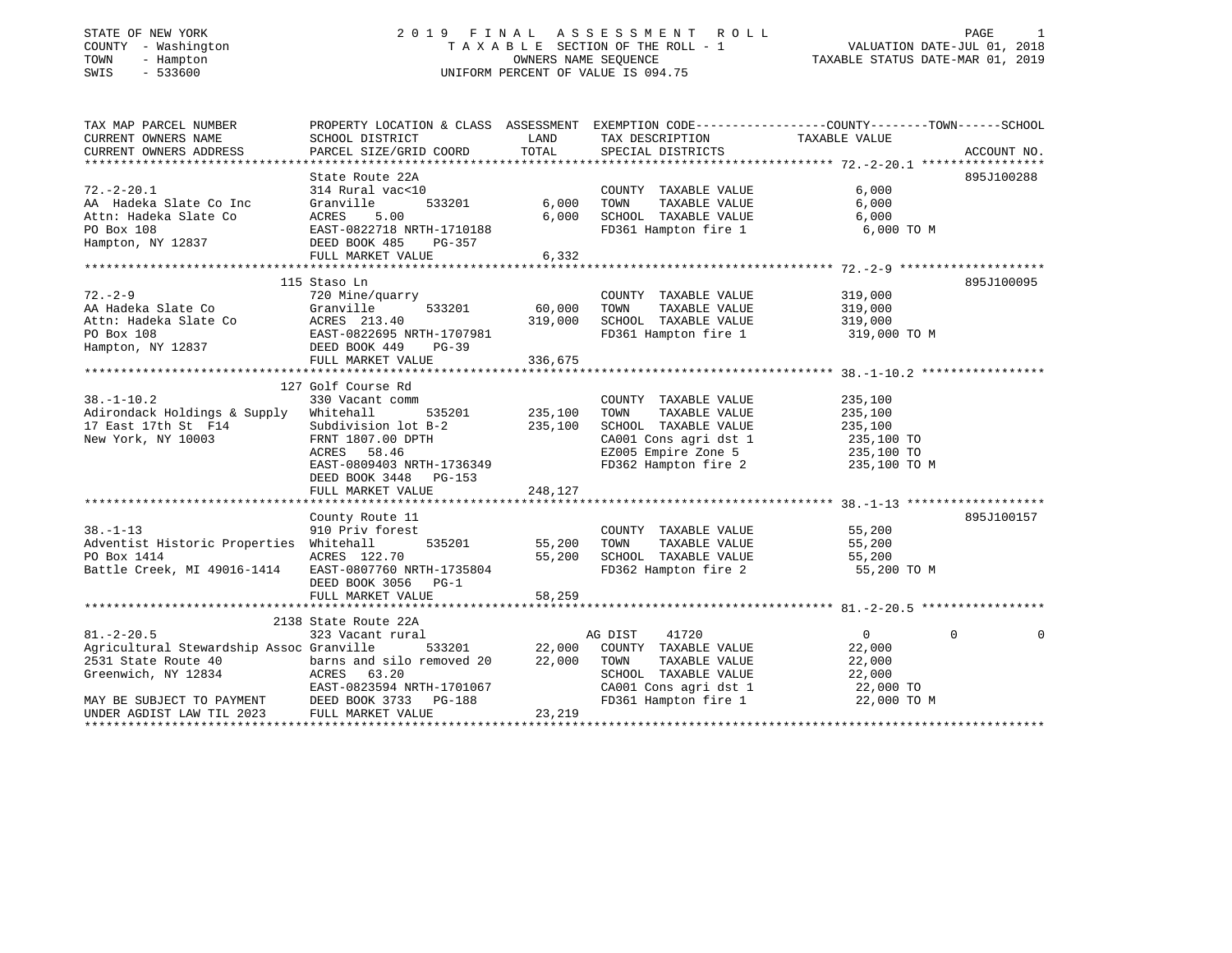STATE OF NEW YORK
COUNTY - Washington
TOWN - Hampton
SWIS - 533600

# 2019 FINAL ASSESSMENT ROLL

TAXABLE SECTION OF THE ROLL - 1
OWNERS NAME SEQUENCE
UNIFORM PERCENT OF VALUE IS 094.75

VALUATION DATE-JUL 01, 2018
TAXABLE STATUS DATE-MAR 01, 2019

| TAX MAP PARCEL NUMBER / CURRENT OWNERS NAME / CURRENT OWNERS ADDRESS | PROPERTY LOCATION & CLASS / SCHOOL DISTRICT / PARCEL SIZE/GRID COORD | ASSESSMENT LAND / TOTAL | EXEMPTION CODE / TAX DESCRIPTION / SPECIAL DISTRICTS | COUNTY / TOWN / SCHOOL TAXABLE VALUE | ACCOUNT NO. |
|---|---|---|---|---|---|
| 72.-2-20.1 | State Route 22A | | | | 895J100288 |
| | 314 Rural vac<10 | | COUNTY TAXABLE VALUE | 6,000 | |
| AA Hadeka Slate Co Inc | Granville 533201 | 6,000 | TOWN TAXABLE VALUE | 6,000 | |
| Attn: Hadeka Slate Co | ACRES 5.00 | 6,000 | SCHOOL TAXABLE VALUE | 6,000 | |
| PO Box 108 | EAST-0822718 NRTH-1710188 | | FD361 Hampton fire 1 | 6,000 TO M | |
| Hampton, NY 12837 | DEED BOOK 485 PG-357 | | | | |
| | FULL MARKET VALUE | 6,332 | | | |
| 72.-2-9 | 115 Staso Ln | | | | 895J100095 |
| | 720 Mine/quarry | | COUNTY TAXABLE VALUE | 319,000 | |
| AA Hadeka Slate Co | Granville 533201 | 60,000 | TOWN TAXABLE VALUE | 319,000 | |
| Attn: Hadeka Slate Co | ACRES 213.40 | 319,000 | SCHOOL TAXABLE VALUE | 319,000 | |
| PO Box 108 | EAST-0822695 NRTH-1707981 | | FD361 Hampton fire 1 | 319,000 TO M | |
| Hampton, NY 12837 | DEED BOOK 449 PG-39 | | | | |
| | FULL MARKET VALUE | 336,675 | | | |
| 38.-1-10.2 | 127 Golf Course Rd | | | | |
| | 330 Vacant comm | | COUNTY TAXABLE VALUE | 235,100 | |
| Adirondack Holdings & Supply | Whitehall 535201 | 235,100 | TOWN TAXABLE VALUE | 235,100 | |
| 17 East 17th St F14 | Subdivision lot B-2 | 235,100 | SCHOOL TAXABLE VALUE | 235,100 | |
| New York, NY 10003 | FRNT 1807.00 DPTH | | CA001 Cons agri dst 1 | 235,100 TO | |
| | ACRES 58.46 | | EZ005 Empire Zone 5 | 235,100 TO | |
| | EAST-0809403 NRTH-1736349 | | FD362 Hampton fire 2 | 235,100 TO M | |
| | DEED BOOK 3448 PG-153 | | | | |
| | FULL MARKET VALUE | 248,127 | | | |
| 38.-1-13 | County Route 11 | | | | 895J100157 |
| | 910 Priv forest | | COUNTY TAXABLE VALUE | 55,200 | |
| Adventist Historic Properties | Whitehall 535201 | 55,200 | TOWN TAXABLE VALUE | 55,200 | |
| PO Box 1414 | ACRES 122.70 | 55,200 | SCHOOL TAXABLE VALUE | 55,200 | |
| Battle Creek, MI 49016-1414 | EAST-0807760 NRTH-1735804 | | FD362 Hampton fire 2 | 55,200 TO M | |
| | DEED BOOK 3056 PG-1 | | | | |
| | FULL MARKET VALUE | 58,259 | | | |
| 81.-2-20.5 | 2138 State Route 22A | | | | |
| | 323 Vacant rural | | AG DIST 41720 | 0 / 0 / 0 | |
| Agricultural Stewardship Assoc | Granville 533201 | 22,000 | COUNTY TAXABLE VALUE | 22,000 | |
| 2531 State Route 40 | barns and silo removed 20 | 22,000 | TOWN TAXABLE VALUE | 22,000 | |
| Greenwich, NY 12834 | ACRES 63.20 | | SCHOOL TAXABLE VALUE | 22,000 | |
| | EAST-0823594 NRTH-1701067 | | CA001 Cons agri dst 1 | 22,000 TO | |
| MAY BE SUBJECT TO PAYMENT | DEED BOOK 3733 PG-188 | | FD361 Hampton fire 1 | 22,000 TO M | |
| UNDER AGDIST LAW TIL 2023 | FULL MARKET VALUE | 23,219 | | | |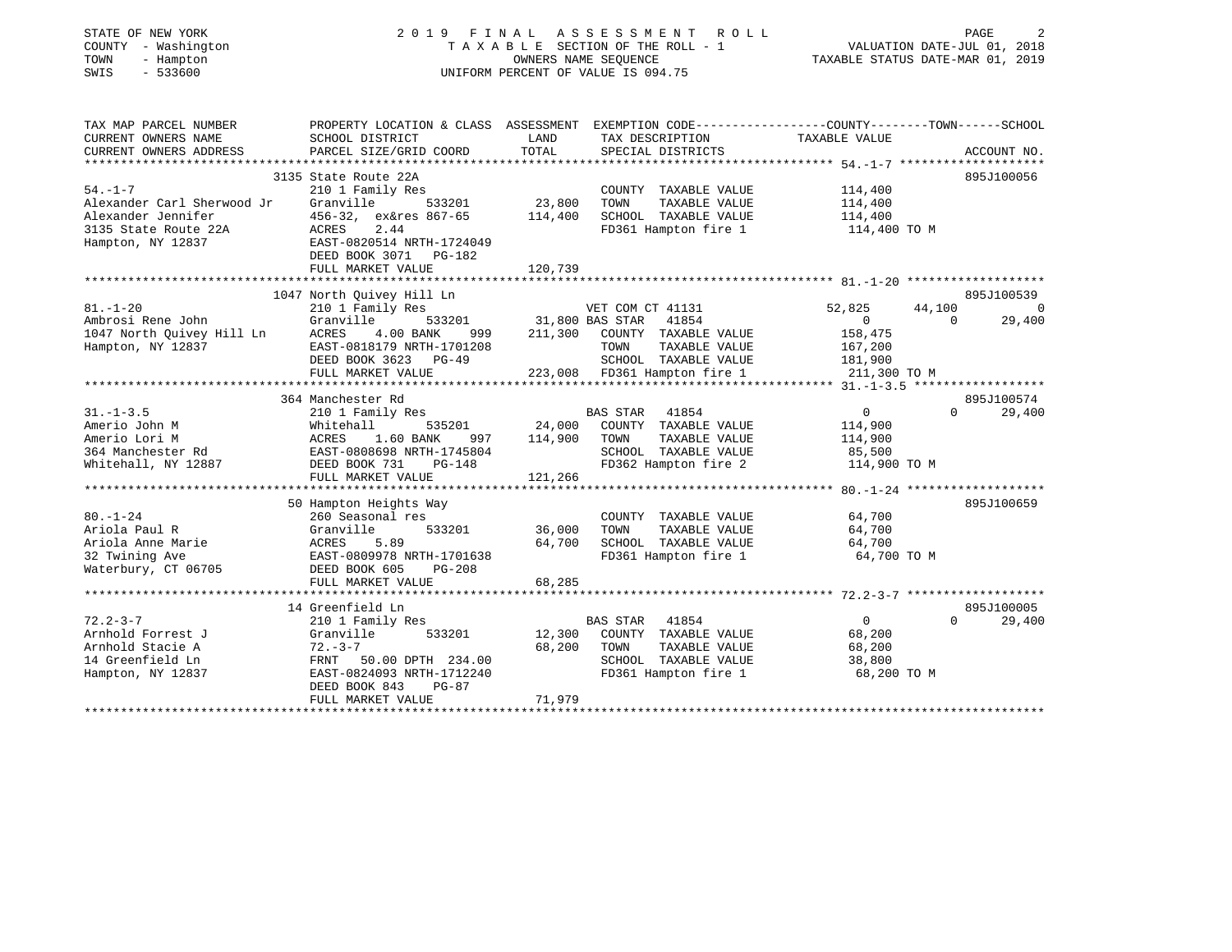STATE OF NEW YORK
COUNTY - Washington
TOWN - Hampton
SWIS - 533600

# 2019 FINAL ASSESSMENT ROLL

TAXABLE SECTION OF THE ROLL - 1
OWNERS NAME SEQUENCE
UNIFORM PERCENT OF VALUE IS 094.75

VALUATION DATE-JUL 01, 2018
TAXABLE STATUS DATE-MAR 01, 2019

| TAX MAP PARCEL NUMBER / CURRENT OWNERS NAME / CURRENT OWNERS ADDRESS | PROPERTY LOCATION & CLASS / SCHOOL DISTRICT / PARCEL SIZE/GRID COORD | ASSESSMENT LAND | TOTAL | EXEMPTION CODE / TAX DESCRIPTION / SPECIAL DISTRICTS | COUNTY TAXABLE VALUE | TOWN | SCHOOL | ACCOUNT NO. |
|---|---|---|---|---|---|---|---|---|
| | 3135 State Route 22A | | | | | | | 895J100056 |
| 54.-1-7 | 210 1 Family Res | | | COUNTY TAXABLE VALUE | 114,400 | | | |
| Alexander Carl Sherwood Jr | Granville 533201 | 23,800 | | TOWN TAXABLE VALUE | 114,400 | | | |
| Alexander Jennifer | 456-32, ex&res 867-65 | | 114,400 | SCHOOL TAXABLE VALUE | 114,400 | | | |
| 3135 State Route 22A | ACRES 2.44 | | | FD361 Hampton fire 1 | 114,400 TO M | | | |
| Hampton, NY 12837 | EAST-0820514 NRTH-1724049 | | | | | | | |
| | DEED BOOK 3071 PG-182 | | | | | | | |
| | FULL MARKET VALUE | | 120,739 | | | | | |
| | 1047 North Quivey Hill Ln | | | | | | | 895J100539 |
| 81.-1-20 | 210 1 Family Res | | | VET COM CT 41131 | 52,825 | 44,100 | 0 | |
| Ambrosi Rene John | Granville 533201 | 31,800 | | BAS STAR 41854 | 0 | 0 | 29,400 | |
| 1047 North Quivey Hill Ln | ACRES 4.00 BANK 999 | | 211,300 | COUNTY TAXABLE VALUE | 158,475 | | | |
| Hampton, NY 12837 | EAST-0818179 NRTH-1701208 | | | TOWN TAXABLE VALUE | 167,200 | | | |
| | DEED BOOK 3623 PG-49 | | | SCHOOL TAXABLE VALUE | 181,900 | | | |
| | FULL MARKET VALUE | | 223,008 | FD361 Hampton fire 1 | 211,300 TO M | | | |
| | 364 Manchester Rd | | | | | | | 895J100574 |
| 31.-1-3.5 | 210 1 Family Res | | | BAS STAR 41854 | 0 | 0 | 29,400 | |
| Amerio John M | Whitehall 535201 | 24,000 | | COUNTY TAXABLE VALUE | 114,900 | | | |
| Amerio Lori M | ACRES 1.60 BANK 997 | | 114,900 | TOWN TAXABLE VALUE | 114,900 | | | |
| 364 Manchester Rd | EAST-0808698 NRTH-1745804 | | | SCHOOL TAXABLE VALUE | 85,500 | | | |
| Whitehall, NY 12887 | DEED BOOK 731 PG-148 | | | FD362 Hampton fire 2 | 114,900 TO M | | | |
| | FULL MARKET VALUE | | 121,266 | | | | | |
| | 50 Hampton Heights Way | | | | | | | 895J100659 |
| 80.-1-24 | 260 Seasonal res | | | COUNTY TAXABLE VALUE | 64,700 | | | |
| Ariola Paul R | Granville 533201 | 36,000 | | TOWN TAXABLE VALUE | 64,700 | | | |
| Ariola Anne Marie | ACRES 5.89 | | 64,700 | SCHOOL TAXABLE VALUE | 64,700 | | | |
| 32 Twining Ave | EAST-0809978 NRTH-1701638 | | | FD361 Hampton fire 1 | 64,700 TO M | | | |
| Waterbury, CT 06705 | DEED BOOK 605 PG-208 | | | | | | | |
| | FULL MARKET VALUE | | 68,285 | | | | | |
| | 14 Greenfield Ln | | | | | | | 895J100005 |
| 72.2-3-7 | 210 1 Family Res | | | BAS STAR 41854 | 0 | 0 | 29,400 | |
| Arnhold Forrest J | Granville 533201 | 12,300 | | COUNTY TAXABLE VALUE | 68,200 | | | |
| Arnhold Stacie A | 72.-3-7 | | 68,200 | TOWN TAXABLE VALUE | 68,200 | | | |
| 14 Greenfield Ln | FRNT 50.00 DPTH 234.00 | | | SCHOOL TAXABLE VALUE | 38,800 | | | |
| Hampton, NY 12837 | EAST-0824093 NRTH-1712240 | | | FD361 Hampton fire 1 | 68,200 TO M | | | |
| | DEED BOOK 843 PG-87 | | | | | | | |
| | FULL MARKET VALUE | | 71,979 | | | | | |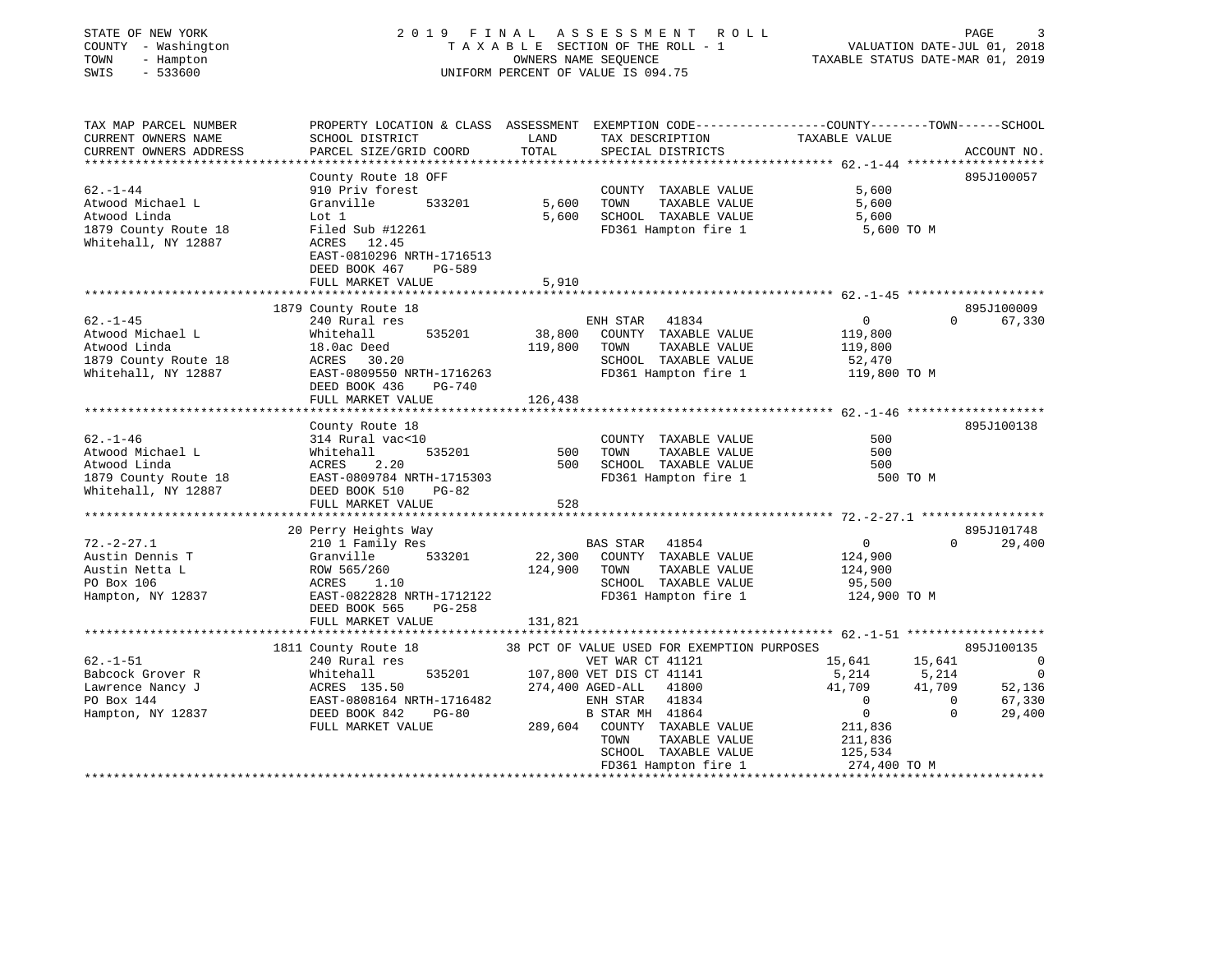STATE OF NEW YORK
COUNTY - Washington
TOWN - Hampton
SWIS - 533600

2019 FINAL ASSESSMENT ROLL
TAXABLE SECTION OF THE ROLL - 1
OWNERS NAME SEQUENCE
UNIFORM PERCENT OF VALUE IS 094.75

VALUATION DATE-JUL 01, 2018
TAXABLE STATUS DATE-MAR 01, 2019

| TAX MAP PARCEL NUMBER / CURRENT OWNERS NAME / CURRENT OWNERS ADDRESS | PROPERTY LOCATION & CLASS / SCHOOL DISTRICT / PARCEL SIZE/GRID COORD | ASSESSMENT LAND / TOTAL | EXEMPTION CODE / TAX DESCRIPTION / SPECIAL DISTRICTS | COUNTY | TOWN | SCHOOL / ACCOUNT NO. |
|---|---|---|---|---|---|---|
| **62.-1-44** | County Route 18 OFF | | | | | 895J100057 |
| Atwood Michael L | 910 Priv forest | | COUNTY TAXABLE VALUE | 5,600 | | |
| Atwood Linda | Granville 533201 | 5,600 | TOWN TAXABLE VALUE | | 5,600 | |
| 1879 County Route 18 | Lot 1 | 5,600 | SCHOOL TAXABLE VALUE | | | 5,600 |
| Whitehall, NY 12887 | Filed Sub #12261 | | FD361 Hampton fire 1 | 5,600 TO M | | |
| | ACRES 12.45 | | | | | |
| | EAST-0810296 NRTH-1716513 | | | | | |
| | DEED BOOK 467 PG-589 | | | | | |
| | FULL MARKET VALUE | 5,910 | | | | |
| **62.-1-45** | 1879 County Route 18 | | | | | 895J100009 |
| Atwood Michael L | 240 Rural res | | ENH STAR 41834 | 0 | 0 | 67,330 |
| Atwood Linda | Whitehall 535201 | 38,800 | COUNTY TAXABLE VALUE | 119,800 | | |
| 1879 County Route 18 | 18.0ac Deed | 119,800 | TOWN TAXABLE VALUE | | 119,800 | |
| Whitehall, NY 12887 | ACRES 30.20 | | SCHOOL TAXABLE VALUE | | | 52,470 |
| | EAST-0809550 NRTH-1716263 | | FD361 Hampton fire 1 | 119,800 TO M | | |
| | DEED BOOK 436 PG-740 | | | | | |
| | FULL MARKET VALUE | 126,438 | | | | |
| **62.-1-46** | County Route 18 | | | | | 895J100138 |
| Atwood Michael L | 314 Rural vac<10 | | COUNTY TAXABLE VALUE | 500 | | |
| Atwood Linda | Whitehall 535201 | 500 | TOWN TAXABLE VALUE | | 500 | |
| 1879 County Route 18 | ACRES 2.20 | 500 | SCHOOL TAXABLE VALUE | | | 500 |
| Whitehall, NY 12887 | EAST-0809784 NRTH-1715303 | | FD361 Hampton fire 1 | 500 TO M | | |
| | DEED BOOK 510 PG-82 | | | | | |
| | FULL MARKET VALUE | 528 | | | | |
| **72.-2-27.1** | 20 Perry Heights Way | | | | | 895J101748 |
| Austin Dennis T | 210 1 Family Res | | BAS STAR 41854 | 0 | 0 | 29,400 |
| Austin Netta L | Granville 533201 | 22,300 | COUNTY TAXABLE VALUE | 124,900 | | |
| PO Box 106 | ROW 565/260 | 124,900 | TOWN TAXABLE VALUE | | 124,900 | |
| Hampton, NY 12837 | ACRES 1.10 | | SCHOOL TAXABLE VALUE | | | 95,500 |
| | EAST-0822828 NRTH-1712122 | | FD361 Hampton fire 1 | 124,900 TO M | | |
| | DEED BOOK 565 PG-258 | | | | | |
| | FULL MARKET VALUE | 131,821 | | | | |
| **62.-1-51** | 1811 County Route 18 | | 38 PCT OF VALUE USED FOR EXEMPTION PURPOSES | | | 895J100135 |
| Babcock Grover R | 240 Rural res | | VET WAR CT 41121 | 15,641 | 15,641 | 0 |
| Lawrence Nancy J | Whitehall 535201 | 107,800 | VET DIS CT 41141 | 5,214 | 5,214 | 0 |
| PO Box 144 | ACRES 135.50 | 274,400 | AGED-ALL 41800 | 41,709 | 41,709 | 52,136 |
| Hampton, NY 12837 | EAST-0808164 NRTH-1716482 | | ENH STAR 41834 | 0 | 0 | 67,330 |
| | DEED BOOK 842 PG-80 | | B STAR MH 41864 | 0 | 0 | 29,400 |
| | FULL MARKET VALUE | 289,604 | COUNTY TAXABLE VALUE | 211,836 | | |
| | | | TOWN TAXABLE VALUE | | 211,836 | |
| | | | SCHOOL TAXABLE VALUE | | | 125,534 |
| | | | FD361 Hampton fire 1 | 274,400 TO M | | |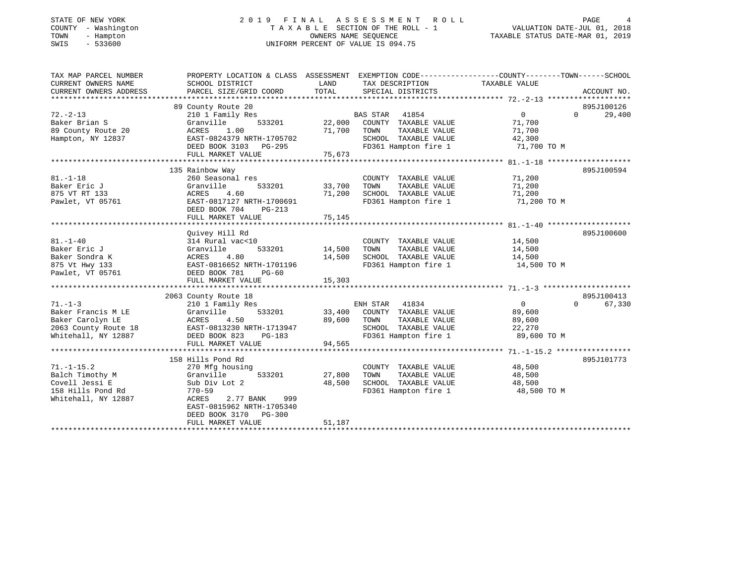STATE OF NEW YORK
COUNTY - Washington
TOWN - Hampton
SWIS - 533600

2019 FINAL ASSESSMENT ROLL
TAXABLE SECTION OF THE ROLL - 1
OWNERS NAME SEQUENCE
UNIFORM PERCENT OF VALUE IS 094.75

VALUATION DATE-JUL 01, 2018
TAXABLE STATUS DATE-MAR 01, 2019

| TAX MAP PARCEL NUMBER / CURRENT OWNERS NAME / CURRENT OWNERS ADDRESS | PROPERTY LOCATION & CLASS / SCHOOL DISTRICT / PARCEL SIZE/GRID COORD | ASSESSMENT LAND | TOTAL | EXEMPTION CODE / TAX DESCRIPTION / SPECIAL DISTRICTS | COUNTY / TOWN / SCHOOL TAXABLE VALUE | ACCOUNT NO. |
|---|---|---|---|---|---|---|
| **72.-2-13** | 89 County Route 20 | | | | | 895J100126 |
| 72.-2-13 | 210 1 Family Res | | | BAS STAR 41854 | 0 0 29,400 | |
| Baker Brian S | Granville 533201 | 22,000 | | COUNTY TAXABLE VALUE | 71,700 | |
| 89 County Route 20 | ACRES 1.00 | | 71,700 | TOWN TAXABLE VALUE | 71,700 | |
| Hampton, NY 12837 | EAST-0824379 NRTH-1705702 | | | SCHOOL TAXABLE VALUE | 42,300 | |
| | DEED BOOK 3103 PG-295 | | | FD361 Hampton fire 1 | 71,700 TO M | |
| | FULL MARKET VALUE | | 75,673 | | | |
| **81.-1-18** | 135 Rainbow Way | | | | | 895J100594 |
| 81.-1-18 | 260 Seasonal res | | | COUNTY TAXABLE VALUE | 71,200 | |
| Baker Eric J | Granville 533201 | 33,700 | | TOWN TAXABLE VALUE | 71,200 | |
| 875 VT RT 133 | ACRES 4.60 | | 71,200 | SCHOOL TAXABLE VALUE | 71,200 | |
| Pawlet, VT 05761 | EAST-0817127 NRTH-1700691 | | | FD361 Hampton fire 1 | 71,200 TO M | |
| | DEED BOOK 704 PG-213 | | | | | |
| | FULL MARKET VALUE | | 75,145 | | | |
| **81.-1-40** | Quivey Hill Rd | | | | | 895J100600 |
| 81.-1-40 | 314 Rural vac<10 | | | COUNTY TAXABLE VALUE | 14,500 | |
| Baker Eric J | Granville 533201 | 14,500 | | TOWN TAXABLE VALUE | 14,500 | |
| Baker Sondra K | ACRES 4.80 | | 14,500 | SCHOOL TAXABLE VALUE | 14,500 | |
| 875 Vt Hwy 133 | EAST-0816652 NRTH-1701196 | | | FD361 Hampton fire 1 | 14,500 TO M | |
| Pawlet, VT 05761 | DEED BOOK 781 PG-60 | | | | | |
| | FULL MARKET VALUE | | 15,303 | | | |
| **71.-1-3** | 2063 County Route 18 | | | | | 895J100413 |
| 71.-1-3 | 210 1 Family Res | | | ENH STAR 41834 | 0 0 67,330 | |
| Baker Francis M LE | Granville 533201 | 33,400 | | COUNTY TAXABLE VALUE | 89,600 | |
| Baker Carolyn LE | ACRES 4.50 | | 89,600 | TOWN TAXABLE VALUE | 89,600 | |
| 2063 County Route 18 | EAST-0813230 NRTH-1713947 | | | SCHOOL TAXABLE VALUE | 22,270 | |
| Whitehall, NY 12887 | DEED BOOK 823 PG-183 | | | FD361 Hampton fire 1 | 89,600 TO M | |
| | FULL MARKET VALUE | | 94,565 | | | |
| **71.-1-15.2** | 158 Hills Pond Rd | | | | | 895J101773 |
| 71.-1-15.2 | 270 Mfg housing | | | COUNTY TAXABLE VALUE | 48,500 | |
| Balch Timothy M | Granville 533201 | 27,800 | | TOWN TAXABLE VALUE | 48,500 | |
| Covell Jessi E | Sub Div Lot 2 | | 48,500 | SCHOOL TAXABLE VALUE | 48,500 | |
| 158 Hills Pond Rd | 770-59 | | | FD361 Hampton fire 1 | 48,500 TO M | |
| Whitehall, NY 12887 | ACRES 2.77 BANK 999 | | | | | |
| | EAST-0815962 NRTH-1705340 | | | | | |
| | DEED BOOK 3170 PG-300 | | | | | |
| | FULL MARKET VALUE | | 51,187 | | | |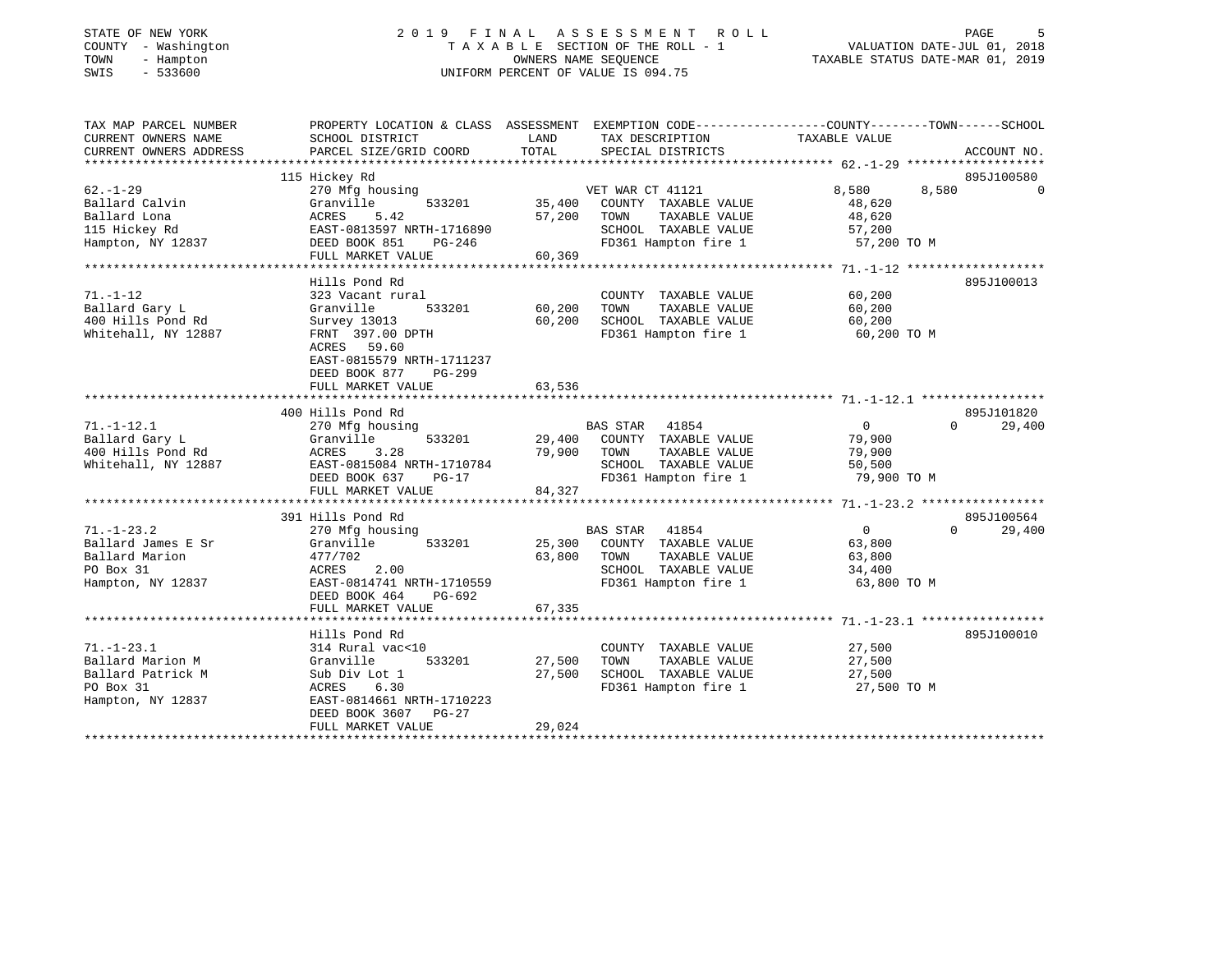STATE OF NEW YORK
COUNTY - Washington
TOWN - Hampton
SWIS - 533600

# 2019 FINAL ASSESSMENT ROLL

TAXABLE SECTION OF THE ROLL - 1
OWNERS NAME SEQUENCE
UNIFORM PERCENT OF VALUE IS 094.75

VALUATION DATE-JUL 01, 2018
TAXABLE STATUS DATE-MAR 01, 2019

| TAX MAP PARCEL NUMBER / CURRENT OWNERS NAME / CURRENT OWNERS ADDRESS | PROPERTY LOCATION & CLASS / SCHOOL DISTRICT / PARCEL SIZE/GRID COORD | ASSESSMENT LAND | TOTAL | EXEMPTION CODE / TAX DESCRIPTION / SPECIAL DISTRICTS | COUNTY | TOWN | SCHOOL | ACCOUNT NO. |
|---|---|---|---|---|---|---|---|---|
| 62.-1-29 | 115 Hickey Rd | | | | | | | 895J100580 |
| Ballard Calvin | 270 Mfg housing | | | VET WAR CT 41121 | 8,580 | 8,580 | 0 | |
| Ballard Lona | Granville 533201 | 35,400 | | COUNTY TAXABLE VALUE | 48,620 | | | |
| 115 Hickey Rd | ACRES 5.42 | | 57,200 | TOWN TAXABLE VALUE | | 48,620 | | |
| Hampton, NY 12837 | EAST-0813597 NRTH-1716890 | | | SCHOOL TAXABLE VALUE | | | 57,200 | |
| | DEED BOOK 851 PG-246 | | | FD361 Hampton fire 1 | 57,200 TO M | | | |
| | FULL MARKET VALUE | | 60,369 | | | | | |
| 71.-1-12 | Hills Pond Rd | | | | | | | 895J100013 |
| Ballard Gary L | 323 Vacant rural | | | COUNTY TAXABLE VALUE | 60,200 | | | |
| 400 Hills Pond Rd | Granville 533201 | 60,200 | | TOWN TAXABLE VALUE | | 60,200 | | |
| Whitehall, NY 12887 | Survey 13013 | | 60,200 | SCHOOL TAXABLE VALUE | | | 60,200 | |
| | FRNT 397.00 DPTH | | | FD361 Hampton fire 1 | 60,200 TO M | | | |
| | ACRES 59.60 | | | | | | | |
| | EAST-0815579 NRTH-1711237 | | | | | | | |
| | DEED BOOK 877 PG-299 | | | | | | | |
| | FULL MARKET VALUE | | 63,536 | | | | | |
| 71.-1-12.1 | 400 Hills Pond Rd | | | | | | | 895J101820 |
| Ballard Gary L | 270 Mfg housing | | | BAS STAR 41854 | 0 | 0 | 29,400 | |
| 400 Hills Pond Rd | Granville 533201 | 29,400 | | COUNTY TAXABLE VALUE | 79,900 | | | |
| Whitehall, NY 12887 | ACRES 3.28 | | 79,900 | TOWN TAXABLE VALUE | | 79,900 | | |
| | EAST-0815084 NRTH-1710784 | | | SCHOOL TAXABLE VALUE | | | 50,500 | |
| | DEED BOOK 637 PG-17 | | | FD361 Hampton fire 1 | 79,900 TO M | | | |
| | FULL MARKET VALUE | | 84,327 | | | | | |
| 71.-1-23.2 | 391 Hills Pond Rd | | | | | | | 895J100564 |
| Ballard James E Sr | 270 Mfg housing | | | BAS STAR 41854 | 0 | 0 | 29,400 | |
| Ballard Marion | Granville 533201 | 25,300 | | COUNTY TAXABLE VALUE | 63,800 | | | |
| PO Box 31 | 477/702 | | 63,800 | TOWN TAXABLE VALUE | | 63,800 | | |
| Hampton, NY 12837 | ACRES 2.00 | | | SCHOOL TAXABLE VALUE | | | 34,400 | |
| | EAST-0814741 NRTH-1710559 | | | FD361 Hampton fire 1 | 63,800 TO M | | | |
| | DEED BOOK 464 PG-692 | | | | | | | |
| | FULL MARKET VALUE | | 67,335 | | | | | |
| 71.-1-23.1 | Hills Pond Rd | | | | | | | 895J100010 |
| Ballard Marion M | 314 Rural vac<10 | | | COUNTY TAXABLE VALUE | 27,500 | | | |
| Ballard Patrick M | Granville 533201 | 27,500 | | TOWN TAXABLE VALUE | | 27,500 | | |
| PO Box 31 | Sub Div Lot 1 | | 27,500 | SCHOOL TAXABLE VALUE | | | 27,500 | |
| Hampton, NY 12837 | ACRES 6.30 | | | FD361 Hampton fire 1 | 27,500 TO M | | | |
| | EAST-0814661 NRTH-1710223 | | | | | | | |
| | DEED BOOK 3607 PG-27 | | | | | | | |
| | FULL MARKET VALUE | | 29,024 | | | | | |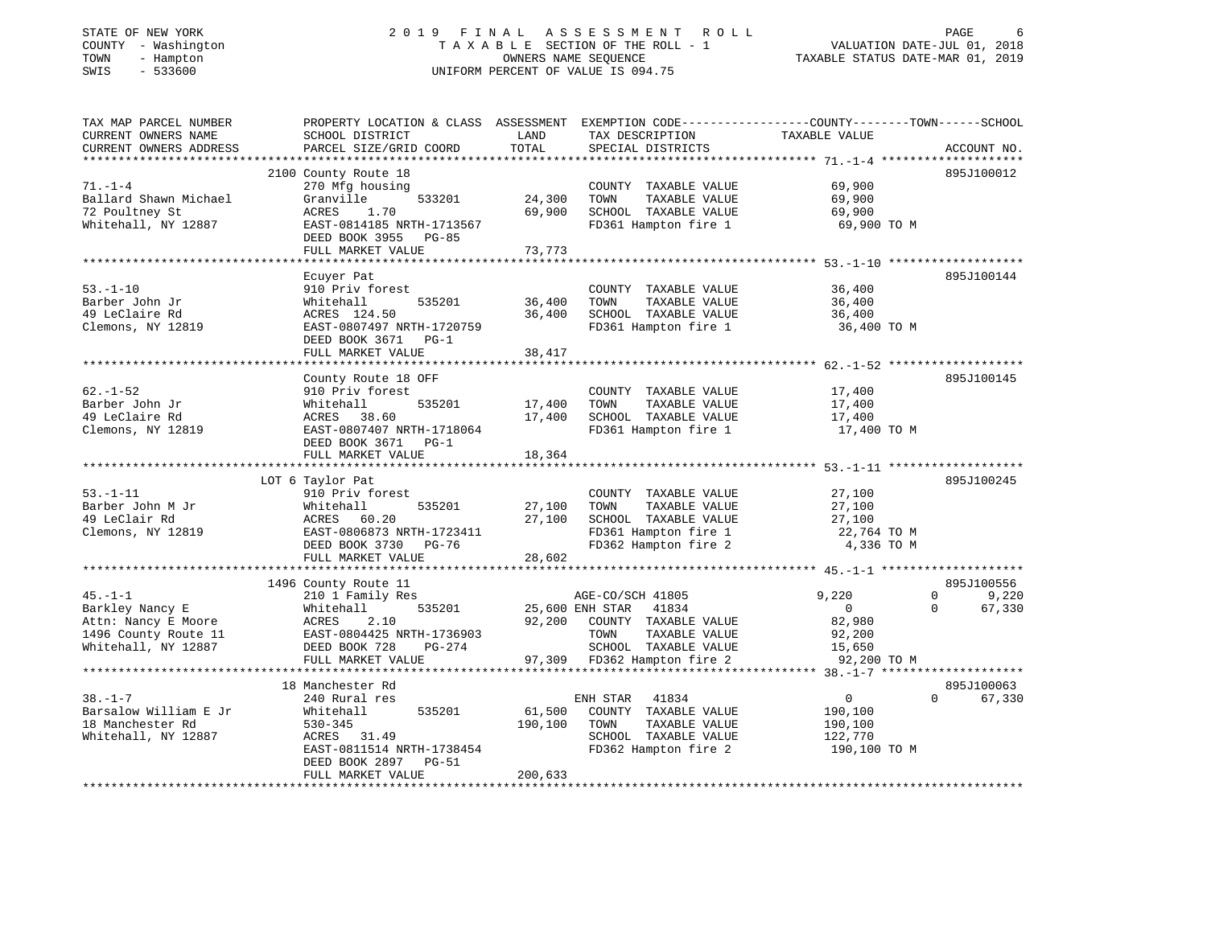STATE OF NEW YORK
COUNTY - Washington
TOWN - Hampton
SWIS - 533600

# 2019 FINAL ASSESSMENT ROLL

TAXABLE SECTION OF THE ROLL - 1
OWNERS NAME SEQUENCE
UNIFORM PERCENT OF VALUE IS 094.75

VALUATION DATE-JUL 01, 2018
TAXABLE STATUS DATE-MAR 01, 2019

| TAX MAP PARCEL NUMBER / CURRENT OWNERS NAME / CURRENT OWNERS ADDRESS | PROPERTY LOCATION & CLASS / SCHOOL DISTRICT / PARCEL SIZE/GRID COORD | ASSESSMENT LAND / TOTAL | EXEMPTION CODE / TAX DESCRIPTION / SPECIAL DISTRICTS | COUNTY TAXABLE VALUE | TOWN | SCHOOL | ACCOUNT NO. |
|---|---|---|---|---|---|---|---|
| 71.-1-4 | 2100 County Route 18 | | | | | | 895J100012 |
| Ballard Shawn Michael | 270 Mfg housing | | COUNTY TAXABLE VALUE | 69,900 | | | |
| 72 Poultney St | Granville 533201 | 24,300 | TOWN TAXABLE VALUE | 69,900 | | | |
| Whitehall, NY 12887 | ACRES 1.70 | 69,900 | SCHOOL TAXABLE VALUE | 69,900 | | | |
| | EAST-0814185 NRTH-1713567 | | FD361 Hampton fire 1 | 69,900 TO M | | | |
| | DEED BOOK 3955 PG-85 | | | | | | |
| | FULL MARKET VALUE | 73,773 | | | | | |
| 53.-1-10 | Ecuyer Pat | | | | | | 895J100144 |
| Barber John Jr | 910 Priv forest | | COUNTY TAXABLE VALUE | 36,400 | | | |
| 49 LeClaire Rd | Whitehall 535201 | 36,400 | TOWN TAXABLE VALUE | 36,400 | | | |
| Clemons, NY 12819 | ACRES 124.50 | 36,400 | SCHOOL TAXABLE VALUE | 36,400 | | | |
| | EAST-0807497 NRTH-1720759 | | FD361 Hampton fire 1 | 36,400 TO M | | | |
| | DEED BOOK 3671 PG-1 | | | | | | |
| | FULL MARKET VALUE | 38,417 | | | | | |
| 62.-1-52 | County Route 18 OFF | | | | | | 895J100145 |
| Barber John Jr | 910 Priv forest | | COUNTY TAXABLE VALUE | 17,400 | | | |
| 49 LeClaire Rd | Whitehall 535201 | 17,400 | TOWN TAXABLE VALUE | 17,400 | | | |
| Clemons, NY 12819 | ACRES 38.60 | 17,400 | SCHOOL TAXABLE VALUE | 17,400 | | | |
| | EAST-0807407 NRTH-1718064 | | FD361 Hampton fire 1 | 17,400 TO M | | | |
| | DEED BOOK 3671 PG-1 | | | | | | |
| | FULL MARKET VALUE | 18,364 | | | | | |
| 53.-1-11 | LOT 6 Taylor Pat | | | | | | 895J100245 |
| Barber John M Jr | 910 Priv forest | | COUNTY TAXABLE VALUE | 27,100 | | | |
| 49 LeClair Rd | Whitehall 535201 | 27,100 | TOWN TAXABLE VALUE | 27,100 | | | |
| Clemons, NY 12819 | ACRES 60.20 | 27,100 | SCHOOL TAXABLE VALUE | 27,100 | | | |
| | EAST-0806873 NRTH-1723411 | | FD361 Hampton fire 1 | 22,764 TO M | | | |
| | DEED BOOK 3730 PG-76 | | FD362 Hampton fire 2 | 4,336 TO M | | | |
| | FULL MARKET VALUE | 28,602 | | | | | |
| 45.-1-1 | 1496 County Route 11 | | | | | | 895J100556 |
| Barkley Nancy E | 210 1 Family Res | | AGE-CO/SCH 41805 | 9,220 | 0 | 9,220 | |
| Attn: Nancy E Moore | Whitehall 535201 | 25,600 | ENH STAR 41834 | 0 | 0 | 67,330 | |
| 1496 County Route 11 | ACRES 2.10 | 92,200 | COUNTY TAXABLE VALUE | 82,980 | | | |
| Whitehall, NY 12887 | EAST-0804425 NRTH-1736903 | | TOWN TAXABLE VALUE | 92,200 | | | |
| | DEED BOOK 728 PG-274 | | SCHOOL TAXABLE VALUE | 15,650 | | | |
| | FULL MARKET VALUE | 97,309 | FD362 Hampton fire 2 | 92,200 TO M | | | |
| 38.-1-7 | 18 Manchester Rd | | | | | | 895J100063 |
| Barsalow William E Jr | 240 Rural res | | ENH STAR 41834 | 0 | 0 | 67,330 | |
| 18 Manchester Rd | Whitehall 535201 | 61,500 | COUNTY TAXABLE VALUE | 190,100 | | | |
| Whitehall, NY 12887 | 530-345 | 190,100 | TOWN TAXABLE VALUE | 190,100 | | | |
| | ACRES 31.49 | | SCHOOL TAXABLE VALUE | 122,770 | | | |
| | EAST-0811514 NRTH-1738454 | | FD362 Hampton fire 2 | 190,100 TO M | | | |
| | DEED BOOK 2897 PG-51 | | | | | | |
| | FULL MARKET VALUE | 200,633 | | | | | |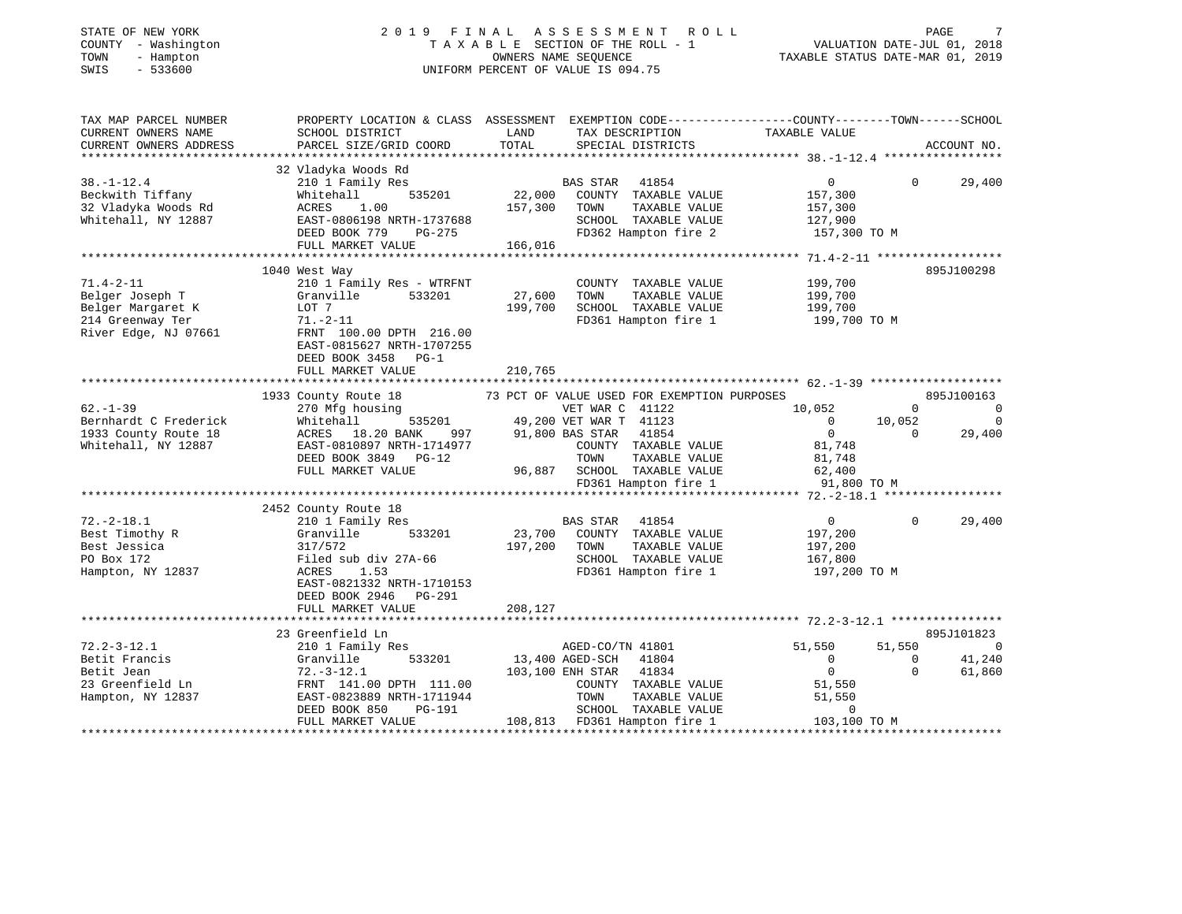STATE OF NEW YORK
COUNTY - Washington
TOWN - Hampton
SWIS - 533600

# 2019 FINAL ASSESSMENT ROLL

TAXABLE SECTION OF THE ROLL - 1
OWNERS NAME SEQUENCE
UNIFORM PERCENT OF VALUE IS 094.75

VALUATION DATE-JUL 01, 2018
TAXABLE STATUS DATE-MAR 01, 2019

| TAX MAP PARCEL NUMBER / CURRENT OWNERS NAME / CURRENT OWNERS ADDRESS | PROPERTY LOCATION & CLASS / SCHOOL DISTRICT / PARCEL SIZE/GRID COORD | ASSESSMENT LAND / TOTAL | EXEMPTION CODE / TAX DESCRIPTION / SPECIAL DISTRICTS | COUNTY TAXABLE VALUE | TOWN | SCHOOL / ACCOUNT NO. |
|---|---|---|---|---|---|---|
| **38.-1-12.4** | 32 Vladyka Woods Rd | | | | | |
| 38.-1-12.4 | 210 1 Family Res | | BAS STAR 41854 | 0 | 0 | 29,400 |
| Beckwith Tiffany | Whitehall 535201 | 22,000 | COUNTY TAXABLE VALUE | 157,300 | | |
| 32 Vladyka Woods Rd | ACRES 1.00 | 157,300 | TOWN TAXABLE VALUE | 157,300 | | |
| Whitehall, NY 12887 | EAST-0806198 NRTH-1737688 | | SCHOOL TAXABLE VALUE | 127,900 | | |
| | DEED BOOK 779 PG-275 | | FD362 Hampton fire 2 | 157,300 TO M | | |
| | FULL MARKET VALUE | 166,016 | | | | |
| **71.4-2-11** | 1040 West Way | | | | | 895J100298 |
| 71.4-2-11 | 210 1 Family Res - WTRFNT | | COUNTY TAXABLE VALUE | 199,700 | | |
| Belger Joseph T | Granville 533201 | 27,600 | TOWN TAXABLE VALUE | 199,700 | | |
| Belger Margaret K | LOT 7 | 199,700 | SCHOOL TAXABLE VALUE | 199,700 | | |
| 214 Greenway Ter | 71.-2-11 | | FD361 Hampton fire 1 | 199,700 TO M | | |
| River Edge, NJ 07661 | FRNT 100.00 DPTH 216.00 | | | | | |
| | EAST-0815627 NRTH-1707255 | | | | | |
| | DEED BOOK 3458 PG-1 | | | | | |
| | FULL MARKET VALUE | 210,765 | | | | |
| **62.-1-39** | 1933 County Route 18 | | 73 PCT OF VALUE USED FOR EXEMPTION PURPOSES | | | 895J100163 |
| 62.-1-39 | 270 Mfg housing | | VET WAR C 41122 | 10,052 | 0 | 0 |
| Bernhardt C Frederick | Whitehall 535201 | 49,200 | VET WAR T 41123 | 0 | 10,052 | 0 |
| 1933 County Route 18 | ACRES 18.20 BANK 997 | 91,800 | BAS STAR 41854 | 0 | 0 | 29,400 |
| Whitehall, NY 12887 | EAST-0810897 NRTH-1714977 | | COUNTY TAXABLE VALUE | 81,748 | | |
| | DEED BOOK 3849 PG-12 | | TOWN TAXABLE VALUE | 81,748 | | |
| | FULL MARKET VALUE | 96,887 | SCHOOL TAXABLE VALUE | 62,400 | | |
| | | | FD361 Hampton fire 1 | 91,800 TO M | | |
| **72.-2-18.1** | 2452 County Route 18 | | | | | |
| 72.-2-18.1 | 210 1 Family Res | | BAS STAR 41854 | 0 | 0 | 29,400 |
| Best Timothy R | Granville 533201 | 23,700 | COUNTY TAXABLE VALUE | 197,200 | | |
| Best Jessica | 317/572 | 197,200 | TOWN TAXABLE VALUE | 197,200 | | |
| PO Box 172 | Filed sub div 27A-66 | | SCHOOL TAXABLE VALUE | 167,800 | | |
| Hampton, NY 12837 | ACRES 1.53 | | FD361 Hampton fire 1 | 197,200 TO M | | |
| | EAST-0821332 NRTH-1710153 | | | | | |
| | DEED BOOK 2946 PG-291 | | | | | |
| | FULL MARKET VALUE | 208,127 | | | | |
| **72.2-3-12.1** | 23 Greenfield Ln | | | | | 895J101823 |
| 72.2-3-12.1 | 210 1 Family Res | | AGED-CO/TN 41801 | 51,550 | 51,550 | 0 |
| Betit Francis | Granville 533201 | 13,400 | AGED-SCH 41804 | 0 | 0 | 41,240 |
| Betit Jean | 72.-3-12.1 | 103,100 | ENH STAR 41834 | 0 | 0 | 61,860 |
| 23 Greenfield Ln | FRNT 141.00 DPTH 111.00 | | COUNTY TAXABLE VALUE | 51,550 | | |
| Hampton, NY 12837 | EAST-0823889 NRTH-1711944 | | TOWN TAXABLE VALUE | 51,550 | | |
| | DEED BOOK 850 PG-191 | | SCHOOL TAXABLE VALUE | 0 | | |
| | FULL MARKET VALUE | 108,813 | FD361 Hampton fire 1 | 103,100 TO M | | |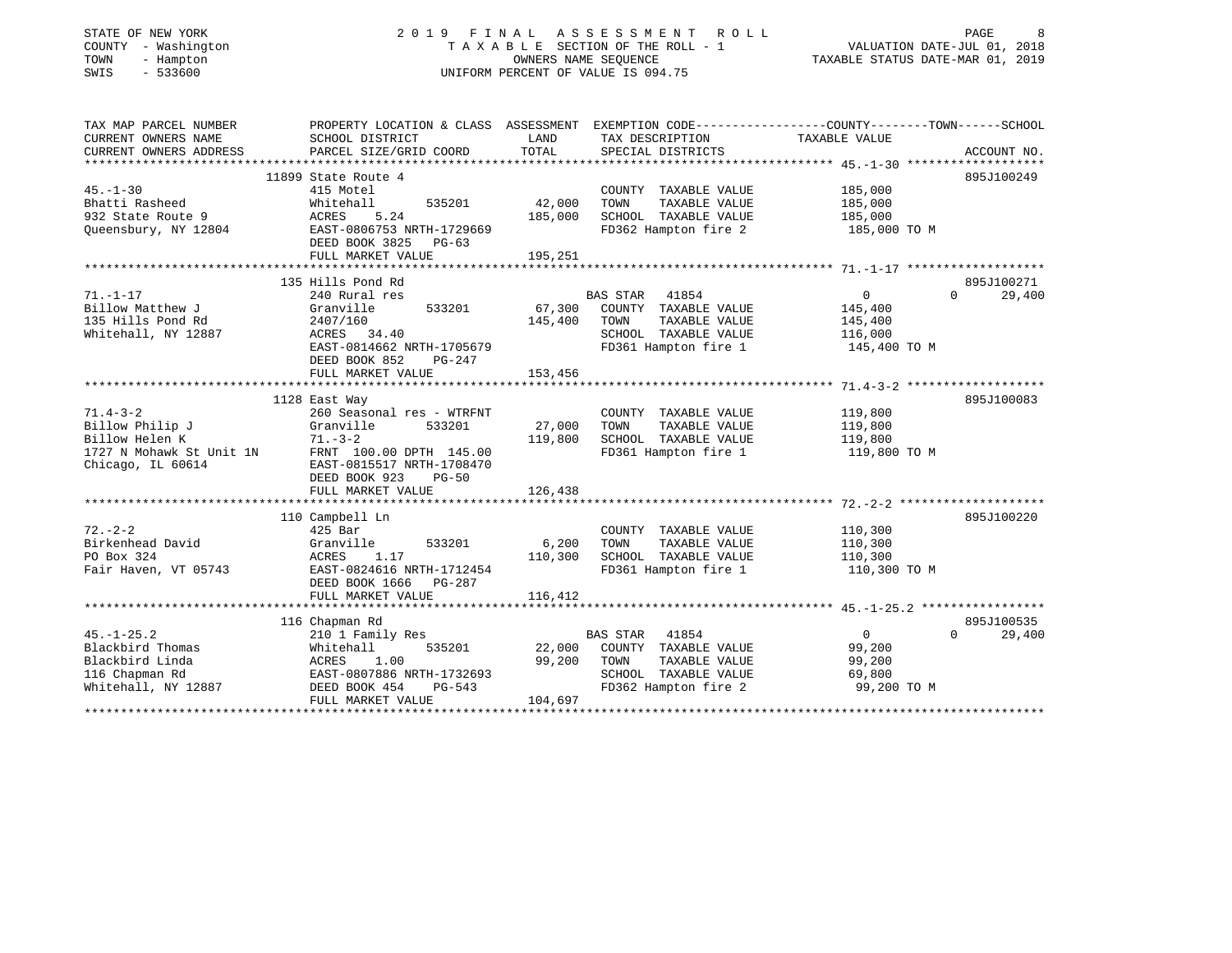STATE OF NEW YORK | COUNTY - Washington | TOWN - Hampton | SWIS - 533600

# 2019 FINAL ASSESSMENT ROLL

TAXABLE SECTION OF THE ROLL - 1
OWNERS NAME SEQUENCE
UNIFORM PERCENT OF VALUE IS 094.75

VALUATION DATE-JUL 01, 2018
TAXABLE STATUS DATE-MAR 01, 2019

| TAX MAP PARCEL NUMBER / CURRENT OWNERS NAME / CURRENT OWNERS ADDRESS | PROPERTY LOCATION & CLASS / SCHOOL DISTRICT / PARCEL SIZE/GRID COORD | ASSESSMENT LAND / TOTAL | EXEMPTION CODE / TAX DESCRIPTION / SPECIAL DISTRICTS | COUNTY | TOWN | SCHOOL / TAXABLE VALUE | ACCOUNT NO. |
|---|---|---|---|---|---|---|---|
| 45.-1-30 | 11899 State Route 4 | | | | | | 895J100249 |
| Bhatti Rasheed | 415 Motel | | COUNTY TAXABLE VALUE | 185,000 | | | |
| 932 State Route 9 | Whitehall 535201 | 42,000 | TOWN TAXABLE VALUE | | 185,000 | | |
| Queensbury, NY 12804 | ACRES 5.24 | 185,000 | SCHOOL TAXABLE VALUE | | | 185,000 | |
| | EAST-0806753 NRTH-1729669 | | FD362 Hampton fire 2 | 185,000 TO M | | | |
| | DEED BOOK 3825 PG-63 | | | | | | |
| | FULL MARKET VALUE | 195,251 | | | | | |
| 71.-1-17 | 135 Hills Pond Rd | | | | | | 895J100271 |
| Billow Matthew J | 240 Rural res | | BAS STAR 41854 | 0 | 0 | 29,400 | |
| 135 Hills Pond Rd | Granville 533201 | 67,300 | COUNTY TAXABLE VALUE | 145,400 | | | |
| Whitehall, NY 12887 | 2407/160 | 145,400 | TOWN TAXABLE VALUE | | 145,400 | | |
| | ACRES 34.40 | | SCHOOL TAXABLE VALUE | | | 116,000 | |
| | EAST-0814662 NRTH-1705679 | | FD361 Hampton fire 1 | 145,400 TO M | | | |
| | DEED BOOK 852 PG-247 | | | | | | |
| | FULL MARKET VALUE | 153,456 | | | | | |
| 71.4-3-2 | 1128 East Way | | | | | | 895J100083 |
| Billow Philip J | 260 Seasonal res - WTRFNT | | COUNTY TAXABLE VALUE | 119,800 | | | |
| Billow Helen K | Granville 533201 | 27,000 | TOWN TAXABLE VALUE | | 119,800 | | |
| 1727 N Mohawk St Unit 1N | 71.-3-2 | 119,800 | SCHOOL TAXABLE VALUE | | | 119,800 | |
| Chicago, IL 60614 | FRNT 100.00 DPTH 145.00 | | FD361 Hampton fire 1 | 119,800 TO M | | | |
| | EAST-0815517 NRTH-1708470 | | | | | | |
| | DEED BOOK 923 PG-50 | | | | | | |
| | FULL MARKET VALUE | 126,438 | | | | | |
| 72.-2-2 | 110 Campbell Ln | | | | | | 895J100220 |
| Birkenhead David | 425 Bar | | COUNTY TAXABLE VALUE | 110,300 | | | |
| PO Box 324 | Granville 533201 | 6,200 | TOWN TAXABLE VALUE | | 110,300 | | |
| Fair Haven, VT 05743 | ACRES 1.17 | 110,300 | SCHOOL TAXABLE VALUE | | | 110,300 | |
| | EAST-0824616 NRTH-1712454 | | FD361 Hampton fire 1 | 110,300 TO M | | | |
| | DEED BOOK 1666 PG-287 | | | | | | |
| | FULL MARKET VALUE | 116,412 | | | | | |
| 45.-1-25.2 | 116 Chapman Rd | | | | | | 895J100535 |
| Blackbird Thomas | 210 1 Family Res | | BAS STAR 41854 | 0 | 0 | 29,400 | |
| Blackbird Linda | Whitehall 535201 | 22,000 | COUNTY TAXABLE VALUE | 99,200 | | | |
| 116 Chapman Rd | ACRES 1.00 | 99,200 | TOWN TAXABLE VALUE | | 99,200 | | |
| Whitehall, NY 12887 | EAST-0807886 NRTH-1732693 | | SCHOOL TAXABLE VALUE | | | 69,800 | |
| | DEED BOOK 454 PG-543 | | FD362 Hampton fire 2 | 99,200 TO M | | | |
| | FULL MARKET VALUE | 104,697 | | | | | |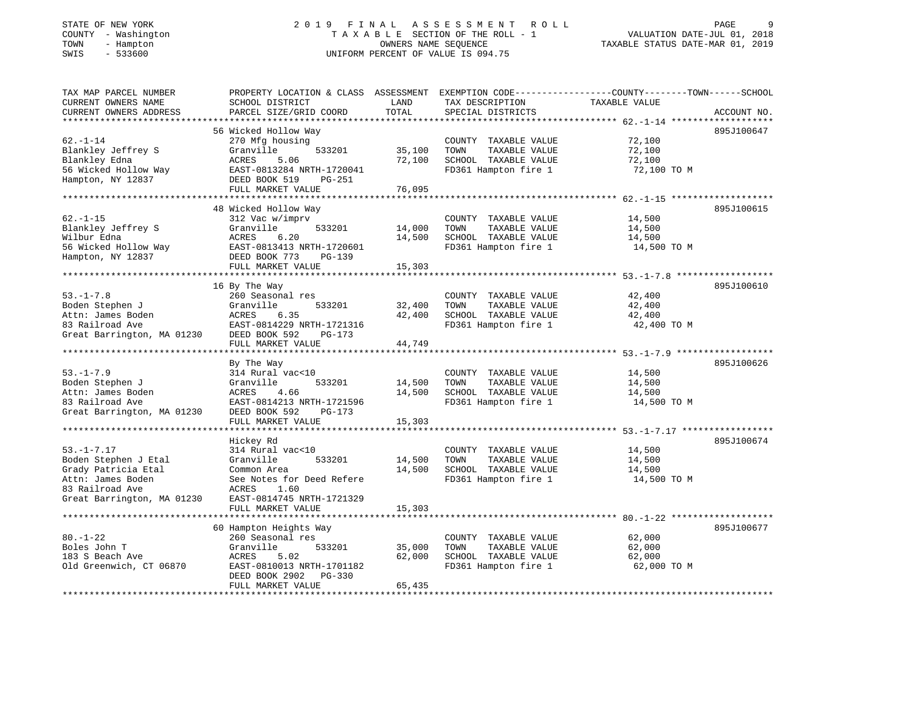STATE OF NEW YORK | 2019 FINAL ASSESSMENT ROLL | VALUATION DATE-JUL 01, 2018
COUNTY - Washington | TAXABLE SECTION OF THE ROLL - 1 | TAXABLE STATUS DATE-MAR 01, 2019
TOWN - Hampton | OWNERS NAME SEQUENCE
SWIS - 533600 | UNIFORM PERCENT OF VALUE IS 094.75

| TAX MAP PARCEL NUMBER / CURRENT OWNERS NAME / CURRENT OWNERS ADDRESS | PROPERTY LOCATION & CLASS / SCHOOL DISTRICT / PARCEL SIZE/GRID COORD | ASSESSMENT LAND | TOTAL | EXEMPTION CODE / TAX DESCRIPTION / SPECIAL DISTRICTS | TAXABLE VALUE | ACCOUNT NO. |
|---|---|---|---|---|---|---|
| 62.-1-14 | 56 Wicked Hollow Way | | | | | 895J100647 |
| Blankley Jeffrey S | 270 Mfg housing | | | COUNTY TAXABLE VALUE | 72,100 | |
| Blankley Edna | Granville 533201 | 35,100 | | TOWN TAXABLE VALUE | 72,100 | |
| 56 Wicked Hollow Way | ACRES 5.06 | | 72,100 | SCHOOL TAXABLE VALUE | 72,100 | |
| Hampton, NY 12837 | EAST-0813284 NRTH-1720041 | | | FD361 Hampton fire 1 | 72,100 TO M | |
| | DEED BOOK 519 PG-251 | | | | | |
| | FULL MARKET VALUE | | 76,095 | | | |
| 62.-1-15 | 48 Wicked Hollow Way | | | | | 895J100615 |
| Blankley Jeffrey S | 312 Vac w/imprv | | | COUNTY TAXABLE VALUE | 14,500 | |
| Wilbur Edna | Granville 533201 | 14,000 | | TOWN TAXABLE VALUE | 14,500 | |
| 56 Wicked Hollow Way | ACRES 6.20 | | 14,500 | SCHOOL TAXABLE VALUE | 14,500 | |
| Hampton, NY 12837 | EAST-0813413 NRTH-1720601 | | | FD361 Hampton fire 1 | 14,500 TO M | |
| | DEED BOOK 773 PG-139 | | | | | |
| | FULL MARKET VALUE | | 15,303 | | | |
| 53.-1-7.8 | 16 By The Way | | | | | 895J100610 |
| Boden Stephen J | 260 Seasonal res | | | COUNTY TAXABLE VALUE | 42,400 | |
| Attn: James Boden | Granville 533201 | 32,400 | | TOWN TAXABLE VALUE | 42,400 | |
| 83 Railroad Ave | ACRES 6.35 | | 42,400 | SCHOOL TAXABLE VALUE | 42,400 | |
| Great Barrington, MA 01230 | EAST-0814229 NRTH-1721316 | | | FD361 Hampton fire 1 | 42,400 TO M | |
| | DEED BOOK 592 PG-173 | | | | | |
| | FULL MARKET VALUE | | 44,749 | | | |
| 53.-1-7.9 | By The Way | | | | | 895J100626 |
| Boden Stephen J | 314 Rural vac<10 | | | COUNTY TAXABLE VALUE | 14,500 | |
| Attn: James Boden | Granville 533201 | 14,500 | | TOWN TAXABLE VALUE | 14,500 | |
| 83 Railroad Ave | ACRES 4.66 | | 14,500 | SCHOOL TAXABLE VALUE | 14,500 | |
| Great Barrington, MA 01230 | EAST-0814213 NRTH-1721596 | | | FD361 Hampton fire 1 | 14,500 TO M | |
| | DEED BOOK 592 PG-173 | | | | | |
| | FULL MARKET VALUE | | 15,303 | | | |
| 53.-1-7.17 | Hickey Rd | | | | | 895J100674 |
| Boden Stephen J Etal | 314 Rural vac<10 | | | COUNTY TAXABLE VALUE | 14,500 | |
| Grady Patricia Etal | Granville 533201 | 14,500 | | TOWN TAXABLE VALUE | 14,500 | |
| Attn: James Boden | Common Area | | 14,500 | SCHOOL TAXABLE VALUE | 14,500 | |
| 83 Railroad Ave | See Notes for Deed Refere | | | FD361 Hampton fire 1 | 14,500 TO M | |
| Great Barrington, MA 01230 | ACRES 1.60 | | | | | |
| | EAST-0814745 NRTH-1721329 | | | | | |
| | FULL MARKET VALUE | | 15,303 | | | |
| 80.-1-22 | 60 Hampton Heights Way | | | | | 895J100677 |
| Boles John T | 260 Seasonal res | | | COUNTY TAXABLE VALUE | 62,000 | |
| 183 S Beach Ave | Granville 533201 | 35,000 | | TOWN TAXABLE VALUE | 62,000 | |
| Old Greenwich, CT 06870 | ACRES 5.02 | | 62,000 | SCHOOL TAXABLE VALUE | 62,000 | |
| | EAST-0810013 NRTH-1701182 | | | FD361 Hampton fire 1 | 62,000 TO M | |
| | DEED BOOK 2902 PG-330 | | | | | |
| | FULL MARKET VALUE | | 65,435 | | | |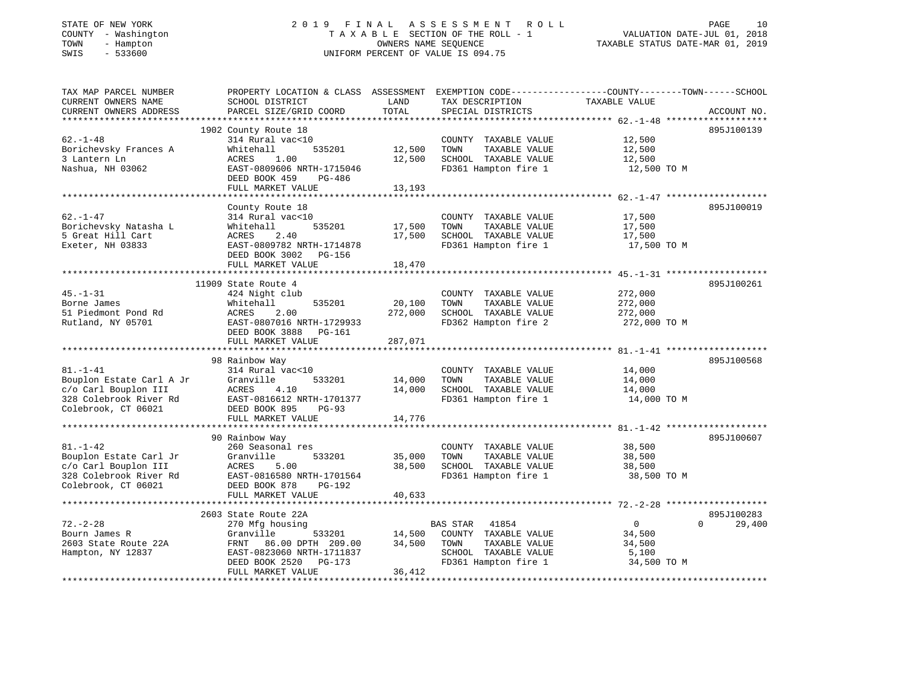STATE OF NEW YORK
COUNTY - Washington
TOWN - Hampton
SWIS - 533600

# 2019 FINAL ASSESSMENT ROLL

TAXABLE SECTION OF THE ROLL - 1
OWNERS NAME SEQUENCE
UNIFORM PERCENT OF VALUE IS 094.75

VALUATION DATE-JUL 01, 2018
TAXABLE STATUS DATE-MAR 01, 2019

| TAX MAP PARCEL NUMBER / CURRENT OWNERS NAME / CURRENT OWNERS ADDRESS | PROPERTY LOCATION & CLASS / SCHOOL DISTRICT / PARCEL SIZE/GRID COORD | ASSESSMENT LAND | TOTAL | EXEMPTION CODE / TAX DESCRIPTION / SPECIAL DISTRICTS | COUNTY TAXABLE VALUE | TOWN | SCHOOL | ACCOUNT NO. |
|---|---|---|---|---|---|---|---|---|
| 62.-1-48 | 1902 County Route 18 | | | | | | | 895J100139 |
| | 314 Rural vac<10 | | | COUNTY TAXABLE VALUE | 12,500 | | | |
| Borichevsky Frances A | Whitehall 535201 | 12,500 | | TOWN TAXABLE VALUE | 12,500 | | | |
| 3 Lantern Ln | ACRES 1.00 | | 12,500 | SCHOOL TAXABLE VALUE | 12,500 | | | |
| Nashua, NH 03062 | EAST-0809606 NRTH-1715046 | | | FD361 Hampton fire 1 | 12,500 TO M | | | |
| | DEED BOOK 459 PG-486 | | | | | | | |
| | FULL MARKET VALUE | | 13,193 | | | | | |
| 62.-1-47 | County Route 18 | | | | | | | 895J100019 |
| | 314 Rural vac<10 | | | COUNTY TAXABLE VALUE | 17,500 | | | |
| Borichevsky Natasha L | Whitehall 535201 | 17,500 | | TOWN TAXABLE VALUE | 17,500 | | | |
| 5 Great Hill Cart | ACRES 2.40 | | 17,500 | SCHOOL TAXABLE VALUE | 17,500 | | | |
| Exeter, NH 03833 | EAST-0809782 NRTH-1714878 | | | FD361 Hampton fire 1 | 17,500 TO M | | | |
| | DEED BOOK 3002 PG-156 | | | | | | | |
| | FULL MARKET VALUE | | 18,470 | | | | | |
| 45.-1-31 | 11909 State Route 4 | | | | | | | 895J100261 |
| | 424 Night club | | | COUNTY TAXABLE VALUE | 272,000 | | | |
| Borne James | Whitehall 535201 | 20,100 | | TOWN TAXABLE VALUE | 272,000 | | | |
| 51 Piedmont Pond Rd | ACRES 2.00 | | 272,000 | SCHOOL TAXABLE VALUE | 272,000 | | | |
| Rutland, NY 05701 | EAST-0807016 NRTH-1729933 | | | FD362 Hampton fire 2 | 272,000 TO M | | | |
| | DEED BOOK 3888 PG-161 | | | | | | | |
| | FULL MARKET VALUE | | 287,071 | | | | | |
| 81.-1-41 | 98 Rainbow Way | | | | | | | 895J100568 |
| | 314 Rural vac<10 | | | COUNTY TAXABLE VALUE | 14,000 | | | |
| Bouplon Estate Carl A Jr | Granville 533201 | 14,000 | | TOWN TAXABLE VALUE | 14,000 | | | |
| c/o Carl Bouplon III | ACRES 4.10 | | 14,000 | SCHOOL TAXABLE VALUE | 14,000 | | | |
| 328 Colebrook River Rd | EAST-0816612 NRTH-1701377 | | | FD361 Hampton fire 1 | 14,000 TO M | | | |
| Colebrook, CT 06021 | DEED BOOK 895 PG-93 | | | | | | | |
| | FULL MARKET VALUE | | 14,776 | | | | | |
| 81.-1-42 | 90 Rainbow Way | | | | | | | 895J100607 |
| | 260 Seasonal res | | | COUNTY TAXABLE VALUE | 38,500 | | | |
| Bouplon Estate Carl Jr | Granville 533201 | 35,000 | | TOWN TAXABLE VALUE | 38,500 | | | |
| c/o Carl Bouplon III | ACRES 5.00 | | 38,500 | SCHOOL TAXABLE VALUE | 38,500 | | | |
| 328 Colebrook River Rd | EAST-0816580 NRTH-1701564 | | | FD361 Hampton fire 1 | 38,500 TO M | | | |
| Colebrook, CT 06021 | DEED BOOK 878 PG-192 | | | | | | | |
| | FULL MARKET VALUE | | 40,633 | | | | | |
| 72.-2-28 | 2603 State Route 22A | | | | | | | 895J100283 |
| | 270 Mfg housing | | | BAS STAR 41854 | 0 | | 0 | 29,400 |
| Bourn James R | Granville 533201 | 14,500 | | COUNTY TAXABLE VALUE | 34,500 | | | |
| 2603 State Route 22A | FRNT 86.00 DPTH 209.00 | | 34,500 | TOWN TAXABLE VALUE | 34,500 | | | |
| Hampton, NY 12837 | EAST-0823060 NRTH-1711837 | | | SCHOOL TAXABLE VALUE | 5,100 | | | |
| | DEED BOOK 2520 PG-173 | | | FD361 Hampton fire 1 | 34,500 TO M | | | |
| | FULL MARKET VALUE | | 36,412 | | | | | |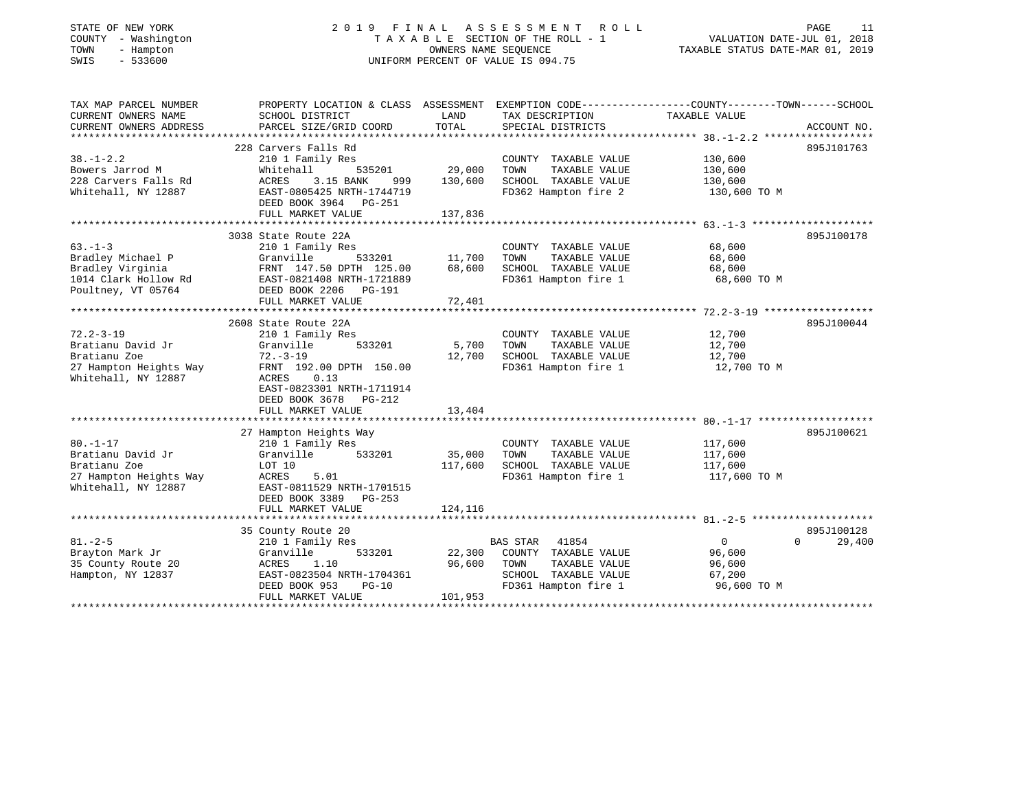STATE OF NEW YORK
COUNTY - Washington
TOWN - Hampton
SWIS - 533600

# 2019 FINAL ASSESSMENT ROLL

TAXABLE SECTION OF THE ROLL - 1
OWNERS NAME SEQUENCE
UNIFORM PERCENT OF VALUE IS 094.75

VALUATION DATE-JUL 01, 2018
TAXABLE STATUS DATE-MAR 01, 2019

| TAX MAP PARCEL NUMBER / CURRENT OWNERS NAME / CURRENT OWNERS ADDRESS | PROPERTY LOCATION & CLASS / SCHOOL DISTRICT / PARCEL SIZE/GRID COORD | ASSESSMENT LAND / TOTAL | EXEMPTION CODE / TAX DESCRIPTION / SPECIAL DISTRICTS | COUNTY / TOWN / SCHOOL TAXABLE VALUE | ACCOUNT NO. |
|---|---|---|---|---|---|
| 38.-1-2.2 | 228 Carvers Falls Rd | | | | 895J101763 |
| | 210 1 Family Res | | COUNTY TAXABLE VALUE | 130,600 | |
| Bowers Jarrod M | Whitehall 535201 | 29,000 | TOWN TAXABLE VALUE | 130,600 | |
| 228 Carvers Falls Rd | ACRES 3.15 BANK 999 | 130,600 | SCHOOL TAXABLE VALUE | 130,600 | |
| Whitehall, NY 12887 | EAST-0805425 NRTH-1744719 | | FD362 Hampton fire 2 | 130,600 TO M | |
| | DEED BOOK 3964 PG-251 | | | | |
| | FULL MARKET VALUE | 137,836 | | | |
| 63.-1-3 | 3038 State Route 22A | | | | 895J100178 |
| | 210 1 Family Res | | COUNTY TAXABLE VALUE | 68,600 | |
| Bradley Michael P | Granville 533201 | 11,700 | TOWN TAXABLE VALUE | 68,600 | |
| Bradley Virginia | FRNT 147.50 DPTH 125.00 | 68,600 | SCHOOL TAXABLE VALUE | 68,600 | |
| 1014 Clark Hollow Rd | EAST-0821408 NRTH-1721889 | | FD361 Hampton fire 1 | 68,600 TO M | |
| Poultney, VT 05764 | DEED BOOK 2206 PG-191 | | | | |
| | FULL MARKET VALUE | 72,401 | | | |
| 72.2-3-19 | 2608 State Route 22A | | | | 895J100044 |
| | 210 1 Family Res | | COUNTY TAXABLE VALUE | 12,700 | |
| Bratianu David Jr | Granville 533201 | 5,700 | TOWN TAXABLE VALUE | 12,700 | |
| Bratianu Zoe | 72.-3-19 | 12,700 | SCHOOL TAXABLE VALUE | 12,700 | |
| 27 Hampton Heights Way | FRNT 192.00 DPTH 150.00 | | FD361 Hampton fire 1 | 12,700 TO M | |
| Whitehall, NY 12887 | ACRES 0.13 | | | | |
| | EAST-0823301 NRTH-1711914 | | | | |
| | DEED BOOK 3678 PG-212 | | | | |
| | FULL MARKET VALUE | 13,404 | | | |
| 80.-1-17 | 27 Hampton Heights Way | | | | 895J100621 |
| | 210 1 Family Res | | COUNTY TAXABLE VALUE | 117,600 | |
| Bratianu David Jr | Granville 533201 | 35,000 | TOWN TAXABLE VALUE | 117,600 | |
| Bratianu Zoe | LOT 10 | 117,600 | SCHOOL TAXABLE VALUE | 117,600 | |
| 27 Hampton Heights Way | ACRES 5.01 | | FD361 Hampton fire 1 | 117,600 TO M | |
| Whitehall, NY 12887 | EAST-0811529 NRTH-1701515 | | | | |
| | DEED BOOK 3389 PG-253 | | | | |
| | FULL MARKET VALUE | 124,116 | | | |
| 81.-2-5 | 35 County Route 20 | | | | 895J100128 |
| | 210 1 Family Res | | BAS STAR 41854 | 0 / 0 / 29,400 | |
| Brayton Mark Jr | Granville 533201 | 22,300 | COUNTY TAXABLE VALUE | 96,600 | |
| 35 County Route 20 | ACRES 1.10 | 96,600 | TOWN TAXABLE VALUE | 96,600 | |
| Hampton, NY 12837 | EAST-0823504 NRTH-1704361 | | SCHOOL TAXABLE VALUE | 67,200 | |
| | DEED BOOK 953 PG-10 | | FD361 Hampton fire 1 | 96,600 TO M | |
| | FULL MARKET VALUE | 101,953 | | | |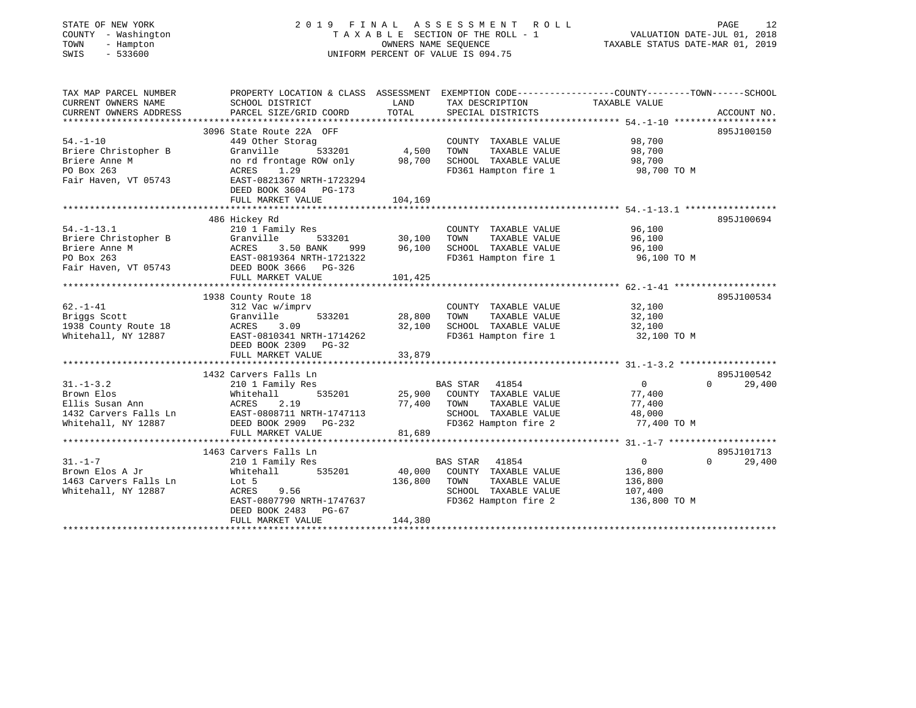STATE OF NEW YORK
COUNTY - Washington
TOWN - Hampton
SWIS - 533600

# 2019 FINAL ASSESSMENT ROLL

TAXABLE SECTION OF THE ROLL - 1
OWNERS NAME SEQUENCE
UNIFORM PERCENT OF VALUE IS 094.75

VALUATION DATE-JUL 01, 2018
TAXABLE STATUS DATE-MAR 01, 2019

| TAX MAP PARCEL NUMBER / CURRENT OWNERS NAME / CURRENT OWNERS ADDRESS | PROPERTY LOCATION & CLASS / SCHOOL DISTRICT / PARCEL SIZE/GRID COORD | ASSESSMENT LAND / TOTAL | EXEMPTION CODE / TAX DESCRIPTION / SPECIAL DISTRICTS | COUNTY / TOWN / SCHOOL TAXABLE VALUE | ACCOUNT NO. |
|---|---|---|---|---|---|
| 54.-1-10 | 3096 State Route 22A OFF | | | | 895J100150 |
| | 449 Other Storag | | COUNTY TAXABLE VALUE | 98,700 | |
| Briere Christopher B | Granville 533201 | 4,500 | TOWN TAXABLE VALUE | 98,700 | |
| Briere Anne M | no rd frontage ROW only | 98,700 | SCHOOL TAXABLE VALUE | 98,700 | |
| PO Box 263 | ACRES 1.29 | | FD361 Hampton fire 1 | 98,700 TO M | |
| Fair Haven, VT 05743 | EAST-0821367 NRTH-1723294 | | | | |
| | DEED BOOK 3604 PG-173 | | | | |
| | FULL MARKET VALUE | 104,169 | | | |
| 54.-1-13.1 | 486 Hickey Rd | | | | 895J100694 |
| | 210 1 Family Res | | COUNTY TAXABLE VALUE | 96,100 | |
| Briere Christopher B | Granville 533201 | 30,100 | TOWN TAXABLE VALUE | 96,100 | |
| Briere Anne M | ACRES 3.50 BANK 999 | 96,100 | SCHOOL TAXABLE VALUE | 96,100 | |
| PO Box 263 | EAST-0819364 NRTH-1721322 | | FD361 Hampton fire 1 | 96,100 TO M | |
| Fair Haven, VT 05743 | DEED BOOK 3666 PG-326 | | | | |
| | FULL MARKET VALUE | 101,425 | | | |
| 62.-1-41 | 1938 County Route 18 | | | | 895J100534 |
| | 312 Vac w/imprv | | COUNTY TAXABLE VALUE | 32,100 | |
| Briggs Scott | Granville 533201 | 28,800 | TOWN TAXABLE VALUE | 32,100 | |
| 1938 County Route 18 | ACRES 3.09 | 32,100 | SCHOOL TAXABLE VALUE | 32,100 | |
| Whitehall, NY 12887 | EAST-0810341 NRTH-1714262 | | FD361 Hampton fire 1 | 32,100 TO M | |
| | DEED BOOK 2309 PG-32 | | | | |
| | FULL MARKET VALUE | 33,879 | | | |
| 31.-1-3.2 | 1432 Carvers Falls Ln | | | | 895J100542 |
| | 210 1 Family Res | | BAS STAR 41854 | 0 0 29,400 | |
| Brown Elos | Whitehall 535201 | 25,900 | COUNTY TAXABLE VALUE | 77,400 | |
| Ellis Susan Ann | ACRES 2.19 | 77,400 | TOWN TAXABLE VALUE | 77,400 | |
| 1432 Carvers Falls Ln | EAST-0808711 NRTH-1747113 | | SCHOOL TAXABLE VALUE | 48,000 | |
| Whitehall, NY 12887 | DEED BOOK 2909 PG-232 | | FD362 Hampton fire 2 | 77,400 TO M | |
| | FULL MARKET VALUE | 81,689 | | | |
| 31.-1-7 | 1463 Carvers Falls Ln | | | | 895J101713 |
| | 210 1 Family Res | | BAS STAR 41854 | 0 0 29,400 | |
| Brown Elos A Jr | Whitehall 535201 | 40,000 | COUNTY TAXABLE VALUE | 136,800 | |
| 1463 Carvers Falls Ln | Lot 5 | 136,800 | TOWN TAXABLE VALUE | 136,800 | |
| Whitehall, NY 12887 | ACRES 9.56 | | SCHOOL TAXABLE VALUE | 107,400 | |
| | EAST-0807790 NRTH-1747637 | | FD362 Hampton fire 2 | 136,800 TO M | |
| | DEED BOOK 2483 PG-67 | | | | |
| | FULL MARKET VALUE | 144,380 | | | |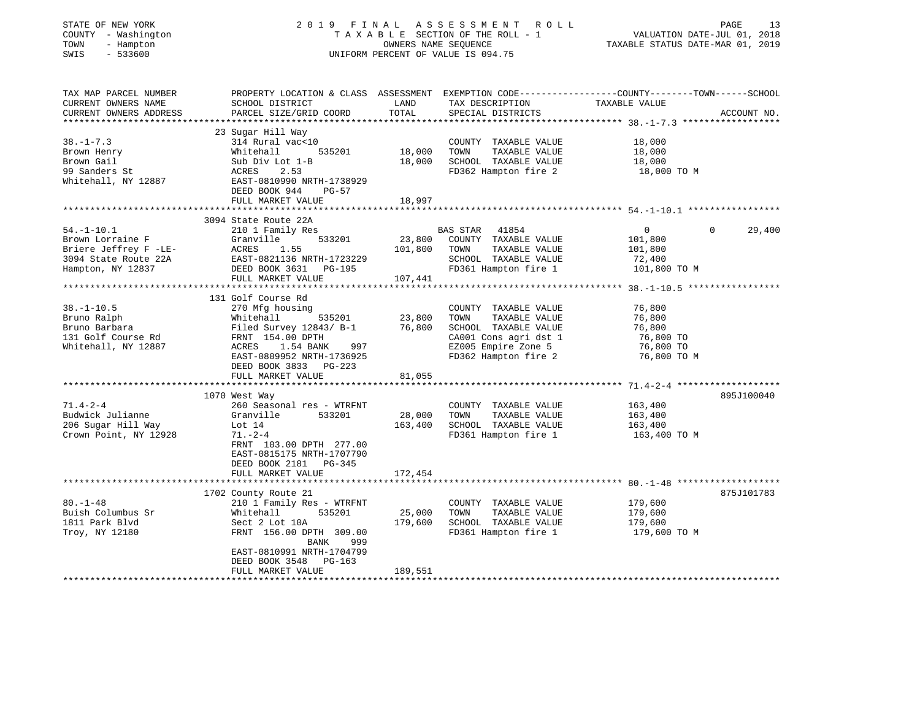STATE OF NEW YORK
COUNTY - Washington
TOWN - Hampton
SWIS - 533600

# 2019 FINAL ASSESSMENT ROLL

TAXABLE SECTION OF THE ROLL - 1
OWNERS NAME SEQUENCE
UNIFORM PERCENT OF VALUE IS 094.75

VALUATION DATE-JUL 01, 2018
TAXABLE STATUS DATE-MAR 01, 2019

| TAX MAP PARCEL NUMBER / CURRENT OWNERS NAME / CURRENT OWNERS ADDRESS | PROPERTY LOCATION & CLASS / SCHOOL DISTRICT / PARCEL SIZE/GRID COORD | ASSESSMENT LAND / TOTAL | EXEMPTION CODE / TAX DESCRIPTION / SPECIAL DISTRICTS | COUNTY / TOWN / SCHOOL TAXABLE VALUE | ACCOUNT NO. |
|---|---|---|---|---|---|
| 38.-1-7.3<br>Brown Henry<br>Brown Gail<br>99 Sanders St<br>Whitehall, NY 12887 | 23 Sugar Hill Way<br>314 Rural vac<10<br>Whitehall 535201<br>Sub Div Lot 1-B<br>ACRES 2.53<br>EAST-0810990 NRTH-1738929<br>DEED BOOK 944 PG-57<br>FULL MARKET VALUE | 18,000<br>18,000<br><br><br><br><br><br>18,997 | COUNTY TAXABLE VALUE<br>TOWN TAXABLE VALUE<br>SCHOOL TAXABLE VALUE<br>FD362 Hampton fire 2 | 18,000<br>18,000<br>18,000<br>18,000 TO M | |
| 54.-1-10.1<br>Brown Lorraine F<br>Briere Jeffrey F -LE-<br>3094 State Route 22A<br>Hampton, NY 12837 | 3094 State Route 22A<br>210 1 Family Res<br>Granville 533201<br>ACRES 1.55<br>EAST-0821136 NRTH-1723229<br>DEED BOOK 3631 PG-195<br>FULL MARKET VALUE | <br>23,800<br>101,800<br><br><br><br>107,441 | BAS STAR 41854<br>COUNTY TAXABLE VALUE<br>TOWN TAXABLE VALUE<br>SCHOOL TAXABLE VALUE<br>FD361 Hampton fire 1 | 0 0 29,400<br>101,800<br>101,800<br>72,400<br>101,800 TO M | |
| 38.-1-10.5<br>Bruno Ralph<br>Bruno Barbara<br>131 Golf Course Rd<br>Whitehall, NY 12887 | 131 Golf Course Rd<br>270 Mfg housing<br>Whitehall 535201<br>Filed Survey 12843/ B-1<br>FRNT 154.00 DPTH<br>ACRES 1.54 BANK 997<br>EAST-0809952 NRTH-1736925<br>DEED BOOK 3833 PG-223<br>FULL MARKET VALUE | 23,800<br>76,800<br><br><br><br><br><br>81,055 | COUNTY TAXABLE VALUE<br>TOWN TAXABLE VALUE<br>SCHOOL TAXABLE VALUE<br>CA001 Cons agri dst 1<br>EZ005 Empire Zone 5<br>FD362 Hampton fire 2 | 76,800<br>76,800<br>76,800<br>76,800 TO<br>76,800 TO<br>76,800 TO M | |
| 71.4-2-4<br>Budwick Julianne<br>206 Sugar Hill Way<br>Crown Point, NY 12928 | 1070 West Way<br>260 Seasonal res - WTRFNT<br>Granville 533201<br>Lot 14<br>71.-2-4<br>FRNT 103.00 DPTH 277.00<br>EAST-0815175 NRTH-1707790<br>DEED BOOK 2181 PG-345<br>FULL MARKET VALUE | 28,000<br>163,400<br><br><br><br><br><br>172,454 | COUNTY TAXABLE VALUE<br>TOWN TAXABLE VALUE<br>SCHOOL TAXABLE VALUE<br>FD361 Hampton fire 1 | 163,400<br>163,400<br>163,400<br>163,400 TO M | 895J100040 |
| 80.-1-48<br>Buish Columbus Sr<br>1811 Park Blvd<br>Troy, NY 12180 | 1702 County Route 21<br>210 1 Family Res - WTRFNT<br>Whitehall 535201<br>Sect 2 Lot 10A<br>FRNT 156.00 DPTH 309.00<br>BANK 999<br>EAST-0810991 NRTH-1704799<br>DEED BOOK 3548 PG-163<br>FULL MARKET VALUE | 25,000<br>179,600<br><br><br><br><br><br>189,551 | COUNTY TAXABLE VALUE<br>TOWN TAXABLE VALUE<br>SCHOOL TAXABLE VALUE<br>FD361 Hampton fire 1 | 179,600<br>179,600<br>179,600<br>179,600 TO M | 875J101783 |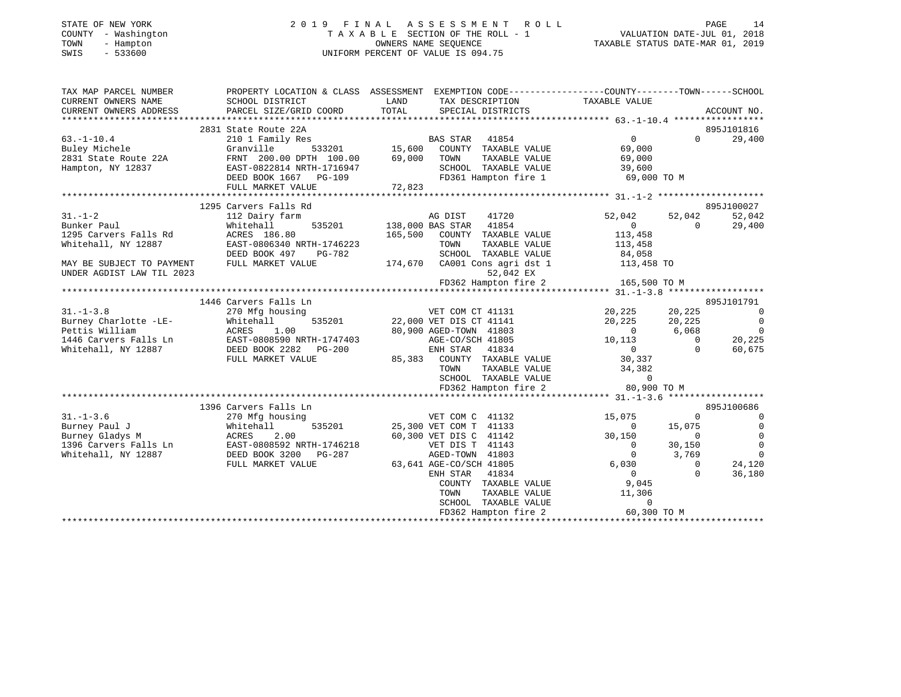STATE OF NEW YORK
COUNTY - Washington
TOWN - Hampton
SWIS - 533600

# 2019 FINAL ASSESSMENT ROLL
TAXABLE SECTION OF THE ROLL - 1
OWNERS NAME SEQUENCE
UNIFORM PERCENT OF VALUE IS 094.75

VALUATION DATE-JUL 01, 2018
TAXABLE STATUS DATE-MAR 01, 2019

```
TAX MAP PARCEL NUMBER      PROPERTY LOCATION & CLASS  ASSESSMENT  EXEMPTION CODE-----------------COUNTY--------TOWN------SCHOOL
CURRENT OWNERS NAME        SCHOOL DISTRICT            LAND        TAX DESCRIPTION              TAXABLE VALUE
CURRENT OWNERS ADDRESS     PARCEL SIZE/GRID COORD     TOTAL       SPECIAL DISTRICTS                                    ACCOUNT NO.
******************************************************************************************************* 63.-1-10.4 *****************
                           2831 State Route 22A                                                                     895J101816
63.-1-10.4                 210 1 Family Res                       BAS STAR   41854                 0           0        29,400
Buley Michele              Granville         533201     15,600    COUNTY  TAXABLE VALUE         69,000
2831 State Route 22A       FRNT 200.00 DPTH 100.00      69,000    TOWN    TAXABLE VALUE         69,000
Hampton, NY 12837          EAST-0822814 NRTH-1716947              SCHOOL  TAXABLE VALUE         39,600
                           DEED BOOK 1667   PG-109                FD361 Hampton fire 1          69,000 TO M
                           FULL MARKET VALUE            72,823
******************************************************************************************************* 31.-1-2 ********************
                           1295 Carvers Falls Rd                                                                    895J100027
31.-1-2                    112 Dairy farm                         AG DIST    41720            52,042      52,042        52,042
Bunker Paul                Whitehall         535201    138,000    BAS STAR   41854                 0           0        29,400
1295 Carvers Falls Rd      ACRES 186.80                165,500    COUNTY  TAXABLE VALUE        113,458
Whitehall, NY 12887        EAST-0806340 NRTH-1746223              TOWN    TAXABLE VALUE        113,458
                           DEED BOOK 497    PG-782                SCHOOL  TAXABLE VALUE         84,058
MAY BE SUBJECT TO PAYMENT  FULL MARKET VALUE           174,670    CA001 Cons agri dst 1        113,458 TO
UNDER AGDIST LAW TIL 2023                                               52,042 EX
                                                                  FD362 Hampton fire 2         165,500 TO M
******************************************************************************************************* 31.-1-3.8 ******************
                           1446 Carvers Falls Ln                                                                    895J101791
31.-1-3.8                  270 Mfg housing                        VET COM CT 41131            20,225      20,225             0
Burney Charlotte -LE-      Whitehall         535201     22,000    VET DIS CT 41141            20,225      20,225             0
Pettis William             ACRES    1.00                80,900    AGED-TOWN  41803                 0       6,068             0
1446 Carvers Falls Ln      EAST-0808590 NRTH-1747403              AGE-CO/SCH 41805            10,113           0        20,225
Whitehall, NY 12887        DEED BOOK 2282   PG-200                ENH STAR   41834                 0           0        60,675
                           FULL MARKET VALUE            85,383    COUNTY  TAXABLE VALUE         30,337
                                                                  TOWN    TAXABLE VALUE         34,382
                                                                  SCHOOL  TAXABLE VALUE              0
                                                                  FD362 Hampton fire 2          80,900 TO M
******************************************************************************************************* 31.-1-3.6 ******************
                           1396 Carvers Falls Ln                                                                    895J100686
31.-1-3.6                  270 Mfg housing                        VET COM C  41132            15,075           0             0
Burney Paul J              Whitehall         535201     25,300    VET COM T  41133                 0      15,075             0
Burney Gladys M            ACRES    2.00                60,300    VET DIS C  41142            30,150           0             0
1396 Carvers Falls Ln      EAST-0808592 NRTH-1746218              VET DIS T  41143                 0      30,150             0
Whitehall, NY 12887        DEED BOOK 3200   PG-287                AGED-TOWN  41803                 0       3,769             0
                           FULL MARKET VALUE            63,641    AGE-CO/SCH 41805             6,030           0        24,120
                                                                  ENH STAR   41834                 0           0        36,180
                                                                  COUNTY  TAXABLE VALUE          9,045
                                                                  TOWN    TAXABLE VALUE         11,306
                                                                  SCHOOL  TAXABLE VALUE              0
                                                                  FD362 Hampton fire 2          60,300 TO M
************************************************************************************************************************************
```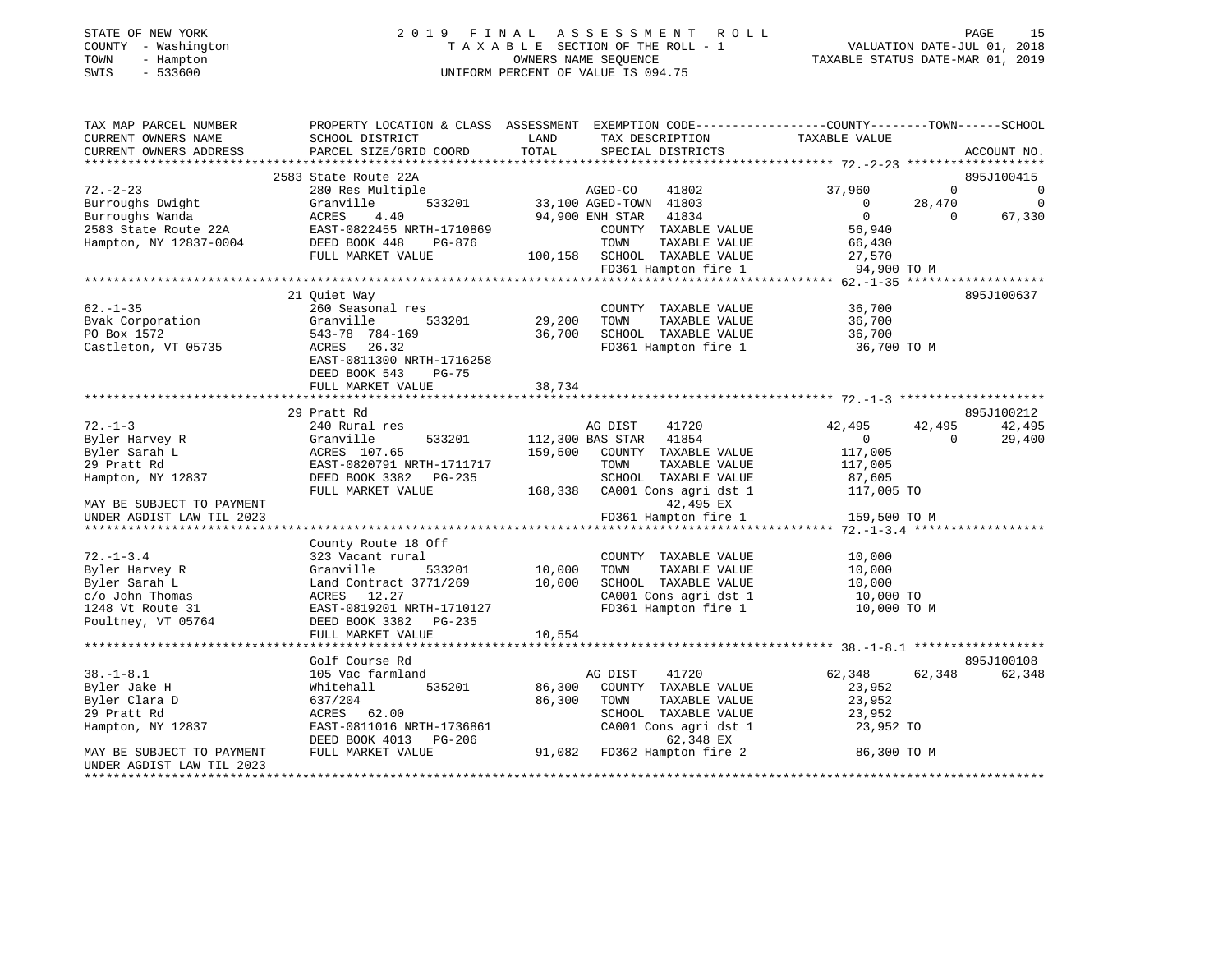STATE OF NEW YORK
COUNTY - Washington
TOWN - Hampton
SWIS - 533600

2019 FINAL ASSESSMENT ROLL
TAXABLE SECTION OF THE ROLL - 1
OWNERS NAME SEQUENCE
UNIFORM PERCENT OF VALUE IS 094.75

VALUATION DATE-JUL 01, 2018
TAXABLE STATUS DATE-MAR 01, 2019

```
TAX MAP PARCEL NUMBER     PROPERTY LOCATION & CLASS  ASSESSMENT  EXEMPTION CODE------------------COUNTY--------TOWN------SCHOOL
CURRENT OWNERS NAME       SCHOOL DISTRICT               LAND      TAX DESCRIPTION              TAXABLE VALUE
CURRENT OWNERS ADDRESS    PARCEL SIZE/GRID COORD       TOTAL      SPECIAL DISTRICTS                                        ACCOUNT NO.
******************************************************************************************************* 72.-2-23 *******************
                          2583 State Route 22A                                                                          895J100415
72.-2-23                  280 Res Multiple                      AGED-CO       41802          37,960           0              0
Burroughs Dwight          Granville         533201     33,100 AGED-TOWN  41803               0           28,470              0
Burroughs Wanda           ACRES     4.40                 94,900 ENH STAR   41834               0               0         67,330
2583 State Route 22A      EAST-0822455 NRTH-1710869             COUNTY  TAXABLE VALUE        56,940
Hampton, NY 12837-0004    DEED BOOK 448     PG-876              TOWN    TAXABLE VALUE        66,430
                          FULL MARKET VALUE            100,158  SCHOOL  TAXABLE VALUE        27,570
                                                                FD361 Hampton fire 1          94,900 TO M
******************************************************************************************************* 62.-1-35 *******************
                          21 Quiet Way                                                                                  895J100637
62.-1-35                  260 Seasonal res                      COUNTY  TAXABLE VALUE        36,700
Bvak Corporation          Granville         533201     29,200   TOWN    TAXABLE VALUE        36,700
PO Box 1572               543-78 784-169               36,700   SCHOOL  TAXABLE VALUE        36,700
Castleton, VT 05735       ACRES    26.32                        FD361 Hampton fire 1          36,700 TO M
                          EAST-0811300 NRTH-1716258
                          DEED BOOK 543     PG-75
                          FULL MARKET VALUE             38,734
******************************************************************************************************* 72.-1-3 ********************
                          29 Pratt Rd                                                                                   895J100212
72.-1-3                   240 Rural res                         AG DIST       41720          42,495       42,495         42,495
Byler Harvey R            Granville         533201    112,300 BAS STAR   41854               0               0         29,400
Byler Sarah L             ACRES  107.65                159,500  COUNTY  TAXABLE VALUE       117,005
29 Pratt Rd               EAST-0820791 NRTH-1711717             TOWN    TAXABLE VALUE       117,005
Hampton, NY 12837         DEED BOOK 3382    PG-235              SCHOOL  TAXABLE VALUE        87,605
                          FULL MARKET VALUE            168,338  CA001 Cons agri dst 1        117,005 TO
MAY BE SUBJECT TO PAYMENT                                             42,495 EX
UNDER AGDIST LAW TIL 2023                                       FD361 Hampton fire 1         159,500 TO M
******************************************************************************************************* 72.-1-3.4 ******************
                          County Route 18 Off
72.-1-3.4                 323 Vacant rural                      COUNTY  TAXABLE VALUE        10,000
Byler Harvey R            Granville         533201     10,000   TOWN    TAXABLE VALUE        10,000
Byler Sarah L             Land Contract 3771/269       10,000   SCHOOL  TAXABLE VALUE        10,000
c/o John Thomas           ACRES    12.27                        CA001 Cons agri dst 1         10,000 TO
1248 Vt Route 31          EAST-0819201 NRTH-1710127             FD361 Hampton fire 1          10,000 TO M
Poultney, VT 05764        DEED BOOK 3382    PG-235
                          FULL MARKET VALUE             10,554
******************************************************************************************************* 38.-1-8.1 ******************
                          Golf Course Rd                                                                                895J100108
38.-1-8.1                 105 Vac farmland                      AG DIST       41720          62,348       62,348         62,348
Byler Jake H              Whitehall         535201     86,300   COUNTY  TAXABLE VALUE        23,952
Byler Clara D             637/204                      86,300   TOWN    TAXABLE VALUE        23,952
29 Pratt Rd               ACRES    62.00                        SCHOOL  TAXABLE VALUE        23,952
Hampton, NY 12837         EAST-0811016 NRTH-1736861             CA001 Cons agri dst 1         23,952 TO
                          DEED BOOK 4013    PG-206                    62,348 EX
MAY BE SUBJECT TO PAYMENT FULL MARKET VALUE             91,082  FD362 Hampton fire 2          86,300 TO M
UNDER AGDIST LAW TIL 2023
************************************************************************************************************************************
```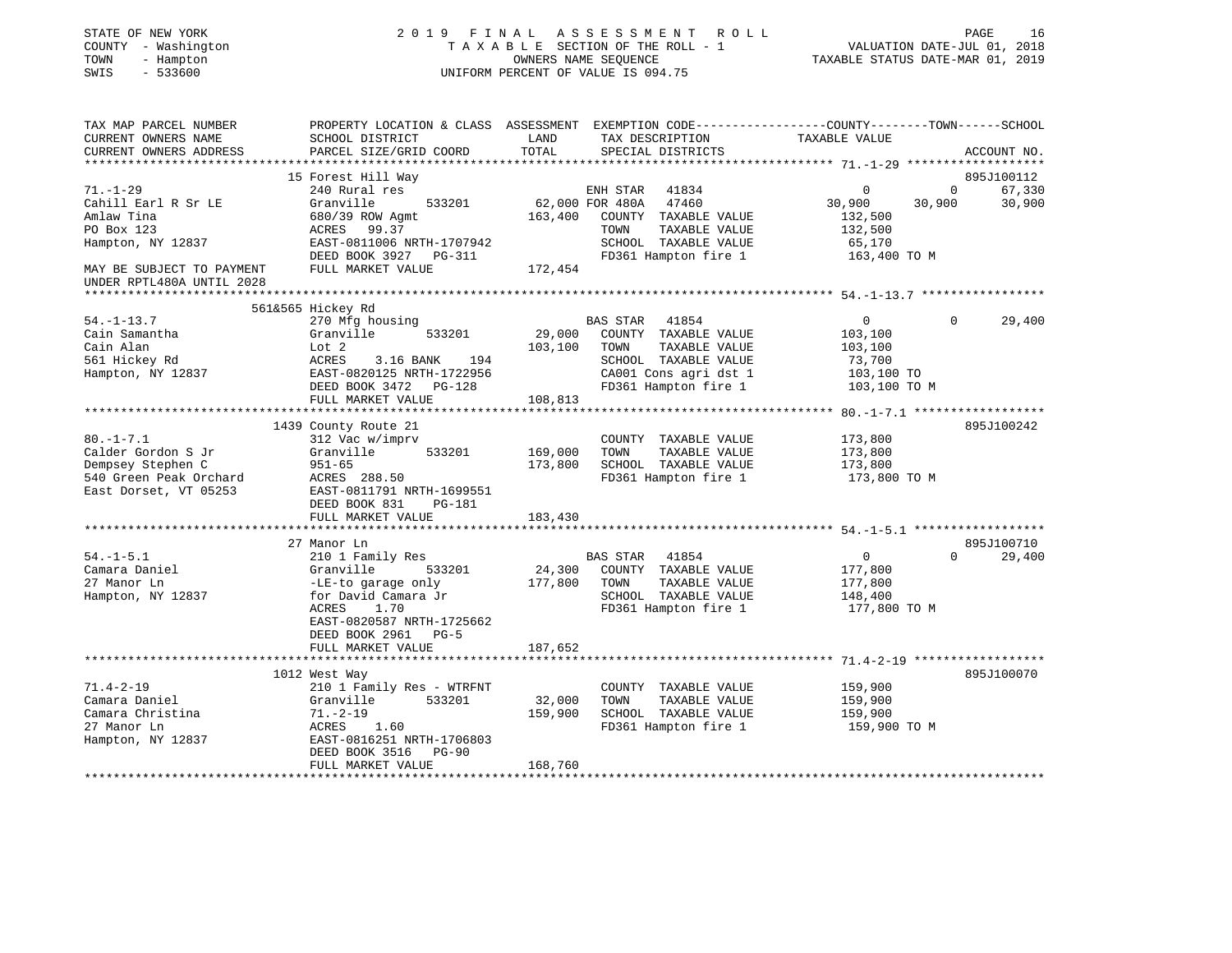STATE OF NEW YORK
COUNTY - Washington
TOWN - Hampton
SWIS - 533600

2019 FINAL ASSESSMENT ROLL
TAXABLE SECTION OF THE ROLL - 1
OWNERS NAME SEQUENCE
UNIFORM PERCENT OF VALUE IS 094.75

VALUATION DATE-JUL 01, 2018
TAXABLE STATUS DATE-MAR 01, 2019

```
TAX MAP PARCEL NUMBER          PROPERTY LOCATION & CLASS  ASSESSMENT  EXEMPTION CODE------------------COUNTY--------TOWN------SCHOOL
CURRENT OWNERS NAME            SCHOOL DISTRICT              LAND      TAX DESCRIPTION              TAXABLE VALUE
CURRENT OWNERS ADDRESS         PARCEL SIZE/GRID COORD       TOTAL     SPECIAL DISTRICTS                                     ACCOUNT NO.
******************************************************************************************************* 71.-1-29 *******************
                               15 Forest Hill Way                                                                        895J100112
71.-1-29                       240 Rural res                          ENH STAR  41834                 0            0        67,330
Cahill Earl R Sr LE            Granville       533201       62,000 FOR 480A   47460              30,900       30,900       30,900
Amlaw Tina                     680/39 ROW Agmt             163,400    COUNTY  TAXABLE VALUE          132,500
PO Box 123                     ACRES   99.37                          TOWN    TAXABLE VALUE          132,500
Hampton, NY 12837              EAST-0811006 NRTH-1707942              SCHOOL  TAXABLE VALUE           65,170
                               DEED BOOK 3927   PG-311                FD361 Hampton fire 1          163,400 TO M
MAY BE SUBJECT TO PAYMENT      FULL MARKET VALUE           172,454
UNDER RPTL480A UNTIL 2028
******************************************************************************************************* 54.-1-13.7 *****************
                               561&565 Hickey Rd
54.-1-13.7                     270 Mfg housing                        BAS STAR  41854                 0            0        29,400
Cain Samantha                  Granville       533201       29,000    COUNTY  TAXABLE VALUE          103,100
Cain Alan                      Lot 2                       103,100    TOWN    TAXABLE VALUE          103,100
561 Hickey Rd                  ACRES    3.16 BANK    194              SCHOOL  TAXABLE VALUE           73,700
Hampton, NY 12837              EAST-0820125 NRTH-1722956              CA001 Cons agri dst 1          103,100 TO
                               DEED BOOK 3472   PG-128                FD361 Hampton fire 1          103,100 TO M
                               FULL MARKET VALUE           108,813
******************************************************************************************************* 80.-1-7.1 ******************
                               1439 County Route 21                                                                      895J100242
80.-1-7.1                      312 Vac w/imprv                        COUNTY  TAXABLE VALUE          173,800
Calder Gordon S Jr             Granville       533201      169,000    TOWN    TAXABLE VALUE          173,800
Dempsey Stephen C              951-65                      173,800    SCHOOL  TAXABLE VALUE          173,800
540 Green Peak Orchard         ACRES  288.50                          FD361 Hampton fire 1          173,800 TO M
East Dorset, VT 05253          EAST-0811791 NRTH-1699551
                               DEED BOOK 831    PG-181
                               FULL MARKET VALUE           183,430
******************************************************************************************************* 54.-1-5.1 ******************
                               27 Manor Ln                                                                               895J100710
54.-1-5.1                      210 1 Family Res                       BAS STAR  41854                 0            0        29,400
Camara Daniel                  Granville       533201       24,300    COUNTY  TAXABLE VALUE          177,800
27 Manor Ln                    -LE-to garage only          177,800    TOWN    TAXABLE VALUE          177,800
Hampton, NY 12837              for David Camara Jr                    SCHOOL  TAXABLE VALUE          148,400
                               ACRES    1.70                          FD361 Hampton fire 1          177,800 TO M
                               EAST-0820587 NRTH-1725662
                               DEED BOOK 2961   PG-5
                               FULL MARKET VALUE           187,652
******************************************************************************************************* 71.4-2-19 ******************
                               1012 West Way                                                                             895J100070
71.4-2-19                      210 1 Family Res - WTRFNT              COUNTY  TAXABLE VALUE          159,900
Camara Daniel                  Granville       533201       32,000    TOWN    TAXABLE VALUE          159,900
Camara Christina               71.-2-19                    159,900    SCHOOL  TAXABLE VALUE          159,900
27 Manor Ln                    ACRES    1.60                          FD361 Hampton fire 1          159,900 TO M
Hampton, NY 12837              EAST-0816251 NRTH-1706803
                               DEED BOOK 3516   PG-90
                               FULL MARKET VALUE           168,760
************************************************************************************************************************************
```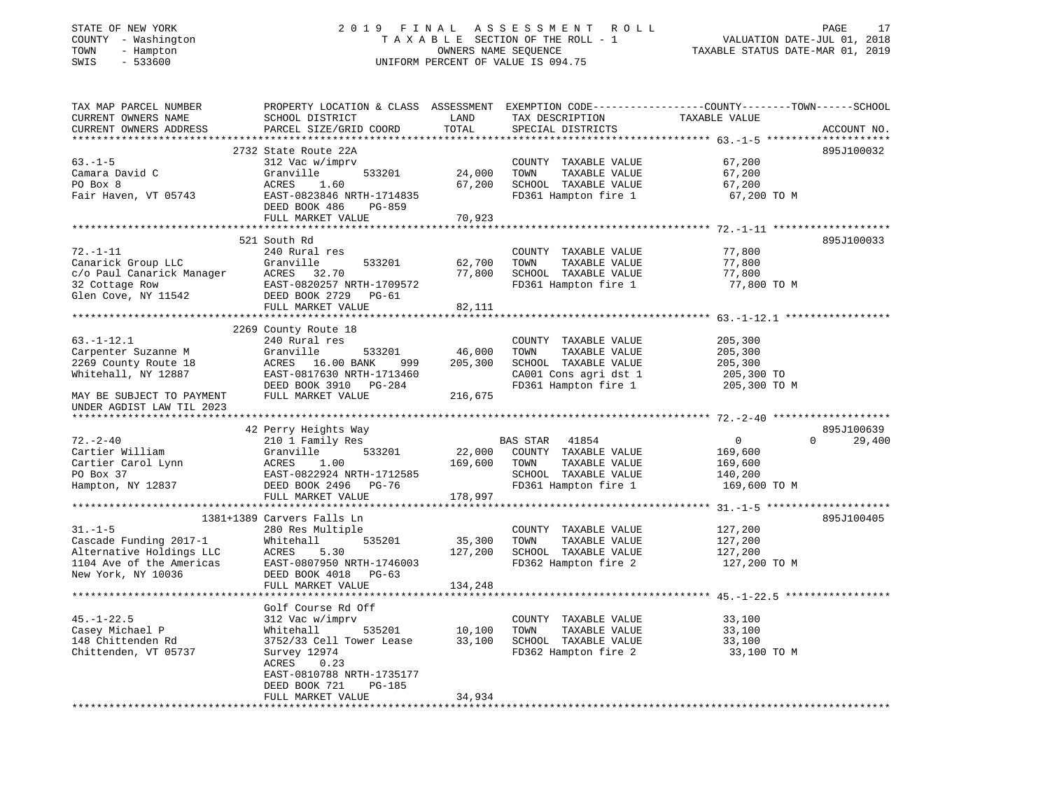STATE OF NEW YORK
COUNTY - Washington
TOWN - Hampton
SWIS - 533600

# 2019 FINAL ASSESSMENT ROLL

TAXABLE SECTION OF THE ROLL - 1
OWNERS NAME SEQUENCE
UNIFORM PERCENT OF VALUE IS 094.75

VALUATION DATE-JUL 01, 2018
TAXABLE STATUS DATE-MAR 01, 2019

| TAX MAP PARCEL NUMBER / CURRENT OWNERS NAME / CURRENT OWNERS ADDRESS | PROPERTY LOCATION & CLASS / SCHOOL DISTRICT / PARCEL SIZE/GRID COORD | ASSESSMENT LAND | TOTAL | EXEMPTION CODE / TAX DESCRIPTION / SPECIAL DISTRICTS | COUNTY TAXABLE VALUE | TOWN | SCHOOL | ACCOUNT NO. |
|---|---|---|---|---|---|---|---|---|
| | 2732 State Route 22A | | | | | | | 895J100032 |
| 63.-1-5 | 312 Vac w/imprv | | | COUNTY TAXABLE VALUE | 67,200 | | | |
| Camara David C | Granville 533201 | 24,000 | | TOWN TAXABLE VALUE | 67,200 | | | |
| PO Box 8 | ACRES 1.60 | | 67,200 | SCHOOL TAXABLE VALUE | 67,200 | | | |
| Fair Haven, VT 05743 | EAST-0823846 NRTH-1714835 | | | FD361 Hampton fire 1 | 67,200 TO M | | | |
| | DEED BOOK 486 PG-859 | | | | | | | |
| | FULL MARKET VALUE | | 70,923 | | | | | |
| | 521 South Rd | | | | | | | 895J100033 |
| 72.-1-11 | 240 Rural res | | | COUNTY TAXABLE VALUE | 77,800 | | | |
| Canarick Group LLC | Granville 533201 | 62,700 | | TOWN TAXABLE VALUE | 77,800 | | | |
| c/o Paul Canarick Manager | ACRES 32.70 | | 77,800 | SCHOOL TAXABLE VALUE | 77,800 | | | |
| 32 Cottage Row | EAST-0820257 NRTH-1709572 | | | FD361 Hampton fire 1 | 77,800 TO M | | | |
| Glen Cove, NY 11542 | DEED BOOK 2729 PG-61 | | | | | | | |
| | FULL MARKET VALUE | | 82,111 | | | | | |
| | 2269 County Route 18 | | | | | | | |
| 63.-1-12.1 | 240 Rural res | | | COUNTY TAXABLE VALUE | 205,300 | | | |
| Carpenter Suzanne M | Granville 533201 | 46,000 | | TOWN TAXABLE VALUE | 205,300 | | | |
| 2269 County Route 18 | ACRES 16.00 BANK 999 | | 205,300 | SCHOOL TAXABLE VALUE | 205,300 | | | |
| Whitehall, NY 12887 | EAST-0817630 NRTH-1713460 | | | CA001 Cons agri dst 1 | 205,300 TO | | | |
| | DEED BOOK 3910 PG-284 | | | FD361 Hampton fire 1 | 205,300 TO M | | | |
| MAY BE SUBJECT TO PAYMENT | FULL MARKET VALUE | | 216,675 | | | | | |
| UNDER AGDIST LAW TIL 2023 | | | | | | | | |
| | 42 Perry Heights Way | | | | | | | 895J100639 |
| 72.-2-40 | 210 1 Family Res | | | BAS STAR 41854 | 0 | 0 | 29,400 | |
| Cartier William | Granville 533201 | 22,000 | | COUNTY TAXABLE VALUE | 169,600 | | | |
| Cartier Carol Lynn | ACRES 1.00 | | 169,600 | TOWN TAXABLE VALUE | 169,600 | | | |
| PO Box 37 | EAST-0822924 NRTH-1712585 | | | SCHOOL TAXABLE VALUE | 140,200 | | | |
| Hampton, NY 12837 | DEED BOOK 2496 PG-76 | | | FD361 Hampton fire 1 | 169,600 TO M | | | |
| | FULL MARKET VALUE | | 178,997 | | | | | |
| | 1381+1389 Carvers Falls Ln | | | | | | | 895J100405 |
| 31.-1-5 | 280 Res Multiple | | | COUNTY TAXABLE VALUE | 127,200 | | | |
| Cascade Funding 2017-1 | Whitehall 535201 | 35,300 | | TOWN TAXABLE VALUE | 127,200 | | | |
| Alternative Holdings LLC | ACRES 5.30 | | 127,200 | SCHOOL TAXABLE VALUE | 127,200 | | | |
| 1104 Ave of the Americas | EAST-0807950 NRTH-1746003 | | | FD362 Hampton fire 2 | 127,200 TO M | | | |
| New York, NY 10036 | DEED BOOK 4018 PG-63 | | | | | | | |
| | FULL MARKET VALUE | | 134,248 | | | | | |
| | Golf Course Rd Off | | | | | | | |
| 45.-1-22.5 | 312 Vac w/imprv | | | COUNTY TAXABLE VALUE | 33,100 | | | |
| Casey Michael P | Whitehall 535201 | 10,100 | | TOWN TAXABLE VALUE | 33,100 | | | |
| 148 Chittenden Rd | 3752/33 Cell Tower Lease | | 33,100 | SCHOOL TAXABLE VALUE | 33,100 | | | |
| Chittenden, VT 05737 | Survey 12974 | | | FD362 Hampton fire 2 | 33,100 TO M | | | |
| | ACRES 0.23 | | | | | | | |
| | EAST-0810788 NRTH-1735177 | | | | | | | |
| | DEED BOOK 721 PG-185 | | | | | | | |
| | FULL MARKET VALUE | | 34,934 | | | | | |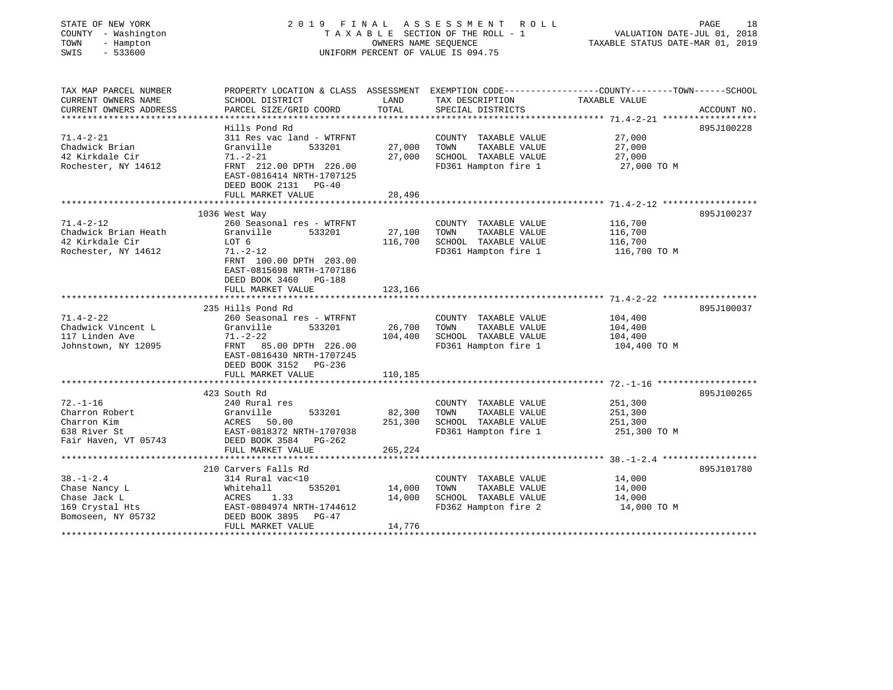STATE OF NEW YORK
COUNTY - Washington
TOWN - Hampton
SWIS - 533600

# 2019 FINAL ASSESSMENT ROLL

TAXABLE SECTION OF THE ROLL - 1
OWNERS NAME SEQUENCE
UNIFORM PERCENT OF VALUE IS 094.75

VALUATION DATE-JUL 01, 2018
TAXABLE STATUS DATE-MAR 01, 2019

| TAX MAP PARCEL NUMBER / CURRENT OWNERS NAME / CURRENT OWNERS ADDRESS | PROPERTY LOCATION & CLASS / SCHOOL DISTRICT / PARCEL SIZE/GRID COORD | ASSESSMENT LAND / TOTAL | EXEMPTION CODE / TAX DESCRIPTION / SPECIAL DISTRICTS | TAXABLE VALUE (COUNTY / TOWN / SCHOOL) | ACCOUNT NO. |
|---|---|---|---|---|---|
| 71.4-2-21 | Hills Pond Rd | | | | 895J100228 |
| Chadwick Brian | 311 Res vac land - WTRFNT | | COUNTY TAXABLE VALUE | 27,000 | |
| 42 Kirkdale Cir | Granville 533201 | 27,000 | TOWN TAXABLE VALUE | 27,000 | |
| Rochester, NY 14612 | 71.-2-21 | 27,000 | SCHOOL TAXABLE VALUE | 27,000 | |
| | FRNT 212.00 DPTH 226.00 | | FD361 Hampton fire 1 | 27,000 TO M | |
| | EAST-0816414 NRTH-1707125 | | | | |
| | DEED BOOK 2131 PG-40 | | | | |
| | FULL MARKET VALUE | 28,496 | | | |
| 71.4-2-12 | 1036 West Way | | | | 895J100237 |
| Chadwick Brian Heath | 260 Seasonal res - WTRFNT | | COUNTY TAXABLE VALUE | 116,700 | |
| 42 Kirkdale Cir | Granville 533201 | 27,100 | TOWN TAXABLE VALUE | 116,700 | |
| Rochester, NY 14612 | LOT 6 | 116,700 | SCHOOL TAXABLE VALUE | 116,700 | |
| | 71.-2-12 | | FD361 Hampton fire 1 | 116,700 TO M | |
| | FRNT 100.00 DPTH 203.00 | | | | |
| | EAST-0815698 NRTH-1707186 | | | | |
| | DEED BOOK 3460 PG-188 | | | | |
| | FULL MARKET VALUE | 123,166 | | | |
| 71.4-2-22 | 235 Hills Pond Rd | | | | 895J100037 |
| Chadwick Vincent L | 260 Seasonal res - WTRFNT | | COUNTY TAXABLE VALUE | 104,400 | |
| 117 Linden Ave | Granville 533201 | 26,700 | TOWN TAXABLE VALUE | 104,400 | |
| Johnstown, NY 12095 | 71.-2-22 | 104,400 | SCHOOL TAXABLE VALUE | 104,400 | |
| | FRNT 85.00 DPTH 226.00 | | FD361 Hampton fire 1 | 104,400 TO M | |
| | EAST-0816430 NRTH-1707245 | | | | |
| | DEED BOOK 3152 PG-236 | | | | |
| | FULL MARKET VALUE | 110,185 | | | |
| 72.-1-16 | 423 South Rd | | | | 895J100265 |
| Charron Robert | 240 Rural res | | COUNTY TAXABLE VALUE | 251,300 | |
| Charron Kim | Granville 533201 | 82,300 | TOWN TAXABLE VALUE | 251,300 | |
| 638 River St | ACRES 50.00 | 251,300 | SCHOOL TAXABLE VALUE | 251,300 | |
| Fair Haven, VT 05743 | EAST-0818372 NRTH-1707038 | | FD361 Hampton fire 1 | 251,300 TO M | |
| | DEED BOOK 3584 PG-262 | | | | |
| | FULL MARKET VALUE | 265,224 | | | |
| 38.-1-2.4 | 210 Carvers Falls Rd | | | | 895J101780 |
| Chase Nancy L | 314 Rural vac<10 | | COUNTY TAXABLE VALUE | 14,000 | |
| Chase Jack L | Whitehall 535201 | 14,000 | TOWN TAXABLE VALUE | 14,000 | |
| 169 Crystal Hts | ACRES 1.33 | 14,000 | SCHOOL TAXABLE VALUE | 14,000 | |
| Bomoseen, NY 05732 | EAST-0804974 NRTH-1744612 | | FD362 Hampton fire 2 | 14,000 TO M | |
| | DEED BOOK 3895 PG-47 | | | | |
| | FULL MARKET VALUE | 14,776 | | | |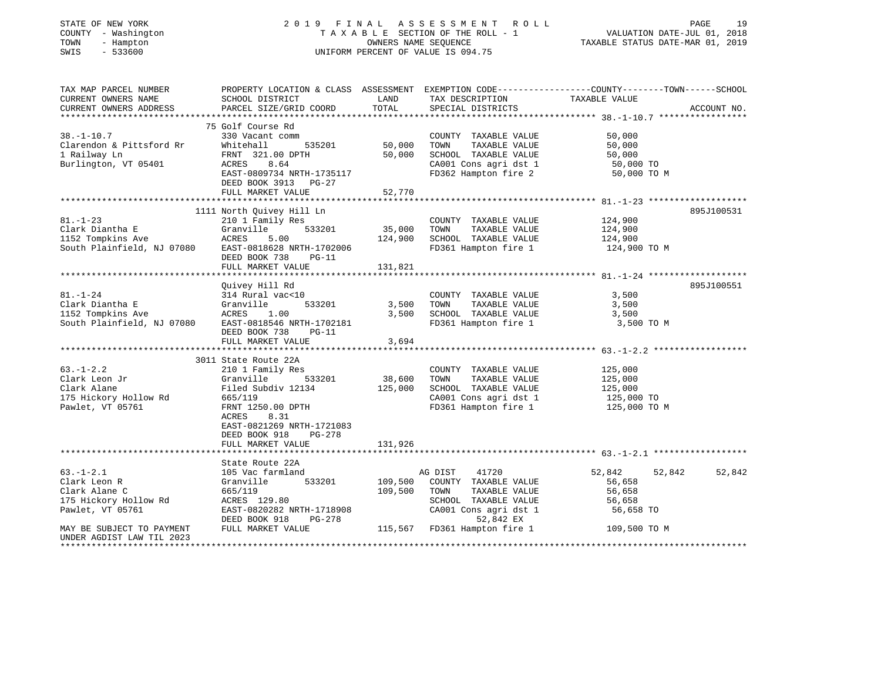STATE OF NEW YORK
COUNTY - Washington
TOWN - Hampton
SWIS - 533600

2019 FINAL ASSESSMENT ROLL
TAXABLE SECTION OF THE ROLL - 1
OWNERS NAME SEQUENCE
UNIFORM PERCENT OF VALUE IS 094.75

VALUATION DATE-JUL 01, 2018
TAXABLE STATUS DATE-MAR 01, 2019

| TAX MAP PARCEL NUMBER / CURRENT OWNERS NAME / CURRENT OWNERS ADDRESS | PROPERTY LOCATION & CLASS / SCHOOL DISTRICT / PARCEL SIZE/GRID COORD | ASSESSMENT LAND / TOTAL | EXEMPTION CODE / TAX DESCRIPTION / SPECIAL DISTRICTS | COUNTY / TOWN / SCHOOL TAXABLE VALUE | ACCOUNT NO. |
|---|---|---|---|---|---|
| 38.-1-10.7 | 75 Golf Course Rd | | | | |
| 38.-1-10.7 | 330 Vacant comm | | COUNTY TAXABLE VALUE | 50,000 | |
| Clarendon & Pittsford Rr | Whitehall 535201 | 50,000 | TOWN TAXABLE VALUE | 50,000 | |
| 1 Railway Ln | FRNT 321.00 DPTH | 50,000 | SCHOOL TAXABLE VALUE | 50,000 | |
| Burlington, VT 05401 | ACRES 8.64 | | CA001 Cons agri dst 1 | 50,000 TO | |
| | EAST-0809734 NRTH-1735117 | | FD362 Hampton fire 2 | 50,000 TO M | |
| | DEED BOOK 3913 PG-27 | | | | |
| | FULL MARKET VALUE | 52,770 | | | |
| 81.-1-23 | 1111 North Quivey Hill Ln | | | | 895J100531 |
| 81.-1-23 | 210 1 Family Res | | COUNTY TAXABLE VALUE | 124,900 | |
| Clark Diantha E | Granville 533201 | 35,000 | TOWN TAXABLE VALUE | 124,900 | |
| 1152 Tompkins Ave | ACRES 5.00 | 124,900 | SCHOOL TAXABLE VALUE | 124,900 | |
| South Plainfield, NJ 07080 | EAST-0818628 NRTH-1702006 | | FD361 Hampton fire 1 | 124,900 TO M | |
| | DEED BOOK 738 PG-11 | | | | |
| | FULL MARKET VALUE | 131,821 | | | |
| 81.-1-24 | Quivey Hill Rd | | | | 895J100551 |
| 81.-1-24 | 314 Rural vac<10 | | COUNTY TAXABLE VALUE | 3,500 | |
| Clark Diantha E | Granville 533201 | 3,500 | TOWN TAXABLE VALUE | 3,500 | |
| 1152 Tompkins Ave | ACRES 1.00 | 3,500 | SCHOOL TAXABLE VALUE | 3,500 | |
| South Plainfield, NJ 07080 | EAST-0818546 NRTH-1702181 | | FD361 Hampton fire 1 | 3,500 TO M | |
| | DEED BOOK 738 PG-11 | | | | |
| | FULL MARKET VALUE | 3,694 | | | |
| 63.-1-2.2 | 3011 State Route 22A | | | | |
| 63.-1-2.2 | 210 1 Family Res | | COUNTY TAXABLE VALUE | 125,000 | |
| Clark Leon Jr | Granville 533201 | 38,600 | TOWN TAXABLE VALUE | 125,000 | |
| Clark Alane | Filed Subdiv 12134 | 125,000 | SCHOOL TAXABLE VALUE | 125,000 | |
| 175 Hickory Hollow Rd | 665/119 | | CA001 Cons agri dst 1 | 125,000 TO | |
| Pawlet, VT 05761 | FRNT 1250.00 DPTH | | FD361 Hampton fire 1 | 125,000 TO M | |
| | ACRES 8.31 | | | | |
| | EAST-0821269 NRTH-1721083 | | | | |
| | DEED BOOK 918 PG-278 | | | | |
| | FULL MARKET VALUE | 131,926 | | | |
| 63.-1-2.1 | State Route 22A | | | | |
| 63.-1-2.1 | 105 Vac farmland | | AG DIST 41720 | 52,842 52,842 52,842 | |
| Clark Leon R | Granville 533201 | 109,500 | COUNTY TAXABLE VALUE | 56,658 | |
| Clark Alane C | 665/119 | 109,500 | TOWN TAXABLE VALUE | 56,658 | |
| 175 Hickory Hollow Rd | ACRES 129.80 | | SCHOOL TAXABLE VALUE | 56,658 | |
| Pawlet, VT 05761 | EAST-0820282 NRTH-1718908 | | CA001 Cons agri dst 1 | 56,658 TO | |
| | DEED BOOK 918 PG-278 | | 52,842 EX | | |
| MAY BE SUBJECT TO PAYMENT | FULL MARKET VALUE | 115,567 | FD361 Hampton fire 1 | 109,500 TO M | |
| UNDER AGDIST LAW TIL 2023 | | | | | |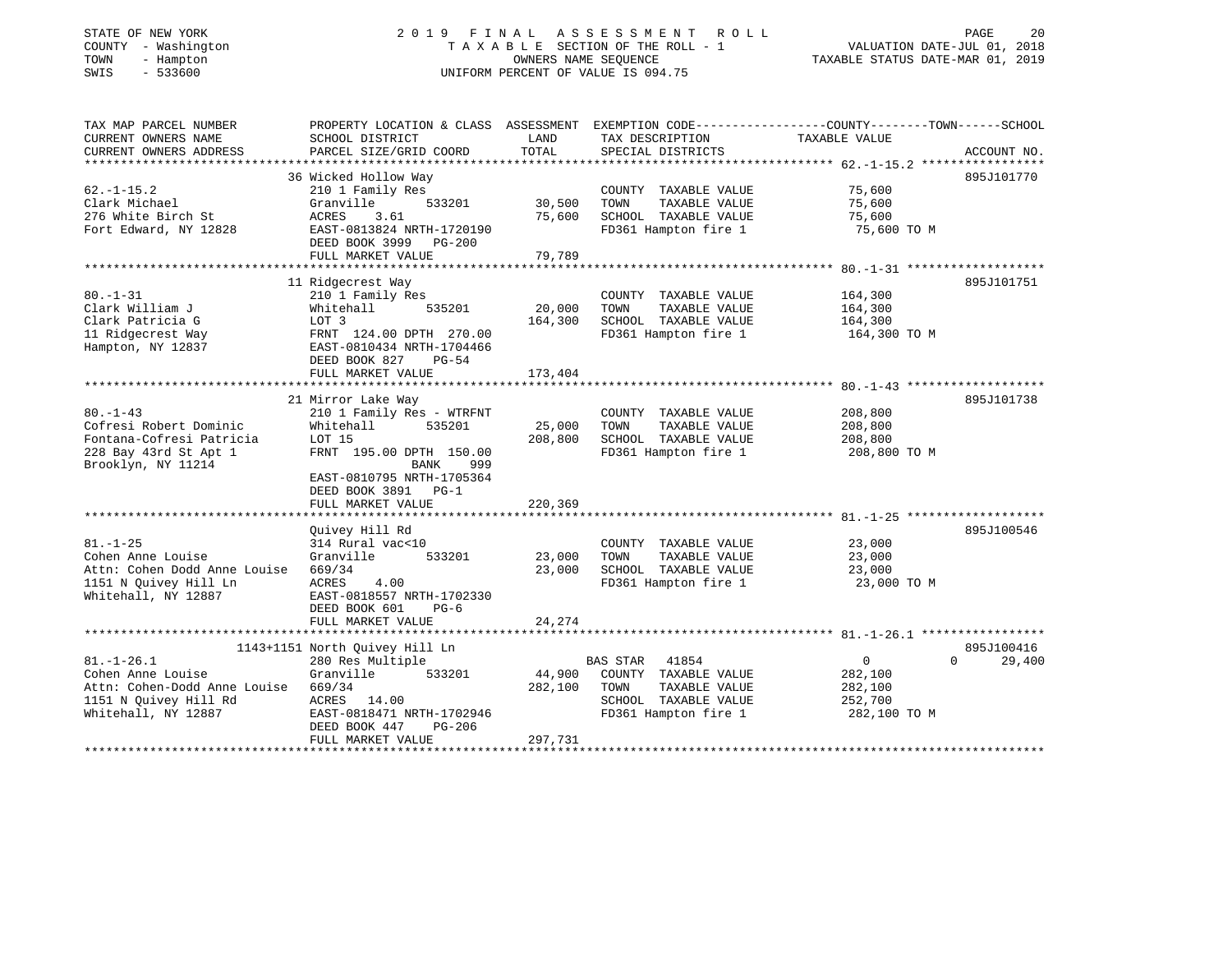STATE OF NEW YORK
COUNTY - Washington
TOWN - Hampton
SWIS - 533600

# 2019 FINAL ASSESSMENT ROLL

TAXABLE SECTION OF THE ROLL - 1
OWNERS NAME SEQUENCE
UNIFORM PERCENT OF VALUE IS 094.75

VALUATION DATE-JUL 01, 2018
TAXABLE STATUS DATE-MAR 01, 2019

| TAX MAP PARCEL NUMBER / CURRENT OWNERS NAME / CURRENT OWNERS ADDRESS | PROPERTY LOCATION & CLASS / SCHOOL DISTRICT / PARCEL SIZE/GRID COORD | ASSESSMENT LAND / TOTAL | EXEMPTION CODE / TAX DESCRIPTION / SPECIAL DISTRICTS | COUNTY / TOWN / SCHOOL TAXABLE VALUE | ACCOUNT NO. |
|---|---|---|---|---|---|
| 62.-1-15.2 | 36 Wicked Hollow Way | | | | 895J101770 |
| Clark Michael | 210 1 Family Res | | COUNTY TAXABLE VALUE | 75,600 | |
| 276 White Birch St | Granville 533201 | 30,500 | TOWN TAXABLE VALUE | 75,600 | |
| Fort Edward, NY 12828 | ACRES 3.61 | 75,600 | SCHOOL TAXABLE VALUE | 75,600 | |
| | EAST-0813824 NRTH-1720190 | | FD361 Hampton fire 1 | 75,600 TO M | |
| | DEED BOOK 3999 PG-200 | | | | |
| | FULL MARKET VALUE | 79,789 | | | |
| 80.-1-31 | 11 Ridgecrest Way | | | | 895J101751 |
| Clark William J | 210 1 Family Res | | COUNTY TAXABLE VALUE | 164,300 | |
| Clark Patricia G | Whitehall 535201 | 20,000 | TOWN TAXABLE VALUE | 164,300 | |
| 11 Ridgecrest Way | LOT 3 | 164,300 | SCHOOL TAXABLE VALUE | 164,300 | |
| Hampton, NY 12837 | FRNT 124.00 DPTH 270.00 | | FD361 Hampton fire 1 | 164,300 TO M | |
| | EAST-0810434 NRTH-1704466 | | | | |
| | DEED BOOK 827 PG-54 | | | | |
| | FULL MARKET VALUE | 173,404 | | | |
| 80.-1-43 | 21 Mirror Lake Way | | | | 895J101738 |
| Cofresi Robert Dominic | 210 1 Family Res - WTRFNT | | COUNTY TAXABLE VALUE | 208,800 | |
| Fontana-Cofresi Patricia | Whitehall 535201 | 25,000 | TOWN TAXABLE VALUE | 208,800 | |
| 228 Bay 43rd St Apt 1 | LOT 15 | 208,800 | SCHOOL TAXABLE VALUE | 208,800 | |
| Brooklyn, NY 11214 | FRNT 195.00 DPTH 150.00 | | FD361 Hampton fire 1 | 208,800 TO M | |
| | BANK 999 | | | | |
| | EAST-0810795 NRTH-1705364 | | | | |
| | DEED BOOK 3891 PG-1 | | | | |
| | FULL MARKET VALUE | 220,369 | | | |
| 81.-1-25 | Quivey Hill Rd | | | | 895J100546 |
| Cohen Anne Louise | 314 Rural vac<10 | | COUNTY TAXABLE VALUE | 23,000 | |
| Attn: Cohen Dodd Anne Louise | Granville 533201 | 23,000 | TOWN TAXABLE VALUE | 23,000 | |
| 1151 N Quivey Hill Ln | 669/34 | 23,000 | SCHOOL TAXABLE VALUE | 23,000 | |
| Whitehall, NY 12887 | ACRES 4.00 | | FD361 Hampton fire 1 | 23,000 TO M | |
| | EAST-0818557 NRTH-1702330 | | | | |
| | DEED BOOK 601 PG-6 | | | | |
| | FULL MARKET VALUE | 24,274 | | | |
| 81.-1-26.1 | 1143+1151 North Quivey Hill Ln | | | | 895J100416 |
| Cohen Anne Louise | 280 Res Multiple | | BAS STAR 41854 | 0 / 0 / 29,400 | |
| Attn: Cohen-Dodd Anne Louise | Granville 533201 | 44,900 | COUNTY TAXABLE VALUE | 282,100 | |
| 1151 N Quivey Hill Rd | 669/34 | 282,100 | TOWN TAXABLE VALUE | 282,100 | |
| Whitehall, NY 12887 | ACRES 14.00 | | SCHOOL TAXABLE VALUE | 252,700 | |
| | EAST-0818471 NRTH-1702946 | | FD361 Hampton fire 1 | 282,100 TO M | |
| | DEED BOOK 447 PG-206 | | | | |
| | FULL MARKET VALUE | 297,731 | | | |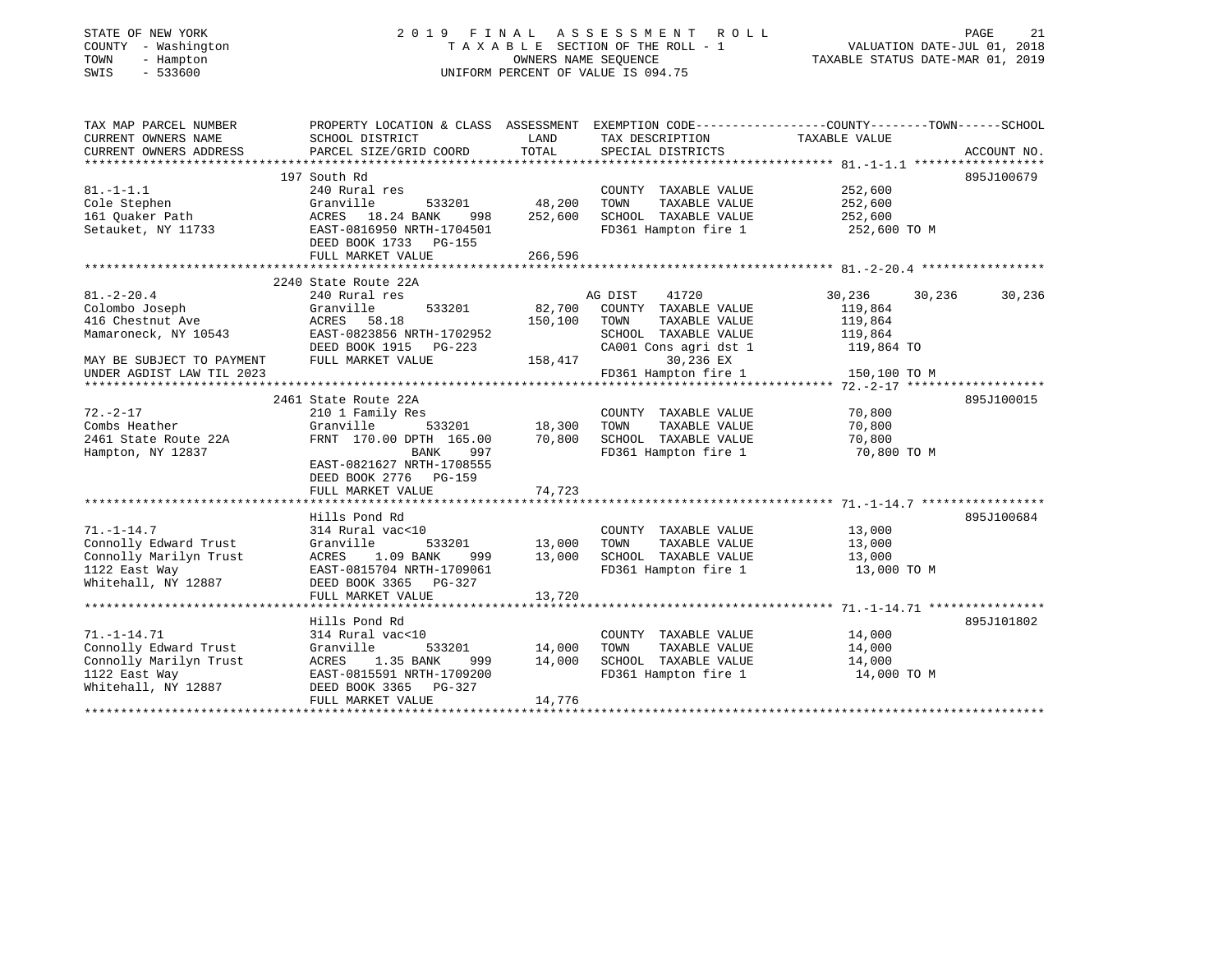STATE OF NEW YORK
COUNTY - Washington
TOWN - Hampton
SWIS - 533600

# 2019 FINAL ASSESSMENT ROLL
TAXABLE SECTION OF THE ROLL - 1
OWNERS NAME SEQUENCE
UNIFORM PERCENT OF VALUE IS 094.75

VALUATION DATE-JUL 01, 2018
TAXABLE STATUS DATE-MAR 01, 2019

| TAX MAP PARCEL NUMBER / CURRENT OWNERS NAME / CURRENT OWNERS ADDRESS | PROPERTY LOCATION & CLASS / SCHOOL DISTRICT / PARCEL SIZE/GRID COORD | ASSESSMENT LAND | TOTAL | EXEMPTION CODE / TAX DESCRIPTION / SPECIAL DISTRICTS | COUNTY | TOWN | SCHOOL / TAXABLE VALUE | ACCOUNT NO. |
|---|---|---|---|---|---|---|---|---|
| 81.-1-1.1 | 197 South Rd | | | | | | | 895J100679 |
| Cole Stephen | 240 Rural res | | | COUNTY TAXABLE VALUE | 252,600 | | | |
| 161 Quaker Path | Granville 533201 | 48,200 | | TOWN TAXABLE VALUE | | 252,600 | | |
| Setauket, NY 11733 | ACRES 18.24 BANK 998 | | 252,600 | SCHOOL TAXABLE VALUE | | | 252,600 | |
| | EAST-0816950 NRTH-1704501 | | | FD361 Hampton fire 1 | | | 252,600 TO M | |
| | DEED BOOK 1733 PG-155 | | | | | | | |
| | FULL MARKET VALUE | | 266,596 | | | | | |
| 81.-2-20.4 | 2240 State Route 22A | | | | | | | |
| Colombo Joseph | 240 Rural res | | | AG DIST 41720 | 30,236 | 30,236 | 30,236 | |
| 416 Chestnut Ave | Granville 533201 | 82,700 | | COUNTY TAXABLE VALUE | 119,864 | | | |
| Mamaroneck, NY 10543 | ACRES 58.18 | | 150,100 | TOWN TAXABLE VALUE | | 119,864 | | |
| | EAST-0823856 NRTH-1702952 | | | SCHOOL TAXABLE VALUE | | | 119,864 | |
| | DEED BOOK 1915 PG-223 | | | CA001 Cons agri dst 1 | | | 119,864 TO | |
| MAY BE SUBJECT TO PAYMENT | FULL MARKET VALUE | | 158,417 | 30,236 EX | | | | |
| UNDER AGDIST LAW TIL 2023 | | | | FD361 Hampton fire 1 | | | 150,100 TO M | |
| 72.-2-17 | 2461 State Route 22A | | | | | | | 895J100015 |
| Combs Heather | 210 1 Family Res | | | COUNTY TAXABLE VALUE | 70,800 | | | |
| 2461 State Route 22A | Granville 533201 | 18,300 | | TOWN TAXABLE VALUE | | 70,800 | | |
| Hampton, NY 12837 | FRNT 170.00 DPTH 165.00 | | 70,800 | SCHOOL TAXABLE VALUE | | | 70,800 | |
| | BANK 997 | | | FD361 Hampton fire 1 | | | 70,800 TO M | |
| | EAST-0821627 NRTH-1708555 | | | | | | | |
| | DEED BOOK 2776 PG-159 | | | | | | | |
| | FULL MARKET VALUE | | 74,723 | | | | | |
| 71.-1-14.7 | Hills Pond Rd | | | | | | | 895J100684 |
| Connolly Edward Trust | 314 Rural vac<10 | | | COUNTY TAXABLE VALUE | 13,000 | | | |
| Connolly Marilyn Trust | Granville 533201 | 13,000 | | TOWN TAXABLE VALUE | | 13,000 | | |
| 1122 East Way | ACRES 1.09 BANK 999 | | 13,000 | SCHOOL TAXABLE VALUE | | | 13,000 | |
| Whitehall, NY 12887 | EAST-0815704 NRTH-1709061 | | | FD361 Hampton fire 1 | | | 13,000 TO M | |
| | DEED BOOK 3365 PG-327 | | | | | | | |
| | FULL MARKET VALUE | | 13,720 | | | | | |
| 71.-1-14.71 | Hills Pond Rd | | | | | | | 895J101802 |
| Connolly Edward Trust | 314 Rural vac<10 | | | COUNTY TAXABLE VALUE | 14,000 | | | |
| Connolly Marilyn Trust | Granville 533201 | 14,000 | | TOWN TAXABLE VALUE | | 14,000 | | |
| 1122 East Way | ACRES 1.35 BANK 999 | | 14,000 | SCHOOL TAXABLE VALUE | | | 14,000 | |
| Whitehall, NY 12887 | EAST-0815591 NRTH-1709200 | | | FD361 Hampton fire 1 | | | 14,000 TO M | |
| | DEED BOOK 3365 PG-327 | | | | | | | |
| | FULL MARKET VALUE | | 14,776 | | | | | |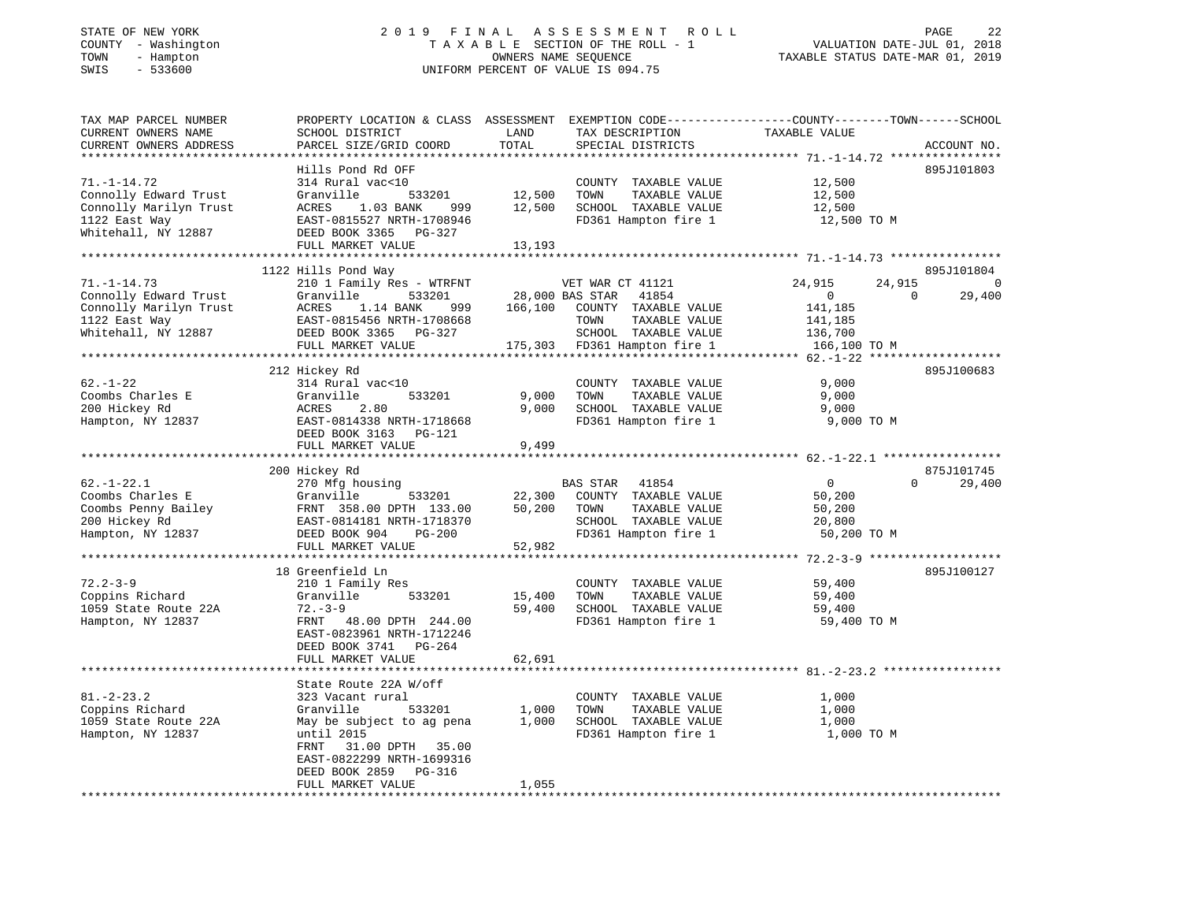STATE OF NEW YORK
COUNTY - Washington
TOWN - Hampton
SWIS - 533600

# 2019 FINAL ASSESSMENT ROLL
TAXABLE SECTION OF THE ROLL - 1
OWNERS NAME SEQUENCE
UNIFORM PERCENT OF VALUE IS 094.75

VALUATION DATE-JUL 01, 2018
TAXABLE STATUS DATE-MAR 01, 2019

| TAX MAP PARCEL NUMBER / CURRENT OWNERS NAME / CURRENT OWNERS ADDRESS | PROPERTY LOCATION & CLASS / SCHOOL DISTRICT / PARCEL SIZE/GRID COORD | ASSESSMENT LAND / TOTAL | EXEMPTION CODE / TAX DESCRIPTION / SPECIAL DISTRICTS | COUNTY | TOWN | SCHOOL | ACCOUNT NO. |
|---|---|---|---|---|---|---|---|
| 71.-1-14.72 | Hills Pond Rd OFF | | | | | | 895J101803 |
| Connolly Edward Trust | 314 Rural vac<10 | | COUNTY TAXABLE VALUE | 12,500 | | | |
| Connolly Marilyn Trust | Granville 533201 | 12,500 | TOWN TAXABLE VALUE | | 12,500 | | |
| 1122 East Way | ACRES 1.03 BANK 999 | 12,500 | SCHOOL TAXABLE VALUE | | | 12,500 | |
| Whitehall, NY 12887 | EAST-0815527 NRTH-1708946 | | FD361 Hampton fire 1 | 12,500 TO M | | | |
| | DEED BOOK 3365 PG-327 | | | | | | |
| | FULL MARKET VALUE | 13,193 | | | | | |
| 71.-1-14.73 | 1122 Hills Pond Way | | | | | | 895J101804 |
| Connolly Edward Trust | 210 1 Family Res - WTRFNT | | VET WAR CT 41121 | 24,915 | 24,915 | 0 | |
| Connolly Marilyn Trust | Granville 533201 | 28,000 | BAS STAR 41854 | 0 | 0 | 29,400 | |
| 1122 East Way | ACRES 1.14 BANK 999 | 166,100 | COUNTY TAXABLE VALUE | 141,185 | | | |
| Whitehall, NY 12887 | EAST-0815456 NRTH-1708668 | | TOWN TAXABLE VALUE | | 141,185 | | |
| | DEED BOOK 3365 PG-327 | | SCHOOL TAXABLE VALUE | | | 136,700 | |
| | FULL MARKET VALUE | 175,303 | FD361 Hampton fire 1 | 166,100 TO M | | | |
| 62.-1-22 | 212 Hickey Rd | | | | | | 895J100683 |
| Coombs Charles E | 314 Rural vac<10 | | COUNTY TAXABLE VALUE | 9,000 | | | |
| 200 Hickey Rd | Granville 533201 | 9,000 | TOWN TAXABLE VALUE | | 9,000 | | |
| Hampton, NY 12837 | ACRES 2.80 | 9,000 | SCHOOL TAXABLE VALUE | | | 9,000 | |
| | EAST-0814338 NRTH-1718668 | | FD361 Hampton fire 1 | 9,000 TO M | | | |
| | DEED BOOK 3163 PG-121 | | | | | | |
| | FULL MARKET VALUE | 9,499 | | | | | |
| 62.-1-22.1 | 200 Hickey Rd | | | | | | 875J101745 |
| Coombs Charles E | 270 Mfg housing | | BAS STAR 41854 | 0 | 0 | 29,400 | |
| Coombs Penny Bailey | Granville 533201 | 22,300 | COUNTY TAXABLE VALUE | 50,200 | | | |
| 200 Hickey Rd | FRNT 358.00 DPTH 133.00 | 50,200 | TOWN TAXABLE VALUE | | 50,200 | | |
| Hampton, NY 12837 | EAST-0814181 NRTH-1718370 | | SCHOOL TAXABLE VALUE | | | 20,800 | |
| | DEED BOOK 904 PG-200 | | FD361 Hampton fire 1 | 50,200 TO M | | | |
| | FULL MARKET VALUE | 52,982 | | | | | |
| 72.2-3-9 | 18 Greenfield Ln | | | | | | 895J100127 |
| Coppins Richard | 210 1 Family Res | | COUNTY TAXABLE VALUE | 59,400 | | | |
| 1059 State Route 22A | Granville 533201 | 15,400 | TOWN TAXABLE VALUE | | 59,400 | | |
| Hampton, NY 12837 | 72.-3-9 | 59,400 | SCHOOL TAXABLE VALUE | | | 59,400 | |
| | FRNT 48.00 DPTH 244.00 | | FD361 Hampton fire 1 | 59,400 TO M | | | |
| | EAST-0823961 NRTH-1712246 | | | | | | |
| | DEED BOOK 3741 PG-264 | | | | | | |
| | FULL MARKET VALUE | 62,691 | | | | | |
| 81.-2-23.2 | State Route 22A W/off | | | | | | |
| Coppins Richard | 323 Vacant rural | | COUNTY TAXABLE VALUE | 1,000 | | | |
| 1059 State Route 22A | Granville 533201 | 1,000 | TOWN TAXABLE VALUE | | 1,000 | | |
| Hampton, NY 12837 | May be subject to ag pena | 1,000 | SCHOOL TAXABLE VALUE | | | 1,000 | |
| | until 2015 | | FD361 Hampton fire 1 | 1,000 TO M | | | |
| | FRNT 31.00 DPTH 35.00 | | | | | | |
| | EAST-0822299 NRTH-1699316 | | | | | | |
| | DEED BOOK 2859 PG-316 | | | | | | |
| | FULL MARKET VALUE | 1,055 | | | | | |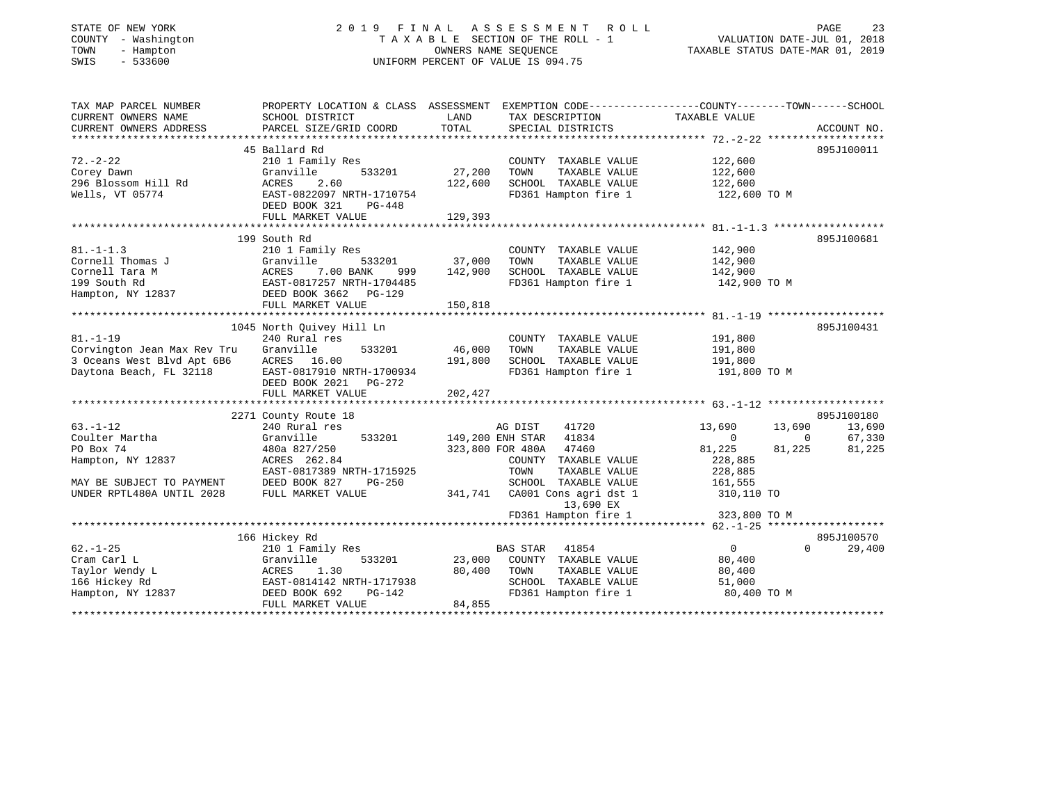STATE OF NEW YORK
COUNTY - Washington
TOWN - Hampton
SWIS - 533600

2019 FINAL ASSESSMENT ROLL
TAXABLE SECTION OF THE ROLL - 1
OWNERS NAME SEQUENCE
UNIFORM PERCENT OF VALUE IS 094.75

VALUATION DATE-JUL 01, 2018
TAXABLE STATUS DATE-MAR 01, 2019

| TAX MAP PARCEL NUMBER / CURRENT OWNERS NAME / CURRENT OWNERS ADDRESS | PROPERTY LOCATION & CLASS / SCHOOL DISTRICT / PARCEL SIZE/GRID COORD | ASSESSMENT LAND / TOTAL | EXEMPTION CODE / TAX DESCRIPTION / SPECIAL DISTRICTS | COUNTY TAXABLE VALUE | TOWN | SCHOOL | ACCOUNT NO. |
|---|---|---|---|---|---|---|---|
| 72.-2-22 | 45 Ballard Rd | | | | | | 895J100011 |
| Corey Dawn | 210 1 Family Res | | COUNTY TAXABLE VALUE | 122,600 | | | |
| 296 Blossom Hill Rd | Granville 533201 | 27,200 | TOWN TAXABLE VALUE | 122,600 | | | |
| Wells, VT 05774 | ACRES 2.60 | 122,600 | SCHOOL TAXABLE VALUE | 122,600 | | | |
| | EAST-0822097 NRTH-1710754 | | FD361 Hampton fire 1 | 122,600 TO M | | | |
| | DEED BOOK 321 PG-448 | | | | | | |
| | FULL MARKET VALUE | 129,393 | | | | | |
| 81.-1-1.3 | 199 South Rd | | | | | | 895J100681 |
| Cornell Thomas J | 210 1 Family Res | | COUNTY TAXABLE VALUE | 142,900 | | | |
| Cornell Tara M | Granville 533201 | 37,000 | TOWN TAXABLE VALUE | 142,900 | | | |
| 199 South Rd | ACRES 7.00 BANK 999 | 142,900 | SCHOOL TAXABLE VALUE | 142,900 | | | |
| Hampton, NY 12837 | EAST-0817257 NRTH-1704485 | | FD361 Hampton fire 1 | 142,900 TO M | | | |
| | DEED BOOK 3662 PG-129 | | | | | | |
| | FULL MARKET VALUE | 150,818 | | | | | |
| 81.-1-19 | 1045 North Quivey Hill Ln | | | | | | 895J100431 |
| Corvington Jean Max Rev Tru | 240 Rural res | | COUNTY TAXABLE VALUE | 191,800 | | | |
| 3 Oceans West Blvd Apt 6B6 | Granville 533201 | 46,000 | TOWN TAXABLE VALUE | 191,800 | | | |
| Daytona Beach, FL 32118 | ACRES 16.00 | 191,800 | SCHOOL TAXABLE VALUE | 191,800 | | | |
| | EAST-0817910 NRTH-1700934 | | FD361 Hampton fire 1 | 191,800 TO M | | | |
| | DEED BOOK 2021 PG-272 | | | | | | |
| | FULL MARKET VALUE | 202,427 | | | | | |
| 63.-1-12 | 2271 County Route 18 | | | | | | 895J100180 |
| Coulter Martha | 240 Rural res | | AG DIST 41720 | 13,690 | 13,690 | 13,690 | |
| PO Box 74 | Granville 533201 | 149,200 | ENH STAR 41834 | 0 | 0 | 67,330 | |
| Hampton, NY 12837 | 480a 827/250 | 323,800 | FOR 480A 47460 | 81,225 | 81,225 | 81,225 | |
| | ACRES 262.84 | | COUNTY TAXABLE VALUE | 228,885 | | | |
| | EAST-0817389 NRTH-1715925 | | TOWN TAXABLE VALUE | 228,885 | | | |
| MAY BE SUBJECT TO PAYMENT | DEED BOOK 827 PG-250 | | SCHOOL TAXABLE VALUE | 161,555 | | | |
| UNDER RPTL480A UNTIL 2028 | FULL MARKET VALUE | 341,741 | CA001 Cons agri dst 1 | 310,110 TO | | | |
| | | | 13,690 EX | | | | |
| | | | FD361 Hampton fire 1 | 323,800 TO M | | | |
| 62.-1-25 | 166 Hickey Rd | | | | | | 895J100570 |
| Cram Carl L | 210 1 Family Res | | BAS STAR 41854 | 0 | 0 | 29,400 | |
| Taylor Wendy L | Granville 533201 | 23,000 | COUNTY TAXABLE VALUE | 80,400 | | | |
| 166 Hickey Rd | ACRES 1.30 | 80,400 | TOWN TAXABLE VALUE | 80,400 | | | |
| Hampton, NY 12837 | EAST-0814142 NRTH-1717938 | | SCHOOL TAXABLE VALUE | 51,000 | | | |
| | DEED BOOK 692 PG-142 | | FD361 Hampton fire 1 | 80,400 TO M | | | |
| | FULL MARKET VALUE | 84,855 | | | | | |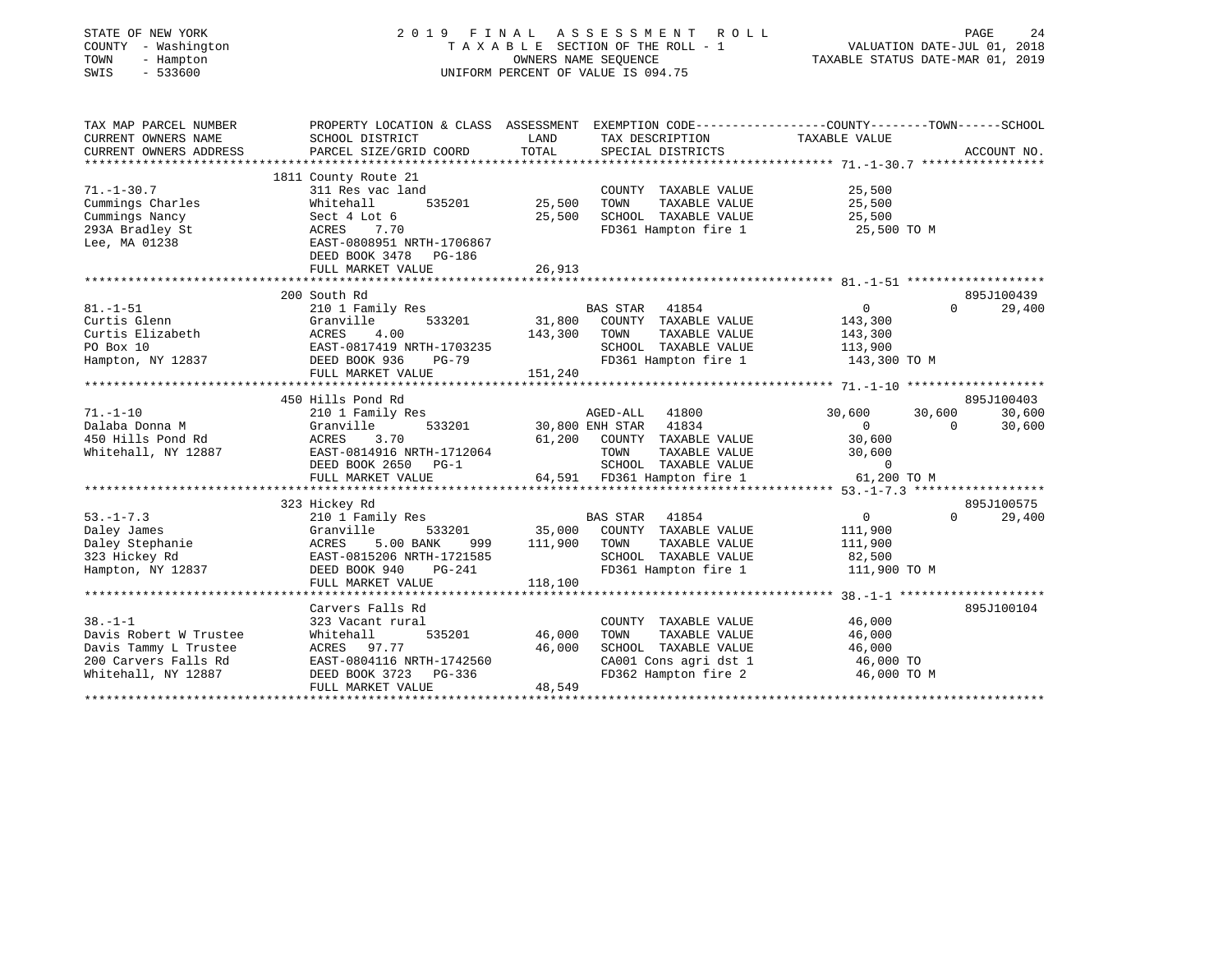STATE OF NEW YORK
COUNTY - Washington
TOWN - Hampton
SWIS - 533600

2019 FINAL ASSESSMENT ROLL
TAXABLE SECTION OF THE ROLL - 1
OWNERS NAME SEQUENCE
UNIFORM PERCENT OF VALUE IS 094.75

VALUATION DATE-JUL 01, 2018
TAXABLE STATUS DATE-MAR 01, 2019

| TAX MAP PARCEL NUMBER / CURRENT OWNERS NAME / CURRENT OWNERS ADDRESS | PROPERTY LOCATION & CLASS / SCHOOL DISTRICT / PARCEL SIZE/GRID COORD | ASSESSMENT LAND / TOTAL | EXEMPTION CODE / TAX DESCRIPTION / SPECIAL DISTRICTS | COUNTY | TOWN | SCHOOL / ACCOUNT NO. |
|---|---|---|---|---|---|---|
| | 1811 County Route 21 | | | | | |
| 71.-1-30.7 | 311 Res vac land | | COUNTY TAXABLE VALUE | 25,500 | | |
| Cummings Charles | Whitehall 535201 | 25,500 | TOWN TAXABLE VALUE | | 25,500 | |
| Cummings Nancy | Sect 4 Lot 6 | 25,500 | SCHOOL TAXABLE VALUE | | | 25,500 |
| 293A Bradley St | ACRES 7.70 | | FD361 Hampton fire 1 | 25,500 TO M | | |
| Lee, MA 01238 | EAST-0808951 NRTH-1706867 | | | | | |
| | DEED BOOK 3478 PG-186 | | | | | |
| | FULL MARKET VALUE | 26,913 | | | | |
| | 200 South Rd | | | | | 895J100439 |
| 81.-1-51 | 210 1 Family Res | | BAS STAR 41854 | 0 | 0 | 29,400 |
| Curtis Glenn | Granville 533201 | 31,800 | COUNTY TAXABLE VALUE | 143,300 | | |
| Curtis Elizabeth | ACRES 4.00 | 143,300 | TOWN TAXABLE VALUE | | 143,300 | |
| PO Box 10 | EAST-0817419 NRTH-1703235 | | SCHOOL TAXABLE VALUE | | | 113,900 |
| Hampton, NY 12837 | DEED BOOK 936 PG-79 | | FD361 Hampton fire 1 | 143,300 TO M | | |
| | FULL MARKET VALUE | 151,240 | | | | |
| | 450 Hills Pond Rd | | | | | 895J100403 |
| 71.-1-10 | 210 1 Family Res | | AGED-ALL 41800 | 30,600 | 30,600 | 30,600 |
| Dalaba Donna M | Granville 533201 | 30,800 | ENH STAR 41834 | 0 | 0 | 30,600 |
| 450 Hills Pond Rd | ACRES 3.70 | 61,200 | COUNTY TAXABLE VALUE | 30,600 | | |
| Whitehall, NY 12887 | EAST-0814916 NRTH-1712064 | | TOWN TAXABLE VALUE | | 30,600 | |
| | DEED BOOK 2650 PG-1 | | SCHOOL TAXABLE VALUE | | | 0 |
| | FULL MARKET VALUE | 64,591 | FD361 Hampton fire 1 | 61,200 TO M | | |
| | 323 Hickey Rd | | | | | 895J100575 |
| 53.-1-7.3 | 210 1 Family Res | | BAS STAR 41854 | 0 | 0 | 29,400 |
| Daley James | Granville 533201 | 35,000 | COUNTY TAXABLE VALUE | 111,900 | | |
| Daley Stephanie | ACRES 5.00 BANK 999 | 111,900 | TOWN TAXABLE VALUE | | 111,900 | |
| 323 Hickey Rd | EAST-0815206 NRTH-1721585 | | SCHOOL TAXABLE VALUE | | | 82,500 |
| Hampton, NY 12837 | DEED BOOK 940 PG-241 | | FD361 Hampton fire 1 | 111,900 TO M | | |
| | FULL MARKET VALUE | 118,100 | | | | |
| | Carvers Falls Rd | | | | | 895J100104 |
| 38.-1-1 | 323 Vacant rural | | COUNTY TAXABLE VALUE | 46,000 | | |
| Davis Robert W Trustee | Whitehall 535201 | 46,000 | TOWN TAXABLE VALUE | | 46,000 | |
| Davis Tammy L Trustee | ACRES 97.77 | 46,000 | SCHOOL TAXABLE VALUE | | | 46,000 |
| 200 Carvers Falls Rd | EAST-0804116 NRTH-1742560 | | CA001 Cons agri dst 1 | 46,000 TO | | |
| Whitehall, NY 12887 | DEED BOOK 3723 PG-336 | | FD362 Hampton fire 2 | 46,000 TO M | | |
| | FULL MARKET VALUE | 48,549 | | | | |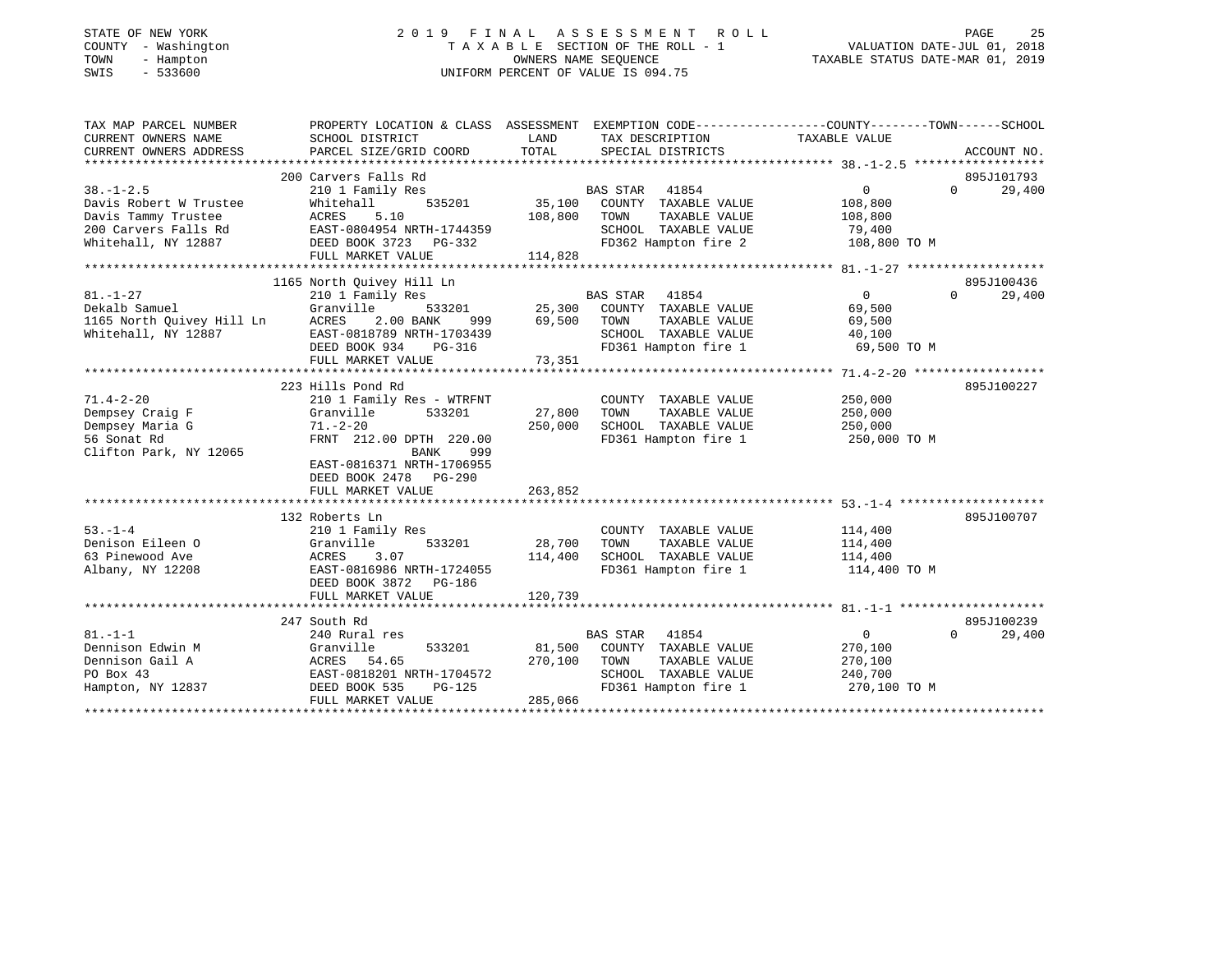STATE OF NEW YORK
COUNTY - Washington
TOWN - Hampton
SWIS - 533600

2019 FINAL ASSESSMENT ROLL
TAXABLE SECTION OF THE ROLL - 1
OWNERS NAME SEQUENCE
UNIFORM PERCENT OF VALUE IS 094.75

VALUATION DATE-JUL 01, 2018
TAXABLE STATUS DATE-MAR 01, 2019

| TAX MAP PARCEL NUMBER / CURRENT OWNERS NAME / CURRENT OWNERS ADDRESS | PROPERTY LOCATION & CLASS / SCHOOL DISTRICT / PARCEL SIZE/GRID COORD | ASSESSMENT LAND / TOTAL | EXEMPTION CODE / TAX DESCRIPTION / SPECIAL DISTRICTS | COUNTY / TOWN / SCHOOL TAXABLE VALUE | ACCOUNT NO. |
|---|---|---|---|---|---|
| **38.-1-2.5** | 200 Carvers Falls Rd | | | | 895J101793 |
| Davis Robert W Trustee | 210 1 Family Res | | BAS STAR 41854 | 0 / 0 / 29,400 | |
| Davis Tammy Trustee | Whitehall 535201 | 35,100 | COUNTY TAXABLE VALUE | 108,800 | |
| 200 Carvers Falls Rd | ACRES 5.10 | 108,800 | TOWN TAXABLE VALUE | 108,800 | |
| Whitehall, NY 12887 | EAST-0804954 NRTH-1744359 | | SCHOOL TAXABLE VALUE | 79,400 | |
| | DEED BOOK 3723 PG-332 | | FD362 Hampton fire 2 | 108,800 TO M | |
| | FULL MARKET VALUE | 114,828 | | | |
| **81.-1-27** | 1165 North Quivey Hill Ln | | | | 895J100436 |
| Dekalb Samuel | 210 1 Family Res | | BAS STAR 41854 | 0 / 0 / 29,400 | |
| 1165 North Quivey Hill Ln | Granville 533201 | 25,300 | COUNTY TAXABLE VALUE | 69,500 | |
| Whitehall, NY 12887 | ACRES 2.00 BANK 999 | 69,500 | TOWN TAXABLE VALUE | 69,500 | |
| | EAST-0818789 NRTH-1703439 | | SCHOOL TAXABLE VALUE | 40,100 | |
| | DEED BOOK 934 PG-316 | | FD361 Hampton fire 1 | 69,500 TO M | |
| | FULL MARKET VALUE | 73,351 | | | |
| **71.4-2-20** | 223 Hills Pond Rd | | | | 895J100227 |
| Dempsey Craig F | 210 1 Family Res - WTRFNT | | COUNTY TAXABLE VALUE | 250,000 | |
| Dempsey Maria G | Granville 533201 | 27,800 | TOWN TAXABLE VALUE | 250,000 | |
| 56 Sonat Rd | 71.-2-20 | 250,000 | SCHOOL TAXABLE VALUE | 250,000 | |
| Clifton Park, NY 12065 | FRNT 212.00 DPTH 220.00 | | FD361 Hampton fire 1 | 250,000 TO M | |
| | BANK 999 | | | | |
| | EAST-0816371 NRTH-1706955 | | | | |
| | DEED BOOK 2478 PG-290 | | | | |
| | FULL MARKET VALUE | 263,852 | | | |
| **53.-1-4** | 132 Roberts Ln | | | | 895J100707 |
| Denison Eileen O | 210 1 Family Res | | COUNTY TAXABLE VALUE | 114,400 | |
| 63 Pinewood Ave | Granville 533201 | 28,700 | TOWN TAXABLE VALUE | 114,400 | |
| Albany, NY 12208 | ACRES 3.07 | 114,400 | SCHOOL TAXABLE VALUE | 114,400 | |
| | EAST-0816986 NRTH-1724055 | | FD361 Hampton fire 1 | 114,400 TO M | |
| | DEED BOOK 3872 PG-186 | | | | |
| | FULL MARKET VALUE | 120,739 | | | |
| **81.-1-1** | 247 South Rd | | | | 895J100239 |
| Dennison Edwin M | 240 Rural res | | BAS STAR 41854 | 0 / 0 / 29,400 | |
| Dennison Gail A | Granville 533201 | 81,500 | COUNTY TAXABLE VALUE | 270,100 | |
| PO Box 43 | ACRES 54.65 | 270,100 | TOWN TAXABLE VALUE | 270,100 | |
| Hampton, NY 12837 | EAST-0818201 NRTH-1704572 | | SCHOOL TAXABLE VALUE | 240,700 | |
| | DEED BOOK 535 PG-125 | | FD361 Hampton fire 1 | 270,100 TO M | |
| | FULL MARKET VALUE | 285,066 | | | |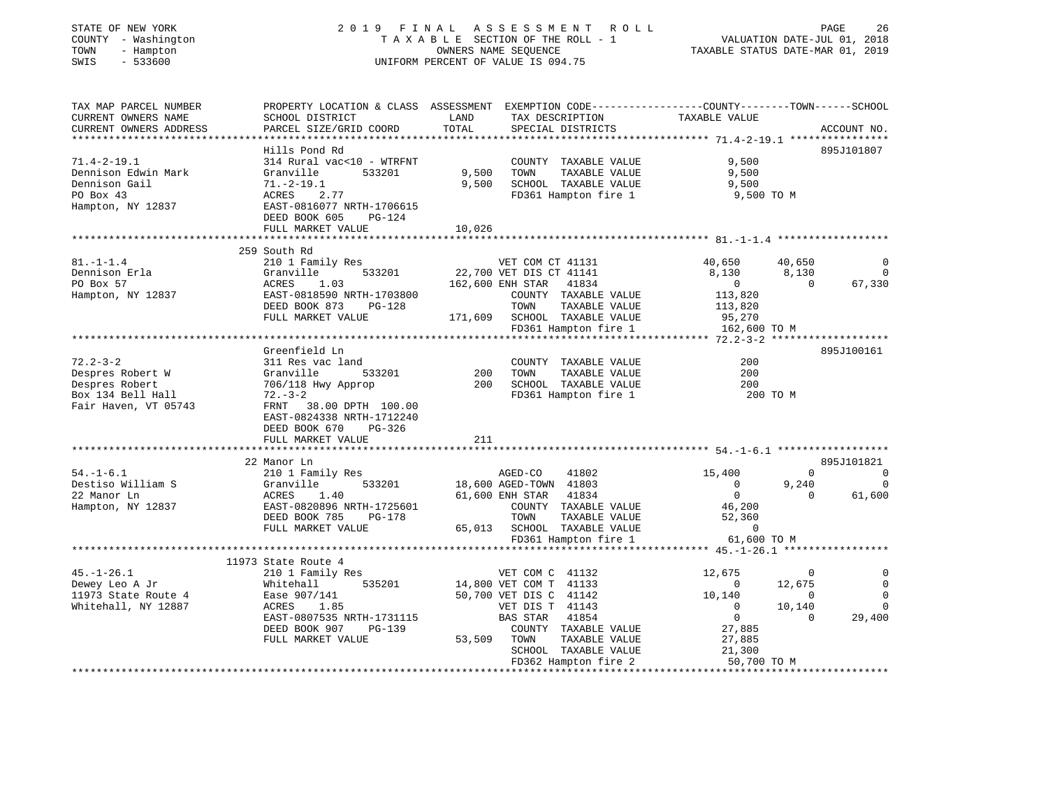STATE OF NEW YORK
COUNTY - Washington
TOWN - Hampton
SWIS - 533600

# 2019 FINAL ASSESSMENT ROLL

TAXABLE SECTION OF THE ROLL - 1
OWNERS NAME SEQUENCE
UNIFORM PERCENT OF VALUE IS 094.75

VALUATION DATE-JUL 01, 2018
TAXABLE STATUS DATE-MAR 01, 2019

```
TAX MAP PARCEL NUMBER      PROPERTY LOCATION & CLASS  ASSESSMENT  EXEMPTION CODE-----------------COUNTY--------TOWN------SCHOOL
CURRENT OWNERS NAME        SCHOOL DISTRICT              LAND      TAX DESCRIPTION             TAXABLE VALUE
CURRENT OWNERS ADDRESS     PARCEL SIZE/GRID COORD       TOTAL     SPECIAL DISTRICTS                                    ACCOUNT NO.
******************************************************************************************************* 71.4-2-19.1 ****************
                           Hills Pond Rd                                                                               895J101807
71.4-2-19.1                314 Rural vac<10 - WTRFNT              COUNTY  TAXABLE VALUE           9,500
Dennison Edwin Mark        Granville      533201        9,500     TOWN    TAXABLE VALUE           9,500
Dennison Gail              71.-2-19.1                   9,500     SCHOOL  TAXABLE VALUE           9,500
PO Box 43                  ACRES    2.77                          FD361 Hampton fire 1             9,500 TO M
Hampton, NY 12837          EAST-0816077 NRTH-1706615
                           DEED BOOK 605    PG-124
                           FULL MARKET VALUE           10,026
******************************************************************************************************* 81.-1-1.4 ******************
                           259 South Rd
81.-1-1.4                  210 1 Family Res                  VET COM CT 41131           40,650      40,650            0
Dennison Erla              Granville      533201       22,700 VET DIS CT 41141            8,130       8,130            0
PO Box 57                  ACRES    1.03              162,600 ENH STAR  41834                 0           0       67,330
Hampton, NY 12837          EAST-0818590 NRTH-1703800           COUNTY  TAXABLE VALUE         113,820
                           DEED BOOK 873    PG-128             TOWN    TAXABLE VALUE         113,820
                           FULL MARKET VALUE          171,609  SCHOOL  TAXABLE VALUE          95,270
                                                               FD361 Hampton fire 1          162,600 TO M
******************************************************************************************************* 72.2-3-2 *******************
                           Greenfield Ln                                                                               895J100161
72.2-3-2                   311 Res vac land                       COUNTY  TAXABLE VALUE             200
Despres Robert W           Granville      533201          200     TOWN    TAXABLE VALUE             200
Despres Robert             706/118 Hwy Approp             200     SCHOOL  TAXABLE VALUE             200
Box 134 Bell Hall          72.-3-2                                FD361 Hampton fire 1               200 TO M
Fair Haven, VT 05743       FRNT   38.00 DPTH 100.00
                           EAST-0824338 NRTH-1712240
                           DEED BOOK 670    PG-326
                           FULL MARKET VALUE              211
******************************************************************************************************* 54.-1-6.1 ******************
                           22 Manor Ln                                                                                 895J101821
54.-1-6.1                  210 1 Family Res                  AGED-CO     41802          15,400           0            0
Destiso William S          Granville      533201       18,600 AGED-TOWN  41803               0       9,240            0
22 Manor Ln                ACRES    1.40               61,600 ENH STAR   41834               0           0       61,600
Hampton, NY 12837          EAST-0820896 NRTH-1725601           COUNTY  TAXABLE VALUE          46,200
                           DEED BOOK 785    PG-178             TOWN    TAXABLE VALUE          52,360
                           FULL MARKET VALUE           65,013  SCHOOL  TAXABLE VALUE               0
                                                               FD361 Hampton fire 1           61,600 TO M
******************************************************************************************************* 45.-1-26.1 *****************
                           11973 State Route 4
45.-1-26.1                 210 1 Family Res                  VET COM C  41132           12,675           0            0
Dewey Leo A Jr             Whitehall      535201       14,800 VET COM T  41133               0      12,675            0
11973 State Route 4        Ease 907/141                50,700 VET DIS C  41142           10,140           0            0
Whitehall, NY 12887        ACRES    1.85                      VET DIS T  41143               0      10,140            0
                           EAST-0807535 NRTH-1731115          BAS STAR   41854               0           0       29,400
                           DEED BOOK 907    PG-139            COUNTY  TAXABLE VALUE          27,885
                           FULL MARKET VALUE           53,509  TOWN    TAXABLE VALUE          27,885
                                                               SCHOOL  TAXABLE VALUE          21,300
                                                               FD362 Hampton fire 2           50,700 TO M
************************************************************************************************************************************
```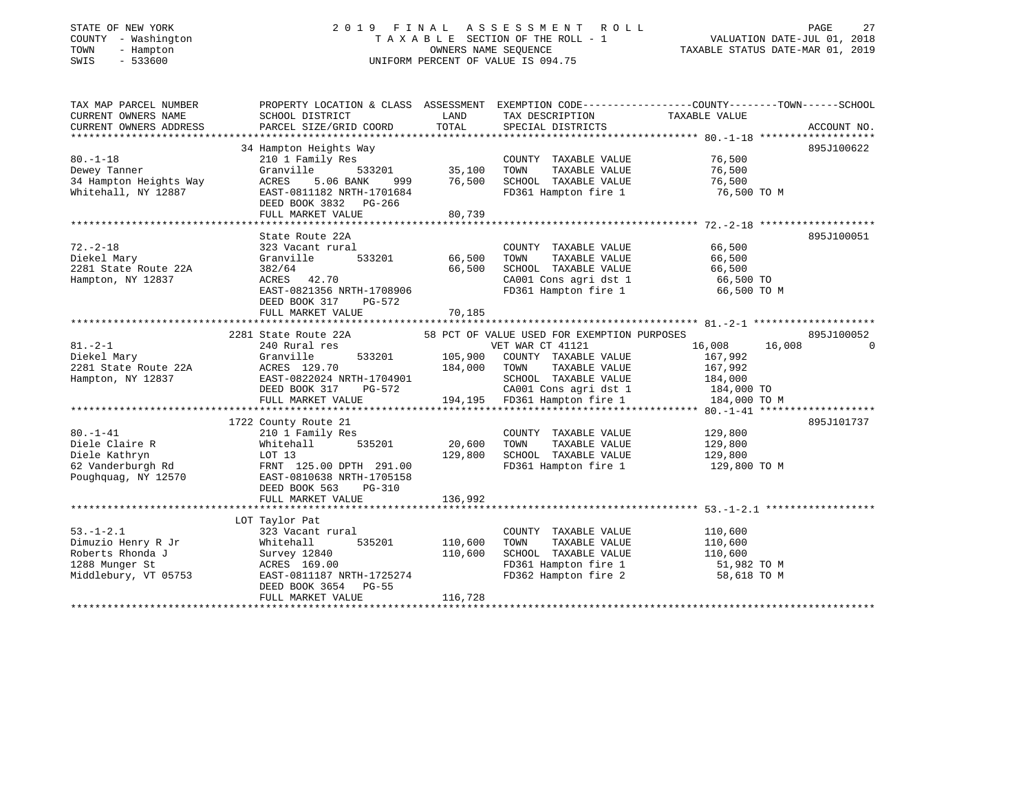STATE OF NEW YORK
COUNTY - Washington
TOWN - Hampton
SWIS - 533600

# 2019 FINAL ASSESSMENT ROLL

TAXABLE SECTION OF THE ROLL - 1
OWNERS NAME SEQUENCE
UNIFORM PERCENT OF VALUE IS 094.75

VALUATION DATE-JUL 01, 2018
TAXABLE STATUS DATE-MAR 01, 2019

```
TAX MAP PARCEL NUMBER     PROPERTY LOCATION & CLASS  ASSESSMENT  EXEMPTION CODE------------------COUNTY--------TOWN------SCHOOL
CURRENT OWNERS NAME       SCHOOL DISTRICT               LAND      TAX DESCRIPTION                  TAXABLE VALUE
CURRENT OWNERS ADDRESS    PARCEL SIZE/GRID COORD        TOTAL     SPECIAL DISTRICTS                                     ACCOUNT NO.
*********************************************************************************************** 80.-1-18 *******************
                          34 Hampton Heights Way                                                                         895J100622
80.-1-18                  210 1 Family Res                         COUNTY  TAXABLE VALUE              76,500
Dewey Tanner              Granville         533201      35,100     TOWN    TAXABLE VALUE              76,500
34 Hampton Heights Way    ACRES    5.06 BANK     999    76,500     SCHOOL  TAXABLE VALUE              76,500
Whitehall, NY 12887       EAST-0811182 NRTH-1701684                FD361 Hampton fire 1                76,500 TO M
                          DEED BOOK 3832   PG-266
                          FULL MARKET VALUE             80,739
*********************************************************************************************** 72.-2-18 *******************
                          State Route 22A                                                                                895J100051
72.-2-18                  323 Vacant rural                         COUNTY  TAXABLE VALUE              66,500
Diekel Mary               Granville         533201      66,500     TOWN    TAXABLE VALUE              66,500
2281 State Route 22A      382/64                        66,500     SCHOOL  TAXABLE VALUE              66,500
Hampton, NY 12837         ACRES   42.70                            CA001 Cons agri dst 1               66,500 TO
                          EAST-0821356 NRTH-1708906                FD361 Hampton fire 1                66,500 TO M
                          DEED BOOK 317    PG-572
                          FULL MARKET VALUE             70,185
*********************************************************************************************** 81.-2-1 ********************
                          2281 State Route 22A          58 PCT OF VALUE USED FOR EXEMPTION PURPOSES                       895J100052
81.-2-1                   240 Rural res                            VET WAR CT 41121             16,008      16,008            0
Diekel Mary               Granville         533201     105,900     COUNTY  TAXABLE VALUE             167,992
2281 State Route 22A      ACRES  129.70                184,000     TOWN    TAXABLE VALUE             167,992
Hampton, NY 12837         EAST-0822024 NRTH-1704901                SCHOOL  TAXABLE VALUE             184,000
                          DEED BOOK 317    PG-572                  CA001 Cons agri dst 1              184,000 TO
                          FULL MARKET VALUE            194,195     FD361 Hampton fire 1               184,000 TO M
*********************************************************************************************** 80.-1-41 *******************
                          1722 County Route 21                                                                           895J101737
80.-1-41                  210 1 Family Res                         COUNTY  TAXABLE VALUE             129,800
Diele Claire R            Whitehall         535201      20,600     TOWN    TAXABLE VALUE             129,800
Diele Kathryn             LOT 13                       129,800     SCHOOL  TAXABLE VALUE             129,800
62 Vanderburgh Rd         FRNT 125.00 DPTH 291.00                  FD361 Hampton fire 1               129,800 TO M
Poughquag, NY 12570       EAST-0810638 NRTH-1705158
                          DEED BOOK 563    PG-310
                          FULL MARKET VALUE            136,992
*********************************************************************************************** 53.-1-2.1 ******************
                          LOT Taylor Pat
53.-1-2.1                 323 Vacant rural                         COUNTY  TAXABLE VALUE             110,600
Dimuzio Henry R Jr        Whitehall         535201     110,600     TOWN    TAXABLE VALUE             110,600
Roberts Rhonda J          Survey 12840                 110,600     SCHOOL  TAXABLE VALUE             110,600
1288 Munger St            ACRES  169.00                            FD361 Hampton fire 1                51,982 TO M
Middlebury, VT 05753      EAST-0811187 NRTH-1725274                FD362 Hampton fire 2                58,618 TO M
                          DEED BOOK 3654   PG-55
                          FULL MARKET VALUE            116,728
****************************************************************************************************************************
```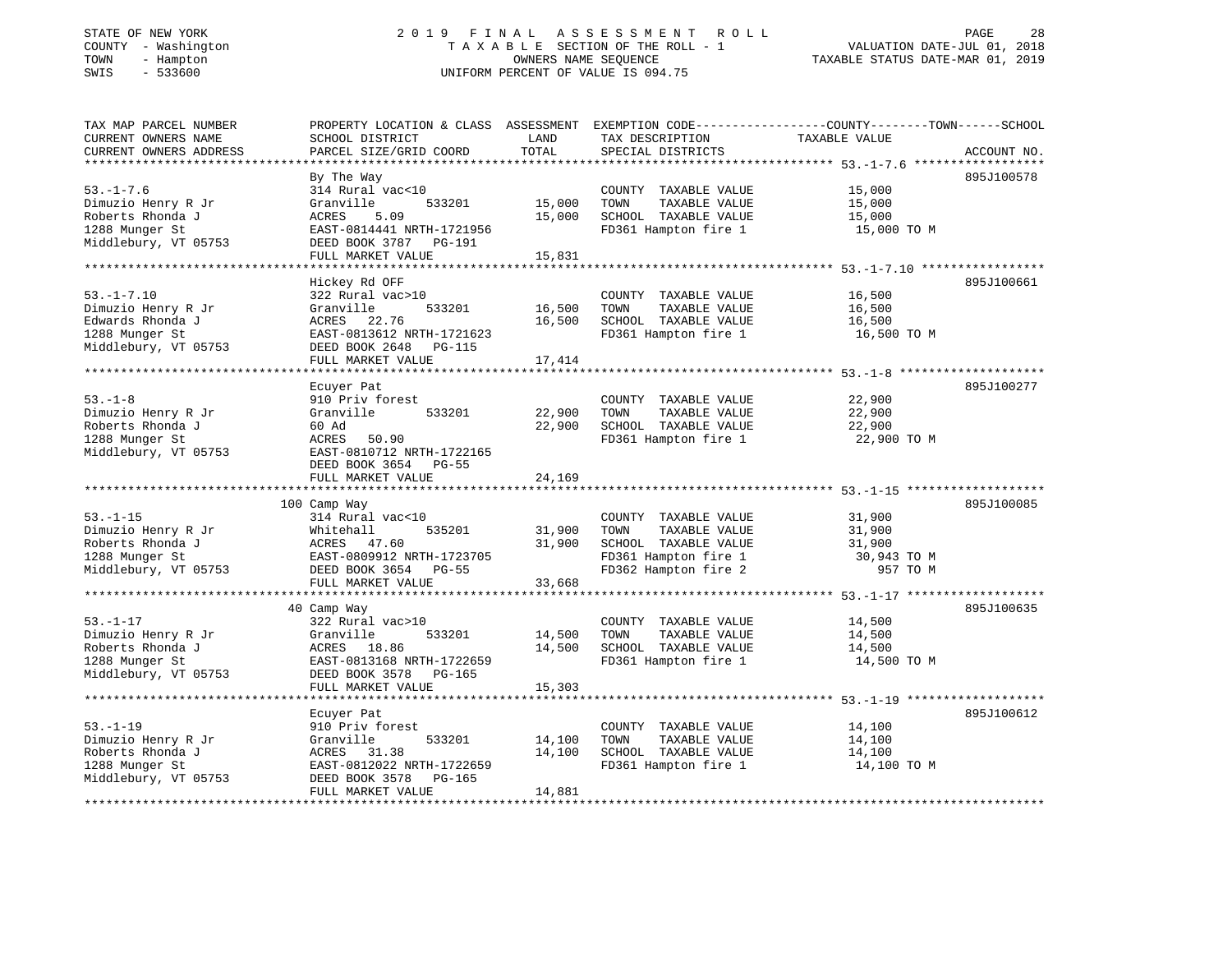STATE OF NEW YORK
COUNTY - Washington
TOWN - Hampton
SWIS - 533600

# 2019 FINAL ASSESSMENT ROLL

TAXABLE SECTION OF THE ROLL - 1
OWNERS NAME SEQUENCE
UNIFORM PERCENT OF VALUE IS 094.75

VALUATION DATE-JUL 01, 2018
TAXABLE STATUS DATE-MAR 01, 2019

| TAX MAP PARCEL NUMBER / CURRENT OWNERS NAME / CURRENT OWNERS ADDRESS | PROPERTY LOCATION & CLASS / SCHOOL DISTRICT / PARCEL SIZE/GRID COORD | ASSESSMENT LAND / TOTAL | EXEMPTION CODE / TAX DESCRIPTION / SPECIAL DISTRICTS | TAXABLE VALUE (COUNTY / TOWN / SCHOOL) | ACCOUNT NO. |
|---|---|---|---|---|---|
| 53.-1-7.6 | By The Way | | | | 895J100578 |
| Dimuzio Henry R Jr | 314 Rural vac<10 | | COUNTY TAXABLE VALUE | 15,000 | |
| Roberts Rhonda J | Granville 533201 | 15,000 | TOWN TAXABLE VALUE | 15,000 | |
| 1288 Munger St | ACRES 5.09 | 15,000 | SCHOOL TAXABLE VALUE | 15,000 | |
| Middlebury, VT 05753 | EAST-0814441 NRTH-1721956 | | FD361 Hampton fire 1 | 15,000 TO M | |
| | DEED BOOK 3787 PG-191 | | | | |
| | FULL MARKET VALUE | 15,831 | | | |
| 53.-1-7.10 | Hickey Rd OFF | | | | 895J100661 |
| Dimuzio Henry R Jr | 322 Rural vac>10 | | COUNTY TAXABLE VALUE | 16,500 | |
| Edwards Rhonda J | Granville 533201 | 16,500 | TOWN TAXABLE VALUE | 16,500 | |
| 1288 Munger St | ACRES 22.76 | 16,500 | SCHOOL TAXABLE VALUE | 16,500 | |
| Middlebury, VT 05753 | EAST-0813612 NRTH-1721623 | | FD361 Hampton fire 1 | 16,500 TO M | |
| | DEED BOOK 2648 PG-115 | | | | |
| | FULL MARKET VALUE | 17,414 | | | |
| 53.-1-8 | Ecuyer Pat | | | | 895J100277 |
| Dimuzio Henry R Jr | 910 Priv forest | | COUNTY TAXABLE VALUE | 22,900 | |
| Roberts Rhonda J | Granville 533201 | 22,900 | TOWN TAXABLE VALUE | 22,900 | |
| 1288 Munger St | 60 Ad | 22,900 | SCHOOL TAXABLE VALUE | 22,900 | |
| Middlebury, VT 05753 | ACRES 50.90 | | FD361 Hampton fire 1 | 22,900 TO M | |
| | EAST-0810712 NRTH-1722165 | | | | |
| | DEED BOOK 3654 PG-55 | | | | |
| | FULL MARKET VALUE | 24,169 | | | |
| 53.-1-15 | 100 Camp Way | | | | 895J100085 |
| Dimuzio Henry R Jr | 314 Rural vac<10 | | COUNTY TAXABLE VALUE | 31,900 | |
| Roberts Rhonda J | Whitehall 535201 | 31,900 | TOWN TAXABLE VALUE | 31,900 | |
| 1288 Munger St | ACRES 47.60 | 31,900 | SCHOOL TAXABLE VALUE | 31,900 | |
| Middlebury, VT 05753 | EAST-0809912 NRTH-1723705 | | FD361 Hampton fire 1 | 30,943 TO M | |
| | DEED BOOK 3654 PG-55 | | FD362 Hampton fire 2 | 957 TO M | |
| | FULL MARKET VALUE | 33,668 | | | |
| 53.-1-17 | 40 Camp Way | | | | 895J100635 |
| Dimuzio Henry R Jr | 322 Rural vac>10 | | COUNTY TAXABLE VALUE | 14,500 | |
| Roberts Rhonda J | Granville 533201 | 14,500 | TOWN TAXABLE VALUE | 14,500 | |
| 1288 Munger St | ACRES 18.86 | 14,500 | SCHOOL TAXABLE VALUE | 14,500 | |
| Middlebury, VT 05753 | EAST-0813168 NRTH-1722659 | | FD361 Hampton fire 1 | 14,500 TO M | |
| | DEED BOOK 3578 PG-165 | | | | |
| | FULL MARKET VALUE | 15,303 | | | |
| 53.-1-19 | Ecuyer Pat | | | | 895J100612 |
| Dimuzio Henry R Jr | 910 Priv forest | | COUNTY TAXABLE VALUE | 14,100 | |
| Roberts Rhonda J | Granville 533201 | 14,100 | TOWN TAXABLE VALUE | 14,100 | |
| 1288 Munger St | ACRES 31.38 | 14,100 | SCHOOL TAXABLE VALUE | 14,100 | |
| Middlebury, VT 05753 | EAST-0812022 NRTH-1722659 | | FD361 Hampton fire 1 | 14,100 TO M | |
| | DEED BOOK 3578 PG-165 | | | | |
| | FULL MARKET VALUE | 14,881 | | | |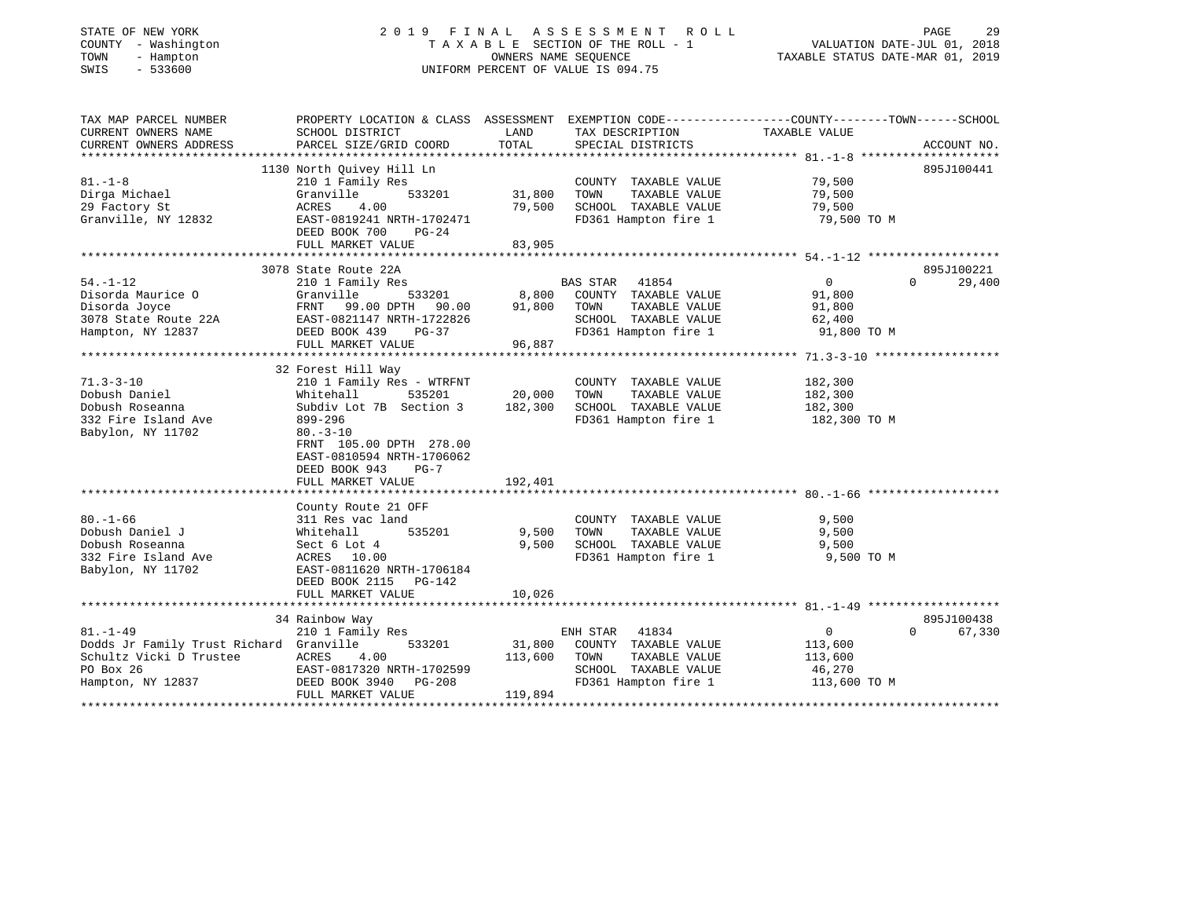STATE OF NEW YORK | COUNTY - Washington | TOWN - Hampton | SWIS - 533600

# 2019 FINAL ASSESSMENT ROLL

TAXABLE SECTION OF THE ROLL - 1 | OWNERS NAME SEQUENCE | UNIFORM PERCENT OF VALUE IS 094.75

VALUATION DATE-JUL 01, 2018 | TAXABLE STATUS DATE-MAR 01, 2019

| TAX MAP PARCEL NUMBER / CURRENT OWNERS NAME / CURRENT OWNERS ADDRESS | PROPERTY LOCATION & CLASS / SCHOOL DISTRICT / PARCEL SIZE/GRID COORD | ASSESSMENT LAND | TOTAL | EXEMPTION CODE / TAX DESCRIPTION / SPECIAL DISTRICTS | COUNTY / TOWN / SCHOOL TAXABLE VALUE | ACCOUNT NO. |
|---|---|---|---|---|---|---|
| 81.-1-8 | 1130 North Quivey Hill Ln | | | | | 895J100441 |
| Dirga Michael | 210 1 Family Res | | | COUNTY TAXABLE VALUE | 79,500 | |
| 29 Factory St | Granville 533201 | 31,800 | | TOWN TAXABLE VALUE | 79,500 | |
| Granville, NY 12832 | ACRES 4.00 | | 79,500 | SCHOOL TAXABLE VALUE | 79,500 | |
| | EAST-0819241 NRTH-1702471 | | | FD361 Hampton fire 1 | 79,500 TO M | |
| | DEED BOOK 700 PG-24 | | | | | |
| | FULL MARKET VALUE | | 83,905 | | | |
| 54.-1-12 | 3078 State Route 22A | | | | | 895J100221 |
| Disorda Maurice O | 210 1 Family Res | | | BAS STAR 41854 | 0 / 0 / 29,400 | |
| Disorda Joyce | Granville 533201 | 8,800 | | COUNTY TAXABLE VALUE | 91,800 | |
| 3078 State Route 22A | FRNT 99.00 DPTH 90.00 | | 91,800 | TOWN TAXABLE VALUE | 91,800 | |
| Hampton, NY 12837 | EAST-0821147 NRTH-1722826 | | | SCHOOL TAXABLE VALUE | 62,400 | |
| | DEED BOOK 439 PG-37 | | | FD361 Hampton fire 1 | 91,800 TO M | |
| | FULL MARKET VALUE | | 96,887 | | | |
| 71.3-3-10 | 32 Forest Hill Way | | | | | |
| Dobush Daniel | 210 1 Family Res - WTRFNT | | | COUNTY TAXABLE VALUE | 182,300 | |
| Dobush Roseanna | Whitehall 535201 | 20,000 | | TOWN TAXABLE VALUE | 182,300 | |
| 332 Fire Island Ave | Subdiv Lot 7B Section 3 | | 182,300 | SCHOOL TAXABLE VALUE | 182,300 | |
| Babylon, NY 11702 | 899-296 | | | FD361 Hampton fire 1 | 182,300 TO M | |
| | 80.-3-10 | | | | | |
| | FRNT 105.00 DPTH 278.00 | | | | | |
| | EAST-0810594 NRTH-1706062 | | | | | |
| | DEED BOOK 943 PG-7 | | | | | |
| | FULL MARKET VALUE | | 192,401 | | | |
| 80.-1-66 | County Route 21 OFF | | | | | |
| Dobush Daniel J | 311 Res vac land | | | COUNTY TAXABLE VALUE | 9,500 | |
| Dobush Roseanna | Whitehall 535201 | 9,500 | | TOWN TAXABLE VALUE | 9,500 | |
| 332 Fire Island Ave | Sect 6 Lot 4 | | 9,500 | SCHOOL TAXABLE VALUE | 9,500 | |
| Babylon, NY 11702 | ACRES 10.00 | | | FD361 Hampton fire 1 | 9,500 TO M | |
| | EAST-0811620 NRTH-1706184 | | | | | |
| | DEED BOOK 2115 PG-142 | | | | | |
| | FULL MARKET VALUE | | 10,026 | | | |
| 81.-1-49 | 34 Rainbow Way | | | | | 895J100438 |
| Dodds Jr Family Trust Richard | 210 1 Family Res | | | ENH STAR 41834 | 0 / 0 / 67,330 | |
| Schultz Vicki D Trustee | Granville 533201 | 31,800 | | COUNTY TAXABLE VALUE | 113,600 | |
| PO Box 26 | ACRES 4.00 | | 113,600 | TOWN TAXABLE VALUE | 113,600 | |
| Hampton, NY 12837 | EAST-0817320 NRTH-1702599 | | | SCHOOL TAXABLE VALUE | 46,270 | |
| | DEED BOOK 3940 PG-208 | | | FD361 Hampton fire 1 | 113,600 TO M | |
| | FULL MARKET VALUE | | 119,894 | | | |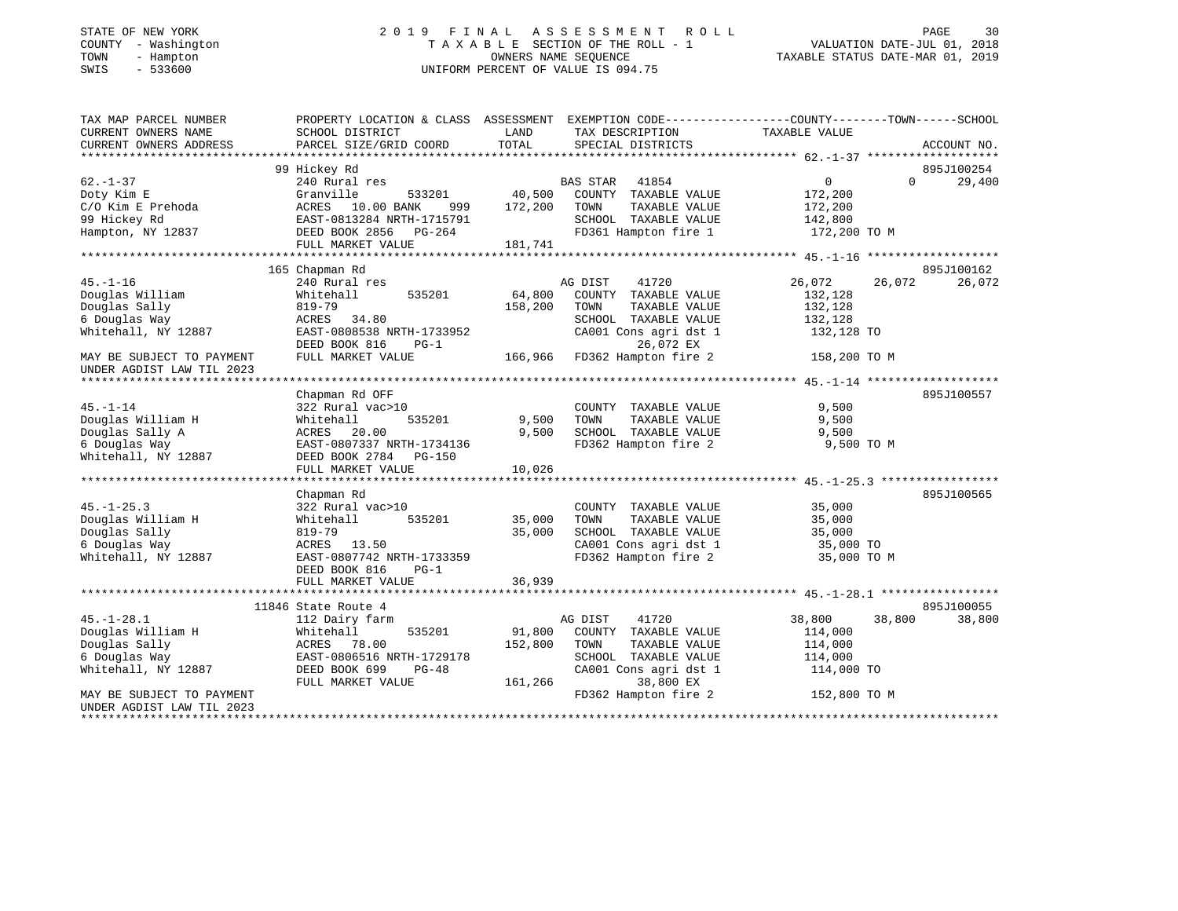STATE OF NEW YORK
COUNTY - Washington
TOWN - Hampton
SWIS - 533600

# 2019 FINAL ASSESSMENT ROLL

TAXABLE SECTION OF THE ROLL - 1
OWNERS NAME SEQUENCE
UNIFORM PERCENT OF VALUE IS 094.75

VALUATION DATE-JUL 01, 2018
TAXABLE STATUS DATE-MAR 01, 2019

```
TAX MAP PARCEL NUMBER          PROPERTY LOCATION & CLASS  ASSESSMENT  EXEMPTION CODE------------------COUNTY--------TOWN------SCHOOL
CURRENT OWNERS NAME            SCHOOL DISTRICT               LAND      TAX DESCRIPTION            TAXABLE VALUE
CURRENT OWNERS ADDRESS         PARCEL SIZE/GRID COORD        TOTAL     SPECIAL DISTRICTS                                    ACCOUNT NO.
******************************************************************************************************* 62.-1-37 ******************
                               99 Hickey Rd                                                                                 895J100254
62.-1-37                       240 Rural res                       BAS STAR  41854                    0          0     29,400
Doty Kim E                     Granville        533201      40,500    COUNTY  TAXABLE VALUE         172,200
C/O Kim E Prehoda              ACRES  10.00 BANK     999   172,200    TOWN    TAXABLE VALUE         172,200
99 Hickey Rd                   EAST-0813284 NRTH-1715791              SCHOOL  TAXABLE VALUE         142,800
Hampton, NY 12837              DEED BOOK 2856   PG-264                FD361 Hampton fire 1           172,200 TO M
                               FULL MARKET VALUE           181,741
******************************************************************************************************* 45.-1-16 ******************
                               165 Chapman Rd                                                                               895J100162
45.-1-16                       240 Rural res                       AG DIST   41720               26,072     26,072     26,072
Douglas William                Whitehall        535201      64,800    COUNTY  TAXABLE VALUE         132,128
Douglas Sally                  819-79                      158,200    TOWN    TAXABLE VALUE         132,128
6 Douglas Way                  ACRES  34.80                           SCHOOL  TAXABLE VALUE         132,128
Whitehall, NY 12887            EAST-0808538 NRTH-1733952              CA001 Cons agri dst 1          132,128 TO
                               DEED BOOK 816    PG-1                       26,072 EX
MAY BE SUBJECT TO PAYMENT      FULL MARKET VALUE           166,966    FD362 Hampton fire 2           158,200 TO M
UNDER AGDIST LAW TIL 2023
******************************************************************************************************* 45.-1-14 ******************
                               Chapman Rd OFF                                                                               895J100557
45.-1-14                       322 Rural vac>10                       COUNTY  TAXABLE VALUE           9,500
Douglas William H              Whitehall        535201       9,500    TOWN    TAXABLE VALUE           9,500
Douglas Sally A                ACRES  20.00                  9,500    SCHOOL  TAXABLE VALUE           9,500
6 Douglas Way                  EAST-0807337 NRTH-1734136              FD362 Hampton fire 2             9,500 TO M
Whitehall, NY 12887            DEED BOOK 2784   PG-150
                               FULL MARKET VALUE            10,026
******************************************************************************************************* 45.-1-25.3 ****************
                               Chapman Rd                                                                                   895J100565
45.-1-25.3                     322 Rural vac>10                       COUNTY  TAXABLE VALUE          35,000
Douglas William H              Whitehall        535201      35,000    TOWN    TAXABLE VALUE          35,000
Douglas Sally                  819-79                       35,000    SCHOOL  TAXABLE VALUE          35,000
6 Douglas Way                  ACRES  13.50                           CA001 Cons agri dst 1           35,000 TO
Whitehall, NY 12887            EAST-0807742 NRTH-1733359              FD362 Hampton fire 2            35,000 TO M
                               DEED BOOK 816    PG-1
                               FULL MARKET VALUE            36,939
******************************************************************************************************* 45.-1-28.1 ****************
                               11846 State Route 4                                                                          895J100055
45.-1-28.1                     112 Dairy farm                      AG DIST   41720               38,800     38,800     38,800
Douglas William H              Whitehall        535201      91,800    COUNTY  TAXABLE VALUE         114,000
Douglas Sally                  ACRES  78.00                152,800    TOWN    TAXABLE VALUE         114,000
6 Douglas Way                  EAST-0806516 NRTH-1729178              SCHOOL  TAXABLE VALUE         114,000
Whitehall, NY 12887            DEED BOOK 699    PG-48                 CA001 Cons agri dst 1          114,000 TO
                               FULL MARKET VALUE           161,266         38,800 EX
MAY BE SUBJECT TO PAYMENT                                             FD362 Hampton fire 2           152,800 TO M
UNDER AGDIST LAW TIL 2023
************************************************************************************************************************************
```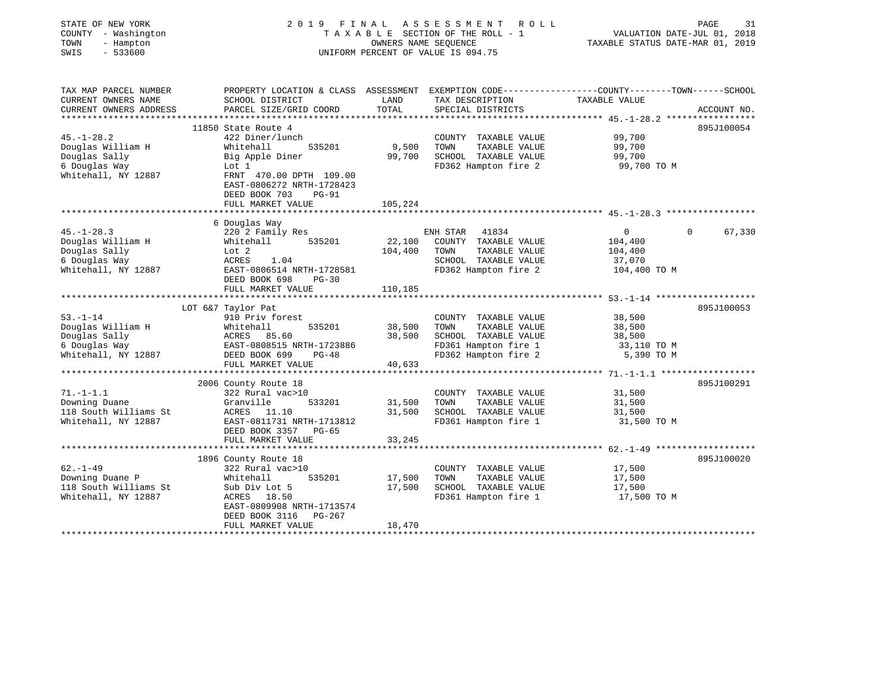STATE OF NEW YORK  
COUNTY - Washington  
TOWN - Hampton  
SWIS - 533600

2019 FINAL ASSESSMENT ROLL  
TAXABLE SECTION OF THE ROLL - 1  
OWNERS NAME SEQUENCE  
UNIFORM PERCENT OF VALUE IS 094.75

VALUATION DATE-JUL 01, 2018  
TAXABLE STATUS DATE-MAR 01, 2019

| TAX MAP PARCEL NUMBER / CURRENT OWNERS NAME / CURRENT OWNERS ADDRESS | PROPERTY LOCATION & CLASS / SCHOOL DISTRICT / PARCEL SIZE/GRID COORD | ASSESSMENT LAND | TOTAL | EXEMPTION CODE / TAX DESCRIPTION / SPECIAL DISTRICTS | COUNTY / TOWN / SCHOOL TAXABLE VALUE | ACCOUNT NO. |
|---|---|---|---|---|---|---|
| | 11850 State Route 4 | | | | | 895J100054 |
| 45.-1-28.2 | 422 Diner/lunch | | | COUNTY TAXABLE VALUE | 99,700 | |
| Douglas William H | Whitehall 535201 | 9,500 | | TOWN TAXABLE VALUE | 99,700 | |
| Douglas Sally | Big Apple Diner | | 99,700 | SCHOOL TAXABLE VALUE | 99,700 | |
| 6 Douglas Way | Lot 1 | | | FD362 Hampton fire 2 | 99,700 TO M | |
| Whitehall, NY 12887 | FRNT 470.00 DPTH 109.00 | | | | | |
| | EAST-0806272 NRTH-1728423 | | | | | |
| | DEED BOOK 703 PG-91 | | | | | |
| | FULL MARKET VALUE | | 105,224 | | | |
| | 6 Douglas Way | | | | | |
| 45.-1-28.3 | 220 2 Family Res | | | ENH STAR 41834 | 0 0 67,330 | |
| Douglas William H | Whitehall 535201 | 22,100 | | COUNTY TAXABLE VALUE | 104,400 | |
| Douglas Sally | Lot 2 | | 104,400 | TOWN TAXABLE VALUE | 104,400 | |
| 6 Douglas Way | ACRES 1.04 | | | SCHOOL TAXABLE VALUE | 37,070 | |
| Whitehall, NY 12887 | EAST-0806514 NRTH-1728581 | | | FD362 Hampton fire 2 | 104,400 TO M | |
| | DEED BOOK 698 PG-30 | | | | | |
| | FULL MARKET VALUE | | 110,185 | | | |
| | LOT 6&7 Taylor Pat | | | | | 895J100053 |
| 53.-1-14 | 910 Priv forest | | | COUNTY TAXABLE VALUE | 38,500 | |
| Douglas William H | Whitehall 535201 | 38,500 | | TOWN TAXABLE VALUE | 38,500 | |
| Douglas Sally | ACRES 85.60 | | 38,500 | SCHOOL TAXABLE VALUE | 38,500 | |
| 6 Douglas Way | EAST-0808515 NRTH-1723886 | | | FD361 Hampton fire 1 | 33,110 TO M | |
| Whitehall, NY 12887 | DEED BOOK 699 PG-48 | | | FD362 Hampton fire 2 | 5,390 TO M | |
| | FULL MARKET VALUE | | 40,633 | | | |
| | 2006 County Route 18 | | | | | 895J100291 |
| 71.-1-1.1 | 322 Rural vac>10 | | | COUNTY TAXABLE VALUE | 31,500 | |
| Downing Duane | Granville 533201 | 31,500 | | TOWN TAXABLE VALUE | 31,500 | |
| 118 South Williams St | ACRES 11.10 | | 31,500 | SCHOOL TAXABLE VALUE | 31,500 | |
| Whitehall, NY 12887 | EAST-0811731 NRTH-1713812 | | | FD361 Hampton fire 1 | 31,500 TO M | |
| | DEED BOOK 3357 PG-65 | | | | | |
| | FULL MARKET VALUE | | 33,245 | | | |
| | 1896 County Route 18 | | | | | 895J100020 |
| 62.-1-49 | 322 Rural vac>10 | | | COUNTY TAXABLE VALUE | 17,500 | |
| Downing Duane P | Whitehall 535201 | 17,500 | | TOWN TAXABLE VALUE | 17,500 | |
| 118 South Williams St | Sub Div Lot 5 | | 17,500 | SCHOOL TAXABLE VALUE | 17,500 | |
| Whitehall, NY 12887 | ACRES 18.50 | | | FD361 Hampton fire 1 | 17,500 TO M | |
| | EAST-0809908 NRTH-1713574 | | | | | |
| | DEED BOOK 3116 PG-267 | | | | | |
| | FULL MARKET VALUE | | 18,470 | | | |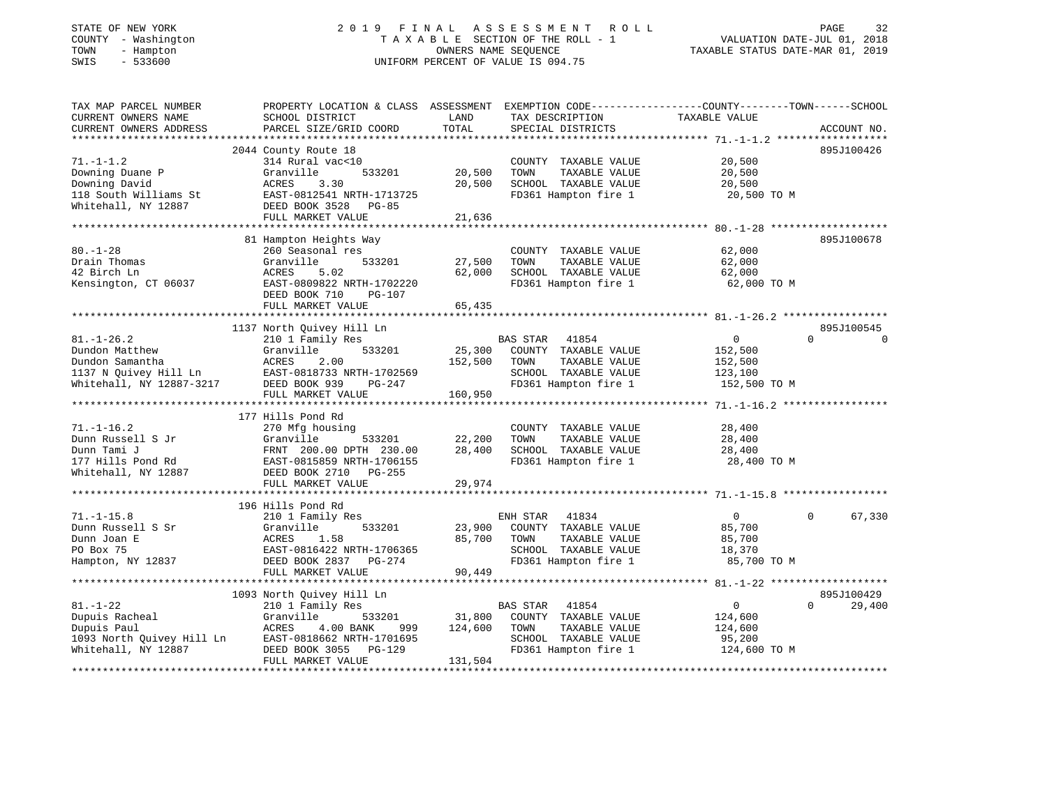STATE OF NEW YORK                    2019 FINAL ASSESSMENT ROLL
COUNTY - Washington                  TAXABLE SECTION OF THE ROLL - 1          VALUATION DATE-JUL 01, 2018
TOWN - Hampton                       OWNERS NAME SEQUENCE                     TAXABLE STATUS DATE-MAR 01, 2019
SWIS - 533600                        UNIFORM PERCENT OF VALUE IS 094.75

| TAX MAP PARCEL NUMBER / CURRENT OWNERS NAME / CURRENT OWNERS ADDRESS | PROPERTY LOCATION & CLASS / SCHOOL DISTRICT / PARCEL SIZE/GRID COORD | ASSESSMENT LAND / TOTAL | EXEMPTION CODE / TAX DESCRIPTION / SPECIAL DISTRICTS | COUNTY / TAXABLE VALUE | TOWN | SCHOOL | ACCOUNT NO. |
|---|---|---|---|---|---|---|---|
| **71.-1-1.2** | 2044 County Route 18 | | | | | | 895J100426 |
| Downing Duane P | 314 Rural vac<10 | | COUNTY TAXABLE VALUE | 20,500 | | | |
| Downing David | Granville 533201 | 20,500 | TOWN TAXABLE VALUE | 20,500 | | | |
| 118 South Williams St | ACRES 3.30 | 20,500 | SCHOOL TAXABLE VALUE | 20,500 | | | |
| Whitehall, NY 12887 | EAST-0812541 NRTH-1713725 | | FD361 Hampton fire 1 | 20,500 TO M | | | |
| | DEED BOOK 3528 PG-85 | | | | | | |
| | FULL MARKET VALUE | 21,636 | | | | | |
| **80.-1-28** | 81 Hampton Heights Way | | | | | | 895J100678 |
| Drain Thomas | 260 Seasonal res | | COUNTY TAXABLE VALUE | 62,000 | | | |
| 42 Birch Ln | Granville 533201 | 27,500 | TOWN TAXABLE VALUE | 62,000 | | | |
| Kensington, CT 06037 | ACRES 5.02 | 62,000 | SCHOOL TAXABLE VALUE | 62,000 | | | |
| | EAST-0809822 NRTH-1702220 | | FD361 Hampton fire 1 | 62,000 TO M | | | |
| | DEED BOOK 710 PG-107 | | | | | | |
| | FULL MARKET VALUE | 65,435 | | | | | |
| **81.-1-26.2** | 1137 North Quivey Hill Ln | | | | | | 895J100545 |
| Dundon Matthew | 210 1 Family Res | | BAS STAR 41854 | 0 | 0 | 0 | |
| Dundon Samantha | Granville 533201 | 25,300 | COUNTY TAXABLE VALUE | 152,500 | | | |
| 1137 N Quivey Hill Ln | ACRES 2.00 | 152,500 | TOWN TAXABLE VALUE | 152,500 | | | |
| Whitehall, NY 12887-3217 | EAST-0818733 NRTH-1702569 | | SCHOOL TAXABLE VALUE | 123,100 | | | |
| | DEED BOOK 939 PG-247 | | FD361 Hampton fire 1 | 152,500 TO M | | | |
| | FULL MARKET VALUE | 160,950 | | | | | |
| **71.-1-16.2** | 177 Hills Pond Rd | | | | | | |
| Dunn Russell S Jr | 270 Mfg housing | | COUNTY TAXABLE VALUE | 28,400 | | | |
| Dunn Tami J | Granville 533201 | 22,200 | TOWN TAXABLE VALUE | 28,400 | | | |
| 177 Hills Pond Rd | FRNT 200.00 DPTH 230.00 | 28,400 | SCHOOL TAXABLE VALUE | 28,400 | | | |
| Whitehall, NY 12887 | EAST-0815859 NRTH-1706155 | | FD361 Hampton fire 1 | 28,400 TO M | | | |
| | DEED BOOK 2710 PG-255 | | | | | | |
| | FULL MARKET VALUE | 29,974 | | | | | |
| **71.-1-15.8** | 196 Hills Pond Rd | | | | | | |
| Dunn Russell S Sr | 210 1 Family Res | | ENH STAR 41834 | 0 | 0 | 67,330 | |
| Dunn Joan E | Granville 533201 | 23,900 | COUNTY TAXABLE VALUE | 85,700 | | | |
| PO Box 75 | ACRES 1.58 | 85,700 | TOWN TAXABLE VALUE | 85,700 | | | |
| Hampton, NY 12837 | EAST-0816422 NRTH-1706365 | | SCHOOL TAXABLE VALUE | 18,370 | | | |
| | DEED BOOK 2837 PG-274 | | FD361 Hampton fire 1 | 85,700 TO M | | | |
| | FULL MARKET VALUE | 90,449 | | | | | |
| **81.-1-22** | 1093 North Quivey Hill Ln | | | | | | 895J100429 |
| Dupuis Racheal | 210 1 Family Res | | BAS STAR 41854 | 0 | 0 | 29,400 | |
| Dupuis Paul | Granville 533201 | 31,800 | COUNTY TAXABLE VALUE | 124,600 | | | |
| 1093 North Quivey Hill Ln | ACRES 4.00 BANK 999 | 124,600 | TOWN TAXABLE VALUE | 124,600 | | | |
| Whitehall, NY 12887 | EAST-0818662 NRTH-1701695 | | SCHOOL TAXABLE VALUE | 95,200 | | | |
| | DEED BOOK 3055 PG-129 | | FD361 Hampton fire 1 | 124,600 TO M | | | |
| | FULL MARKET VALUE | 131,504 | | | | | |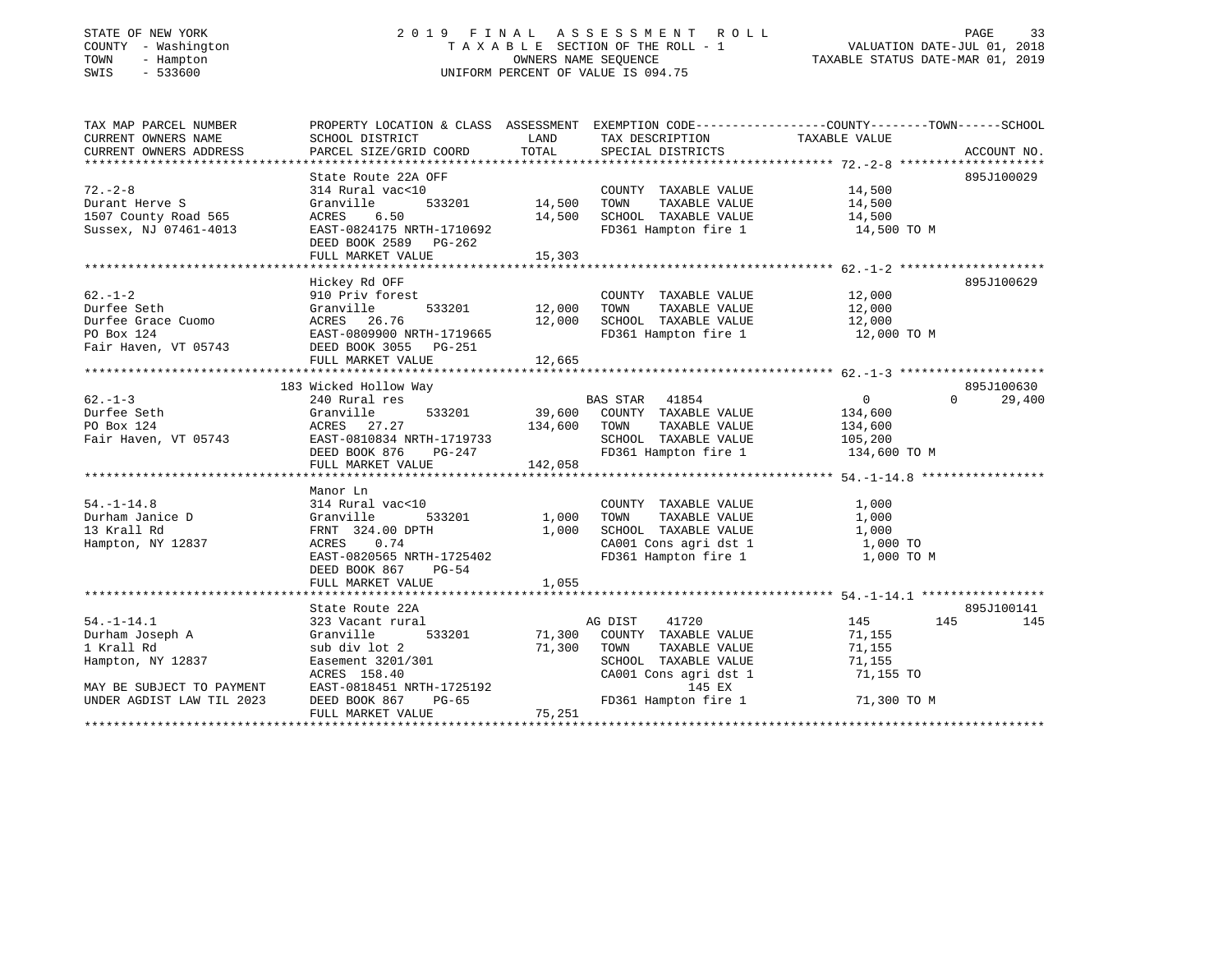STATE OF NEW YORK — COUNTY - Washington — TOWN - Hampton — SWIS - 533600

# 2019 FINAL ASSESSMENT ROLL

TAXABLE SECTION OF THE ROLL - 1
OWNERS NAME SEQUENCE
UNIFORM PERCENT OF VALUE IS 094.75

VALUATION DATE-JUL 01, 2018
TAXABLE STATUS DATE-MAR 01, 2019

```
TAX MAP PARCEL NUMBER      PROPERTY LOCATION & CLASS  ASSESSMENT  EXEMPTION CODE------------------COUNTY--------TOWN------SCHOOL
CURRENT OWNERS NAME        SCHOOL DISTRICT              LAND      TAX DESCRIPTION                TAXABLE VALUE
CURRENT OWNERS ADDRESS     PARCEL SIZE/GRID COORD       TOTAL     SPECIAL DISTRICTS                                     ACCOUNT NO.
******************************************************************************************************* 72.-2-8 ********************
                           State Route 22A OFF                                                                          895J100029
72.-2-8                    314 Rural vac<10                        COUNTY  TAXABLE VALUE            14,500
Durant Herve S             Granville        533201        14,500   TOWN    TAXABLE VALUE            14,500
1507 County Road 565       ACRES    6.50                  14,500   SCHOOL  TAXABLE VALUE            14,500
Sussex, NJ 07461-4013      EAST-0824175 NRTH-1710692               FD361 Hampton fire 1              14,500 TO M
                           DEED BOOK 2589   PG-262
                           FULL MARKET VALUE              15,303
******************************************************************************************************* 62.-1-2 ********************
                           Hickey Rd OFF                                                                                895J100629
62.-1-2                    910 Priv forest                         COUNTY  TAXABLE VALUE            12,000
Durfee Seth                Granville        533201        12,000   TOWN    TAXABLE VALUE            12,000
Durfee Grace Cuomo         ACRES   26.76                  12,000   SCHOOL  TAXABLE VALUE            12,000
PO Box 124                 EAST-0809900 NRTH-1719665               FD361 Hampton fire 1              12,000 TO M
Fair Haven, VT 05743       DEED BOOK 3055   PG-251
                           FULL MARKET VALUE              12,665
******************************************************************************************************* 62.-1-3 ********************
                           183 Wicked Hollow Way                                                                        895J100630
62.-1-3                    240 Rural res                           BAS STAR  41854                   0             0      29,400
Durfee Seth                Granville        533201        39,600   COUNTY  TAXABLE VALUE           134,600
PO Box 124                 ACRES   27.27                 134,600   TOWN    TAXABLE VALUE           134,600
Fair Haven, VT 05743       EAST-0810834 NRTH-1719733               SCHOOL  TAXABLE VALUE           105,200
                           DEED BOOK 876    PG-247                 FD361 Hampton fire 1             134,600 TO M
                           FULL MARKET VALUE             142,058
******************************************************************************************************* 54.-1-14.8 *****************
                           Manor Ln
54.-1-14.8                 314 Rural vac<10                        COUNTY  TAXABLE VALUE             1,000
Durham Janice D            Granville        533201         1,000   TOWN    TAXABLE VALUE             1,000
13 Krall Rd                FRNT 324.00 DPTH                1,000   SCHOOL  TAXABLE VALUE             1,000
Hampton, NY 12837          ACRES    0.74                           CA001 Cons agri dst 1              1,000 TO
                           EAST-0820565 NRTH-1725402               FD361 Hampton fire 1               1,000 TO M
                           DEED BOOK 867    PG-54
                           FULL MARKET VALUE               1,055
******************************************************************************************************* 54.-1-14.1 *****************
                           State Route 22A                                                                              895J100141
54.-1-14.1                 323 Vacant rural                        AG DIST   41720                 145           145         145
Durham Joseph A            Granville        533201        71,300   COUNTY  TAXABLE VALUE            71,155
1 Krall Rd                 sub div lot 2                  71,300   TOWN    TAXABLE VALUE            71,155
Hampton, NY 12837          Easement 3201/301                       SCHOOL  TAXABLE VALUE            71,155
                           ACRES  158.40                           CA001 Cons agri dst 1             71,155 TO
MAY BE SUBJECT TO PAYMENT  EAST-0818451 NRTH-1725192                          145 EX
UNDER AGDIST LAW TIL 2023  DEED BOOK 867    PG-65                  FD361 Hampton fire 1              71,300 TO M
                           FULL MARKET VALUE              75,251
************************************************************************************************************************************
```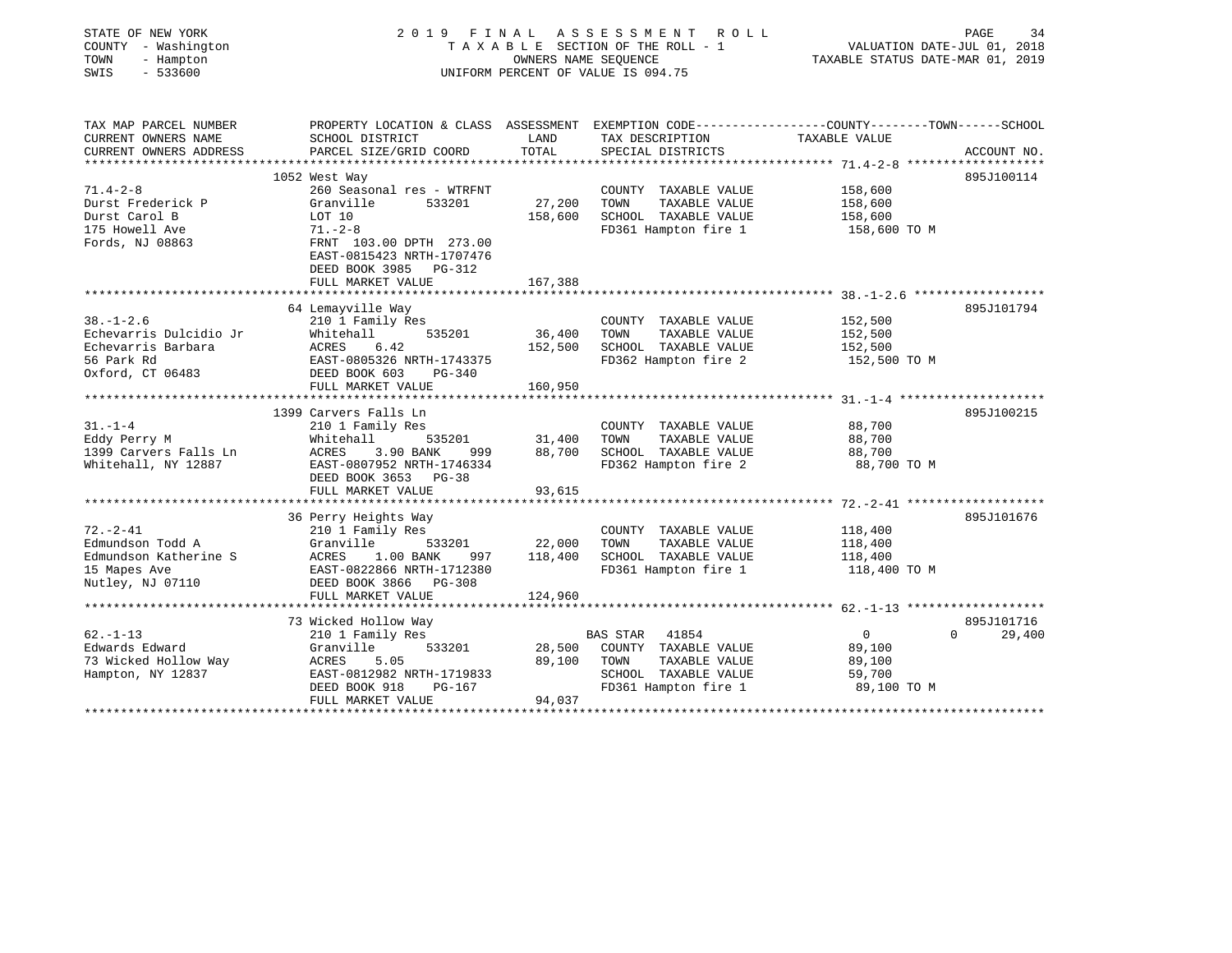STATE OF NEW YORK
COUNTY - Washington
TOWN - Hampton
SWIS - 533600

# 2019 FINAL ASSESSMENT ROLL
TAXABLE SECTION OF THE ROLL - 1
OWNERS NAME SEQUENCE
UNIFORM PERCENT OF VALUE IS 094.75

VALUATION DATE-JUL 01, 2018
TAXABLE STATUS DATE-MAR 01, 2019

| TAX MAP PARCEL NUMBER / CURRENT OWNERS NAME / CURRENT OWNERS ADDRESS | PROPERTY LOCATION & CLASS / SCHOOL DISTRICT / PARCEL SIZE/GRID COORD | ASSESSMENT LAND / TOTAL | EXEMPTION CODE / TAX DESCRIPTION / SPECIAL DISTRICTS | COUNTY / TOWN / SCHOOL TAXABLE VALUE | ACCOUNT NO. |
|---|---|---|---|---|---|
| | 1052 West Way | | | | 895J100114 |
| 71.4-2-8 | 260 Seasonal res - WTRFNT | | COUNTY TAXABLE VALUE | 158,600 | |
| Durst Frederick P | Granville 533201 | 27,200 | TOWN TAXABLE VALUE | 158,600 | |
| Durst Carol B | LOT 10 | 158,600 | SCHOOL TAXABLE VALUE | 158,600 | |
| 175 Howell Ave | 71.-2-8 | | FD361 Hampton fire 1 | 158,600 TO M | |
| Fords, NJ 08863 | FRNT 103.00 DPTH 273.00 | | | | |
| | EAST-0815423 NRTH-1707476 | | | | |
| | DEED BOOK 3985 PG-312 | | | | |
| | FULL MARKET VALUE | 167,388 | | | |
| | 64 Lemayville Way | | | | 895J101794 |
| 38.-1-2.6 | 210 1 Family Res | | COUNTY TAXABLE VALUE | 152,500 | |
| Echevarris Dulcidio Jr | Whitehall 535201 | 36,400 | TOWN TAXABLE VALUE | 152,500 | |
| Echevarris Barbara | ACRES 6.42 | 152,500 | SCHOOL TAXABLE VALUE | 152,500 | |
| 56 Park Rd | EAST-0805326 NRTH-1743375 | | FD362 Hampton fire 2 | 152,500 TO M | |
| Oxford, CT 06483 | DEED BOOK 603 PG-340 | | | | |
| | FULL MARKET VALUE | 160,950 | | | |
| | 1399 Carvers Falls Ln | | | | 895J100215 |
| 31.-1-4 | 210 1 Family Res | | COUNTY TAXABLE VALUE | 88,700 | |
| Eddy Perry M | Whitehall 535201 | 31,400 | TOWN TAXABLE VALUE | 88,700 | |
| 1399 Carvers Falls Ln | ACRES 3.90 BANK 999 | 88,700 | SCHOOL TAXABLE VALUE | 88,700 | |
| Whitehall, NY 12887 | EAST-0807952 NRTH-1746334 | | FD362 Hampton fire 2 | 88,700 TO M | |
| | DEED BOOK 3653 PG-38 | | | | |
| | FULL MARKET VALUE | 93,615 | | | |
| | 36 Perry Heights Way | | | | 895J101676 |
| 72.-2-41 | 210 1 Family Res | | COUNTY TAXABLE VALUE | 118,400 | |
| Edmundson Todd A | Granville 533201 | 22,000 | TOWN TAXABLE VALUE | 118,400 | |
| Edmundson Katherine S | ACRES 1.00 BANK 997 | 118,400 | SCHOOL TAXABLE VALUE | 118,400 | |
| 15 Mapes Ave | EAST-0822866 NRTH-1712380 | | FD361 Hampton fire 1 | 118,400 TO M | |
| Nutley, NJ 07110 | DEED BOOK 3866 PG-308 | | | | |
| | FULL MARKET VALUE | 124,960 | | | |
| | 73 Wicked Hollow Way | | | | 895J101716 |
| 62.-1-13 | 210 1 Family Res | | BAS STAR 41854 | 0 0 | 29,400 |
| Edwards Edward | Granville 533201 | 28,500 | COUNTY TAXABLE VALUE | 89,100 | |
| 73 Wicked Hollow Way | ACRES 5.05 | 89,100 | TOWN TAXABLE VALUE | 89,100 | |
| Hampton, NY 12837 | EAST-0812982 NRTH-1719833 | | SCHOOL TAXABLE VALUE | 59,700 | |
| | DEED BOOK 918 PG-167 | | FD361 Hampton fire 1 | 89,100 TO M | |
| | FULL MARKET VALUE | 94,037 | | | |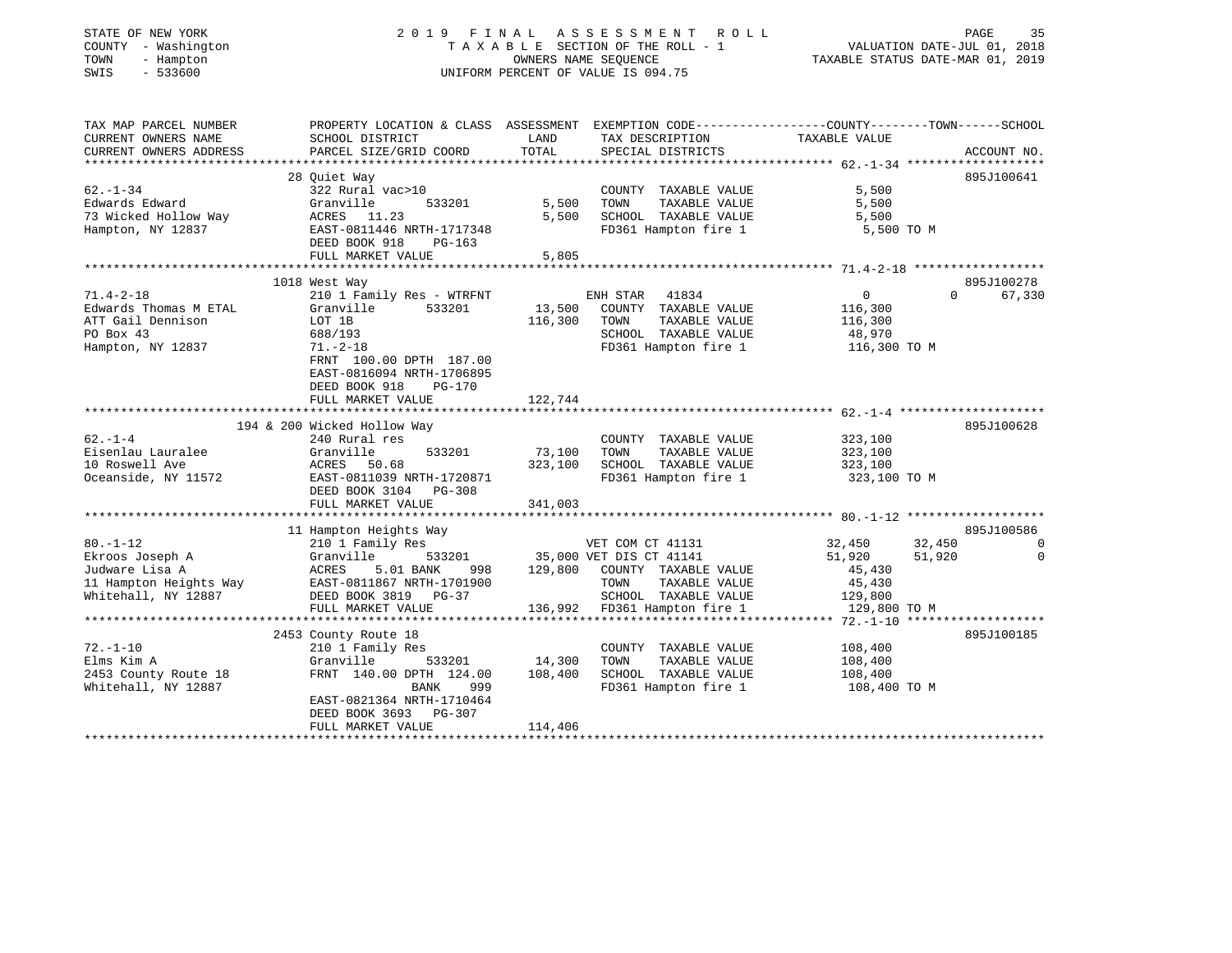STATE OF NEW YORK
COUNTY - Washington
TOWN - Hampton
SWIS - 533600

2019 FINAL ASSESSMENT ROLL
TAXABLE SECTION OF THE ROLL - 1
OWNERS NAME SEQUENCE
UNIFORM PERCENT OF VALUE IS 094.75

VALUATION DATE-JUL 01, 2018
TAXABLE STATUS DATE-MAR 01, 2019

| TAX MAP PARCEL NUMBER / CURRENT OWNERS NAME / CURRENT OWNERS ADDRESS | PROPERTY LOCATION & CLASS / SCHOOL DISTRICT / PARCEL SIZE/GRID COORD | ASSESSMENT LAND / TOTAL | EXEMPTION CODE / TAX DESCRIPTION / SPECIAL DISTRICTS | COUNTY | TOWN | SCHOOL | ACCOUNT NO. |
|---|---|---|---|---|---|---|---|
| 62.-1-34 | 28 Quiet Way | | | | | | 895J100641 |
| Edwards Edward | 322 Rural vac>10 | | COUNTY TAXABLE VALUE | 5,500 | | | |
| 73 Wicked Hollow Way | Granville 533201 | 5,500 | TOWN TAXABLE VALUE | | 5,500 | | |
| Hampton, NY 12837 | ACRES 11.23 | 5,500 | SCHOOL TAXABLE VALUE | | | 5,500 | |
| | EAST-0811446 NRTH-1717348 | | FD361 Hampton fire 1 | 5,500 TO M | | | |
| | DEED BOOK 918 PG-163 | | | | | | |
| | FULL MARKET VALUE | 5,805 | | | | | |
| 71.4-2-18 | 1018 West Way | | | | | | 895J100278 |
| Edwards Thomas M ETAL | 210 1 Family Res - WTRFNT | | ENH STAR 41834 | 0 | 0 | 67,330 | |
| ATT Gail Dennison | Granville 533201 | 13,500 | COUNTY TAXABLE VALUE | 116,300 | | | |
| PO Box 43 | LOT 1B | 116,300 | TOWN TAXABLE VALUE | | 116,300 | | |
| Hampton, NY 12837 | 688/193 | | SCHOOL TAXABLE VALUE | | | 48,970 | |
| | 71.-2-18 | | FD361 Hampton fire 1 | 116,300 TO M | | | |
| | FRNT 100.00 DPTH 187.00 | | | | | | |
| | EAST-0816094 NRTH-1706895 | | | | | | |
| | DEED BOOK 918 PG-170 | | | | | | |
| | FULL MARKET VALUE | 122,744 | | | | | |
| 62.-1-4 | 194 & 200 Wicked Hollow Way | | | | | | 895J100628 |
| Eisenlau Lauralee | 240 Rural res | | COUNTY TAXABLE VALUE | 323,100 | | | |
| 10 Roswell Ave | Granville 533201 | 73,100 | TOWN TAXABLE VALUE | | 323,100 | | |
| Oceanside, NY 11572 | ACRES 50.68 | 323,100 | SCHOOL TAXABLE VALUE | | | 323,100 | |
| | EAST-0811039 NRTH-1720871 | | FD361 Hampton fire 1 | 323,100 TO M | | | |
| | DEED BOOK 3104 PG-308 | | | | | | |
| | FULL MARKET VALUE | 341,003 | | | | | |
| 80.-1-12 | 11 Hampton Heights Way | | | | | | 895J100586 |
| Ekroos Joseph A | 210 1 Family Res | | VET COM CT 41131 | 32,450 | 32,450 | 0 | |
| Judware Lisa A | Granville 533201 | 35,000 | VET DIS CT 41141 | 51,920 | 51,920 | 0 | |
| 11 Hampton Heights Way | ACRES 5.01 BANK 998 | 129,800 | COUNTY TAXABLE VALUE | 45,430 | | | |
| Whitehall, NY 12887 | EAST-0811867 NRTH-1701900 | | TOWN TAXABLE VALUE | | 45,430 | | |
| | DEED BOOK 3819 PG-37 | | SCHOOL TAXABLE VALUE | | | 129,800 | |
| | FULL MARKET VALUE | 136,992 | FD361 Hampton fire 1 | 129,800 TO M | | | |
| 72.-1-10 | 2453 County Route 18 | | | | | | 895J100185 |
| Elms Kim A | 210 1 Family Res | | COUNTY TAXABLE VALUE | 108,400 | | | |
| 2453 County Route 18 | Granville 533201 | 14,300 | TOWN TAXABLE VALUE | | 108,400 | | |
| Whitehall, NY 12887 | FRNT 140.00 DPTH 124.00 | 108,400 | SCHOOL TAXABLE VALUE | | | 108,400 | |
| | BANK 999 | | FD361 Hampton fire 1 | 108,400 TO M | | | |
| | EAST-0821364 NRTH-1710464 | | | | | | |
| | DEED BOOK 3693 PG-307 | | | | | | |
| | FULL MARKET VALUE | 114,406 | | | | | |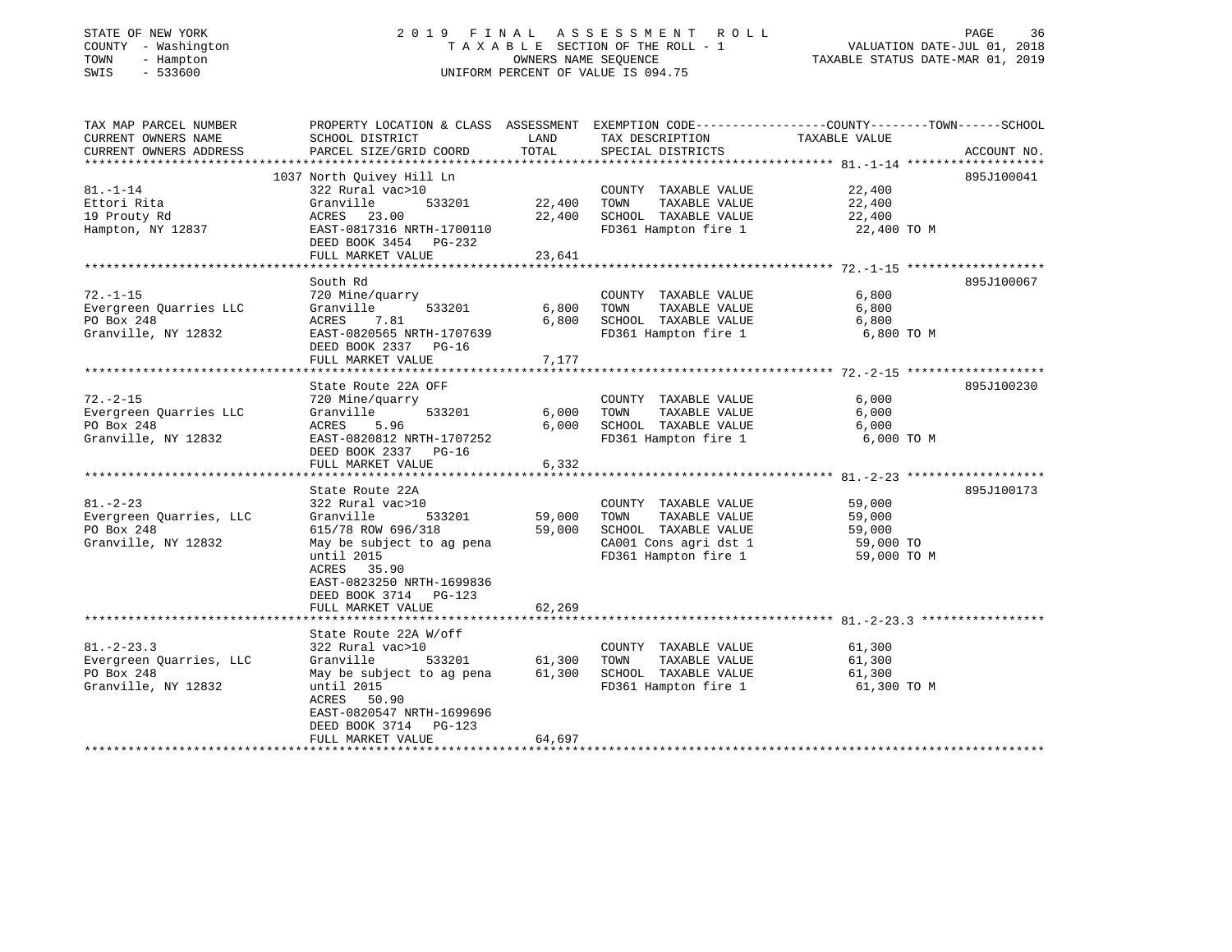STATE OF NEW YORK
COUNTY - Washington
TOWN - Hampton
SWIS - 533600

# 2019 FINAL ASSESSMENT ROLL
TAXABLE SECTION OF THE ROLL - 1
OWNERS NAME SEQUENCE
UNIFORM PERCENT OF VALUE IS 094.75

VALUATION DATE-JUL 01, 2018
TAXABLE STATUS DATE-MAR 01, 2019

| TAX MAP PARCEL NUMBER / CURRENT OWNERS NAME / CURRENT OWNERS ADDRESS | PROPERTY LOCATION & CLASS / SCHOOL DISTRICT / PARCEL SIZE/GRID COORD | ASSESSMENT LAND | TOTAL | EXEMPTION CODE / TAX DESCRIPTION / SPECIAL DISTRICTS | TAXABLE VALUE (COUNTY--TOWN--SCHOOL) | ACCOUNT NO. |
|---|---|---|---|---|---|---|
| 81.-1-14 | 1037 North Quivey Hill Ln | | | | | 895J100041 |
| Ettori Rita | 322 Rural vac>10 | | | COUNTY TAXABLE VALUE | 22,400 | |
| 19 Prouty Rd | Granville 533201 | 22,400 | | TOWN TAXABLE VALUE | 22,400 | |
| Hampton, NY 12837 | ACRES 23.00 | | 22,400 | SCHOOL TAXABLE VALUE | 22,400 | |
| | EAST-0817316 NRTH-1700110 | | | FD361 Hampton fire 1 | 22,400 TO M | |
| | DEED BOOK 3454 PG-232 | | | | | |
| | FULL MARKET VALUE | | 23,641 | | | |
| 72.-1-15 | South Rd | | | | | 895J100067 |
| Evergreen Quarries LLC | 720 Mine/quarry | | | COUNTY TAXABLE VALUE | 6,800 | |
| PO Box 248 | Granville 533201 | 6,800 | | TOWN TAXABLE VALUE | 6,800 | |
| Granville, NY 12832 | ACRES 7.81 | | 6,800 | SCHOOL TAXABLE VALUE | 6,800 | |
| | EAST-0820565 NRTH-1707639 | | | FD361 Hampton fire 1 | 6,800 TO M | |
| | DEED BOOK 2337 PG-16 | | | | | |
| | FULL MARKET VALUE | | 7,177 | | | |
| 72.-2-15 | State Route 22A OFF | | | | | 895J100230 |
| Evergreen Quarries LLC | 720 Mine/quarry | | | COUNTY TAXABLE VALUE | 6,000 | |
| PO Box 248 | Granville 533201 | 6,000 | | TOWN TAXABLE VALUE | 6,000 | |
| Granville, NY 12832 | ACRES 5.96 | | 6,000 | SCHOOL TAXABLE VALUE | 6,000 | |
| | EAST-0820812 NRTH-1707252 | | | FD361 Hampton fire 1 | 6,000 TO M | |
| | DEED BOOK 2337 PG-16 | | | | | |
| | FULL MARKET VALUE | | 6,332 | | | |
| 81.-2-23 | State Route 22A | | | | | 895J100173 |
| Evergreen Quarries, LLC | 322 Rural vac>10 | | | COUNTY TAXABLE VALUE | 59,000 | |
| PO Box 248 | Granville 533201 | 59,000 | | TOWN TAXABLE VALUE | 59,000 | |
| Granville, NY 12832 | 615/78 ROW 696/318 | | 59,000 | SCHOOL TAXABLE VALUE | 59,000 | |
| | May be subject to ag pena | | | CA001 Cons agri dst 1 | 59,000 TO | |
| | until 2015 | | | FD361 Hampton fire 1 | 59,000 TO M | |
| | ACRES 35.90 | | | | | |
| | EAST-0823250 NRTH-1699836 | | | | | |
| | DEED BOOK 3714 PG-123 | | | | | |
| | FULL MARKET VALUE | | 62,269 | | | |
| 81.-2-23.3 | State Route 22A W/off | | | | | |
| Evergreen Quarries, LLC | 322 Rural vac>10 | | | COUNTY TAXABLE VALUE | 61,300 | |
| PO Box 248 | Granville 533201 | 61,300 | | TOWN TAXABLE VALUE | 61,300 | |
| Granville, NY 12832 | May be subject to ag pena | | 61,300 | SCHOOL TAXABLE VALUE | 61,300 | |
| | until 2015 | | | FD361 Hampton fire 1 | 61,300 TO M | |
| | ACRES 50.90 | | | | | |
| | EAST-0820547 NRTH-1699696 | | | | | |
| | DEED BOOK 3714 PG-123 | | | | | |
| | FULL MARKET VALUE | | 64,697 | | | |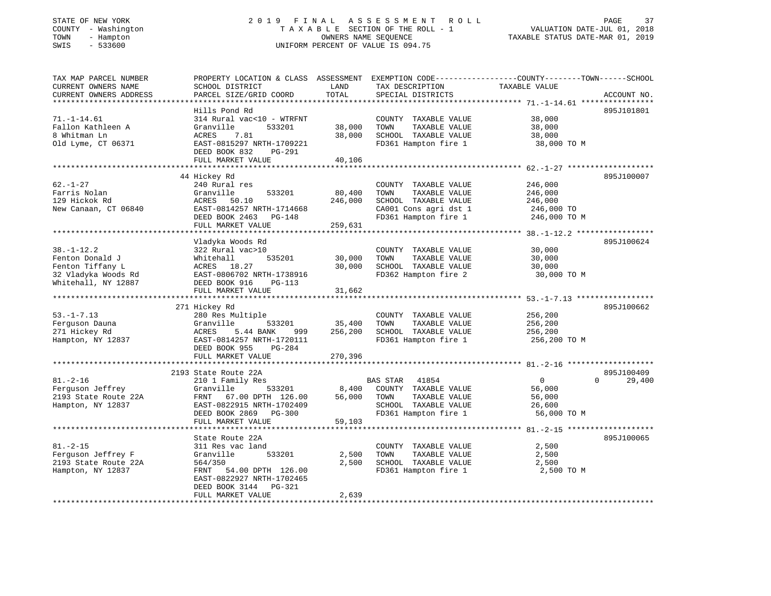STATE OF NEW YORK
COUNTY - Washington
TOWN - Hampton
SWIS - 533600

2019 FINAL ASSESSMENT ROLL
TAXABLE SECTION OF THE ROLL - 1
OWNERS NAME SEQUENCE
UNIFORM PERCENT OF VALUE IS 094.75

VALUATION DATE-JUL 01, 2018
TAXABLE STATUS DATE-MAR 01, 2019

| TAX MAP PARCEL NUMBER / CURRENT OWNERS NAME / CURRENT OWNERS ADDRESS | PROPERTY LOCATION & CLASS / SCHOOL DISTRICT / PARCEL SIZE/GRID COORD | ASSESSMENT LAND / TOTAL | EXEMPTION CODE / TAX DESCRIPTION / SPECIAL DISTRICTS | COUNTY / TOWN / SCHOOL TAXABLE VALUE | ACCOUNT NO. |
|---|---|---|---|---|---|
| 71.-1-14.61 | Hills Pond Rd | | | | 895J101801 |
| Fallon Kathleen A | 314 Rural vac<10 - WTRFNT | | COUNTY TAXABLE VALUE | 38,000 | |
| 8 Whitman Ln | Granville 533201 | 38,000 | TOWN TAXABLE VALUE | 38,000 | |
| Old Lyme, CT 06371 | ACRES 7.81 | 38,000 | SCHOOL TAXABLE VALUE | 38,000 | |
| | EAST-0815297 NRTH-1709221 | | FD361 Hampton fire 1 | 38,000 TO M | |
| | DEED BOOK 832 PG-291 | | | | |
| | FULL MARKET VALUE | 40,106 | | | |
| 62.-1-27 | 44 Hickey Rd | | | | 895J100007 |
| Farris Nolan | 240 Rural res | | COUNTY TAXABLE VALUE | 246,000 | |
| 129 Hickok Rd | Granville 533201 | 80,400 | TOWN TAXABLE VALUE | 246,000 | |
| New Canaan, CT 06840 | ACRES 50.10 | 246,000 | SCHOOL TAXABLE VALUE | 246,000 | |
| | EAST-0814257 NRTH-1714668 | | CA001 Cons agri dst 1 | 246,000 TO | |
| | DEED BOOK 2463 PG-148 | | FD361 Hampton fire 1 | 246,000 TO M | |
| | FULL MARKET VALUE | 259,631 | | | |
| 38.-1-12.2 | Vladyka Woods Rd | | | | 895J100624 |
| Fenton Donald J | 322 Rural vac>10 | | COUNTY TAXABLE VALUE | 30,000 | |
| Fenton Tiffany L | Whitehall 535201 | 30,000 | TOWN TAXABLE VALUE | 30,000 | |
| 32 Vladyka Woods Rd | ACRES 18.27 | 30,000 | SCHOOL TAXABLE VALUE | 30,000 | |
| Whitehall, NY 12887 | EAST-0806702 NRTH-1738916 | | FD362 Hampton fire 2 | 30,000 TO M | |
| | DEED BOOK 916 PG-113 | | | | |
| | FULL MARKET VALUE | 31,662 | | | |
| 53.-1-7.13 | 271 Hickey Rd | | | | 895J100662 |
| Ferguson Dauna | 280 Res Multiple | | COUNTY TAXABLE VALUE | 256,200 | |
| 271 Hickey Rd | Granville 533201 | 35,400 | TOWN TAXABLE VALUE | 256,200 | |
| Hampton, NY 12837 | ACRES 5.44 BANK 999 | 256,200 | SCHOOL TAXABLE VALUE | 256,200 | |
| | EAST-0814257 NRTH-1720111 | | FD361 Hampton fire 1 | 256,200 TO M | |
| | DEED BOOK 955 PG-284 | | | | |
| | FULL MARKET VALUE | 270,396 | | | |
| 81.-2-16 | 2193 State Route 22A | | | | 895J100409 |
| Ferguson Jeffrey | 210 1 Family Res | | BAS STAR 41854 | 0 0 29,400 | |
| 2193 State Route 22A | Granville 533201 | 8,400 | COUNTY TAXABLE VALUE | 56,000 | |
| Hampton, NY 12837 | FRNT 67.00 DPTH 126.00 | 56,000 | TOWN TAXABLE VALUE | 56,000 | |
| | EAST-0822915 NRTH-1702409 | | SCHOOL TAXABLE VALUE | 26,600 | |
| | DEED BOOK 2869 PG-300 | | FD361 Hampton fire 1 | 56,000 TO M | |
| | FULL MARKET VALUE | 59,103 | | | |
| 81.-2-15 | State Route 22A | | | | 895J100065 |
| Ferguson Jeffrey F | 311 Res vac land | | COUNTY TAXABLE VALUE | 2,500 | |
| 2193 State Route 22A | Granville 533201 | 2,500 | TOWN TAXABLE VALUE | 2,500 | |
| Hampton, NY 12837 | 564/350 | 2,500 | SCHOOL TAXABLE VALUE | 2,500 | |
| | FRNT 54.00 DPTH 126.00 | | FD361 Hampton fire 1 | 2,500 TO M | |
| | EAST-0822927 NRTH-1702465 | | | | |
| | DEED BOOK 3144 PG-321 | | | | |
| | FULL MARKET VALUE | 2,639 | | | |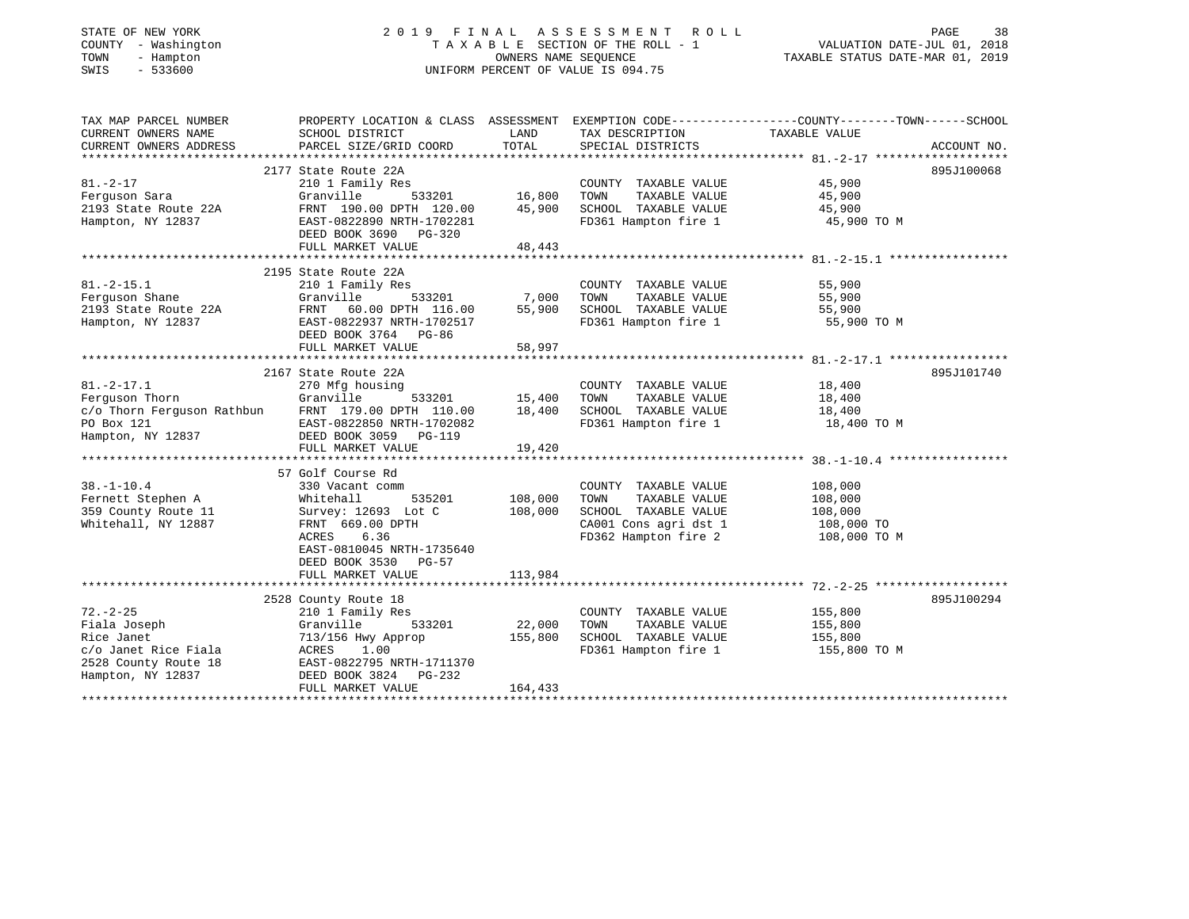STATE OF NEW YORK
COUNTY - Washington
TOWN - Hampton
SWIS - 533600

# 2019 FINAL ASSESSMENT ROLL
TAXABLE SECTION OF THE ROLL - 1
OWNERS NAME SEQUENCE
UNIFORM PERCENT OF VALUE IS 094.75

VALUATION DATE-JUL 01, 2018
TAXABLE STATUS DATE-MAR 01, 2019

| TAX MAP PARCEL NUMBER / CURRENT OWNERS NAME / CURRENT OWNERS ADDRESS | PROPERTY LOCATION & CLASS / SCHOOL DISTRICT / PARCEL SIZE/GRID COORD | LAND | ASSESSMENT TOTAL | EXEMPTION CODE / TAX DESCRIPTION / SPECIAL DISTRICTS | TAXABLE VALUE (COUNTY / TOWN / SCHOOL) | ACCOUNT NO. |
|---|---|---|---|---|---|---|
| 81.-2-17 | 2177 State Route 22A | | | | | 895J100068 |
| Ferguson Sara | 210 1 Family Res | | | COUNTY TAXABLE VALUE | 45,900 | |
| 2193 State Route 22A | Granville 533201 | 16,800 | | TOWN TAXABLE VALUE | 45,900 | |
| Hampton, NY 12837 | FRNT 190.00 DPTH 120.00 | | 45,900 | SCHOOL TAXABLE VALUE | 45,900 | |
| | EAST-0822890 NRTH-1702281 | | | FD361 Hampton fire 1 | 45,900 TO M | |
| | DEED BOOK 3690 PG-320 | | | | | |
| | FULL MARKET VALUE | | 48,443 | | | |
| 81.-2-15.1 | 2195 State Route 22A | | | | | |
| Ferguson Shane | 210 1 Family Res | | | COUNTY TAXABLE VALUE | 55,900 | |
| 2193 State Route 22A | Granville 533201 | 7,000 | | TOWN TAXABLE VALUE | 55,900 | |
| Hampton, NY 12837 | FRNT 60.00 DPTH 116.00 | | 55,900 | SCHOOL TAXABLE VALUE | 55,900 | |
| | EAST-0822937 NRTH-1702517 | | | FD361 Hampton fire 1 | 55,900 TO M | |
| | DEED BOOK 3764 PG-86 | | | | | |
| | FULL MARKET VALUE | | 58,997 | | | |
| 81.-2-17.1 | 2167 State Route 22A | | | | | 895J101740 |
| Ferguson Thorn | 270 Mfg housing | | | COUNTY TAXABLE VALUE | 18,400 | |
| c/o Thorn Ferguson Rathbun | Granville 533201 | 15,400 | | TOWN TAXABLE VALUE | 18,400 | |
| PO Box 121 | FRNT 179.00 DPTH 110.00 | | 18,400 | SCHOOL TAXABLE VALUE | 18,400 | |
| Hampton, NY 12837 | EAST-0822850 NRTH-1702082 | | | FD361 Hampton fire 1 | 18,400 TO M | |
| | DEED BOOK 3059 PG-119 | | | | | |
| | FULL MARKET VALUE | | 19,420 | | | |
| 38.-1-10.4 | 57 Golf Course Rd | | | | | |
| Fernett Stephen A | 330 Vacant comm | | | COUNTY TAXABLE VALUE | 108,000 | |
| 359 County Route 11 | Whitehall 535201 | 108,000 | | TOWN TAXABLE VALUE | 108,000 | |
| Whitehall, NY 12887 | Survey: 12693 Lot C | | 108,000 | SCHOOL TAXABLE VALUE | 108,000 | |
| | FRNT 669.00 DPTH | | | CA001 Cons agri dst 1 | 108,000 TO | |
| | ACRES 6.36 | | | FD362 Hampton fire 2 | 108,000 TO M | |
| | EAST-0810045 NRTH-1735640 | | | | | |
| | DEED BOOK 3530 PG-57 | | | | | |
| | FULL MARKET VALUE | | 113,984 | | | |
| 72.-2-25 | 2528 County Route 18 | | | | | 895J100294 |
| Fiala Joseph | 210 1 Family Res | | | COUNTY TAXABLE VALUE | 155,800 | |
| Rice Janet | Granville 533201 | 22,000 | | TOWN TAXABLE VALUE | 155,800 | |
| c/o Janet Rice Fiala | 713/156 Hwy Approp | | 155,800 | SCHOOL TAXABLE VALUE | 155,800 | |
| 2528 County Route 18 | ACRES 1.00 | | | FD361 Hampton fire 1 | 155,800 TO M | |
| Hampton, NY 12837 | EAST-0822795 NRTH-1711370 | | | | | |
| | DEED BOOK 3824 PG-232 | | | | | |
| | FULL MARKET VALUE | | 164,433 | | | |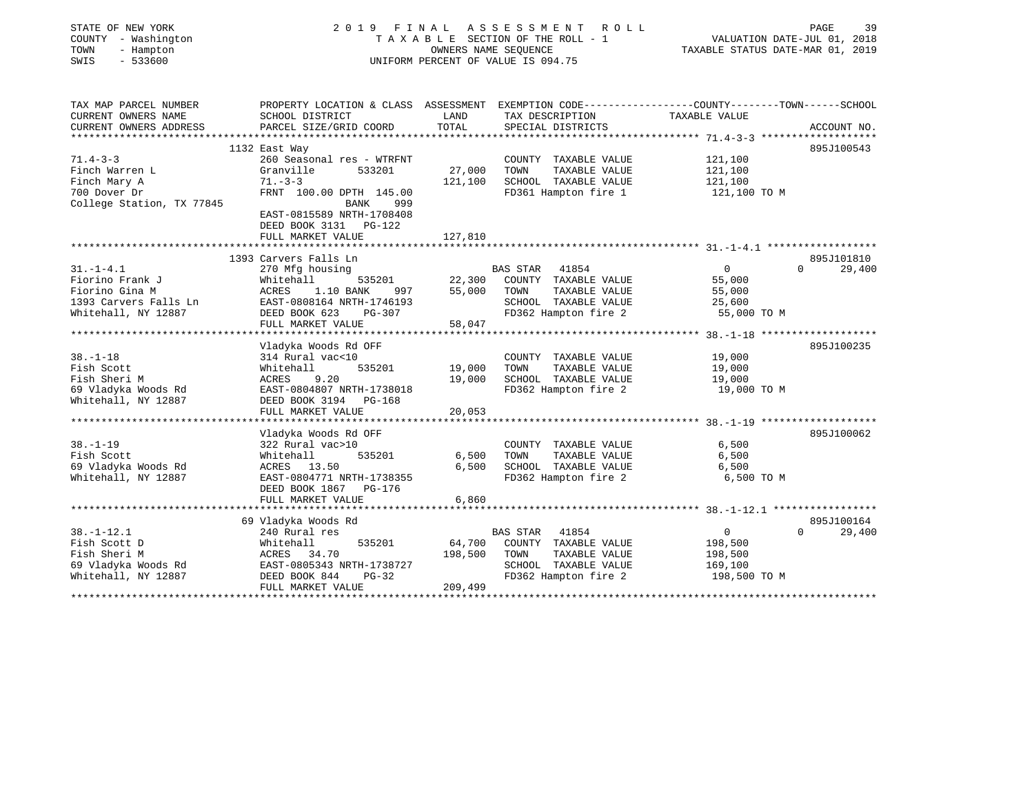STATE OF NEW YORK | 2019 FINAL ASSESSMENT ROLL | PAGE 39
COUNTY - Washington | TAXABLE SECTION OF THE ROLL - 1 | VALUATION DATE-JUL 01, 2018
TOWN - Hampton | OWNERS NAME SEQUENCE | TAXABLE STATUS DATE-MAR 01, 2019
SWIS - 533600 | UNIFORM PERCENT OF VALUE IS 094.75

| TAX MAP PARCEL NUMBER / CURRENT OWNERS NAME / CURRENT OWNERS ADDRESS | PROPERTY LOCATION & CLASS / SCHOOL DISTRICT / PARCEL SIZE/GRID COORD | ASSESSMENT LAND | TOTAL | EXEMPTION CODE / TAX DESCRIPTION / SPECIAL DISTRICTS | COUNTY / TOWN / SCHOOL TAXABLE VALUE | ACCOUNT NO. |
|---|---|---|---|---|---|---|
| 71.4-3-3 | 1132 East Way | | | | | 895J100543 |
| Finch Warren L | 260 Seasonal res - WTRFNT | | | COUNTY TAXABLE VALUE | 121,100 | |
| Finch Mary A | Granville 533201 | 27,000 | | TOWN TAXABLE VALUE | 121,100 | |
| 700 Dover Dr | 71.-3-3 | | 121,100 | SCHOOL TAXABLE VALUE | 121,100 | |
| College Station, TX 77845 | FRNT 100.00 DPTH 145.00 | | | FD361 Hampton fire 1 | 121,100 TO M | |
| | BANK 999 | | | | | |
| | EAST-0815589 NRTH-1708408 | | | | | |
| | DEED BOOK 3131 PG-122 | | | | | |
| | FULL MARKET VALUE | | 127,810 | | | |
| 31.-1-4.1 | 1393 Carvers Falls Ln | | | | | 895J101810 |
| Fiorino Frank J | 270 Mfg housing | | | BAS STAR 41854 | 0 / 0 / 29,400 | |
| Fiorino Gina M | Whitehall 535201 | 22,300 | | COUNTY TAXABLE VALUE | 55,000 | |
| 1393 Carvers Falls Ln | ACRES 1.10 BANK 997 | | 55,000 | TOWN TAXABLE VALUE | 55,000 | |
| Whitehall, NY 12887 | EAST-0808164 NRTH-1746193 | | | SCHOOL TAXABLE VALUE | 25,600 | |
| | DEED BOOK 623 PG-307 | | | FD362 Hampton fire 2 | 55,000 TO M | |
| | FULL MARKET VALUE | | 58,047 | | | |
| 38.-1-18 | Vladyka Woods Rd OFF | | | | | 895J100235 |
| Fish Scott | 314 Rural vac<10 | | | COUNTY TAXABLE VALUE | 19,000 | |
| Fish Sheri M | Whitehall 535201 | 19,000 | | TOWN TAXABLE VALUE | 19,000 | |
| 69 Vladyka Woods Rd | ACRES 9.20 | | 19,000 | SCHOOL TAXABLE VALUE | 19,000 | |
| Whitehall, NY 12887 | EAST-0804807 NRTH-1738018 | | | FD362 Hampton fire 2 | 19,000 TO M | |
| | DEED BOOK 3194 PG-168 | | | | | |
| | FULL MARKET VALUE | | 20,053 | | | |
| 38.-1-19 | Vladyka Woods Rd OFF | | | | | 895J100062 |
| Fish Scott | 322 Rural vac>10 | | | COUNTY TAXABLE VALUE | 6,500 | |
| 69 Vladyka Woods Rd | Whitehall 535201 | 6,500 | | TOWN TAXABLE VALUE | 6,500 | |
| Whitehall, NY 12887 | ACRES 13.50 | | 6,500 | SCHOOL TAXABLE VALUE | 6,500 | |
| | EAST-0804771 NRTH-1738355 | | | FD362 Hampton fire 2 | 6,500 TO M | |
| | DEED BOOK 1867 PG-176 | | | | | |
| | FULL MARKET VALUE | | 6,860 | | | |
| 38.-1-12.1 | 69 Vladyka Woods Rd | | | | | 895J100164 |
| Fish Scott D | 240 Rural res | | | BAS STAR 41854 | 0 / 0 / 29,400 | |
| Fish Sheri M | Whitehall 535201 | 64,700 | | COUNTY TAXABLE VALUE | 198,500 | |
| 69 Vladyka Woods Rd | ACRES 34.70 | | 198,500 | TOWN TAXABLE VALUE | 198,500 | |
| Whitehall, NY 12887 | EAST-0805343 NRTH-1738727 | | | SCHOOL TAXABLE VALUE | 169,100 | |
| | DEED BOOK 844 PG-32 | | | FD362 Hampton fire 2 | 198,500 TO M | |
| | FULL MARKET VALUE | | 209,499 | | | |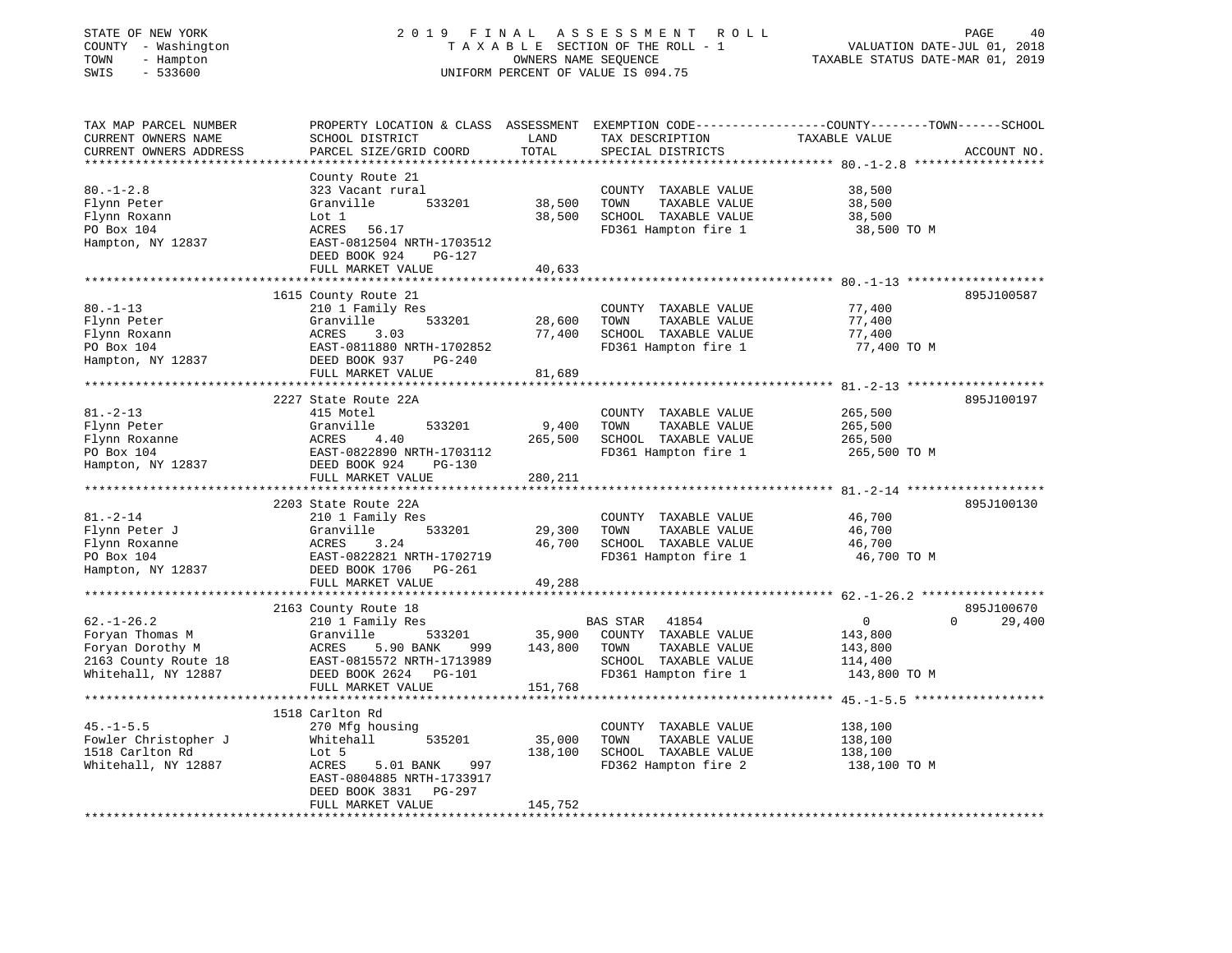STATE OF NEW YORK
COUNTY - Washington
TOWN - Hampton
SWIS - 533600

# 2019 FINAL ASSESSMENT ROLL

TAXABLE SECTION OF THE ROLL - 1
OWNERS NAME SEQUENCE
UNIFORM PERCENT OF VALUE IS 094.75

VALUATION DATE-JUL 01, 2018
TAXABLE STATUS DATE-MAR 01, 2019

| TAX MAP PARCEL NUMBER / CURRENT OWNERS NAME / CURRENT OWNERS ADDRESS | PROPERTY LOCATION & CLASS / SCHOOL DISTRICT / PARCEL SIZE/GRID COORD | ASSESSMENT LAND | TOTAL | EXEMPTION CODE / TAX DESCRIPTION / SPECIAL DISTRICTS | COUNTY | TOWN | SCHOOL | TAXABLE VALUE | ACCOUNT NO. |
|---|---|---|---|---|---|---|---|---|---|
| 80.-1-2.8 | County Route 21 | | | | | | | | |
| | 323 Vacant rural | | | COUNTY TAXABLE VALUE | | | | 38,500 | |
| Flynn Peter | Granville 533201 | 38,500 | | TOWN TAXABLE VALUE | | | | 38,500 | |
| Flynn Roxann | Lot 1 | | 38,500 | SCHOOL TAXABLE VALUE | | | | 38,500 | |
| PO Box 104 | ACRES 56.17 | | | FD361 Hampton fire 1 | | | | 38,500 TO M | |
| Hampton, NY 12837 | EAST-0812504 NRTH-1703512 | | | | | | | | |
| | DEED BOOK 924 PG-127 | | | | | | | | |
| | FULL MARKET VALUE | | 40,633 | | | | | | |
| 80.-1-13 | 1615 County Route 21 | | | | | | | | 895J100587 |
| | 210 1 Family Res | | | COUNTY TAXABLE VALUE | | | | 77,400 | |
| Flynn Peter | Granville 533201 | 28,600 | | TOWN TAXABLE VALUE | | | | 77,400 | |
| Flynn Roxann | ACRES 3.03 | | 77,400 | SCHOOL TAXABLE VALUE | | | | 77,400 | |
| PO Box 104 | EAST-0811880 NRTH-1702852 | | | FD361 Hampton fire 1 | | | | 77,400 TO M | |
| Hampton, NY 12837 | DEED BOOK 937 PG-240 | | | | | | | | |
| | FULL MARKET VALUE | | 81,689 | | | | | | |
| 81.-2-13 | 2227 State Route 22A | | | | | | | | 895J100197 |
| | 415 Motel | | | COUNTY TAXABLE VALUE | | | | 265,500 | |
| Flynn Peter | Granville 533201 | 9,400 | | TOWN TAXABLE VALUE | | | | 265,500 | |
| Flynn Roxanne | ACRES 4.40 | | 265,500 | SCHOOL TAXABLE VALUE | | | | 265,500 | |
| PO Box 104 | EAST-0822890 NRTH-1703112 | | | FD361 Hampton fire 1 | | | | 265,500 TO M | |
| Hampton, NY 12837 | DEED BOOK 924 PG-130 | | | | | | | | |
| | FULL MARKET VALUE | | 280,211 | | | | | | |
| 81.-2-14 | 2203 State Route 22A | | | | | | | | 895J100130 |
| | 210 1 Family Res | | | COUNTY TAXABLE VALUE | | | | 46,700 | |
| Flynn Peter J | Granville 533201 | 29,300 | | TOWN TAXABLE VALUE | | | | 46,700 | |
| Flynn Roxanne | ACRES 3.24 | | 46,700 | SCHOOL TAXABLE VALUE | | | | 46,700 | |
| PO Box 104 | EAST-0822821 NRTH-1702719 | | | FD361 Hampton fire 1 | | | | 46,700 TO M | |
| Hampton, NY 12837 | DEED BOOK 1706 PG-261 | | | | | | | | |
| | FULL MARKET VALUE | | 49,288 | | | | | | |
| 62.-1-26.2 | 2163 County Route 18 | | | | | | | | 895J100670 |
| | 210 1 Family Res | | | BAS STAR 41854 | 0 | 0 | 29,400 | | |
| Foryan Thomas M | Granville 533201 | 35,900 | | COUNTY TAXABLE VALUE | | | | 143,800 | |
| Foryan Dorothy M | ACRES 5.90 BANK 999 | | 143,800 | TOWN TAXABLE VALUE | | | | 143,800 | |
| 2163 County Route 18 | EAST-0815572 NRTH-1713989 | | | SCHOOL TAXABLE VALUE | | | | 114,400 | |
| Whitehall, NY 12887 | DEED BOOK 2624 PG-101 | | | FD361 Hampton fire 1 | | | | 143,800 TO M | |
| | FULL MARKET VALUE | | 151,768 | | | | | | |
| 45.-1-5.5 | 1518 Carlton Rd | | | | | | | | |
| | 270 Mfg housing | | | COUNTY TAXABLE VALUE | | | | 138,100 | |
| Fowler Christopher J | Whitehall 535201 | 35,000 | | TOWN TAXABLE VALUE | | | | 138,100 | |
| 1518 Carlton Rd | Lot 5 | | 138,100 | SCHOOL TAXABLE VALUE | | | | 138,100 | |
| Whitehall, NY 12887 | ACRES 5.01 BANK 997 | | | FD362 Hampton fire 2 | | | | 138,100 TO M | |
| | EAST-0804885 NRTH-1733917 | | | | | | | | |
| | DEED BOOK 3831 PG-297 | | | | | | | | |
| | FULL MARKET VALUE | | 145,752 | | | | | | |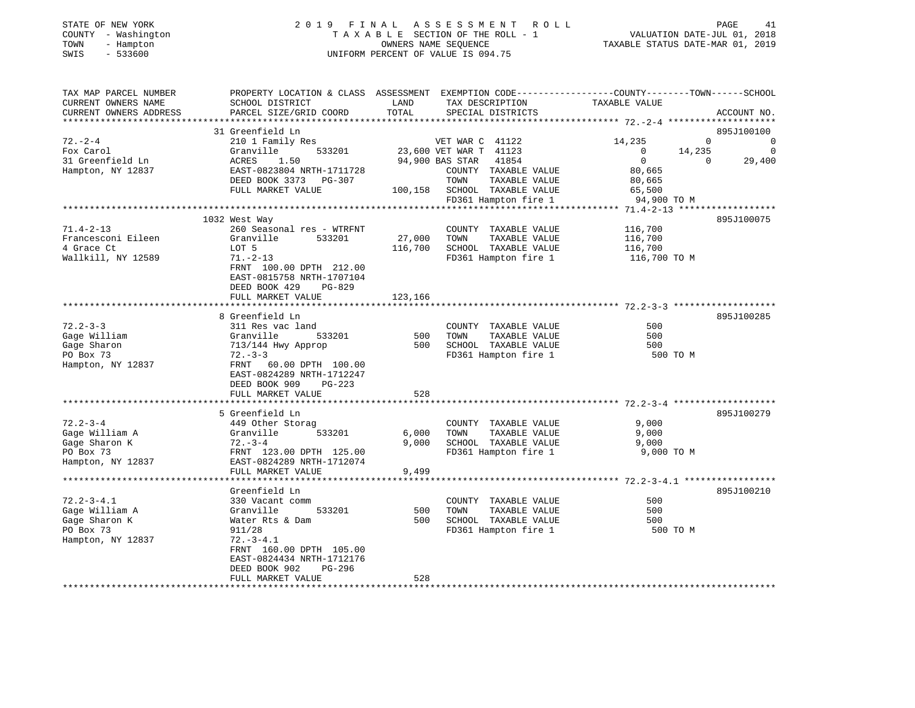STATE OF NEW YORK
COUNTY - Washington
TOWN - Hampton
SWIS - 533600

# 2019 FINAL ASSESSMENT ROLL
TAXABLE SECTION OF THE ROLL - 1
OWNERS NAME SEQUENCE
UNIFORM PERCENT OF VALUE IS 094.75

VALUATION DATE-JUL 01, 2018
TAXABLE STATUS DATE-MAR 01, 2019

| TAX MAP PARCEL NUMBER / CURRENT OWNERS NAME / CURRENT OWNERS ADDRESS | PROPERTY LOCATION & CLASS / SCHOOL DISTRICT / PARCEL SIZE/GRID COORD | ASSESSMENT LAND / TOTAL | EXEMPTION CODE / TAX DESCRIPTION / SPECIAL DISTRICTS | COUNTY | TOWN | SCHOOL | ACCOUNT NO. |
|---|---|---|---|---|---|---|---|
| 72.-2-4 | 31 Greenfield Ln | | | | | | 895J100100 |
| Fox Carol | 210 1 Family Res | | VET WAR C 41122 | 14,235 | 0 | 0 | |
| 31 Greenfield Ln | Granville 533201 | 23,600 | VET WAR T 41123 | 0 | 14,235 | 0 | |
| Hampton, NY 12837 | ACRES 1.50 | 94,900 | BAS STAR 41854 | 0 | 0 | 29,400 | |
| | EAST-0823804 NRTH-1711728 | | COUNTY TAXABLE VALUE | 80,665 | | | |
| | DEED BOOK 3373 PG-307 | | TOWN TAXABLE VALUE | | 80,665 | | |
| | FULL MARKET VALUE | 100,158 | SCHOOL TAXABLE VALUE | | | 65,500 | |
| | | | FD361 Hampton fire 1 | 94,900 TO M | | | |
| 71.4-2-13 | 1032 West Way | | | | | | 895J100075 |
| Francesconi Eileen | 260 Seasonal res - WTRFNT | | COUNTY TAXABLE VALUE | 116,700 | | | |
| 4 Grace Ct | Granville 533201 | 27,000 | TOWN TAXABLE VALUE | | 116,700 | | |
| Wallkill, NY 12589 | LOT 5 | 116,700 | SCHOOL TAXABLE VALUE | | | 116,700 | |
| | 71.-2-13 | | FD361 Hampton fire 1 | 116,700 TO M | | | |
| | FRNT 100.00 DPTH 212.00 | | | | | | |
| | EAST-0815758 NRTH-1707104 | | | | | | |
| | DEED BOOK 429 PG-829 | | | | | | |
| | FULL MARKET VALUE | 123,166 | | | | | |
| 72.2-3-3 | 8 Greenfield Ln | | | | | | 895J100285 |
| Gage William | 311 Res vac land | | COUNTY TAXABLE VALUE | 500 | | | |
| Gage Sharon | Granville 533201 | 500 | TOWN TAXABLE VALUE | | 500 | | |
| PO Box 73 | 713/144 Hwy Approp | 500 | SCHOOL TAXABLE VALUE | | | 500 | |
| Hampton, NY 12837 | 72.-3-3 | | FD361 Hampton fire 1 | 500 TO M | | | |
| | FRNT 60.00 DPTH 100.00 | | | | | | |
| | EAST-0824289 NRTH-1712247 | | | | | | |
| | DEED BOOK 909 PG-223 | | | | | | |
| | FULL MARKET VALUE | 528 | | | | | |
| 72.2-3-4 | 5 Greenfield Ln | | | | | | 895J100279 |
| Gage William A | 449 Other Storag | | COUNTY TAXABLE VALUE | 9,000 | | | |
| Gage Sharon K | Granville 533201 | 6,000 | TOWN TAXABLE VALUE | | 9,000 | | |
| PO Box 73 | 72.-3-4 | 9,000 | SCHOOL TAXABLE VALUE | | | 9,000 | |
| Hampton, NY 12837 | FRNT 123.00 DPTH 125.00 | | FD361 Hampton fire 1 | 9,000 TO M | | | |
| | EAST-0824289 NRTH-1712074 | | | | | | |
| | FULL MARKET VALUE | 9,499 | | | | | |
| 72.2-3-4.1 | Greenfield Ln | | | | | | 895J100210 |
| Gage William A | 330 Vacant comm | | COUNTY TAXABLE VALUE | 500 | | | |
| Gage Sharon K | Granville 533201 | 500 | TOWN TAXABLE VALUE | | 500 | | |
| PO Box 73 | Water Rts & Dam | 500 | SCHOOL TAXABLE VALUE | | | 500 | |
| Hampton, NY 12837 | 911/28 | | FD361 Hampton fire 1 | 500 TO M | | | |
| | 72.-3-4.1 | | | | | | |
| | FRNT 160.00 DPTH 105.00 | | | | | | |
| | EAST-0824434 NRTH-1712176 | | | | | | |
| | DEED BOOK 902 PG-296 | | | | | | |
| | FULL MARKET VALUE | 528 | | | | | |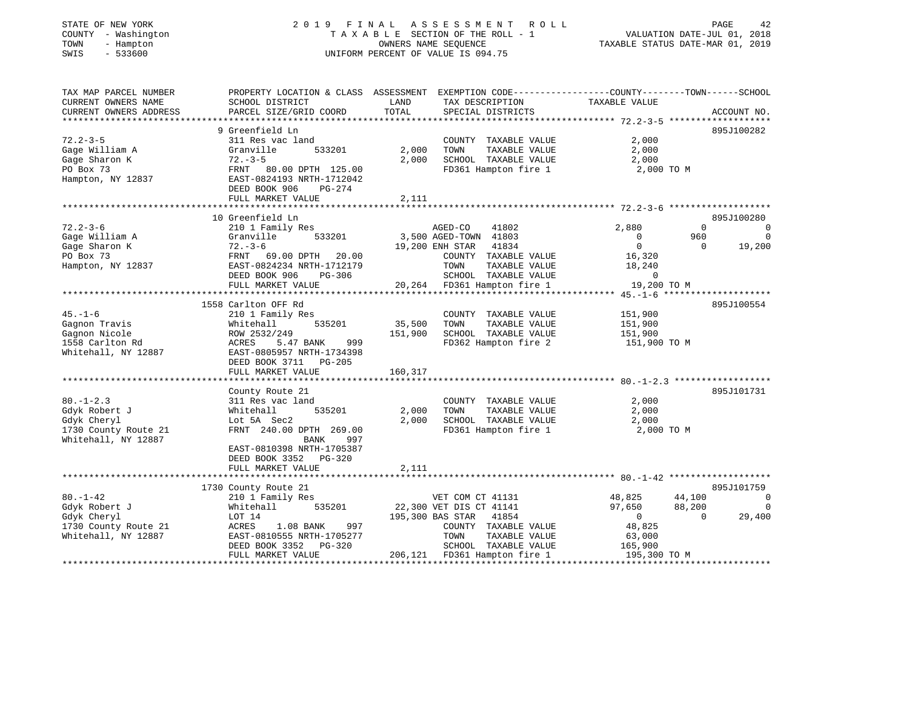STATE OF NEW YORK
COUNTY - Washington
TOWN - Hampton
SWIS - 533600

2019 FINAL ASSESSMENT ROLL
TAXABLE SECTION OF THE ROLL - 1
OWNERS NAME SEQUENCE
UNIFORM PERCENT OF VALUE IS 094.75

VALUATION DATE-JUL 01, 2018
TAXABLE STATUS DATE-MAR 01, 2019

```
TAX MAP PARCEL NUMBER      PROPERTY LOCATION & CLASS  ASSESSMENT  EXEMPTION CODE------------------COUNTY--------TOWN------SCHOOL
CURRENT OWNERS NAME        SCHOOL DISTRICT              LAND       TAX DESCRIPTION               TAXABLE VALUE
CURRENT OWNERS ADDRESS     PARCEL SIZE/GRID COORD       TOTAL      SPECIAL DISTRICTS                                     ACCOUNT NO.
******************************************************************************************************* 72.2-3-5 *******************
                           9 Greenfield Ln                                                                               895J100282
72.2-3-5                   311 Res vac land                        COUNTY  TAXABLE VALUE           2,000
Gage William A             Granville       533201        2,000     TOWN    TAXABLE VALUE           2,000
Gage Sharon K              72.-3-5                       2,000     SCHOOL  TAXABLE VALUE           2,000
PO Box 73                  FRNT   80.00 DPTH 125.00                FD361 Hampton fire 1            2,000 TO M
Hampton, NY 12837          EAST-0824193 NRTH-1712042
                           DEED BOOK 906     PG-274
                           FULL MARKET VALUE             2,111
******************************************************************************************************* 72.2-3-6 *******************
                           10 Greenfield Ln                                                                              895J100280
72.2-3-6                   210 1 Family Res                        AGED-CO    41802             2,880           0            0
Gage William A             Granville       533201        3,500 AGED-TOWN  41803                 0         960            0
Gage Sharon K              72.-3-6                      19,200 ENH STAR   41834                 0           0       19,200
PO Box 73                  FRNT   69.00 DPTH  20.00                COUNTY  TAXABLE VALUE          16,320
Hampton, NY 12837          EAST-0824234 NRTH-1712179               TOWN    TAXABLE VALUE          18,240
                           DEED BOOK 906     PG-306                SCHOOL  TAXABLE VALUE               0
                           FULL MARKET VALUE            20,264     FD361 Hampton fire 1           19,200 TO M
******************************************************************************************************* 45.-1-6 ********************
                           1558 Carlton OFF Rd                                                                           895J100554
45.-1-6                    210 1 Family Res                        COUNTY  TAXABLE VALUE         151,900
Gagnon Travis              Whitehall       535201       35,500     TOWN    TAXABLE VALUE         151,900
Gagnon Nicole              ROW 2532/249                151,900     SCHOOL  TAXABLE VALUE         151,900
1558 Carlton Rd            ACRES    5.47 BANK    999               FD362 Hampton fire 2          151,900 TO M
Whitehall, NY 12887        EAST-0805957 NRTH-1734398
                           DEED BOOK 3711    PG-205
                           FULL MARKET VALUE           160,317
******************************************************************************************************* 80.-1-2.3 ******************
                           County Route 21                                                                               895J101731
80.-1-2.3                  311 Res vac land                        COUNTY  TAXABLE VALUE           2,000
Gdyk Robert J              Whitehall       535201        2,000     TOWN    TAXABLE VALUE           2,000
Gdyk Cheryl                Lot 5A  Sec2                  2,000     SCHOOL  TAXABLE VALUE           2,000
1730 County Route 21       FRNT  240.00 DPTH 269.00                FD361 Hampton fire 1            2,000 TO M
Whitehall, NY 12887                       BANK    997
                           EAST-0810398 NRTH-1705387
                           DEED BOOK 3352    PG-320
                           FULL MARKET VALUE             2,111
******************************************************************************************************* 80.-1-42 *******************
                           1730 County Route 21                                                                          895J101759
80.-1-42                   210 1 Family Res                        VET COM CT 41131            48,825      44,100            0
Gdyk Robert J              Whitehall       535201       22,300 VET DIS CT 41141                97,650      88,200            0
Gdyk Cheryl                LOT 14                      195,300 BAS STAR   41854                 0           0       29,400
1730 County Route 21       ACRES    1.08 BANK    997               COUNTY  TAXABLE VALUE          48,825
Whitehall, NY 12887        EAST-0810555 NRTH-1705277               TOWN    TAXABLE VALUE          63,000
                           DEED BOOK 3352    PG-320                SCHOOL  TAXABLE VALUE         165,900
                           FULL MARKET VALUE           206,121     FD361 Hampton fire 1          195,300 TO M
************************************************************************************************************************************
```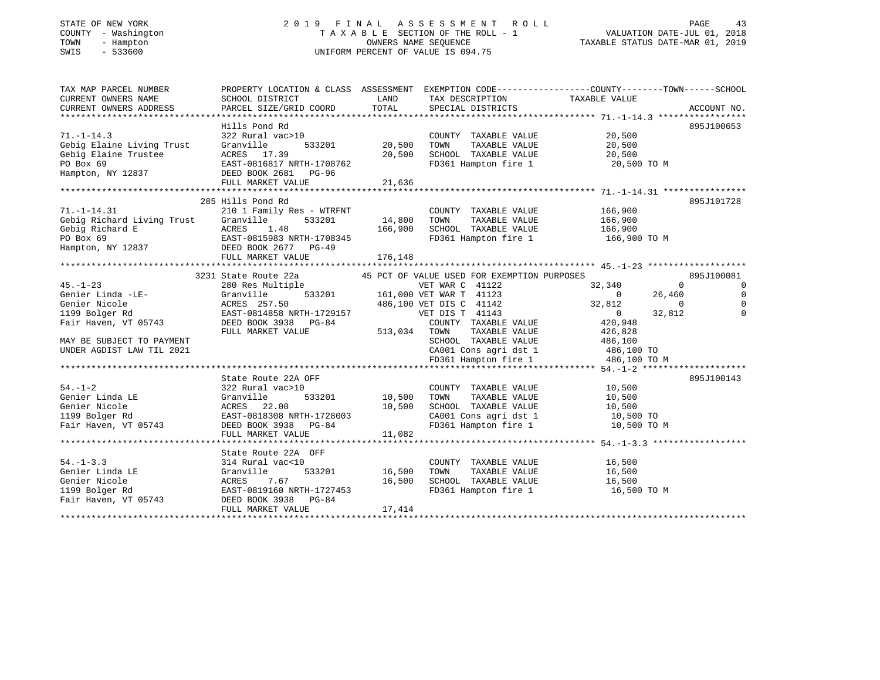STATE OF NEW YORK  
COUNTY - Washington  
TOWN - Hampton  
SWIS - 533600

2019 FINAL ASSESSMENT ROLL  
TAXABLE SECTION OF THE ROLL - 1  
OWNERS NAME SEQUENCE  
UNIFORM PERCENT OF VALUE IS 094.75

VALUATION DATE-JUL 01, 2018  
TAXABLE STATUS DATE-MAR 01, 2019

```
TAX MAP PARCEL NUMBER          PROPERTY LOCATION & CLASS  ASSESSMENT  EXEMPTION CODE-----------------COUNTY--------TOWN------SCHOOL
CURRENT OWNERS NAME            SCHOOL DISTRICT               LAND      TAX DESCRIPTION              TAXABLE VALUE
CURRENT OWNERS ADDRESS         PARCEL SIZE/GRID COORD        TOTAL     SPECIAL DISTRICTS                                   ACCOUNT NO.
******************************************************************************************************* 71.-1-14.3 *****************
                               Hills Pond Rd                                                                                895J100653
71.-1-14.3                     322 Rural vac>10                        COUNTY  TAXABLE VALUE            20,500
Gebig Elaine Living Trust      Granville        533201       20,500    TOWN    TAXABLE VALUE            20,500
Gebig Elaine Trustee           ACRES  17.39                  20,500    SCHOOL  TAXABLE VALUE            20,500
PO Box 69                      EAST-0816817 NRTH-1708762               FD361 Hampton fire 1              20,500 TO M
Hampton, NY 12837              DEED BOOK 2681   PG-96
                               FULL MARKET VALUE             21,636
******************************************************************************************************* 71.-1-14.31 ****************
                               285 Hills Pond Rd                                                                            895J101728
71.-1-14.31                    210 1 Family Res - WTRFNT               COUNTY  TAXABLE VALUE           166,900
Gebig Richard Living Trust     Granville        533201       14,800    TOWN    TAXABLE VALUE           166,900
Gebig Richard E                ACRES   1.48                 166,900    SCHOOL  TAXABLE VALUE           166,900
PO Box 69                      EAST-0815983 NRTH-1708345               FD361 Hampton fire 1             166,900 TO M
Hampton, NY 12837              DEED BOOK 2677   PG-49
                               FULL MARKET VALUE            176,148
******************************************************************************************************* 45.-1-23 *******************
                               3231 State Route 22a          45 PCT OF VALUE USED FOR EXEMPTION PURPOSES                    895J100081
45.-1-23                       280 Res Multiple                        VET WAR C 41122              32,340          0            0
Genier Linda -LE-              Granville        533201      161,000 VET WAR T 41123                   0     26,460            0
Genier Nicole                  ACRES 257.50                 486,100 VET DIS C 41142              32,812          0            0
1199 Bolger Rd                 EAST-0814858 NRTH-1729157               VET DIS T 41143                   0     32,812            0
Fair Haven, VT 05743           DEED BOOK 3938   PG-84                  COUNTY  TAXABLE VALUE           420,948
                               FULL MARKET VALUE            513,034    TOWN    TAXABLE VALUE           426,828
MAY BE SUBJECT TO PAYMENT                                              SCHOOL  TAXABLE VALUE           486,100
UNDER AGDIST LAW TIL 2021                                              CA001 Cons agri dst 1            486,100 TO
                                                                       FD361 Hampton fire 1             486,100 TO M
******************************************************************************************************* 54.-1-2 ********************
                               State Route 22A OFF                                                                          895J100143
54.-1-2                        322 Rural vac>10                        COUNTY  TAXABLE VALUE            10,500
Genier Linda LE                Granville        533201       10,500    TOWN    TAXABLE VALUE            10,500
Genier Nicole                  ACRES  22.00                  10,500    SCHOOL  TAXABLE VALUE            10,500
1199 Bolger Rd                 EAST-0818308 NRTH-1728003               CA001 Cons agri dst 1             10,500 TO
Fair Haven, VT 05743           DEED BOOK 3938   PG-84                  FD361 Hampton fire 1              10,500 TO M
                               FULL MARKET VALUE             11,082
******************************************************************************************************* 54.-1-3.3 ******************
                               State Route 22A  OFF
54.-1-3.3                      314 Rural vac<10                        COUNTY  TAXABLE VALUE            16,500
Genier Linda LE                Granville        533201       16,500    TOWN    TAXABLE VALUE            16,500
Genier Nicole                  ACRES   7.67                  16,500    SCHOOL  TAXABLE VALUE            16,500
1199 Bolger Rd                 EAST-0819160 NRTH-1727453               FD361 Hampton fire 1              16,500 TO M
Fair Haven, VT 05743           DEED BOOK 3938   PG-84
                               FULL MARKET VALUE             17,414
************************************************************************************************************************************
```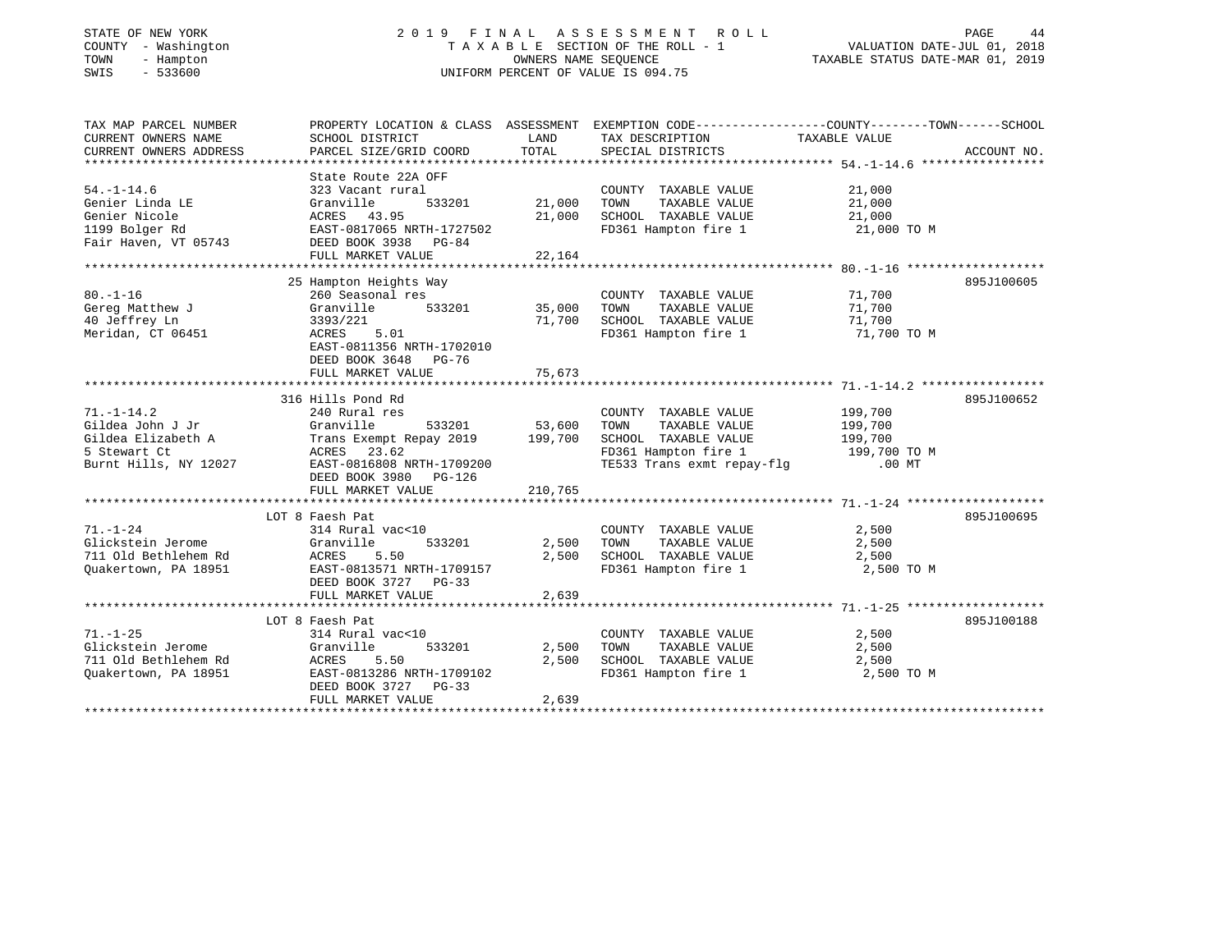STATE OF NEW YORK
COUNTY - Washington
TOWN - Hampton
SWIS - 533600

# 2019 FINAL ASSESSMENT ROLL

TAXABLE SECTION OF THE ROLL - 1
OWNERS NAME SEQUENCE
UNIFORM PERCENT OF VALUE IS 094.75

VALUATION DATE-JUL 01, 2018
TAXABLE STATUS DATE-MAR 01, 2019

| TAX MAP PARCEL NUMBER / CURRENT OWNERS NAME / CURRENT OWNERS ADDRESS | PROPERTY LOCATION & CLASS / SCHOOL DISTRICT / PARCEL SIZE/GRID COORD | ASSESSMENT LAND | TOTAL | EXEMPTION CODE / TAX DESCRIPTION / SPECIAL DISTRICTS | TAXABLE VALUE (COUNTY / TOWN / SCHOOL) | ACCOUNT NO. |
|---|---|---|---|---|---|---|
| 54.-1-14.6 | State Route 22A OFF | | | | | |
| | 323 Vacant rural | | | COUNTY TAXABLE VALUE | 21,000 | |
| Genier Linda LE | Granville 533201 | 21,000 | | TOWN TAXABLE VALUE | 21,000 | |
| Genier Nicole | ACRES 43.95 | | 21,000 | SCHOOL TAXABLE VALUE | 21,000 | |
| 1199 Bolger Rd | EAST-0817065 NRTH-1727502 | | | FD361 Hampton fire 1 | 21,000 TO M | |
| Fair Haven, VT 05743 | DEED BOOK 3938 PG-84 | | | | | |
| | FULL MARKET VALUE | | 22,164 | | | |
| 80.-1-16 | 25 Hampton Heights Way | | | | | 895J100605 |
| | 260 Seasonal res | | | COUNTY TAXABLE VALUE | 71,700 | |
| Gereg Matthew J | Granville 533201 | 35,000 | | TOWN TAXABLE VALUE | 71,700 | |
| 40 Jeffrey Ln | 3393/221 | | 71,700 | SCHOOL TAXABLE VALUE | 71,700 | |
| Meridan, CT 06451 | ACRES 5.01 | | | FD361 Hampton fire 1 | 71,700 TO M | |
| | EAST-0811356 NRTH-1702010 | | | | | |
| | DEED BOOK 3648 PG-76 | | | | | |
| | FULL MARKET VALUE | | 75,673 | | | |
| 71.-1-14.2 | 316 Hills Pond Rd | | | | | 895J100652 |
| | 240 Rural res | | | COUNTY TAXABLE VALUE | 199,700 | |
| Gildea John J Jr | Granville 533201 | 53,600 | | TOWN TAXABLE VALUE | 199,700 | |
| Gildea Elizabeth A | Trans Exempt Repay 2019 | | 199,700 | SCHOOL TAXABLE VALUE | 199,700 | |
| 5 Stewart Ct | ACRES 23.62 | | | FD361 Hampton fire 1 | 199,700 TO M | |
| Burnt Hills, NY 12027 | EAST-0816808 NRTH-1709200 | | | TE533 Trans exmt repay-flg | .00 MT | |
| | DEED BOOK 3980 PG-126 | | | | | |
| | FULL MARKET VALUE | | 210,765 | | | |
| 71.-1-24 | LOT 8 Faesh Pat | | | | | 895J100695 |
| | 314 Rural vac<10 | | | COUNTY TAXABLE VALUE | 2,500 | |
| Glickstein Jerome | Granville 533201 | 2,500 | | TOWN TAXABLE VALUE | 2,500 | |
| 711 Old Bethlehem Rd | ACRES 5.50 | | 2,500 | SCHOOL TAXABLE VALUE | 2,500 | |
| Quakertown, PA 18951 | EAST-0813571 NRTH-1709157 | | | FD361 Hampton fire 1 | 2,500 TO M | |
| | DEED BOOK 3727 PG-33 | | | | | |
| | FULL MARKET VALUE | | 2,639 | | | |
| 71.-1-25 | LOT 8 Faesh Pat | | | | | 895J100188 |
| | 314 Rural vac<10 | | | COUNTY TAXABLE VALUE | 2,500 | |
| Glickstein Jerome | Granville 533201 | 2,500 | | TOWN TAXABLE VALUE | 2,500 | |
| 711 Old Bethlehem Rd | ACRES 5.50 | | 2,500 | SCHOOL TAXABLE VALUE | 2,500 | |
| Quakertown, PA 18951 | EAST-0813286 NRTH-1709102 | | | FD361 Hampton fire 1 | 2,500 TO M | |
| | DEED BOOK 3727 PG-33 | | | | | |
| | FULL MARKET VALUE | | 2,639 | | | |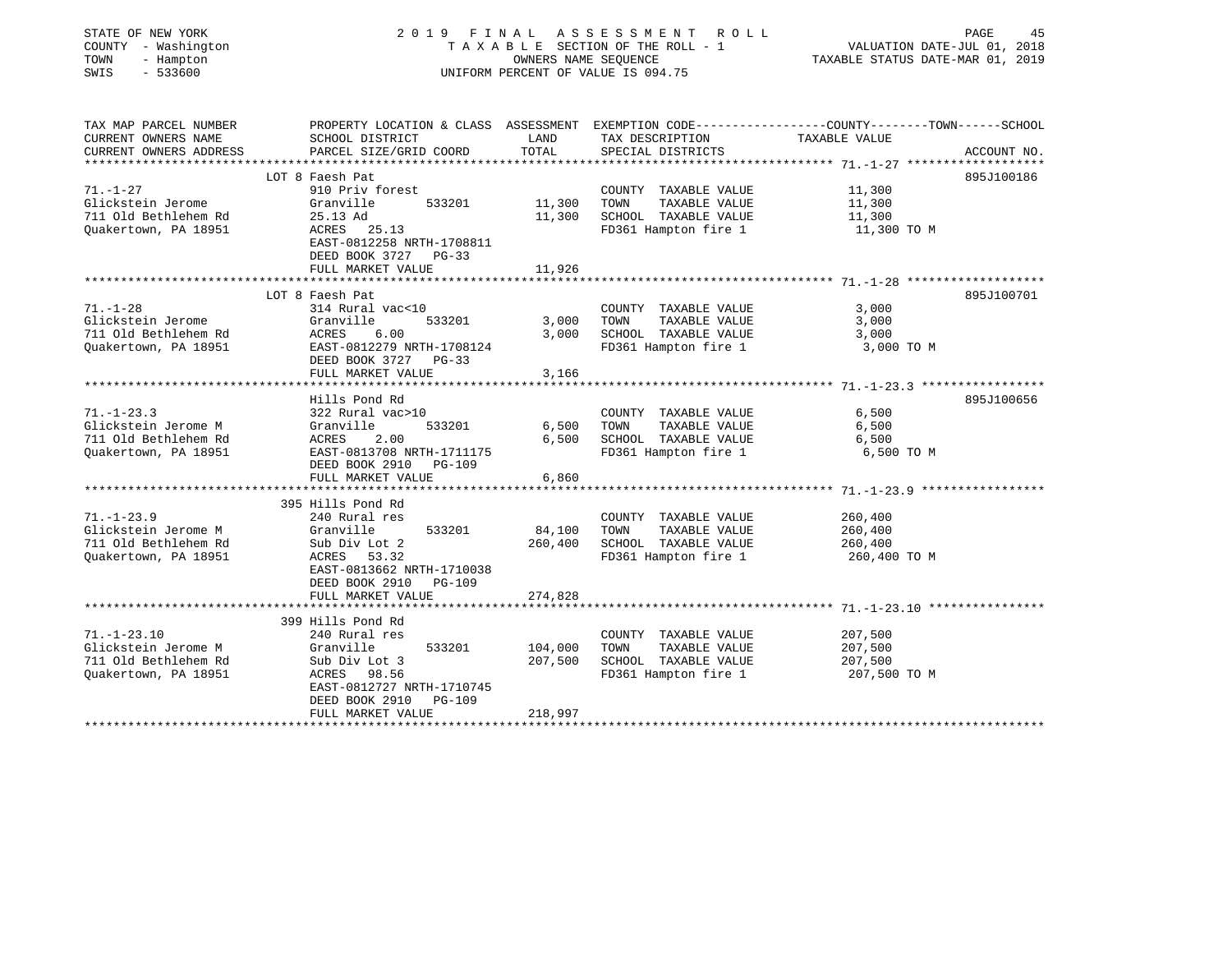STATE OF NEW YORK
COUNTY - Washington
TOWN - Hampton
SWIS - 533600

# 2019 FINAL ASSESSMENT ROLL

TAXABLE SECTION OF THE ROLL - 1
OWNERS NAME SEQUENCE
UNIFORM PERCENT OF VALUE IS 094.75

VALUATION DATE-JUL 01, 2018
TAXABLE STATUS DATE-MAR 01, 2019

| TAX MAP PARCEL NUMBER / CURRENT OWNERS NAME / CURRENT OWNERS ADDRESS | PROPERTY LOCATION & CLASS / SCHOOL DISTRICT / PARCEL SIZE/GRID COORD | ASSESSMENT LAND | TOTAL | EXEMPTION CODE / TAX DESCRIPTION / SPECIAL DISTRICTS | TAXABLE VALUE | ACCOUNT NO. |
|---|---|---|---|---|---|---|
| 71.-1-27 | LOT 8 Faesh Pat | | | | | 895J100186 |
| Glickstein Jerome | 910 Priv forest | | | COUNTY TAXABLE VALUE | 11,300 | |
| 711 Old Bethlehem Rd | Granville 533201 | 11,300 | | TOWN TAXABLE VALUE | 11,300 | |
| Quakertown, PA 18951 | 25.13 Ad | | 11,300 | SCHOOL TAXABLE VALUE | 11,300 | |
| | ACRES 25.13 | | | FD361 Hampton fire 1 | 11,300 TO M | |
| | EAST-0812258 NRTH-1708811 | | | | | |
| | DEED BOOK 3727 PG-33 | | | | | |
| | FULL MARKET VALUE | | 11,926 | | | |
| 71.-1-28 | LOT 8 Faesh Pat | | | | | 895J100701 |
| Glickstein Jerome | 314 Rural vac<10 | | | COUNTY TAXABLE VALUE | 3,000 | |
| 711 Old Bethlehem Rd | Granville 533201 | 3,000 | | TOWN TAXABLE VALUE | 3,000 | |
| Quakertown, PA 18951 | ACRES 6.00 | | 3,000 | SCHOOL TAXABLE VALUE | 3,000 | |
| | EAST-0812279 NRTH-1708124 | | | FD361 Hampton fire 1 | 3,000 TO M | |
| | DEED BOOK 3727 PG-33 | | | | | |
| | FULL MARKET VALUE | | 3,166 | | | |
| 71.-1-23.3 | Hills Pond Rd | | | | | 895J100656 |
| Glickstein Jerome M | 322 Rural vac>10 | | | COUNTY TAXABLE VALUE | 6,500 | |
| 711 Old Bethlehem Rd | Granville 533201 | 6,500 | | TOWN TAXABLE VALUE | 6,500 | |
| Quakertown, PA 18951 | ACRES 2.00 | | 6,500 | SCHOOL TAXABLE VALUE | 6,500 | |
| | EAST-0813708 NRTH-1711175 | | | FD361 Hampton fire 1 | 6,500 TO M | |
| | DEED BOOK 2910 PG-109 | | | | | |
| | FULL MARKET VALUE | | 6,860 | | | |
| 71.-1-23.9 | 395 Hills Pond Rd | | | | | |
| Glickstein Jerome M | 240 Rural res | | | COUNTY TAXABLE VALUE | 260,400 | |
| 711 Old Bethlehem Rd | Granville 533201 | 84,100 | | TOWN TAXABLE VALUE | 260,400 | |
| Quakertown, PA 18951 | Sub Div Lot 2 | | 260,400 | SCHOOL TAXABLE VALUE | 260,400 | |
| | ACRES 53.32 | | | FD361 Hampton fire 1 | 260,400 TO M | |
| | EAST-0813662 NRTH-1710038 | | | | | |
| | DEED BOOK 2910 PG-109 | | | | | |
| | FULL MARKET VALUE | | 274,828 | | | |
| 71.-1-23.10 | 399 Hills Pond Rd | | | | | |
| Glickstein Jerome M | 240 Rural res | | | COUNTY TAXABLE VALUE | 207,500 | |
| 711 Old Bethlehem Rd | Granville 533201 | 104,000 | | TOWN TAXABLE VALUE | 207,500 | |
| Quakertown, PA 18951 | Sub Div Lot 3 | | 207,500 | SCHOOL TAXABLE VALUE | 207,500 | |
| | ACRES 98.56 | | | FD361 Hampton fire 1 | 207,500 TO M | |
| | EAST-0812727 NRTH-1710745 | | | | | |
| | DEED BOOK 2910 PG-109 | | | | | |
| | FULL MARKET VALUE | | 218,997 | | | |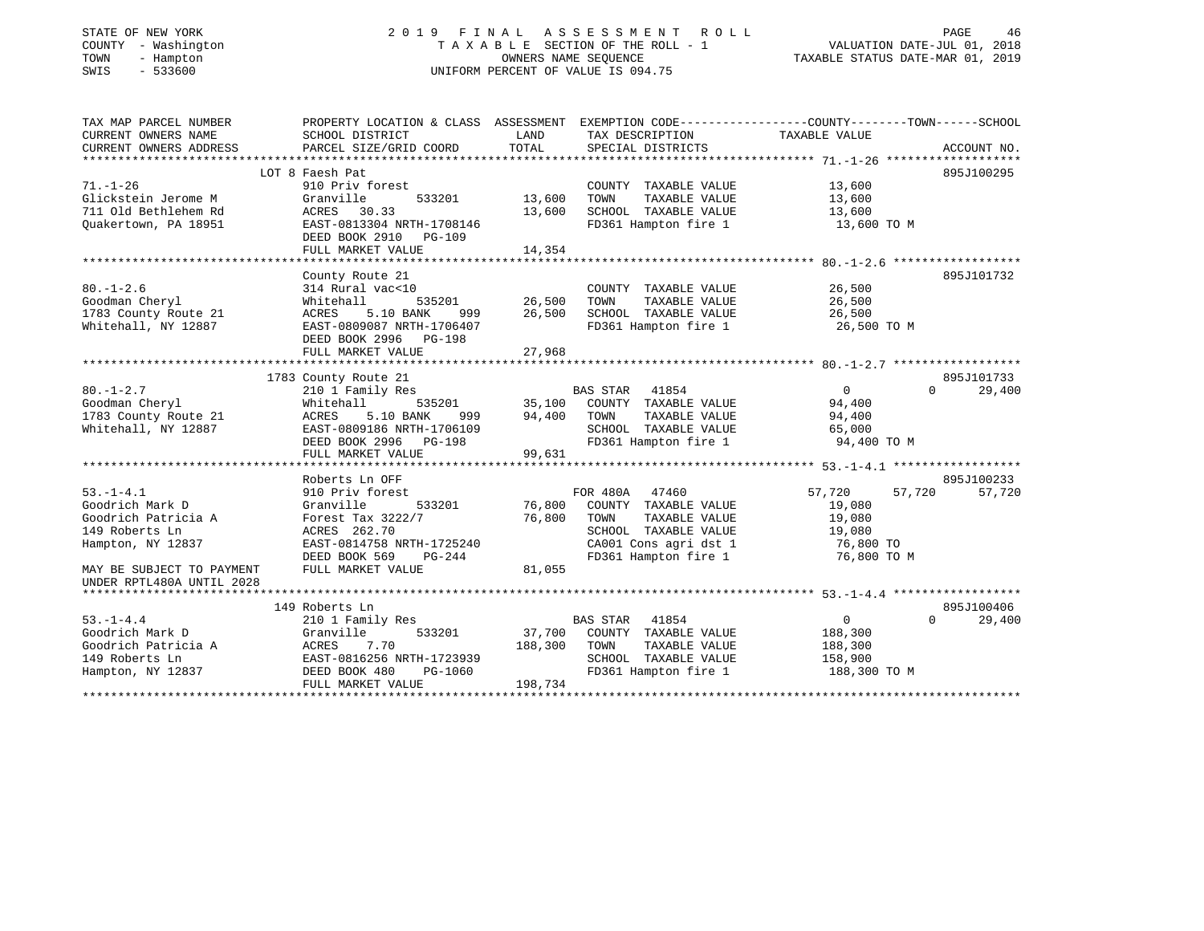STATE OF NEW YORK
COUNTY - Washington
TOWN - Hampton
SWIS - 533600

# 2019 FINAL ASSESSMENT ROLL

TAXABLE SECTION OF THE ROLL - 1
OWNERS NAME SEQUENCE
UNIFORM PERCENT OF VALUE IS 094.75

VALUATION DATE-JUL 01, 2018
TAXABLE STATUS DATE-MAR 01, 2019

```
TAX MAP PARCEL NUMBER      PROPERTY LOCATION & CLASS  ASSESSMENT  EXEMPTION CODE------------------COUNTY--------TOWN------SCHOOL
CURRENT OWNERS NAME        SCHOOL DISTRICT              LAND      TAX DESCRIPTION            TAXABLE VALUE
CURRENT OWNERS ADDRESS     PARCEL SIZE/GRID COORD       TOTAL     SPECIAL DISTRICTS                                      ACCOUNT NO.
******************************************************************************************************* 71.-1-26 *******************
                           LOT 8 Faesh Pat                                                                              895J100295
71.-1-26                   910 Priv forest                        COUNTY  TAXABLE VALUE          13,600
Glickstein Jerome M        Granville       533201       13,600    TOWN    TAXABLE VALUE          13,600
711 Old Bethlehem Rd       ACRES   30.33                13,600    SCHOOL  TAXABLE VALUE          13,600
Quakertown, PA 18951       EAST-0813304 NRTH-1708146              FD361 Hampton fire 1            13,600 TO M
                           DEED BOOK 2910   PG-109
                           FULL MARKET VALUE            14,354
******************************************************************************************************* 80.-1-2.6 ******************
                           County Route 21                                                                              895J101732
80.-1-2.6                  314 Rural vac<10                       COUNTY  TAXABLE VALUE          26,500
Goodman Cheryl             Whitehall       535201       26,500    TOWN    TAXABLE VALUE          26,500
1783 County Route 21       ACRES    5.10 BANK    999    26,500    SCHOOL  TAXABLE VALUE          26,500
Whitehall, NY 12887        EAST-0809087 NRTH-1706407              FD361 Hampton fire 1            26,500 TO M
                           DEED BOOK 2996   PG-198
                           FULL MARKET VALUE            27,968
******************************************************************************************************* 80.-1-2.7 ******************
                           1783 County Route 21                                                                         895J101733
80.-1-2.7                  210 1 Family Res                       BAS STAR  41854                 0             0       29,400
Goodman Cheryl             Whitehall       535201       35,100    COUNTY  TAXABLE VALUE          94,400
1783 County Route 21       ACRES    5.10 BANK    999    94,400    TOWN    TAXABLE VALUE          94,400
Whitehall, NY 12887        EAST-0809186 NRTH-1706109              SCHOOL  TAXABLE VALUE          65,000
                           DEED BOOK 2996   PG-198                FD361 Hampton fire 1            94,400 TO M
                           FULL MARKET VALUE            99,631
******************************************************************************************************* 53.-1-4.1 ******************
                           Roberts Ln OFF                                                                               895J100233
53.-1-4.1                  910 Priv forest                        FOR 480A  47460             57,720       57,720       57,720
Goodrich Mark D            Granville       533201       76,800    COUNTY  TAXABLE VALUE          19,080
Goodrich Patricia A        Forest Tax 3222/7            76,800    TOWN    TAXABLE VALUE          19,080
149 Roberts Ln             ACRES  262.70                          SCHOOL  TAXABLE VALUE          19,080
Hampton, NY 12837          EAST-0814758 NRTH-1725240              CA001 Cons agri dst 1           76,800 TO
                           DEED BOOK 569    PG-244                FD361 Hampton fire 1            76,800 TO M
MAY BE SUBJECT TO PAYMENT  FULL MARKET VALUE            81,055
UNDER RPTL480A UNTIL 2028
******************************************************************************************************* 53.-1-4.4 ******************
                           149 Roberts Ln                                                                               895J100406
53.-1-4.4                  210 1 Family Res                       BAS STAR  41854                 0             0       29,400
Goodrich Mark D            Granville       533201       37,700    COUNTY  TAXABLE VALUE         188,300
Goodrich Patricia A        ACRES    7.70               188,300    TOWN    TAXABLE VALUE         188,300
149 Roberts Ln             EAST-0816256 NRTH-1723939              SCHOOL  TAXABLE VALUE         158,900
Hampton, NY 12837          DEED BOOK 480    PG-1060               FD361 Hampton fire 1           188,300 TO M
                           FULL MARKET VALUE           198,734
************************************************************************************************************************************
```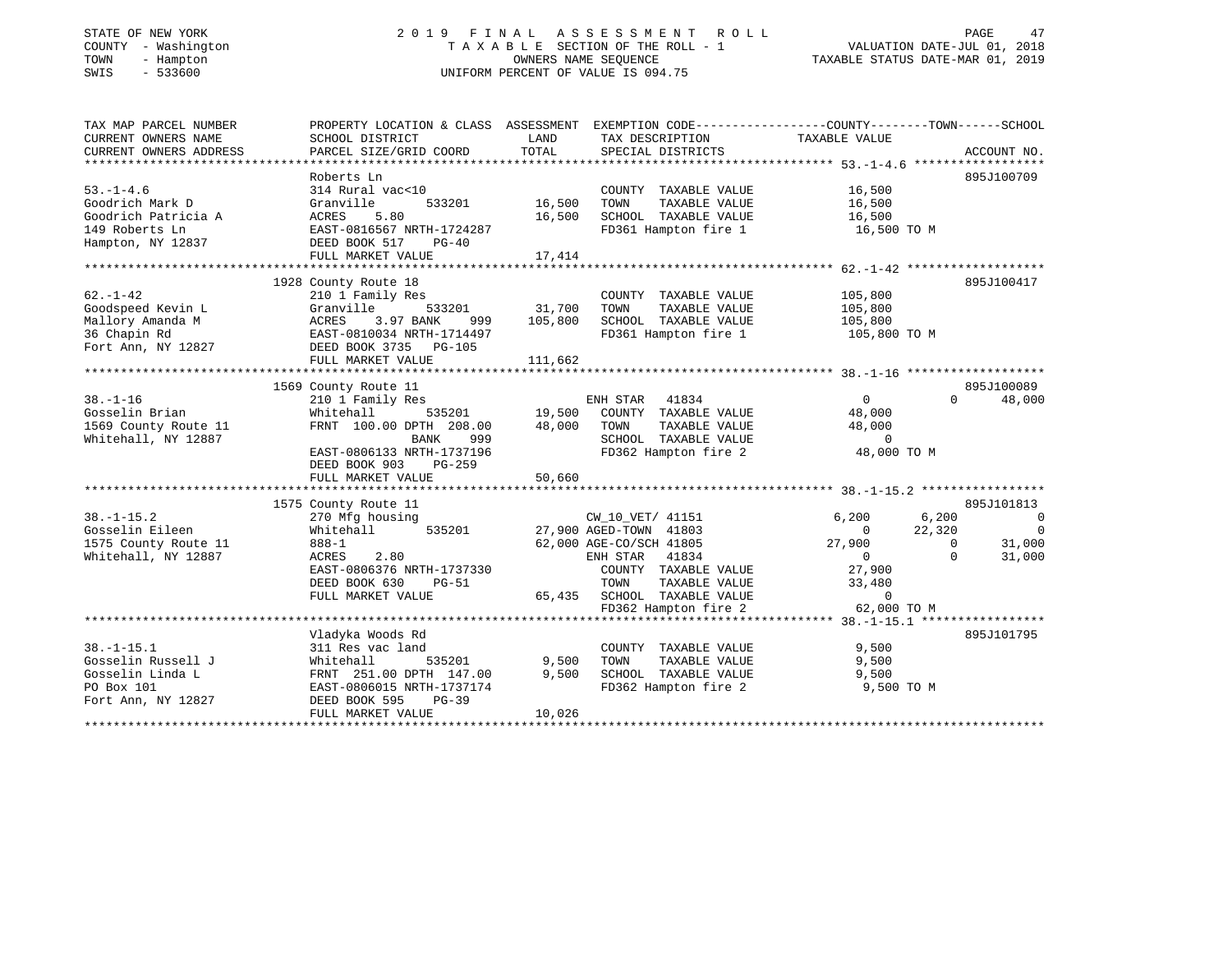STATE OF NEW YORK
COUNTY - Washington
TOWN - Hampton
SWIS - 533600

# 2019 FINAL ASSESSMENT ROLL

TAXABLE SECTION OF THE ROLL - 1
OWNERS NAME SEQUENCE
UNIFORM PERCENT OF VALUE IS 094.75

VALUATION DATE-JUL 01, 2018
TAXABLE STATUS DATE-MAR 01, 2019

| TAX MAP PARCEL NUMBER / CURRENT OWNERS NAME / CURRENT OWNERS ADDRESS | PROPERTY LOCATION & CLASS / SCHOOL DISTRICT / PARCEL SIZE/GRID COORD | ASSESSMENT LAND / TOTAL | EXEMPTION CODE / TAX DESCRIPTION / SPECIAL DISTRICTS | COUNTY | TOWN | SCHOOL | ACCOUNT NO. |
|---|---|---|---|---|---|---|---|
| **53.-1-4.6** | Roberts Ln | | | | | | 895J100709 |
| Goodrich Mark D | 314 Rural vac<10 | | COUNTY TAXABLE VALUE | 16,500 | | | |
| Goodrich Patricia A | Granville 533201 | 16,500 | TOWN TAXABLE VALUE | | 16,500 | | |
| 149 Roberts Ln | ACRES 5.80 | 16,500 | SCHOOL TAXABLE VALUE | | | 16,500 | |
| Hampton, NY 12837 | EAST-0816567 NRTH-1724287 | | FD361 Hampton fire 1 | 16,500 TO M | | | |
| | DEED BOOK 517 PG-40 | | | | | | |
| | FULL MARKET VALUE | 17,414 | | | | | |
| **62.-1-42** | 1928 County Route 18 | | | | | | 895J100417 |
| Goodspeed Kevin L | 210 1 Family Res | | COUNTY TAXABLE VALUE | 105,800 | | | |
| Mallory Amanda M | Granville 533201 | 31,700 | TOWN TAXABLE VALUE | | 105,800 | | |
| 36 Chapin Rd | ACRES 3.97 BANK 999 | 105,800 | SCHOOL TAXABLE VALUE | | | 105,800 | |
| Fort Ann, NY 12827 | EAST-0810034 NRTH-1714497 | | FD361 Hampton fire 1 | 105,800 TO M | | | |
| | DEED BOOK 3735 PG-105 | | | | | | |
| | FULL MARKET VALUE | 111,662 | | | | | |
| **38.-1-16** | 1569 County Route 11 | | | | | | 895J100089 |
| Gosselin Brian | 210 1 Family Res | | ENH STAR 41834 | 0 | 0 | 48,000 | |
| 1569 County Route 11 | Whitehall 535201 | 19,500 | COUNTY TAXABLE VALUE | 48,000 | | | |
| Whitehall, NY 12887 | FRNT 100.00 DPTH 208.00 | 48,000 | TOWN TAXABLE VALUE | | 48,000 | | |
| | BANK 999 | | SCHOOL TAXABLE VALUE | | | 0 | |
| | EAST-0806133 NRTH-1737196 | | FD362 Hampton fire 2 | 48,000 TO M | | | |
| | DEED BOOK 903 PG-259 | | | | | | |
| | FULL MARKET VALUE | 50,660 | | | | | |
| **38.-1-15.2** | 1575 County Route 11 | | | | | | 895J101813 |
| Gosselin Eileen | 270 Mfg housing | | CW_10_VET/ 41151 | 6,200 | 6,200 | 0 | |
| 1575 County Route 11 | Whitehall 535201 | 27,900 | AGED-TOWN 41803 | 0 | 22,320 | 0 | |
| Whitehall, NY 12887 | 888-1 | 62,000 | AGE-CO/SCH 41805 | 27,900 | 0 | 31,000 | |
| | ACRES 2.80 | | ENH STAR 41834 | 0 | 0 | 31,000 | |
| | EAST-0806376 NRTH-1737330 | | COUNTY TAXABLE VALUE | 27,900 | | | |
| | DEED BOOK 630 PG-51 | | TOWN TAXABLE VALUE | | 33,480 | | |
| | FULL MARKET VALUE | 65,435 | SCHOOL TAXABLE VALUE | | | 0 | |
| | | | FD362 Hampton fire 2 | 62,000 TO M | | | |
| **38.-1-15.1** | Vladyka Woods Rd | | | | | | 895J101795 |
| Gosselin Russell J | 311 Res vac land | | COUNTY TAXABLE VALUE | 9,500 | | | |
| Gosselin Linda L | Whitehall 535201 | 9,500 | TOWN TAXABLE VALUE | | 9,500 | | |
| PO Box 101 | FRNT 251.00 DPTH 147.00 | 9,500 | SCHOOL TAXABLE VALUE | | | 9,500 | |
| Fort Ann, NY 12827 | EAST-0806015 NRTH-1737174 | | FD362 Hampton fire 2 | 9,500 TO M | | | |
| | DEED BOOK 595 PG-39 | | | | | | |
| | FULL MARKET VALUE | 10,026 | | | | | |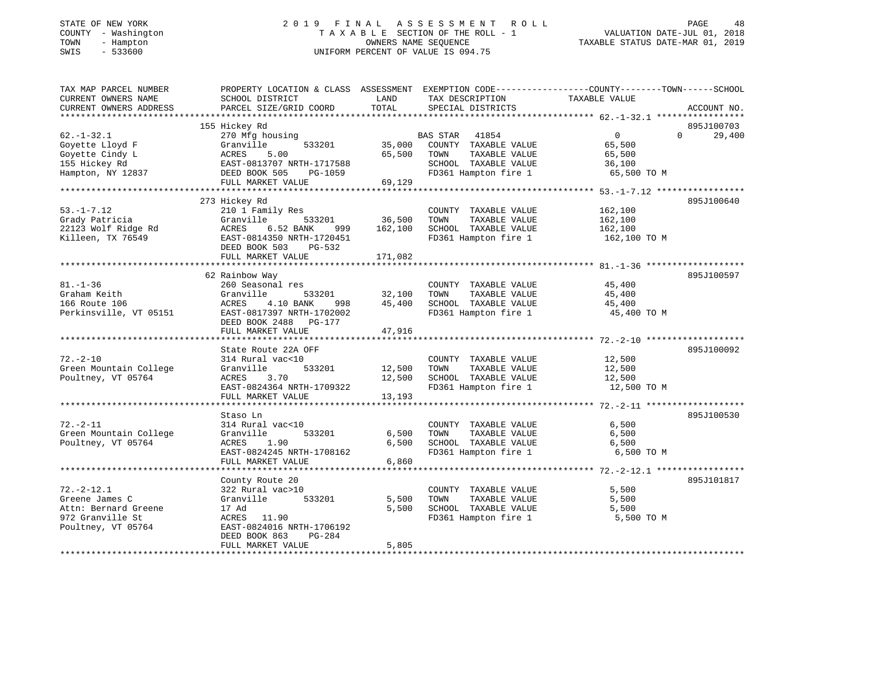STATE OF NEW YORK
COUNTY - Washington
TOWN - Hampton
SWIS - 533600

# 2019 FINAL ASSESSMENT ROLL
TAXABLE SECTION OF THE ROLL - 1
OWNERS NAME SEQUENCE
UNIFORM PERCENT OF VALUE IS 094.75

VALUATION DATE-JUL 01, 2018
TAXABLE STATUS DATE-MAR 01, 2019

| TAX MAP PARCEL NUMBER / CURRENT OWNERS NAME / CURRENT OWNERS ADDRESS | PROPERTY LOCATION & CLASS / SCHOOL DISTRICT / PARCEL SIZE/GRID COORD | ASSESSMENT LAND / TOTAL | EXEMPTION CODE / TAX DESCRIPTION / SPECIAL DISTRICTS | COUNTY / TOWN / SCHOOL TAXABLE VALUE | ACCOUNT NO. |
|---|---|---|---|---|---|
| 62.-1-32.1<br>Goyette Lloyd F<br>Goyette Cindy L<br>155 Hickey Rd<br>Hampton, NY 12837 | 155 Hickey Rd<br>270 Mfg housing<br>Granville 533201<br>ACRES 5.00<br>EAST-0813707 NRTH-1717588<br>DEED BOOK 505 PG-1059<br>FULL MARKET VALUE | 35,000<br>65,500<br><br><br><br>69,129 | BAS STAR 41854<br>COUNTY TAXABLE VALUE<br>TOWN TAXABLE VALUE<br>SCHOOL TAXABLE VALUE<br>FD361 Hampton fire 1 | 0 0 29,400<br>65,500<br>65,500<br>36,100<br>65,500 TO M | 895J100703 |
| 53.-1-7.12<br>Grady Patricia<br>22123 Wolf Ridge Rd<br>Killeen, TX 76549 | 273 Hickey Rd<br>210 1 Family Res<br>Granville 533201<br>ACRES 6.52 BANK 999<br>EAST-0814350 NRTH-1720451<br>DEED BOOK 503 PG-532<br>FULL MARKET VALUE | 36,500<br>162,100<br><br><br><br>171,082 | COUNTY TAXABLE VALUE<br>TOWN TAXABLE VALUE<br>SCHOOL TAXABLE VALUE<br>FD361 Hampton fire 1 | 162,100<br>162,100<br>162,100<br>162,100 TO M | 895J100640 |
| 81.-1-36<br>Graham Keith<br>166 Route 106<br>Perkinsville, VT 05151 | 62 Rainbow Way<br>260 Seasonal res<br>Granville 533201<br>ACRES 4.10 BANK 998<br>EAST-0817397 NRTH-1702002<br>DEED BOOK 2488 PG-177<br>FULL MARKET VALUE | 32,100<br>45,400<br><br><br><br>47,916 | COUNTY TAXABLE VALUE<br>TOWN TAXABLE VALUE<br>SCHOOL TAXABLE VALUE<br>FD361 Hampton fire 1 | 45,400<br>45,400<br>45,400<br>45,400 TO M | 895J100597 |
| 72.-2-10<br>Green Mountain College<br>Poultney, VT 05764 | State Route 22A OFF<br>314 Rural vac<10<br>Granville 533201<br>ACRES 3.70<br>EAST-0824364 NRTH-1709322<br>FULL MARKET VALUE | 12,500<br>12,500<br><br><br>13,193 | COUNTY TAXABLE VALUE<br>TOWN TAXABLE VALUE<br>SCHOOL TAXABLE VALUE<br>FD361 Hampton fire 1 | 12,500<br>12,500<br>12,500<br>12,500 TO M | 895J100092 |
| 72.-2-11<br>Green Mountain College<br>Poultney, VT 05764 | Staso Ln<br>314 Rural vac<10<br>Granville 533201<br>ACRES 1.90<br>EAST-0824245 NRTH-1708162<br>FULL MARKET VALUE | 6,500<br>6,500<br><br><br>6,860 | COUNTY TAXABLE VALUE<br>TOWN TAXABLE VALUE<br>SCHOOL TAXABLE VALUE<br>FD361 Hampton fire 1 | 6,500<br>6,500<br>6,500<br>6,500 TO M | 895J100530 |
| 72.-2-12.1<br>Greene James C<br>Attn: Bernard Greene<br>972 Granville St<br>Poultney, VT 05764 | County Route 20<br>322 Rural vac>10<br>Granville 533201<br>17 Ad<br>ACRES 11.90<br>EAST-0824016 NRTH-1706192<br>DEED BOOK 863 PG-284<br>FULL MARKET VALUE | 5,500<br>5,500<br><br><br><br><br>5,805 | COUNTY TAXABLE VALUE<br>TOWN TAXABLE VALUE<br>SCHOOL TAXABLE VALUE<br>FD361 Hampton fire 1 | 5,500<br>5,500<br>5,500<br>5,500 TO M | 895J101817 |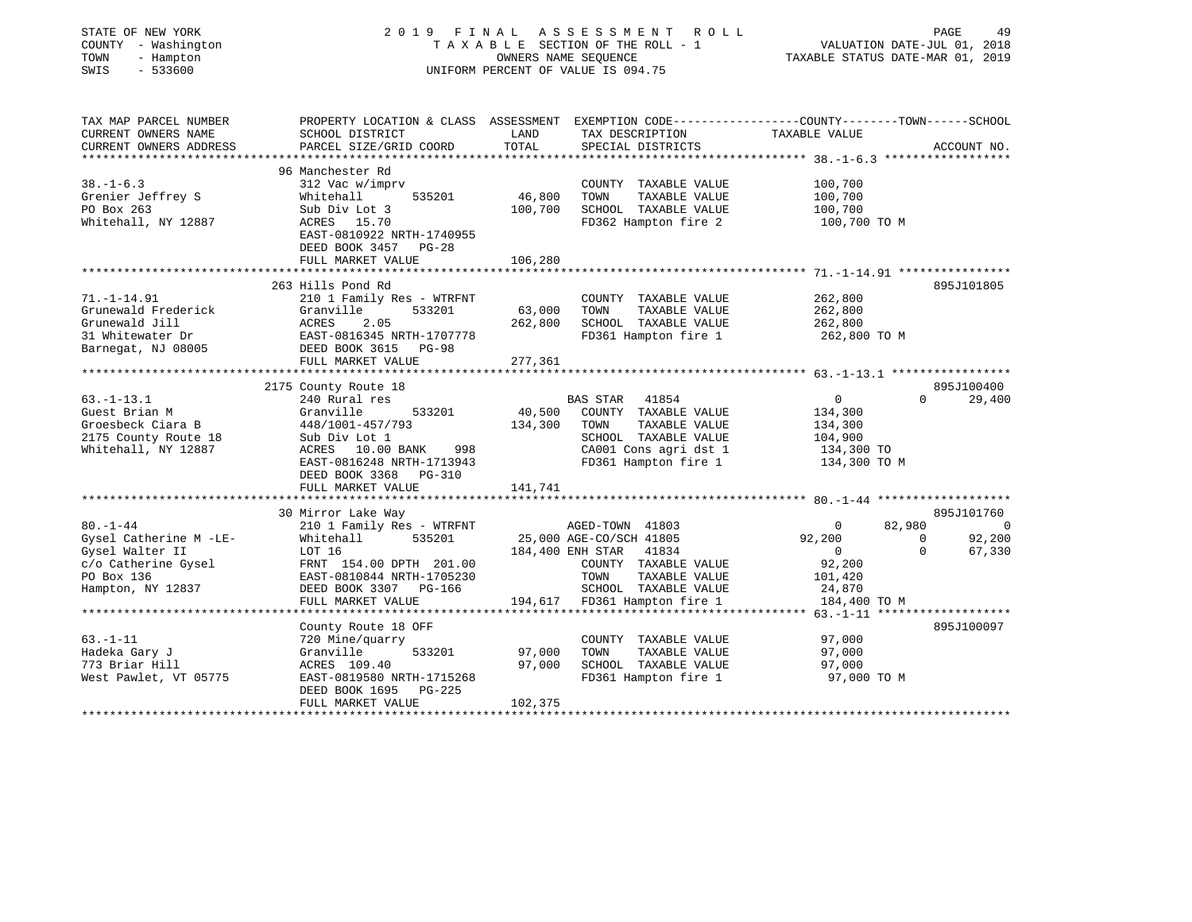STATE OF NEW YORK
COUNTY - Washington
TOWN - Hampton
SWIS - 533600

# 2019 FINAL ASSESSMENT ROLL

TAXABLE SECTION OF THE ROLL - 1
OWNERS NAME SEQUENCE
UNIFORM PERCENT OF VALUE IS 094.75

VALUATION DATE-JUL 01, 2018
TAXABLE STATUS DATE-MAR 01, 2019

| TAX MAP PARCEL NUMBER / CURRENT OWNERS NAME / CURRENT OWNERS ADDRESS | PROPERTY LOCATION & CLASS / SCHOOL DISTRICT / PARCEL SIZE/GRID COORD | ASSESSMENT LAND / TOTAL | EXEMPTION CODE / TAX DESCRIPTION / SPECIAL DISTRICTS | COUNTY | TOWN | SCHOOL | ACCOUNT NO. |
|---|---|---|---|---|---|---|---|
| **38.-1-6.3** | 96 Manchester Rd | | | | | | |
| 38.-1-6.3 | 312 Vac w/imprv | | COUNTY TAXABLE VALUE | 100,700 | | | |
| Grenier Jeffrey S | Whitehall 535201 | 46,800 | TOWN TAXABLE VALUE | | 100,700 | | |
| PO Box 263 | Sub Div Lot 3 | 100,700 | SCHOOL TAXABLE VALUE | | | 100,700 | |
| Whitehall, NY 12887 | ACRES 15.70 | | FD362 Hampton fire 2 | 100,700 TO M | | | |
| | EAST-0810922 NRTH-1740955 | | | | | | |
| | DEED BOOK 3457 PG-28 | | | | | | |
| | FULL MARKET VALUE | 106,280 | | | | | |
| **71.-1-14.91** | 263 Hills Pond Rd | | | | | | 895J101805 |
| 71.-1-14.91 | 210 1 Family Res - WTRFNT | | COUNTY TAXABLE VALUE | 262,800 | | | |
| Grunewald Frederick | Granville 533201 | 63,000 | TOWN TAXABLE VALUE | | 262,800 | | |
| Grunewald Jill | ACRES 2.05 | 262,800 | SCHOOL TAXABLE VALUE | | | 262,800 | |
| 31 Whitewater Dr | EAST-0816345 NRTH-1707778 | | FD361 Hampton fire 1 | 262,800 TO M | | | |
| Barnegat, NJ 08005 | DEED BOOK 3615 PG-98 | | | | | | |
| | FULL MARKET VALUE | 277,361 | | | | | |
| **63.-1-13.1** | 2175 County Route 18 | | | | | | 895J100400 |
| 63.-1-13.1 | 240 Rural res | | BAS STAR 41854 | 0 | 0 | 29,400 | |
| Guest Brian M | Granville 533201 | 40,500 | COUNTY TAXABLE VALUE | 134,300 | | | |
| Groesbeck Ciara B | 448/1001-457/793 | 134,300 | TOWN TAXABLE VALUE | | 134,300 | | |
| 2175 County Route 18 | Sub Div Lot 1 | | SCHOOL TAXABLE VALUE | | | 104,900 | |
| Whitehall, NY 12887 | ACRES 10.00 BANK 998 | | CA001 Cons agri dst 1 | 134,300 TO | | | |
| | EAST-0816248 NRTH-1713943 | | FD361 Hampton fire 1 | 134,300 TO M | | | |
| | DEED BOOK 3368 PG-310 | | | | | | |
| | FULL MARKET VALUE | 141,741 | | | | | |
| **80.-1-44** | 30 Mirror Lake Way | | | | | | 895J101760 |
| 80.-1-44 | 210 1 Family Res - WTRFNT | | AGED-TOWN 41803 | 0 | 82,980 | 0 | |
| Gysel Catherine M -LE- | Whitehall 535201 | 25,000 | AGE-CO/SCH 41805 | 92,200 | 0 | 92,200 | |
| Gysel Walter II | LOT 16 | 184,400 | ENH STAR 41834 | 0 | 0 | 67,330 | |
| c/o Catherine Gysel | FRNT 154.00 DPTH 201.00 | | COUNTY TAXABLE VALUE | 92,200 | | | |
| PO Box 136 | EAST-0810844 NRTH-1705230 | | TOWN TAXABLE VALUE | | 101,420 | | |
| Hampton, NY 12837 | DEED BOOK 3307 PG-166 | | SCHOOL TAXABLE VALUE | | | 24,870 | |
| | FULL MARKET VALUE | 194,617 | FD361 Hampton fire 1 | 184,400 TO M | | | |
| **63.-1-11** | County Route 18 OFF | | | | | | 895J100097 |
| 63.-1-11 | 720 Mine/quarry | | COUNTY TAXABLE VALUE | 97,000 | | | |
| Hadeka Gary J | Granville 533201 | 97,000 | TOWN TAXABLE VALUE | | 97,000 | | |
| 773 Briar Hill | ACRES 109.40 | 97,000 | SCHOOL TAXABLE VALUE | | | 97,000 | |
| West Pawlet, VT 05775 | EAST-0819580 NRTH-1715268 | | FD361 Hampton fire 1 | 97,000 TO M | | | |
| | DEED BOOK 1695 PG-225 | | | | | | |
| | FULL MARKET VALUE | 102,375 | | | | | |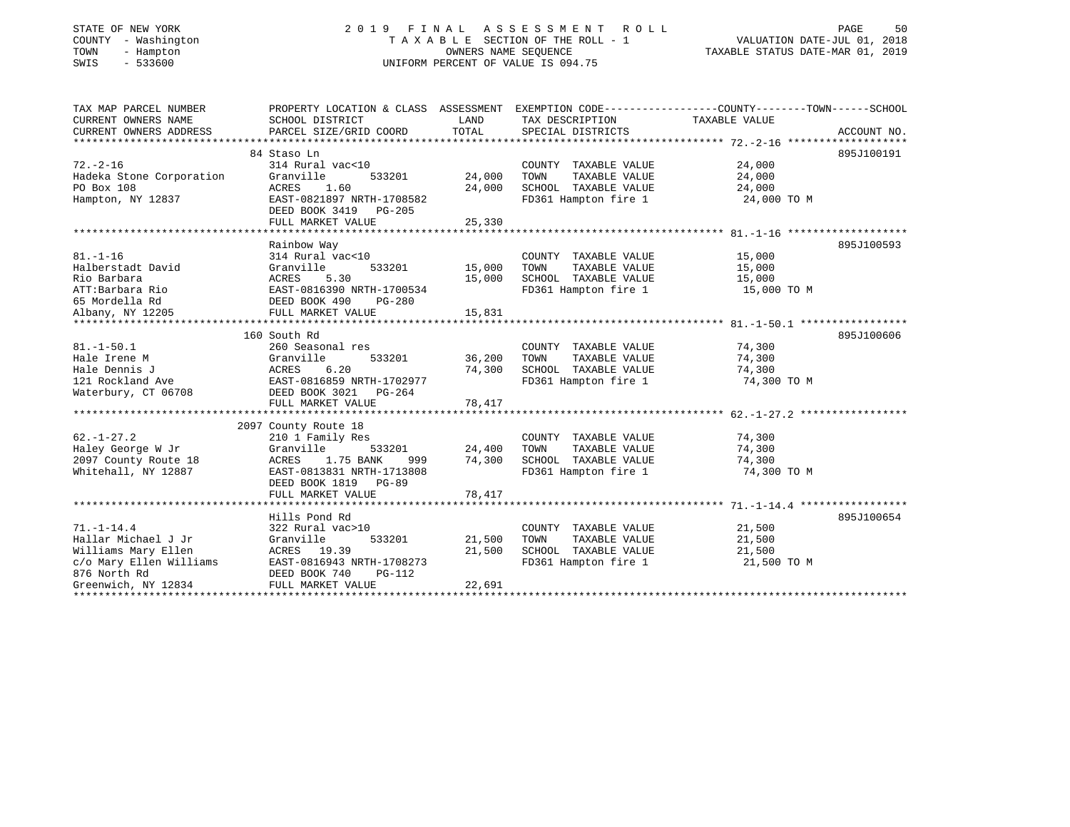STATE OF NEW YORK
COUNTY - Washington
TOWN - Hampton
SWIS - 533600

# 2019 FINAL ASSESSMENT ROLL

TAXABLE SECTION OF THE ROLL - 1
OWNERS NAME SEQUENCE
UNIFORM PERCENT OF VALUE IS 094.75

VALUATION DATE-JUL 01, 2018
TAXABLE STATUS DATE-MAR 01, 2019

| TAX MAP PARCEL NUMBER / CURRENT OWNERS NAME / CURRENT OWNERS ADDRESS | PROPERTY LOCATION & CLASS / SCHOOL DISTRICT / PARCEL SIZE/GRID COORD | ASSESSMENT LAND | TOTAL | EXEMPTION CODE / TAX DESCRIPTION / SPECIAL DISTRICTS | COUNTY/TOWN/SCHOOL TAXABLE VALUE | ACCOUNT NO. |
|---|---|---|---|---|---|---|
| 72.-2-16 | 84 Staso Ln | | | | | 895J100191 |
| Hadeka Stone Corporation | 314 Rural vac<10 | | | COUNTY TAXABLE VALUE | 24,000 | |
| PO Box 108 | Granville 533201 | 24,000 | | TOWN TAXABLE VALUE | 24,000 | |
| Hampton, NY 12837 | ACRES 1.60 | | 24,000 | SCHOOL TAXABLE VALUE | 24,000 | |
| | EAST-0821897 NRTH-1708582 | | | FD361 Hampton fire 1 | 24,000 TO M | |
| | DEED BOOK 3419 PG-205 | | | | | |
| | FULL MARKET VALUE | | 25,330 | | | |
| 81.-1-16 | Rainbow Way | | | | | 895J100593 |
| Halberstadt David | 314 Rural vac<10 | | | COUNTY TAXABLE VALUE | 15,000 | |
| Rio Barbara | Granville 533201 | 15,000 | | TOWN TAXABLE VALUE | 15,000 | |
| ATT:Barbara Rio | ACRES 5.30 | | 15,000 | SCHOOL TAXABLE VALUE | 15,000 | |
| 65 Mordella Rd | EAST-0816390 NRTH-1700534 | | | FD361 Hampton fire 1 | 15,000 TO M | |
| Albany, NY 12205 | DEED BOOK 490 PG-280 | | | | | |
| | FULL MARKET VALUE | | 15,831 | | | |
| 81.-1-50.1 | 160 South Rd | | | | | 895J100606 |
| Hale Irene M | 260 Seasonal res | | | COUNTY TAXABLE VALUE | 74,300 | |
| Hale Dennis J | Granville 533201 | 36,200 | | TOWN TAXABLE VALUE | 74,300 | |
| 121 Rockland Ave | ACRES 6.20 | | 74,300 | SCHOOL TAXABLE VALUE | 74,300 | |
| Waterbury, CT 06708 | EAST-0816859 NRTH-1702977 | | | FD361 Hampton fire 1 | 74,300 TO M | |
| | DEED BOOK 3021 PG-264 | | | | | |
| | FULL MARKET VALUE | | 78,417 | | | |
| 62.-1-27.2 | 2097 County Route 18 | | | | | |
| Haley George W Jr | 210 1 Family Res | | | COUNTY TAXABLE VALUE | 74,300 | |
| 2097 County Route 18 | Granville 533201 | 24,400 | | TOWN TAXABLE VALUE | 74,300 | |
| Whitehall, NY 12887 | ACRES 1.75 BANK 999 | | 74,300 | SCHOOL TAXABLE VALUE | 74,300 | |
| | EAST-0813831 NRTH-1713808 | | | FD361 Hampton fire 1 | 74,300 TO M | |
| | DEED BOOK 1819 PG-89 | | | | | |
| | FULL MARKET VALUE | | 78,417 | | | |
| 71.-1-14.4 | Hills Pond Rd | | | | | 895J100654 |
| Hallar Michael J Jr | 322 Rural vac>10 | | | COUNTY TAXABLE VALUE | 21,500 | |
| Williams Mary Ellen | Granville 533201 | 21,500 | | TOWN TAXABLE VALUE | 21,500 | |
| c/o Mary Ellen Williams | ACRES 19.39 | | 21,500 | SCHOOL TAXABLE VALUE | 21,500 | |
| 876 North Rd | EAST-0816943 NRTH-1708273 | | | FD361 Hampton fire 1 | 21,500 TO M | |
| Greenwich, NY 12834 | DEED BOOK 740 PG-112 | | | | | |
| | FULL MARKET VALUE | | 22,691 | | | |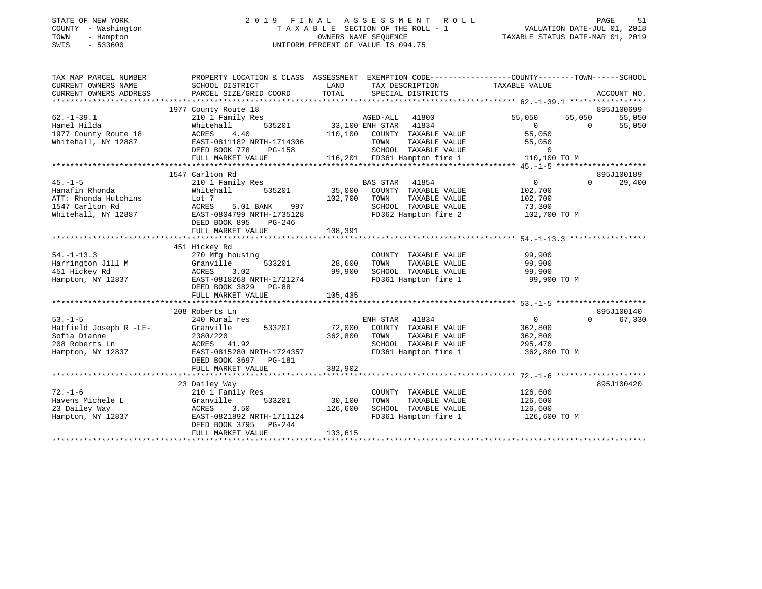STATE OF NEW YORK
COUNTY - Washington
TOWN - Hampton
SWIS - 533600

# 2019 FINAL ASSESSMENT ROLL

TAXABLE SECTION OF THE ROLL - 1
OWNERS NAME SEQUENCE
UNIFORM PERCENT OF VALUE IS 094.75

VALUATION DATE-JUL 01, 2018
TAXABLE STATUS DATE-MAR 01, 2019

| TAX MAP PARCEL NUMBER / CURRENT OWNERS NAME / CURRENT OWNERS ADDRESS | PROPERTY LOCATION & CLASS / SCHOOL DISTRICT / PARCEL SIZE/GRID COORD | ASSESSMENT LAND / TOTAL | EXEMPTION CODE / TAX DESCRIPTION / SPECIAL DISTRICTS | COUNTY TAXABLE VALUE | TOWN | SCHOOL | ACCOUNT NO. |
|---|---|---|---|---|---|---|---|
| | 1977 County Route 18 | | | | | | 895J100699 |
| 62.-1-39.1 | 210 1 Family Res | | AGED-ALL 41800 | 55,050 | 55,050 | 55,050 | |
| Hamel Hilda | Whitehall 535201 | 33,100 | ENH STAR 41834 | 0 | 0 | 55,050 | |
| 1977 County Route 18 | ACRES 4.40 | 110,100 | COUNTY TAXABLE VALUE | 55,050 | | | |
| Whitehall, NY 12887 | EAST-0811182 NRTH-1714306 | | TOWN TAXABLE VALUE | 55,050 | | | |
| | DEED BOOK 778 PG-158 | | SCHOOL TAXABLE VALUE | 0 | | | |
| | FULL MARKET VALUE | 116,201 | FD361 Hampton fire 1 | 110,100 TO M | | | |
| | 1547 Carlton Rd | | | | | | 895J100189 |
| 45.-1-5 | 210 1 Family Res | | BAS STAR 41854 | 0 | 0 | 29,400 | |
| Hanafin Rhonda | Whitehall 535201 | 35,000 | COUNTY TAXABLE VALUE | 102,700 | | | |
| ATT: Rhonda Hutchins | Lot 7 | 102,700 | TOWN TAXABLE VALUE | 102,700 | | | |
| 1547 Carlton Rd | ACRES 5.01 BANK 997 | | SCHOOL TAXABLE VALUE | 73,300 | | | |
| Whitehall, NY 12887 | EAST-0804799 NRTH-1735128 | | FD362 Hampton fire 2 | 102,700 TO M | | | |
| | DEED BOOK 895 PG-246 | | | | | | |
| | FULL MARKET VALUE | 108,391 | | | | | |
| | 451 Hickey Rd | | | | | | |
| 54.-1-13.3 | 270 Mfg housing | | COUNTY TAXABLE VALUE | 99,900 | | | |
| Harrington Jill M | Granville 533201 | 28,600 | TOWN TAXABLE VALUE | 99,900 | | | |
| 451 Hickey Rd | ACRES 3.02 | 99,900 | SCHOOL TAXABLE VALUE | 99,900 | | | |
| Hampton, NY 12837 | EAST-0818268 NRTH-1721274 | | FD361 Hampton fire 1 | 99,900 TO M | | | |
| | DEED BOOK 3829 PG-88 | | | | | | |
| | FULL MARKET VALUE | 105,435 | | | | | |
| | 208 Roberts Ln | | | | | | 895J100140 |
| 53.-1-5 | 240 Rural res | | ENH STAR 41834 | 0 | 0 | 67,330 | |
| Hatfield Joseph R -LE- | Granville 533201 | 72,000 | COUNTY TAXABLE VALUE | 362,800 | | | |
| Sofia Dianne | 2380/220 | 362,800 | TOWN TAXABLE VALUE | 362,800 | | | |
| 208 Roberts Ln | ACRES 41.92 | | SCHOOL TAXABLE VALUE | 295,470 | | | |
| Hampton, NY 12837 | EAST-0815280 NRTH-1724357 | | FD361 Hampton fire 1 | 362,800 TO M | | | |
| | DEED BOOK 3697 PG-181 | | | | | | |
| | FULL MARKET VALUE | 382,902 | | | | | |
| | 23 Dailey Way | | | | | | 895J100420 |
| 72.-1-6 | 210 1 Family Res | | COUNTY TAXABLE VALUE | 126,600 | | | |
| Havens Michele L | Granville 533201 | 30,100 | TOWN TAXABLE VALUE | 126,600 | | | |
| 23 Dailey Way | ACRES 3.50 | 126,600 | SCHOOL TAXABLE VALUE | 126,600 | | | |
| Hampton, NY 12837 | EAST-0821892 NRTH-1711124 | | FD361 Hampton fire 1 | 126,600 TO M | | | |
| | DEED BOOK 3795 PG-244 | | | | | | |
| | FULL MARKET VALUE | 133,615 | | | | | |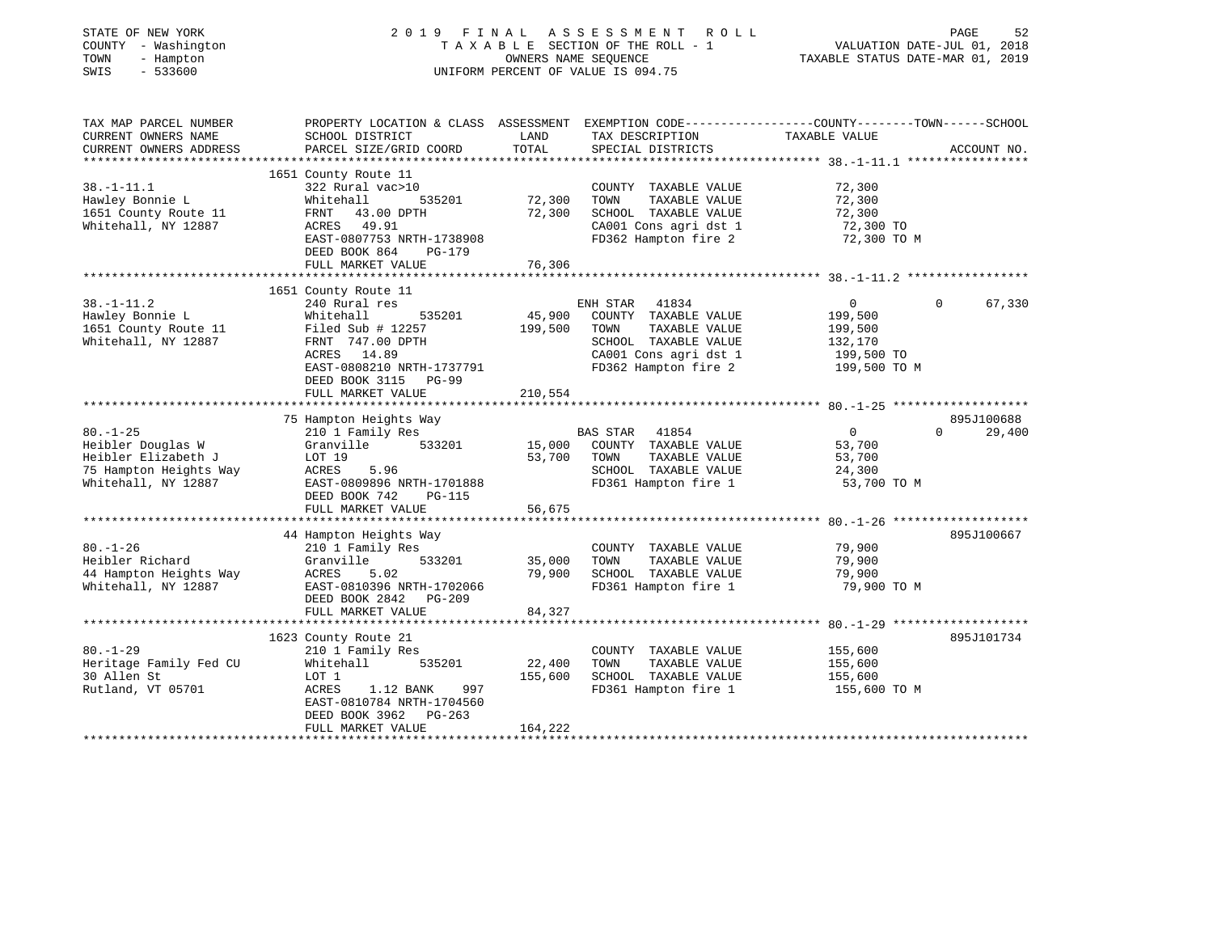STATE OF NEW YORK
COUNTY - Washington
TOWN - Hampton
SWIS - 533600

2019 FINAL ASSESSMENT ROLL
TAXABLE SECTION OF THE ROLL - 1
OWNERS NAME SEQUENCE
UNIFORM PERCENT OF VALUE IS 094.75

VALUATION DATE-JUL 01, 2018
TAXABLE STATUS DATE-MAR 01, 2019

| TAX MAP PARCEL NUMBER / CURRENT OWNERS NAME / CURRENT OWNERS ADDRESS | PROPERTY LOCATION & CLASS / SCHOOL DISTRICT / PARCEL SIZE/GRID COORD | ASSESSMENT LAND / TOTAL | EXEMPTION CODE / TAX DESCRIPTION / SPECIAL DISTRICTS | COUNTY TAXABLE VALUE | TOWN | SCHOOL | ACCOUNT NO. |
|---|---|---|---|---|---|---|---|
| | 1651 County Route 11 | | | | | | |
| 38.-1-11.1 | 322 Rural vac>10 | | COUNTY TAXABLE VALUE | 72,300 | | | |
| Hawley Bonnie L | Whitehall 535201 | 72,300 | TOWN TAXABLE VALUE | 72,300 | | | |
| 1651 County Route 11 | FRNT 43.00 DPTH | 72,300 | SCHOOL TAXABLE VALUE | 72,300 | | | |
| Whitehall, NY 12887 | ACRES 49.91 | | CA001 Cons agri dst 1 | 72,300 TO | | | |
| | EAST-0807753 NRTH-1738908 | | FD362 Hampton fire 2 | 72,300 TO M | | | |
| | DEED BOOK 864 PG-179 | | | | | | |
| | FULL MARKET VALUE | 76,306 | | | | | |
| | 1651 County Route 11 | | | | | | |
| 38.-1-11.2 | 240 Rural res | | ENH STAR 41834 | 0 | 0 | 67,330 | |
| Hawley Bonnie L | Whitehall 535201 | 45,900 | COUNTY TAXABLE VALUE | 199,500 | | | |
| 1651 County Route 11 | Filed Sub # 12257 | 199,500 | TOWN TAXABLE VALUE | 199,500 | | | |
| Whitehall, NY 12887 | FRNT 747.00 DPTH | | SCHOOL TAXABLE VALUE | 132,170 | | | |
| | ACRES 14.89 | | CA001 Cons agri dst 1 | 199,500 TO | | | |
| | EAST-0808210 NRTH-1737791 | | FD362 Hampton fire 2 | 199,500 TO M | | | |
| | DEED BOOK 3115 PG-99 | | | | | | |
| | FULL MARKET VALUE | 210,554 | | | | | |
| | 75 Hampton Heights Way | | | | | | 895J100688 |
| 80.-1-25 | 210 1 Family Res | | BAS STAR 41854 | 0 | 0 | 29,400 | |
| Heibler Douglas W | Granville 533201 | 15,000 | COUNTY TAXABLE VALUE | 53,700 | | | |
| Heibler Elizabeth J | LOT 19 | 53,700 | TOWN TAXABLE VALUE | 53,700 | | | |
| 75 Hampton Heights Way | ACRES 5.96 | | SCHOOL TAXABLE VALUE | 24,300 | | | |
| Whitehall, NY 12887 | EAST-0809896 NRTH-1701888 | | FD361 Hampton fire 1 | 53,700 TO M | | | |
| | DEED BOOK 742 PG-115 | | | | | | |
| | FULL MARKET VALUE | 56,675 | | | | | |
| | 44 Hampton Heights Way | | | | | | 895J100667 |
| 80.-1-26 | 210 1 Family Res | | COUNTY TAXABLE VALUE | 79,900 | | | |
| Heibler Richard | Granville 533201 | 35,000 | TOWN TAXABLE VALUE | 79,900 | | | |
| 44 Hampton Heights Way | ACRES 5.02 | 79,900 | SCHOOL TAXABLE VALUE | 79,900 | | | |
| Whitehall, NY 12887 | EAST-0810396 NRTH-1702066 | | FD361 Hampton fire 1 | 79,900 TO M | | | |
| | DEED BOOK 2842 PG-209 | | | | | | |
| | FULL MARKET VALUE | 84,327 | | | | | |
| | 1623 County Route 21 | | | | | | 895J101734 |
| 80.-1-29 | 210 1 Family Res | | COUNTY TAXABLE VALUE | 155,600 | | | |
| Heritage Family Fed CU | Whitehall 535201 | 22,400 | TOWN TAXABLE VALUE | 155,600 | | | |
| 30 Allen St | LOT 1 | 155,600 | SCHOOL TAXABLE VALUE | 155,600 | | | |
| Rutland, VT 05701 | ACRES 1.12 BANK 997 | | FD361 Hampton fire 1 | 155,600 TO M | | | |
| | EAST-0810784 NRTH-1704560 | | | | | | |
| | DEED BOOK 3962 PG-263 | | | | | | |
| | FULL MARKET VALUE | 164,222 | | | | | |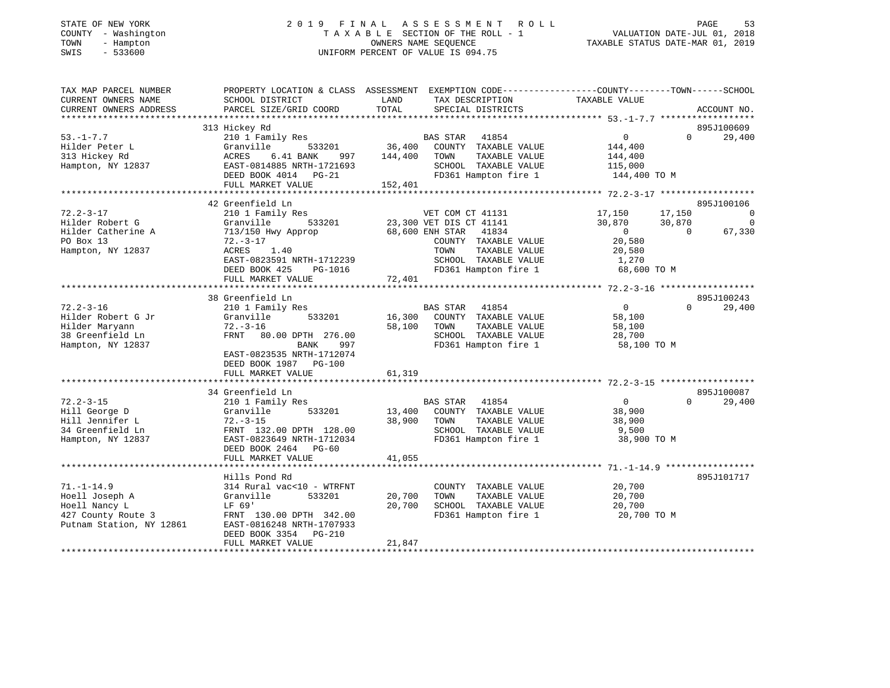STATE OF NEW YORK · COUNTY - Washington · TOWN - Hampton · SWIS - 533600

# 2019 FINAL ASSESSMENT ROLL

TAXABLE SECTION OF THE ROLL - 1 · OWNERS NAME SEQUENCE · UNIFORM PERCENT OF VALUE IS 094.75

VALUATION DATE-JUL 01, 2018 · TAXABLE STATUS DATE-MAR 01, 2019

| TAX MAP PARCEL NUMBER / CURRENT OWNERS NAME / CURRENT OWNERS ADDRESS | PROPERTY LOCATION & CLASS / SCHOOL DISTRICT / PARCEL SIZE/GRID COORD | ASSESSMENT LAND | TOTAL | EXEMPTION CODE / TAX DESCRIPTION / SPECIAL DISTRICTS | COUNTY | TOWN | SCHOOL | ACCOUNT NO. |
|---|---|---|---|---|---|---|---|---|
| 53.-1-7.7 | 313 Hickey Rd | | | | | | | 895J100609 |
| Hilder Peter L | 210 1 Family Res | | | BAS STAR 41854 | 0 | 0 | 29,400 | |
| 313 Hickey Rd | Granville 533201 | 36,400 | | COUNTY TAXABLE VALUE | 144,400 | | | |
| Hampton, NY 12837 | ACRES 6.41 BANK 997 | | 144,400 | TOWN TAXABLE VALUE | | 144,400 | | |
| | EAST-0814885 NRTH-1721693 | | | SCHOOL TAXABLE VALUE | | | 115,000 | |
| | DEED BOOK 4014 PG-21 | | | FD361 Hampton fire 1 | 144,400 TO M | | | |
| | FULL MARKET VALUE | | 152,401 | | | | | |
| 72.2-3-17 | 42 Greenfield Ln | | | | | | | 895J100106 |
| Hilder Robert G | 210 1 Family Res | | | VET COM CT 41131 | 17,150 | 17,150 | 0 | |
| Hilder Catherine A | Granville 533201 | 23,300 | | VET DIS CT 41141 | 30,870 | 30,870 | 0 | |
| PO Box 13 | 713/150 Hwy Approp | | 68,600 | ENH STAR 41834 | 0 | 0 | 67,330 | |
| Hampton, NY 12837 | 72.-3-17 | | | COUNTY TAXABLE VALUE | 20,580 | | | |
| | ACRES 1.40 | | | TOWN TAXABLE VALUE | | 20,580 | | |
| | EAST-0823591 NRTH-1712239 | | | SCHOOL TAXABLE VALUE | | | 1,270 | |
| | DEED BOOK 425 PG-1016 | | | FD361 Hampton fire 1 | 68,600 TO M | | | |
| | FULL MARKET VALUE | | 72,401 | | | | | |
| 72.2-3-16 | 38 Greenfield Ln | | | | | | | 895J100243 |
| Hilder Robert G Jr | 210 1 Family Res | | | BAS STAR 41854 | 0 | 0 | 29,400 | |
| Hilder Maryann | Granville 533201 | 16,300 | | COUNTY TAXABLE VALUE | 58,100 | | | |
| 38 Greenfield Ln | 72.-3-16 | | 58,100 | TOWN TAXABLE VALUE | | 58,100 | | |
| Hampton, NY 12837 | FRNT 80.00 DPTH 276.00 | | | SCHOOL TAXABLE VALUE | | | 28,700 | |
| | BANK 997 | | | FD361 Hampton fire 1 | 58,100 TO M | | | |
| | EAST-0823535 NRTH-1712074 | | | | | | | |
| | DEED BOOK 1987 PG-100 | | | | | | | |
| | FULL MARKET VALUE | | 61,319 | | | | | |
| 72.2-3-15 | 34 Greenfield Ln | | | | | | | 895J100087 |
| Hill George D | 210 1 Family Res | | | BAS STAR 41854 | 0 | 0 | 29,400 | |
| Hill Jennifer L | Granville 533201 | 13,400 | | COUNTY TAXABLE VALUE | 38,900 | | | |
| 34 Greenfield Ln | 72.-3-15 | | 38,900 | TOWN TAXABLE VALUE | | 38,900 | | |
| Hampton, NY 12837 | FRNT 132.00 DPTH 128.00 | | | SCHOOL TAXABLE VALUE | | | 9,500 | |
| | EAST-0823649 NRTH-1712034 | | | FD361 Hampton fire 1 | 38,900 TO M | | | |
| | DEED BOOK 2464 PG-60 | | | | | | | |
| | FULL MARKET VALUE | | 41,055 | | | | | |
| 71.-1-14.9 | Hills Pond Rd | | | | | | | 895J101717 |
| Hoell Joseph A | 314 Rural vac<10 - WTRFNT | | | COUNTY TAXABLE VALUE | 20,700 | | | |
| Hoell Nancy L | Granville 533201 | 20,700 | | TOWN TAXABLE VALUE | | 20,700 | | |
| 427 County Route 3 | LF 69' | | 20,700 | SCHOOL TAXABLE VALUE | | | 20,700 | |
| Putnam Station, NY 12861 | FRNT 130.00 DPTH 342.00 | | | FD361 Hampton fire 1 | 20,700 TO M | | | |
| | EAST-0816248 NRTH-1707933 | | | | | | | |
| | DEED BOOK 3354 PG-210 | | | | | | | |
| | FULL MARKET VALUE | | 21,847 | | | | | |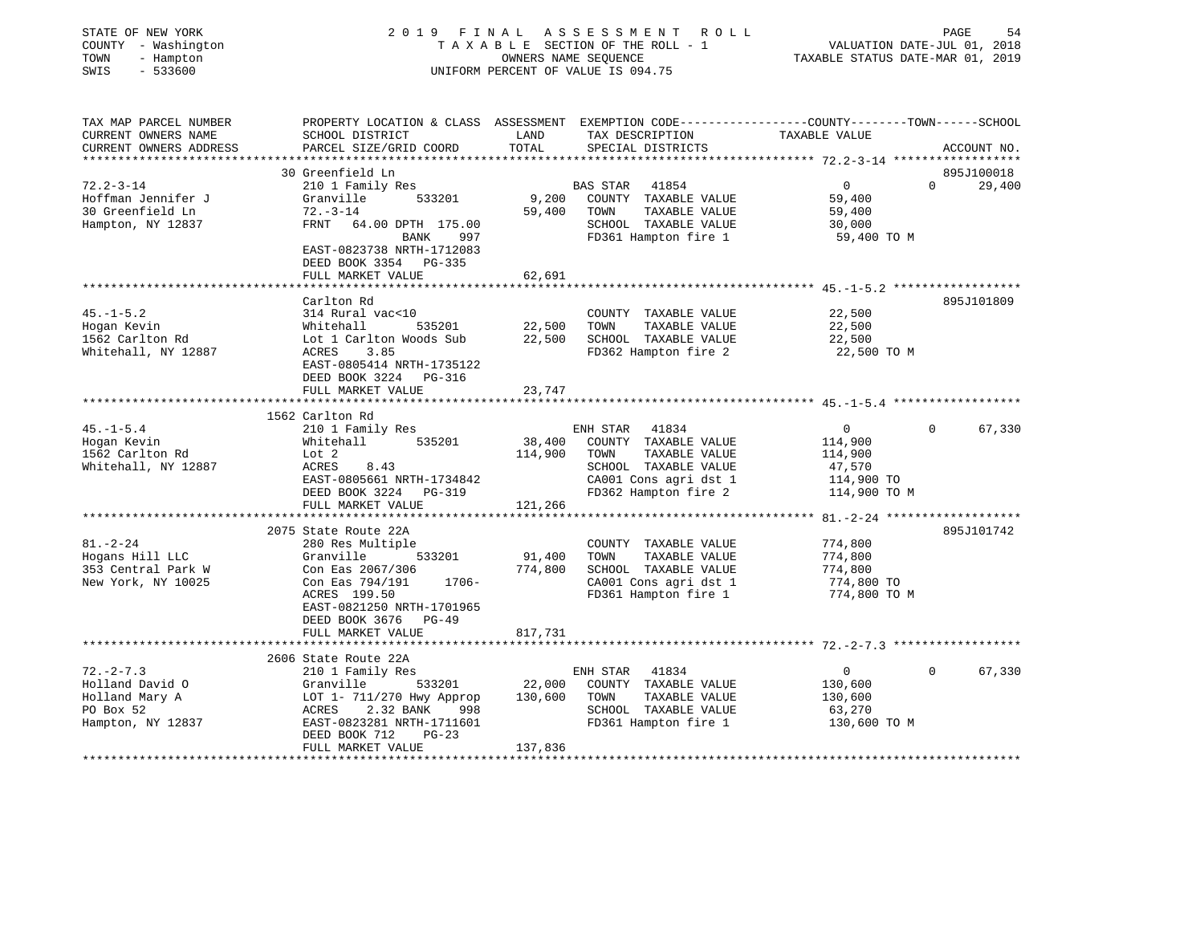STATE OF NEW YORK — 2019 FINAL ASSESSMENT ROLL
COUNTY - Washington — TAXABLE SECTION OF THE ROLL - 1 — VALUATION DATE-JUL 01, 2018
TOWN - Hampton — OWNERS NAME SEQUENCE — TAXABLE STATUS DATE-MAR 01, 2019
SWIS - 533600 — UNIFORM PERCENT OF VALUE IS 094.75

| TAX MAP PARCEL NUMBER / CURRENT OWNERS NAME / CURRENT OWNERS ADDRESS | PROPERTY LOCATION & CLASS / SCHOOL DISTRICT / PARCEL SIZE/GRID COORD | ASSESSMENT LAND / TOTAL | EXEMPTION CODE / TAX DESCRIPTION / SPECIAL DISTRICTS | COUNTY | TOWN | SCHOOL | ACCOUNT NO. |
|---|---|---|---|---|---|---|---|
| **72.2-3-14** | 30 Greenfield Ln | | | | | | 895J100018 |
| Hoffman Jennifer J | 210 1 Family Res | | BAS STAR 41854 | 0 | 0 | 29,400 | |
| 30 Greenfield Ln | Granville 533201 | 9,200 | COUNTY TAXABLE VALUE | 59,400 | | | |
| Hampton, NY 12837 | 72.-3-14 | 59,400 | TOWN TAXABLE VALUE | | 59,400 | | |
| | FRNT 64.00 DPTH 175.00 BANK 997 | | SCHOOL TAXABLE VALUE | | | 30,000 | |
| | EAST-0823738 NRTH-1712083 | | FD361 Hampton fire 1 | 59,400 TO M | | | |
| | DEED BOOK 3354 PG-335 | | | | | | |
| | FULL MARKET VALUE | 62,691 | | | | | |
| **45.-1-5.2** | Carlton Rd | | | | | | 895J101809 |
| Hogan Kevin | 314 Rural vac<10 | | COUNTY TAXABLE VALUE | 22,500 | | | |
| 1562 Carlton Rd | Whitehall 535201 | 22,500 | TOWN TAXABLE VALUE | | 22,500 | | |
| Whitehall, NY 12887 | Lot 1 Carlton Woods Sub | 22,500 | SCHOOL TAXABLE VALUE | | | 22,500 | |
| | ACRES 3.85 | | FD362 Hampton fire 2 | 22,500 TO M | | | |
| | EAST-0805414 NRTH-1735122 | | | | | | |
| | DEED BOOK 3224 PG-316 | | | | | | |
| | FULL MARKET VALUE | 23,747 | | | | | |
| **45.-1-5.4** | 1562 Carlton Rd | | | | | | |
| Hogan Kevin | 210 1 Family Res | | ENH STAR 41834 | 0 | 0 | 67,330 | |
| 1562 Carlton Rd | Whitehall 535201 | 38,400 | COUNTY TAXABLE VALUE | 114,900 | | | |
| Whitehall, NY 12887 | Lot 2 | 114,900 | TOWN TAXABLE VALUE | | 114,900 | | |
| | ACRES 8.43 | | SCHOOL TAXABLE VALUE | | | 47,570 | |
| | EAST-0805661 NRTH-1734842 | | CA001 Cons agri dst 1 | 114,900 TO | | | |
| | DEED BOOK 3224 PG-319 | | FD362 Hampton fire 2 | 114,900 TO M | | | |
| | FULL MARKET VALUE | 121,266 | | | | | |
| **81.-2-24** | 2075 State Route 22A | | | | | | 895J101742 |
| Hogans Hill LLC | 280 Res Multiple | | COUNTY TAXABLE VALUE | 774,800 | | | |
| 353 Central Park W | Granville 533201 | 91,400 | TOWN TAXABLE VALUE | | 774,800 | | |
| New York, NY 10025 | Con Eas 2067/306 | 774,800 | SCHOOL TAXABLE VALUE | | | 774,800 | |
| | Con Eas 794/191 1706- | | CA001 Cons agri dst 1 | 774,800 TO | | | |
| | ACRES 199.50 | | FD361 Hampton fire 1 | 774,800 TO M | | | |
| | EAST-0821250 NRTH-1701965 | | | | | | |
| | DEED BOOK 3676 PG-49 | | | | | | |
| | FULL MARKET VALUE | 817,731 | | | | | |
| **72.-2-7.3** | 2606 State Route 22A | | | | | | |
| Holland David O | 210 1 Family Res | | ENH STAR 41834 | 0 | 0 | 67,330 | |
| Holland Mary A | Granville 533201 | 22,000 | COUNTY TAXABLE VALUE | 130,600 | | | |
| PO Box 52 | LOT 1- 711/270 Hwy Approp | 130,600 | TOWN TAXABLE VALUE | | 130,600 | | |
| Hampton, NY 12837 | ACRES 2.32 BANK 998 | | SCHOOL TAXABLE VALUE | | | 63,270 | |
| | EAST-0823281 NRTH-1711601 | | FD361 Hampton fire 1 | 130,600 TO M | | | |
| | DEED BOOK 712 PG-23 | | | | | | |
| | FULL MARKET VALUE | 137,836 | | | | | |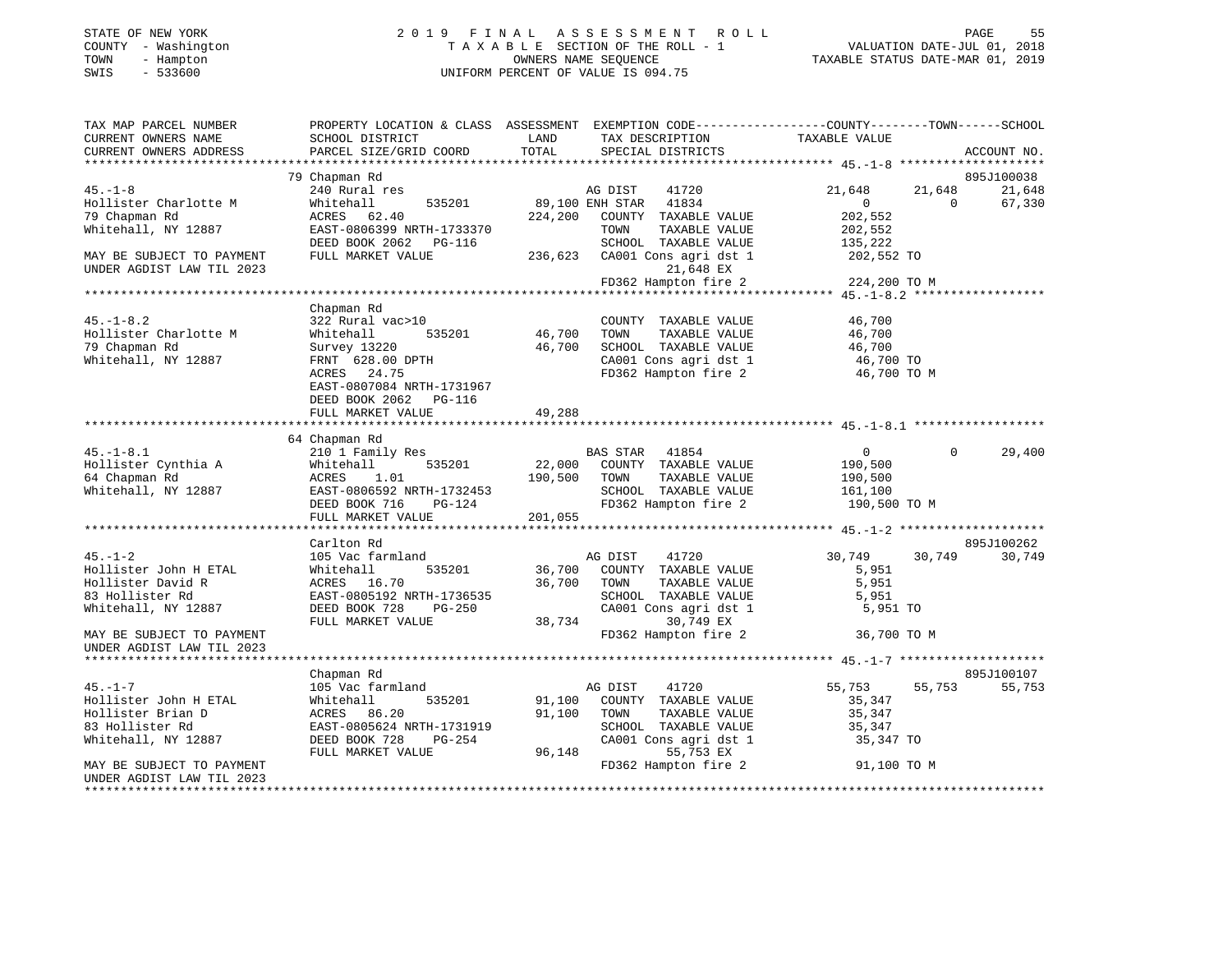STATE OF NEW YORK
COUNTY - Washington
TOWN - Hampton
SWIS - 533600

# 2019 FINAL ASSESSMENT ROLL

TAXABLE SECTION OF THE ROLL - 1
OWNERS NAME SEQUENCE
UNIFORM PERCENT OF VALUE IS 094.75

VALUATION DATE-JUL 01, 2018
TAXABLE STATUS DATE-MAR 01, 2019

```
TAX MAP PARCEL NUMBER          PROPERTY LOCATION & CLASS  ASSESSMENT  EXEMPTION CODE------------------COUNTY--------TOWN------SCHOOL
CURRENT OWNERS NAME            SCHOOL DISTRICT               LAND      TAX DESCRIPTION                TAXABLE VALUE
CURRENT OWNERS ADDRESS         PARCEL SIZE/GRID COORD        TOTAL     SPECIAL DISTRICTS                                      ACCOUNT NO.
*********************************************************************************************** 45.-1-8 ********************
                               79 Chapman Rd                                                                                895J100038
45.-1-8                        240 Rural res                           AG DIST      41720            21,648      21,648      21,648
Hollister Charlotte M          Whitehall        535201      89,100 ENH STAR  41834                   0           0          67,330
79 Chapman Rd                  ACRES   62.40               224,200    COUNTY  TAXABLE VALUE          202,552
Whitehall, NY 12887            EAST-0806399 NRTH-1733370               TOWN    TAXABLE VALUE          202,552
                               DEED BOOK 2062   PG-116                 SCHOOL  TAXABLE VALUE          135,222
MAY BE SUBJECT TO PAYMENT      FULL MARKET VALUE           236,623    CA001 Cons agri dst 1          202,552 TO
UNDER AGDIST LAW TIL 2023                                                  21,648 EX
                                                                      FD362 Hampton fire 2           224,200 TO M
*********************************************************************************************** 45.-1-8.2 ******************
                               Chapman Rd
45.-1-8.2                      322 Rural vac>10                        COUNTY  TAXABLE VALUE          46,700
Hollister Charlotte M          Whitehall        535201      46,700    TOWN    TAXABLE VALUE          46,700
79 Chapman Rd                  Survey 13220                 46,700    SCHOOL  TAXABLE VALUE          46,700
Whitehall, NY 12887            FRNT 628.00 DPTH                        CA001 Cons agri dst 1          46,700 TO
                               ACRES   24.75                           FD362 Hampton fire 2           46,700 TO M
                               EAST-0807084 NRTH-1731967
                               DEED BOOK 2062   PG-116
                               FULL MARKET VALUE            49,288
*********************************************************************************************** 45.-1-8.1 ******************
                               64 Chapman Rd
45.-1-8.1                      210 1 Family Res                        BAS STAR  41854                   0           0          29,400
Hollister Cynthia A            Whitehall        535201      22,000    COUNTY  TAXABLE VALUE          190,500
64 Chapman Rd                  ACRES    1.01               190,500    TOWN    TAXABLE VALUE          190,500
Whitehall, NY 12887            EAST-0806592 NRTH-1732453               SCHOOL  TAXABLE VALUE          161,100
                               DEED BOOK 716    PG-124                 FD362 Hampton fire 2           190,500 TO M
                               FULL MARKET VALUE           201,055
*********************************************************************************************** 45.-1-2 ********************
                               Carlton Rd                                                                                   895J100262
45.-1-2                        105 Vac farmland                        AG DIST      41720            30,749      30,749      30,749
Hollister John H ETAL          Whitehall        535201      36,700    COUNTY  TAXABLE VALUE          5,951
Hollister David R              ACRES   16.70                36,700    TOWN    TAXABLE VALUE          5,951
83 Hollister Rd                EAST-0805192 NRTH-1736535               SCHOOL  TAXABLE VALUE          5,951
Whitehall, NY 12887            DEED BOOK 728    PG-250                 CA001 Cons agri dst 1          5,951 TO
                               FULL MARKET VALUE            38,734         30,749 EX
MAY BE SUBJECT TO PAYMENT                                              FD362 Hampton fire 2           36,700 TO M
UNDER AGDIST LAW TIL 2023
*********************************************************************************************** 45.-1-7 ********************
                               Chapman Rd                                                                                   895J100107
45.-1-7                        105 Vac farmland                        AG DIST      41720            55,753      55,753      55,753
Hollister John H ETAL          Whitehall        535201      91,100    COUNTY  TAXABLE VALUE          35,347
Hollister Brian D              ACRES   86.20                91,100    TOWN    TAXABLE VALUE          35,347
83 Hollister Rd                EAST-0805624 NRTH-1731919               SCHOOL  TAXABLE VALUE          35,347
Whitehall, NY 12887            DEED BOOK 728    PG-254                 CA001 Cons agri dst 1          35,347 TO
                               FULL MARKET VALUE            96,148         55,753 EX
MAY BE SUBJECT TO PAYMENT                                              FD362 Hampton fire 2           91,100 TO M
UNDER AGDIST LAW TIL 2023
******************************************************************************************************************************
```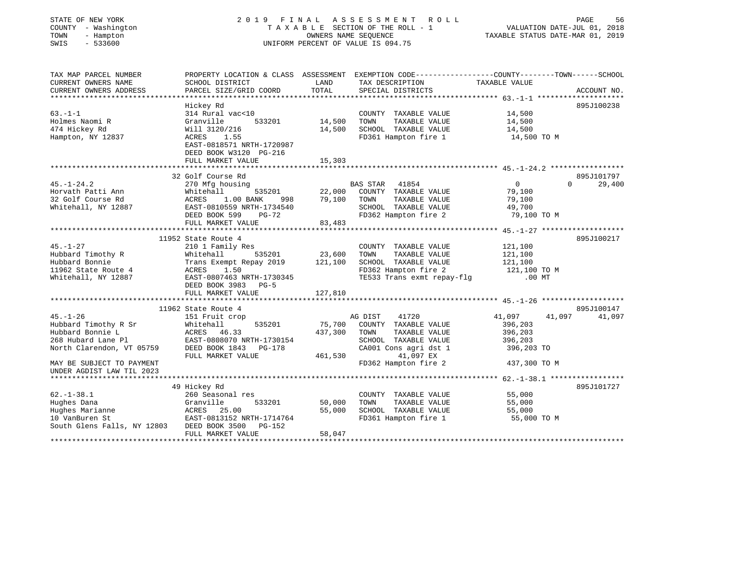STATE OF NEW YORK
COUNTY - Washington
TOWN - Hampton
SWIS - 533600

# 2019 FINAL ASSESSMENT ROLL

TAXABLE SECTION OF THE ROLL - 1
OWNERS NAME SEQUENCE
UNIFORM PERCENT OF VALUE IS 094.75

VALUATION DATE-JUL 01, 2018
TAXABLE STATUS DATE-MAR 01, 2019

```
TAX MAP PARCEL NUMBER          PROPERTY LOCATION & CLASS  ASSESSMENT  EXEMPTION CODE------------------COUNTY--------TOWN------SCHOOL
CURRENT OWNERS NAME            SCHOOL DISTRICT              LAND      TAX DESCRIPTION                  TAXABLE VALUE
CURRENT OWNERS ADDRESS         PARCEL SIZE/GRID COORD       TOTAL     SPECIAL DISTRICTS                                       ACCOUNT NO.
******************************************************************************************************* 63.-1-1 ********************
                               Hickey Rd                                                                                  895J100238
63.-1-1                        314 Rural vac<10                       COUNTY  TAXABLE VALUE              14,500
Holmes Naomi R                 Granville       533201       14,500    TOWN    TAXABLE VALUE              14,500
474 Hickey Rd                  Will 3120/216                14,500    SCHOOL  TAXABLE VALUE              14,500
Hampton, NY 12837              ACRES     1.55                         FD361 Hampton fire 1                14,500 TO M
                               EAST-0818571 NRTH-1720987
                               DEED BOOK W3120  PG-216
                               FULL MARKET VALUE            15,303
******************************************************************************************************* 45.-1-24.2 *****************
                               32 Golf Course Rd                                                                          895J101797
45.-1-24.2                     270 Mfg housing                        BAS STAR   41854                  0            0       29,400
Horvath Patti Ann              Whitehall       535201       22,000    COUNTY  TAXABLE VALUE              79,100
32 Golf Course Rd              ACRES     1.00 BANK    998   79,100    TOWN    TAXABLE VALUE              79,100
Whitehall, NY 12887            EAST-0810559 NRTH-1734540              SCHOOL  TAXABLE VALUE              49,700
                               DEED BOOK 599    PG-72                 FD362 Hampton fire 2                79,100 TO M
                               FULL MARKET VALUE            83,483
******************************************************************************************************* 45.-1-27 *******************
                               11952 State Route 4                                                                        895J100217
45.-1-27                       210 1 Family Res                       COUNTY  TAXABLE VALUE             121,100
Hubbard Timothy R              Whitehall       535201       23,600    TOWN    TAXABLE VALUE             121,100
Hubbard Bonnie                 Trans Exempt Repay 2019     121,100    SCHOOL  TAXABLE VALUE             121,100
11962 State Route 4            ACRES     1.50                         FD362 Hampton fire 2               121,100 TO M
Whitehall, NY 12887            EAST-0807463 NRTH-1730345              TE533 Trans exmt repay-flg              .00 MT
                               DEED BOOK 3983   PG-5
                               FULL MARKET VALUE           127,810
******************************************************************************************************* 45.-1-26 *******************
                               11962 State Route 4                                                                        895J100147
45.-1-26                       151 Fruit crop                         AG DIST    41720              41,097       41,097       41,097
Hubbard Timothy R Sr           Whitehall       535201       75,700    COUNTY  TAXABLE VALUE             396,203
Hubbard Bonnie L               ACRES    46.33              437,300    TOWN    TAXABLE VALUE             396,203
268 Hubard Lane Pl             EAST-0808070 NRTH-1730154              SCHOOL  TAXABLE VALUE             396,203
North Clarendon, VT 05759      DEED BOOK 1843   PG-178                CA001 Cons agri dst 1              396,203 TO
                               FULL MARKET VALUE           461,530           41,097 EX
MAY BE SUBJECT TO PAYMENT                                             FD362 Hampton fire 2               437,300 TO M
UNDER AGDIST LAW TIL 2023
******************************************************************************************************* 62.-1-38.1 *****************
                               49 Hickey Rd                                                                               895J101727
62.-1-38.1                     260 Seasonal res                       COUNTY  TAXABLE VALUE              55,000
Hughes Dana                    Granville       533201       50,000    TOWN    TAXABLE VALUE              55,000
Hughes Marianne                ACRES    25.00               55,000    SCHOOL  TAXABLE VALUE              55,000
10 VanBuren St                 EAST-0813152 NRTH-1714764              FD361 Hampton fire 1                55,000 TO M
South Glens Falls, NY 12803    DEED BOOK 3500   PG-152
                               FULL MARKET VALUE            58,047
************************************************************************************************************************************
```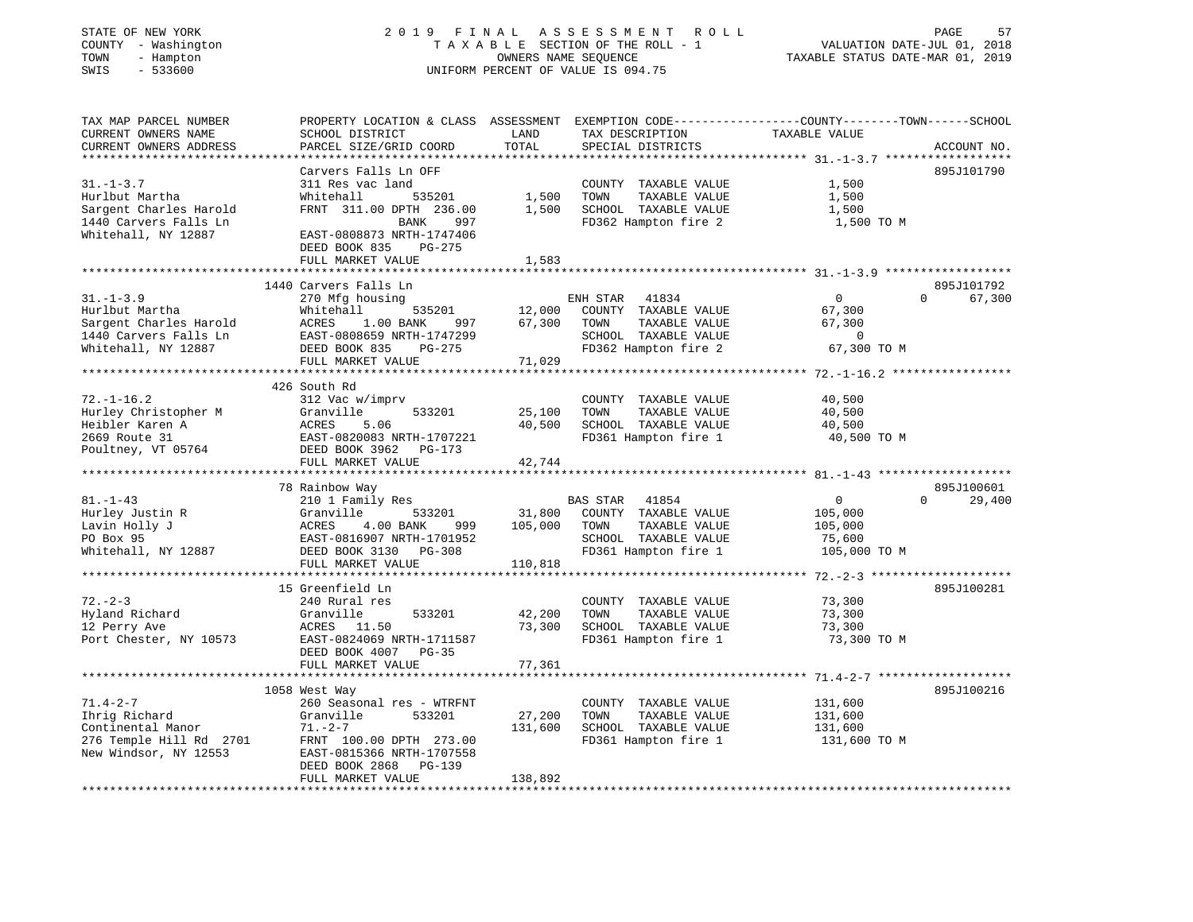STATE OF NEW YORK　　　　　　2 0 1 9　F I N A L　A S S E S S M E N T　R O L L
COUNTY - Washington　　　　　T A X A B L E SECTION OF THE ROLL - 1　　　VALUATION DATE-JUL 01, 2018
TOWN - Hampton　　　　　　　　　OWNERS NAME SEQUENCE　　　　TAXABLE STATUS DATE-MAR 01, 2019
SWIS - 533600　　　　　　　UNIFORM PERCENT OF VALUE IS 094.75

| TAX MAP PARCEL NUMBER / CURRENT OWNERS NAME / CURRENT OWNERS ADDRESS | PROPERTY LOCATION & CLASS / SCHOOL DISTRICT / PARCEL SIZE/GRID COORD | ASSESSMENT LAND | TOTAL | EXEMPTION CODE / TAX DESCRIPTION / SPECIAL DISTRICTS | COUNTY TAXABLE VALUE | TOWN | SCHOOL | ACCOUNT NO. |
|---|---|---|---|---|---|---|---|---|
| 31.-1-3.7 | Carvers Falls Ln OFF | | | | | | | 895J101790 |
| Hurlbut Martha | 311 Res vac land | | | COUNTY TAXABLE VALUE | 1,500 | | | |
| Sargent Charles Harold | Whitehall 535201 | 1,500 | | TOWN TAXABLE VALUE | 1,500 | | | |
| 1440 Carvers Falls Ln | FRNT 311.00 DPTH 236.00 | | 1,500 | SCHOOL TAXABLE VALUE | 1,500 | | | |
| Whitehall, NY 12887 | BANK 997 | | | FD362 Hampton fire 2 | 1,500 TO M | | | |
| | EAST-0808873 NRTH-1747406 | | | | | | | |
| | DEED BOOK 835 PG-275 | | | | | | | |
| | FULL MARKET VALUE | | 1,583 | | | | | |
| 31.-1-3.9 | 1440 Carvers Falls Ln | | | | | | | 895J101792 |
| Hurlbut Martha | 270 Mfg housing | | | ENH STAR 41834 | 0 | 0 | 67,300 | |
| Sargent Charles Harold | Whitehall 535201 | 12,000 | | COUNTY TAXABLE VALUE | 67,300 | | | |
| 1440 Carvers Falls Ln | ACRES 1.00 BANK 997 | | 67,300 | TOWN TAXABLE VALUE | 67,300 | | | |
| Whitehall, NY 12887 | EAST-0808659 NRTH-1747299 | | | SCHOOL TAXABLE VALUE | 0 | | | |
| | DEED BOOK 835 PG-275 | | | FD362 Hampton fire 2 | 67,300 TO M | | | |
| | FULL MARKET VALUE | | 71,029 | | | | | |
| 72.-1-16.2 | 426 South Rd | | | | | | | |
| Hurley Christopher M | 312 Vac w/imprv | | | COUNTY TAXABLE VALUE | 40,500 | | | |
| Heibler Karen A | Granville 533201 | 25,100 | | TOWN TAXABLE VALUE | 40,500 | | | |
| 2669 Route 31 | ACRES 5.06 | | 40,500 | SCHOOL TAXABLE VALUE | 40,500 | | | |
| Poultney, VT 05764 | EAST-0820083 NRTH-1707221 | | | FD361 Hampton fire 1 | 40,500 TO M | | | |
| | DEED BOOK 3962 PG-173 | | | | | | | |
| | FULL MARKET VALUE | | 42,744 | | | | | |
| 81.-1-43 | 78 Rainbow Way | | | | | | | 895J100601 |
| Hurley Justin R | 210 1 Family Res | | | BAS STAR 41854 | 0 | 0 | 29,400 | |
| Lavin Holly J | Granville 533201 | 31,800 | | COUNTY TAXABLE VALUE | 105,000 | | | |
| PO Box 95 | ACRES 4.00 BANK 999 | | 105,000 | TOWN TAXABLE VALUE | 105,000 | | | |
| Whitehall, NY 12887 | EAST-0816907 NRTH-1701952 | | | SCHOOL TAXABLE VALUE | 75,600 | | | |
| | DEED BOOK 3130 PG-308 | | | FD361 Hampton fire 1 | 105,000 TO M | | | |
| | FULL MARKET VALUE | | 110,818 | | | | | |
| 72.-2-3 | 15 Greenfield Ln | | | | | | | 895J100281 |
| Hyland Richard | 240 Rural res | | | COUNTY TAXABLE VALUE | 73,300 | | | |
| 12 Perry Ave | Granville 533201 | 42,200 | | TOWN TAXABLE VALUE | 73,300 | | | |
| Port Chester, NY 10573 | ACRES 11.50 | | 73,300 | SCHOOL TAXABLE VALUE | 73,300 | | | |
| | EAST-0824069 NRTH-1711587 | | | FD361 Hampton fire 1 | 73,300 TO M | | | |
| | DEED BOOK 4007 PG-35 | | | | | | | |
| | FULL MARKET VALUE | | 77,361 | | | | | |
| 71.4-2-7 | 1058 West Way | | | | | | | 895J100216 |
| Ihrig Richard | 260 Seasonal res - WTRFNT | | | COUNTY TAXABLE VALUE | 131,600 | | | |
| Continental Manor | Granville 533201 | 27,200 | | TOWN TAXABLE VALUE | 131,600 | | | |
| 276 Temple Hill Rd 2701 | 71.-2-7 | | 131,600 | SCHOOL TAXABLE VALUE | 131,600 | | | |
| New Windsor, NY 12553 | FRNT 100.00 DPTH 273.00 | | | FD361 Hampton fire 1 | 131,600 TO M | | | |
| | EAST-0815366 NRTH-1707558 | | | | | | | |
| | DEED BOOK 2868 PG-139 | | | | | | | |
| | FULL MARKET VALUE | | 138,892 | | | | | |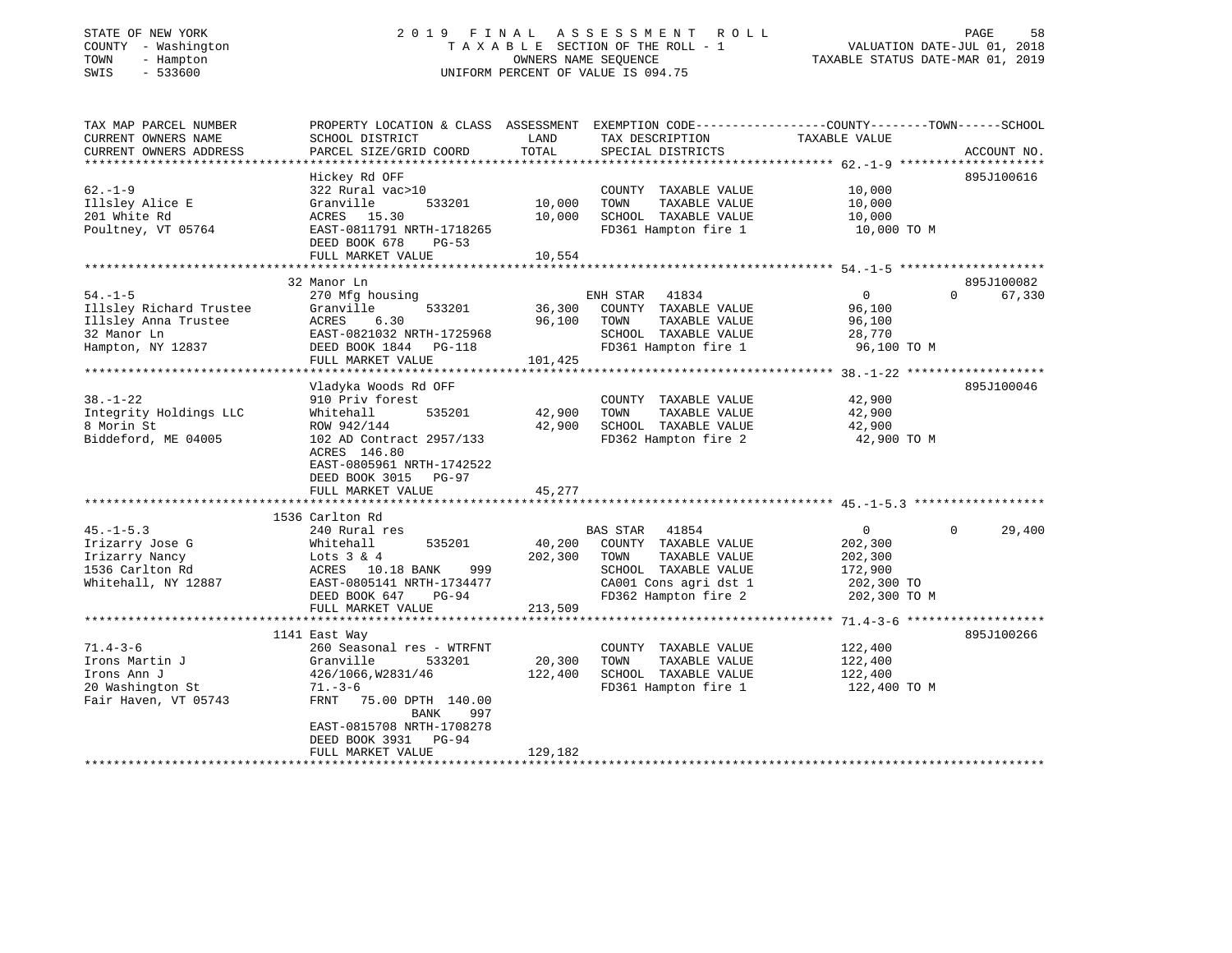STATE OF NEW YORK | 2019 FINAL ASSESSMENT ROLL
COUNTY - Washington | TAXABLE SECTION OF THE ROLL - 1 | VALUATION DATE-JUL 01, 2018
TOWN - Hampton | OWNERS NAME SEQUENCE | TAXABLE STATUS DATE-MAR 01, 2019
SWIS - 533600 | UNIFORM PERCENT OF VALUE IS 094.75

| TAX MAP PARCEL NUMBER / CURRENT OWNERS NAME / CURRENT OWNERS ADDRESS | PROPERTY LOCATION & CLASS / SCHOOL DISTRICT / PARCEL SIZE/GRID COORD | ASSESSMENT LAND / TOTAL | EXEMPTION CODE / TAX DESCRIPTION / SPECIAL DISTRICTS | COUNTY TAXABLE VALUE | TOWN | SCHOOL | ACCOUNT NO. |
|---|---|---|---|---|---|---|---|
| 62.-1-9 | Hickey Rd OFF | | | | | | 895J100616 |
| Illsley Alice E | 322 Rural vac>10 | | COUNTY TAXABLE VALUE | 10,000 | | | |
| 201 White Rd | Granville 533201 | 10,000 | TOWN TAXABLE VALUE | 10,000 | | | |
| Poultney, VT 05764 | ACRES 15.30 | 10,000 | SCHOOL TAXABLE VALUE | 10,000 | | | |
| | EAST-0811791 NRTH-1718265 | | FD361 Hampton fire 1 | 10,000 TO M | | | |
| | DEED BOOK 678 PG-53 | | | | | | |
| | FULL MARKET VALUE | 10,554 | | | | | |
| 54.-1-5 | 32 Manor Ln | | | | | | 895J100082 |
| Illsley Richard Trustee | 270 Mfg housing | | ENH STAR 41834 | 0 | 0 | 67,330 | |
| Illsley Anna Trustee | Granville 533201 | 36,300 | COUNTY TAXABLE VALUE | 96,100 | | | |
| 32 Manor Ln | ACRES 6.30 | 96,100 | TOWN TAXABLE VALUE | 96,100 | | | |
| Hampton, NY 12837 | EAST-0821032 NRTH-1725968 | | SCHOOL TAXABLE VALUE | 28,770 | | | |
| | DEED BOOK 1844 PG-118 | | FD361 Hampton fire 1 | 96,100 TO M | | | |
| | FULL MARKET VALUE | 101,425 | | | | | |
| 38.-1-22 | Vladyka Woods Rd OFF | | | | | | 895J100046 |
| Integrity Holdings LLC | 910 Priv forest | | COUNTY TAXABLE VALUE | 42,900 | | | |
| 8 Morin St | Whitehall 535201 | 42,900 | TOWN TAXABLE VALUE | 42,900 | | | |
| Biddeford, ME 04005 | ROW 942/144 | 42,900 | SCHOOL TAXABLE VALUE | 42,900 | | | |
| | 102 AD Contract 2957/133 | | FD362 Hampton fire 2 | 42,900 TO M | | | |
| | ACRES 146.80 | | | | | | |
| | EAST-0805961 NRTH-1742522 | | | | | | |
| | DEED BOOK 3015 PG-97 | | | | | | |
| | FULL MARKET VALUE | 45,277 | | | | | |
| 45.-1-5.3 | 1536 Carlton Rd | | | | | | |
| Irizarry Jose G | 240 Rural res | | BAS STAR 41854 | 0 | 0 | 29,400 | |
| Irizarry Nancy | Whitehall 535201 | 40,200 | COUNTY TAXABLE VALUE | 202,300 | | | |
| 1536 Carlton Rd | Lots 3 & 4 | 202,300 | TOWN TAXABLE VALUE | 202,300 | | | |
| Whitehall, NY 12887 | ACRES 10.18 BANK 999 | | SCHOOL TAXABLE VALUE | 172,900 | | | |
| | EAST-0805141 NRTH-1734477 | | CA001 Cons agri dst 1 | 202,300 TO | | | |
| | DEED BOOK 647 PG-94 | | FD362 Hampton fire 2 | 202,300 TO M | | | |
| | FULL MARKET VALUE | 213,509 | | | | | |
| 71.4-3-6 | 1141 East Way | | | | | | 895J100266 |
| Irons Martin J | 260 Seasonal res - WTRFNT | | COUNTY TAXABLE VALUE | 122,400 | | | |
| Irons Ann J | Granville 533201 | 20,300 | TOWN TAXABLE VALUE | 122,400 | | | |
| 20 Washington St | 426/1066,W2831/46 | 122,400 | SCHOOL TAXABLE VALUE | 122,400 | | | |
| Fair Haven, VT 05743 | 71.-3-6 | | FD361 Hampton fire 1 | 122,400 TO M | | | |
| | FRNT 75.00 DPTH 140.00 | | | | | | |
| | BANK 997 | | | | | | |
| | EAST-0815708 NRTH-1708278 | | | | | | |
| | DEED BOOK 3931 PG-94 | | | | | | |
| | FULL MARKET VALUE | 129,182 | | | | | |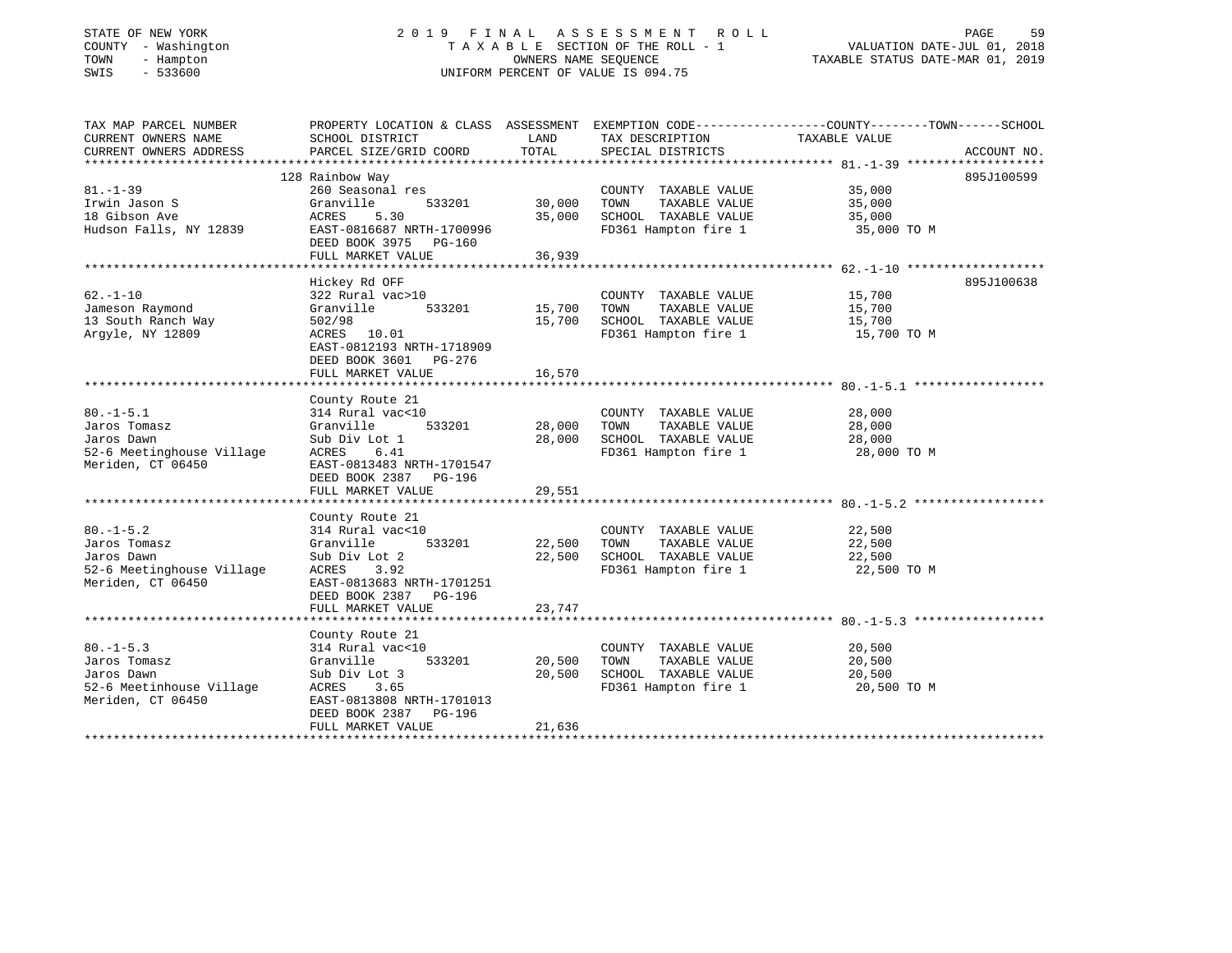STATE OF NEW YORK
COUNTY - Washington
TOWN - Hampton
SWIS - 533600

2019 FINAL ASSESSMENT ROLL
TAXABLE SECTION OF THE ROLL - 1
OWNERS NAME SEQUENCE
UNIFORM PERCENT OF VALUE IS 094.75

VALUATION DATE-JUL 01, 2018
TAXABLE STATUS DATE-MAR 01, 2019

| TAX MAP PARCEL NUMBER / CURRENT OWNERS NAME / CURRENT OWNERS ADDRESS | PROPERTY LOCATION & CLASS / SCHOOL DISTRICT / PARCEL SIZE/GRID COORD | ASSESSMENT LAND / TOTAL | EXEMPTION CODE / TAX DESCRIPTION / SPECIAL DISTRICTS | TAXABLE VALUE (COUNTY / TOWN / SCHOOL) | ACCOUNT NO. |
|---|---|---|---|---|---|
| 81.-1-39 | 128 Rainbow Way | | | | 895J100599 |
| Irwin Jason S | 260 Seasonal res | | COUNTY TAXABLE VALUE | 35,000 | |
| 18 Gibson Ave | Granville 533201 | 30,000 | TOWN TAXABLE VALUE | 35,000 | |
| Hudson Falls, NY 12839 | ACRES 5.30 | 35,000 | SCHOOL TAXABLE VALUE | 35,000 | |
| | EAST-0816687 NRTH-1700996 | | FD361 Hampton fire 1 | 35,000 TO M | |
| | DEED BOOK 3975 PG-160 | | | | |
| | FULL MARKET VALUE | 36,939 | | | |
| 62.-1-10 | Hickey Rd OFF | | | | 895J100638 |
| Jameson Raymond | 322 Rural vac>10 | | COUNTY TAXABLE VALUE | 15,700 | |
| 13 South Ranch Way | Granville 533201 | 15,700 | TOWN TAXABLE VALUE | 15,700 | |
| Argyle, NY 12809 | 502/98 | 15,700 | SCHOOL TAXABLE VALUE | 15,700 | |
| | ACRES 10.01 | | FD361 Hampton fire 1 | 15,700 TO M | |
| | EAST-0812193 NRTH-1718909 | | | | |
| | DEED BOOK 3601 PG-276 | | | | |
| | FULL MARKET VALUE | 16,570 | | | |
| 80.-1-5.1 | County Route 21 | | | | |
| Jaros Tomasz | 314 Rural vac<10 | | COUNTY TAXABLE VALUE | 28,000 | |
| Jaros Dawn | Granville 533201 | 28,000 | TOWN TAXABLE VALUE | 28,000 | |
| 52-6 Meetinghouse Village | Sub Div Lot 1 | 28,000 | SCHOOL TAXABLE VALUE | 28,000 | |
| Meriden, CT 06450 | ACRES 6.41 | | FD361 Hampton fire 1 | 28,000 TO M | |
| | EAST-0813483 NRTH-1701547 | | | | |
| | DEED BOOK 2387 PG-196 | | | | |
| | FULL MARKET VALUE | 29,551 | | | |
| 80.-1-5.2 | County Route 21 | | | | |
| Jaros Tomasz | 314 Rural vac<10 | | COUNTY TAXABLE VALUE | 22,500 | |
| Jaros Dawn | Granville 533201 | 22,500 | TOWN TAXABLE VALUE | 22,500 | |
| 52-6 Meetinghouse Village | Sub Div Lot 2 | 22,500 | SCHOOL TAXABLE VALUE | 22,500 | |
| Meriden, CT 06450 | ACRES 3.92 | | FD361 Hampton fire 1 | 22,500 TO M | |
| | EAST-0813683 NRTH-1701251 | | | | |
| | DEED BOOK 2387 PG-196 | | | | |
| | FULL MARKET VALUE | 23,747 | | | |
| 80.-1-5.3 | County Route 21 | | | | |
| Jaros Tomasz | 314 Rural vac<10 | | COUNTY TAXABLE VALUE | 20,500 | |
| Jaros Dawn | Granville 533201 | 20,500 | TOWN TAXABLE VALUE | 20,500 | |
| 52-6 Meetinhouse Village | Sub Div Lot 3 | 20,500 | SCHOOL TAXABLE VALUE | 20,500 | |
| Meriden, CT 06450 | ACRES 3.65 | | FD361 Hampton fire 1 | 20,500 TO M | |
| | EAST-0813808 NRTH-1701013 | | | | |
| | DEED BOOK 2387 PG-196 | | | | |
| | FULL MARKET VALUE | 21,636 | | | |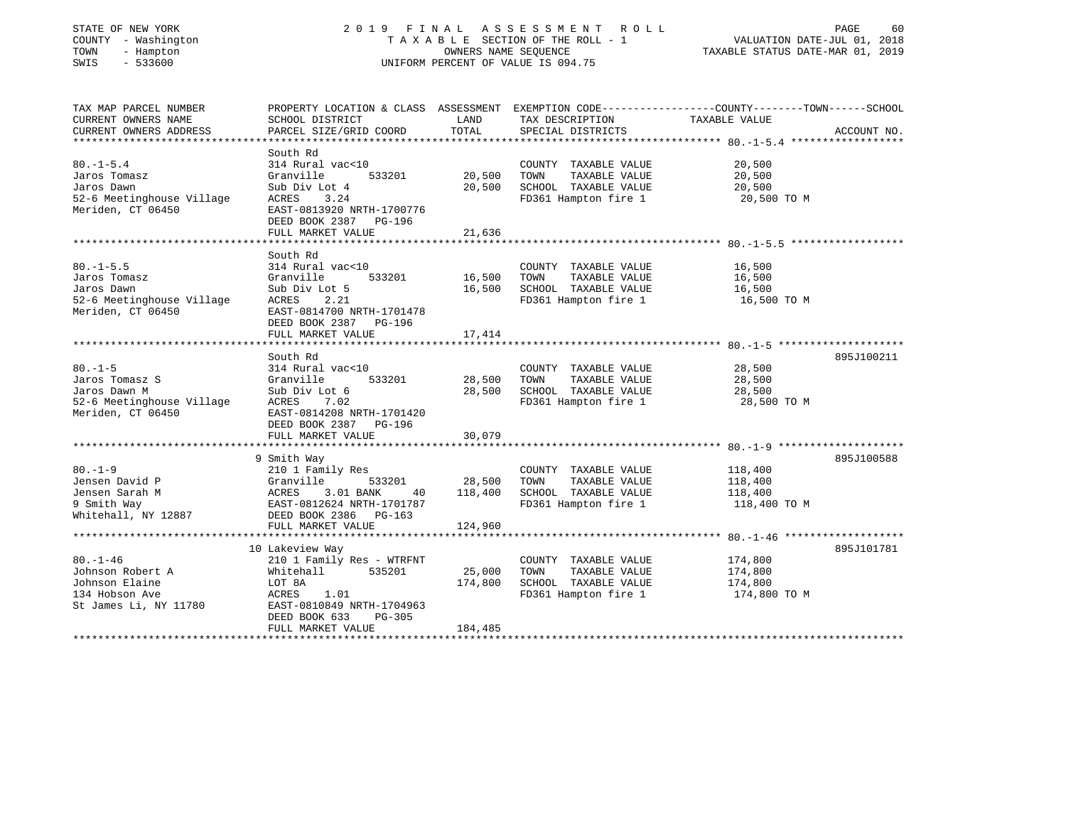STATE OF NEW YORK
COUNTY - Washington
TOWN - Hampton
SWIS - 533600

2019 FINAL ASSESSMENT ROLL
TAXABLE SECTION OF THE ROLL - 1
OWNERS NAME SEQUENCE
UNIFORM PERCENT OF VALUE IS 094.75

VALUATION DATE-JUL 01, 2018
TAXABLE STATUS DATE-MAR 01, 2019

| TAX MAP PARCEL NUMBER / CURRENT OWNERS NAME / CURRENT OWNERS ADDRESS | PROPERTY LOCATION & CLASS / SCHOOL DISTRICT / PARCEL SIZE/GRID COORD | ASSESSMENT LAND | TOTAL | EXEMPTION CODE / TAX DESCRIPTION / SPECIAL DISTRICTS | TAXABLE VALUE (COUNTY / TOWN / SCHOOL) | ACCOUNT NO. |
|---|---|---|---|---|---|---|
| **80.-1-5.4** | South Rd | | | | | |
| Jaros Tomasz | 314 Rural vac<10 | | | COUNTY TAXABLE VALUE | 20,500 | |
| Jaros Dawn | Granville 533201 | 20,500 | | TOWN TAXABLE VALUE | 20,500 | |
| 52-6 Meetinghouse Village | Sub Div Lot 4 | | 20,500 | SCHOOL TAXABLE VALUE | 20,500 | |
| Meriden, CT 06450 | ACRES 3.24 | | | FD361 Hampton fire 1 | 20,500 TO M | |
| | EAST-0813920 NRTH-1700776 | | | | | |
| | DEED BOOK 2387 PG-196 | | | | | |
| | FULL MARKET VALUE | | 21,636 | | | |
| **80.-1-5.5** | South Rd | | | | | |
| Jaros Tomasz | 314 Rural vac<10 | | | COUNTY TAXABLE VALUE | 16,500 | |
| Jaros Dawn | Granville 533201 | 16,500 | | TOWN TAXABLE VALUE | 16,500 | |
| 52-6 Meetinghouse Village | Sub Div Lot 5 | | 16,500 | SCHOOL TAXABLE VALUE | 16,500 | |
| Meriden, CT 06450 | ACRES 2.21 | | | FD361 Hampton fire 1 | 16,500 TO M | |
| | EAST-0814700 NRTH-1701478 | | | | | |
| | DEED BOOK 2387 PG-196 | | | | | |
| | FULL MARKET VALUE | | 17,414 | | | |
| **80.-1-5** | South Rd | | | | | 895J100211 |
| Jaros Tomasz S | 314 Rural vac<10 | | | COUNTY TAXABLE VALUE | 28,500 | |
| Jaros Dawn M | Granville 533201 | 28,500 | | TOWN TAXABLE VALUE | 28,500 | |
| 52-6 Meetinghouse Village | Sub Div Lot 6 | | 28,500 | SCHOOL TAXABLE VALUE | 28,500 | |
| Meriden, CT 06450 | ACRES 7.02 | | | FD361 Hampton fire 1 | 28,500 TO M | |
| | EAST-0814208 NRTH-1701420 | | | | | |
| | DEED BOOK 2387 PG-196 | | | | | |
| | FULL MARKET VALUE | | 30,079 | | | |
| **80.-1-9** | 9 Smith Way | | | | | 895J100588 |
| Jensen David P | 210 1 Family Res | | | COUNTY TAXABLE VALUE | 118,400 | |
| Jensen Sarah M | Granville 533201 | 28,500 | | TOWN TAXABLE VALUE | 118,400 | |
| 9 Smith Way | ACRES 3.01 BANK 40 | | 118,400 | SCHOOL TAXABLE VALUE | 118,400 | |
| Whitehall, NY 12887 | EAST-0812624 NRTH-1701787 | | | FD361 Hampton fire 1 | 118,400 TO M | |
| | DEED BOOK 2386 PG-163 | | | | | |
| | FULL MARKET VALUE | | 124,960 | | | |
| **80.-1-46** | 10 Lakeview Way | | | | | 895J101781 |
| Johnson Robert A | 210 1 Family Res - WTRFNT | | | COUNTY TAXABLE VALUE | 174,800 | |
| Johnson Elaine | Whitehall 535201 | 25,000 | | TOWN TAXABLE VALUE | 174,800 | |
| 134 Hobson Ave | LOT 8A | | 174,800 | SCHOOL TAXABLE VALUE | 174,800 | |
| St James Li, NY 11780 | ACRES 1.01 | | | FD361 Hampton fire 1 | 174,800 TO M | |
| | EAST-0810849 NRTH-1704963 | | | | | |
| | DEED BOOK 633 PG-305 | | | | | |
| | FULL MARKET VALUE | | 184,485 | | | |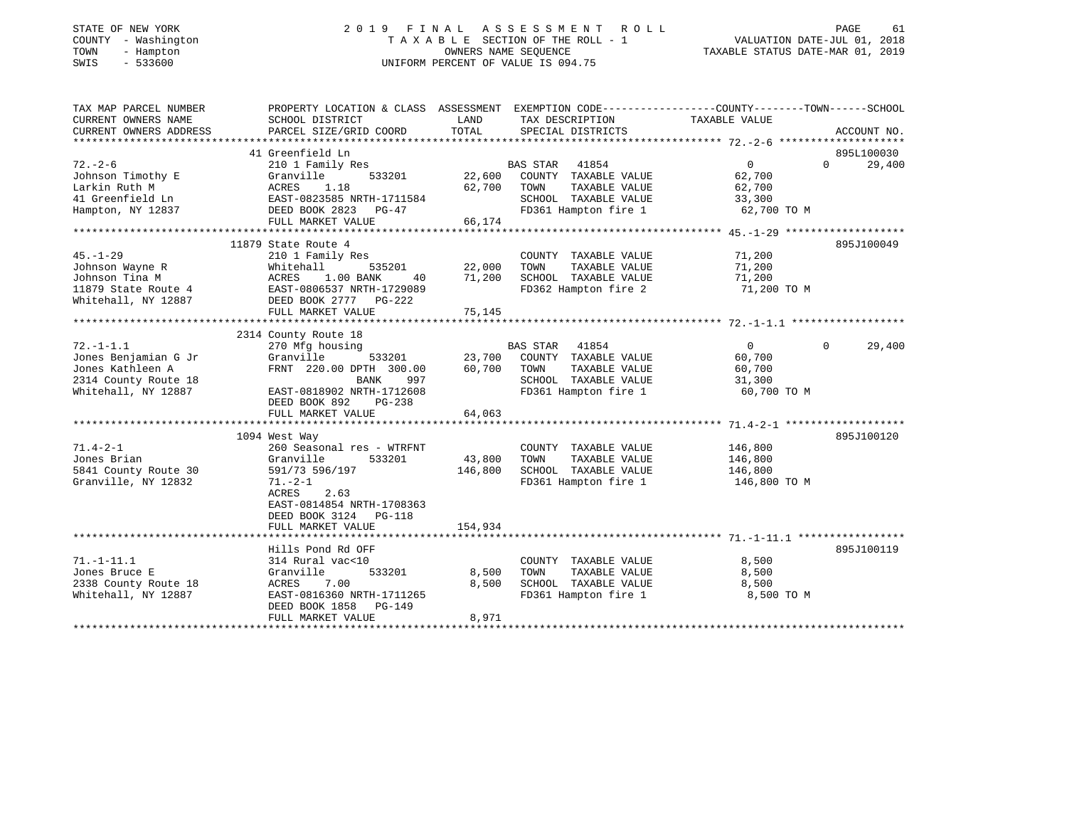STATE OF NEW YORK
COUNTY - Washington
TOWN - Hampton
SWIS - 533600

2019 FINAL ASSESSMENT ROLL
TAXABLE SECTION OF THE ROLL - 1
OWNERS NAME SEQUENCE
UNIFORM PERCENT OF VALUE IS 094.75

VALUATION DATE-JUL 01, 2018
TAXABLE STATUS DATE-MAR 01, 2019

| TAX MAP PARCEL NUMBER / CURRENT OWNERS NAME / CURRENT OWNERS ADDRESS | PROPERTY LOCATION & CLASS / SCHOOL DISTRICT / PARCEL SIZE/GRID COORD | ASSESSMENT LAND / TOTAL | EXEMPTION CODE / TAX DESCRIPTION / SPECIAL DISTRICTS | COUNTY TAXABLE VALUE | TOWN | SCHOOL | ACCOUNT NO. |
|---|---|---|---|---|---|---|---|
| | 41 Greenfield Ln | | | | | | 895L100030 |
| 72.-2-6 | 210 1 Family Res | | BAS STAR 41854 | 0 | 0 | 29,400 | |
| Johnson Timothy E | Granville 533201 | 22,600 | COUNTY TAXABLE VALUE | 62,700 | | | |
| Larkin Ruth M | ACRES 1.18 | 62,700 | TOWN TAXABLE VALUE | 62,700 | | | |
| 41 Greenfield Ln | EAST-0823585 NRTH-1711584 | | SCHOOL TAXABLE VALUE | 33,300 | | | |
| Hampton, NY 12837 | DEED BOOK 2823 PG-47 | | FD361 Hampton fire 1 | 62,700 TO M | | | |
| | FULL MARKET VALUE | 66,174 | | | | | |
| | 11879 State Route 4 | | | | | | 895J100049 |
| 45.-1-29 | 210 1 Family Res | | COUNTY TAXABLE VALUE | 71,200 | | | |
| Johnson Wayne R | Whitehall 535201 | 22,000 | TOWN TAXABLE VALUE | 71,200 | | | |
| Johnson Tina M | ACRES 1.00 BANK 40 | 71,200 | SCHOOL TAXABLE VALUE | 71,200 | | | |
| 11879 State Route 4 | EAST-0806537 NRTH-1729089 | | FD362 Hampton fire 2 | 71,200 TO M | | | |
| Whitehall, NY 12887 | DEED BOOK 2777 PG-222 | | | | | | |
| | FULL MARKET VALUE | 75,145 | | | | | |
| | 2314 County Route 18 | | | | | | |
| 72.-1-1.1 | 270 Mfg housing | | BAS STAR 41854 | 0 | 0 | 29,400 | |
| Jones Benjamian G Jr | Granville 533201 | 23,700 | COUNTY TAXABLE VALUE | 60,700 | | | |
| Jones Kathleen A | FRNT 220.00 DPTH 300.00 | 60,700 | TOWN TAXABLE VALUE | 60,700 | | | |
| 2314 County Route 18 | BANK 997 | | SCHOOL TAXABLE VALUE | 31,300 | | | |
| Whitehall, NY 12887 | EAST-0818902 NRTH-1712608 | | FD361 Hampton fire 1 | 60,700 TO M | | | |
| | DEED BOOK 892 PG-238 | | | | | | |
| | FULL MARKET VALUE | 64,063 | | | | | |
| | 1094 West Way | | | | | | 895J100120 |
| 71.4-2-1 | 260 Seasonal res - WTRFNT | | COUNTY TAXABLE VALUE | 146,800 | | | |
| Jones Brian | Granville 533201 | 43,800 | TOWN TAXABLE VALUE | 146,800 | | | |
| 5841 County Route 30 | 591/73 596/197 | 146,800 | SCHOOL TAXABLE VALUE | 146,800 | | | |
| Granville, NY 12832 | 71.-2-1 | | FD361 Hampton fire 1 | 146,800 TO M | | | |
| | ACRES 2.63 | | | | | | |
| | EAST-0814854 NRTH-1708363 | | | | | | |
| | DEED BOOK 3124 PG-118 | | | | | | |
| | FULL MARKET VALUE | 154,934 | | | | | |
| | Hills Pond Rd OFF | | | | | | 895J100119 |
| 71.-1-11.1 | 314 Rural vac<10 | | COUNTY TAXABLE VALUE | 8,500 | | | |
| Jones Bruce E | Granville 533201 | 8,500 | TOWN TAXABLE VALUE | 8,500 | | | |
| 2338 County Route 18 | ACRES 7.00 | 8,500 | SCHOOL TAXABLE VALUE | 8,500 | | | |
| Whitehall, NY 12887 | EAST-0816360 NRTH-1711265 | | FD361 Hampton fire 1 | 8,500 TO M | | | |
| | DEED BOOK 1858 PG-149 | | | | | | |
| | FULL MARKET VALUE | 8,971 | | | | | |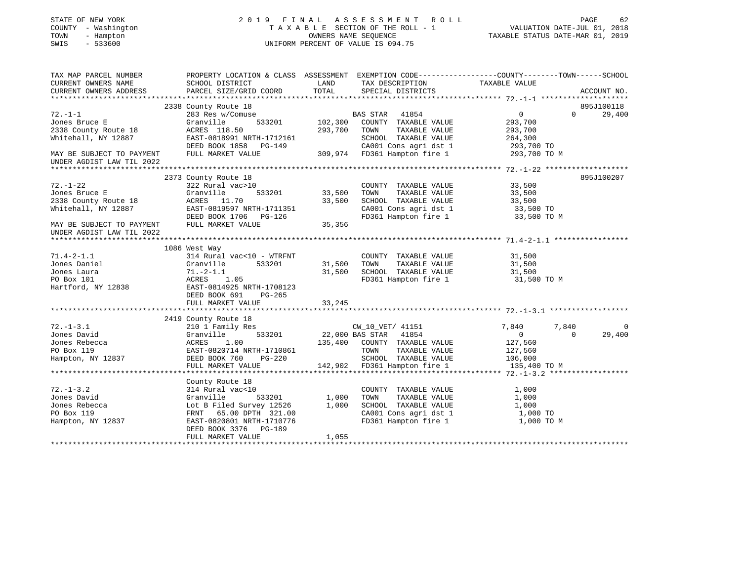STATE OF NEW YORK — COUNTY - Washington — TOWN - Hampton — SWIS - 533600

# 2019 FINAL ASSESSMENT ROLL

TAXABLE SECTION OF THE ROLL - 1
OWNERS NAME SEQUENCE
UNIFORM PERCENT OF VALUE IS 094.75

VALUATION DATE-JUL 01, 2018
TAXABLE STATUS DATE-MAR 01, 2019

```
TAX MAP PARCEL NUMBER          PROPERTY LOCATION & CLASS  ASSESSMENT  EXEMPTION CODE------------------COUNTY--------TOWN------SCHOOL
CURRENT OWNERS NAME            SCHOOL DISTRICT             LAND       TAX DESCRIPTION              TAXABLE VALUE
CURRENT OWNERS ADDRESS         PARCEL SIZE/GRID COORD      TOTAL      SPECIAL DISTRICTS                                       ACCOUNT NO.
******************************************************************************************************* 72.-1-1 *******************
                               2338 County Route 18                                                                        895J100118
72.-1-1                        283 Res w/Comuse                        BAS STAR   41854                   0             0     29,400
Jones Bruce E                  Granville       533201      102,300   COUNTY  TAXABLE VALUE          293,700
2338 County Route 18           ACRES  118.50               293,700   TOWN    TAXABLE VALUE          293,700
Whitehall, NY 12887            EAST-0818991 NRTH-1712161             SCHOOL  TAXABLE VALUE          264,300
                               DEED BOOK 1858   PG-149               CA001 Cons agri dst 1          293,700 TO
MAY BE SUBJECT TO PAYMENT      FULL MARKET VALUE           309,974   FD361 Hampton fire 1           293,700 TO M
UNDER AGDIST LAW TIL 2022
******************************************************************************************************* 72.-1-22 ******************
                               2373 County Route 18                                                                        895J100207
72.-1-22                       322 Rural vac>10                        COUNTY  TAXABLE VALUE           33,500
Jones Bruce E                  Granville       533201       33,500   TOWN    TAXABLE VALUE           33,500
2338 County Route 18           ACRES   11.70                33,500   SCHOOL  TAXABLE VALUE           33,500
Whitehall, NY 12887            EAST-0819597 NRTH-1711351             CA001 Cons agri dst 1           33,500 TO
                               DEED BOOK 1706   PG-126               FD361 Hampton fire 1            33,500 TO M
MAY BE SUBJECT TO PAYMENT      FULL MARKET VALUE            35,356
UNDER AGDIST LAW TIL 2022
******************************************************************************************************* 71.4-2-1.1 ****************
                               1086 West Way
71.4-2-1.1                     314 Rural vac<10 - WTRFNT               COUNTY  TAXABLE VALUE           31,500
Jones Daniel                   Granville       533201       31,500   TOWN    TAXABLE VALUE           31,500
Jones Laura                    71.-2-1.1                    31,500   SCHOOL  TAXABLE VALUE           31,500
PO Box 101                     ACRES    1.05                         FD361 Hampton fire 1            31,500 TO M
Hartford, NY 12838             EAST-0814925 NRTH-1708123
                               DEED BOOK 691    PG-265
                               FULL MARKET VALUE            33,245
******************************************************************************************************* 72.-1-3.1 *****************
                               2419 County Route 18
72.-1-3.1                      210 1 Family Res                        CW_10_VET/ 41151               7,840         7,840          0
Jones David                    Granville       533201        22,000 BAS STAR   41854                      0             0     29,400
Jones Rebecca                  ACRES    1.00               135,400   COUNTY  TAXABLE VALUE          127,560
PO Box 119                     EAST-0820714 NRTH-1710861             TOWN    TAXABLE VALUE          127,560
Hampton, NY 12837              DEED BOOK 760    PG-220               SCHOOL  TAXABLE VALUE          106,000
                               FULL MARKET VALUE           142,902   FD361 Hampton fire 1           135,400 TO M
******************************************************************************************************* 72.-1-3.2 *****************
                               County Route 18
72.-1-3.2                      314 Rural vac<10                        COUNTY  TAXABLE VALUE            1,000
Jones David                    Granville       533201        1,000   TOWN    TAXABLE VALUE            1,000
Jones Rebecca                  Lot B Filed Survey 12526      1,000   SCHOOL  TAXABLE VALUE            1,000
PO Box 119                     FRNT   65.00 DPTH 321.00              CA001 Cons agri dst 1            1,000 TO
Hampton, NY 12837              EAST-0820801 NRTH-1710776             FD361 Hampton fire 1             1,000 TO M
                               DEED BOOK 3376   PG-189
                               FULL MARKET VALUE             1,055
************************************************************************************************************************************
```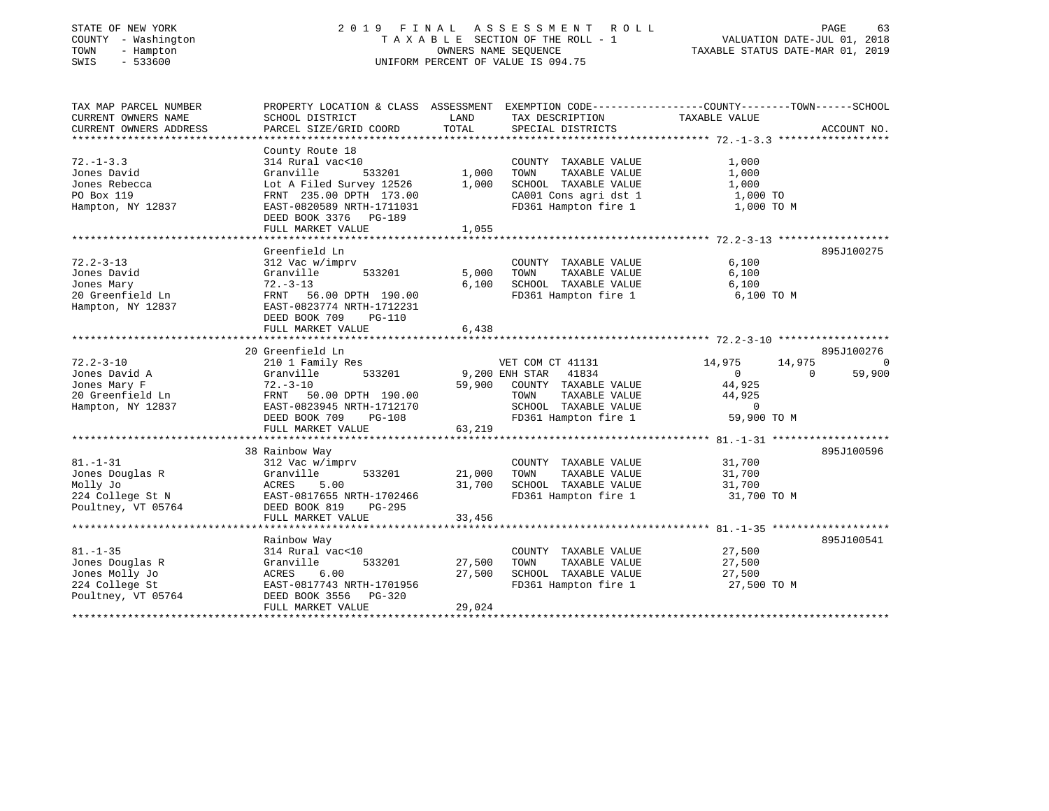STATE OF NEW YORK | COUNTY - Washington | TOWN - Hampton | SWIS - 533600

# 2019 FINAL ASSESSMENT ROLL

TAXABLE SECTION OF THE ROLL - 1
OWNERS NAME SEQUENCE
UNIFORM PERCENT OF VALUE IS 094.75

VALUATION DATE-JUL 01, 2018
TAXABLE STATUS DATE-MAR 01, 2019

```
TAX MAP PARCEL NUMBER     PROPERTY LOCATION & CLASS  ASSESSMENT  EXEMPTION CODE------------------COUNTY--------TOWN------SCHOOL
CURRENT OWNERS NAME       SCHOOL DISTRICT               LAND      TAX DESCRIPTION                 TAXABLE VALUE
CURRENT OWNERS ADDRESS    PARCEL SIZE/GRID COORD        TOTAL     SPECIAL DISTRICTS                                        ACCOUNT NO.
******************************************************************************************************* 72.-1-3.3 ******************
                          County Route 18
72.-1-3.3                 314 Rural vac<10                         COUNTY  TAXABLE VALUE              1,000
Jones David               Granville         533201      1,000      TOWN    TAXABLE VALUE              1,000
Jones Rebecca             Lot A Filed Survey 12526      1,000      SCHOOL  TAXABLE VALUE              1,000
PO Box 119                FRNT  235.00 DPTH  173.00                CA001 Cons agri dst 1               1,000 TO
Hampton, NY 12837         EAST-0820589 NRTH-1711031                FD361 Hampton fire 1                1,000 TO M
                          DEED BOOK 3376   PG-189
                          FULL MARKET VALUE             1,055
******************************************************************************************************* 72.2-3-13 ******************
                          Greenfield Ln                                                                                 895J100275
72.2-3-13                 312 Vac w/imprv                          COUNTY  TAXABLE VALUE              6,100
Jones David               Granville         533201      5,000      TOWN    TAXABLE VALUE              6,100
Jones Mary                72.-3-13                      6,100      SCHOOL  TAXABLE VALUE              6,100
20 Greenfield Ln          FRNT   56.00 DPTH  190.00                FD361 Hampton fire 1                6,100 TO M
Hampton, NY 12837         EAST-0823774 NRTH-1712231
                          DEED BOOK 709    PG-110
                          FULL MARKET VALUE             6,438
******************************************************************************************************* 72.2-3-10 ******************
                          20 Greenfield Ln                                                                              895J100276
72.2-3-10                 210 1 Family Res                   VET COM CT 41131              14,975       14,975             0
Jones David A             Granville         533201      9,200 ENH STAR   41834                   0            0        59,900
Jones Mary F              72.-3-10                     59,900      COUNTY  TAXABLE VALUE             44,925
20 Greenfield Ln          FRNT   50.00 DPTH  190.00                TOWN    TAXABLE VALUE             44,925
Hampton, NY 12837         EAST-0823945 NRTH-1712170                SCHOOL  TAXABLE VALUE                  0
                          DEED BOOK 709    PG-108                  FD361 Hampton fire 1               59,900 TO M
                          FULL MARKET VALUE            63,219
******************************************************************************************************* 81.-1-31 *******************
                          38 Rainbow Way                                                                                895J100596
81.-1-31                  312 Vac w/imprv                          COUNTY  TAXABLE VALUE             31,700
Jones Douglas R           Granville         533201     21,000      TOWN    TAXABLE VALUE             31,700
Molly Jo                  ACRES    5.00                31,700      SCHOOL  TAXABLE VALUE             31,700
224 College St N          EAST-0817655 NRTH-1702466                FD361 Hampton fire 1               31,700 TO M
Poultney, VT 05764        DEED BOOK 819    PG-295
                          FULL MARKET VALUE            33,456
******************************************************************************************************* 81.-1-35 *******************
                          Rainbow Way                                                                                   895J100541
81.-1-35                  314 Rural vac<10                         COUNTY  TAXABLE VALUE             27,500
Jones Douglas R           Granville         533201     27,500      TOWN    TAXABLE VALUE             27,500
Jones Molly Jo            ACRES    6.00                27,500      SCHOOL  TAXABLE VALUE             27,500
224 College St            EAST-0817743 NRTH-1701956                FD361 Hampton fire 1               27,500 TO M
Poultney, VT 05764        DEED BOOK 3556   PG-320
                          FULL MARKET VALUE            29,024
************************************************************************************************************************************
```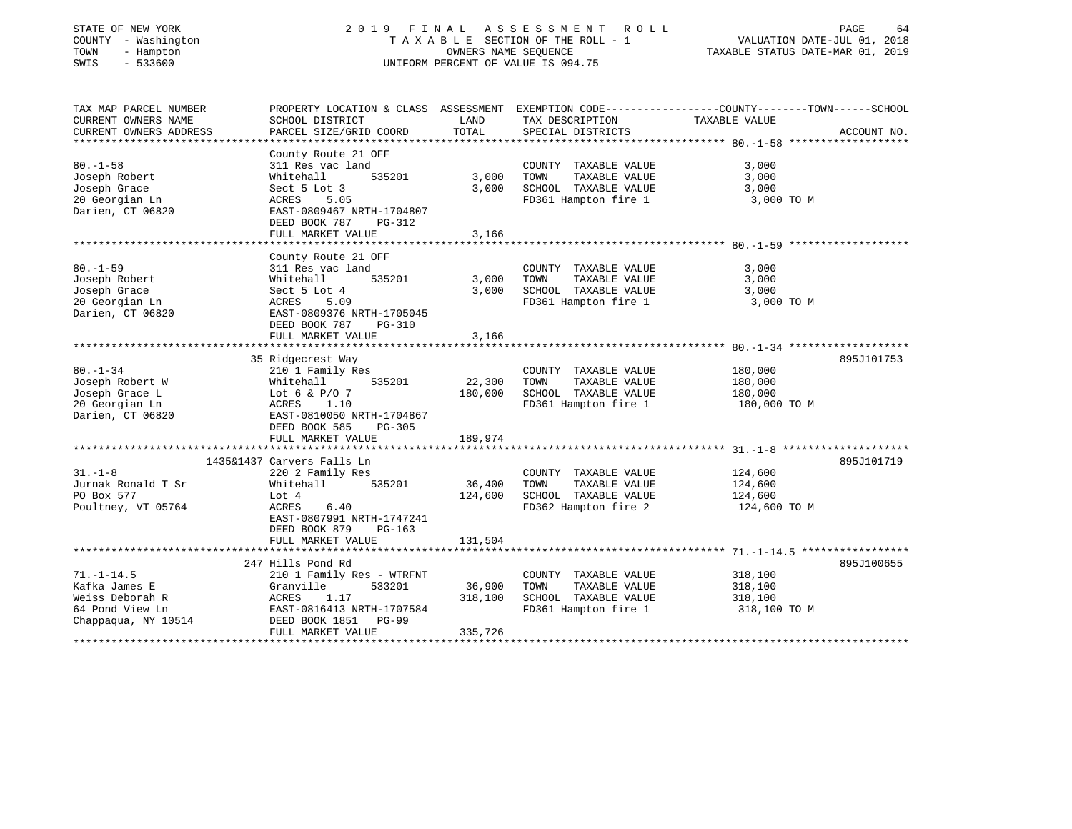STATE OF NEW YORK
COUNTY - Washington
TOWN - Hampton
SWIS - 533600

# 2019 FINAL ASSESSMENT ROLL

TAXABLE SECTION OF THE ROLL - 1
OWNERS NAME SEQUENCE
UNIFORM PERCENT OF VALUE IS 094.75

VALUATION DATE-JUL 01, 2018
TAXABLE STATUS DATE-MAR 01, 2019

| TAX MAP PARCEL NUMBER / CURRENT OWNERS NAME / CURRENT OWNERS ADDRESS | PROPERTY LOCATION & CLASS / SCHOOL DISTRICT / PARCEL SIZE/GRID COORD | ASSESSMENT LAND | TOTAL | EXEMPTION CODE / TAX DESCRIPTION / SPECIAL DISTRICTS | COUNTY--------TOWN------SCHOOL TAXABLE VALUE | ACCOUNT NO. |
|---|---|---|---|---|---|---|
| 80.-1-58 | County Route 21 OFF | | | | | |
| | 311 Res vac land | | | COUNTY TAXABLE VALUE | 3,000 | |
| Joseph Robert | Whitehall 535201 | 3,000 | | TOWN TAXABLE VALUE | 3,000 | |
| Joseph Grace | Sect 5 Lot 3 | | 3,000 | SCHOOL TAXABLE VALUE | 3,000 | |
| 20 Georgian Ln | ACRES 5.05 | | | FD361 Hampton fire 1 | 3,000 TO M | |
| Darien, CT 06820 | EAST-0809467 NRTH-1704807 | | | | | |
| | DEED BOOK 787 PG-312 | | | | | |
| | FULL MARKET VALUE | | 3,166 | | | |
| 80.-1-59 | County Route 21 OFF | | | | | |
| | 311 Res vac land | | | COUNTY TAXABLE VALUE | 3,000 | |
| Joseph Robert | Whitehall 535201 | 3,000 | | TOWN TAXABLE VALUE | 3,000 | |
| Joseph Grace | Sect 5 Lot 4 | | 3,000 | SCHOOL TAXABLE VALUE | 3,000 | |
| 20 Georgian Ln | ACRES 5.09 | | | FD361 Hampton fire 1 | 3,000 TO M | |
| Darien, CT 06820 | EAST-0809376 NRTH-1705045 | | | | | |
| | DEED BOOK 787 PG-310 | | | | | |
| | FULL MARKET VALUE | | 3,166 | | | |
| 80.-1-34 | 35 Ridgecrest Way | | | | | 895J101753 |
| | 210 1 Family Res | | | COUNTY TAXABLE VALUE | 180,000 | |
| Joseph Robert W | Whitehall 535201 | 22,300 | | TOWN TAXABLE VALUE | 180,000 | |
| Joseph Grace L | Lot 6 & P/O 7 | | 180,000 | SCHOOL TAXABLE VALUE | 180,000 | |
| 20 Georgian Ln | ACRES 1.10 | | | FD361 Hampton fire 1 | 180,000 TO M | |
| Darien, CT 06820 | EAST-0810050 NRTH-1704867 | | | | | |
| | DEED BOOK 585 PG-305 | | | | | |
| | FULL MARKET VALUE | | 189,974 | | | |
| 31.-1-8 | 1435&1437 Carvers Falls Ln | | | | | 895J101719 |
| | 220 2 Family Res | | | COUNTY TAXABLE VALUE | 124,600 | |
| Jurnak Ronald T Sr | Whitehall 535201 | 36,400 | | TOWN TAXABLE VALUE | 124,600 | |
| PO Box 577 | Lot 4 | | 124,600 | SCHOOL TAXABLE VALUE | 124,600 | |
| Poultney, VT 05764 | ACRES 6.40 | | | FD362 Hampton fire 2 | 124,600 TO M | |
| | EAST-0807991 NRTH-1747241 | | | | | |
| | DEED BOOK 879 PG-163 | | | | | |
| | FULL MARKET VALUE | | 131,504 | | | |
| 71.-1-14.5 | 247 Hills Pond Rd | | | | | 895J100655 |
| | 210 1 Family Res - WTRFNT | | | COUNTY TAXABLE VALUE | 318,100 | |
| Kafka James E | Granville 533201 | 36,900 | | TOWN TAXABLE VALUE | 318,100 | |
| Weiss Deborah R | ACRES 1.17 | | 318,100 | SCHOOL TAXABLE VALUE | 318,100 | |
| 64 Pond View Ln | EAST-0816413 NRTH-1707584 | | | FD361 Hampton fire 1 | 318,100 TO M | |
| Chappaqua, NY 10514 | DEED BOOK 1851 PG-99 | | | | | |
| | FULL MARKET VALUE | | 335,726 | | | |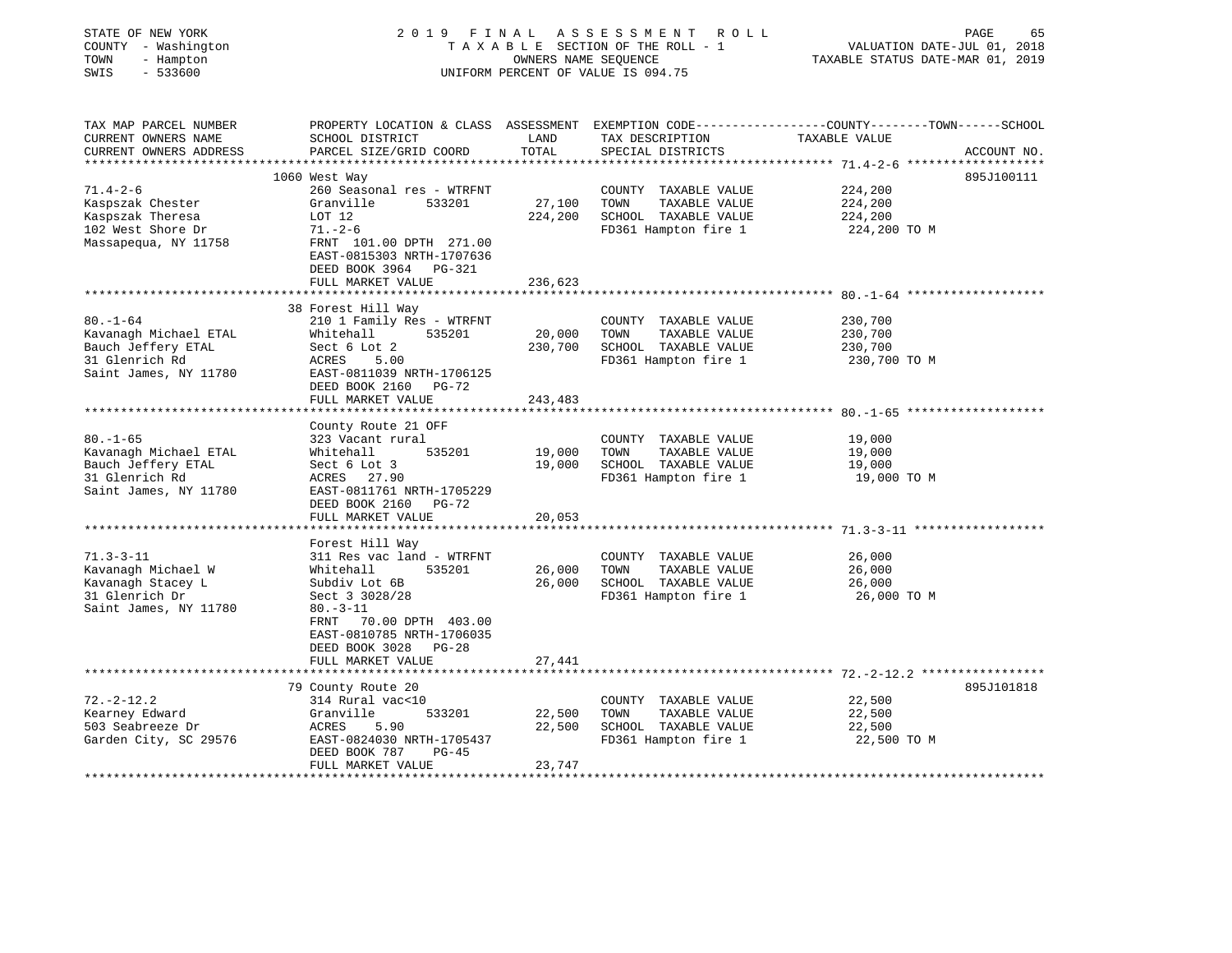STATE OF NEW YORK
COUNTY - Washington
TOWN - Hampton
SWIS - 533600

2019 FINAL ASSESSMENT ROLL
TAXABLE SECTION OF THE ROLL - 1
OWNERS NAME SEQUENCE
UNIFORM PERCENT OF VALUE IS 094.75

VALUATION DATE-JUL 01, 2018
TAXABLE STATUS DATE-MAR 01, 2019

| TAX MAP PARCEL NUMBER / CURRENT OWNERS NAME / CURRENT OWNERS ADDRESS | PROPERTY LOCATION & CLASS / SCHOOL DISTRICT / PARCEL SIZE/GRID COORD | ASSESSMENT LAND | TOTAL | EXEMPTION CODE / TAX DESCRIPTION / SPECIAL DISTRICTS | COUNTY--TOWN--SCHOOL TAXABLE VALUE | ACCOUNT NO. |
|---|---|---|---|---|---|---|
| **71.4-2-6** | 1060 West Way | | | | | 895J100111 |
| Kaspszak Chester | 260 Seasonal res - WTRFNT | | | COUNTY TAXABLE VALUE | 224,200 | |
| Kaspszak Theresa | Granville 533201 | 27,100 | | TOWN TAXABLE VALUE | 224,200 | |
| 102 West Shore Dr | LOT 12 | | 224,200 | SCHOOL TAXABLE VALUE | 224,200 | |
| Massapequa, NY 11758 | 71.-2-6 | | | FD361 Hampton fire 1 | 224,200 TO M | |
| | FRNT 101.00 DPTH 271.00 | | | | | |
| | EAST-0815303 NRTH-1707636 | | | | | |
| | DEED BOOK 3964 PG-321 | | | | | |
| | FULL MARKET VALUE | | 236,623 | | | |
| **80.-1-64** | 38 Forest Hill Way | | | | | |
| Kavanagh Michael ETAL | 210 1 Family Res - WTRFNT | | | COUNTY TAXABLE VALUE | 230,700 | |
| Bauch Jeffery ETAL | Whitehall 535201 | 20,000 | | TOWN TAXABLE VALUE | 230,700 | |
| 31 Glenrich Rd | Sect 6 Lot 2 | | 230,700 | SCHOOL TAXABLE VALUE | 230,700 | |
| Saint James, NY 11780 | ACRES 5.00 | | | FD361 Hampton fire 1 | 230,700 TO M | |
| | EAST-0811039 NRTH-1706125 | | | | | |
| | DEED BOOK 2160 PG-72 | | | | | |
| | FULL MARKET VALUE | | 243,483 | | | |
| **80.-1-65** | County Route 21 OFF | | | | | |
| Kavanagh Michael ETAL | 323 Vacant rural | | | COUNTY TAXABLE VALUE | 19,000 | |
| Bauch Jeffery ETAL | Whitehall 535201 | 19,000 | | TOWN TAXABLE VALUE | 19,000 | |
| 31 Glenrich Rd | Sect 6 Lot 3 | | 19,000 | SCHOOL TAXABLE VALUE | 19,000 | |
| Saint James, NY 11780 | ACRES 27.90 | | | FD361 Hampton fire 1 | 19,000 TO M | |
| | EAST-0811761 NRTH-1705229 | | | | | |
| | DEED BOOK 2160 PG-72 | | | | | |
| | FULL MARKET VALUE | | 20,053 | | | |
| **71.3-3-11** | Forest Hill Way | | | | | |
| Kavanagh Michael W | 311 Res vac land - WTRFNT | | | COUNTY TAXABLE VALUE | 26,000 | |
| Kavanagh Stacey L | Whitehall 535201 | 26,000 | | TOWN TAXABLE VALUE | 26,000 | |
| 31 Glenrich Dr | Subdiv Lot 6B | | 26,000 | SCHOOL TAXABLE VALUE | 26,000 | |
| Saint James, NY 11780 | Sect 3 3028/28 | | | FD361 Hampton fire 1 | 26,000 TO M | |
| | 80.-3-11 | | | | | |
| | FRNT 70.00 DPTH 403.00 | | | | | |
| | EAST-0810785 NRTH-1706035 | | | | | |
| | DEED BOOK 3028 PG-28 | | | | | |
| | FULL MARKET VALUE | | 27,441 | | | |
| **72.-2-12.2** | 79 County Route 20 | | | | | 895J101818 |
| Kearney Edward | 314 Rural vac<10 | | | COUNTY TAXABLE VALUE | 22,500 | |
| 503 Seabreeze Dr | Granville 533201 | 22,500 | | TOWN TAXABLE VALUE | 22,500 | |
| Garden City, SC 29576 | ACRES 5.90 | | 22,500 | SCHOOL TAXABLE VALUE | 22,500 | |
| | EAST-0824030 NRTH-1705437 | | | FD361 Hampton fire 1 | 22,500 TO M | |
| | DEED BOOK 787 PG-45 | | | | | |
| | FULL MARKET VALUE | | 23,747 | | | |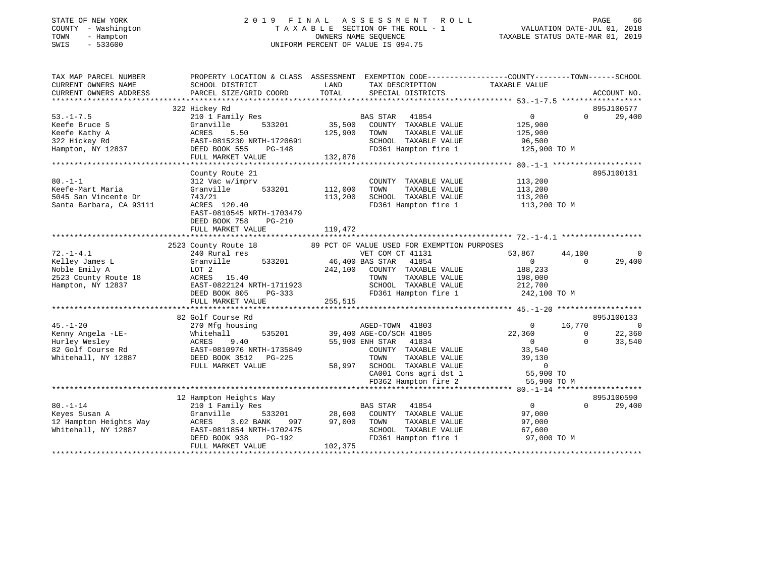STATE OF NEW YORK
COUNTY - Washington
TOWN - Hampton
SWIS - 533600

2019 FINAL ASSESSMENT ROLL
TAXABLE SECTION OF THE ROLL - 1
OWNERS NAME SEQUENCE
UNIFORM PERCENT OF VALUE IS 094.75

VALUATION DATE-JUL 01, 2018
TAXABLE STATUS DATE-MAR 01, 2019

```
TAX MAP PARCEL NUMBER      PROPERTY LOCATION & CLASS  ASSESSMENT  EXEMPTION CODE------------------COUNTY--------TOWN------SCHOOL
CURRENT OWNERS NAME        SCHOOL DISTRICT               LAND      TAX DESCRIPTION             TAXABLE VALUE
CURRENT OWNERS ADDRESS     PARCEL SIZE/GRID COORD        TOTAL     SPECIAL DISTRICTS                                       ACCOUNT NO.
******************************************************************************************************* 53.-1-7.5 ******************
                           322 Hickey Rd                                                                                   895J100577
53.-1-7.5                  210 1 Family Res                        BAS STAR  41854                   0             0        29,400
Keefe Bruce S              Granville       533201        35,500    COUNTY  TAXABLE VALUE       125,900
Keefe Kathy A              ACRES     5.50               125,900    TOWN    TAXABLE VALUE       125,900
322 Hickey Rd              EAST-0815230 NRTH-1720691               SCHOOL  TAXABLE VALUE        96,500
Hampton, NY 12837          DEED BOOK 555     PG-148                FD361 Hampton fire 1        125,900 TO M
                           FULL MARKET VALUE            132,876
******************************************************************************************************* 80.-1-1 ********************
                           County Route 21                                                                                 895J100131
80.-1-1                    312 Vac w/imprv                         COUNTY  TAXABLE VALUE       113,200
Keefe-Mart Maria           Granville       533201       112,000    TOWN    TAXABLE VALUE       113,200
5045 San Vincente Dr       743/21                       113,200    SCHOOL  TAXABLE VALUE       113,200
Santa Barbara, CA 93111    ACRES  120.40                           FD361 Hampton fire 1        113,200 TO M
                           EAST-0810545 NRTH-1703479
                           DEED BOOK 758     PG-210
                           FULL MARKET VALUE            119,472
******************************************************************************************************* 72.-1-4.1 ******************
                           2523 County Route 18        89 PCT OF VALUE USED FOR EXEMPTION PURPOSES
72.-1-4.1                  240 Rural res                           VET COM CT 41131              53,867        44,100             0
Kelley James L             Granville       533201        46,400 BAS STAR  41854                   0             0        29,400
Noble Emily A              LOT 2                        242,100    COUNTY  TAXABLE VALUE       188,233
2523 County Route 18       ACRES    15.40                          TOWN    TAXABLE VALUE       198,000
Hampton, NY 12837          EAST-0822124 NRTH-1711923               SCHOOL  TAXABLE VALUE       212,700
                           DEED BOOK 805     PG-333                FD361 Hampton fire 1        242,100 TO M
                           FULL MARKET VALUE            255,515
******************************************************************************************************* 45.-1-20 *******************
                           82 Golf Course Rd                                                                               895J100133
45.-1-20                   270 Mfg housing                         AGED-TOWN  41803                   0        16,770             0
Kenny Angela -LE-          Whitehall       535201        39,400 AGE-CO/SCH 41805              22,360             0        22,360
Hurley Wesley              ACRES     9.40                55,900 ENH STAR   41834                   0             0        33,540
82 Golf Course Rd          EAST-0810976 NRTH-1735849               COUNTY  TAXABLE VALUE        33,540
Whitehall, NY 12887        DEED BOOK 3512    PG-225                TOWN    TAXABLE VALUE        39,130
                           FULL MARKET VALUE             58,997    SCHOOL  TAXABLE VALUE             0
                                                                   CA001 Cons agri dst 1        55,900 TO
                                                                   FD362 Hampton fire 2         55,900 TO M
******************************************************************************************************* 80.-1-14 *******************
                           12 Hampton Heights Way                                                                          895J100590
80.-1-14                   210 1 Family Res                        BAS STAR  41854                   0             0        29,400
Keyes Susan A              Granville       533201        28,600    COUNTY  TAXABLE VALUE        97,000
12 Hampton Heights Way     ACRES     3.02 BANK     997   97,000    TOWN    TAXABLE VALUE        97,000
Whitehall, NY 12887        EAST-0811854 NRTH-1702475               SCHOOL  TAXABLE VALUE        67,600
                           DEED BOOK 938     PG-192                FD361 Hampton fire 1         97,000 TO M
                           FULL MARKET VALUE            102,375
************************************************************************************************************************************
```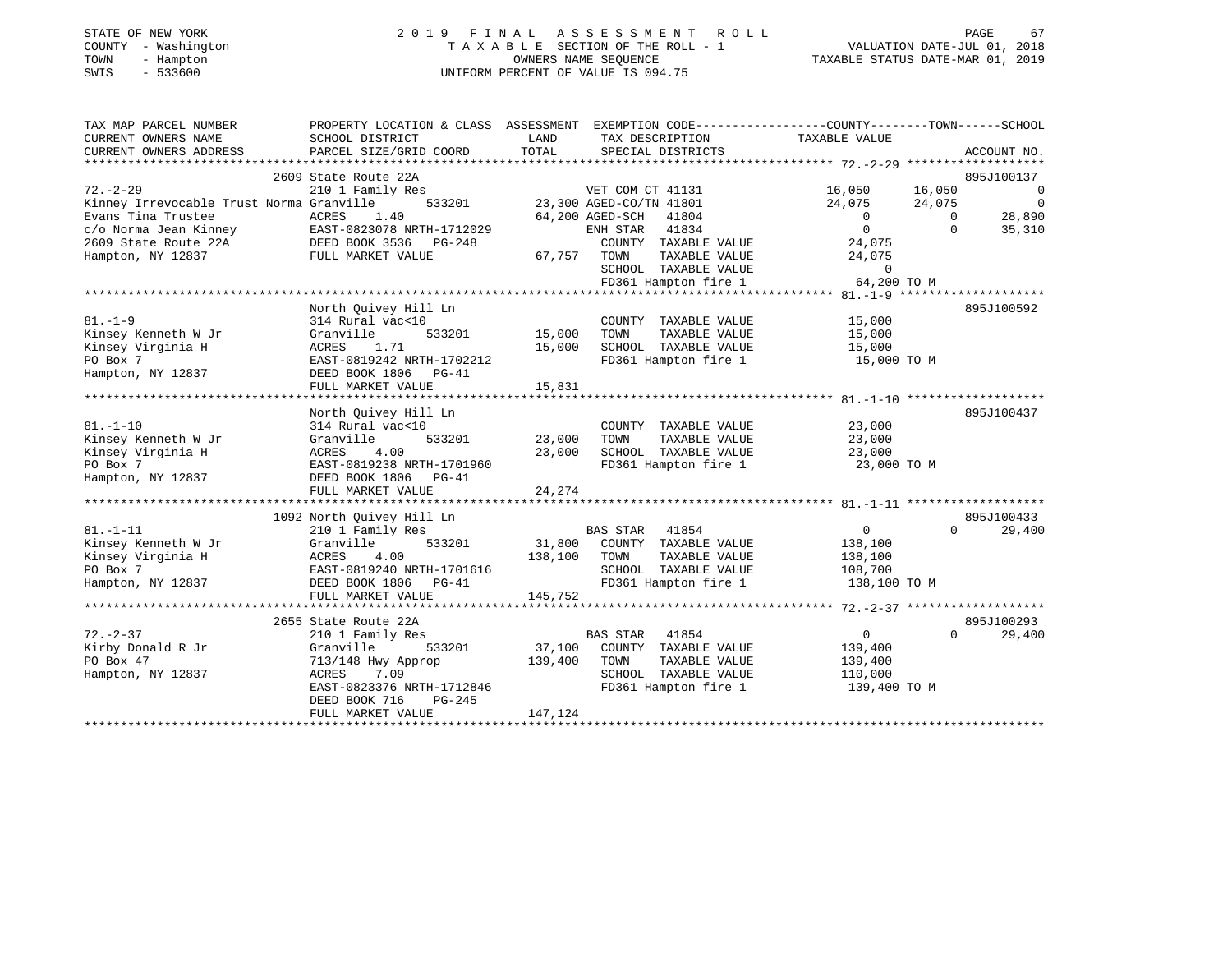STATE OF NEW YORK | COUNTY - Washington | TOWN - Hampton | SWIS - 533600

# 2019 FINAL ASSESSMENT ROLL

TAXABLE SECTION OF THE ROLL - 1
OWNERS NAME SEQUENCE
UNIFORM PERCENT OF VALUE IS 094.75

VALUATION DATE-JUL 01, 2018
TAXABLE STATUS DATE-MAR 01, 2019

| TAX MAP PARCEL NUMBER / CURRENT OWNERS NAME / CURRENT OWNERS ADDRESS | PROPERTY LOCATION & CLASS / SCHOOL DISTRICT / PARCEL SIZE/GRID COORD | ASSESSMENT LAND / TOTAL | EXEMPTION CODE / TAX DESCRIPTION / SPECIAL DISTRICTS | COUNTY | TOWN | SCHOOL | ACCOUNT NO. |
|---|---|---|---|---|---|---|---|
| 2609 State Route 22A | | | | | | | 895J100137 |
| 72.-2-29 | 210 1 Family Res | | VET COM CT 41131 | 16,050 | 16,050 | 0 | |
| Kinney Irrevocable Trust Norma | Granville 533201 | 23,300 | AGED-CO/TN 41801 | 24,075 | 24,075 | 0 | |
| Evans Tina Trustee | ACRES 1.40 | 64,200 | AGED-SCH 41804 | 0 | 0 | 28,890 | |
| c/o Norma Jean Kinney | EAST-0823078 NRTH-1712029 | | ENH STAR 41834 | 0 | 0 | 35,310 | |
| 2609 State Route 22A | DEED BOOK 3536 PG-248 | | COUNTY TAXABLE VALUE | 24,075 | | | |
| Hampton, NY 12837 | FULL MARKET VALUE | 67,757 | TOWN TAXABLE VALUE | | 24,075 | | |
| | | | SCHOOL TAXABLE VALUE | | | 0 | |
| | | | FD361 Hampton fire 1 | 64,200 TO M | | | |
| North Quivey Hill Ln | | | | | | | 895J100592 |
| 81.-1-9 | 314 Rural vac<10 | | COUNTY TAXABLE VALUE | 15,000 | | | |
| Kinsey Kenneth W Jr | Granville 533201 | 15,000 | TOWN TAXABLE VALUE | | 15,000 | | |
| Kinsey Virginia H | ACRES 1.71 | 15,000 | SCHOOL TAXABLE VALUE | | | 15,000 | |
| PO Box 7 | EAST-0819242 NRTH-1702212 | | FD361 Hampton fire 1 | 15,000 TO M | | | |
| Hampton, NY 12837 | DEED BOOK 1806 PG-41 | | | | | | |
| | FULL MARKET VALUE | 15,831 | | | | | |
| North Quivey Hill Ln | | | | | | | 895J100437 |
| 81.-1-10 | 314 Rural vac<10 | | COUNTY TAXABLE VALUE | 23,000 | | | |
| Kinsey Kenneth W Jr | Granville 533201 | 23,000 | TOWN TAXABLE VALUE | | 23,000 | | |
| Kinsey Virginia H | ACRES 4.00 | 23,000 | SCHOOL TAXABLE VALUE | | | 23,000 | |
| PO Box 7 | EAST-0819238 NRTH-1701960 | | FD361 Hampton fire 1 | 23,000 TO M | | | |
| Hampton, NY 12837 | DEED BOOK 1806 PG-41 | | | | | | |
| | FULL MARKET VALUE | 24,274 | | | | | |
| 1092 North Quivey Hill Ln | | | | | | | 895J100433 |
| 81.-1-11 | 210 1 Family Res | | BAS STAR 41854 | 0 | 0 | 29,400 | |
| Kinsey Kenneth W Jr | Granville 533201 | 31,800 | COUNTY TAXABLE VALUE | 138,100 | | | |
| Kinsey Virginia H | ACRES 4.00 | 138,100 | TOWN TAXABLE VALUE | | 138,100 | | |
| PO Box 7 | EAST-0819240 NRTH-1701616 | | SCHOOL TAXABLE VALUE | | | 108,700 | |
| Hampton, NY 12837 | DEED BOOK 1806 PG-41 | | FD361 Hampton fire 1 | 138,100 TO M | | | |
| | FULL MARKET VALUE | 145,752 | | | | | |
| 2655 State Route 22A | | | | | | | 895J100293 |
| 72.-2-37 | 210 1 Family Res | | BAS STAR 41854 | 0 | 0 | 29,400 | |
| Kirby Donald R Jr | Granville 533201 | 37,100 | COUNTY TAXABLE VALUE | 139,400 | | | |
| PO Box 47 | 713/148 Hwy Approp | 139,400 | TOWN TAXABLE VALUE | | 139,400 | | |
| Hampton, NY 12837 | ACRES 7.09 | | SCHOOL TAXABLE VALUE | | | 110,000 | |
| | EAST-0823376 NRTH-1712846 | | FD361 Hampton fire 1 | 139,400 TO M | | | |
| | DEED BOOK 716 PG-245 | | | | | | |
| | FULL MARKET VALUE | 147,124 | | | | | |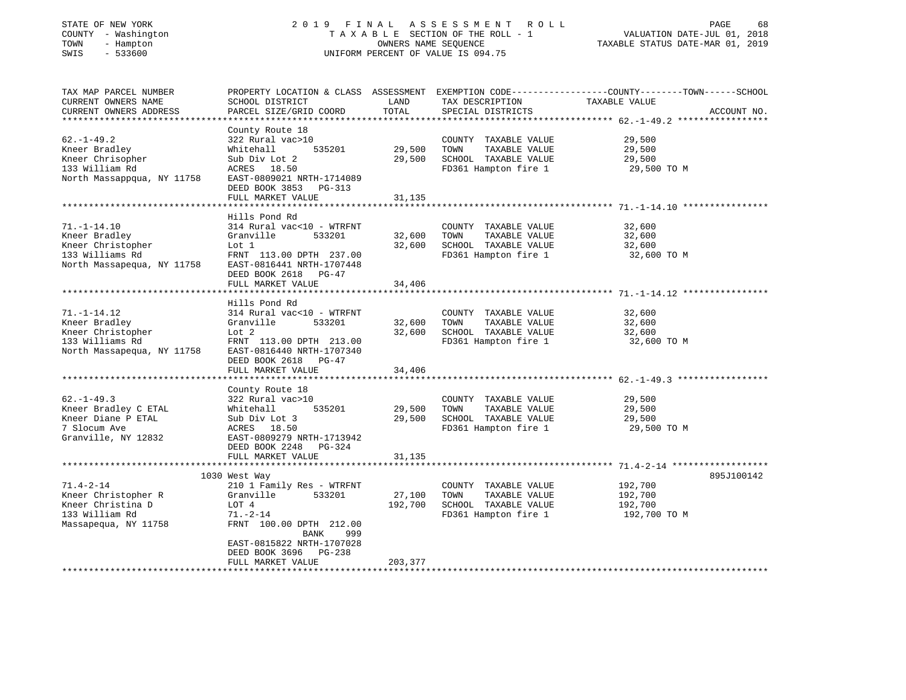STATE OF NEW YORK
COUNTY - Washington
TOWN - Hampton
SWIS - 533600

# 2019 FINAL ASSESSMENT ROLL

TAXABLE SECTION OF THE ROLL - 1
OWNERS NAME SEQUENCE
UNIFORM PERCENT OF VALUE IS 094.75

VALUATION DATE-JUL 01, 2018
TAXABLE STATUS DATE-MAR 01, 2019

| TAX MAP PARCEL NUMBER / CURRENT OWNERS NAME / CURRENT OWNERS ADDRESS | PROPERTY LOCATION & CLASS / SCHOOL DISTRICT / PARCEL SIZE/GRID COORD | ASSESSMENT LAND | TOTAL | EXEMPTION CODE / TAX DESCRIPTION / SPECIAL DISTRICTS | TAXABLE VALUE (COUNTY / TOWN / SCHOOL) | ACCOUNT NO. |
|---|---|---|---|---|---|---|
| 62.-1-49.2 | County Route 18 | | | | | |
| Kneer Bradley | 322 Rural vac>10 | | | COUNTY TAXABLE VALUE | 29,500 | |
| Kneer Chrisopher | Whitehall 535201 | 29,500 | | TOWN TAXABLE VALUE | 29,500 | |
| 133 William Rd | Sub Div Lot 2 | | 29,500 | SCHOOL TAXABLE VALUE | 29,500 | |
| North Massappqua, NY 11758 | ACRES 18.50 | | | FD361 Hampton fire 1 | 29,500 TO M | |
| | EAST-0809021 NRTH-1714089 | | | | | |
| | DEED BOOK 3853 PG-313 | | | | | |
| | FULL MARKET VALUE | | 31,135 | | | |
| 71.-1-14.10 | Hills Pond Rd | | | | | |
| Kneer Bradley | 314 Rural vac<10 - WTRFNT | | | COUNTY TAXABLE VALUE | 32,600 | |
| Kneer Christopher | Granville 533201 | 32,600 | | TOWN TAXABLE VALUE | 32,600 | |
| 133 Williams Rd | Lot 1 | | 32,600 | SCHOOL TAXABLE VALUE | 32,600 | |
| North Massapequa, NY 11758 | FRNT 113.00 DPTH 237.00 | | | FD361 Hampton fire 1 | 32,600 TO M | |
| | EAST-0816441 NRTH-1707448 | | | | | |
| | DEED BOOK 2618 PG-47 | | | | | |
| | FULL MARKET VALUE | | 34,406 | | | |
| 71.-1-14.12 | Hills Pond Rd | | | | | |
| Kneer Bradley | 314 Rural vac<10 - WTRFNT | | | COUNTY TAXABLE VALUE | 32,600 | |
| Kneer Christopher | Granville 533201 | 32,600 | | TOWN TAXABLE VALUE | 32,600 | |
| 133 Williams Rd | Lot 2 | | 32,600 | SCHOOL TAXABLE VALUE | 32,600 | |
| North Massapequa, NY 11758 | FRNT 113.00 DPTH 213.00 | | | FD361 Hampton fire 1 | 32,600 TO M | |
| | EAST-0816440 NRTH-1707340 | | | | | |
| | DEED BOOK 2618 PG-47 | | | | | |
| | FULL MARKET VALUE | | 34,406 | | | |
| 62.-1-49.3 | County Route 18 | | | | | |
| Kneer Bradley C ETAL | 322 Rural vac>10 | | | COUNTY TAXABLE VALUE | 29,500 | |
| Kneer Diane P ETAL | Whitehall 535201 | 29,500 | | TOWN TAXABLE VALUE | 29,500 | |
| 7 Slocum Ave | Sub Div Lot 3 | | 29,500 | SCHOOL TAXABLE VALUE | 29,500 | |
| Granville, NY 12832 | ACRES 18.50 | | | FD361 Hampton fire 1 | 29,500 TO M | |
| | EAST-0809279 NRTH-1713942 | | | | | |
| | DEED BOOK 2248 PG-324 | | | | | |
| | FULL MARKET VALUE | | 31,135 | | | |
| 71.4-2-14 | 1030 West Way | | | | | 895J100142 |
| Kneer Christopher R | 210 1 Family Res - WTRFNT | | | COUNTY TAXABLE VALUE | 192,700 | |
| Kneer Christina D | Granville 533201 | 27,100 | | TOWN TAXABLE VALUE | 192,700 | |
| 133 William Rd | LOT 4 | | 192,700 | SCHOOL TAXABLE VALUE | 192,700 | |
| Massapequa, NY 11758 | 71.-2-14 | | | FD361 Hampton fire 1 | 192,700 TO M | |
| | FRNT 100.00 DPTH 212.00 | | | | | |
| | BANK 999 | | | | | |
| | EAST-0815822 NRTH-1707028 | | | | | |
| | DEED BOOK 3696 PG-238 | | | | | |
| | FULL MARKET VALUE | | 203,377 | | | |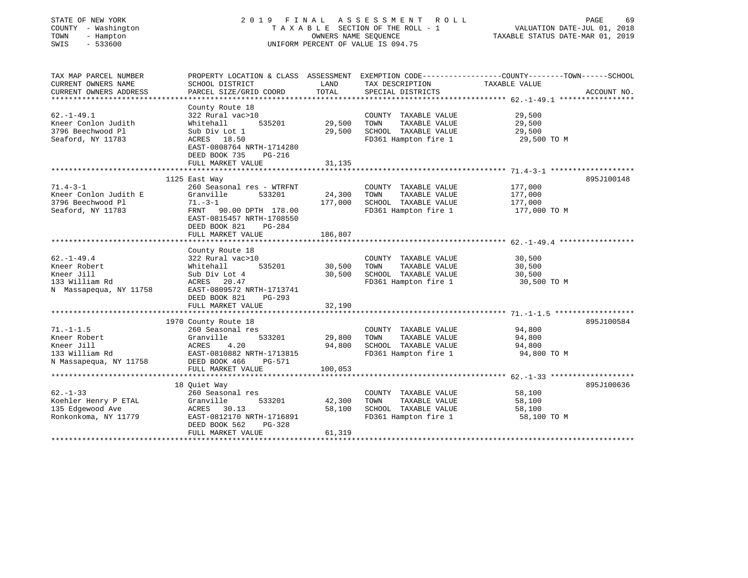STATE OF NEW YORK
COUNTY - Washington
TOWN - Hampton
SWIS - 533600

# 2019 FINAL ASSESSMENT ROLL
TAXABLE SECTION OF THE ROLL - 1
OWNERS NAME SEQUENCE
UNIFORM PERCENT OF VALUE IS 094.75

VALUATION DATE-JUL 01, 2018
TAXABLE STATUS DATE-MAR 01, 2019

| TAX MAP PARCEL NUMBER / CURRENT OWNERS NAME / CURRENT OWNERS ADDRESS | PROPERTY LOCATION & CLASS / SCHOOL DISTRICT / PARCEL SIZE/GRID COORD | ASSESSMENT LAND | TOTAL | EXEMPTION CODE / TAX DESCRIPTION / SPECIAL DISTRICTS | TAXABLE VALUE (COUNTY--TOWN--SCHOOL) | ACCOUNT NO. |
|---|---|---|---|---|---|---|
| 62.-1-49.1 | County Route 18 | | | | | |
| | 322 Rural vac>10 | | | COUNTY TAXABLE VALUE | 29,500 | |
| Kneer Conlon Judith | Whitehall 535201 | 29,500 | | TOWN TAXABLE VALUE | 29,500 | |
| 3796 Beechwood Pl | Sub Div Lot 1 | | 29,500 | SCHOOL TAXABLE VALUE | 29,500 | |
| Seaford, NY 11783 | ACRES 18.50 | | | FD361 Hampton fire 1 | 29,500 TO M | |
| | EAST-0808764 NRTH-1714280 | | | | | |
| | DEED BOOK 735 PG-216 | | | | | |
| | FULL MARKET VALUE | | 31,135 | | | |
| 71.4-3-1 | 1125 East Way | | | | | 895J100148 |
| | 260 Seasonal res - WTRFNT | | | COUNTY TAXABLE VALUE | 177,000 | |
| Kneer Conlon Judith E | Granville 533201 | 24,300 | | TOWN TAXABLE VALUE | 177,000 | |
| 3796 Beechwood Pl | 71.-3-1 | | 177,000 | SCHOOL TAXABLE VALUE | 177,000 | |
| Seaford, NY 11783 | FRNT 90.00 DPTH 178.00 | | | FD361 Hampton fire 1 | 177,000 TO M | |
| | EAST-0815457 NRTH-1708550 | | | | | |
| | DEED BOOK 821 PG-284 | | | | | |
| | FULL MARKET VALUE | | 186,807 | | | |
| 62.-1-49.4 | County Route 18 | | | | | |
| | 322 Rural vac>10 | | | COUNTY TAXABLE VALUE | 30,500 | |
| Kneer Robert | Whitehall 535201 | 30,500 | | TOWN TAXABLE VALUE | 30,500 | |
| Kneer Jill | Sub Div Lot 4 | | 30,500 | SCHOOL TAXABLE VALUE | 30,500 | |
| 133 William Rd | ACRES 20.47 | | | FD361 Hampton fire 1 | 30,500 TO M | |
| N Massapequa, NY 11758 | EAST-0809572 NRTH-1713741 | | | | | |
| | DEED BOOK 821 PG-293 | | | | | |
| | FULL MARKET VALUE | | 32,190 | | | |
| 71.-1-1.5 | 1970 County Route 18 | | | | | 895J100584 |
| | 260 Seasonal res | | | COUNTY TAXABLE VALUE | 94,800 | |
| Kneer Robert | Granville 533201 | 29,800 | | TOWN TAXABLE VALUE | 94,800 | |
| Kneer Jill | ACRES 4.20 | | 94,800 | SCHOOL TAXABLE VALUE | 94,800 | |
| 133 William Rd | EAST-0810882 NRTH-1713815 | | | FD361 Hampton fire 1 | 94,800 TO M | |
| N Massapequa, NY 11758 | DEED BOOK 466 PG-571 | | | | | |
| | FULL MARKET VALUE | | 100,053 | | | |
| 62.-1-33 | 18 Quiet Way | | | | | 895J100636 |
| | 260 Seasonal res | | | COUNTY TAXABLE VALUE | 58,100 | |
| Koehler Henry P ETAL | Granville 533201 | 42,300 | | TOWN TAXABLE VALUE | 58,100 | |
| 135 Edgewood Ave | ACRES 30.13 | | 58,100 | SCHOOL TAXABLE VALUE | 58,100 | |
| Ronkonkoma, NY 11779 | EAST-0812170 NRTH-1716891 | | | FD361 Hampton fire 1 | 58,100 TO M | |
| | DEED BOOK 562 PG-328 | | | | | |
| | FULL MARKET VALUE | | 61,319 | | | |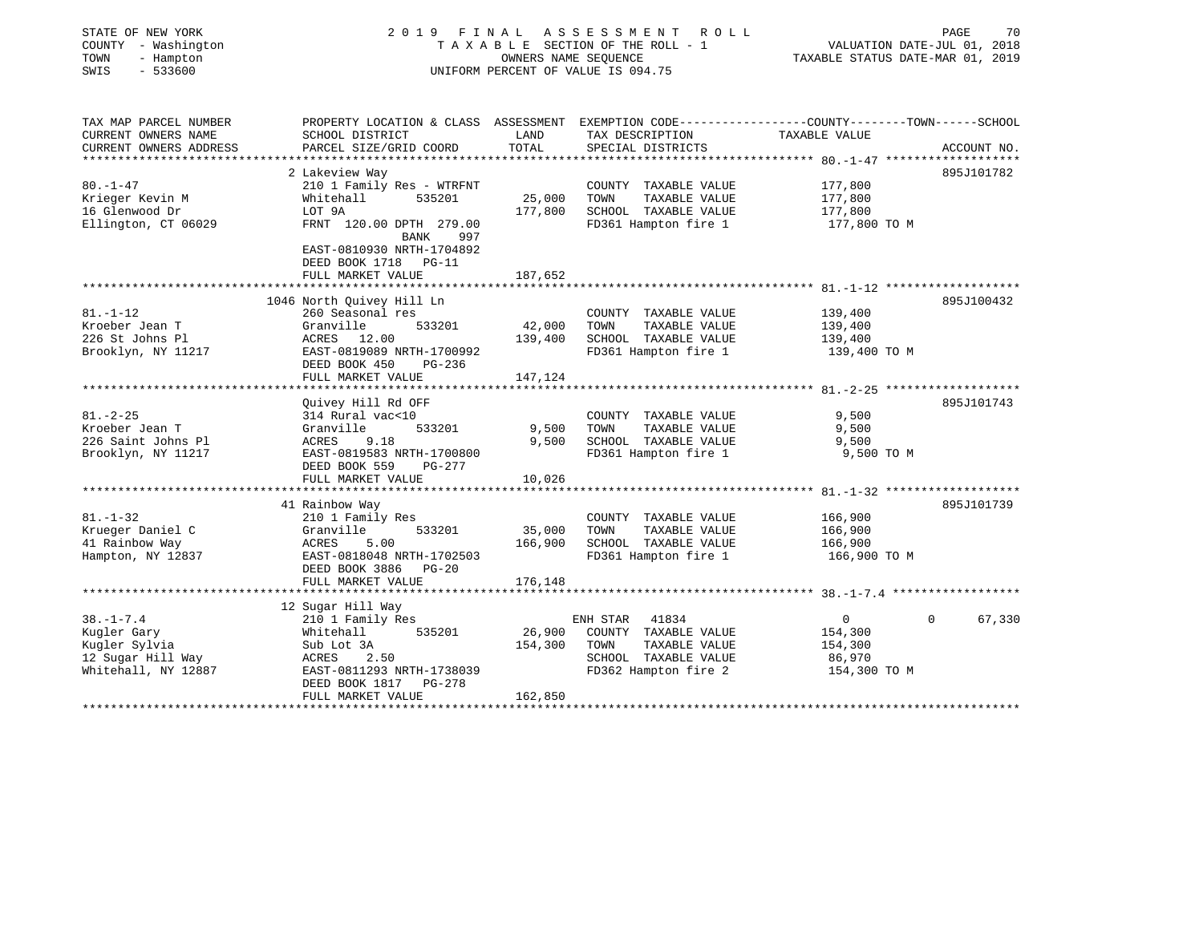STATE OF NEW YORK
COUNTY - Washington
TOWN - Hampton
SWIS - 533600

# 2019 FINAL ASSESSMENT ROLL

TAXABLE SECTION OF THE ROLL - 1
OWNERS NAME SEQUENCE
UNIFORM PERCENT OF VALUE IS 094.75

VALUATION DATE-JUL 01, 2018
TAXABLE STATUS DATE-MAR 01, 2019

| TAX MAP PARCEL NUMBER / CURRENT OWNERS NAME / CURRENT OWNERS ADDRESS | PROPERTY LOCATION & CLASS / SCHOOL DISTRICT / PARCEL SIZE/GRID COORD | ASSESSMENT LAND | ASSESSMENT TOTAL | EXEMPTION CODE / TAX DESCRIPTION / SPECIAL DISTRICTS | COUNTY TAXABLE VALUE | TOWN TAXABLE VALUE | SCHOOL TAXABLE VALUE | ACCOUNT NO. |
|---|---|---|---|---|---|---|---|---|
| 80.-1-47 | 2 Lakeview Way | | | | | | | 895J101782 |
| Krieger Kevin M | 210 1 Family Res - WTRFNT | | | COUNTY TAXABLE VALUE | 177,800 | | | |
| 16 Glenwood Dr | Whitehall 535201 | 25,000 | | TOWN TAXABLE VALUE | | 177,800 | | |
| Ellington, CT 06029 | LOT 9A | | 177,800 | SCHOOL TAXABLE VALUE | | | 177,800 | |
| | FRNT 120.00 DPTH 279.00 | | | FD361 Hampton fire 1 | 177,800 TO M | | | |
| | BANK 997 | | | | | | | |
| | EAST-0810930 NRTH-1704892 | | | | | | | |
| | DEED BOOK 1718 PG-11 | | | | | | | |
| | FULL MARKET VALUE | | 187,652 | | | | | |
| 81.-1-12 | 1046 North Quivey Hill Ln | | | | | | | 895J100432 |
| Kroeber Jean T | 260 Seasonal res | | | COUNTY TAXABLE VALUE | 139,400 | | | |
| 226 St Johns Pl | Granville 533201 | 42,000 | | TOWN TAXABLE VALUE | | 139,400 | | |
| Brooklyn, NY 11217 | ACRES 12.00 | | 139,400 | SCHOOL TAXABLE VALUE | | | 139,400 | |
| | EAST-0819089 NRTH-1700992 | | | FD361 Hampton fire 1 | 139,400 TO M | | | |
| | DEED BOOK 450 PG-236 | | | | | | | |
| | FULL MARKET VALUE | | 147,124 | | | | | |
| 81.-2-25 | Quivey Hill Rd OFF | | | | | | | 895J101743 |
| Kroeber Jean T | 314 Rural vac<10 | | | COUNTY TAXABLE VALUE | 9,500 | | | |
| 226 Saint Johns Pl | Granville 533201 | 9,500 | | TOWN TAXABLE VALUE | | 9,500 | | |
| Brooklyn, NY 11217 | ACRES 9.18 | | 9,500 | SCHOOL TAXABLE VALUE | | | 9,500 | |
| | EAST-0819583 NRTH-1700800 | | | FD361 Hampton fire 1 | 9,500 TO M | | | |
| | DEED BOOK 559 PG-277 | | | | | | | |
| | FULL MARKET VALUE | | 10,026 | | | | | |
| 81.-1-32 | 41 Rainbow Way | | | | | | | 895J101739 |
| Krueger Daniel C | 210 1 Family Res | | | COUNTY TAXABLE VALUE | 166,900 | | | |
| 41 Rainbow Way | Granville 533201 | 35,000 | | TOWN TAXABLE VALUE | | 166,900 | | |
| Hampton, NY 12837 | ACRES 5.00 | | 166,900 | SCHOOL TAXABLE VALUE | | | 166,900 | |
| | EAST-0818048 NRTH-1702503 | | | FD361 Hampton fire 1 | 166,900 TO M | | | |
| | DEED BOOK 3886 PG-20 | | | | | | | |
| | FULL MARKET VALUE | | 176,148 | | | | | |
| 38.-1-7.4 | 12 Sugar Hill Way | | | | | | | |
| Kugler Gary | 210 1 Family Res | | | ENH STAR 41834 | 0 | 0 | 67,330 | |
| Kugler Sylvia | Whitehall 535201 | 26,900 | | COUNTY TAXABLE VALUE | 154,300 | | | |
| 12 Sugar Hill Way | Sub Lot 3A | | 154,300 | TOWN TAXABLE VALUE | | 154,300 | | |
| Whitehall, NY 12887 | ACRES 2.50 | | | SCHOOL TAXABLE VALUE | | | 86,970 | |
| | EAST-0811293 NRTH-1738039 | | | FD362 Hampton fire 2 | 154,300 TO M | | | |
| | DEED BOOK 1817 PG-278 | | | | | | | |
| | FULL MARKET VALUE | | 162,850 | | | | | |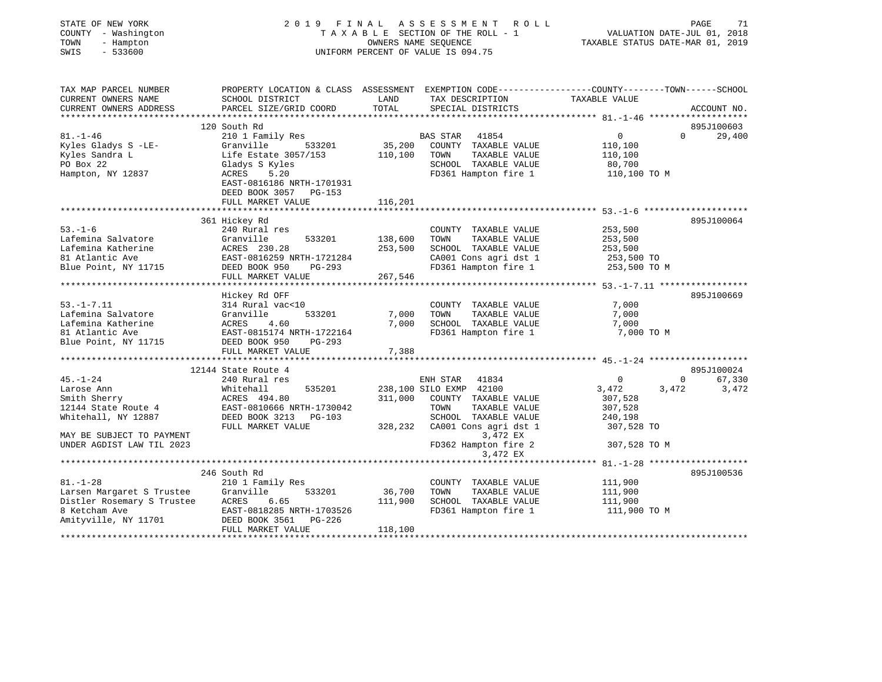STATE OF NEW YORK
COUNTY - Washington
TOWN - Hampton
SWIS - 533600

2019 FINAL ASSESSMENT ROLL
TAXABLE SECTION OF THE ROLL - 1
OWNERS NAME SEQUENCE
UNIFORM PERCENT OF VALUE IS 094.75

VALUATION DATE-JUL 01, 2018
TAXABLE STATUS DATE-MAR 01, 2019

```
TAX MAP PARCEL NUMBER          PROPERTY LOCATION & CLASS  ASSESSMENT  EXEMPTION CODE-----------------COUNTY--------TOWN------SCHOOL
CURRENT OWNERS NAME            SCHOOL DISTRICT               LAND      TAX DESCRIPTION                TAXABLE VALUE
CURRENT OWNERS ADDRESS         PARCEL SIZE/GRID COORD        TOTAL     SPECIAL DISTRICTS                                     ACCOUNT NO.
******************************************************************************************************* 81.-1-46 *******************
                               120 South Rd                                                                              895J100603
81.-1-46                       210 1 Family Res                        BAS STAR  41854                 0              0     29,400
Kyles Gladys S -LE-            Granville         533201      35,200    COUNTY  TAXABLE VALUE          110,100
Kyles Sandra L                 Life Estate 3057/153         110,100    TOWN    TAXABLE VALUE          110,100
PO Box 22                      Gladys S Kyles                          SCHOOL  TAXABLE VALUE           80,700
Hampton, NY 12837              ACRES    5.20                           FD361 Hampton fire 1           110,100 TO M
                               EAST-0816186 NRTH-1701931
                               DEED BOOK 3057   PG-153
                               FULL MARKET VALUE            116,201
******************************************************************************************************* 53.-1-6 ********************
                               361 Hickey Rd                                                                             895J100064
53.-1-6                        240 Rural res                           COUNTY  TAXABLE VALUE          253,500
Lafemina Salvatore             Granville         533201     138,600    TOWN    TAXABLE VALUE          253,500
Lafemina Katherine             ACRES  230.28                253,500    SCHOOL  TAXABLE VALUE          253,500
81 Atlantic Ave                EAST-0816259 NRTH-1721284               CA001 Cons agri dst 1          253,500 TO
Blue Point, NY 11715           DEED BOOK 950    PG-293                 FD361 Hampton fire 1           253,500 TO M
                               FULL MARKET VALUE            267,546
******************************************************************************************************* 53.-1-7.11 *****************
                               Hickey Rd OFF                                                                             895J100669
53.-1-7.11                     314 Rural vac<10                        COUNTY  TAXABLE VALUE            7,000
Lafemina Salvatore             Granville         533201       7,000    TOWN    TAXABLE VALUE            7,000
Lafemina Katherine             ACRES    4.60                  7,000    SCHOOL  TAXABLE VALUE            7,000
81 Atlantic Ave                EAST-0815174 NRTH-1722164               FD361 Hampton fire 1             7,000 TO M
Blue Point, NY 11715           DEED BOOK 950    PG-293
                               FULL MARKET VALUE              7,388
******************************************************************************************************* 45.-1-24 *******************
                               12144 State Route 4                                                                       895J100024
45.-1-24                       240 Rural res                           ENH STAR  41834                 0              0     67,330
Larose Ann                     Whitehall         535201     238,100 SILO EXMP 42100                3,472          3,472      3,472
Smith Sherry                   ACRES  494.80                311,000    COUNTY  TAXABLE VALUE          307,528
12144 State Route 4            EAST-0810666 NRTH-1730042               TOWN    TAXABLE VALUE          307,528
Whitehall, NY 12887            DEED BOOK 3213   PG-103                 SCHOOL  TAXABLE VALUE          240,198
                               FULL MARKET VALUE            328,232    CA001 Cons agri dst 1          307,528 TO
MAY BE SUBJECT TO PAYMENT                                                    3,472 EX
UNDER AGDIST LAW TIL 2023                                              FD362 Hampton fire 2           307,528 TO M
                                                                             3,472 EX
******************************************************************************************************* 81.-1-28 *******************
                               246 South Rd                                                                              895J100536
81.-1-28                       210 1 Family Res                        COUNTY  TAXABLE VALUE          111,900
Larsen Margaret S Trustee      Granville         533201      36,700    TOWN    TAXABLE VALUE          111,900
Distler Rosemary S Trustee     ACRES    6.65                111,900    SCHOOL  TAXABLE VALUE          111,900
8 Ketcham Ave                  EAST-0818285 NRTH-1703526               FD361 Hampton fire 1           111,900 TO M
Amityville, NY 11701           DEED BOOK 3561   PG-226
                               FULL MARKET VALUE            118,100
************************************************************************************************************************************
```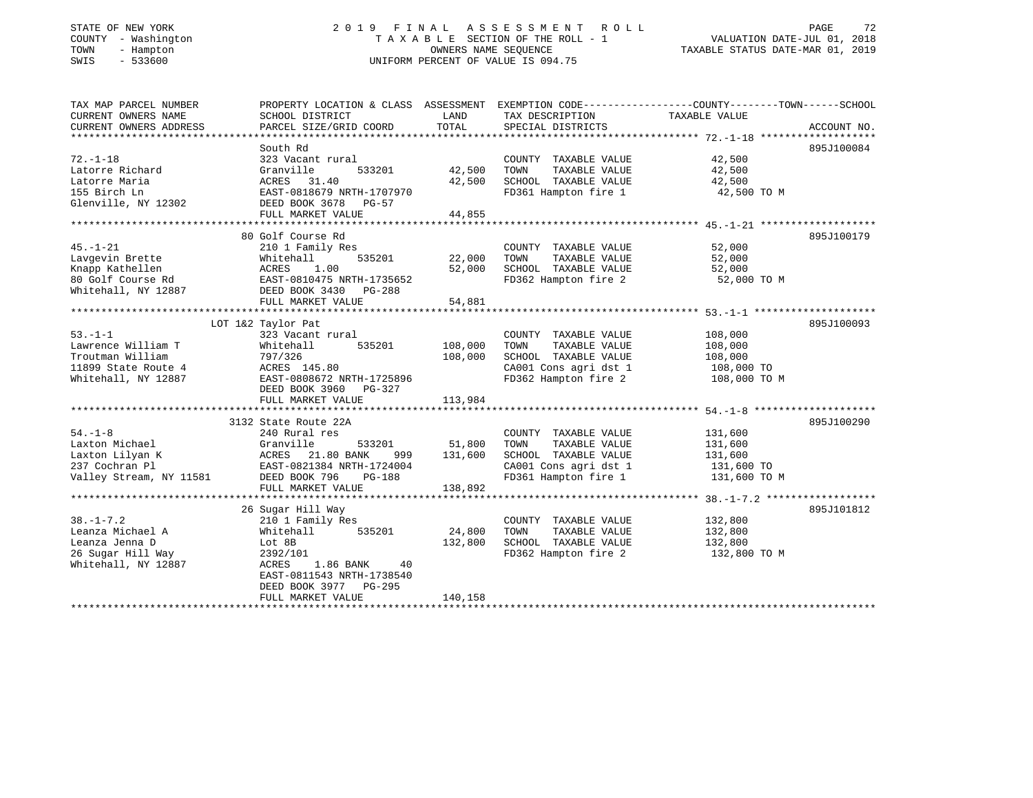STATE OF NEW YORK                    2 0 1 9   F I N A L   A S S E S S M E N T   R O L L
COUNTY - Washington                  T A X A B L E  SECTION OF THE ROLL - 1                VALUATION DATE-JUL 01, 2018
TOWN   - Hampton                     OWNERS NAME SEQUENCE                                  TAXABLE STATUS DATE-MAR 01, 2019
SWIS   - 533600                      UNIFORM PERCENT OF VALUE IS 094.75

| TAX MAP PARCEL NUMBER / CURRENT OWNERS NAME / CURRENT OWNERS ADDRESS | PROPERTY LOCATION & CLASS / SCHOOL DISTRICT / PARCEL SIZE/GRID COORD | ASSESSMENT LAND | TOTAL | EXEMPTION CODE / TAX DESCRIPTION / SPECIAL DISTRICTS | TAXABLE VALUE (COUNTY / TOWN / SCHOOL) | ACCOUNT NO. |
|---|---|---|---|---|---|---|
| 72.-1-18 | South Rd | | | | | 895J100084 |
| | 323 Vacant rural | | | COUNTY TAXABLE VALUE | 42,500 | |
| Latorre Richard | Granville 533201 | 42,500 | | TOWN TAXABLE VALUE | 42,500 | |
| Latorre Maria | ACRES 31.40 | | 42,500 | SCHOOL TAXABLE VALUE | 42,500 | |
| 155 Birch Ln | EAST-0818679 NRTH-1707970 | | | FD361 Hampton fire 1 | 42,500 TO M | |
| Glenville, NY 12302 | DEED BOOK 3678 PG-57 | | | | | |
| | FULL MARKET VALUE | | 44,855 | | | |
| 45.-1-21 | 80 Golf Course Rd | | | | | 895J100179 |
| | 210 1 Family Res | | | COUNTY TAXABLE VALUE | 52,000 | |
| Lavgevin Brette | Whitehall 535201 | 22,000 | | TOWN TAXABLE VALUE | 52,000 | |
| Knapp Kathellen | ACRES 1.00 | | 52,000 | SCHOOL TAXABLE VALUE | 52,000 | |
| 80 Golf Course Rd | EAST-0810475 NRTH-1735652 | | | FD362 Hampton fire 2 | 52,000 TO M | |
| Whitehall, NY 12887 | DEED BOOK 3430 PG-288 | | | | | |
| | FULL MARKET VALUE | | 54,881 | | | |
| 53.-1-1 | LOT 1&2 Taylor Pat | | | | | 895J100093 |
| | 323 Vacant rural | | | COUNTY TAXABLE VALUE | 108,000 | |
| Lawrence William T | Whitehall 535201 | 108,000 | | TOWN TAXABLE VALUE | 108,000 | |
| Troutman William | 797/326 | | 108,000 | SCHOOL TAXABLE VALUE | 108,000 | |
| 11899 State Route 4 | ACRES 145.80 | | | CA001 Cons agri dst 1 | 108,000 TO | |
| Whitehall, NY 12887 | EAST-0808672 NRTH-1725896 | | | FD362 Hampton fire 2 | 108,000 TO M | |
| | DEED BOOK 3960 PG-327 | | | | | |
| | FULL MARKET VALUE | | 113,984 | | | |
| 54.-1-8 | 3132 State Route 22A | | | | | 895J100290 |
| | 240 Rural res | | | COUNTY TAXABLE VALUE | 131,600 | |
| Laxton Michael | Granville 533201 | 51,800 | | TOWN TAXABLE VALUE | 131,600 | |
| Laxton Lilyan K | ACRES 21.80 BANK 999 | | 131,600 | SCHOOL TAXABLE VALUE | 131,600 | |
| 237 Cochran Pl | EAST-0821384 NRTH-1724004 | | | CA001 Cons agri dst 1 | 131,600 TO | |
| Valley Stream, NY 11581 | DEED BOOK 796 PG-188 | | | FD361 Hampton fire 1 | 131,600 TO M | |
| | FULL MARKET VALUE | | 138,892 | | | |
| 38.-1-7.2 | 26 Sugar Hill Way | | | | | 895J101812 |
| | 210 1 Family Res | | | COUNTY TAXABLE VALUE | 132,800 | |
| Leanza Michael A | Whitehall 535201 | 24,800 | | TOWN TAXABLE VALUE | 132,800 | |
| Leanza Jenna D | Lot 8B | | 132,800 | SCHOOL TAXABLE VALUE | 132,800 | |
| 26 Sugar Hill Way | 2392/101 | | | FD362 Hampton fire 2 | 132,800 TO M | |
| Whitehall, NY 12887 | ACRES 1.86 BANK 40 | | | | | |
| | EAST-0811543 NRTH-1738540 | | | | | |
| | DEED BOOK 3977 PG-295 | | | | | |
| | FULL MARKET VALUE | | 140,158 | | | |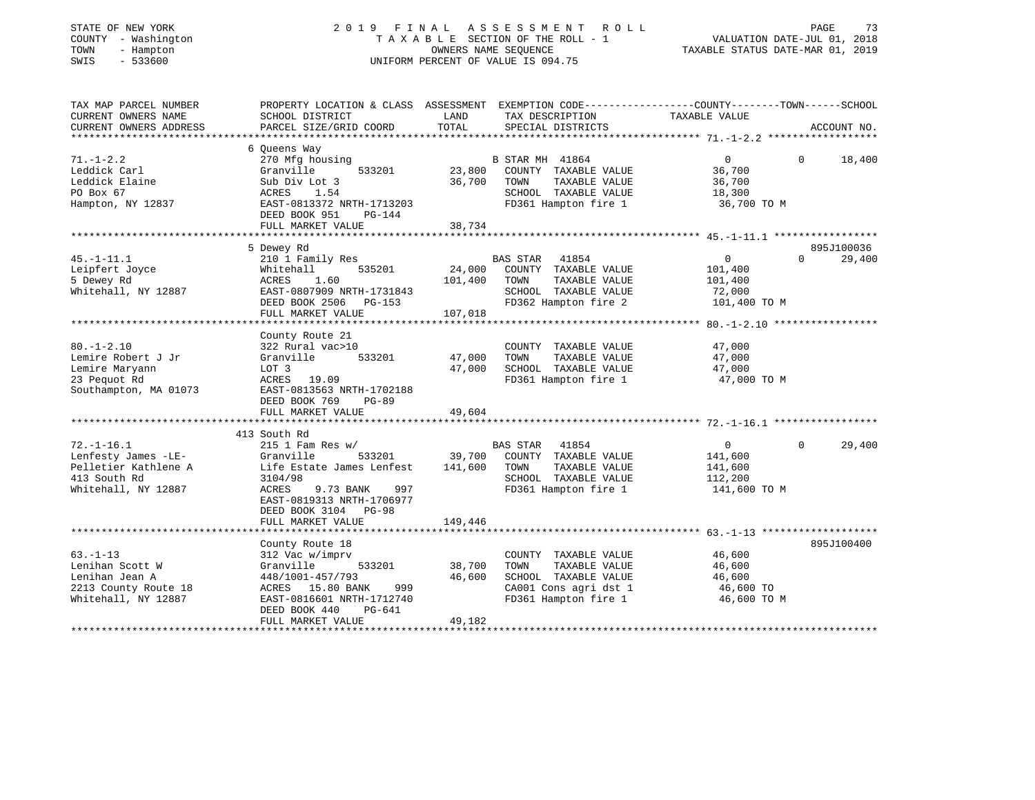STATE OF NEW YORK — 2019 FINAL ASSESSMENT ROLL — PAGE 73
COUNTY - Washington — TAXABLE SECTION OF THE ROLL - 1 — VALUATION DATE-JUL 01, 2018
TOWN - Hampton — OWNERS NAME SEQUENCE — TAXABLE STATUS DATE-MAR 01, 2019
SWIS - 533600 — UNIFORM PERCENT OF VALUE IS 094.75

```
TAX MAP PARCEL NUMBER          PROPERTY LOCATION & CLASS  ASSESSMENT  EXEMPTION CODE------------------COUNTY--------TOWN------SCHOOL
CURRENT OWNERS NAME            SCHOOL DISTRICT               LAND      TAX DESCRIPTION                  TAXABLE VALUE
CURRENT OWNERS ADDRESS         PARCEL SIZE/GRID COORD        TOTAL     SPECIAL DISTRICTS                                    ACCOUNT NO.
******************************************************************************************************* 71.-1-2.2 ******************
                               6 Queens Way
71.-1-2.2                      270 Mfg housing                         B STAR MH 41864                 0            0      18,400
Leddick Carl                   Granville         533201       23,800   COUNTY  TAXABLE VALUE          36,700
Leddick Elaine                 Sub Div Lot 3                  36,700   TOWN    TAXABLE VALUE          36,700
PO Box 67                      ACRES     1.54                          SCHOOL  TAXABLE VALUE          18,300
Hampton, NY 12837              EAST-0813372 NRTH-1713203               FD361 Hampton fire 1            36,700 TO M
                               DEED BOOK 951     PG-144
                               FULL MARKET VALUE              38,734
******************************************************************************************************* 45.-1-11.1 *****************
                               5 Dewey Rd                                                                               895J100036
45.-1-11.1                     210 1 Family Res                        BAS STAR  41854                 0            0      29,400
Leipfert Joyce                 Whitehall         535201       24,000   COUNTY  TAXABLE VALUE         101,400
5 Dewey Rd                     ACRES     1.60                101,400   TOWN    TAXABLE VALUE         101,400
Whitehall, NY 12887            EAST-0807909 NRTH-1731843               SCHOOL  TAXABLE VALUE          72,000
                               DEED BOOK 2506    PG-153                FD362 Hampton fire 2           101,400 TO M
                               FULL MARKET VALUE             107,018
******************************************************************************************************* 80.-1-2.10 *****************
                               County Route 21
80.-1-2.10                     322 Rural vac>10                        COUNTY  TAXABLE VALUE          47,000
Lemire Robert J Jr             Granville         533201       47,000   TOWN    TAXABLE VALUE          47,000
Lemire Maryann                 LOT 3                          47,000   SCHOOL  TAXABLE VALUE          47,000
23 Pequot Rd                   ACRES    19.09                          FD361 Hampton fire 1            47,000 TO M
Southampton, MA 01073          EAST-0813563 NRTH-1702188
                               DEED BOOK 769     PG-89
                               FULL MARKET VALUE              49,604
******************************************************************************************************* 72.-1-16.1 *****************
                               413 South Rd
72.-1-16.1                     215 1 Fam Res w/                        BAS STAR  41854                 0            0      29,400
Lenfesty James -LE-            Granville         533201       39,700   COUNTY  TAXABLE VALUE         141,600
Pelletier Kathlene A           Life Estate James Lenfest     141,600   TOWN    TAXABLE VALUE         141,600
413 South Rd                   3104/98                                 SCHOOL  TAXABLE VALUE         112,200
Whitehall, NY 12887            ACRES     9.73 BANK     997             FD361 Hampton fire 1           141,600 TO M
                               EAST-0819313 NRTH-1706977
                               DEED BOOK 3104    PG-98
                               FULL MARKET VALUE             149,446
******************************************************************************************************* 63.-1-13 *******************
                               County Route 18                                                                          895J100400
63.-1-13                       312 Vac w/imprv                         COUNTY  TAXABLE VALUE          46,600
Lenihan Scott W                Granville         533201       38,700   TOWN    TAXABLE VALUE          46,600
Lenihan Jean A                 448/1001-457/793               46,600   SCHOOL  TAXABLE VALUE          46,600
2213 County Route 18           ACRES    15.80 BANK     999             CA001 Cons agri dst 1           46,600 TO
Whitehall, NY 12887            EAST-0816601 NRTH-1712740               FD361 Hampton fire 1            46,600 TO M
                               DEED BOOK 440     PG-641
                               FULL MARKET VALUE              49,182
************************************************************************************************************************************
```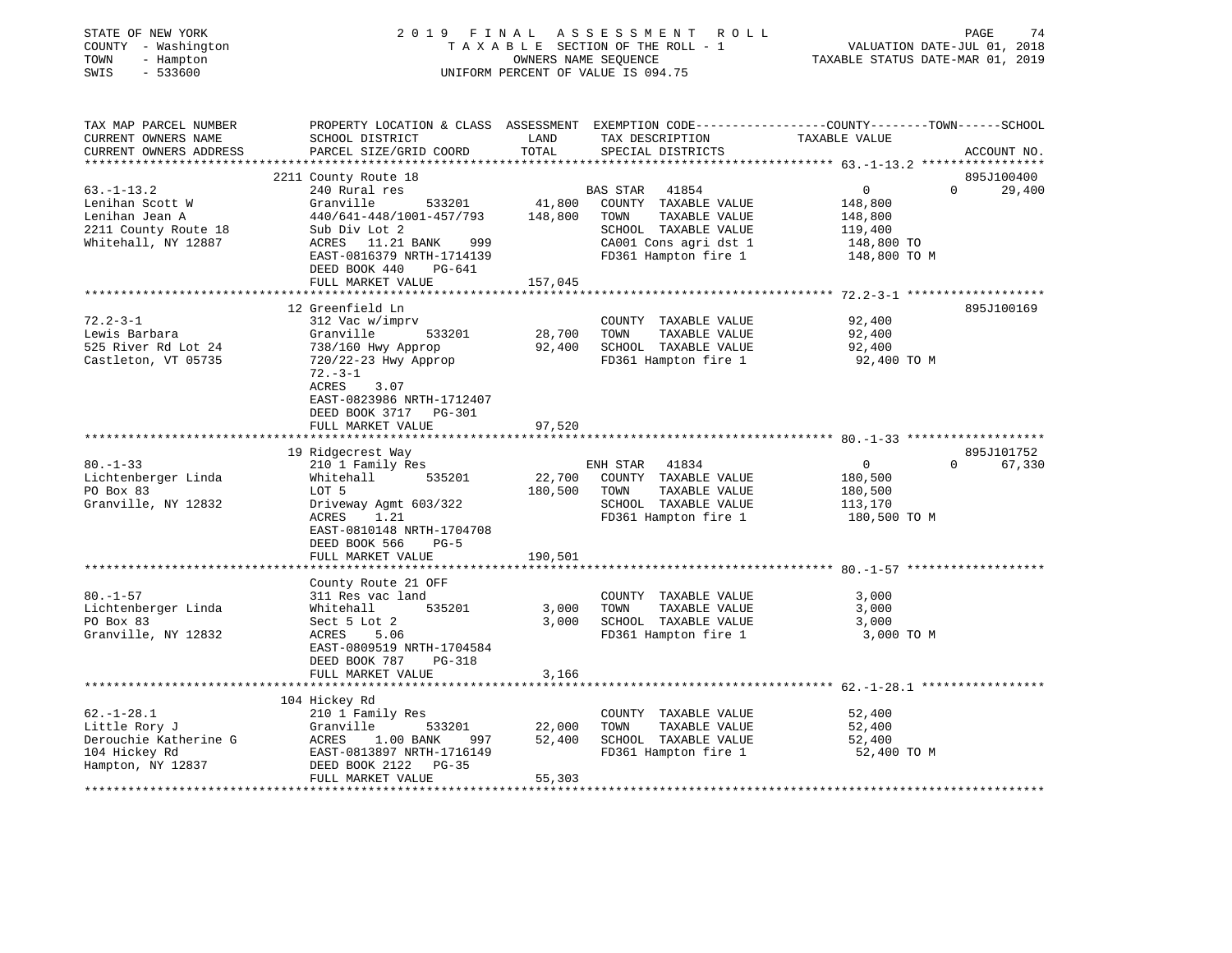STATE OF NEW YORK
COUNTY - Washington
TOWN - Hampton
SWIS - 533600

# 2019 FINAL ASSESSMENT ROLL
TAXABLE SECTION OF THE ROLL - 1
OWNERS NAME SEQUENCE
UNIFORM PERCENT OF VALUE IS 094.75

VALUATION DATE-JUL 01, 2018
TAXABLE STATUS DATE-MAR 01, 2019

| TAX MAP PARCEL NUMBER / CURRENT OWNERS NAME / CURRENT OWNERS ADDRESS | PROPERTY LOCATION & CLASS / SCHOOL DISTRICT / PARCEL SIZE/GRID COORD | ASSESSMENT LAND / TOTAL | EXEMPTION CODE / TAX DESCRIPTION / SPECIAL DISTRICTS | COUNTY / TOWN / SCHOOL TAXABLE VALUE | ACCOUNT NO. |
|---|---|---|---|---|---|
| 63.-1-13.2 | 2211 County Route 18 | | | | 895J100400 |
| Lenihan Scott W | 240 Rural res | | BAS STAR 41854 | 0 / 0 / 29,400 | |
| Lenihan Jean A | Granville 533201 | 41,800 | COUNTY TAXABLE VALUE | 148,800 | |
| 2211 County Route 18 | 440/641-448/1001-457/793 | 148,800 | TOWN TAXABLE VALUE | 148,800 | |
| Whitehall, NY 12887 | Sub Div Lot 2 | | SCHOOL TAXABLE VALUE | 119,400 | |
| | ACRES 11.21 BANK 999 | | CA001 Cons agri dst 1 | 148,800 TO | |
| | EAST-0816379 NRTH-1714139 | | FD361 Hampton fire 1 | 148,800 TO M | |
| | DEED BOOK 440 PG-641 | | | | |
| | FULL MARKET VALUE | 157,045 | | | |
| 72.2-3-1 | 12 Greenfield Ln | | | | 895J100169 |
| Lewis Barbara | 312 Vac w/imprv | | COUNTY TAXABLE VALUE | 92,400 | |
| 525 River Rd Lot 24 | Granville 533201 | 28,700 | TOWN TAXABLE VALUE | 92,400 | |
| Castleton, VT 05735 | 738/160 Hwy Approp | 92,400 | SCHOOL TAXABLE VALUE | 92,400 | |
| | 720/22-23 Hwy Approp | | FD361 Hampton fire 1 | 92,400 TO M | |
| | 72.-3-1 | | | | |
| | ACRES 3.07 | | | | |
| | EAST-0823986 NRTH-1712407 | | | | |
| | DEED BOOK 3717 PG-301 | | | | |
| | FULL MARKET VALUE | 97,520 | | | |
| 80.-1-33 | 19 Ridgecrest Way | | | | 895J101752 |
| Lichtenberger Linda | 210 1 Family Res | | ENH STAR 41834 | 0 / 0 / 67,330 | |
| PO Box 83 | Whitehall 535201 | 22,700 | COUNTY TAXABLE VALUE | 180,500 | |
| Granville, NY 12832 | LOT 5 | 180,500 | TOWN TAXABLE VALUE | 180,500 | |
| | Driveway Agmt 603/322 | | SCHOOL TAXABLE VALUE | 113,170 | |
| | ACRES 1.21 | | FD361 Hampton fire 1 | 180,500 TO M | |
| | EAST-0810148 NRTH-1704708 | | | | |
| | DEED BOOK 566 PG-5 | | | | |
| | FULL MARKET VALUE | 190,501 | | | |
| 80.-1-57 | County Route 21 OFF | | | | |
| Lichtenberger Linda | 311 Res vac land | | COUNTY TAXABLE VALUE | 3,000 | |
| PO Box 83 | Whitehall 535201 | 3,000 | TOWN TAXABLE VALUE | 3,000 | |
| Granville, NY 12832 | Sect 5 Lot 2 | 3,000 | SCHOOL TAXABLE VALUE | 3,000 | |
| | ACRES 5.06 | | FD361 Hampton fire 1 | 3,000 TO M | |
| | EAST-0809519 NRTH-1704584 | | | | |
| | DEED BOOK 787 PG-318 | | | | |
| | FULL MARKET VALUE | 3,166 | | | |
| 62.-1-28.1 | 104 Hickey Rd | | | | |
| Little Rory J | 210 1 Family Res | | COUNTY TAXABLE VALUE | 52,400 | |
| Derouchie Katherine G | Granville 533201 | 22,000 | TOWN TAXABLE VALUE | 52,400 | |
| 104 Hickey Rd | ACRES 1.00 BANK 997 | 52,400 | SCHOOL TAXABLE VALUE | 52,400 | |
| Hampton, NY 12837 | EAST-0813897 NRTH-1716149 | | FD361 Hampton fire 1 | 52,400 TO M | |
| | DEED BOOK 2122 PG-35 | | | | |
| | FULL MARKET VALUE | 55,303 | | | |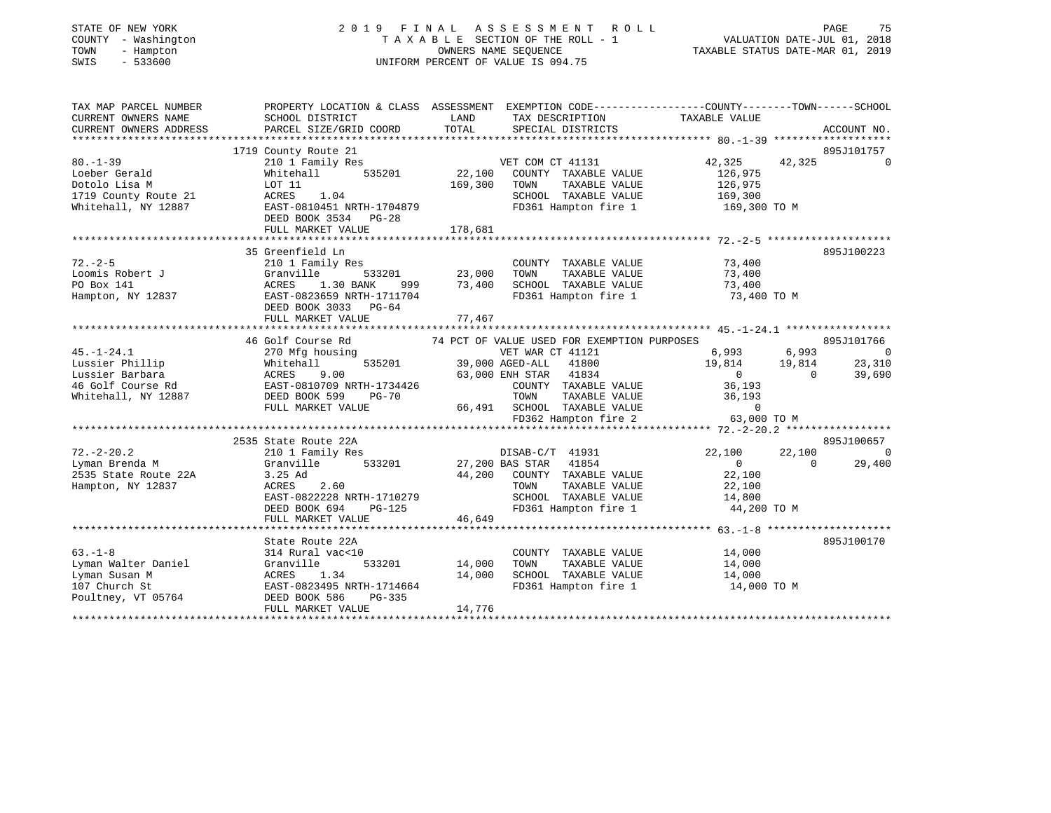STATE OF NEW YORK
COUNTY - Washington
TOWN - Hampton
SWIS - 533600

2019 FINAL ASSESSMENT ROLL
TAXABLE SECTION OF THE ROLL - 1
OWNERS NAME SEQUENCE
UNIFORM PERCENT OF VALUE IS 094.75

VALUATION DATE-JUL 01, 2018
TAXABLE STATUS DATE-MAR 01, 2019

| TAX MAP PARCEL NUMBER / CURRENT OWNERS NAME / CURRENT OWNERS ADDRESS | PROPERTY LOCATION & CLASS / SCHOOL DISTRICT / PARCEL SIZE/GRID COORD | ASSESSMENT LAND / TOTAL | EXEMPTION CODE / TAX DESCRIPTION / SPECIAL DISTRICTS | COUNTY TAXABLE VALUE | TOWN | SCHOOL | ACCOUNT NO. |
|---|---|---|---|---|---|---|---|
| | 1719 County Route 21 | | | | | | 895J101757 |
| 80.-1-39 | 210 1 Family Res | | VET COM CT 41131 | 42,325 | 42,325 | 0 | |
| Loeber Gerald | Whitehall 535201 | 22,100 | COUNTY TAXABLE VALUE | 126,975 | | | |
| Dotolo Lisa M | LOT 11 | 169,300 | TOWN TAXABLE VALUE | 126,975 | | | |
| 1719 County Route 21 | ACRES 1.04 | | SCHOOL TAXABLE VALUE | 169,300 | | | |
| Whitehall, NY 12887 | EAST-0810451 NRTH-1704879 | | FD361 Hampton fire 1 | 169,300 TO M | | | |
| | DEED BOOK 3534 PG-28 | | | | | | |
| | FULL MARKET VALUE | 178,681 | | | | | |
| | 35 Greenfield Ln | | | | | | 895J100223 |
| 72.-2-5 | 210 1 Family Res | | COUNTY TAXABLE VALUE | 73,400 | | | |
| Loomis Robert J | Granville 533201 | 23,000 | TOWN TAXABLE VALUE | 73,400 | | | |
| PO Box 141 | ACRES 1.30 BANK 999 | 73,400 | SCHOOL TAXABLE VALUE | 73,400 | | | |
| Hampton, NY 12837 | EAST-0823659 NRTH-1711704 | | FD361 Hampton fire 1 | 73,400 TO M | | | |
| | DEED BOOK 3033 PG-64 | | | | | | |
| | FULL MARKET VALUE | 77,467 | | | | | |
| | 46 Golf Course Rd | | 74 PCT OF VALUE USED FOR EXEMPTION PURPOSES | | | | 895J101766 |
| 45.-1-24.1 | 270 Mfg housing | | VET WAR CT 41121 | 6,993 | 6,993 | 0 | |
| Lussier Phillip | Whitehall 535201 | 39,000 | AGED-ALL 41800 | 19,814 | 19,814 | 23,310 | |
| Lussier Barbara | ACRES 9.00 | 63,000 | ENH STAR 41834 | 0 | 0 | 39,690 | |
| 46 Golf Course Rd | EAST-0810709 NRTH-1734426 | | COUNTY TAXABLE VALUE | 36,193 | | | |
| Whitehall, NY 12887 | DEED BOOK 599 PG-70 | | TOWN TAXABLE VALUE | 36,193 | | | |
| | FULL MARKET VALUE | 66,491 | SCHOOL TAXABLE VALUE | 0 | | | |
| | | | FD362 Hampton fire 2 | 63,000 TO M | | | |
| | 2535 State Route 22A | | | | | | 895J100657 |
| 72.-2-20.2 | 210 1 Family Res | | DISAB-C/T 41931 | 22,100 | 22,100 | 0 | |
| Lyman Brenda M | Granville 533201 | 27,200 | BAS STAR 41854 | 0 | 0 | 29,400 | |
| 2535 State Route 22A | 3.25 Ad | 44,200 | COUNTY TAXABLE VALUE | 22,100 | | | |
| Hampton, NY 12837 | ACRES 2.60 | | TOWN TAXABLE VALUE | 22,100 | | | |
| | EAST-0822228 NRTH-1710279 | | SCHOOL TAXABLE VALUE | 14,800 | | | |
| | DEED BOOK 694 PG-125 | | FD361 Hampton fire 1 | 44,200 TO M | | | |
| | FULL MARKET VALUE | 46,649 | | | | | |
| | State Route 22A | | | | | | 895J100170 |
| 63.-1-8 | 314 Rural vac<10 | | COUNTY TAXABLE VALUE | 14,000 | | | |
| Lyman Walter Daniel | Granville 533201 | 14,000 | TOWN TAXABLE VALUE | 14,000 | | | |
| Lyman Susan M | ACRES 1.34 | 14,000 | SCHOOL TAXABLE VALUE | 14,000 | | | |
| 107 Church St | EAST-0823495 NRTH-1714664 | | FD361 Hampton fire 1 | 14,000 TO M | | | |
| Poultney, VT 05764 | DEED BOOK 586 PG-335 | | | | | | |
| | FULL MARKET VALUE | 14,776 | | | | | |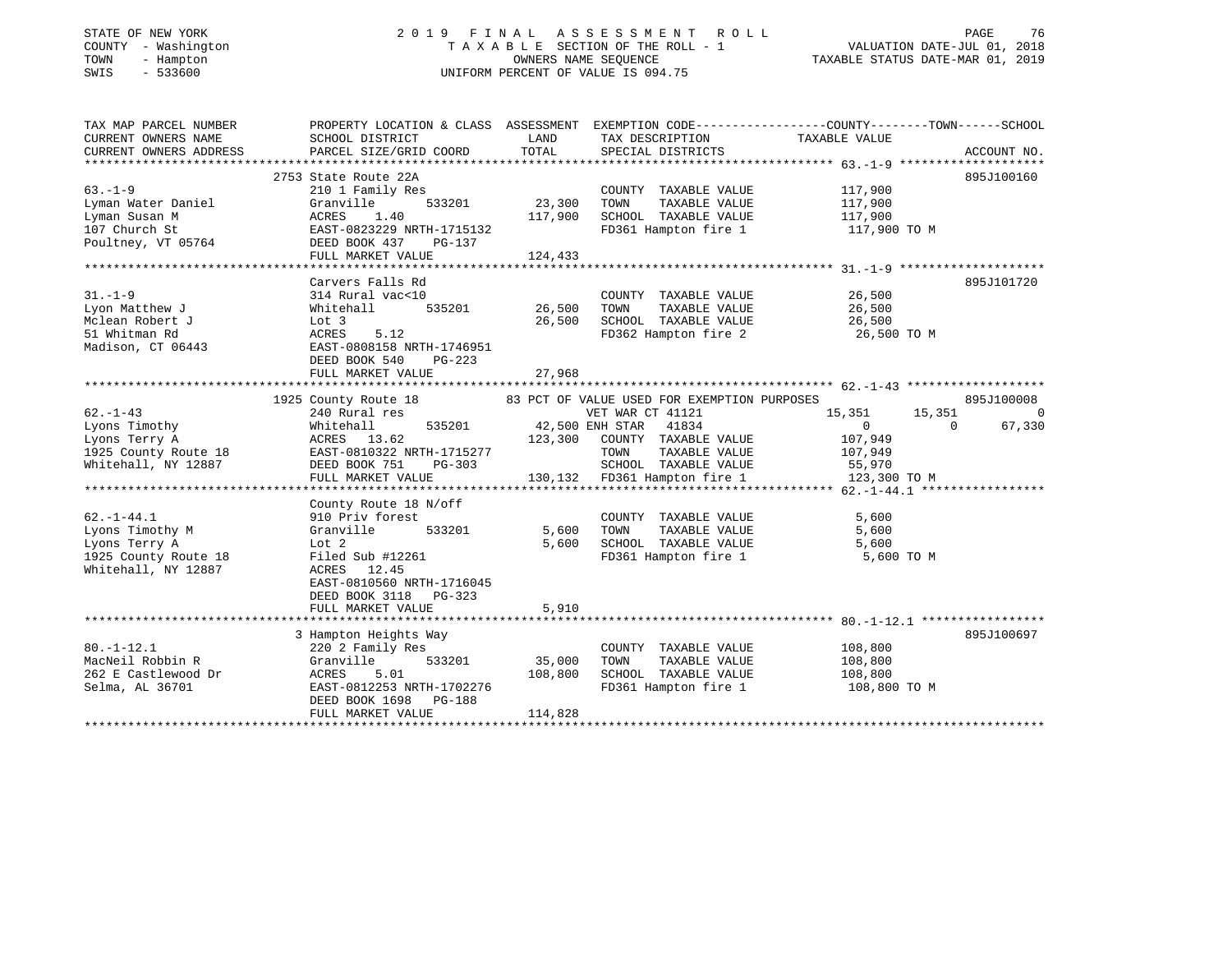STATE OF NEW YORK
COUNTY - Washington
TOWN - Hampton
SWIS - 533600

2019 FINAL ASSESSMENT ROLL
TAXABLE SECTION OF THE ROLL - 1
OWNERS NAME SEQUENCE
UNIFORM PERCENT OF VALUE IS 094.75

VALUATION DATE-JUL 01, 2018
TAXABLE STATUS DATE-MAR 01, 2019

| TAX MAP PARCEL NUMBER<br>CURRENT OWNERS NAME<br>CURRENT OWNERS ADDRESS | PROPERTY LOCATION & CLASS<br>SCHOOL DISTRICT<br>PARCEL SIZE/GRID COORD | ASSESSMENT<br>LAND<br>TOTAL | EXEMPTION CODE<br>TAX DESCRIPTION<br>SPECIAL DISTRICTS | COUNTY | TOWN | SCHOOL<br>TAXABLE VALUE<br>ACCOUNT NO. |
|---|---|---|---|---|---|---|
| 63.-1-9 | 2753 State Route 22A | | | | | 895J100160 |
| Lyman Water Daniel | 210 1 Family Res | | COUNTY TAXABLE VALUE | 117,900 | | |
| Lyman Susan M | Granville 533201 | 23,300 | TOWN TAXABLE VALUE | | 117,900 | |
| 107 Church St | ACRES 1.40 | 117,900 | SCHOOL TAXABLE VALUE | | | 117,900 |
| Poultney, VT 05764 | EAST-0823229 NRTH-1715132 | | FD361 Hampton fire 1 | 117,900 TO M | | |
| | DEED BOOK 437 PG-137 | | | | | |
| | FULL MARKET VALUE | 124,433 | | | | |
| 31.-1-9 | Carvers Falls Rd | | | | | 895J101720 |
| Lyon Matthew J | 314 Rural vac<10 | | COUNTY TAXABLE VALUE | 26,500 | | |
| Mclean Robert J | Whitehall 535201 | 26,500 | TOWN TAXABLE VALUE | | 26,500 | |
| 51 Whitman Rd | Lot 3 | 26,500 | SCHOOL TAXABLE VALUE | | | 26,500 |
| Madison, CT 06443 | ACRES 5.12 | | FD362 Hampton fire 2 | 26,500 TO M | | |
| | EAST-0808158 NRTH-1746951 | | | | | |
| | DEED BOOK 540 PG-223 | | | | | |
| | FULL MARKET VALUE | 27,968 | | | | |
| 62.-1-43 | 1925 County Route 18 | | 83 PCT OF VALUE USED FOR EXEMPTION PURPOSES | | | 895J100008 |
| Lyons Timothy | 240 Rural res | | VET WAR CT 41121 | 15,351 | 15,351 | 0 |
| Lyons Terry A | Whitehall 535201 | 42,500 | ENH STAR 41834 | 0 | 0 | 67,330 |
| 1925 County Route 18 | ACRES 13.62 | 123,300 | COUNTY TAXABLE VALUE | 107,949 | | |
| Whitehall, NY 12887 | EAST-0810322 NRTH-1715277 | | TOWN TAXABLE VALUE | | 107,949 | |
| | DEED BOOK 751 PG-303 | | SCHOOL TAXABLE VALUE | | | 55,970 |
| | FULL MARKET VALUE | 130,132 | FD361 Hampton fire 1 | 123,300 TO M | | |
| 62.-1-44.1 | County Route 18 N/off | | | | | |
| Lyons Timothy M | 910 Priv forest | | COUNTY TAXABLE VALUE | 5,600 | | |
| Lyons Terry A | Granville 533201 | 5,600 | TOWN TAXABLE VALUE | | 5,600 | |
| 1925 County Route 18 | Lot 2 | 5,600 | SCHOOL TAXABLE VALUE | | | 5,600 |
| Whitehall, NY 12887 | Filed Sub #12261 | | FD361 Hampton fire 1 | 5,600 TO M | | |
| | ACRES 12.45 | | | | | |
| | EAST-0810560 NRTH-1716045 | | | | | |
| | DEED BOOK 3118 PG-323 | | | | | |
| | FULL MARKET VALUE | 5,910 | | | | |
| 80.-1-12.1 | 3 Hampton Heights Way | | | | | 895J100697 |
| MacNeil Robbin R | 220 2 Family Res | | COUNTY TAXABLE VALUE | 108,800 | | |
| 262 E Castlewood Dr | Granville 533201 | 35,000 | TOWN TAXABLE VALUE | | 108,800 | |
| Selma, AL 36701 | ACRES 5.01 | 108,800 | SCHOOL TAXABLE VALUE | | | 108,800 |
| | EAST-0812253 NRTH-1702276 | | FD361 Hampton fire 1 | 108,800 TO M | | |
| | DEED BOOK 1698 PG-188 | | | | | |
| | FULL MARKET VALUE | 114,828 | | | | |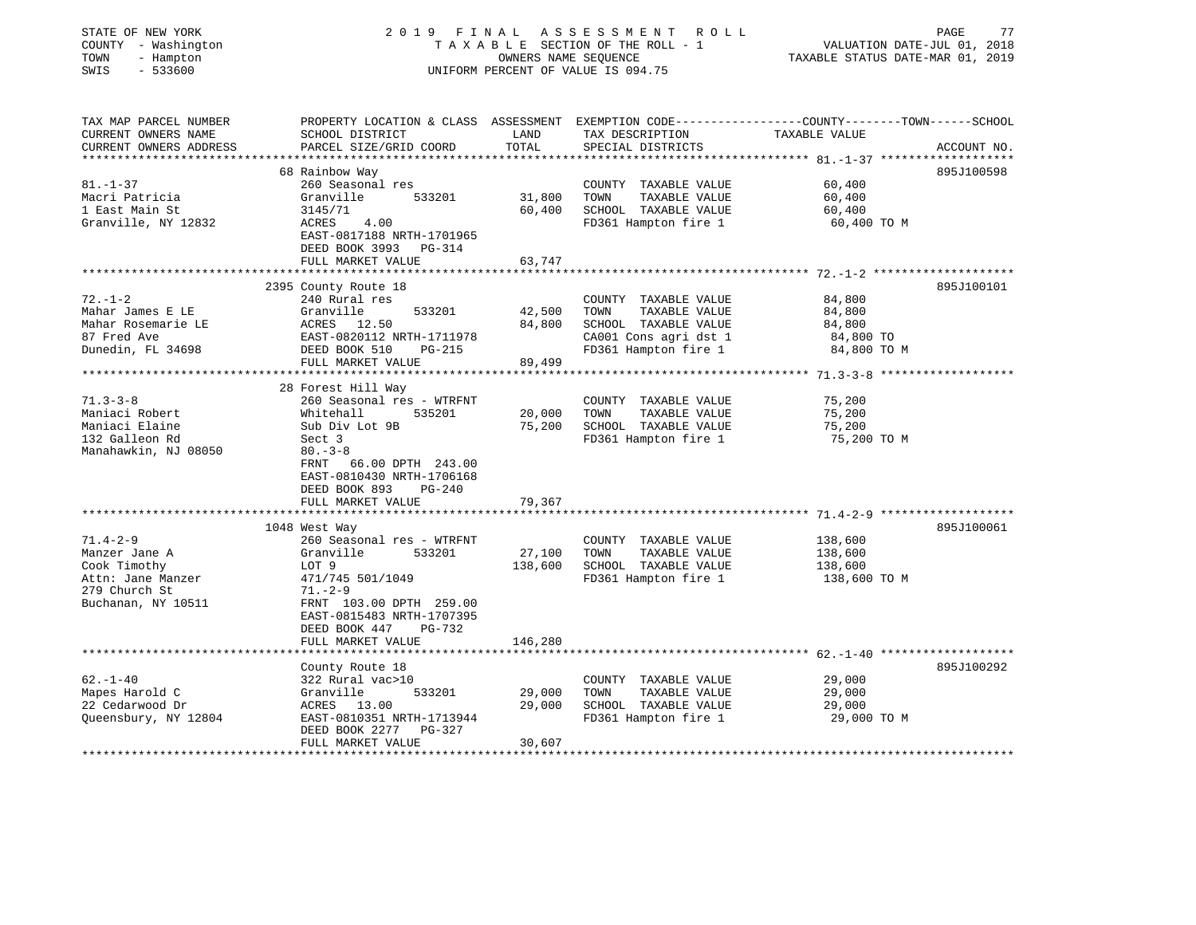STATE OF NEW YORK — 2019 FINAL ASSESSMENT ROLL
COUNTY - Washington — TAXABLE SECTION OF THE ROLL - 1 — VALUATION DATE-JUL 01, 2018
TOWN - Hampton — OWNERS NAME SEQUENCE — TAXABLE STATUS DATE-MAR 01, 2019
SWIS - 533600 — UNIFORM PERCENT OF VALUE IS 094.75

| TAX MAP PARCEL NUMBER / CURRENT OWNERS NAME / CURRENT OWNERS ADDRESS | PROPERTY LOCATION & CLASS / SCHOOL DISTRICT / PARCEL SIZE/GRID COORD | ASSESSMENT LAND | TOTAL | EXEMPTION CODE / TAX DESCRIPTION / SPECIAL DISTRICTS | TAXABLE VALUE (COUNTY--TOWN--SCHOOL) | ACCOUNT NO. |
|---|---|---|---|---|---|---|
| 81.-1-37 | 68 Rainbow Way | | | | | 895J100598 |
| Macri Patricia | 260 Seasonal res | | | COUNTY TAXABLE VALUE | 60,400 | |
| 1 East Main St | Granville 533201 | 31,800 | | TOWN TAXABLE VALUE | 60,400 | |
| Granville, NY 12832 | 3145/71 | | 60,400 | SCHOOL TAXABLE VALUE | 60,400 | |
| | ACRES 4.00 | | | FD361 Hampton fire 1 | 60,400 TO M | |
| | EAST-0817188 NRTH-1701965 | | | | | |
| | DEED BOOK 3993 PG-314 | | | | | |
| | FULL MARKET VALUE | | 63,747 | | | |
| 72.-1-2 | 2395 County Route 18 | | | | | 895J100101 |
| Mahar James E LE | 240 Rural res | | | COUNTY TAXABLE VALUE | 84,800 | |
| Mahar Rosemarie LE | Granville 533201 | 42,500 | | TOWN TAXABLE VALUE | 84,800 | |
| 87 Fred Ave | ACRES 12.50 | | 84,800 | SCHOOL TAXABLE VALUE | 84,800 | |
| Dunedin, FL 34698 | EAST-0820112 NRTH-1711978 | | | CA001 Cons agri dst 1 | 84,800 TO | |
| | DEED BOOK 510 PG-215 | | | FD361 Hampton fire 1 | 84,800 TO M | |
| | FULL MARKET VALUE | | 89,499 | | | |
| 71.3-3-8 | 28 Forest Hill Way | | | | | |
| Maniaci Robert | 260 Seasonal res - WTRFNT | | | COUNTY TAXABLE VALUE | 75,200 | |
| Maniaci Elaine | Whitehall 535201 | 20,000 | | TOWN TAXABLE VALUE | 75,200 | |
| 132 Galleon Rd | Sub Div Lot 9B | | 75,200 | SCHOOL TAXABLE VALUE | 75,200 | |
| Manahawkin, NJ 08050 | Sect 3 | | | FD361 Hampton fire 1 | 75,200 TO M | |
| | 80.-3-8 | | | | | |
| | FRNT 66.00 DPTH 243.00 | | | | | |
| | EAST-0810430 NRTH-1706168 | | | | | |
| | DEED BOOK 893 PG-240 | | | | | |
| | FULL MARKET VALUE | | 79,367 | | | |
| 71.4-2-9 | 1048 West Way | | | | | 895J100061 |
| Manzer Jane A | 260 Seasonal res - WTRFNT | | | COUNTY TAXABLE VALUE | 138,600 | |
| Cook Timothy | Granville 533201 | 27,100 | | TOWN TAXABLE VALUE | 138,600 | |
| Attn: Jane Manzer | LOT 9 | | 138,600 | SCHOOL TAXABLE VALUE | 138,600 | |
| 279 Church St | 471/745 501/1049 | | | FD361 Hampton fire 1 | 138,600 TO M | |
| Buchanan, NY 10511 | 71.-2-9 | | | | | |
| | FRNT 103.00 DPTH 259.00 | | | | | |
| | EAST-0815483 NRTH-1707395 | | | | | |
| | DEED BOOK 447 PG-732 | | | | | |
| | FULL MARKET VALUE | | 146,280 | | | |
| 62.-1-40 | County Route 18 | | | | | 895J100292 |
| Mapes Harold C | 322 Rural vac>10 | | | COUNTY TAXABLE VALUE | 29,000 | |
| 22 Cedarwood Dr | Granville 533201 | 29,000 | | TOWN TAXABLE VALUE | 29,000 | |
| Queensbury, NY 12804 | ACRES 13.00 | | 29,000 | SCHOOL TAXABLE VALUE | 29,000 | |
| | EAST-0810351 NRTH-1713944 | | | FD361 Hampton fire 1 | 29,000 TO M | |
| | DEED BOOK 2277 PG-327 | | | | | |
| | FULL MARKET VALUE | | 30,607 | | | |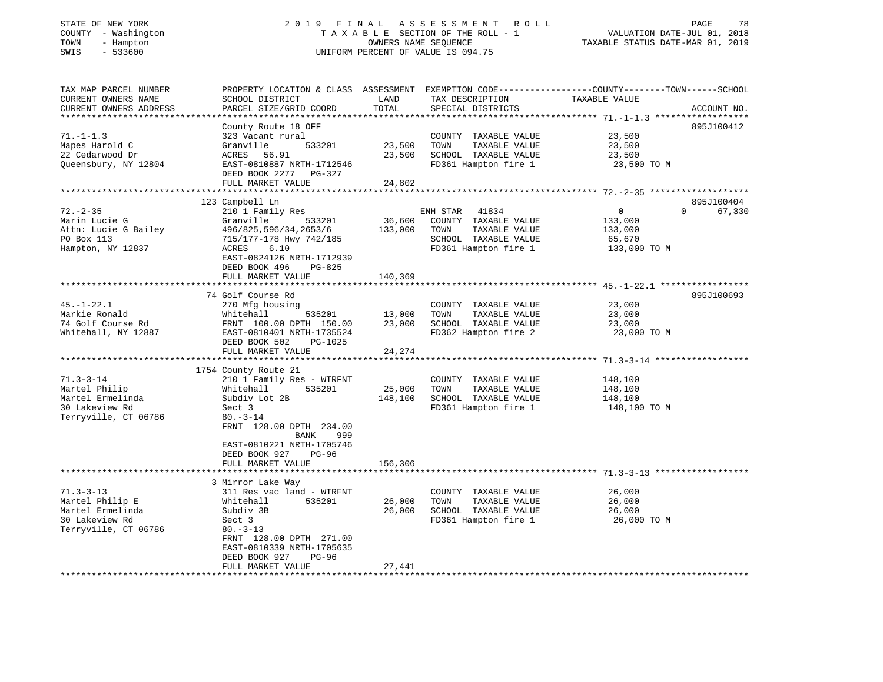STATE OF NEW YORK
COUNTY - Washington
TOWN - Hampton
SWIS - 533600

# 2019 FINAL ASSESSMENT ROLL

TAXABLE SECTION OF THE ROLL - 1
OWNERS NAME SEQUENCE
UNIFORM PERCENT OF VALUE IS 094.75

VALUATION DATE-JUL 01, 2018
TAXABLE STATUS DATE-MAR 01, 2019

| TAX MAP PARCEL NUMBER / CURRENT OWNERS NAME / CURRENT OWNERS ADDRESS | PROPERTY LOCATION & CLASS / SCHOOL DISTRICT / PARCEL SIZE/GRID COORD | ASSESSMENT LAND | TOTAL | EXEMPTION CODE / TAX DESCRIPTION / SPECIAL DISTRICTS | COUNTY TAXABLE VALUE | TOWN | SCHOOL | ACCOUNT NO. |
|---|---|---|---|---|---|---|---|---|
| 71.-1-1.3 | County Route 18 OFF | | | | | | | 895J100412 |
| | 323 Vacant rural | | | COUNTY TAXABLE VALUE | 23,500 | | | |
| Mapes Harold C | Granville 533201 | 23,500 | | TOWN TAXABLE VALUE | 23,500 | | | |
| 22 Cedarwood Dr | ACRES 56.91 | | 23,500 | SCHOOL TAXABLE VALUE | 23,500 | | | |
| Queensbury, NY 12804 | EAST-0810887 NRTH-1712546 | | | FD361 Hampton fire 1 | 23,500 TO M | | | |
| | DEED BOOK 2277 PG-327 | | | | | | | |
| | FULL MARKET VALUE | | 24,802 | | | | | |
| 72.-2-35 | 123 Campbell Ln | | | | | | | 895J100404 |
| | 210 1 Family Res | | | ENH STAR 41834 | 0 | | 0 | 67,330 |
| Marin Lucie G | Granville 533201 | 36,600 | | COUNTY TAXABLE VALUE | 133,000 | | | |
| Attn: Lucie G Bailey | 496/825,596/34,2653/6 | | 133,000 | TOWN TAXABLE VALUE | 133,000 | | | |
| PO Box 113 | 715/177-178 Hwy 742/185 | | | SCHOOL TAXABLE VALUE | 65,670 | | | |
| Hampton, NY 12837 | ACRES 6.10 | | | FD361 Hampton fire 1 | 133,000 TO M | | | |
| | EAST-0824126 NRTH-1712939 | | | | | | | |
| | DEED BOOK 496 PG-825 | | | | | | | |
| | FULL MARKET VALUE | | 140,369 | | | | | |
| 45.-1-22.1 | 74 Golf Course Rd | | | | | | | 895J100693 |
| | 270 Mfg housing | | | COUNTY TAXABLE VALUE | 23,000 | | | |
| Markie Ronald | Whitehall 535201 | 13,000 | | TOWN TAXABLE VALUE | 23,000 | | | |
| 74 Golf Course Rd | FRNT 100.00 DPTH 150.00 | | 23,000 | SCHOOL TAXABLE VALUE | 23,000 | | | |
| Whitehall, NY 12887 | EAST-0810401 NRTH-1735524 | | | FD362 Hampton fire 2 | 23,000 TO M | | | |
| | DEED BOOK 502 PG-1025 | | | | | | | |
| | FULL MARKET VALUE | | 24,274 | | | | | |
| 71.3-3-14 | 1754 County Route 21 | | | | | | | |
| | 210 1 Family Res - WTRFNT | | | COUNTY TAXABLE VALUE | 148,100 | | | |
| Martel Philip | Whitehall 535201 | 25,000 | | TOWN TAXABLE VALUE | 148,100 | | | |
| Martel Ermelinda | Subdiv Lot 2B | | 148,100 | SCHOOL TAXABLE VALUE | 148,100 | | | |
| 30 Lakeview Rd | Sect 3 | | | FD361 Hampton fire 1 | 148,100 TO M | | | |
| Terryville, CT 06786 | 80.-3-14 | | | | | | | |
| | FRNT 128.00 DPTH 234.00 | | | | | | | |
| | BANK 999 | | | | | | | |
| | EAST-0810221 NRTH-1705746 | | | | | | | |
| | DEED BOOK 927 PG-96 | | | | | | | |
| | FULL MARKET VALUE | | 156,306 | | | | | |
| 71.3-3-13 | 3 Mirror Lake Way | | | | | | | |
| | 311 Res vac land - WTRFNT | | | COUNTY TAXABLE VALUE | 26,000 | | | |
| Martel Philip E | Whitehall 535201 | 26,000 | | TOWN TAXABLE VALUE | 26,000 | | | |
| Martel Ermelinda | Subdiv 3B | | 26,000 | SCHOOL TAXABLE VALUE | 26,000 | | | |
| 30 Lakeview Rd | Sect 3 | | | FD361 Hampton fire 1 | 26,000 TO M | | | |
| Terryville, CT 06786 | 80.-3-13 | | | | | | | |
| | FRNT 128.00 DPTH 271.00 | | | | | | | |
| | EAST-0810339 NRTH-1705635 | | | | | | | |
| | DEED BOOK 927 PG-96 | | | | | | | |
| | FULL MARKET VALUE | | 27,441 | | | | | |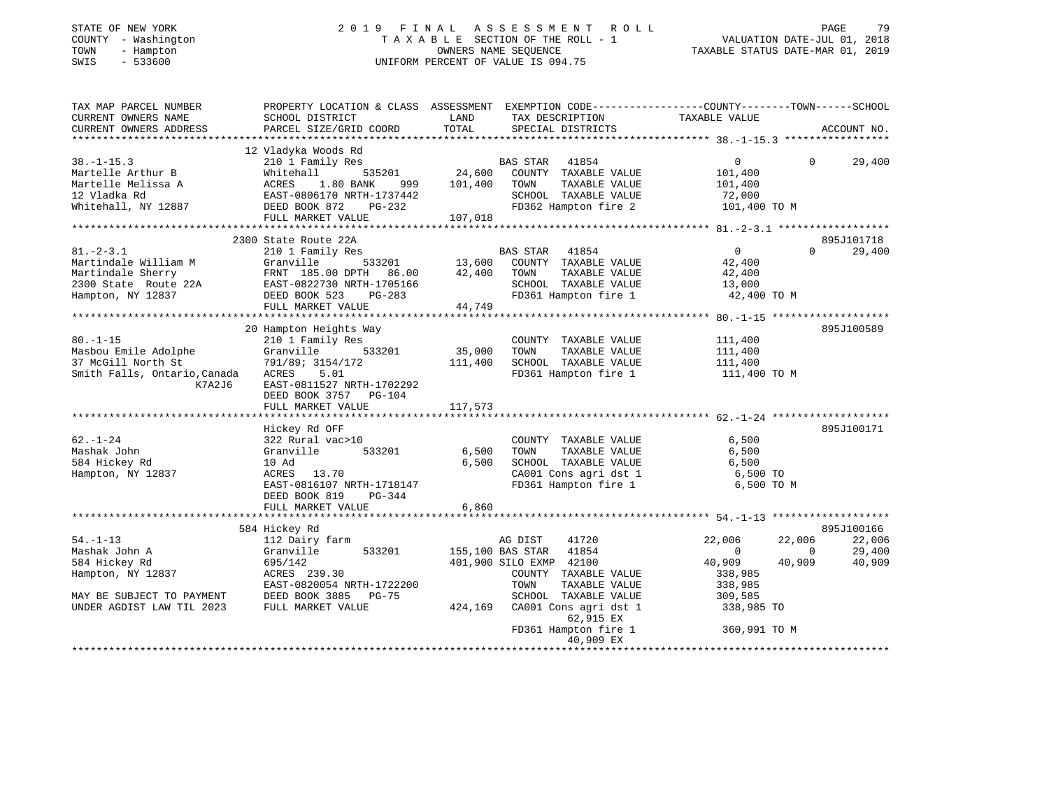STATE OF NEW YORK — COUNTY - Washington — TOWN - Hampton — SWIS - 533600

2019 FINAL ASSESSMENT ROLL
TAXABLE SECTION OF THE ROLL - 1
OWNERS NAME SEQUENCE
UNIFORM PERCENT OF VALUE IS 094.75

VALUATION DATE-JUL 01, 2018
TAXABLE STATUS DATE-MAR 01, 2019

```
TAX MAP PARCEL NUMBER          PROPERTY LOCATION & CLASS  ASSESSMENT  EXEMPTION CODE------------------COUNTY--------TOWN------SCHOOL
CURRENT OWNERS NAME            SCHOOL DISTRICT               LAND      TAX DESCRIPTION                TAXABLE VALUE
CURRENT OWNERS ADDRESS         PARCEL SIZE/GRID COORD        TOTAL     SPECIAL DISTRICTS                                    ACCOUNT NO.
******************************************************************************************************* 38.-1-15.3 *****************
                               12 Vladyka Woods Rd
38.-1-15.3                     210 1 Family Res                        BAS STAR  41854                0               0       29,400
Martelle Arthur B              Whitehall        535201       24,600   COUNTY  TAXABLE VALUE          101,400
Martelle Melissa A             ACRES    1.80 BANK    999    101,400   TOWN    TAXABLE VALUE          101,400
12 Vladka Rd                   EAST-0806170 NRTH-1737442               SCHOOL  TAXABLE VALUE           72,000
Whitehall, NY 12887            DEED BOOK 872     PG-232                FD362 Hampton fire 2           101,400 TO M
                               FULL MARKET VALUE             107,018
******************************************************************************************************* 81.-2-3.1 ******************
                               2300 State Route 22A                                                                  895J101718
81.-2-3.1                      210 1 Family Res                        BAS STAR  41854                0               0       29,400
Martindale William M           Granville        533201       13,600   COUNTY  TAXABLE VALUE           42,400
Martindale Sherry              FRNT 185.00 DPTH  86.00       42,400   TOWN    TAXABLE VALUE           42,400
2300 State  Route 22A          EAST-0822730 NRTH-1705166               SCHOOL  TAXABLE VALUE           13,000
Hampton, NY 12837              DEED BOOK 523     PG-283                FD361 Hampton fire 1            42,400 TO M
                               FULL MARKET VALUE              44,749
******************************************************************************************************* 80.-1-15 *******************
                               20 Hampton Heights Way                                                                895J100589
80.-1-15                       210 1 Family Res                        COUNTY  TAXABLE VALUE          111,400
Masbou Emile Adolphe           Granville        533201       35,000   TOWN    TAXABLE VALUE          111,400
37 McGill North St             791/89; 3154/172             111,400   SCHOOL  TAXABLE VALUE          111,400
Smith Falls, Ontario,Canada    ACRES    5.01                           FD361 Hampton fire 1           111,400 TO M
                     K7A2J6    EAST-0811527 NRTH-1702292
                               DEED BOOK 3757    PG-104
                               FULL MARKET VALUE             117,573
******************************************************************************************************* 62.-1-24 *******************
                               Hickey Rd OFF                                                                         895J100171
62.-1-24                       322 Rural vac>10                        COUNTY  TAXABLE VALUE            6,500
Mashak John                    Granville        533201        6,500   TOWN    TAXABLE VALUE            6,500
584 Hickey Rd                  10 Ad                          6,500   SCHOOL  TAXABLE VALUE            6,500
Hampton, NY 12837              ACRES   13.70                           CA001 Cons agri dst 1            6,500 TO
                               EAST-0816107 NRTH-1718147               FD361 Hampton fire 1             6,500 TO M
                               DEED BOOK 819     PG-344
                               FULL MARKET VALUE               6,860
******************************************************************************************************* 54.-1-13 *******************
                               584 Hickey Rd                                                                         895J100166
54.-1-13                       112 Dairy farm                          AG DIST   41720            22,006          22,006      22,006
Mashak John A                  Granville        533201      155,100 BAS STAR  41854                0               0       29,400
584 Hickey Rd                  695/142                      401,900 SILO EXMP 42100            40,909          40,909      40,909
Hampton, NY 12837              ACRES  239.30                           COUNTY  TAXABLE VALUE          338,985
                               EAST-0820054 NRTH-1722200               TOWN    TAXABLE VALUE          338,985
MAY BE SUBJECT TO PAYMENT      DEED BOOK 3885    PG-75                 SCHOOL  TAXABLE VALUE          309,585
UNDER AGDIST LAW TIL 2023      FULL MARKET VALUE             424,169  CA001 Cons agri dst 1          338,985 TO
                                                                            62,915 EX
                                                                       FD361 Hampton fire 1           360,991 TO M
                                                                            40,909 EX
************************************************************************************************************************************
```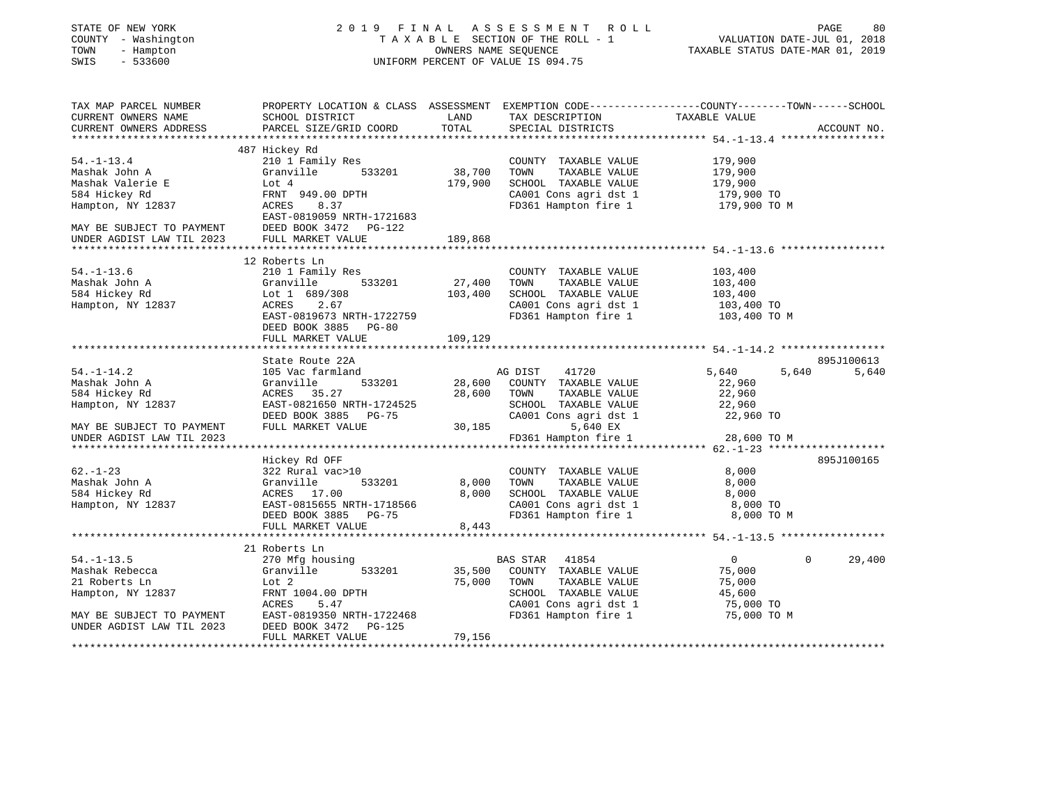STATE OF NEW YORK — 2019 FINAL ASSESSMENT ROLL
COUNTY - Washington — TAXABLE SECTION OF THE ROLL - 1 — VALUATION DATE-JUL 01, 2018
TOWN - Hampton — OWNERS NAME SEQUENCE — TAXABLE STATUS DATE-MAR 01, 2019
SWIS - 533600 — UNIFORM PERCENT OF VALUE IS 094.75

```
TAX MAP PARCEL NUMBER          PROPERTY LOCATION & CLASS  ASSESSMENT  EXEMPTION CODE------------------COUNTY--------TOWN------SCHOOL
CURRENT OWNERS NAME            SCHOOL DISTRICT             LAND       TAX DESCRIPTION                  TAXABLE VALUE
CURRENT OWNERS ADDRESS         PARCEL SIZE/GRID COORD      TOTAL      SPECIAL DISTRICTS                                         ACCOUNT NO.
******************************************************************************************************* 54.-1-13.4 *****************
                               487 Hickey Rd
54.-1-13.4                     210 1 Family Res                       COUNTY  TAXABLE VALUE            179,900
Mashak John A                  Granville        533201       38,700   TOWN    TAXABLE VALUE            179,900
Mashak Valerie E               Lot 4                        179,900   SCHOOL  TAXABLE VALUE            179,900
584 Hickey Rd                  FRNT 949.00 DPTH                       CA001 Cons agri dst 1            179,900 TO
Hampton, NY 12837              ACRES    8.37                          FD361 Hampton fire 1             179,900 TO M
                               EAST-0819059 NRTH-1721683
MAY BE SUBJECT TO PAYMENT      DEED BOOK 3472   PG-122
UNDER AGDIST LAW TIL 2023      FULL MARKET VALUE            189,868
******************************************************************************************************* 54.-1-13.6 *****************
                               12 Roberts Ln
54.-1-13.6                     210 1 Family Res                       COUNTY  TAXABLE VALUE            103,400
Mashak John A                  Granville        533201       27,400   TOWN    TAXABLE VALUE            103,400
584 Hickey Rd                  Lot 1  689/308               103,400   SCHOOL  TAXABLE VALUE            103,400
Hampton, NY 12837              ACRES    2.67                          CA001 Cons agri dst 1            103,400 TO
                               EAST-0819673 NRTH-1722759              FD361 Hampton fire 1             103,400 TO M
                               DEED BOOK 3885   PG-80
                               FULL MARKET VALUE            109,129
******************************************************************************************************* 54.-1-14.2 *****************
                               State Route 22A                                                                          895J100613
54.-1-14.2                     105 Vac farmland                       AG DIST     41720                5,640       5,640       5,640
Mashak John A                  Granville        533201       28,600   COUNTY  TAXABLE VALUE             22,960
584 Hickey Rd                  ACRES   35.27                 28,600   TOWN    TAXABLE VALUE             22,960
Hampton, NY 12837              EAST-0821650 NRTH-1724525              SCHOOL  TAXABLE VALUE             22,960
                               DEED BOOK 3885   PG-75                 CA001 Cons agri dst 1             22,960 TO
MAY BE SUBJECT TO PAYMENT      FULL MARKET VALUE             30,185        5,640 EX
UNDER AGDIST LAW TIL 2023                                             FD361 Hampton fire 1              28,600 TO M
******************************************************************************************************* 62.-1-23 *******************
                               Hickey Rd OFF                                                                            895J100165
62.-1-23                       322 Rural vac>10                       COUNTY  TAXABLE VALUE              8,000
Mashak John A                  Granville        533201        8,000   TOWN    TAXABLE VALUE              8,000
584 Hickey Rd                  ACRES   17.00                  8,000   SCHOOL  TAXABLE VALUE              8,000
Hampton, NY 12837              EAST-0815655 NRTH-1718566              CA001 Cons agri dst 1              8,000 TO
                               DEED BOOK 3885   PG-75                 FD361 Hampton fire 1               8,000 TO M
                               FULL MARKET VALUE              8,443
******************************************************************************************************* 54.-1-13.5 *****************
                               21 Roberts Ln
54.-1-13.5                     270 Mfg housing                        BAS STAR    41854                    0           0      29,400
Mashak Rebecca                 Granville        533201       35,500   COUNTY  TAXABLE VALUE             75,000
21 Roberts Ln                  Lot 2                         75,000   TOWN    TAXABLE VALUE             75,000
Hampton, NY 12837              FRNT 1004.00 DPTH                      SCHOOL  TAXABLE VALUE             45,600
                               ACRES    5.47                          CA001 Cons agri dst 1             75,000 TO
MAY BE SUBJECT TO PAYMENT      EAST-0819350 NRTH-1722468              FD361 Hampton fire 1              75,000 TO M
UNDER AGDIST LAW TIL 2023      DEED BOOK 3472   PG-125
                               FULL MARKET VALUE             79,156
************************************************************************************************************************************
```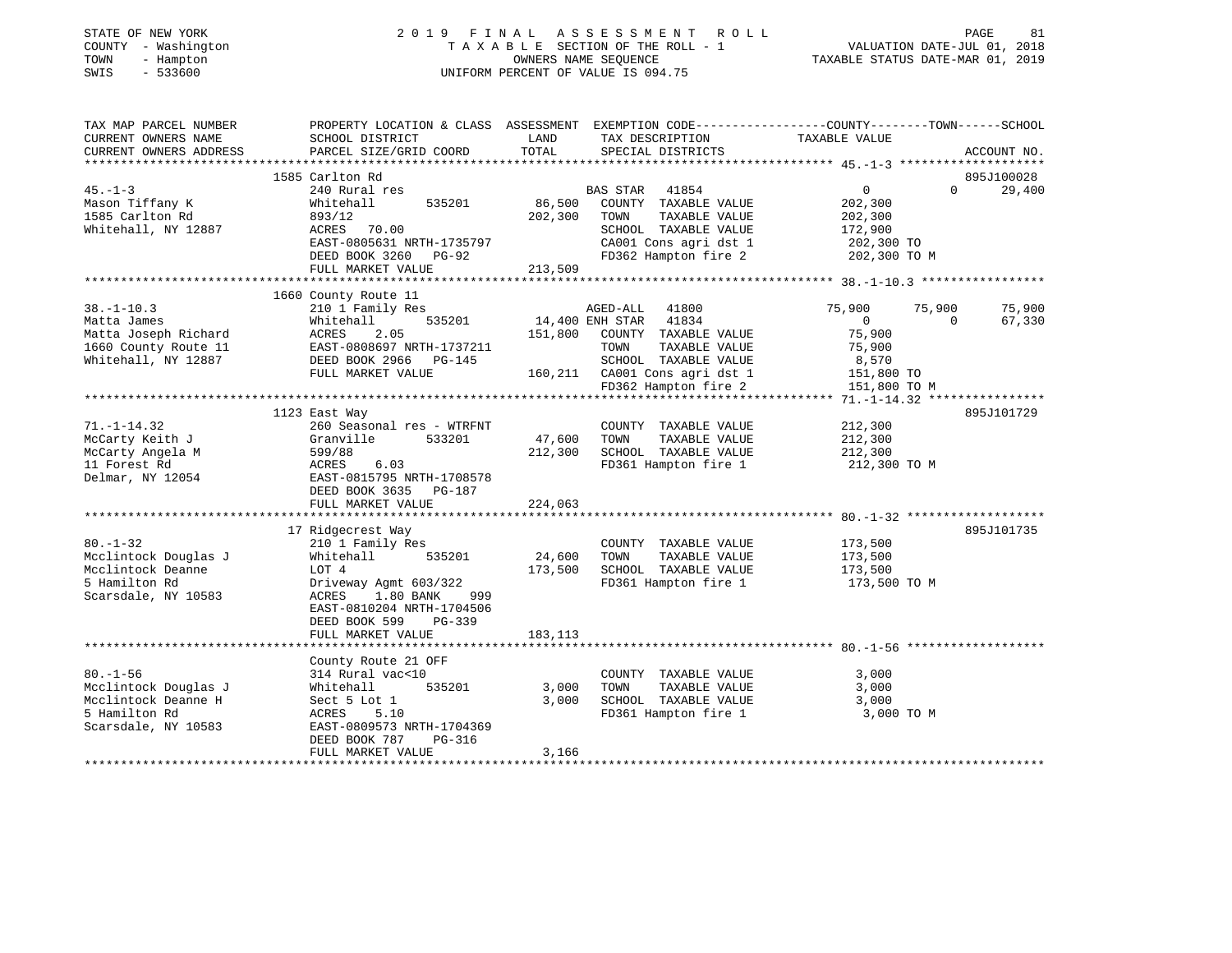STATE OF NEW YORK                2019 FINAL ASSESSMENT ROLL
COUNTY - Washington              TAXABLE SECTION OF THE ROLL - 1          VALUATION DATE-JUL 01, 2018
TOWN - Hampton                   OWNERS NAME SEQUENCE                     TAXABLE STATUS DATE-MAR 01, 2019
SWIS - 533600                    UNIFORM PERCENT OF VALUE IS 094.75

| TAX MAP PARCEL NUMBER / CURRENT OWNERS NAME / CURRENT OWNERS ADDRESS | PROPERTY LOCATION & CLASS / SCHOOL DISTRICT / PARCEL SIZE/GRID COORD | ASSESSMENT LAND | TOTAL | EXEMPTION CODE / TAX DESCRIPTION / SPECIAL DISTRICTS | COUNTY | TOWN | SCHOOL / ACCOUNT NO. |
|---|---|---|---|---|---|---|---|
| **45.-1-3** | 1585 Carlton Rd | | | | | | 895J100028 |
| Mason Tiffany K | 240 Rural res | | | BAS STAR 41854 | 0 | 0 | 29,400 |
| 1585 Carlton Rd | Whitehall 535201 | 86,500 | | COUNTY TAXABLE VALUE | 202,300 | | |
| Whitehall, NY 12887 | 893/12 | | 202,300 | TOWN TAXABLE VALUE | | 202,300 | |
| | ACRES 70.00 | | | SCHOOL TAXABLE VALUE | | | 172,900 |
| | EAST-0805631 NRTH-1735797 | | | CA001 Cons agri dst 1 | 202,300 TO | | |
| | DEED BOOK 3260 PG-92 | | | FD362 Hampton fire 2 | 202,300 TO M | | |
| | FULL MARKET VALUE | | 213,509 | | | | |
| **38.-1-10.3** | 1660 County Route 11 | | | | | | |
| Matta James | 210 1 Family Res | | | AGED-ALL 41800 | 75,900 | 75,900 | 75,900 |
| Matta Joseph Richard | Whitehall 535201 | 14,400 | | ENH STAR 41834 | 0 | 0 | 67,330 |
| 1660 County Route 11 | ACRES 2.05 | | 151,800 | COUNTY TAXABLE VALUE | 75,900 | | |
| Whitehall, NY 12887 | EAST-0808697 NRTH-1737211 | | | TOWN TAXABLE VALUE | | 75,900 | |
| | DEED BOOK 2966 PG-145 | | | SCHOOL TAXABLE VALUE | | | 8,570 |
| | FULL MARKET VALUE | | 160,211 | CA001 Cons agri dst 1 | 151,800 TO | | |
| | | | | FD362 Hampton fire 2 | 151,800 TO M | | |
| **71.-1-14.32** | 1123 East Way | | | | | | 895J101729 |
| McCarty Keith J | 260 Seasonal res - WTRFNT | | | COUNTY TAXABLE VALUE | 212,300 | | |
| McCarty Angela M | Granville 533201 | 47,600 | | TOWN TAXABLE VALUE | | 212,300 | |
| 11 Forest Rd | 599/88 | | 212,300 | SCHOOL TAXABLE VALUE | | | 212,300 |
| Delmar, NY 12054 | ACRES 6.03 | | | FD361 Hampton fire 1 | 212,300 TO M | | |
| | EAST-0815795 NRTH-1708578 | | | | | | |
| | DEED BOOK 3635 PG-187 | | | | | | |
| | FULL MARKET VALUE | | 224,063 | | | | |
| **80.-1-32** | 17 Ridgecrest Way | | | | | | 895J101735 |
| Mcclintock Douglas J | 210 1 Family Res | | | COUNTY TAXABLE VALUE | 173,500 | | |
| Mcclintock Deanne | Whitehall 535201 | 24,600 | | TOWN TAXABLE VALUE | | 173,500 | |
| 5 Hamilton Rd | LOT 4 | | 173,500 | SCHOOL TAXABLE VALUE | | | 173,500 |
| Scarsdale, NY 10583 | Driveway Agmt 603/322 | | | FD361 Hampton fire 1 | 173,500 TO M | | |
| | ACRES 1.80 BANK 999 | | | | | | |
| | EAST-0810204 NRTH-1704506 | | | | | | |
| | DEED BOOK 599 PG-339 | | | | | | |
| | FULL MARKET VALUE | | 183,113 | | | | |
| **80.-1-56** | County Route 21 OFF | | | | | | |
| Mcclintock Douglas J | 314 Rural vac<10 | | | COUNTY TAXABLE VALUE | 3,000 | | |
| Mcclintock Deanne H | Whitehall 535201 | 3,000 | | TOWN TAXABLE VALUE | | 3,000 | |
| 5 Hamilton Rd | Sect 5 Lot 1 | | 3,000 | SCHOOL TAXABLE VALUE | | | 3,000 |
| Scarsdale, NY 10583 | ACRES 5.10 | | | FD361 Hampton fire 1 | 3,000 TO M | | |
| | EAST-0809573 NRTH-1704369 | | | | | | |
| | DEED BOOK 787 PG-316 | | | | | | |
| | FULL MARKET VALUE | | 3,166 | | | | |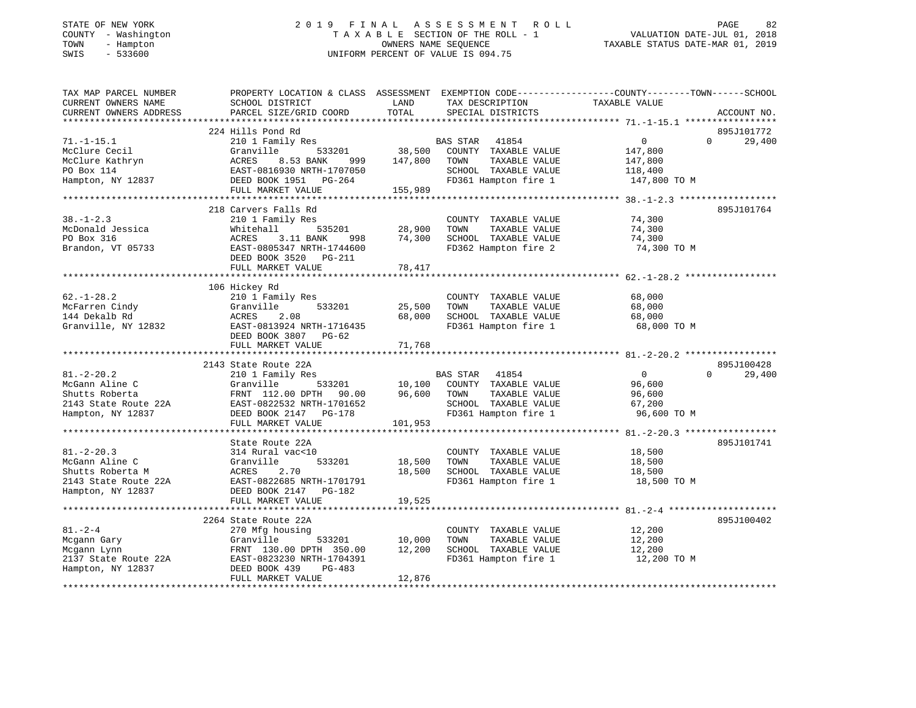STATE OF NEW YORK
COUNTY - Washington
TOWN - Hampton
SWIS - 533600

# 2019 FINAL ASSESSMENT ROLL
TAXABLE SECTION OF THE ROLL - 1
OWNERS NAME SEQUENCE
UNIFORM PERCENT OF VALUE IS 094.75

VALUATION DATE-JUL 01, 2018
TAXABLE STATUS DATE-MAR 01, 2019

| TAX MAP PARCEL NUMBER / CURRENT OWNERS NAME / CURRENT OWNERS ADDRESS | PROPERTY LOCATION & CLASS / SCHOOL DISTRICT / PARCEL SIZE/GRID COORD | ASSESSMENT LAND | TOTAL | EXEMPTION CODE / TAX DESCRIPTION / SPECIAL DISTRICTS | COUNTY / TOWN / SCHOOL TAXABLE VALUE | ACCOUNT NO. |
|---|---|---|---|---|---|---|
| 71.-1-15.1 | 224 Hills Pond Rd | | | | | 895J101772 |
| McClure Cecil | 210 1 Family Res | | | BAS STAR 41854 | 0 0 29,400 | |
| McClure Kathryn | Granville 533201 | 38,500 | | COUNTY TAXABLE VALUE | 147,800 | |
| PO Box 114 | ACRES 8.53 BANK 999 | | 147,800 | TOWN TAXABLE VALUE | 147,800 | |
| Hampton, NY 12837 | EAST-0816930 NRTH-1707050 | | | SCHOOL TAXABLE VALUE | 118,400 | |
| | DEED BOOK 1951 PG-264 | | | FD361 Hampton fire 1 | 147,800 TO M | |
| | FULL MARKET VALUE | | 155,989 | | | |
| 38.-1-2.3 | 218 Carvers Falls Rd | | | | | 895J101764 |
| McDonald Jessica | 210 1 Family Res | | | COUNTY TAXABLE VALUE | 74,300 | |
| PO Box 316 | Whitehall 535201 | 28,900 | | TOWN TAXABLE VALUE | 74,300 | |
| Brandon, VT 05733 | ACRES 3.11 BANK 998 | | 74,300 | SCHOOL TAXABLE VALUE | 74,300 | |
| | EAST-0805347 NRTH-1744600 | | | FD362 Hampton fire 2 | 74,300 TO M | |
| | DEED BOOK 3520 PG-211 | | | | | |
| | FULL MARKET VALUE | | 78,417 | | | |
| 62.-1-28.2 | 106 Hickey Rd | | | | | |
| McFarren Cindy | 210 1 Family Res | | | COUNTY TAXABLE VALUE | 68,000 | |
| 144 Dekalb Rd | Granville 533201 | 25,500 | | TOWN TAXABLE VALUE | 68,000 | |
| Granville, NY 12832 | ACRES 2.08 | | 68,000 | SCHOOL TAXABLE VALUE | 68,000 | |
| | EAST-0813924 NRTH-1716435 | | | FD361 Hampton fire 1 | 68,000 TO M | |
| | DEED BOOK 3807 PG-62 | | | | | |
| | FULL MARKET VALUE | | 71,768 | | | |
| 81.-2-20.2 | 2143 State Route 22A | | | | | 895J100428 |
| McGann Aline C | 210 1 Family Res | | | BAS STAR 41854 | 0 0 29,400 | |
| Shutts Roberta | Granville 533201 | 10,100 | | COUNTY TAXABLE VALUE | 96,600 | |
| 2143 State Route 22A | FRNT 112.00 DPTH 90.00 | | 96,600 | TOWN TAXABLE VALUE | 96,600 | |
| Hampton, NY 12837 | EAST-0822532 NRTH-1701652 | | | SCHOOL TAXABLE VALUE | 67,200 | |
| | DEED BOOK 2147 PG-178 | | | FD361 Hampton fire 1 | 96,600 TO M | |
| | FULL MARKET VALUE | | 101,953 | | | |
| 81.-2-20.3 | State Route 22A | | | | | 895J101741 |
| McGann Aline C | 314 Rural vac<10 | | | COUNTY TAXABLE VALUE | 18,500 | |
| Shutts Roberta M | Granville 533201 | 18,500 | | TOWN TAXABLE VALUE | 18,500 | |
| 2143 State Route 22A | ACRES 2.70 | | 18,500 | SCHOOL TAXABLE VALUE | 18,500 | |
| Hampton, NY 12837 | EAST-0822685 NRTH-1701791 | | | FD361 Hampton fire 1 | 18,500 TO M | |
| | DEED BOOK 2147 PG-182 | | | | | |
| | FULL MARKET VALUE | | 19,525 | | | |
| 81.-2-4 | 2264 State Route 22A | | | | | 895J100402 |
| Mcgann Gary | 270 Mfg housing | | | COUNTY TAXABLE VALUE | 12,200 | |
| Mcgann Lynn | Granville 533201 | 10,000 | | TOWN TAXABLE VALUE | 12,200 | |
| 2137 State Route 22A | FRNT 130.00 DPTH 350.00 | | 12,200 | SCHOOL TAXABLE VALUE | 12,200 | |
| Hampton, NY 12837 | EAST-0823230 NRTH-1704391 | | | FD361 Hampton fire 1 | 12,200 TO M | |
| | DEED BOOK 439 PG-483 | | | | | |
| | FULL MARKET VALUE | | 12,876 | | | |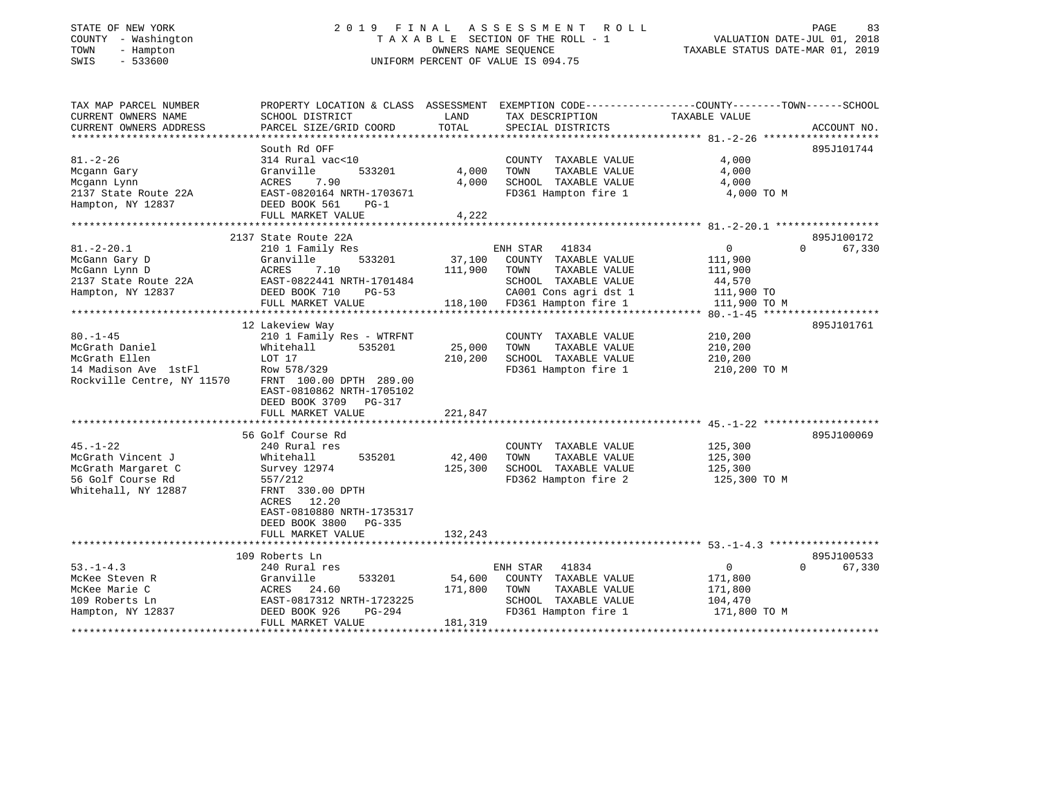STATE OF NEW YORK — 2019 FINAL ASSESSMENT ROLL
COUNTY - Washington — TAXABLE SECTION OF THE ROLL - 1 — VALUATION DATE-JUL 01, 2018
TOWN - Hampton — OWNERS NAME SEQUENCE — TAXABLE STATUS DATE-MAR 01, 2019
SWIS - 533600 — UNIFORM PERCENT OF VALUE IS 094.75

| TAX MAP PARCEL NUMBER / CURRENT OWNERS NAME / CURRENT OWNERS ADDRESS | PROPERTY LOCATION & CLASS / SCHOOL DISTRICT / PARCEL SIZE/GRID COORD | ASSESSMENT LAND / TOTAL | EXEMPTION CODE / TAX DESCRIPTION / SPECIAL DISTRICTS | COUNTY / TOWN TAXABLE VALUE | SCHOOL / ACCOUNT NO. |
|---|---|---|---|---|---|
| | South Rd OFF | | | | 895J101744 |
| 81.-2-26 | 314 Rural vac<10 | | COUNTY TAXABLE VALUE | 4,000 | |
| Mcgann Gary | Granville 533201 | 4,000 | TOWN TAXABLE VALUE | 4,000 | |
| Mcgann Lynn | ACRES 7.90 | 4,000 | SCHOOL TAXABLE VALUE | 4,000 | |
| 2137 State Route 22A | EAST-0820164 NRTH-1703671 | | FD361 Hampton fire 1 | 4,000 TO M | |
| Hampton, NY 12837 | DEED BOOK 561 PG-1 | | | | |
| | FULL MARKET VALUE | 4,222 | | | |
| | 2137 State Route 22A | | | | 895J100172 |
| 81.-2-20.1 | 210 1 Family Res | | ENH STAR 41834 | 0 | 0 67,330 |
| McGann Gary D | Granville 533201 | 37,100 | COUNTY TAXABLE VALUE | 111,900 | |
| McGann Lynn D | ACRES 7.10 | 111,900 | TOWN TAXABLE VALUE | 111,900 | |
| 2137 State Route 22A | EAST-0822441 NRTH-1701484 | | SCHOOL TAXABLE VALUE | 44,570 | |
| Hampton, NY 12837 | DEED BOOK 710 PG-53 | | CA001 Cons agri dst 1 | 111,900 TO | |
| | FULL MARKET VALUE | 118,100 | FD361 Hampton fire 1 | 111,900 TO M | |
| | 12 Lakeview Way | | | | 895J101761 |
| 80.-1-45 | 210 1 Family Res - WTRFNT | | COUNTY TAXABLE VALUE | 210,200 | |
| McGrath Daniel | Whitehall 535201 | 25,000 | TOWN TAXABLE VALUE | 210,200 | |
| McGrath Ellen | LOT 17 | 210,200 | SCHOOL TAXABLE VALUE | 210,200 | |
| 14 Madison Ave 1stFl | Row 578/329 | | FD361 Hampton fire 1 | 210,200 TO M | |
| Rockville Centre, NY 11570 | FRNT 100.00 DPTH 289.00 | | | | |
| | EAST-0810862 NRTH-1705102 | | | | |
| | DEED BOOK 3709 PG-317 | | | | |
| | FULL MARKET VALUE | 221,847 | | | |
| | 56 Golf Course Rd | | | | 895J100069 |
| 45.-1-22 | 240 Rural res | | COUNTY TAXABLE VALUE | 125,300 | |
| McGrath Vincent J | Whitehall 535201 | 42,400 | TOWN TAXABLE VALUE | 125,300 | |
| McGrath Margaret C | Survey 12974 | 125,300 | SCHOOL TAXABLE VALUE | 125,300 | |
| 56 Golf Course Rd | 557/212 | | FD362 Hampton fire 2 | 125,300 TO M | |
| Whitehall, NY 12887 | FRNT 330.00 DPTH | | | | |
| | ACRES 12.20 | | | | |
| | EAST-0810880 NRTH-1735317 | | | | |
| | DEED BOOK 3800 PG-335 | | | | |
| | FULL MARKET VALUE | 132,243 | | | |
| | 109 Roberts Ln | | | | 895J100533 |
| 53.-1-4.3 | 240 Rural res | | ENH STAR 41834 | 0 | 0 67,330 |
| McKee Steven R | Granville 533201 | 54,600 | COUNTY TAXABLE VALUE | 171,800 | |
| McKee Marie C | ACRES 24.60 | 171,800 | TOWN TAXABLE VALUE | 171,800 | |
| 109 Roberts Ln | EAST-0817312 NRTH-1723225 | | SCHOOL TAXABLE VALUE | 104,470 | |
| Hampton, NY 12837 | DEED BOOK 926 PG-294 | | FD361 Hampton fire 1 | 171,800 TO M | |
| | FULL MARKET VALUE | 181,319 | | | |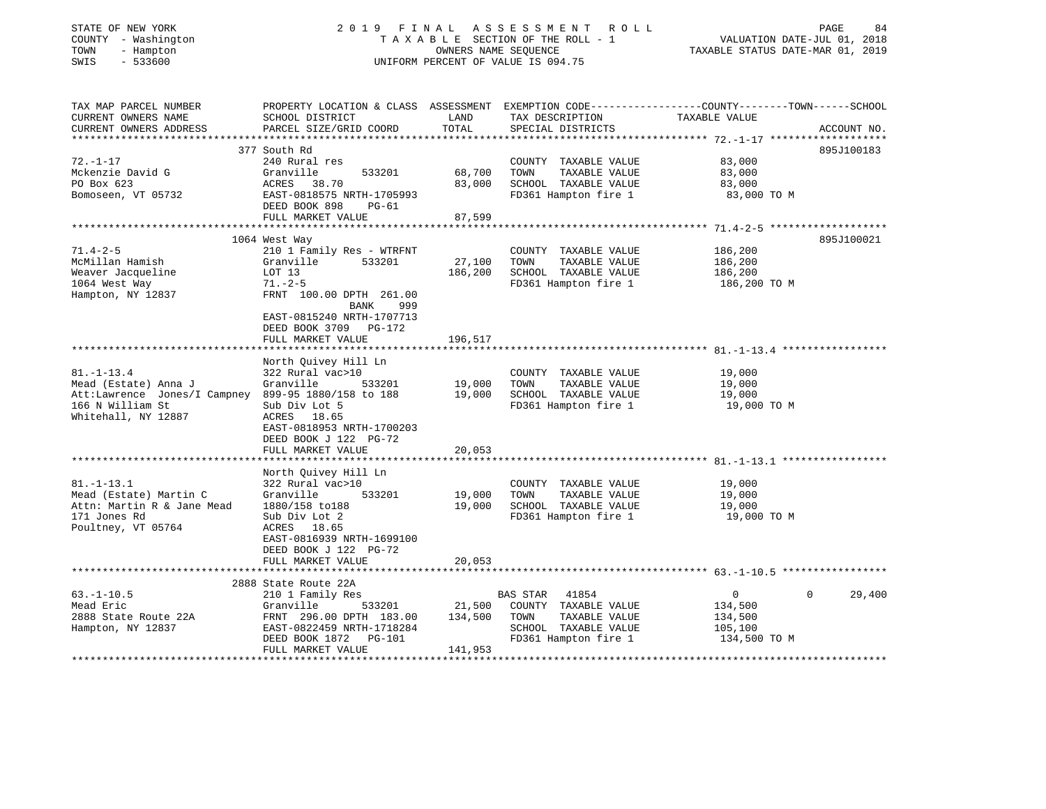STATE OF NEW YORK — COUNTY - Washington — TOWN - Hampton — SWIS - 533600

# 2019 FINAL ASSESSMENT ROLL

TAXABLE SECTION OF THE ROLL - 1
OWNERS NAME SEQUENCE
UNIFORM PERCENT OF VALUE IS 094.75

VALUATION DATE-JUL 01, 2018
TAXABLE STATUS DATE-MAR 01, 2019

| TAX MAP PARCEL NUMBER / CURRENT OWNERS NAME / CURRENT OWNERS ADDRESS | PROPERTY LOCATION & CLASS / SCHOOL DISTRICT / PARCEL SIZE/GRID COORD | ASSESSMENT LAND / TOTAL | EXEMPTION CODE / TAX DESCRIPTION / SPECIAL DISTRICTS | COUNTY | TOWN | SCHOOL TAXABLE VALUE | ACCOUNT NO. |
|---|---|---|---|---|---|---|---|
| 72.-1-17 | 377 South Rd | | | | | | 895J100183 |
| Mckenzie David G | 240 Rural res | | COUNTY TAXABLE VALUE | 83,000 | | | |
| PO Box 623 | Granville 533201 | 68,700 | TOWN TAXABLE VALUE | | 83,000 | | |
| Bomoseen, VT 05732 | ACRES 38.70 | 83,000 | SCHOOL TAXABLE VALUE | | | 83,000 | |
| | EAST-0818575 NRTH-1705993 | | FD361 Hampton fire 1 | 83,000 TO M | | | |
| | DEED BOOK 898 PG-61 | | | | | | |
| | FULL MARKET VALUE | 87,599 | | | | | |
| 71.4-2-5 | 1064 West Way | | | | | | 895J100021 |
| McMillan Hamish | 210 1 Family Res - WTRFNT | | COUNTY TAXABLE VALUE | 186,200 | | | |
| Weaver Jacqueline | Granville 533201 | 27,100 | TOWN TAXABLE VALUE | | 186,200 | | |
| 1064 West Way | LOT 13 | 186,200 | SCHOOL TAXABLE VALUE | | | 186,200 | |
| Hampton, NY 12837 | 71.-2-5 | | FD361 Hampton fire 1 | 186,200 TO M | | | |
| | FRNT 100.00 DPTH 261.00 | | | | | | |
| | BANK 999 | | | | | | |
| | EAST-0815240 NRTH-1707713 | | | | | | |
| | DEED BOOK 3709 PG-172 | | | | | | |
| | FULL MARKET VALUE | 196,517 | | | | | |
| 81.-1-13.4 | North Quivey Hill Ln | | | | | | |
| Mead (Estate) Anna J | 322 Rural vac>10 | | COUNTY TAXABLE VALUE | 19,000 | | | |
| Att:Lawrence Jones/I Campney | Granville 533201 | 19,000 | TOWN TAXABLE VALUE | | 19,000 | | |
| 166 N William St | 899-95 1880/158 to 188 | 19,000 | SCHOOL TAXABLE VALUE | | | 19,000 | |
| Whitehall, NY 12887 | Sub Div Lot 5 | | FD361 Hampton fire 1 | 19,000 TO M | | | |
| | ACRES 18.65 | | | | | | |
| | EAST-0818953 NRTH-1700203 | | | | | | |
| | DEED BOOK J 122 PG-72 | | | | | | |
| | FULL MARKET VALUE | 20,053 | | | | | |
| 81.-1-13.1 | North Quivey Hill Ln | | | | | | |
| Mead (Estate) Martin C | 322 Rural vac>10 | | COUNTY TAXABLE VALUE | 19,000 | | | |
| Attn: Martin R & Jane Mead | Granville 533201 | 19,000 | TOWN TAXABLE VALUE | | 19,000 | | |
| 171 Jones Rd | 1880/158 to188 | 19,000 | SCHOOL TAXABLE VALUE | | | 19,000 | |
| Poultney, VT 05764 | Sub Div Lot 2 | | FD361 Hampton fire 1 | 19,000 TO M | | | |
| | ACRES 18.65 | | | | | | |
| | EAST-0816939 NRTH-1699100 | | | | | | |
| | DEED BOOK J 122 PG-72 | | | | | | |
| | FULL MARKET VALUE | 20,053 | | | | | |
| 63.-1-10.5 | 2888 State Route 22A | | | | | | |
| Mead Eric | 210 1 Family Res | | BAS STAR 41854 | 0 | 0 | 29,400 | |
| 2888 State Route 22A | Granville 533201 | 21,500 | COUNTY TAXABLE VALUE | 134,500 | | | |
| Hampton, NY 12837 | FRNT 296.00 DPTH 183.00 | 134,500 | TOWN TAXABLE VALUE | | 134,500 | | |
| | EAST-0822459 NRTH-1718284 | | SCHOOL TAXABLE VALUE | | | 105,100 | |
| | DEED BOOK 1872 PG-101 | | FD361 Hampton fire 1 | 134,500 TO M | | | |
| | FULL MARKET VALUE | 141,953 | | | | | |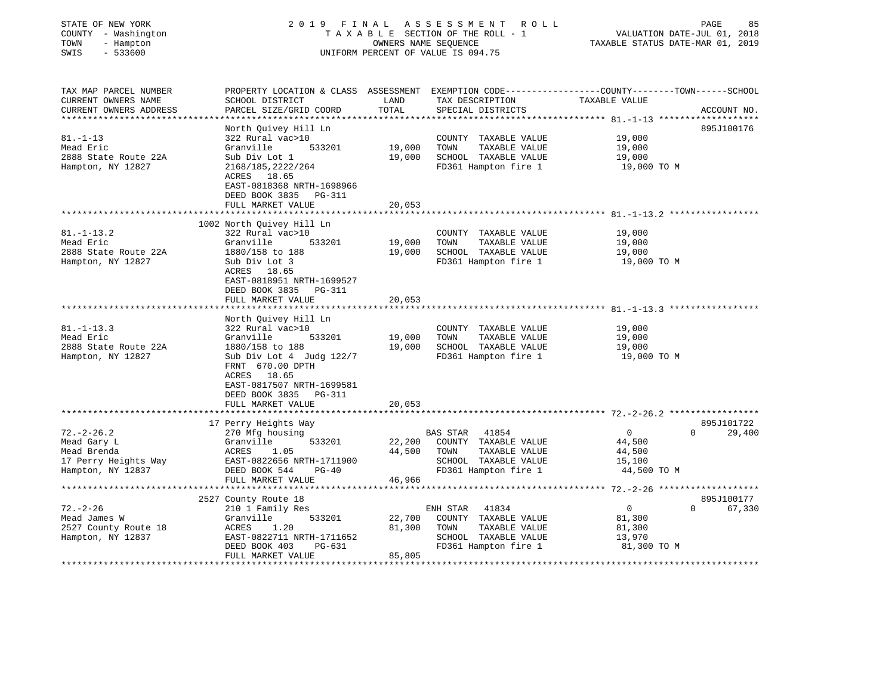STATE OF NEW YORK | COUNTY - Washington | TOWN - Hampton | SWIS - 533600

**2019 FINAL ASSESSMENT ROLL**
TAXABLE SECTION OF THE ROLL - 1
OWNERS NAME SEQUENCE
UNIFORM PERCENT OF VALUE IS 094.75

VALUATION DATE-JUL 01, 2018
TAXABLE STATUS DATE-MAR 01, 2019

| TAX MAP PARCEL NUMBER / CURRENT OWNERS NAME / CURRENT OWNERS ADDRESS | PROPERTY LOCATION & CLASS / SCHOOL DISTRICT / PARCEL SIZE/GRID COORD | ASSESSMENT LAND / TOTAL | EXEMPTION CODE / TAX DESCRIPTION / SPECIAL DISTRICTS | TAXABLE VALUE (COUNTY / TOWN / SCHOOL) | ACCOUNT NO. |
|---|---|---|---|---|---|
| 81.-1-13<br>Mead Eric<br>2888 State Route 22A<br>Hampton, NY 12827 | North Quivey Hill Ln<br>322 Rural vac>10<br>Granville 533201<br>Sub Div Lot 1<br>2168/185,2222/264<br>ACRES 18.65<br>EAST-0818368 NRTH-1698966<br>DEED BOOK 3835 PG-311<br>FULL MARKET VALUE | 19,000<br>19,000<br>20,053 | COUNTY TAXABLE VALUE<br>TOWN TAXABLE VALUE<br>SCHOOL TAXABLE VALUE<br>FD361 Hampton fire 1 | 19,000<br>19,000<br>19,000<br>19,000 TO M | 895J100176 |
| 81.-1-13.2<br>Mead Eric<br>2888 State Route 22A<br>Hampton, NY 12827 | 1002 North Quivey Hill Ln<br>322 Rural vac>10<br>Granville 533201<br>1880/158 to 188<br>Sub Div Lot 3<br>ACRES 18.65<br>EAST-0818951 NRTH-1699527<br>DEED BOOK 3835 PG-311<br>FULL MARKET VALUE | 19,000<br>19,000<br>20,053 | COUNTY TAXABLE VALUE<br>TOWN TAXABLE VALUE<br>SCHOOL TAXABLE VALUE<br>FD361 Hampton fire 1 | 19,000<br>19,000<br>19,000<br>19,000 TO M | |
| 81.-1-13.3<br>Mead Eric<br>2888 State Route 22A<br>Hampton, NY 12827 | North Quivey Hill Ln<br>322 Rural vac>10<br>Granville 533201<br>1880/158 to 188<br>Sub Div Lot 4 Judg 122/7<br>FRNT 670.00 DPTH<br>ACRES 18.65<br>EAST-0817507 NRTH-1699581<br>DEED BOOK 3835 PG-311<br>FULL MARKET VALUE | 19,000<br>19,000<br>20,053 | COUNTY TAXABLE VALUE<br>TOWN TAXABLE VALUE<br>SCHOOL TAXABLE VALUE<br>FD361 Hampton fire 1 | 19,000<br>19,000<br>19,000<br>19,000 TO M | |
| 72.-2-26.2<br>Mead Gary L<br>Mead Brenda<br>17 Perry Heights Way<br>Hampton, NY 12837 | 17 Perry Heights Way<br>270 Mfg housing<br>Granville 533201<br>ACRES 1.05<br>EAST-0822656 NRTH-1711900<br>DEED BOOK 544 PG-40<br>FULL MARKET VALUE | 22,200<br>44,500<br>46,966 | BAS STAR 41854<br>COUNTY TAXABLE VALUE<br>TOWN TAXABLE VALUE<br>SCHOOL TAXABLE VALUE<br>FD361 Hampton fire 1 | 0 0 29,400<br>44,500<br>44,500<br>15,100<br>44,500 TO M | 895J101722 |
| 72.-2-26<br>Mead James W<br>2527 County Route 18<br>Hampton, NY 12837 | 2527 County Route 18<br>210 1 Family Res<br>Granville 533201<br>ACRES 1.20<br>EAST-0822711 NRTH-1711652<br>DEED BOOK 403 PG-631<br>FULL MARKET VALUE | 22,700<br>81,300<br>85,805 | ENH STAR 41834<br>COUNTY TAXABLE VALUE<br>TOWN TAXABLE VALUE<br>SCHOOL TAXABLE VALUE<br>FD361 Hampton fire 1 | 0 0 67,330<br>81,300<br>81,300<br>13,970<br>81,300 TO M | 895J100177 |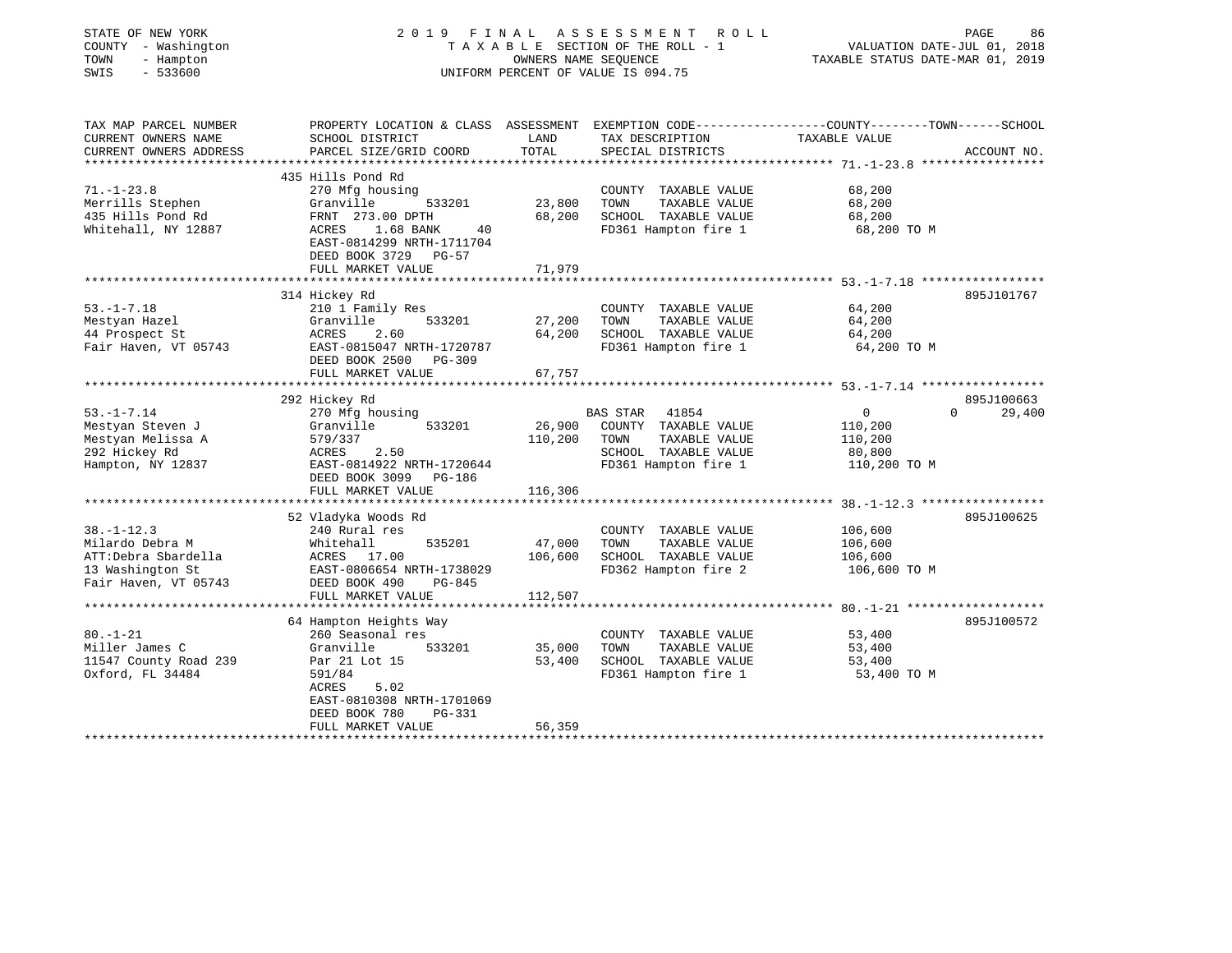STATE OF NEW YORK
COUNTY - Washington
TOWN - Hampton
SWIS - 533600

# 2019 FINAL ASSESSMENT ROLL

TAXABLE SECTION OF THE ROLL - 1
OWNERS NAME SEQUENCE
UNIFORM PERCENT OF VALUE IS 094.75

VALUATION DATE-JUL 01, 2018
TAXABLE STATUS DATE-MAR 01, 2019

| TAX MAP PARCEL NUMBER / CURRENT OWNERS NAME / CURRENT OWNERS ADDRESS | PROPERTY LOCATION & CLASS / SCHOOL DISTRICT / PARCEL SIZE/GRID COORD | ASSESSMENT LAND | TOTAL | EXEMPTION CODE / TAX DESCRIPTION / SPECIAL DISTRICTS | COUNTY / TOWN TAXABLE VALUE | SCHOOL | ACCOUNT NO. |
|---|---|---|---|---|---|---|---|
| 71.-1-23.8 | 435 Hills Pond Rd | | | | | | |
| Merrills Stephen | 270 Mfg housing | | | COUNTY TAXABLE VALUE | 68,200 | | |
| 435 Hills Pond Rd | Granville 533201 | 23,800 | | TOWN TAXABLE VALUE | 68,200 | | |
| Whitehall, NY 12887 | FRNT 273.00 DPTH | | 68,200 | SCHOOL TAXABLE VALUE | 68,200 | | |
| | ACRES 1.68 BANK 40 | | | FD361 Hampton fire 1 | 68,200 TO M | | |
| | EAST-0814299 NRTH-1711704 | | | | | | |
| | DEED BOOK 3729 PG-57 | | | | | | |
| | FULL MARKET VALUE | | 71,979 | | | | |
| 53.-1-7.18 | 314 Hickey Rd | | | | | | 895J101767 |
| Mestyan Hazel | 210 1 Family Res | | | COUNTY TAXABLE VALUE | 64,200 | | |
| 44 Prospect St | Granville 533201 | 27,200 | | TOWN TAXABLE VALUE | 64,200 | | |
| Fair Haven, VT 05743 | ACRES 2.60 | | 64,200 | SCHOOL TAXABLE VALUE | 64,200 | | |
| | EAST-0815047 NRTH-1720787 | | | FD361 Hampton fire 1 | 64,200 TO M | | |
| | DEED BOOK 2500 PG-309 | | | | | | |
| | FULL MARKET VALUE | | 67,757 | | | | |
| 53.-1-7.14 | 292 Hickey Rd | | | | | | 895J100663 |
| Mestyan Steven J | 270 Mfg housing | | | BAS STAR 41854 | 0 | 0 | 29,400 |
| Mestyan Melissa A | Granville 533201 | 26,900 | | COUNTY TAXABLE VALUE | 110,200 | | |
| 292 Hickey Rd | 579/337 | | 110,200 | TOWN TAXABLE VALUE | 110,200 | | |
| Hampton, NY 12837 | ACRES 2.50 | | | SCHOOL TAXABLE VALUE | 80,800 | | |
| | EAST-0814922 NRTH-1720644 | | | FD361 Hampton fire 1 | 110,200 TO M | | |
| | DEED BOOK 3099 PG-186 | | | | | | |
| | FULL MARKET VALUE | | 116,306 | | | | |
| 38.-1-12.3 | 52 Vladyka Woods Rd | | | | | | 895J100625 |
| Milardo Debra M | 240 Rural res | | | COUNTY TAXABLE VALUE | 106,600 | | |
| ATT:Debra Sbardella | Whitehall 535201 | 47,000 | | TOWN TAXABLE VALUE | 106,600 | | |
| 13 Washington St | ACRES 17.00 | | 106,600 | SCHOOL TAXABLE VALUE | 106,600 | | |
| Fair Haven, VT 05743 | EAST-0806654 NRTH-1738029 | | | FD362 Hampton fire 2 | 106,600 TO M | | |
| | DEED BOOK 490 PG-845 | | | | | | |
| | FULL MARKET VALUE | | 112,507 | | | | |
| 80.-1-21 | 64 Hampton Heights Way | | | | | | 895J100572 |
| Miller James C | 260 Seasonal res | | | COUNTY TAXABLE VALUE | 53,400 | | |
| 11547 County Road 239 | Granville 533201 | 35,000 | | TOWN TAXABLE VALUE | 53,400 | | |
| Oxford, FL 34484 | Par 21 Lot 15 | | 53,400 | SCHOOL TAXABLE VALUE | 53,400 | | |
| | 591/84 | | | FD361 Hampton fire 1 | 53,400 TO M | | |
| | ACRES 5.02 | | | | | | |
| | EAST-0810308 NRTH-1701069 | | | | | | |
| | DEED BOOK 780 PG-331 | | | | | | |
| | FULL MARKET VALUE | | 56,359 | | | | |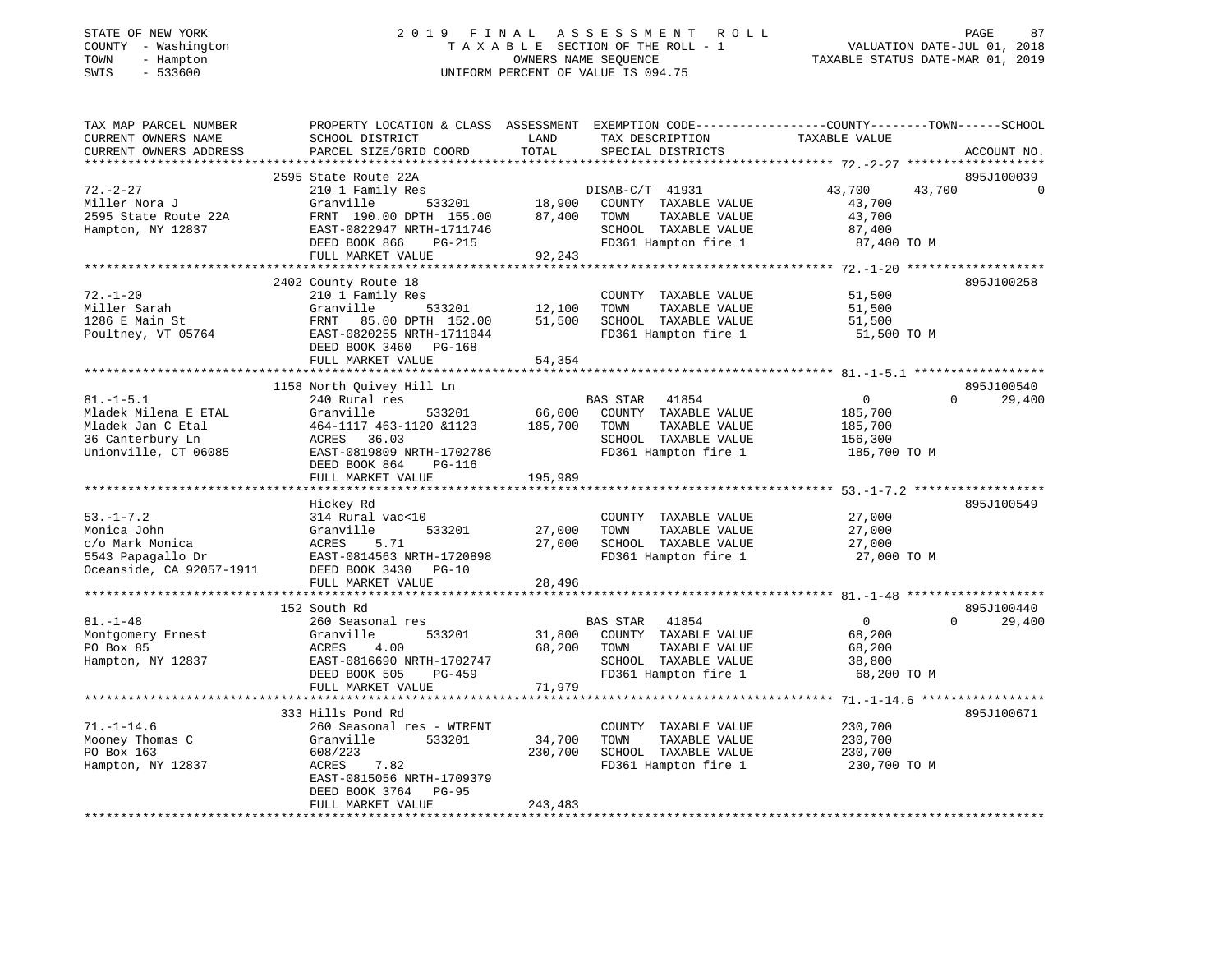STATE OF NEW YORK
COUNTY - Washington
TOWN - Hampton
SWIS - 533600

2019 FINAL ASSESSMENT ROLL
TAXABLE SECTION OF THE ROLL - 1
OWNERS NAME SEQUENCE
UNIFORM PERCENT OF VALUE IS 094.75

VALUATION DATE-JUL 01, 2018
TAXABLE STATUS DATE-MAR 01, 2019

```
TAX MAP PARCEL NUMBER     PROPERTY LOCATION & CLASS  ASSESSMENT  EXEMPTION CODE------------------COUNTY--------TOWN------SCHOOL
CURRENT OWNERS NAME       SCHOOL DISTRICT               LAND      TAX DESCRIPTION                  TAXABLE VALUE
CURRENT OWNERS ADDRESS    PARCEL SIZE/GRID COORD        TOTAL     SPECIAL DISTRICTS                                         ACCOUNT NO.
******************************************************************************************************* 72.-2-27 *******************
                        2595 State Route 22A                                                                             895J100039
72.-2-27                 210 1 Family Res                       DISAB-C/T 41931                43,700       43,700            0
Miller Nora J            Granville       533201       18,900    COUNTY  TAXABLE VALUE            43,700
2595 State Route 22A     FRNT 190.00 DPTH 155.00      87,400    TOWN    TAXABLE VALUE            43,700
Hampton, NY 12837        EAST-0822947 NRTH-1711746              SCHOOL  TAXABLE VALUE            87,400
                         DEED BOOK 866    PG-215                FD361 Hampton fire 1              87,400 TO M
                         FULL MARKET VALUE            92,243
******************************************************************************************************* 72.-1-20 *******************
                        2402 County Route 18                                                                             895J100258
72.-1-20                 210 1 Family Res                       COUNTY  TAXABLE VALUE            51,500
Miller Sarah             Granville       533201       12,100    TOWN    TAXABLE VALUE            51,500
1286 E Main St           FRNT  85.00 DPTH 152.00      51,500    SCHOOL  TAXABLE VALUE            51,500
Poultney, VT 05764       EAST-0820255 NRTH-1711044              FD361 Hampton fire 1              51,500 TO M
                         DEED BOOK 3460   PG-168
                         FULL MARKET VALUE            54,354
******************************************************************************************************* 81.-1-5.1 ******************
                        1158 North Quivey Hill Ln                                                                        895J100540
81.-1-5.1                240 Rural res                          BAS STAR  41854                    0            0        29,400
Mladek Milena E ETAL     Granville       533201       66,000    COUNTY  TAXABLE VALUE           185,700
Mladek Jan C Etal        464-1117 463-1120 &1123     185,700    TOWN    TAXABLE VALUE           185,700
36 Canterbury Ln         ACRES  36.03                           SCHOOL  TAXABLE VALUE           156,300
Unionville, CT 06085     EAST-0819809 NRTH-1702786              FD361 Hampton fire 1             185,700 TO M
                         DEED BOOK 864    PG-116
                         FULL MARKET VALUE           195,989
******************************************************************************************************* 53.-1-7.2 ******************
                         Hickey Rd                                                                                       895J100549
53.-1-7.2                314 Rural vac<10                       COUNTY  TAXABLE VALUE            27,000
Monica John              Granville       533201       27,000    TOWN    TAXABLE VALUE            27,000
c/o Mark Monica          ACRES   5.71                 27,000    SCHOOL  TAXABLE VALUE            27,000
5543 Papagallo Dr        EAST-0814563 NRTH-1720898              FD361 Hampton fire 1              27,000 TO M
Oceanside, CA 92057-1911 DEED BOOK 3430   PG-10
                         FULL MARKET VALUE            28,496
******************************************************************************************************* 81.-1-48 *******************
                         152 South Rd                                                                                    895J100440
81.-1-48                 260 Seasonal res                       BAS STAR  41854                    0            0        29,400
Montgomery Ernest        Granville       533201       31,800    COUNTY  TAXABLE VALUE            68,200
PO Box 85                ACRES   4.00                 68,200    TOWN    TAXABLE VALUE            68,200
Hampton, NY 12837        EAST-0816690 NRTH-1702747              SCHOOL  TAXABLE VALUE            38,800
                         DEED BOOK 505    PG-459                FD361 Hampton fire 1              68,200 TO M
                         FULL MARKET VALUE            71,979
******************************************************************************************************* 71.-1-14.6 *****************
                         333 Hills Pond Rd                                                                               895J100671
71.-1-14.6               260 Seasonal res - WTRFNT              COUNTY  TAXABLE VALUE           230,700
Mooney Thomas C          Granville       533201       34,700    TOWN    TAXABLE VALUE           230,700
PO Box 163               608/223                     230,700    SCHOOL  TAXABLE VALUE           230,700
Hampton, NY 12837        ACRES   7.82                           FD361 Hampton fire 1             230,700 TO M
                         EAST-0815056 NRTH-1709379
                         DEED BOOK 3764   PG-95
                         FULL MARKET VALUE           243,483
************************************************************************************************************************************
```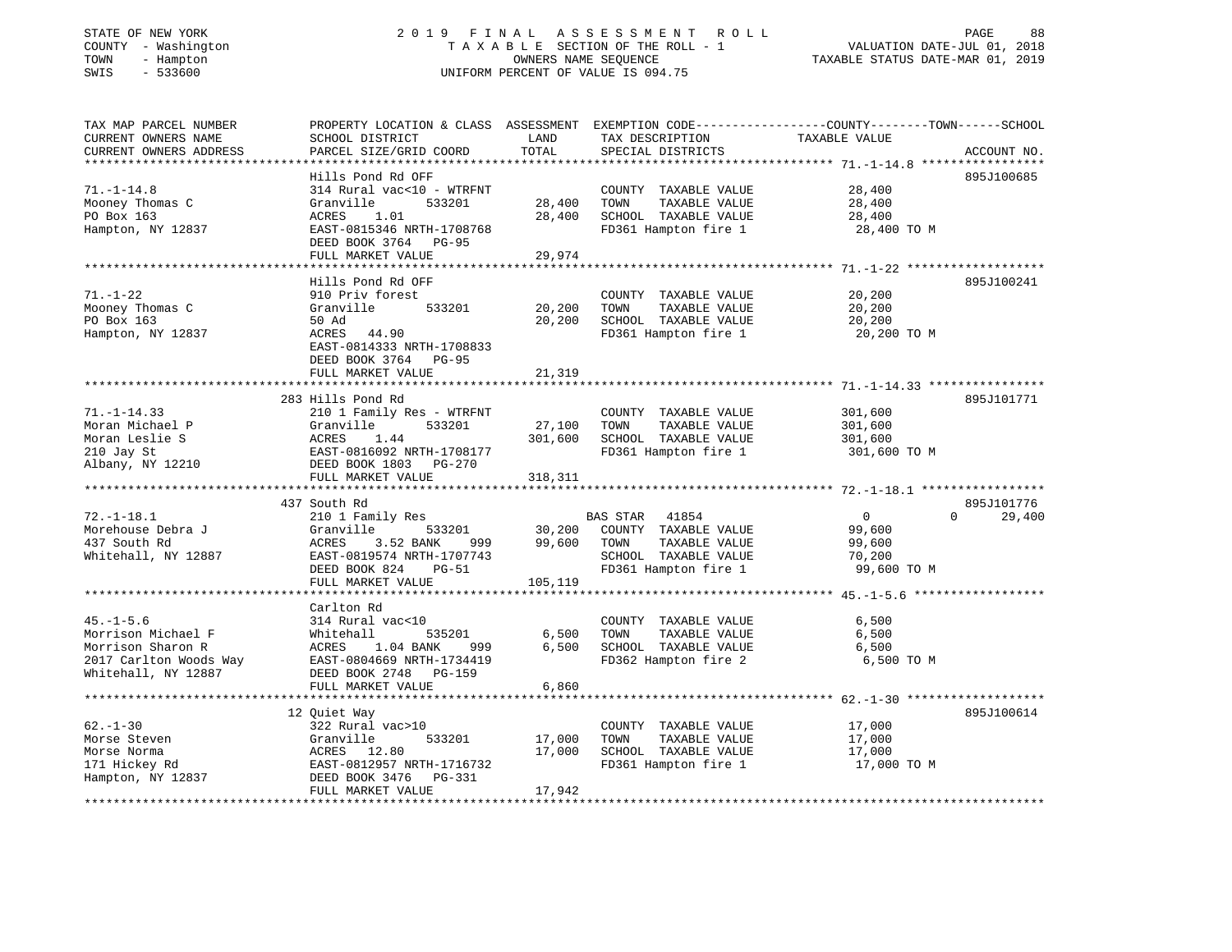STATE OF NEW YORK — 2019 FINAL ASSESSMENT ROLL
COUNTY - Washington — TAXABLE SECTION OF THE ROLL - 1 — VALUATION DATE-JUL 01, 2018
TOWN - Hampton — OWNERS NAME SEQUENCE — TAXABLE STATUS DATE-MAR 01, 2019
SWIS - 533600 — UNIFORM PERCENT OF VALUE IS 094.75

| TAX MAP PARCEL NUMBER / CURRENT OWNERS NAME / CURRENT OWNERS ADDRESS | PROPERTY LOCATION & CLASS / SCHOOL DISTRICT / PARCEL SIZE/GRID COORD | ASSESSMENT LAND / TOTAL | EXEMPTION CODE / TAX DESCRIPTION / SPECIAL DISTRICTS | COUNTY / TOWN / SCHOOL TAXABLE VALUE | ACCOUNT NO. |
|---|---|---|---|---|---|
| 71.-1-14.8 | Hills Pond Rd OFF | | | | 895J100685 |
| Mooney Thomas C | 314 Rural vac<10 - WTRFNT | | COUNTY TAXABLE VALUE | 28,400 | |
| PO Box 163 | Granville 533201 | 28,400 | TOWN TAXABLE VALUE | 28,400 | |
| Hampton, NY 12837 | ACRES 1.01 | 28,400 | SCHOOL TAXABLE VALUE | 28,400 | |
| | EAST-0815346 NRTH-1708768 | | FD361 Hampton fire 1 | 28,400 TO M | |
| | DEED BOOK 3764 PG-95 | | | | |
| | FULL MARKET VALUE | 29,974 | | | |
| 71.-1-22 | Hills Pond Rd OFF | | | | 895J100241 |
| Mooney Thomas C | 910 Priv forest | | COUNTY TAXABLE VALUE | 20,200 | |
| PO Box 163 | Granville 533201 | 20,200 | TOWN TAXABLE VALUE | 20,200 | |
| Hampton, NY 12837 | 50 Ad | 20,200 | SCHOOL TAXABLE VALUE | 20,200 | |
| | ACRES 44.90 | | FD361 Hampton fire 1 | 20,200 TO M | |
| | EAST-0814333 NRTH-1708833 | | | | |
| | DEED BOOK 3764 PG-95 | | | | |
| | FULL MARKET VALUE | 21,319 | | | |
| 71.-1-14.33 | 283 Hills Pond Rd | | | | 895J101771 |
| Moran Michael P | 210 1 Family Res - WTRFNT | | COUNTY TAXABLE VALUE | 301,600 | |
| Moran Leslie S | Granville 533201 | 27,100 | TOWN TAXABLE VALUE | 301,600 | |
| 210 Jay St | ACRES 1.44 | 301,600 | SCHOOL TAXABLE VALUE | 301,600 | |
| Albany, NY 12210 | EAST-0816092 NRTH-1708177 | | FD361 Hampton fire 1 | 301,600 TO M | |
| | DEED BOOK 1803 PG-270 | | | | |
| | FULL MARKET VALUE | 318,311 | | | |
| 72.-1-18.1 | 437 South Rd | | | | 895J101776 |
| Morehouse Debra J | 210 1 Family Res | | BAS STAR 41854 | 0 0 29,400 | |
| 437 South Rd | Granville 533201 | 30,200 | COUNTY TAXABLE VALUE | 99,600 | |
| Whitehall, NY 12887 | ACRES 3.52 BANK 999 | 99,600 | TOWN TAXABLE VALUE | 99,600 | |
| | EAST-0819574 NRTH-1707743 | | SCHOOL TAXABLE VALUE | 70,200 | |
| | DEED BOOK 824 PG-51 | | FD361 Hampton fire 1 | 99,600 TO M | |
| | FULL MARKET VALUE | 105,119 | | | |
| 45.-1-5.6 | Carlton Rd | | | | |
| Morrison Michael F | 314 Rural vac<10 | | COUNTY TAXABLE VALUE | 6,500 | |
| Morrison Sharon R | Whitehall 535201 | 6,500 | TOWN TAXABLE VALUE | 6,500 | |
| 2017 Carlton Woods Way | ACRES 1.04 BANK 999 | 6,500 | SCHOOL TAXABLE VALUE | 6,500 | |
| Whitehall, NY 12887 | EAST-0804669 NRTH-1734419 | | FD362 Hampton fire 2 | 6,500 TO M | |
| | DEED BOOK 2748 PG-159 | | | | |
| | FULL MARKET VALUE | 6,860 | | | |
| 62.-1-30 | 12 Quiet Way | | | | 895J100614 |
| Morse Steven | 322 Rural vac>10 | | COUNTY TAXABLE VALUE | 17,000 | |
| Morse Norma | Granville 533201 | 17,000 | TOWN TAXABLE VALUE | 17,000 | |
| 171 Hickey Rd | ACRES 12.80 | 17,000 | SCHOOL TAXABLE VALUE | 17,000 | |
| Hampton, NY 12837 | EAST-0812957 NRTH-1716732 | | FD361 Hampton fire 1 | 17,000 TO M | |
| | DEED BOOK 3476 PG-331 | | | | |
| | FULL MARKET VALUE | 17,942 | | | |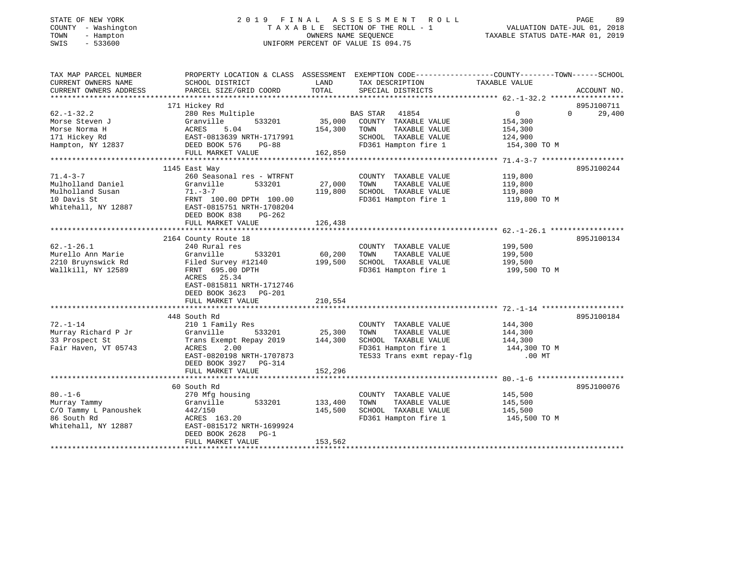STATE OF NEW YORK — 2019 FINAL ASSESSMENT ROLL
COUNTY - Washington — TAXABLE SECTION OF THE ROLL - 1 — VALUATION DATE-JUL 01, 2018
TOWN - Hampton — OWNERS NAME SEQUENCE — TAXABLE STATUS DATE-MAR 01, 2019
SWIS - 533600 — UNIFORM PERCENT OF VALUE IS 094.75

| TAX MAP PARCEL NUMBER / CURRENT OWNERS NAME / CURRENT OWNERS ADDRESS | PROPERTY LOCATION & CLASS / SCHOOL DISTRICT / PARCEL SIZE/GRID COORD | ASSESSMENT LAND | TOTAL | EXEMPTION CODE / TAX DESCRIPTION / SPECIAL DISTRICTS | COUNTY/TOWN/SCHOOL TAXABLE VALUE | ACCOUNT NO. |
|---|---|---|---|---|---|---|
| | 171 Hickey Rd | | | | | 895J100711 |
| 62.-1-32.2 | 280 Res Multiple | | | BAS STAR 41854 | 0 0 29,400 | |
| Morse Steven J | Granville 533201 | 35,000 | | COUNTY TAXABLE VALUE | 154,300 | |
| Morse Norma H | ACRES 5.04 | | 154,300 | TOWN TAXABLE VALUE | 154,300 | |
| 171 Hickey Rd | EAST-0813639 NRTH-1717991 | | | SCHOOL TAXABLE VALUE | 124,900 | |
| Hampton, NY 12837 | DEED BOOK 576 PG-88 | | | FD361 Hampton fire 1 | 154,300 TO M | |
| | FULL MARKET VALUE | | 162,850 | | | |
| | 1145 East Way | | | | | 895J100244 |
| 71.4-3-7 | 260 Seasonal res - WTRFNT | | | COUNTY TAXABLE VALUE | 119,800 | |
| Mulholland Daniel | Granville 533201 | 27,000 | | TOWN TAXABLE VALUE | 119,800 | |
| Mulholland Susan | 71.-3-7 | | 119,800 | SCHOOL TAXABLE VALUE | 119,800 | |
| 10 Davis St | FRNT 100.00 DPTH 100.00 | | | FD361 Hampton fire 1 | 119,800 TO M | |
| Whitehall, NY 12887 | EAST-0815751 NRTH-1708204 | | | | | |
| | DEED BOOK 838 PG-262 | | | | | |
| | FULL MARKET VALUE | | 126,438 | | | |
| | 2164 County Route 18 | | | | | 895J100134 |
| 62.-1-26.1 | 240 Rural res | | | COUNTY TAXABLE VALUE | 199,500 | |
| Murello Ann Marie | Granville 533201 | 60,200 | | TOWN TAXABLE VALUE | 199,500 | |
| 2210 Bruynswick Rd | Filed Survey #12140 | | 199,500 | SCHOOL TAXABLE VALUE | 199,500 | |
| Wallkill, NY 12589 | FRNT 695.00 DPTH | | | FD361 Hampton fire 1 | 199,500 TO M | |
| | ACRES 25.34 | | | | | |
| | EAST-0815811 NRTH-1712746 | | | | | |
| | DEED BOOK 3623 PG-201 | | | | | |
| | FULL MARKET VALUE | | 210,554 | | | |
| | 448 South Rd | | | | | 895J100184 |
| 72.-1-14 | 210 1 Family Res | | | COUNTY TAXABLE VALUE | 144,300 | |
| Murray Richard P Jr | Granville 533201 | 25,300 | | TOWN TAXABLE VALUE | 144,300 | |
| 33 Prospect St | Trans Exempt Repay 2019 | | 144,300 | SCHOOL TAXABLE VALUE | 144,300 | |
| Fair Haven, VT 05743 | ACRES 2.00 | | | FD361 Hampton fire 1 | 144,300 TO M | |
| | EAST-0820198 NRTH-1707873 | | | TE533 Trans exmt repay-flg | .00 MT | |
| | DEED BOOK 3927 PG-314 | | | | | |
| | FULL MARKET VALUE | | 152,296 | | | |
| | 60 South Rd | | | | | 895J100076 |
| 80.-1-6 | 270 Mfg housing | | | COUNTY TAXABLE VALUE | 145,500 | |
| Murray Tammy | Granville 533201 | 133,400 | | TOWN TAXABLE VALUE | 145,500 | |
| C/O Tammy L Panoushek | 442/150 | | 145,500 | SCHOOL TAXABLE VALUE | 145,500 | |
| 86 South Rd | ACRES 163.20 | | | FD361 Hampton fire 1 | 145,500 TO M | |
| Whitehall, NY 12887 | EAST-0815172 NRTH-1699924 | | | | | |
| | DEED BOOK 2628 PG-1 | | | | | |
| | FULL MARKET VALUE | | 153,562 | | | |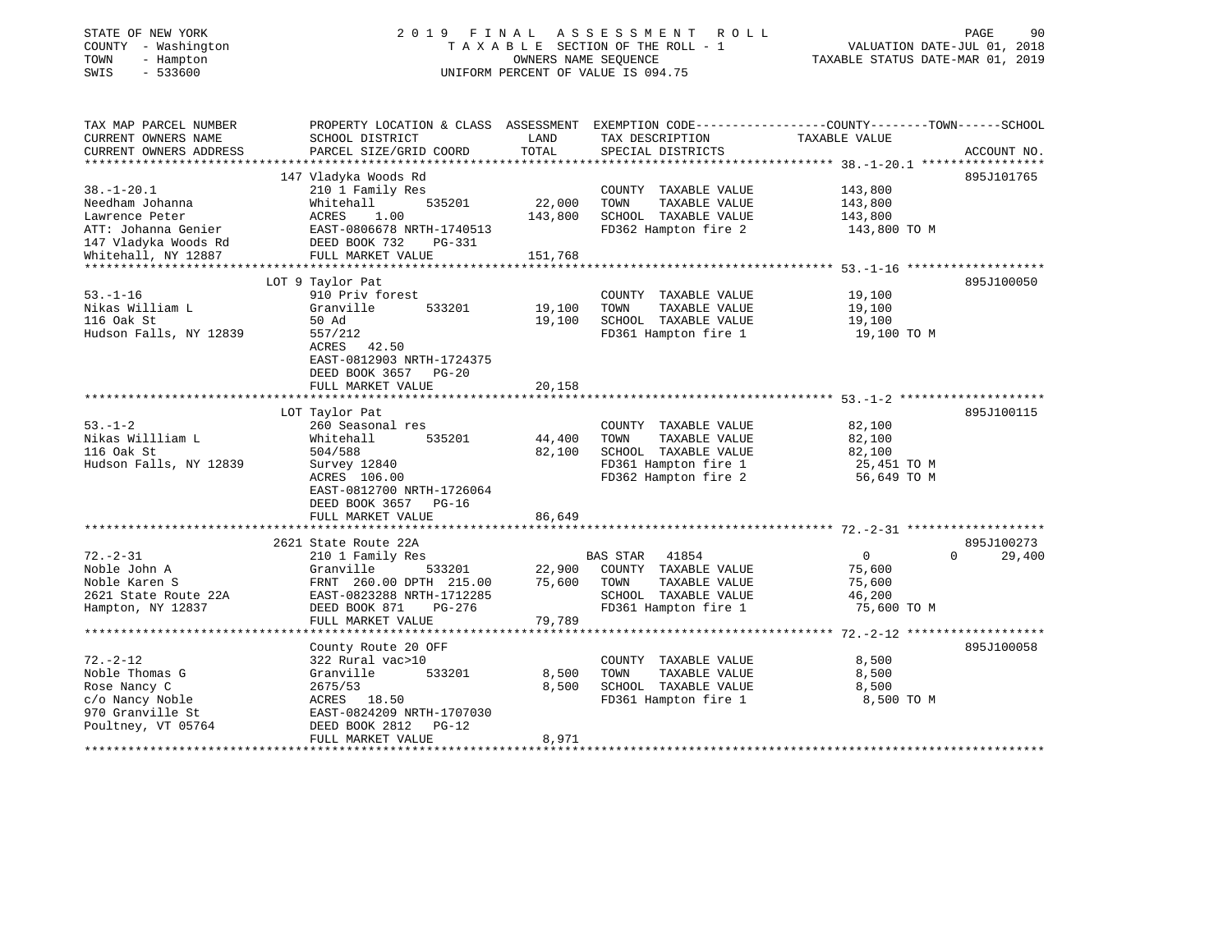STATE OF NEW YORK
COUNTY - Washington
TOWN - Hampton
SWIS - 533600

2019 FINAL ASSESSMENT ROLL
TAXABLE SECTION OF THE ROLL - 1
OWNERS NAME SEQUENCE
UNIFORM PERCENT OF VALUE IS 094.75

VALUATION DATE-JUL 01, 2018
TAXABLE STATUS DATE-MAR 01, 2019

| TAX MAP PARCEL NUMBER / CURRENT OWNERS NAME / CURRENT OWNERS ADDRESS | PROPERTY LOCATION & CLASS / SCHOOL DISTRICT / PARCEL SIZE/GRID COORD | ASSESSMENT LAND / TOTAL | EXEMPTION CODE / TAX DESCRIPTION / SPECIAL DISTRICTS | COUNTY / TOWN / SCHOOL TAXABLE VALUE | ACCOUNT NO. |
|---|---|---|---|---|---|
| | 147 Vladyka Woods Rd | | | | 895J101765 |
| 38.-1-20.1 | 210 1 Family Res | | COUNTY TAXABLE VALUE | 143,800 | |
| Needham Johanna | Whitehall 535201 | 22,000 | TOWN TAXABLE VALUE | 143,800 | |
| Lawrence Peter | ACRES 1.00 | 143,800 | SCHOOL TAXABLE VALUE | 143,800 | |
| ATT: Johanna Genier | EAST-0806678 NRTH-1740513 | | FD362 Hampton fire 2 | 143,800 TO M | |
| 147 Vladyka Woods Rd | DEED BOOK 732 PG-331 | | | | |
| Whitehall, NY 12887 | FULL MARKET VALUE | 151,768 | | | |
| | LOT 9 Taylor Pat | | | | 895J100050 |
| 53.-1-16 | 910 Priv forest | | COUNTY TAXABLE VALUE | 19,100 | |
| Nikas William L | Granville 533201 | 19,100 | TOWN TAXABLE VALUE | 19,100 | |
| 116 Oak St | 50 Ad | 19,100 | SCHOOL TAXABLE VALUE | 19,100 | |
| Hudson Falls, NY 12839 | 557/212 | | FD361 Hampton fire 1 | 19,100 TO M | |
| | ACRES 42.50 | | | | |
| | EAST-0812903 NRTH-1724375 | | | | |
| | DEED BOOK 3657 PG-20 | | | | |
| | FULL MARKET VALUE | 20,158 | | | |
| | LOT Taylor Pat | | | | 895J100115 |
| 53.-1-2 | 260 Seasonal res | | COUNTY TAXABLE VALUE | 82,100 | |
| Nikas Willliam L | Whitehall 535201 | 44,400 | TOWN TAXABLE VALUE | 82,100 | |
| 116 Oak St | 504/588 | 82,100 | SCHOOL TAXABLE VALUE | 82,100 | |
| Hudson Falls, NY 12839 | Survey 12840 | | FD361 Hampton fire 1 | 25,451 TO M | |
| | ACRES 106.00 | | FD362 Hampton fire 2 | 56,649 TO M | |
| | EAST-0812700 NRTH-1726064 | | | | |
| | DEED BOOK 3657 PG-16 | | | | |
| | FULL MARKET VALUE | 86,649 | | | |
| | 2621 State Route 22A | | | | 895J100273 |
| 72.-2-31 | 210 1 Family Res | | BAS STAR 41854 | 0 0 | 29,400 |
| Noble John A | Granville 533201 | 22,900 | COUNTY TAXABLE VALUE | 75,600 | |
| Noble Karen S | FRNT 260.00 DPTH 215.00 | 75,600 | TOWN TAXABLE VALUE | 75,600 | |
| 2621 State Route 22A | EAST-0823288 NRTH-1712285 | | SCHOOL TAXABLE VALUE | 46,200 | |
| Hampton, NY 12837 | DEED BOOK 871 PG-276 | | FD361 Hampton fire 1 | 75,600 TO M | |
| | FULL MARKET VALUE | 79,789 | | | |
| | County Route 20 OFF | | | | 895J100058 |
| 72.-2-12 | 322 Rural vac>10 | | COUNTY TAXABLE VALUE | 8,500 | |
| Noble Thomas G | Granville 533201 | 8,500 | TOWN TAXABLE VALUE | 8,500 | |
| Rose Nancy C | 2675/53 | 8,500 | SCHOOL TAXABLE VALUE | 8,500 | |
| c/o Nancy Noble | ACRES 18.50 | | FD361 Hampton fire 1 | 8,500 TO M | |
| 970 Granville St | EAST-0824209 NRTH-1707030 | | | | |
| Poultney, VT 05764 | DEED BOOK 2812 PG-12 | | | | |
| | FULL MARKET VALUE | 8,971 | | | |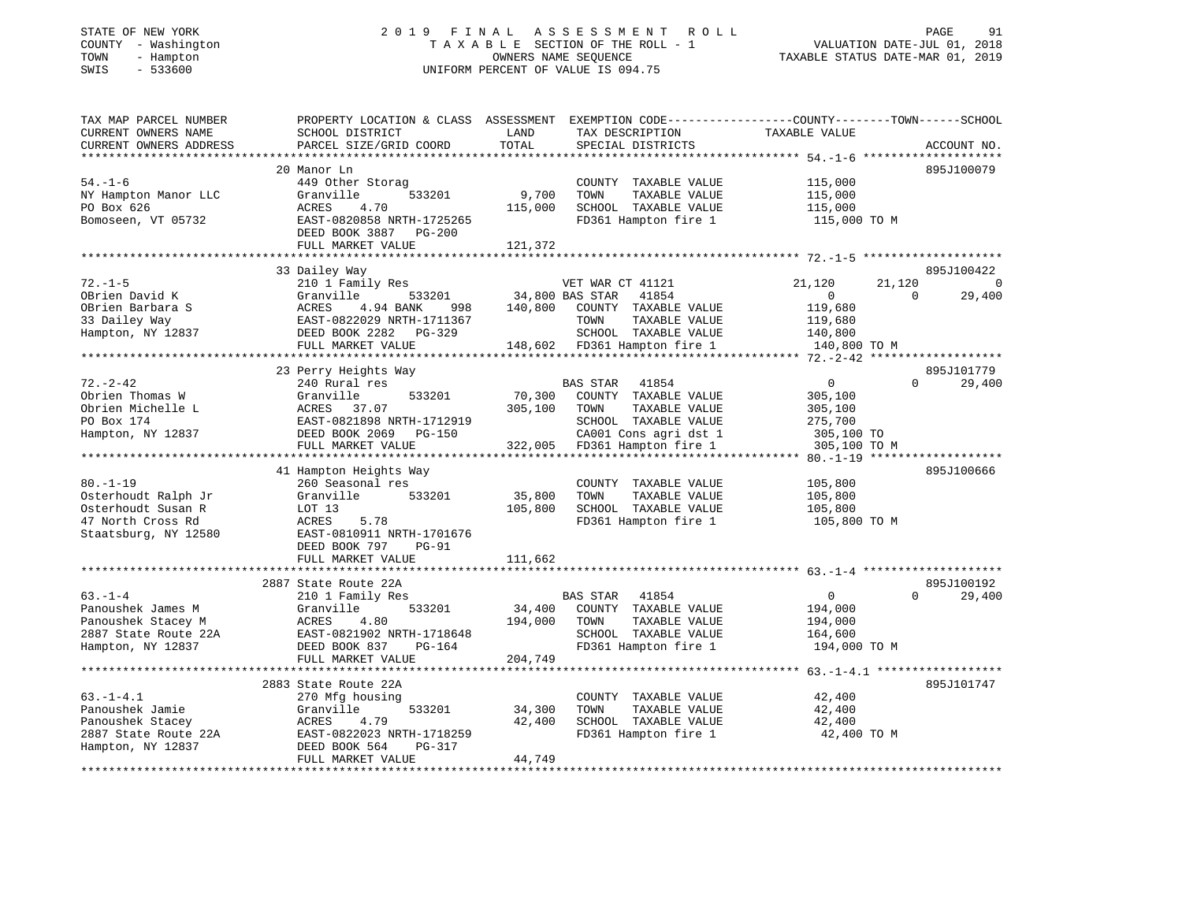STATE OF NEW YORK — 2019 FINAL ASSESSMENT ROLL
COUNTY - Washington — TAXABLE SECTION OF THE ROLL - 1 — VALUATION DATE-JUL 01, 2018
TOWN - Hampton — OWNERS NAME SEQUENCE — TAXABLE STATUS DATE-MAR 01, 2019
SWIS - 533600 — UNIFORM PERCENT OF VALUE IS 094.75

| TAX MAP PARCEL NUMBER / CURRENT OWNERS NAME / CURRENT OWNERS ADDRESS | PROPERTY LOCATION & CLASS / SCHOOL DISTRICT / PARCEL SIZE/GRID COORD | ASSESSMENT LAND / TOTAL | EXEMPTION CODE / TAX DESCRIPTION / SPECIAL DISTRICTS | COUNTY | TOWN | SCHOOL | ACCOUNT NO. |
|---|---|---|---|---|---|---|---|
| 54.-1-6 | 20 Manor Ln | | | | | | 895J100079 |
| NY Hampton Manor LLC | 449 Other Storag | | COUNTY TAXABLE VALUE | 115,000 | | | |
| PO Box 626 | Granville 533201 | 9,700 | TOWN TAXABLE VALUE | | 115,000 | | |
| Bomoseen, VT 05732 | ACRES 4.70 | 115,000 | SCHOOL TAXABLE VALUE | | | 115,000 | |
| | EAST-0820858 NRTH-1725265 | | FD361 Hampton fire 1 | 115,000 TO M | | | |
| | DEED BOOK 3887 PG-200 | | | | | | |
| | FULL MARKET VALUE | 121,372 | | | | | |
| 72.-1-5 | 33 Dailey Way | | | | | | 895J100422 |
| OBrien David K | 210 1 Family Res | | VET WAR CT 41121 | 21,120 | 21,120 | 0 | |
| OBrien Barbara S | Granville 533201 | 34,800 | BAS STAR 41854 | 0 | 0 | 29,400 | |
| 33 Dailey Way | ACRES 4.94 BANK 998 | 140,800 | COUNTY TAXABLE VALUE | 119,680 | | | |
| Hampton, NY 12837 | EAST-0822029 NRTH-1711367 | | TOWN TAXABLE VALUE | | 119,680 | | |
| | DEED BOOK 2282 PG-329 | | SCHOOL TAXABLE VALUE | | | 140,800 | |
| | FULL MARKET VALUE | 148,602 | FD361 Hampton fire 1 | 140,800 TO M | | | |
| 72.-2-42 | 23 Perry Heights Way | | | | | | 895J101779 |
| Obrien Thomas W | 240 Rural res | | BAS STAR 41854 | 0 | 0 | 29,400 | |
| Obrien Michelle L | Granville 533201 | 70,300 | COUNTY TAXABLE VALUE | 305,100 | | | |
| PO Box 174 | ACRES 37.07 | 305,100 | TOWN TAXABLE VALUE | | 305,100 | | |
| Hampton, NY 12837 | EAST-0821898 NRTH-1712919 | | SCHOOL TAXABLE VALUE | | | 275,700 | |
| | DEED BOOK 2069 PG-150 | | CA001 Cons agri dst 1 | 305,100 TO | | | |
| | FULL MARKET VALUE | 322,005 | FD361 Hampton fire 1 | 305,100 TO M | | | |
| 80.-1-19 | 41 Hampton Heights Way | | | | | | 895J100666 |
| Osterhoudt Ralph Jr | 260 Seasonal res | | COUNTY TAXABLE VALUE | 105,800 | | | |
| Osterhoudt Susan R | Granville 533201 | 35,800 | TOWN TAXABLE VALUE | | 105,800 | | |
| 47 North Cross Rd | LOT 13 | 105,800 | SCHOOL TAXABLE VALUE | | | 105,800 | |
| Staatsburg, NY 12580 | ACRES 5.78 | | FD361 Hampton fire 1 | 105,800 TO M | | | |
| | EAST-0810911 NRTH-1701676 | | | | | | |
| | DEED BOOK 797 PG-91 | | | | | | |
| | FULL MARKET VALUE | 111,662 | | | | | |
| 63.-1-4 | 2887 State Route 22A | | | | | | 895J100192 |
| Panoushek James M | 210 1 Family Res | | BAS STAR 41854 | 0 | 0 | 29,400 | |
| Panoushek Stacey M | Granville 533201 | 34,400 | COUNTY TAXABLE VALUE | 194,000 | | | |
| 2887 State Route 22A | ACRES 4.80 | 194,000 | TOWN TAXABLE VALUE | | 194,000 | | |
| Hampton, NY 12837 | EAST-0821902 NRTH-1718648 | | SCHOOL TAXABLE VALUE | | | 164,600 | |
| | DEED BOOK 837 PG-164 | | FD361 Hampton fire 1 | 194,000 TO M | | | |
| | FULL MARKET VALUE | 204,749 | | | | | |
| 63.-1-4.1 | 2883 State Route 22A | | | | | | 895J101747 |
| Panoushek Jamie | 270 Mfg housing | | COUNTY TAXABLE VALUE | 42,400 | | | |
| Panoushek Stacey | Granville 533201 | 34,300 | TOWN TAXABLE VALUE | | 42,400 | | |
| 2887 State Route 22A | ACRES 4.79 | 42,400 | SCHOOL TAXABLE VALUE | | | 42,400 | |
| Hampton, NY 12837 | EAST-0822023 NRTH-1718259 | | FD361 Hampton fire 1 | 42,400 TO M | | | |
| | DEED BOOK 564 PG-317 | | | | | | |
| | FULL MARKET VALUE | 44,749 | | | | | |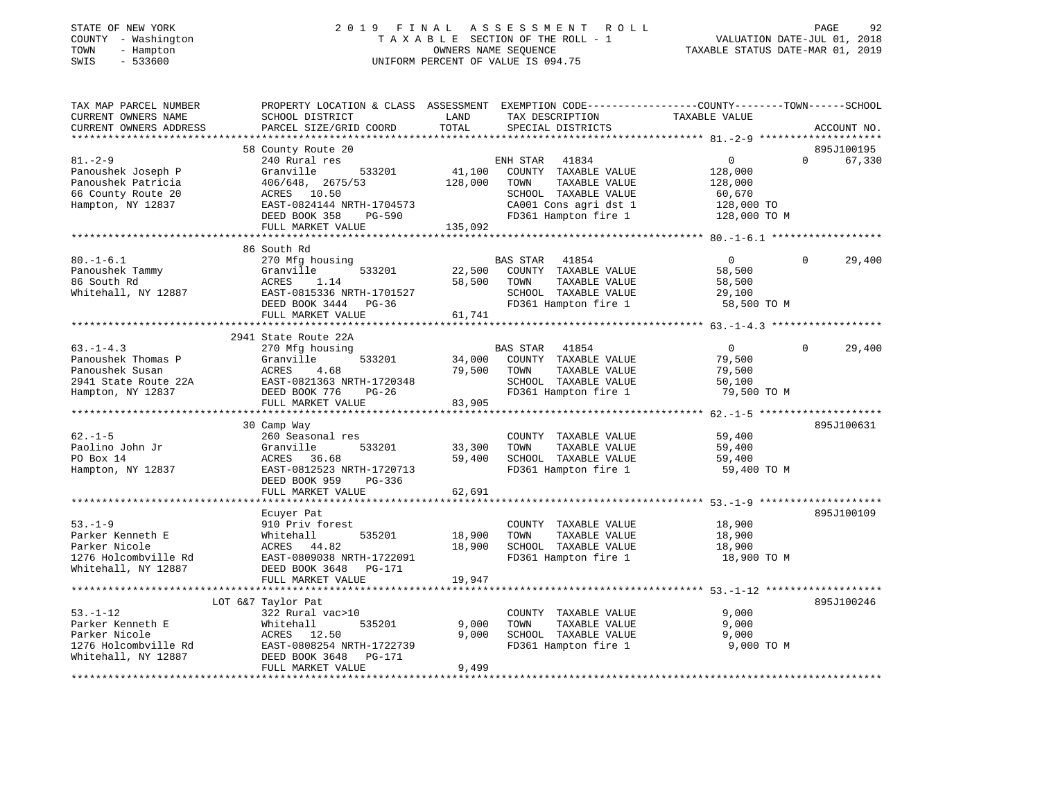STATE OF NEW YORK — 2019 FINAL ASSESSMENT ROLL
COUNTY - Washington — TAXABLE SECTION OF THE ROLL - 1 — VALUATION DATE-JUL 01, 2018
TOWN - Hampton — OWNERS NAME SEQUENCE — TAXABLE STATUS DATE-MAR 01, 2019
SWIS - 533600 — UNIFORM PERCENT OF VALUE IS 094.75

| TAX MAP PARCEL NUMBER / CURRENT OWNERS NAME / CURRENT OWNERS ADDRESS | PROPERTY LOCATION & CLASS / SCHOOL DISTRICT / PARCEL SIZE/GRID COORD | ASSESSMENT LAND | TOTAL | EXEMPTION CODE / TAX DESCRIPTION / SPECIAL DISTRICTS | COUNTY TAXABLE VALUE | TOWN | SCHOOL | ACCOUNT NO. |
|---|---|---|---|---|---|---|---|---|
| | 58 County Route 20 | | | | | | | 895J100195 |
| 81.-2-9 | 240 Rural res | | | ENH STAR 41834 | 0 | 0 | 67,330 | |
| Panoushek Joseph P | Granville 533201 | 41,100 | | COUNTY TAXABLE VALUE | 128,000 | | | |
| Panoushek Patricia | 406/648, 2675/53 | | 128,000 | TOWN TAXABLE VALUE | 128,000 | | | |
| 66 County Route 20 | ACRES 10.50 | | | SCHOOL TAXABLE VALUE | 60,670 | | | |
| Hampton, NY 12837 | EAST-0824144 NRTH-1704573 | | | CA001 Cons agri dst 1 | 128,000 TO | | | |
| | DEED BOOK 358 PG-590 | | | FD361 Hampton fire 1 | 128,000 TO M | | | |
| | FULL MARKET VALUE | | 135,092 | | | | | |
| | 86 South Rd | | | | | | | |
| 80.-1-6.1 | 270 Mfg housing | | | BAS STAR 41854 | 0 | 0 | 29,400 | |
| Panoushek Tammy | Granville 533201 | 22,500 | | COUNTY TAXABLE VALUE | 58,500 | | | |
| 86 South Rd | ACRES 1.14 | | 58,500 | TOWN TAXABLE VALUE | 58,500 | | | |
| Whitehall, NY 12887 | EAST-0815336 NRTH-1701527 | | | SCHOOL TAXABLE VALUE | 29,100 | | | |
| | DEED BOOK 3444 PG-36 | | | FD361 Hampton fire 1 | 58,500 TO M | | | |
| | FULL MARKET VALUE | | 61,741 | | | | | |
| | 2941 State Route 22A | | | | | | | |
| 63.-1-4.3 | 270 Mfg housing | | | BAS STAR 41854 | 0 | 0 | 29,400 | |
| Panoushek Thomas P | Granville 533201 | 34,000 | | COUNTY TAXABLE VALUE | 79,500 | | | |
| Panoushek Susan | ACRES 4.68 | | 79,500 | TOWN TAXABLE VALUE | 79,500 | | | |
| 2941 State Route 22A | EAST-0821363 NRTH-1720348 | | | SCHOOL TAXABLE VALUE | 50,100 | | | |
| Hampton, NY 12837 | DEED BOOK 776 PG-26 | | | FD361 Hampton fire 1 | 79,500 TO M | | | |
| | FULL MARKET VALUE | | 83,905 | | | | | |
| | 30 Camp Way | | | | | | | 895J100631 |
| 62.-1-5 | 260 Seasonal res | | | COUNTY TAXABLE VALUE | 59,400 | | | |
| Paolino John Jr | Granville 533201 | 33,300 | | TOWN TAXABLE VALUE | 59,400 | | | |
| PO Box 14 | ACRES 36.68 | | 59,400 | SCHOOL TAXABLE VALUE | 59,400 | | | |
| Hampton, NY 12837 | EAST-0812523 NRTH-1720713 | | | FD361 Hampton fire 1 | 59,400 TO M | | | |
| | DEED BOOK 959 PG-336 | | | | | | | |
| | FULL MARKET VALUE | | 62,691 | | | | | |
| | Ecuyer Pat | | | | | | | 895J100109 |
| 53.-1-9 | 910 Priv forest | | | COUNTY TAXABLE VALUE | 18,900 | | | |
| Parker Kenneth E | Whitehall 535201 | 18,900 | | TOWN TAXABLE VALUE | 18,900 | | | |
| Parker Nicole | ACRES 44.82 | | 18,900 | SCHOOL TAXABLE VALUE | 18,900 | | | |
| 1276 Holcombville Rd | EAST-0809038 NRTH-1722091 | | | FD361 Hampton fire 1 | 18,900 TO M | | | |
| Whitehall, NY 12887 | DEED BOOK 3648 PG-171 | | | | | | | |
| | FULL MARKET VALUE | | 19,947 | | | | | |
| | LOT 6&7 Taylor Pat | | | | | | | 895J100246 |
| 53.-1-12 | 322 Rural vac>10 | | | COUNTY TAXABLE VALUE | 9,000 | | | |
| Parker Kenneth E | Whitehall 535201 | 9,000 | | TOWN TAXABLE VALUE | 9,000 | | | |
| Parker Nicole | ACRES 12.50 | | 9,000 | SCHOOL TAXABLE VALUE | 9,000 | | | |
| 1276 Holcombville Rd | EAST-0808254 NRTH-1722739 | | | FD361 Hampton fire 1 | 9,000 TO M | | | |
| Whitehall, NY 12887 | DEED BOOK 3648 PG-171 | | | | | | | |
| | FULL MARKET VALUE | | 9,499 | | | | | |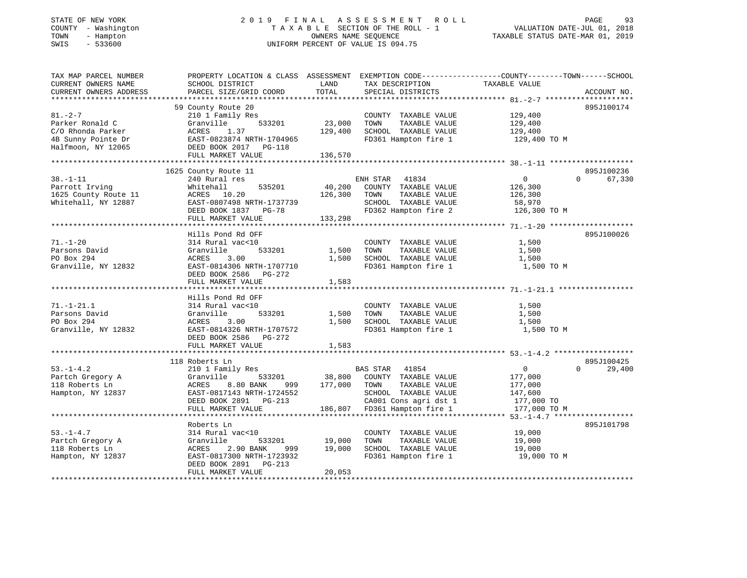STATE OF NEW YORK
COUNTY - Washington
TOWN - Hampton
SWIS - 533600

# 2019 FINAL ASSESSMENT ROLL

TAXABLE SECTION OF THE ROLL - 1
OWNERS NAME SEQUENCE
UNIFORM PERCENT OF VALUE IS 094.75

VALUATION DATE-JUL 01, 2018
TAXABLE STATUS DATE-MAR 01, 2019

| TAX MAP PARCEL NUMBER / CURRENT OWNERS NAME / CURRENT OWNERS ADDRESS | PROPERTY LOCATION & CLASS / SCHOOL DISTRICT / PARCEL SIZE/GRID COORD | ASSESSMENT LAND | TOTAL | EXEMPTION CODE / TAX DESCRIPTION / SPECIAL DISTRICTS | COUNTY / TOWN TAXABLE VALUE | SCHOOL | ACCOUNT NO. |
|---|---|---|---|---|---|---|---|
| 81.-2-7 | 59 County Route 20 | | | | | | 895J100174 |
| | 210 1 Family Res | | | COUNTY TAXABLE VALUE | 129,400 | | |
| Parker Ronald C | Granville 533201 | 23,000 | | TOWN TAXABLE VALUE | 129,400 | | |
| C/O Rhonda Parker | ACRES 1.37 | | 129,400 | SCHOOL TAXABLE VALUE | 129,400 | | |
| 4B Sunny Pointe Dr | EAST-0823874 NRTH-1704965 | | | FD361 Hampton fire 1 | 129,400 TO M | | |
| Halfmoon, NY 12065 | DEED BOOK 2017 PG-118 | | | | | | |
| | FULL MARKET VALUE | | 136,570 | | | | |
| 38.-1-11 | 1625 County Route 11 | | | | | | 895J100236 |
| | 240 Rural res | | | ENH STAR 41834 | 0 | 67,330 | |
| Parrott Irving | Whitehall 535201 | 40,200 | | COUNTY TAXABLE VALUE | 126,300 | | |
| 1625 County Route 11 | ACRES 10.20 | | 126,300 | TOWN TAXABLE VALUE | 126,300 | | |
| Whitehall, NY 12887 | EAST-0807498 NRTH-1737739 | | | SCHOOL TAXABLE VALUE | 58,970 | | |
| | DEED BOOK 1837 PG-78 | | | FD362 Hampton fire 2 | 126,300 TO M | | |
| | FULL MARKET VALUE | | 133,298 | | | | |
| 71.-1-20 | Hills Pond Rd OFF | | | | | | 895J100026 |
| | 314 Rural vac<10 | | | COUNTY TAXABLE VALUE | 1,500 | | |
| Parsons David | Granville 533201 | 1,500 | | TOWN TAXABLE VALUE | 1,500 | | |
| PO Box 294 | ACRES 3.00 | | 1,500 | SCHOOL TAXABLE VALUE | 1,500 | | |
| Granville, NY 12832 | EAST-0814306 NRTH-1707710 | | | FD361 Hampton fire 1 | 1,500 TO M | | |
| | DEED BOOK 2586 PG-272 | | | | | | |
| | FULL MARKET VALUE | | 1,583 | | | | |
| 71.-1-21.1 | Hills Pond Rd OFF | | | | | | |
| | 314 Rural vac<10 | | | COUNTY TAXABLE VALUE | 1,500 | | |
| Parsons David | Granville 533201 | 1,500 | | TOWN TAXABLE VALUE | 1,500 | | |
| PO Box 294 | ACRES 3.00 | | 1,500 | SCHOOL TAXABLE VALUE | 1,500 | | |
| Granville, NY 12832 | EAST-0814326 NRTH-1707572 | | | FD361 Hampton fire 1 | 1,500 TO M | | |
| | DEED BOOK 2586 PG-272 | | | | | | |
| | FULL MARKET VALUE | | 1,583 | | | | |
| 53.-1-4.2 | 118 Roberts Ln | | | | | | 895J100425 |
| | 210 1 Family Res | | | BAS STAR 41854 | 0 | 29,400 | |
| Partch Gregory A | Granville 533201 | 38,800 | | COUNTY TAXABLE VALUE | 177,000 | | |
| 118 Roberts Ln | ACRES 8.80 BANK 999 | | 177,000 | TOWN TAXABLE VALUE | 177,000 | | |
| Hampton, NY 12837 | EAST-0817143 NRTH-1724552 | | | SCHOOL TAXABLE VALUE | 147,600 | | |
| | DEED BOOK 2891 PG-213 | | | CA001 Cons agri dst 1 | 177,000 TO | | |
| | FULL MARKET VALUE | | 186,807 | FD361 Hampton fire 1 | 177,000 TO M | | |
| 53.-1-4.7 | Roberts Ln | | | | | | 895J101798 |
| | 314 Rural vac<10 | | | COUNTY TAXABLE VALUE | 19,000 | | |
| Partch Gregory A | Granville 533201 | 19,000 | | TOWN TAXABLE VALUE | 19,000 | | |
| 118 Roberts Ln | ACRES 2.90 BANK 999 | | 19,000 | SCHOOL TAXABLE VALUE | 19,000 | | |
| Hampton, NY 12837 | EAST-0817300 NRTH-1723932 | | | FD361 Hampton fire 1 | 19,000 TO M | | |
| | DEED BOOK 2891 PG-213 | | | | | | |
| | FULL MARKET VALUE | | 20,053 | | | | |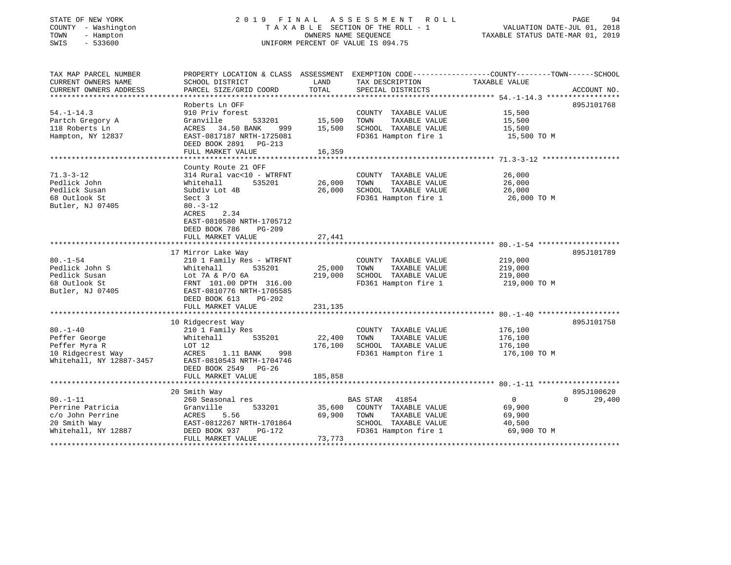STATE OF NEW YORK
COUNTY - Washington
TOWN - Hampton
SWIS - 533600

# 2019 FINAL ASSESSMENT ROLL

TAXABLE SECTION OF THE ROLL - 1
OWNERS NAME SEQUENCE
UNIFORM PERCENT OF VALUE IS 094.75

VALUATION DATE-JUL 01, 2018
TAXABLE STATUS DATE-MAR 01, 2019

| TAX MAP PARCEL NUMBER / CURRENT OWNERS NAME / CURRENT OWNERS ADDRESS | PROPERTY LOCATION & CLASS / SCHOOL DISTRICT / PARCEL SIZE/GRID COORD | ASSESSMENT LAND | TOTAL | EXEMPTION CODE / TAX DESCRIPTION / SPECIAL DISTRICTS | COUNTY / TOWN TAXABLE VALUE | SCHOOL | ACCOUNT NO. |
|---|---|---|---|---|---|---|---|
| **54.-1-14.3** | Roberts Ln OFF | | | | | | 895J101768 |
| Partch Gregory A | 910 Priv forest | | | COUNTY TAXABLE VALUE | 15,500 | | |
| 118 Roberts Ln | Granville 533201 | 15,500 | | TOWN TAXABLE VALUE | 15,500 | | |
| Hampton, NY 12837 | ACRES 34.50 BANK 999 | | 15,500 | SCHOOL TAXABLE VALUE | 15,500 | | |
| | EAST-0817187 NRTH-1725081 | | | FD361 Hampton fire 1 | 15,500 TO M | | |
| | DEED BOOK 2891 PG-213 | | | | | | |
| | FULL MARKET VALUE | | 16,359 | | | | |
| **71.3-3-12** | County Route 21 OFF | | | | | | |
| Pedlick John | 314 Rural vac<10 - WTRFNT | | | COUNTY TAXABLE VALUE | 26,000 | | |
| Pedlick Susan | Whitehall 535201 | 26,000 | | TOWN TAXABLE VALUE | 26,000 | | |
| 68 Outlook St | Subdiv Lot 4B | | 26,000 | SCHOOL TAXABLE VALUE | 26,000 | | |
| Butler, NJ 07405 | Sect 3 | | | FD361 Hampton fire 1 | 26,000 TO M | | |
| | 80.-3-12 | | | | | | |
| | ACRES 2.34 | | | | | | |
| | EAST-0810580 NRTH-1705712 | | | | | | |
| | DEED BOOK 786 PG-209 | | | | | | |
| | FULL MARKET VALUE | | 27,441 | | | | |
| **80.-1-54** | 17 Mirror Lake Way | | | | | | 895J101789 |
| Pedlick John S | 210 1 Family Res - WTRFNT | | | COUNTY TAXABLE VALUE | 219,000 | | |
| Pedlick Susan | Whitehall 535201 | 25,000 | | TOWN TAXABLE VALUE | 219,000 | | |
| 68 Outlook St | Lot 7A & P/O 6A | | 219,000 | SCHOOL TAXABLE VALUE | 219,000 | | |
| Butler, NJ 07405 | FRNT 101.00 DPTH 316.00 | | | FD361 Hampton fire 1 | 219,000 TO M | | |
| | EAST-0810776 NRTH-1705585 | | | | | | |
| | DEED BOOK 613 PG-202 | | | | | | |
| | FULL MARKET VALUE | | 231,135 | | | | |
| **80.-1-40** | 10 Ridgecrest Way | | | | | | 895J101758 |
| Peffer George | 210 1 Family Res | | | COUNTY TAXABLE VALUE | 176,100 | | |
| Peffer Myra R | Whitehall 535201 | 22,400 | | TOWN TAXABLE VALUE | 176,100 | | |
| 10 Ridgecrest Way | LOT 12 | | 176,100 | SCHOOL TAXABLE VALUE | 176,100 | | |
| Whitehall, NY 12887-3457 | ACRES 1.11 BANK 998 | | | FD361 Hampton fire 1 | 176,100 TO M | | |
| | EAST-0810543 NRTH-1704746 | | | | | | |
| | DEED BOOK 2549 PG-26 | | | | | | |
| | FULL MARKET VALUE | | 185,858 | | | | |
| **80.-1-11** | 20 Smith Way | | | | | | 895J100620 |
| Perrine Patricia | 260 Seasonal res | | | BAS STAR 41854 | 0 | 0 | 29,400 |
| c/o John Perrine | Granville 533201 | 35,600 | | COUNTY TAXABLE VALUE | 69,900 | | |
| 20 Smith Way | ACRES 5.56 | | 69,900 | TOWN TAXABLE VALUE | 69,900 | | |
| Whitehall, NY 12887 | EAST-0812267 NRTH-1701864 | | | SCHOOL TAXABLE VALUE | 40,500 | | |
| | DEED BOOK 937 PG-172 | | | FD361 Hampton fire 1 | 69,900 TO M | | |
| | FULL MARKET VALUE | | 73,773 | | | | |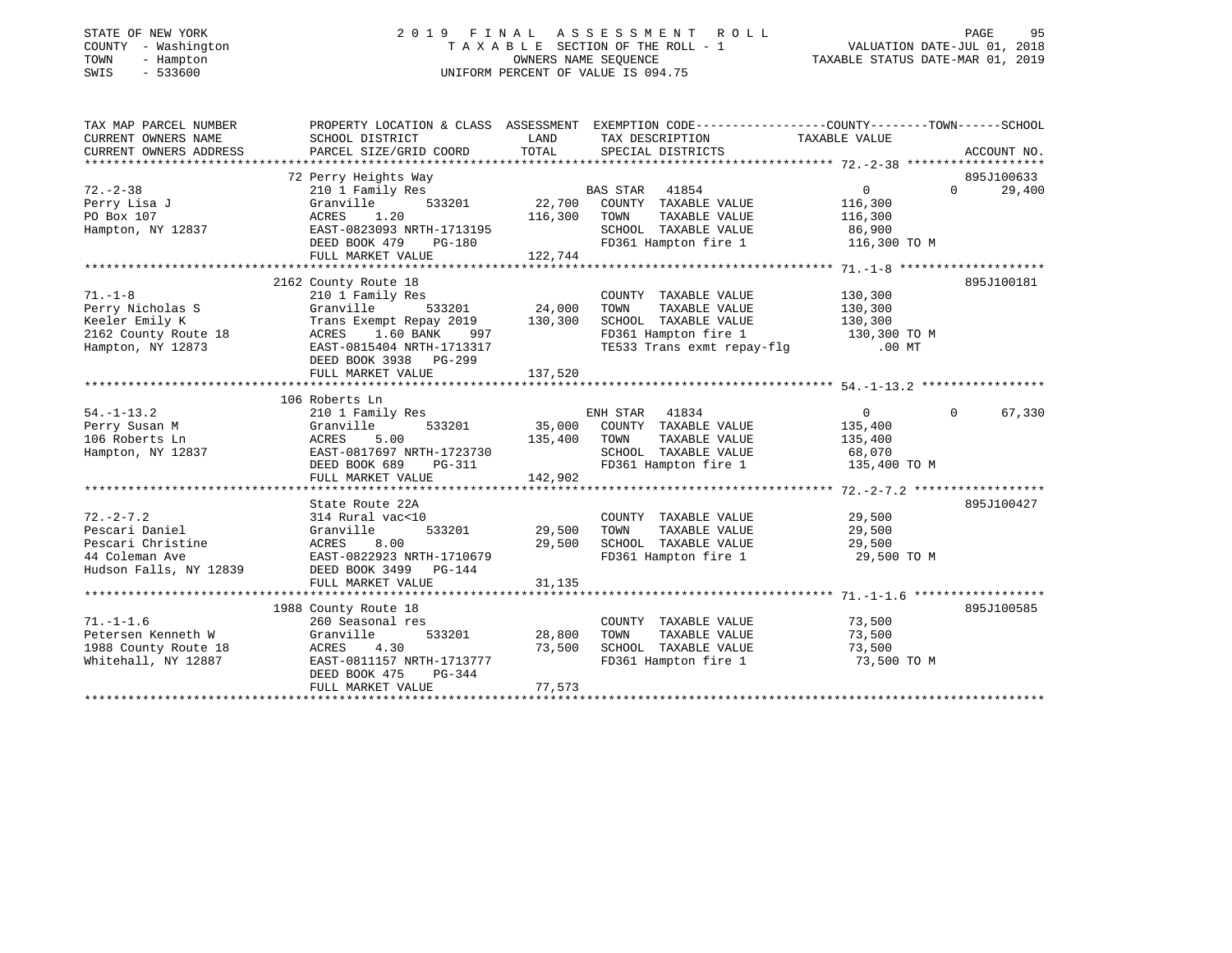STATE OF NEW YORK
COUNTY - Washington
TOWN - Hampton
SWIS - 533600

# 2019 FINAL ASSESSMENT ROLL
TAXABLE SECTION OF THE ROLL - 1
OWNERS NAME SEQUENCE
UNIFORM PERCENT OF VALUE IS 094.75

VALUATION DATE-JUL 01, 2018
TAXABLE STATUS DATE-MAR 01, 2019

| TAX MAP PARCEL NUMBER / CURRENT OWNERS NAME / CURRENT OWNERS ADDRESS | PROPERTY LOCATION & CLASS / SCHOOL DISTRICT / PARCEL SIZE/GRID COORD | ASSESSMENT LAND / TOTAL | EXEMPTION CODE / TAX DESCRIPTION / SPECIAL DISTRICTS | COUNTY / TOWN / SCHOOL TAXABLE VALUE | ACCOUNT NO. |
|---|---|---|---|---|---|
| 72.-2-38 | 72 Perry Heights Way | | | | 895J100633 |
| | 210 1 Family Res | | BAS STAR 41854 | 0 0 29,400 | |
| Perry Lisa J | Granville 533201 | 22,700 | COUNTY TAXABLE VALUE | 116,300 | |
| PO Box 107 | ACRES 1.20 | 116,300 | TOWN TAXABLE VALUE | 116,300 | |
| Hampton, NY 12837 | EAST-0823093 NRTH-1713195 | | SCHOOL TAXABLE VALUE | 86,900 | |
| | DEED BOOK 479 PG-180 | | FD361 Hampton fire 1 | 116,300 TO M | |
| | FULL MARKET VALUE | 122,744 | | | |
| 71.-1-8 | 2162 County Route 18 | | | | 895J100181 |
| | 210 1 Family Res | | COUNTY TAXABLE VALUE | 130,300 | |
| Perry Nicholas S | Granville 533201 | 24,000 | TOWN TAXABLE VALUE | 130,300 | |
| Keeler Emily K | Trans Exempt Repay 2019 | 130,300 | SCHOOL TAXABLE VALUE | 130,300 | |
| 2162 County Route 18 | ACRES 1.60 BANK 997 | | FD361 Hampton fire 1 | 130,300 TO M | |
| Hampton, NY 12873 | EAST-0815404 NRTH-1713317 | | TE533 Trans exmt repay-flg | .00 MT | |
| | DEED BOOK 3938 PG-299 | | | | |
| | FULL MARKET VALUE | 137,520 | | | |
| 54.-1-13.2 | 106 Roberts Ln | | | | |
| | 210 1 Family Res | | ENH STAR 41834 | 0 0 67,330 | |
| Perry Susan M | Granville 533201 | 35,000 | COUNTY TAXABLE VALUE | 135,400 | |
| 106 Roberts Ln | ACRES 5.00 | 135,400 | TOWN TAXABLE VALUE | 135,400 | |
| Hampton, NY 12837 | EAST-0817697 NRTH-1723730 | | SCHOOL TAXABLE VALUE | 68,070 | |
| | DEED BOOK 689 PG-311 | | FD361 Hampton fire 1 | 135,400 TO M | |
| | FULL MARKET VALUE | 142,902 | | | |
| 72.-2-7.2 | State Route 22A | | | | 895J100427 |
| | 314 Rural vac<10 | | COUNTY TAXABLE VALUE | 29,500 | |
| Pescari Daniel | Granville 533201 | 29,500 | TOWN TAXABLE VALUE | 29,500 | |
| Pescari Christine | ACRES 8.00 | 29,500 | SCHOOL TAXABLE VALUE | 29,500 | |
| 44 Coleman Ave | EAST-0822923 NRTH-1710679 | | FD361 Hampton fire 1 | 29,500 TO M | |
| Hudson Falls, NY 12839 | DEED BOOK 3499 PG-144 | | | | |
| | FULL MARKET VALUE | 31,135 | | | |
| 71.-1-1.6 | 1988 County Route 18 | | | | 895J100585 |
| | 260 Seasonal res | | COUNTY TAXABLE VALUE | 73,500 | |
| Petersen Kenneth W | Granville 533201 | 28,800 | TOWN TAXABLE VALUE | 73,500 | |
| 1988 County Route 18 | ACRES 4.30 | 73,500 | SCHOOL TAXABLE VALUE | 73,500 | |
| Whitehall, NY 12887 | EAST-0811157 NRTH-1713777 | | FD361 Hampton fire 1 | 73,500 TO M | |
| | DEED BOOK 475 PG-344 | | | | |
| | FULL MARKET VALUE | 77,573 | | | |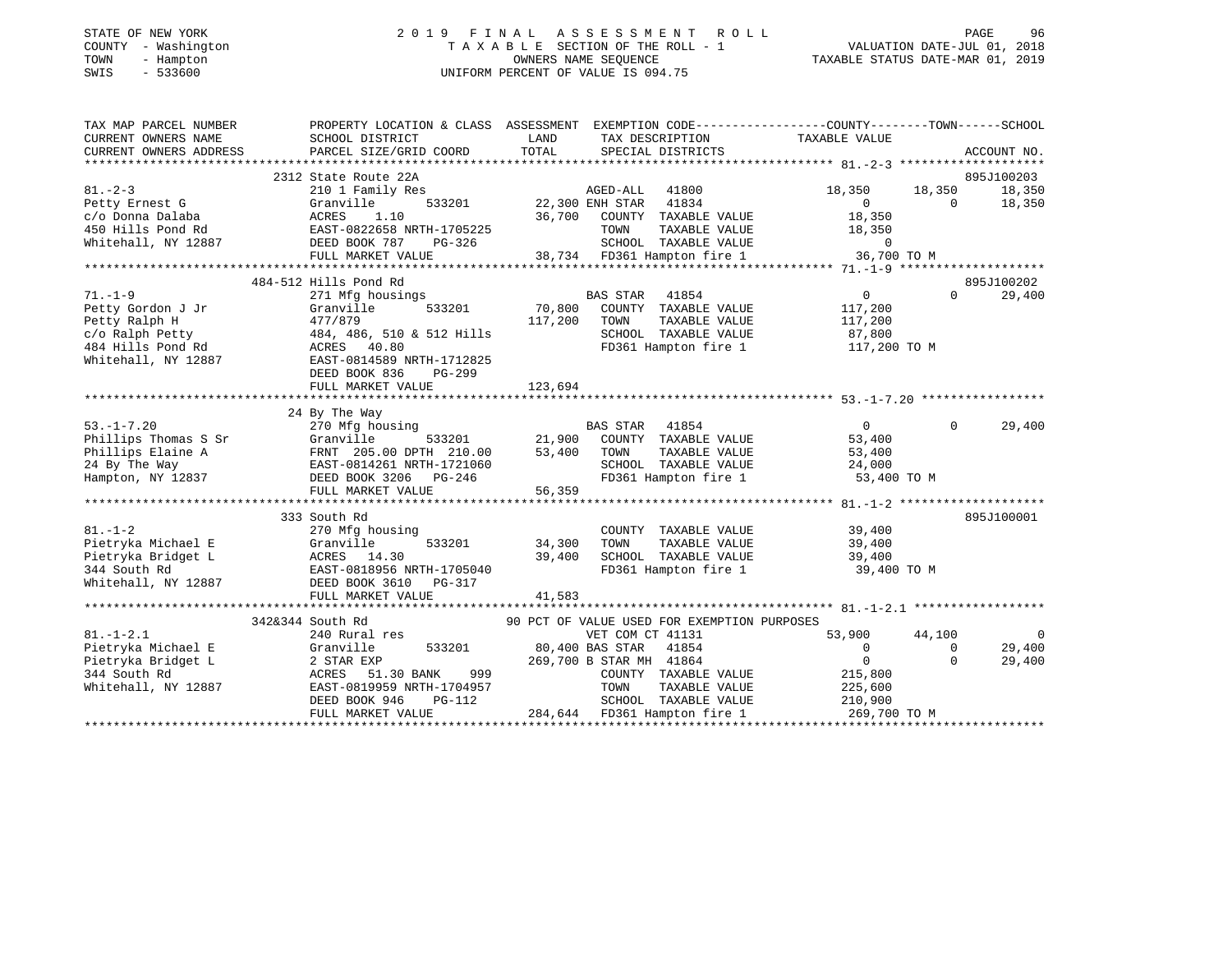STATE OF NEW YORK
COUNTY - Washington
TOWN - Hampton
SWIS - 533600

# 2019 FINAL ASSESSMENT ROLL
TAXABLE SECTION OF THE ROLL - 1
OWNERS NAME SEQUENCE
UNIFORM PERCENT OF VALUE IS 094.75

VALUATION DATE-JUL 01, 2018
TAXABLE STATUS DATE-MAR 01, 2019

```
TAX MAP PARCEL NUMBER          PROPERTY LOCATION & CLASS  ASSESSMENT  EXEMPTION CODE-----------------COUNTY--------TOWN------SCHOOL
CURRENT OWNERS NAME            SCHOOL DISTRICT               LAND      TAX DESCRIPTION              TAXABLE VALUE
CURRENT OWNERS ADDRESS         PARCEL SIZE/GRID COORD        TOTAL     SPECIAL DISTRICTS                                      ACCOUNT NO.
******************************************************************************************************* 81.-2-3 ********************
                          2312 State Route 22A                                                                              895J100203
81.-2-3                    210 1 Family Res                  AGED-ALL  41800               18,350      18,350      18,350
Petty Ernest G             Granville         533201      22,300 ENH STAR  41834                    0           0      18,350
c/o Donna Dalaba           ACRES    1.10                 36,700   COUNTY  TAXABLE VALUE         18,350
450 Hills Pond Rd          EAST-0822658 NRTH-1705225              TOWN    TAXABLE VALUE         18,350
Whitehall, NY 12887        DEED BOOK 787    PG-326                SCHOOL  TAXABLE VALUE              0
                           FULL MARKET VALUE             38,734   FD361 Hampton fire 1          36,700 TO M
******************************************************************************************************* 71.-1-9 ********************
                          484-512 Hills Pond Rd                                                                             895J100202
71.-1-9                    271 Mfg housings                  BAS STAR  41854                    0           0      29,400
Petty Gordon J Jr          Granville         533201      70,800   COUNTY  TAXABLE VALUE        117,200
Petty Ralph H              477/879                      117,200   TOWN    TAXABLE VALUE        117,200
c/o Ralph Petty            484, 486, 510 & 512 Hills              SCHOOL  TAXABLE VALUE         87,800
484 Hills Pond Rd          ACRES   40.80                          FD361 Hampton fire 1         117,200 TO M
Whitehall, NY 12887        EAST-0814589 NRTH-1712825
                           DEED BOOK 836    PG-299
                           FULL MARKET VALUE            123,694
******************************************************************************************************* 53.-1-7.20 *****************
                          24 By The Way
53.-1-7.20                 270 Mfg housing                   BAS STAR  41854                    0           0      29,400
Phillips Thomas S Sr       Granville         533201      21,900   COUNTY  TAXABLE VALUE         53,400
Phillips Elaine A          FRNT 205.00 DPTH 210.00       53,400   TOWN    TAXABLE VALUE         53,400
24 By The Way              EAST-0814261 NRTH-1721060              SCHOOL  TAXABLE VALUE         24,000
Hampton, NY 12837          DEED BOOK 3206   PG-246                FD361 Hampton fire 1          53,400 TO M
                           FULL MARKET VALUE             56,359
******************************************************************************************************* 81.-1-2 ********************
                          333 South Rd                                                                                      895J100001
81.-1-2                    270 Mfg housing                        COUNTY  TAXABLE VALUE         39,400
Pietryka Michael E         Granville         533201      34,300   TOWN    TAXABLE VALUE         39,400
Pietryka Bridget L         ACRES   14.30                 39,400   SCHOOL  TAXABLE VALUE         39,400
344 South Rd               EAST-0818956 NRTH-1705040              FD361 Hampton fire 1          39,400 TO M
Whitehall, NY 12887        DEED BOOK 3610   PG-317
                           FULL MARKET VALUE             41,583
******************************************************************************************************* 81.-1-2.1 ******************
                          342&344 South Rd                 90 PCT OF VALUE USED FOR EXEMPTION PURPOSES
81.-1-2.1                  240 Rural res                     VET COM CT 41131              53,900      44,100           0
Pietryka Michael E         Granville         533201      80,400 BAS STAR  41854                    0           0      29,400
Pietryka Bridget L         2 STAR EXP                   269,700 B STAR MH 41864                    0           0      29,400
344 South Rd               ACRES   51.30 BANK     999             COUNTY  TAXABLE VALUE        215,800
Whitehall, NY 12887        EAST-0819959 NRTH-1704957              TOWN    TAXABLE VALUE        225,600
                           DEED BOOK 946    PG-112                SCHOOL  TAXABLE VALUE        210,900
                           FULL MARKET VALUE            284,644   FD361 Hampton fire 1         269,700 TO M
************************************************************************************************************************************
```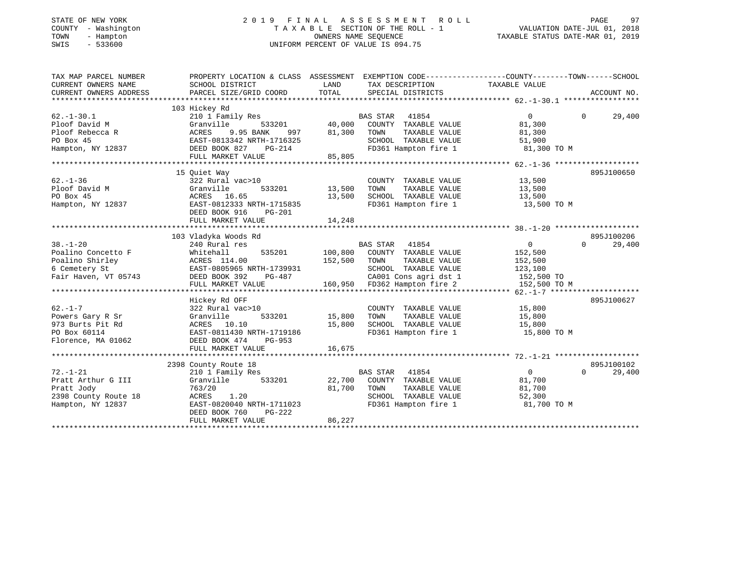STATE OF NEW YORK
COUNTY - Washington
TOWN - Hampton
SWIS - 533600

# 2019 FINAL ASSESSMENT ROLL
TAXABLE SECTION OF THE ROLL - 1
OWNERS NAME SEQUENCE
UNIFORM PERCENT OF VALUE IS 094.75

VALUATION DATE-JUL 01, 2018
TAXABLE STATUS DATE-MAR 01, 2019

```
TAX MAP PARCEL NUMBER     PROPERTY LOCATION & CLASS  ASSESSMENT  EXEMPTION CODE-----------------COUNTY--------TOWN------SCHOOL
CURRENT OWNERS NAME       SCHOOL DISTRICT              LAND      TAX DESCRIPTION              TAXABLE VALUE
CURRENT OWNERS ADDRESS    PARCEL SIZE/GRID COORD       TOTAL     SPECIAL DISTRICTS                                    ACCOUNT NO.
******************************************************************************************************* 62.-1-30.1 *****************
                          103 Hickey Rd
62.-1-30.1                210 1 Family Res                       BAS STAR   41854                0            0       29,400
Ploof David M             Granville       533201       40,000   COUNTY  TAXABLE VALUE            81,300
Ploof Rebecca R           ACRES    9.95 BANK    997    81,300   TOWN    TAXABLE VALUE            81,300
PO Box 45                 EAST-0813342 NRTH-1716325             SCHOOL  TAXABLE VALUE            51,900
Hampton, NY 12837         DEED BOOK 827    PG-214               FD361 Hampton fire 1             81,300 TO M
                          FULL MARKET VALUE            85,805
******************************************************************************************************* 62.-1-36 *******************
                          15 Quiet Way                                                                                895J100650
62.-1-36                  322 Rural vac>10                      COUNTY  TAXABLE VALUE            13,500
Ploof David M             Granville       533201       13,500   TOWN    TAXABLE VALUE            13,500
PO Box 45                 ACRES   16.65                13,500   SCHOOL  TAXABLE VALUE            13,500
Hampton, NY 12837         EAST-0812333 NRTH-1715835             FD361 Hampton fire 1             13,500 TO M
                          DEED BOOK 916    PG-201
                          FULL MARKET VALUE            14,248
******************************************************************************************************* 38.-1-20 *******************
                          103 Vladyka Woods Rd                                                                        895J100206
38.-1-20                  240 Rural res                          BAS STAR   41854                0            0       29,400
Poalino Concetto F        Whitehall       535201      100,800   COUNTY  TAXABLE VALUE           152,500
Poalino Shirley           ACRES  114.00               152,500   TOWN    TAXABLE VALUE           152,500
6 Cemetery St             EAST-0805965 NRTH-1739931             SCHOOL  TAXABLE VALUE           123,100
Fair Haven, VT 05743      DEED BOOK 392    PG-487               CA001 Cons agri dst 1           152,500 TO
                          FULL MARKET VALUE           160,950   FD362 Hampton fire 2            152,500 TO M
******************************************************************************************************* 62.-1-7 ********************
                          Hickey Rd OFF                                                                               895J100627
62.-1-7                   322 Rural vac>10                      COUNTY  TAXABLE VALUE            15,800
Powers Gary R Sr          Granville       533201       15,800   TOWN    TAXABLE VALUE            15,800
973 Burts Pit Rd          ACRES   10.10                15,800   SCHOOL  TAXABLE VALUE            15,800
PO Box 60114              EAST-0811430 NRTH-1719186             FD361 Hampton fire 1             15,800 TO M
Florence, MA 01062        DEED BOOK 474    PG-953
                          FULL MARKET VALUE            16,675
******************************************************************************************************* 72.-1-21 *******************
                          2398 County Route 18                                                                        895J100102
72.-1-21                  210 1 Family Res                       BAS STAR   41854                0            0       29,400
Pratt Arthur G III        Granville       533201       22,700   COUNTY  TAXABLE VALUE            81,700
Pratt Jody                763/20                       81,700   TOWN    TAXABLE VALUE            81,700
2398 County Route 18      ACRES    1.20                         SCHOOL  TAXABLE VALUE            52,300
Hampton, NY 12837         EAST-0820040 NRTH-1711023             FD361 Hampton fire 1             81,700 TO M
                          DEED BOOK 760    PG-222
                          FULL MARKET VALUE            86,227
************************************************************************************************************************************
```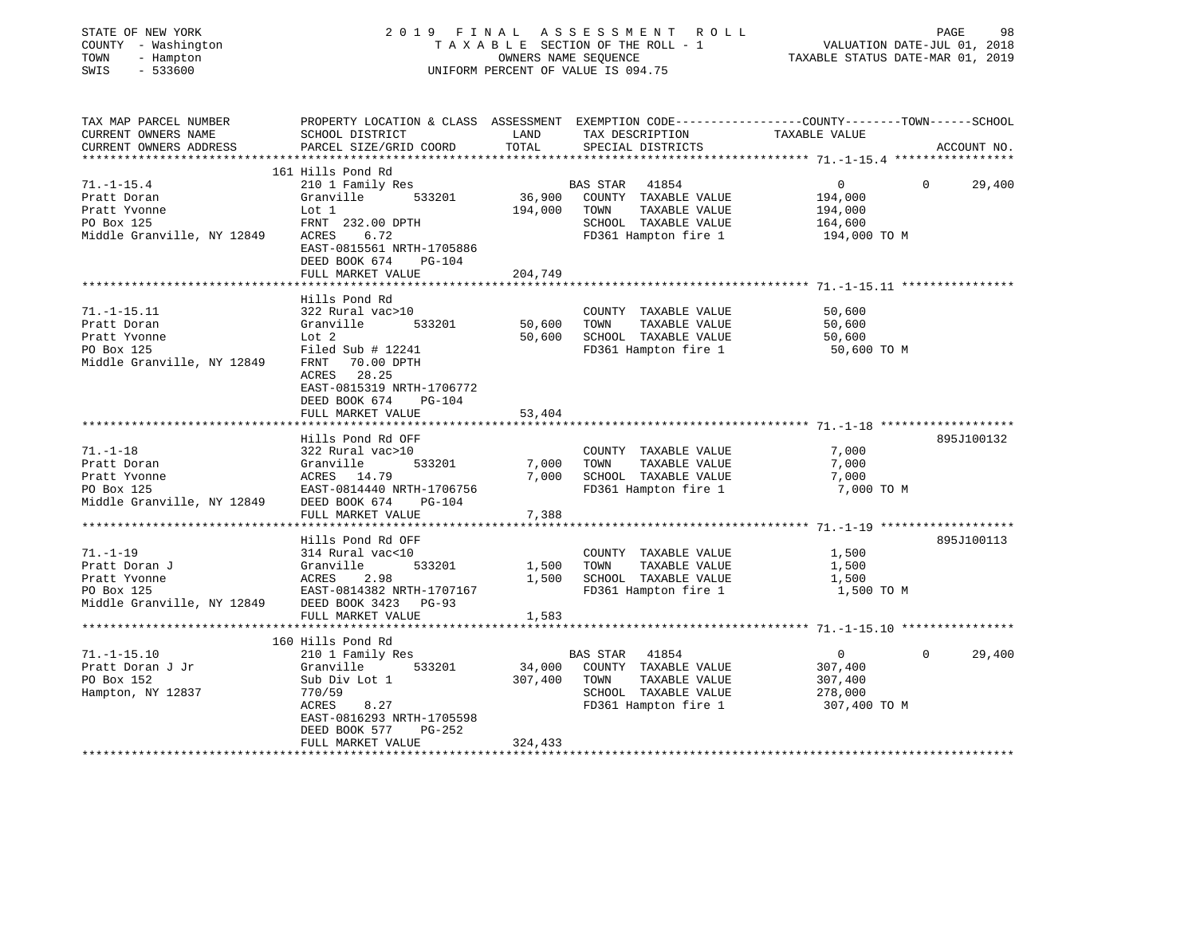STATE OF NEW YORK
COUNTY - Washington
TOWN - Hampton
SWIS - 533600

# 2019 FINAL ASSESSMENT ROLL

TAXABLE SECTION OF THE ROLL - 1
OWNERS NAME SEQUENCE
UNIFORM PERCENT OF VALUE IS 094.75

VALUATION DATE-JUL 01, 2018
TAXABLE STATUS DATE-MAR 01, 2019

| TAX MAP PARCEL NUMBER / CURRENT OWNERS NAME / CURRENT OWNERS ADDRESS | PROPERTY LOCATION & CLASS / SCHOOL DISTRICT / PARCEL SIZE/GRID COORD | ASSESSMENT LAND / TOTAL | EXEMPTION CODE / TAX DESCRIPTION / SPECIAL DISTRICTS | COUNTY TAXABLE VALUE | TOWN | SCHOOL | ACCOUNT NO. |
|---|---|---|---|---|---|---|---|
| **71.-1-15.4** | 161 Hills Pond Rd | | | | | | |
| | 210 1 Family Res | | BAS STAR 41854 | 0 | 0 | 29,400 | |
| Pratt Doran | Granville 533201 | 36,900 | COUNTY TAXABLE VALUE | 194,000 | | | |
| Pratt Yvonne | Lot 1 | 194,000 | TOWN TAXABLE VALUE | 194,000 | | | |
| PO Box 125 | FRNT 232.00 DPTH | | SCHOOL TAXABLE VALUE | 164,600 | | | |
| Middle Granville, NY 12849 | ACRES 6.72 | | FD361 Hampton fire 1 | 194,000 TO M | | | |
| | EAST-0815561 NRTH-1705886 | | | | | | |
| | DEED BOOK 674 PG-104 | | | | | | |
| | FULL MARKET VALUE | 204,749 | | | | | |
| **71.-1-15.11** | Hills Pond Rd | | | | | | |
| | 322 Rural vac>10 | | COUNTY TAXABLE VALUE | 50,600 | | | |
| Pratt Doran | Granville 533201 | 50,600 | TOWN TAXABLE VALUE | 50,600 | | | |
| Pratt Yvonne | Lot 2 | 50,600 | SCHOOL TAXABLE VALUE | 50,600 | | | |
| PO Box 125 | Filed Sub # 12241 | | FD361 Hampton fire 1 | 50,600 TO M | | | |
| Middle Granville, NY 12849 | FRNT 70.00 DPTH | | | | | | |
| | ACRES 28.25 | | | | | | |
| | EAST-0815319 NRTH-1706772 | | | | | | |
| | DEED BOOK 674 PG-104 | | | | | | |
| | FULL MARKET VALUE | 53,404 | | | | | |
| **71.-1-18** | Hills Pond Rd OFF | | | | | | 895J100132 |
| | 322 Rural vac>10 | | COUNTY TAXABLE VALUE | 7,000 | | | |
| Pratt Doran | Granville 533201 | 7,000 | TOWN TAXABLE VALUE | 7,000 | | | |
| Pratt Yvonne | ACRES 14.79 | 7,000 | SCHOOL TAXABLE VALUE | 7,000 | | | |
| PO Box 125 | EAST-0814440 NRTH-1706756 | | FD361 Hampton fire 1 | 7,000 TO M | | | |
| Middle Granville, NY 12849 | DEED BOOK 674 PG-104 | | | | | | |
| | FULL MARKET VALUE | 7,388 | | | | | |
| **71.-1-19** | Hills Pond Rd OFF | | | | | | 895J100113 |
| | 314 Rural vac<10 | | COUNTY TAXABLE VALUE | 1,500 | | | |
| Pratt Doran J | Granville 533201 | 1,500 | TOWN TAXABLE VALUE | 1,500 | | | |
| Pratt Yvonne | ACRES 2.98 | 1,500 | SCHOOL TAXABLE VALUE | 1,500 | | | |
| PO Box 125 | EAST-0814382 NRTH-1707167 | | FD361 Hampton fire 1 | 1,500 TO M | | | |
| Middle Granville, NY 12849 | DEED BOOK 3423 PG-93 | | | | | | |
| | FULL MARKET VALUE | 1,583 | | | | | |
| **71.-1-15.10** | 160 Hills Pond Rd | | | | | | |
| | 210 1 Family Res | | BAS STAR 41854 | 0 | 0 | 29,400 | |
| Pratt Doran J Jr | Granville 533201 | 34,000 | COUNTY TAXABLE VALUE | 307,400 | | | |
| PO Box 152 | Sub Div Lot 1 | 307,400 | TOWN TAXABLE VALUE | 307,400 | | | |
| Hampton, NY 12837 | 770/59 | | SCHOOL TAXABLE VALUE | 278,000 | | | |
| | ACRES 8.27 | | FD361 Hampton fire 1 | 307,400 TO M | | | |
| | EAST-0816293 NRTH-1705598 | | | | | | |
| | DEED BOOK 577 PG-252 | | | | | | |
| | FULL MARKET VALUE | 324,433 | | | | | |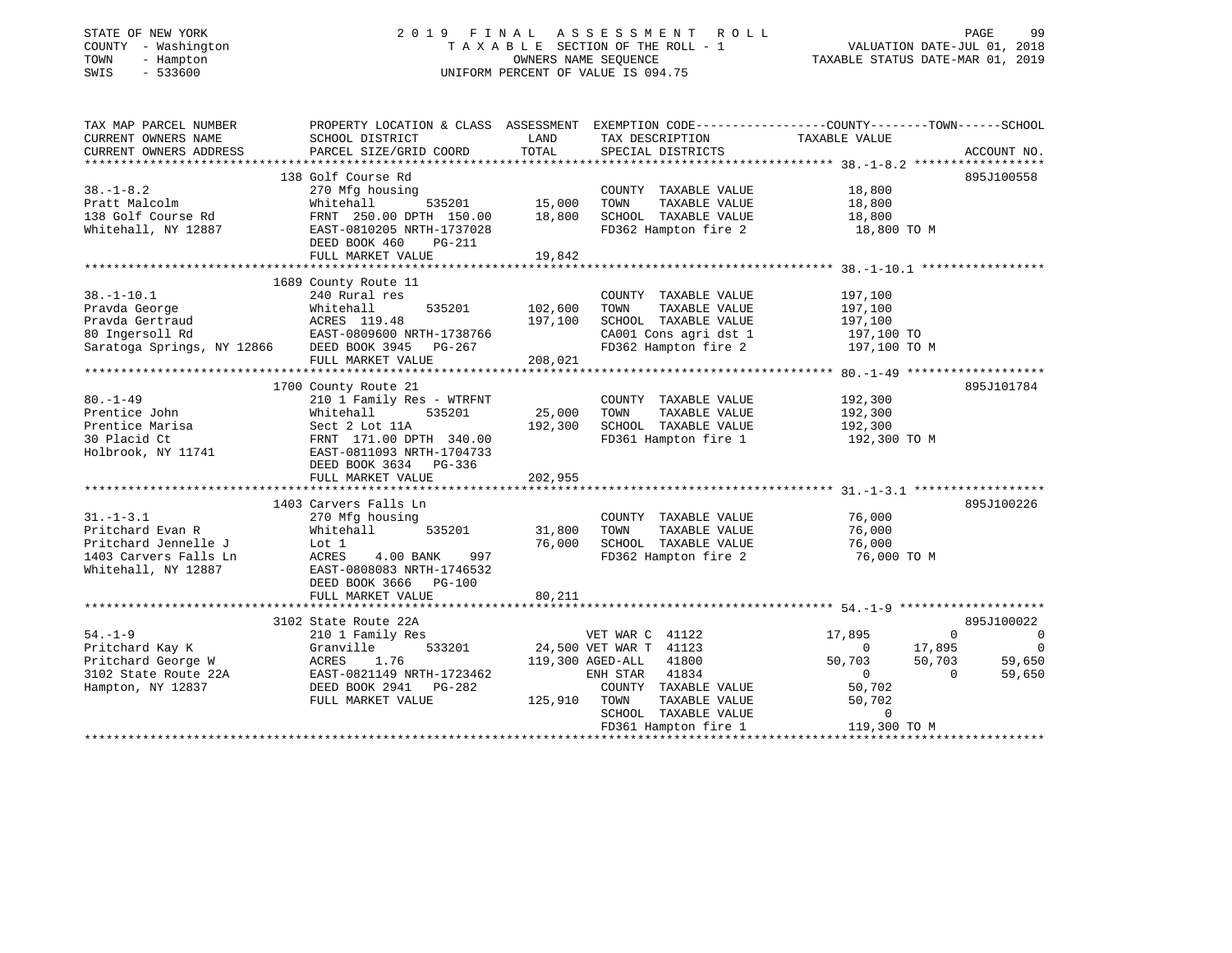STATE OF NEW YORK
COUNTY - Washington
TOWN - Hampton
SWIS - 533600

# 2019 FINAL ASSESSMENT ROLL

TAXABLE SECTION OF THE ROLL - 1
OWNERS NAME SEQUENCE
UNIFORM PERCENT OF VALUE IS 094.75

VALUATION DATE-JUL 01, 2018
TAXABLE STATUS DATE-MAR 01, 2019

| TAX MAP PARCEL NUMBER / CURRENT OWNERS NAME / CURRENT OWNERS ADDRESS | PROPERTY LOCATION & CLASS / SCHOOL DISTRICT / PARCEL SIZE/GRID COORD | ASSESSMENT LAND / TOTAL | EXEMPTION CODE / TAX DESCRIPTION / SPECIAL DISTRICTS | COUNTY | TOWN | SCHOOL | ACCOUNT NO. |
|---|---|---|---|---|---|---|---|
| **38.-1-8.2** | 138 Golf Course Rd | | | | | | 895J100558 |
| Pratt Malcolm | 270 Mfg housing | | COUNTY TAXABLE VALUE | 18,800 | | | |
| 138 Golf Course Rd | Whitehall 535201 | 15,000 | TOWN TAXABLE VALUE | | 18,800 | | |
| Whitehall, NY 12887 | FRNT 250.00 DPTH 150.00 | 18,800 | SCHOOL TAXABLE VALUE | | | 18,800 | |
| | EAST-0810205 NRTH-1737028 | | FD362 Hampton fire 2 | 18,800 TO M | | | |
| | DEED BOOK 460 PG-211 | | | | | | |
| | FULL MARKET VALUE | 19,842 | | | | | |
| **38.-1-10.1** | 1689 County Route 11 | | | | | | |
| Pravda George | 240 Rural res | | COUNTY TAXABLE VALUE | 197,100 | | | |
| Pravda Gertraud | Whitehall 535201 | 102,600 | TOWN TAXABLE VALUE | | 197,100 | | |
| 80 Ingersoll Rd | ACRES 119.48 | 197,100 | SCHOOL TAXABLE VALUE | | | 197,100 | |
| Saratoga Springs, NY 12866 | EAST-0809600 NRTH-1738766 | | CA001 Cons agri dst 1 | 197,100 TO | | | |
| | DEED BOOK 3945 PG-267 | | FD362 Hampton fire 2 | 197,100 TO M | | | |
| | FULL MARKET VALUE | 208,021 | | | | | |
| **80.-1-49** | 1700 County Route 21 | | | | | | 895J101784 |
| Prentice John | 210 1 Family Res - WTRFNT | | COUNTY TAXABLE VALUE | 192,300 | | | |
| Prentice Marisa | Whitehall 535201 | 25,000 | TOWN TAXABLE VALUE | | 192,300 | | |
| 30 Placid Ct | Sect 2 Lot 11A | 192,300 | SCHOOL TAXABLE VALUE | | | 192,300 | |
| Holbrook, NY 11741 | FRNT 171.00 DPTH 340.00 | | FD361 Hampton fire 1 | 192,300 TO M | | | |
| | EAST-0811093 NRTH-1704733 | | | | | | |
| | DEED BOOK 3634 PG-336 | | | | | | |
| | FULL MARKET VALUE | 202,955 | | | | | |
| **31.-1-3.1** | 1403 Carvers Falls Ln | | | | | | 895J100226 |
| Pritchard Evan R | 270 Mfg housing | | COUNTY TAXABLE VALUE | 76,000 | | | |
| Pritchard Jennelle J | Whitehall 535201 | 31,800 | TOWN TAXABLE VALUE | | 76,000 | | |
| 1403 Carvers Falls Ln | Lot 1 | 76,000 | SCHOOL TAXABLE VALUE | | | 76,000 | |
| Whitehall, NY 12887 | ACRES 4.00 BANK 997 | | FD362 Hampton fire 2 | 76,000 TO M | | | |
| | EAST-0808083 NRTH-1746532 | | | | | | |
| | DEED BOOK 3666 PG-100 | | | | | | |
| | FULL MARKET VALUE | 80,211 | | | | | |
| **54.-1-9** | 3102 State Route 22A | | | | | | 895J100022 |
| Pritchard Kay K | 210 1 Family Res | | VET WAR C 41122 | 17,895 | 0 | 0 | |
| Pritchard George W | Granville 533201 | 24,500 | VET WAR T 41123 | 0 | 17,895 | 0 | |
| 3102 State Route 22A | ACRES 1.76 | 119,300 | AGED-ALL 41800 | 50,703 | 50,703 | 59,650 | |
| Hampton, NY 12837 | EAST-0821149 NRTH-1723462 | | ENH STAR 41834 | 0 | 0 | 59,650 | |
| | DEED BOOK 2941 PG-282 | | COUNTY TAXABLE VALUE | 50,702 | | | |
| | FULL MARKET VALUE | 125,910 | TOWN TAXABLE VALUE | | 50,702 | | |
| | | | SCHOOL TAXABLE VALUE | | | 0 | |
| | | | FD361 Hampton fire 1 | 119,300 TO M | | | |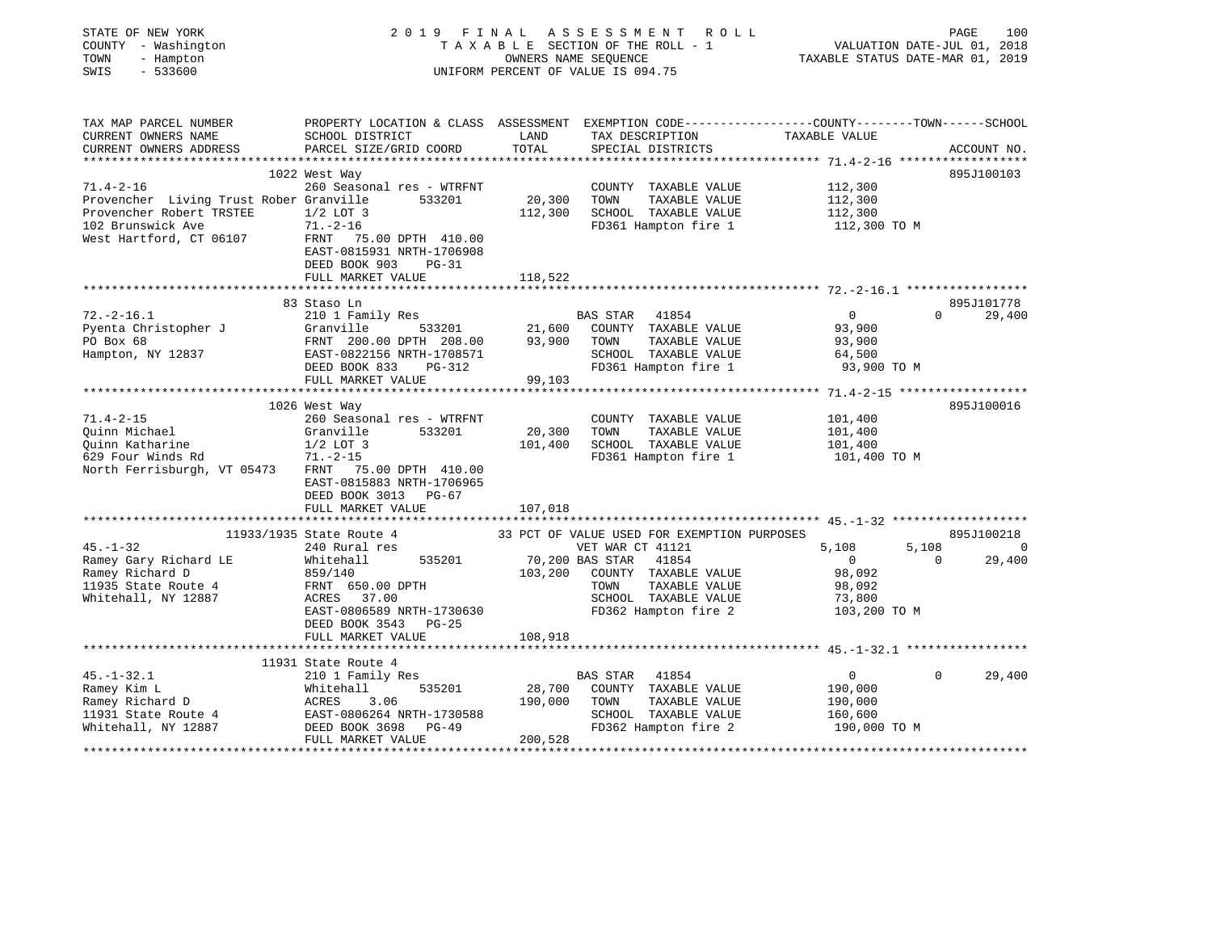STATE OF NEW YORK — 2019 FINAL ASSESSMENT ROLL — PAGE 100
COUNTY - Washington — TAXABLE SECTION OF THE ROLL - 1 — VALUATION DATE-JUL 01, 2018
TOWN - Hampton — OWNERS NAME SEQUENCE — TAXABLE STATUS DATE-MAR 01, 2019
SWIS - 533600 — UNIFORM PERCENT OF VALUE IS 094.75

| TAX MAP PARCEL NUMBER / CURRENT OWNERS NAME / CURRENT OWNERS ADDRESS | PROPERTY LOCATION & CLASS / SCHOOL DISTRICT / PARCEL SIZE/GRID COORD | ASSESSMENT LAND / TOTAL | EXEMPTION CODE / TAX DESCRIPTION / SPECIAL DISTRICTS | COUNTY | TOWN | SCHOOL / TAXABLE VALUE | ACCOUNT NO. |
|---|---|---|---|---|---|---|---|
| **71.4-2-16** | 1022 West Way | | | | | | 895J100103 |
| Provencher Living Trust Rober | 260 Seasonal res - WTRFNT | | COUNTY TAXABLE VALUE | 112,300 | | | |
| Provencher Robert TRSTEE | Granville 533201 | 20,300 | TOWN TAXABLE VALUE | | 112,300 | | |
| 102 Brunswick Ave | 1/2 LOT 3 | 112,300 | SCHOOL TAXABLE VALUE | | | 112,300 | |
| West Hartford, CT 06107 | 71.-2-16 | | FD361 Hampton fire 1 | 112,300 TO M | | | |
| | FRNT 75.00 DPTH 410.00 | | | | | | |
| | EAST-0815931 NRTH-1706908 | | | | | | |
| | DEED BOOK 903 PG-31 | | | | | | |
| | FULL MARKET VALUE | 118,522 | | | | | |
| **72.-2-16.1** | 83 Staso Ln | | | | | | 895J101778 |
| Pyenta Christopher J | 210 1 Family Res | | BAS STAR 41854 | 0 | 0 | 29,400 | |
| PO Box 68 | Granville 533201 | 21,600 | COUNTY TAXABLE VALUE | 93,900 | | | |
| Hampton, NY 12837 | FRNT 200.00 DPTH 208.00 | 93,900 | TOWN TAXABLE VALUE | | 93,900 | | |
| | EAST-0822156 NRTH-1708571 | | SCHOOL TAXABLE VALUE | | | 64,500 | |
| | DEED BOOK 833 PG-312 | | FD361 Hampton fire 1 | 93,900 TO M | | | |
| | FULL MARKET VALUE | 99,103 | | | | | |
| **71.4-2-15** | 1026 West Way | | | | | | 895J100016 |
| Quinn Michael | 260 Seasonal res - WTRFNT | | COUNTY TAXABLE VALUE | 101,400 | | | |
| Quinn Katharine | Granville 533201 | 20,300 | TOWN TAXABLE VALUE | | 101,400 | | |
| 629 Four Winds Rd | 1/2 LOT 3 | 101,400 | SCHOOL TAXABLE VALUE | | | 101,400 | |
| North Ferrisburgh, VT 05473 | 71.-2-15 | | FD361 Hampton fire 1 | 101,400 TO M | | | |
| | FRNT 75.00 DPTH 410.00 | | | | | | |
| | EAST-0815883 NRTH-1706965 | | | | | | |
| | DEED BOOK 3013 PG-67 | | | | | | |
| | FULL MARKET VALUE | 107,018 | | | | | |
| **45.-1-32** | 11933/1935 State Route 4 | | 33 PCT OF VALUE USED FOR EXEMPTION PURPOSES | | | | 895J100218 |
| Ramey Gary Richard LE | 240 Rural res | | VET WAR CT 41121 | 5,108 | 5,108 | 0 | |
| Ramey Richard D | Whitehall 535201 | 70,200 | BAS STAR 41854 | 0 | 0 | 29,400 | |
| 11935 State Route 4 | 859/140 | 103,200 | COUNTY TAXABLE VALUE | 98,092 | | | |
| Whitehall, NY 12887 | FRNT 650.00 DPTH | | TOWN TAXABLE VALUE | | 98,092 | | |
| | ACRES 37.00 | | SCHOOL TAXABLE VALUE | | | 73,800 | |
| | EAST-0806589 NRTH-1730630 | | FD362 Hampton fire 2 | 103,200 TO M | | | |
| | DEED BOOK 3543 PG-25 | | | | | | |
| | FULL MARKET VALUE | 108,918 | | | | | |
| **45.-1-32.1** | 11931 State Route 4 | | | | | | |
| Ramey Kim L | 210 1 Family Res | | BAS STAR 41854 | 0 | 0 | 29,400 | |
| Ramey Richard D | Whitehall 535201 | 28,700 | COUNTY TAXABLE VALUE | 190,000 | | | |
| 11931 State Route 4 | ACRES 3.06 | 190,000 | TOWN TAXABLE VALUE | | 190,000 | | |
| Whitehall, NY 12887 | EAST-0806264 NRTH-1730588 | | SCHOOL TAXABLE VALUE | | | 160,600 | |
| | DEED BOOK 3698 PG-49 | | FD362 Hampton fire 2 | 190,000 TO M | | | |
| | FULL MARKET VALUE | 200,528 | | | | | |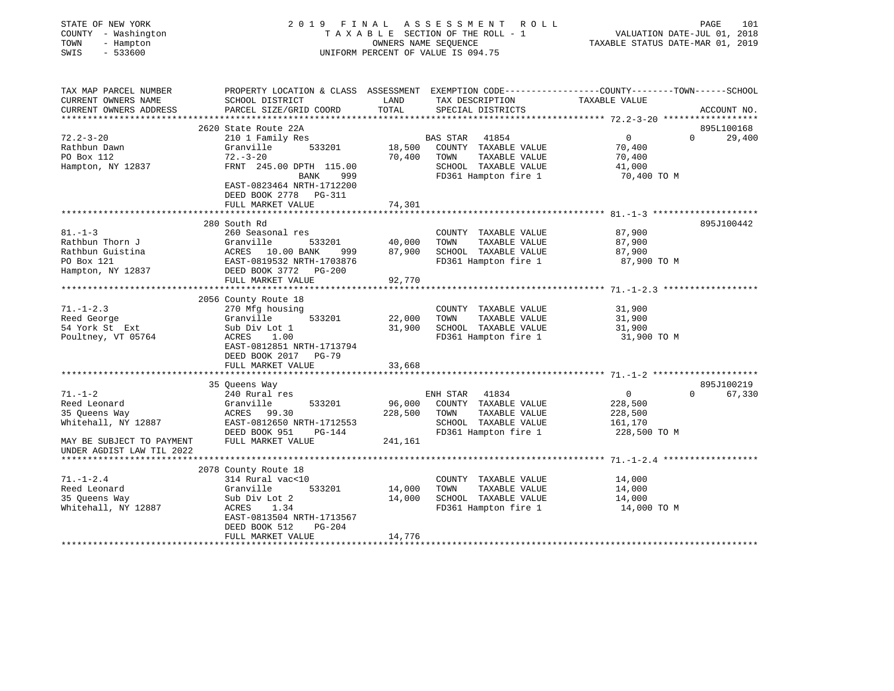STATE OF NEW YORK
COUNTY - Washington
TOWN - Hampton
SWIS - 533600

2019 FINAL ASSESSMENT ROLL
TAXABLE SECTION OF THE ROLL - 1
OWNERS NAME SEQUENCE
UNIFORM PERCENT OF VALUE IS 094.75

VALUATION DATE-JUL 01, 2018
TAXABLE STATUS DATE-MAR 01, 2019

| TAX MAP PARCEL NUMBER / CURRENT OWNERS NAME / CURRENT OWNERS ADDRESS | PROPERTY LOCATION & CLASS / SCHOOL DISTRICT / PARCEL SIZE/GRID COORD | ASSESSMENT LAND / TOTAL | EXEMPTION CODE / TAX DESCRIPTION / SPECIAL DISTRICTS | COUNTY / TOWN / SCHOOL TAXABLE VALUE | ACCOUNT NO. |
|---|---|---|---|---|---|
| **72.2-3-20** | 2620 State Route 22A | | | | 895L100168 |
| 72.2-3-20 | 210 1 Family Res | | BAS STAR 41854 | 0 0 | 29,400 |
| Rathbun Dawn | Granville 533201 | 18,500 | COUNTY TAXABLE VALUE | 70,400 | |
| PO Box 112 | 72.-3-20 | 70,400 | TOWN TAXABLE VALUE | 70,400 | |
| Hampton, NY 12837 | FRNT 245.00 DPTH 115.00 | | SCHOOL TAXABLE VALUE | 41,000 | |
| | BANK 999 | | FD361 Hampton fire 1 | 70,400 TO M | |
| | EAST-0823464 NRTH-1712200 | | | | |
| | DEED BOOK 2778 PG-311 | | | | |
| | FULL MARKET VALUE | 74,301 | | | |
| **81.-1-3** | 280 South Rd | | | | 895J100442 |
| 81.-1-3 | 260 Seasonal res | | COUNTY TAXABLE VALUE | 87,900 | |
| Rathbun Thorn J | Granville 533201 | 40,000 | TOWN TAXABLE VALUE | 87,900 | |
| Rathbun Guistina | ACRES 10.00 BANK 999 | 87,900 | SCHOOL TAXABLE VALUE | 87,900 | |
| PO Box 121 | EAST-0819532 NRTH-1703876 | | FD361 Hampton fire 1 | 87,900 TO M | |
| Hampton, NY 12837 | DEED BOOK 3772 PG-200 | | | | |
| | FULL MARKET VALUE | 92,770 | | | |
| **71.-1-2.3** | 2056 County Route 18 | | | | |
| 71.-1-2.3 | 270 Mfg housing | | COUNTY TAXABLE VALUE | 31,900 | |
| Reed George | Granville 533201 | 22,000 | TOWN TAXABLE VALUE | 31,900 | |
| 54 York St Ext | Sub Div Lot 1 | 31,900 | SCHOOL TAXABLE VALUE | 31,900 | |
| Poultney, VT 05764 | ACRES 1.00 | | FD361 Hampton fire 1 | 31,900 TO M | |
| | EAST-0812851 NRTH-1713794 | | | | |
| | DEED BOOK 2017 PG-79 | | | | |
| | FULL MARKET VALUE | 33,668 | | | |
| **71.-1-2** | 35 Queens Way | | | | 895J100219 |
| 71.-1-2 | 240 Rural res | | ENH STAR 41834 | 0 0 | 67,330 |
| Reed Leonard | Granville 533201 | 96,000 | COUNTY TAXABLE VALUE | 228,500 | |
| 35 Queens Way | ACRES 99.30 | 228,500 | TOWN TAXABLE VALUE | 228,500 | |
| Whitehall, NY 12887 | EAST-0812650 NRTH-1712553 | | SCHOOL TAXABLE VALUE | 161,170 | |
| | DEED BOOK 951 PG-144 | | FD361 Hampton fire 1 | 228,500 TO M | |
| MAY BE SUBJECT TO PAYMENT | FULL MARKET VALUE | 241,161 | | | |
| UNDER AGDIST LAW TIL 2022 | | | | | |
| **71.-1-2.4** | 2078 County Route 18 | | | | |
| 71.-1-2.4 | 314 Rural vac<10 | | COUNTY TAXABLE VALUE | 14,000 | |
| Reed Leonard | Granville 533201 | 14,000 | TOWN TAXABLE VALUE | 14,000 | |
| 35 Queens Way | Sub Div Lot 2 | 14,000 | SCHOOL TAXABLE VALUE | 14,000 | |
| Whitehall, NY 12887 | ACRES 1.34 | | FD361 Hampton fire 1 | 14,000 TO M | |
| | EAST-0813504 NRTH-1713567 | | | | |
| | DEED BOOK 512 PG-204 | | | | |
| | FULL MARKET VALUE | 14,776 | | | |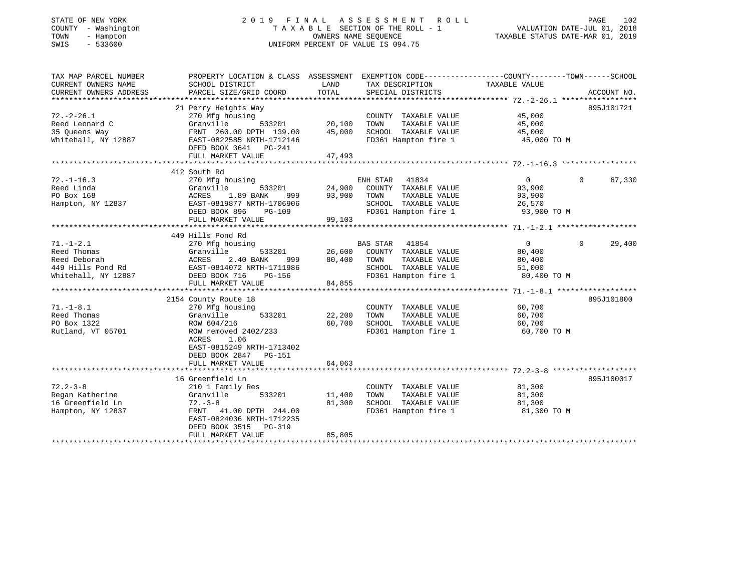STATE OF NEW YORK
COUNTY - Washington
TOWN - Hampton
SWIS - 533600

# 2019 FINAL ASSESSMENT ROLL

TAXABLE SECTION OF THE ROLL - 1
OWNERS NAME SEQUENCE
UNIFORM PERCENT OF VALUE IS 094.75

VALUATION DATE-JUL 01, 2018
TAXABLE STATUS DATE-MAR 01, 2019

| TAX MAP PARCEL NUMBER / CURRENT OWNERS NAME / CURRENT OWNERS ADDRESS | PROPERTY LOCATION & CLASS / SCHOOL DISTRICT / PARCEL SIZE/GRID COORD | ASSESSMENT LAND / TOTAL | EXEMPTION CODE / TAX DESCRIPTION / SPECIAL DISTRICTS | COUNTY / TOWN TAXABLE VALUE | SCHOOL | ACCOUNT NO. |
|---|---|---|---|---|---|---|
| 72.-2-26.1 | 21 Perry Heights Way | | | | | 895J101721 |
| Reed Leonard C | 270 Mfg housing | | COUNTY TAXABLE VALUE | 45,000 | | |
| 35 Queens Way | Granville 533201 | 20,100 | TOWN TAXABLE VALUE | 45,000 | | |
| Whitehall, NY 12887 | FRNT 260.00 DPTH 139.00 | 45,000 | SCHOOL TAXABLE VALUE | 45,000 | | |
| | EAST-0822585 NRTH-1712146 | | FD361 Hampton fire 1 | 45,000 TO M | | |
| | DEED BOOK 3641 PG-241 | | | | | |
| | FULL MARKET VALUE | 47,493 | | | | |
| 72.-1-16.3 | 412 South Rd | | | | | |
| Reed Linda | 270 Mfg housing | | ENH STAR 41834 | 0 | 0 | 67,330 |
| PO Box 168 | Granville 533201 | 24,900 | COUNTY TAXABLE VALUE | 93,900 | | |
| Hampton, NY 12837 | ACRES 1.89 BANK 999 | 93,900 | TOWN TAXABLE VALUE | 93,900 | | |
| | EAST-0819877 NRTH-1706906 | | SCHOOL TAXABLE VALUE | 26,570 | | |
| | DEED BOOK 896 PG-109 | | FD361 Hampton fire 1 | 93,900 TO M | | |
| | FULL MARKET VALUE | 99,103 | | | | |
| 71.-1-2.1 | 449 Hills Pond Rd | | | | | |
| Reed Thomas | 270 Mfg housing | | BAS STAR 41854 | 0 | 0 | 29,400 |
| Reed Deborah | Granville 533201 | 26,600 | COUNTY TAXABLE VALUE | 80,400 | | |
| 449 Hills Pond Rd | ACRES 2.40 BANK 999 | 80,400 | TOWN TAXABLE VALUE | 80,400 | | |
| Whitehall, NY 12887 | EAST-0814072 NRTH-1711986 | | SCHOOL TAXABLE VALUE | 51,000 | | |
| | DEED BOOK 716 PG-156 | | FD361 Hampton fire 1 | 80,400 TO M | | |
| | FULL MARKET VALUE | 84,855 | | | | |
| 71.-1-8.1 | 2154 County Route 18 | | | | | 895J101800 |
| Reed Thomas | 270 Mfg housing | | COUNTY TAXABLE VALUE | 60,700 | | |
| PO Box 1322 | Granville 533201 | 22,200 | TOWN TAXABLE VALUE | 60,700 | | |
| Rutland, VT 05701 | ROW 604/216 | 60,700 | SCHOOL TAXABLE VALUE | 60,700 | | |
| | ROW removed 2402/233 | | FD361 Hampton fire 1 | 60,700 TO M | | |
| | ACRES 1.06 | | | | | |
| | EAST-0815249 NRTH-1713402 | | | | | |
| | DEED BOOK 2847 PG-151 | | | | | |
| | FULL MARKET VALUE | 64,063 | | | | |
| 72.2-3-8 | 16 Greenfield Ln | | | | | 895J100017 |
| Regan Katherine | 210 1 Family Res | | COUNTY TAXABLE VALUE | 81,300 | | |
| 16 Greenfield Ln | Granville 533201 | 11,400 | TOWN TAXABLE VALUE | 81,300 | | |
| Hampton, NY 12837 | 72.-3-8 | 81,300 | SCHOOL TAXABLE VALUE | 81,300 | | |
| | FRNT 41.00 DPTH 244.00 | | FD361 Hampton fire 1 | 81,300 TO M | | |
| | EAST-0824036 NRTH-1712235 | | | | | |
| | DEED BOOK 3515 PG-319 | | | | | |
| | FULL MARKET VALUE | 85,805 | | | | |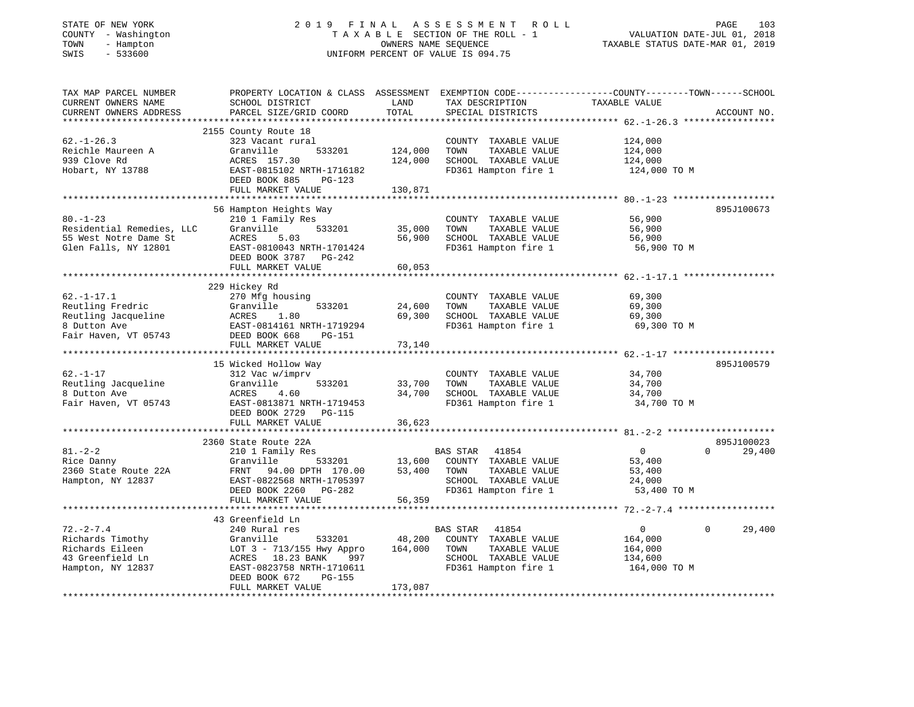STATE OF NEW YORK | 2019 FINAL ASSESSMENT ROLL | VALUATION DATE-JUL 01, 2018
COUNTY - Washington | TAXABLE SECTION OF THE ROLL - 1 | TAXABLE STATUS DATE-MAR 01, 2019
TOWN - Hampton | OWNERS NAME SEQUENCE
SWIS - 533600 | UNIFORM PERCENT OF VALUE IS 094.75

```
TAX MAP PARCEL NUMBER          PROPERTY LOCATION & CLASS  ASSESSMENT  EXEMPTION CODE-----------------COUNTY--------TOWN------SCHOOL
CURRENT OWNERS NAME            SCHOOL DISTRICT               LAND      TAX DESCRIPTION            TAXABLE VALUE
CURRENT OWNERS ADDRESS         PARCEL SIZE/GRID COORD        TOTAL     SPECIAL DISTRICTS                                   ACCOUNT NO.
******************************************************************************************************* 62.-1-26.3 *****************
                               2155 County Route 18
62.-1-26.3                     323 Vacant rural                        COUNTY  TAXABLE VALUE          124,000
Reichle Maureen A              Granville        533201      124,000    TOWN    TAXABLE VALUE          124,000
939 Clove Rd                   ACRES 157.30                 124,000    SCHOOL  TAXABLE VALUE          124,000
Hobart, NY 13788               EAST-0815102 NRTH-1716182               FD361 Hampton fire 1            124,000 TO M
                               DEED BOOK 885    PG-123
                               FULL MARKET VALUE            130,871
******************************************************************************************************* 80.-1-23 *******************
                               56 Hampton Heights Way                                                                    895J100673
80.-1-23                       210 1 Family Res                        COUNTY  TAXABLE VALUE           56,900
Residential Remedies, LLC      Granville        533201       35,000    TOWN    TAXABLE VALUE           56,900
55 West Notre Dame St          ACRES    5.03                 56,900    SCHOOL  TAXABLE VALUE           56,900
Glen Falls, NY 12801           EAST-0810043 NRTH-1701424               FD361 Hampton fire 1             56,900 TO M
                               DEED BOOK 3787   PG-242
                               FULL MARKET VALUE             60,053
******************************************************************************************************* 62.-1-17.1 *****************
                               229 Hickey Rd
62.-1-17.1                     270 Mfg housing                         COUNTY  TAXABLE VALUE           69,300
Reutling Fredric               Granville        533201       24,600    TOWN    TAXABLE VALUE           69,300
Reutling Jacqueline            ACRES    1.80                 69,300    SCHOOL  TAXABLE VALUE           69,300
8 Dutton Ave                   EAST-0814161 NRTH-1719294               FD361 Hampton fire 1             69,300 TO M
Fair Haven, VT 05743           DEED BOOK 668    PG-151
                               FULL MARKET VALUE             73,140
******************************************************************************************************* 62.-1-17 *******************
                               15 Wicked Hollow Way                                                                      895J100579
62.-1-17                       312 Vac w/imprv                         COUNTY  TAXABLE VALUE           34,700
Reutling Jacqueline            Granville        533201       33,700    TOWN    TAXABLE VALUE           34,700
8 Dutton Ave                   ACRES    4.60                 34,700    SCHOOL  TAXABLE VALUE           34,700
Fair Haven, VT 05743           EAST-0813871 NRTH-1719453               FD361 Hampton fire 1             34,700 TO M
                               DEED BOOK 2729   PG-115
                               FULL MARKET VALUE             36,623
******************************************************************************************************* 81.-2-2 ********************
                               2360 State Route 22A                                                                      895J100023
81.-2-2                        210 1 Family Res                        BAS STAR   41854                      0           0     29,400
Rice Danny                     Granville        533201       13,600    COUNTY  TAXABLE VALUE           53,400
2360 State Route 22A           FRNT   94.00 DPTH 170.00      53,400    TOWN    TAXABLE VALUE           53,400
Hampton, NY 12837              EAST-0822568 NRTH-1705397               SCHOOL  TAXABLE VALUE           24,000
                               DEED BOOK 2260   PG-282                 FD361 Hampton fire 1             53,400 TO M
                               FULL MARKET VALUE             56,359
******************************************************************************************************* 72.-2-7.4 ******************
                               43 Greenfield Ln
72.-2-7.4                      240 Rural res                           BAS STAR   41854                      0           0     29,400
Richards Timothy               Granville        533201       48,200    COUNTY  TAXABLE VALUE          164,000
Richards Eileen                LOT 3 - 713/155 Hwy Appro    164,000    TOWN    TAXABLE VALUE          164,000
43 Greenfield Ln               ACRES   18.23 BANK     997              SCHOOL  TAXABLE VALUE          134,600
Hampton, NY 12837              EAST-0823758 NRTH-1710611               FD361 Hampton fire 1            164,000 TO M
                               DEED BOOK 672    PG-155
                               FULL MARKET VALUE            173,087
************************************************************************************************************************************
```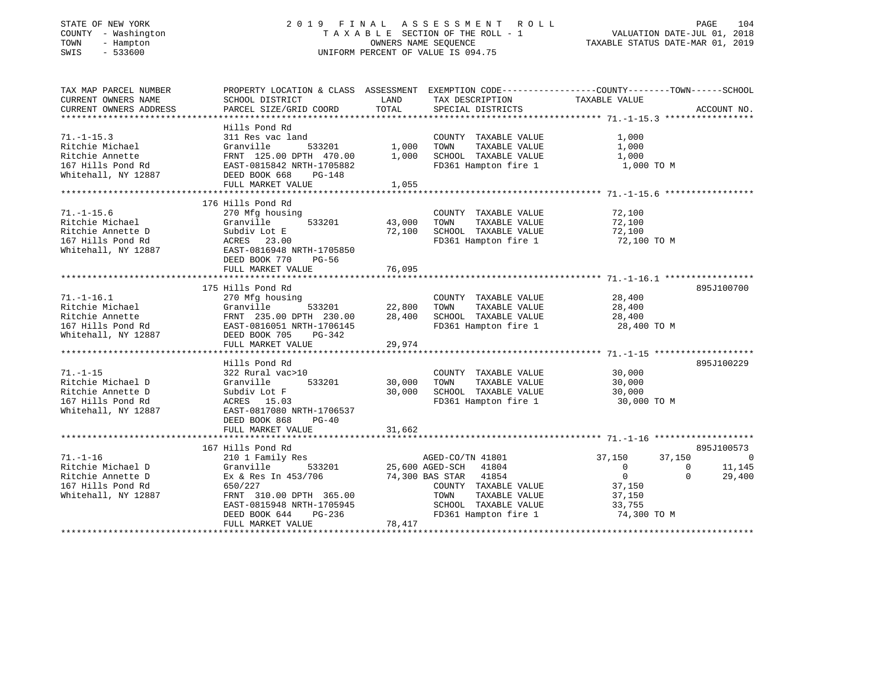STATE OF NEW YORK 2019 FINAL ASSESSMENT ROLL
COUNTY - Washington TAXABLE SECTION OF THE ROLL - 1 VALUATION DATE-JUL 01, 2018
TOWN - Hampton OWNERS NAME SEQUENCE TAXABLE STATUS DATE-MAR 01, 2019
SWIS - 533600 UNIFORM PERCENT OF VALUE IS 094.75

| TAX MAP PARCEL NUMBER / CURRENT OWNERS NAME / CURRENT OWNERS ADDRESS | PROPERTY LOCATION & CLASS / SCHOOL DISTRICT / PARCEL SIZE/GRID COORD | ASSESSMENT LAND / TOTAL | EXEMPTION CODE / TAX DESCRIPTION / SPECIAL DISTRICTS | COUNTY | TOWN | SCHOOL / ACCOUNT NO. |
|---|---|---|---|---|---|---|
| 71.-1-15.3 | Hills Pond Rd | | | | | |
| | 311 Res vac land | | COUNTY TAXABLE VALUE | 1,000 | | |
| Ritchie Michael | Granville 533201 | 1,000 | TOWN TAXABLE VALUE | | 1,000 | |
| Ritchie Annette | FRNT 125.00 DPTH 470.00 | 1,000 | SCHOOL TAXABLE VALUE | | | 1,000 |
| 167 Hills Pond Rd | EAST-0815842 NRTH-1705882 | | FD361 Hampton fire 1 | 1,000 TO M | | |
| Whitehall, NY 12887 | DEED BOOK 668 PG-148 | | | | | |
| | FULL MARKET VALUE | 1,055 | | | | |
| 71.-1-15.6 | 176 Hills Pond Rd | | | | | |
| | 270 Mfg housing | | COUNTY TAXABLE VALUE | 72,100 | | |
| Ritchie Michael | Granville 533201 | 43,000 | TOWN TAXABLE VALUE | | 72,100 | |
| Ritchie Annette D | Subdiv Lot E | 72,100 | SCHOOL TAXABLE VALUE | | | 72,100 |
| 167 Hills Pond Rd | ACRES 23.00 | | FD361 Hampton fire 1 | 72,100 TO M | | |
| Whitehall, NY 12887 | EAST-0816948 NRTH-1705850 | | | | | |
| | DEED BOOK 770 PG-56 | | | | | |
| | FULL MARKET VALUE | 76,095 | | | | |
| 71.-1-16.1 | 175 Hills Pond Rd | | | | | 895J100700 |
| | 270 Mfg housing | | COUNTY TAXABLE VALUE | 28,400 | | |
| Ritchie Michael | Granville 533201 | 22,800 | TOWN TAXABLE VALUE | | 28,400 | |
| Ritchie Annette | FRNT 235.00 DPTH 230.00 | 28,400 | SCHOOL TAXABLE VALUE | | | 28,400 |
| 167 Hills Pond Rd | EAST-0816051 NRTH-1706145 | | FD361 Hampton fire 1 | 28,400 TO M | | |
| Whitehall, NY 12887 | DEED BOOK 705 PG-342 | | | | | |
| | FULL MARKET VALUE | 29,974 | | | | |
| 71.-1-15 | Hills Pond Rd | | | | | 895J100229 |
| | 322 Rural vac>10 | | COUNTY TAXABLE VALUE | 30,000 | | |
| Ritchie Michael D | Granville 533201 | 30,000 | TOWN TAXABLE VALUE | | 30,000 | |
| Ritchie Annette D | Subdiv Lot F | 30,000 | SCHOOL TAXABLE VALUE | | | 30,000 |
| 167 Hills Pond Rd | ACRES 15.03 | | FD361 Hampton fire 1 | 30,000 TO M | | |
| Whitehall, NY 12887 | EAST-0817080 NRTH-1706537 | | | | | |
| | DEED BOOK 868 PG-40 | | | | | |
| | FULL MARKET VALUE | 31,662 | | | | |
| 71.-1-16 | 167 Hills Pond Rd | | | | | 895J100573 |
| | 210 1 Family Res | | AGED-CO/TN 41801 | 37,150 | 37,150 | 0 |
| Ritchie Michael D | Granville 533201 | 25,600 | AGED-SCH 41804 | 0 | 0 | 11,145 |
| Ritchie Annette D | Ex & Res In 453/706 | 74,300 | BAS STAR 41854 | 0 | 0 | 29,400 |
| 167 Hills Pond Rd | 650/227 | | COUNTY TAXABLE VALUE | 37,150 | | |
| Whitehall, NY 12887 | FRNT 310.00 DPTH 365.00 | | TOWN TAXABLE VALUE | | 37,150 | |
| | EAST-0815948 NRTH-1705945 | | SCHOOL TAXABLE VALUE | | | 33,755 |
| | DEED BOOK 644 PG-236 | | FD361 Hampton fire 1 | 74,300 TO M | | |
| | FULL MARKET VALUE | 78,417 | | | | |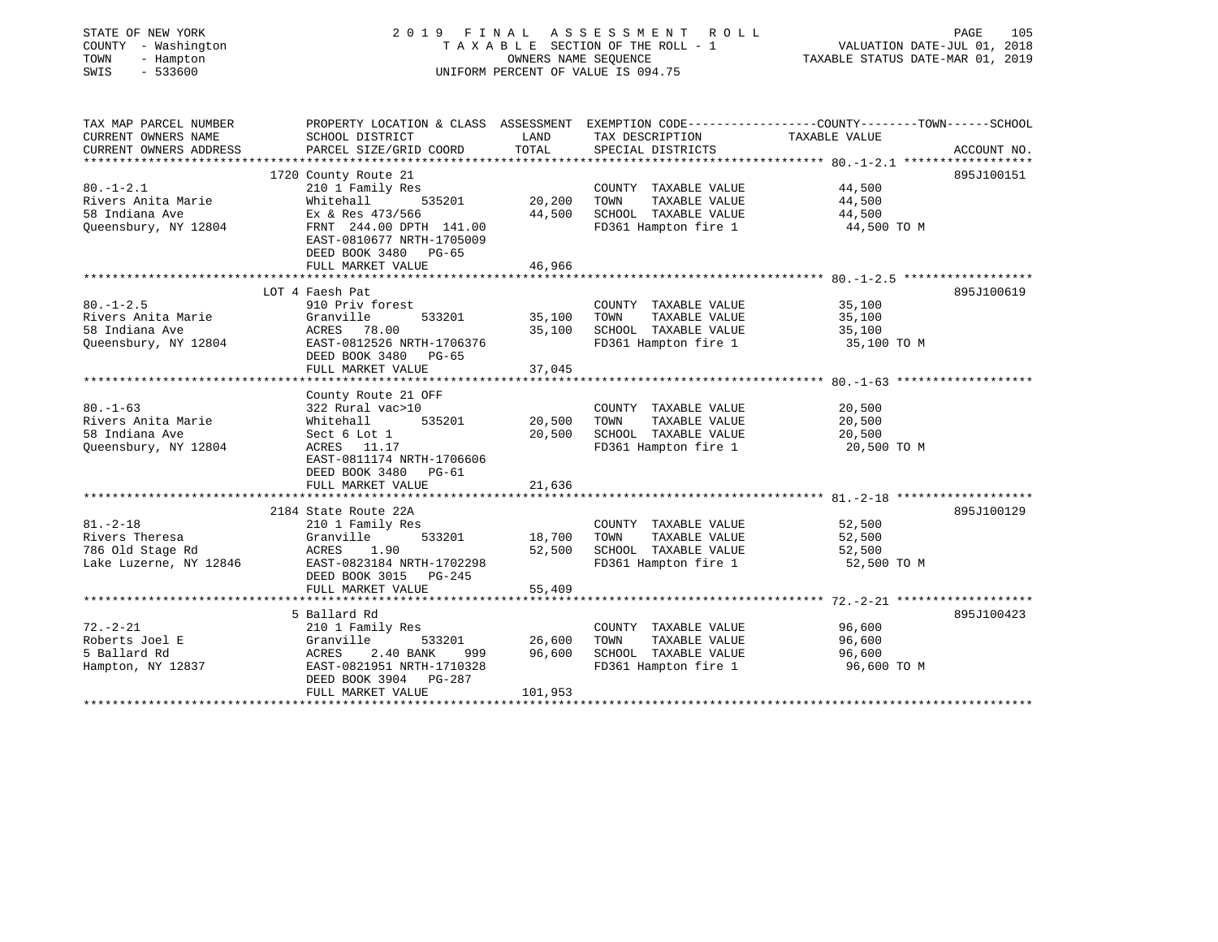STATE OF NEW YORK  
COUNTY - Washington  
TOWN - Hampton  
SWIS - 533600

# 2019 FINAL ASSESSMENT ROLL

TAXABLE SECTION OF THE ROLL - 1  
OWNERS NAME SEQUENCE  
UNIFORM PERCENT OF VALUE IS 094.75

VALUATION DATE-JUL 01, 2018  
TAXABLE STATUS DATE-MAR 01, 2019

| TAX MAP PARCEL NUMBER / CURRENT OWNERS NAME / CURRENT OWNERS ADDRESS | PROPERTY LOCATION & CLASS / SCHOOL DISTRICT / PARCEL SIZE/GRID COORD | ASSESSMENT LAND | TOTAL | EXEMPTION CODE / TAX DESCRIPTION / SPECIAL DISTRICTS | TAXABLE VALUE (COUNTY / TOWN / SCHOOL) | ACCOUNT NO. |
|---|---|---|---|---|---|---|
| 80.-1-2.1 | 1720 County Route 21 | | | | | 895J100151 |
| | 210 1 Family Res | | | COUNTY TAXABLE VALUE | 44,500 | |
| Rivers Anita Marie | Whitehall 535201 | 20,200 | | TOWN TAXABLE VALUE | 44,500 | |
| 58 Indiana Ave | Ex & Res 473/566 | | 44,500 | SCHOOL TAXABLE VALUE | 44,500 | |
| Queensbury, NY 12804 | FRNT 244.00 DPTH 141.00 | | | FD361 Hampton fire 1 | 44,500 TO M | |
| | EAST-0810677 NRTH-1705009 | | | | | |
| | DEED BOOK 3480 PG-65 | | | | | |
| | FULL MARKET VALUE | | 46,966 | | | |
| 80.-1-2.5 | LOT 4 Faesh Pat | | | | | 895J100619 |
| | 910 Priv forest | | | COUNTY TAXABLE VALUE | 35,100 | |
| Rivers Anita Marie | Granville 533201 | 35,100 | | TOWN TAXABLE VALUE | 35,100 | |
| 58 Indiana Ave | ACRES 78.00 | | 35,100 | SCHOOL TAXABLE VALUE | 35,100 | |
| Queensbury, NY 12804 | EAST-0812526 NRTH-1706376 | | | FD361 Hampton fire 1 | 35,100 TO M | |
| | DEED BOOK 3480 PG-65 | | | | | |
| | FULL MARKET VALUE | | 37,045 | | | |
| 80.-1-63 | County Route 21 OFF | | | | | |
| | 322 Rural vac>10 | | | COUNTY TAXABLE VALUE | 20,500 | |
| Rivers Anita Marie | Whitehall 535201 | 20,500 | | TOWN TAXABLE VALUE | 20,500 | |
| 58 Indiana Ave | Sect 6 Lot 1 | | 20,500 | SCHOOL TAXABLE VALUE | 20,500 | |
| Queensbury, NY 12804 | ACRES 11.17 | | | FD361 Hampton fire 1 | 20,500 TO M | |
| | EAST-0811174 NRTH-1706606 | | | | | |
| | DEED BOOK 3480 PG-61 | | | | | |
| | FULL MARKET VALUE | | 21,636 | | | |
| 81.-2-18 | 2184 State Route 22A | | | | | 895J100129 |
| | 210 1 Family Res | | | COUNTY TAXABLE VALUE | 52,500 | |
| Rivers Theresa | Granville 533201 | 18,700 | | TOWN TAXABLE VALUE | 52,500 | |
| 786 Old Stage Rd | ACRES 1.90 | | 52,500 | SCHOOL TAXABLE VALUE | 52,500 | |
| Lake Luzerne, NY 12846 | EAST-0823184 NRTH-1702298 | | | FD361 Hampton fire 1 | 52,500 TO M | |
| | DEED BOOK 3015 PG-245 | | | | | |
| | FULL MARKET VALUE | | 55,409 | | | |
| 72.-2-21 | 5 Ballard Rd | | | | | 895J100423 |
| | 210 1 Family Res | | | COUNTY TAXABLE VALUE | 96,600 | |
| Roberts Joel E | Granville 533201 | 26,600 | | TOWN TAXABLE VALUE | 96,600 | |
| 5 Ballard Rd | ACRES 2.40 BANK 999 | | 96,600 | SCHOOL TAXABLE VALUE | 96,600 | |
| Hampton, NY 12837 | EAST-0821951 NRTH-1710328 | | | FD361 Hampton fire 1 | 96,600 TO M | |
| | DEED BOOK 3904 PG-287 | | | | | |
| | FULL MARKET VALUE | | 101,953 | | | |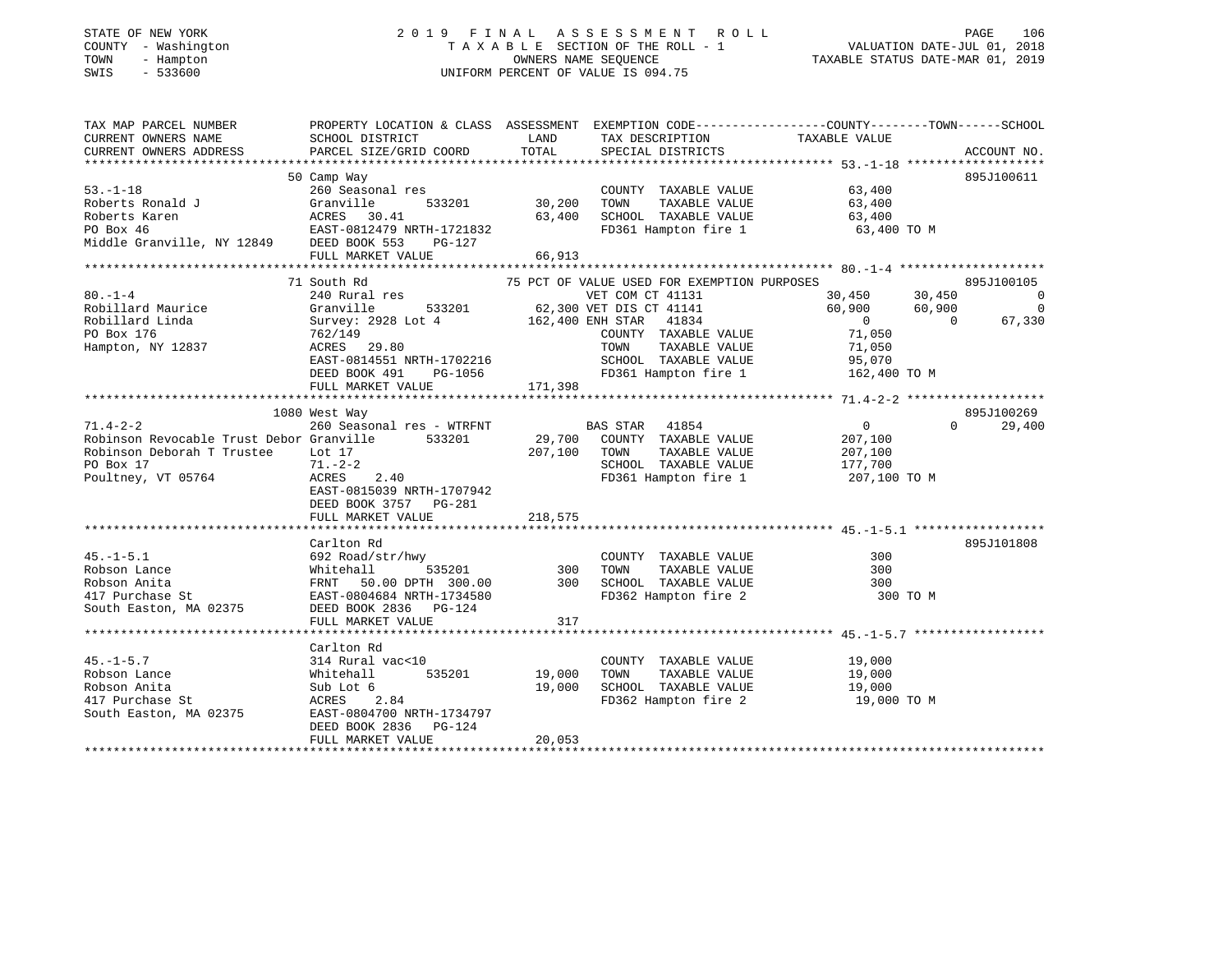STATE OF NEW YORK
COUNTY - Washington
TOWN - Hampton
SWIS - 533600

2019 FINAL ASSESSMENT ROLL
TAXABLE SECTION OF THE ROLL - 1
OWNERS NAME SEQUENCE
UNIFORM PERCENT OF VALUE IS 094.75

VALUATION DATE-JUL 01, 2018
TAXABLE STATUS DATE-MAR 01, 2019

```
TAX MAP PARCEL NUMBER          PROPERTY LOCATION & CLASS  ASSESSMENT  EXEMPTION CODE------------------COUNTY--------TOWN------SCHOOL
CURRENT OWNERS NAME            SCHOOL DISTRICT               LAND      TAX DESCRIPTION                 TAXABLE VALUE
CURRENT OWNERS ADDRESS         PARCEL SIZE/GRID COORD        TOTAL     SPECIAL DISTRICTS                                      ACCOUNT NO.
******************************************************************************************************* 53.-1-18 *******************
                               50 Camp Way                                                                                895J100611
53.-1-18                       260 Seasonal res                         COUNTY  TAXABLE VALUE           63,400
Roberts Ronald J               Granville        533201      30,200     TOWN    TAXABLE VALUE           63,400
Roberts Karen                  ACRES   30.41                63,400     SCHOOL  TAXABLE VALUE           63,400
PO Box 46                      EAST-0812479 NRTH-1721832               FD361 Hampton fire 1             63,400 TO M
Middle Granville, NY 12849     DEED BOOK 553    PG-127
                               FULL MARKET VALUE            66,913
******************************************************************************************************* 80.-1-4 ********************
                               71 South Rd                    75 PCT OF VALUE USED FOR EXEMPTION PURPOSES                 895J100105
80.-1-4                        240 Rural res                         VET COM CT 41131              30,450      30,450            0
Robillard Maurice              Granville        533201      62,300 VET DIS CT 41141              60,900      60,900            0
Robillard Linda                Survey: 2928 Lot 4          162,400 ENH STAR  41834                    0           0       67,330
PO Box 176                     762/149                                  COUNTY  TAXABLE VALUE           71,050
Hampton, NY 12837              ACRES   29.80                            TOWN    TAXABLE VALUE           71,050
                               EAST-0814551 NRTH-1702216                SCHOOL  TAXABLE VALUE           95,070
                               DEED BOOK 491    PG-1056                 FD361 Hampton fire 1            162,400 TO M
                               FULL MARKET VALUE           171,398
******************************************************************************************************* 71.4-2-2 *******************
                               1080 West Way                                                                              895J100269
71.4-2-2                       260 Seasonal res - WTRFNT             BAS STAR  41854                    0           0       29,400
Robinson Revocable Trust Debor Granville        533201      29,700     COUNTY  TAXABLE VALUE          207,100
Robinson Deborah T Trustee     Lot 17                      207,100     TOWN    TAXABLE VALUE          207,100
PO Box 17                      71.-2-2                                  SCHOOL  TAXABLE VALUE          177,700
Poultney, VT 05764             ACRES    2.40                            FD361 Hampton fire 1            207,100 TO M
                               EAST-0815039 NRTH-1707942
                               DEED BOOK 3757   PG-281
                               FULL MARKET VALUE           218,575
******************************************************************************************************* 45.-1-5.1 ******************
                               Carlton Rd                                                                                 895J101808
45.-1-5.1                      692 Road/str/hwy                         COUNTY  TAXABLE VALUE              300
Robson Lance                   Whitehall        535201         300     TOWN    TAXABLE VALUE              300
Robson Anita                   FRNT   50.00 DPTH 300.00        300     SCHOOL  TAXABLE VALUE              300
417 Purchase St                EAST-0804684 NRTH-1734580               FD362 Hampton fire 2                300 TO M
South Easton, MA 02375         DEED BOOK 2836   PG-124
                               FULL MARKET VALUE               317
******************************************************************************************************* 45.-1-5.7 ******************
                               Carlton Rd
45.-1-5.7                      314 Rural vac<10                         COUNTY  TAXABLE VALUE           19,000
Robson Lance                   Whitehall        535201      19,000     TOWN    TAXABLE VALUE           19,000
Robson Anita                   Sub Lot 6                    19,000     SCHOOL  TAXABLE VALUE           19,000
417 Purchase St                ACRES    2.84                            FD362 Hampton fire 2             19,000 TO M
South Easton, MA 02375         EAST-0804700 NRTH-1734797
                               DEED BOOK 2836   PG-124
                               FULL MARKET VALUE            20,053
************************************************************************************************************************************
```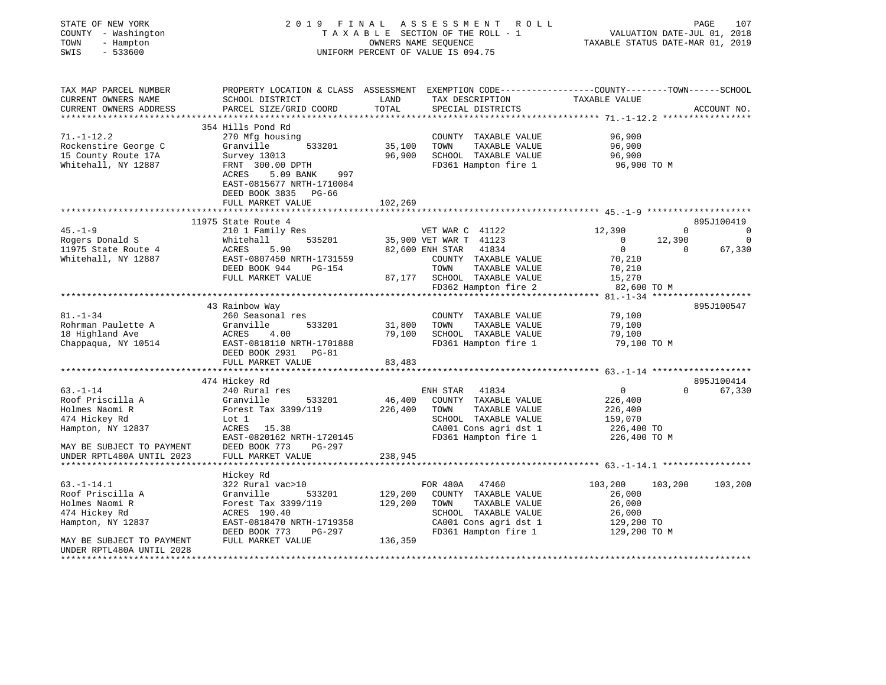STATE OF NEW YORK
COUNTY - Washington
TOWN - Hampton
SWIS - 533600

2019 FINAL ASSESSMENT ROLL
TAXABLE SECTION OF THE ROLL - 1
OWNERS NAME SEQUENCE
UNIFORM PERCENT OF VALUE IS 094.75

VALUATION DATE-JUL 01, 2018
TAXABLE STATUS DATE-MAR 01, 2019

```
TAX MAP PARCEL NUMBER          PROPERTY LOCATION & CLASS  ASSESSMENT  EXEMPTION CODE------------------COUNTY--------TOWN------SCHOOL
CURRENT OWNERS NAME            SCHOOL DISTRICT               LAND      TAX DESCRIPTION                 TAXABLE VALUE
CURRENT OWNERS ADDRESS         PARCEL SIZE/GRID COORD       TOTAL      SPECIAL DISTRICTS                                        ACCOUNT NO.
******************************************************************************************************* 71.-1-12.2 *****************
                              354 Hills Pond Rd
71.-1-12.2                     270 Mfg housing                         COUNTY  TAXABLE VALUE            96,900
Rockenstire George C           Granville         533201      35,100    TOWN    TAXABLE VALUE            96,900
15 County Route 17A            Survey 13013                  96,900    SCHOOL  TAXABLE VALUE            96,900
Whitehall, NY 12887            FRNT 300.00 DPTH                        FD361 Hampton fire 1              96,900 TO M
                               ACRES    5.09 BANK     997
                               EAST-0815677 NRTH-1710084
                               DEED BOOK 3835   PG-66
                               FULL MARKET VALUE            102,269
******************************************************************************************************* 45.-1-9 ********************
                              11975 State Route 4                                                                           895J100419
45.-1-9                        210 1 Family Res                 VET WAR C  41122          12,390            0              0
Rogers Donald S                Whitehall         535201      35,900 VET WAR T  41123               0       12,390              0
11975 State Route 4            ACRES    5.90                 82,600 ENH STAR   41834               0            0         67,330
Whitehall, NY 12887            EAST-0807450 NRTH-1731559               COUNTY  TAXABLE VALUE            70,210
                               DEED BOOK 944    PG-154                 TOWN    TAXABLE VALUE            70,210
                               FULL MARKET VALUE             87,177    SCHOOL  TAXABLE VALUE            15,270
                                                                       FD362 Hampton fire 2              82,600 TO M
******************************************************************************************************* 81.-1-34 *******************
                              43 Rainbow Way                                                                                895J100547
81.-1-34                       260 Seasonal res                        COUNTY  TAXABLE VALUE            79,100
Rohrman Paulette A             Granville         533201      31,800    TOWN    TAXABLE VALUE            79,100
18 Highland Ave                ACRES    4.00                 79,100    SCHOOL  TAXABLE VALUE            79,100
Chappaqua, NY 10514            EAST-0818110 NRTH-1701888               FD361 Hampton fire 1              79,100 TO M
                               DEED BOOK 2931   PG-81
                               FULL MARKET VALUE             83,483
******************************************************************************************************* 63.-1-14 *******************
                              474 Hickey Rd                                                                                 895J100414
63.-1-14                       240 Rural res                    ENH STAR   41834               0            0         67,330
Roof Priscilla A               Granville         533201      46,400    COUNTY  TAXABLE VALUE           226,400
Holmes Naomi R                 Forest Tax 3399/119          226,400    TOWN    TAXABLE VALUE           226,400
474 Hickey Rd                  Lot 1                                   SCHOOL  TAXABLE VALUE           159,070
Hampton, NY 12837              ACRES   15.38                           CA001 Cons agri dst 1            226,400 TO
                               EAST-0820162 NRTH-1720145               FD361 Hampton fire 1             226,400 TO M
MAY BE SUBJECT TO PAYMENT      DEED BOOK 773    PG-297
UNDER RPTL480A UNTIL 2023      FULL MARKET VALUE            238,945
******************************************************************************************************* 63.-1-14.1 *****************
                              Hickey Rd
63.-1-14.1                     322 Rural vac>10                 FOR 480A   47460          103,200      103,200        103,200
Roof Priscilla A               Granville         533201     129,200    COUNTY  TAXABLE VALUE            26,000
Holmes Naomi R                 Forest Tax 3399/119          129,200    TOWN    TAXABLE VALUE            26,000
474 Hickey Rd                  ACRES  190.40                           SCHOOL  TAXABLE VALUE            26,000
Hampton, NY 12837              EAST-0818470 NRTH-1719358               CA001 Cons agri dst 1            129,200 TO
                               DEED BOOK 773    PG-297                 FD361 Hampton fire 1             129,200 TO M
MAY BE SUBJECT TO PAYMENT      FULL MARKET VALUE            136,359
UNDER RPTL480A UNTIL 2028
************************************************************************************************************************************
```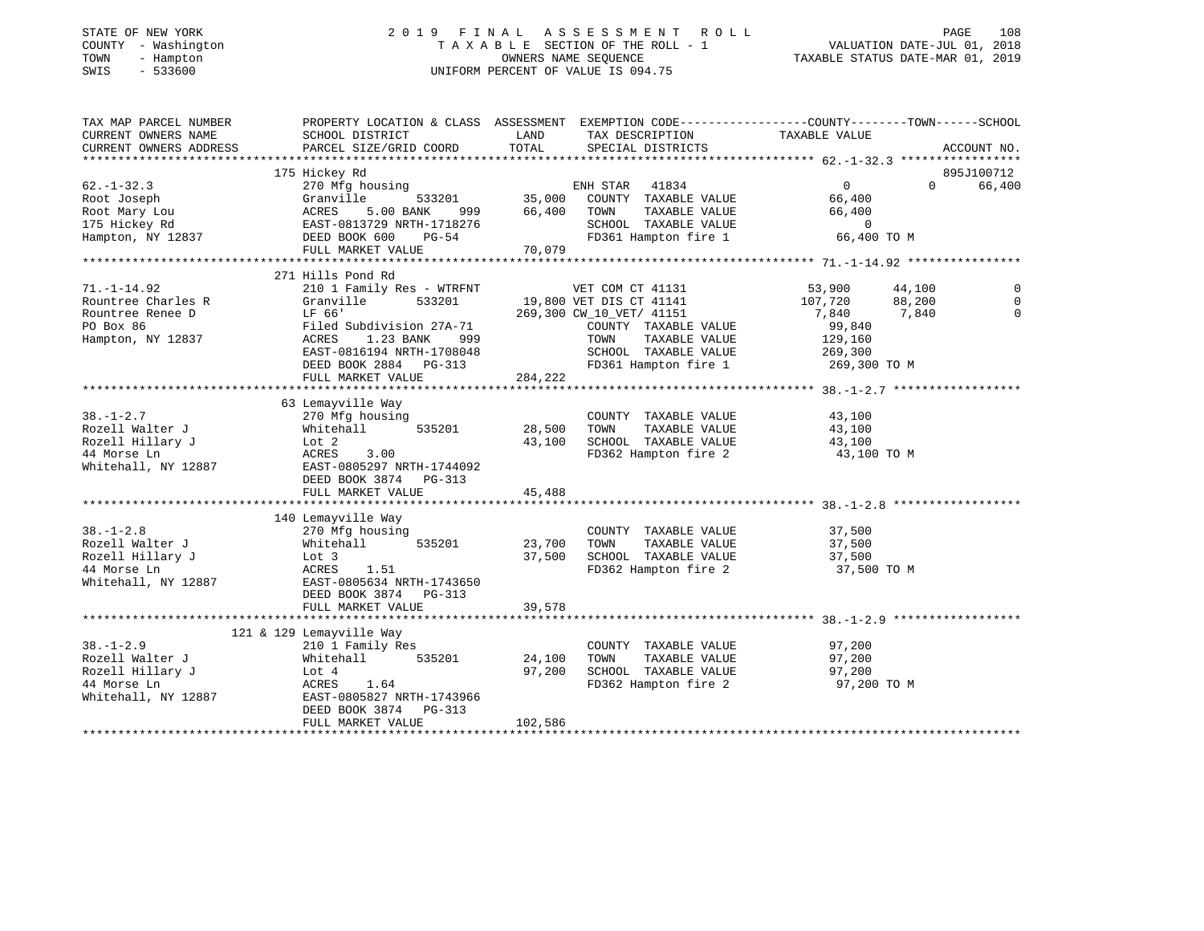STATE OF NEW YORK
COUNTY - Washington
TOWN - Hampton
SWIS - 533600

# 2019 FINAL ASSESSMENT ROLL

TAXABLE SECTION OF THE ROLL - 1
OWNERS NAME SEQUENCE
UNIFORM PERCENT OF VALUE IS 094.75

VALUATION DATE-JUL 01, 2018
TAXABLE STATUS DATE-MAR 01, 2019

```
TAX MAP PARCEL NUMBER     PROPERTY LOCATION & CLASS  ASSESSMENT  EXEMPTION CODE------------------COUNTY--------TOWN------SCHOOL
CURRENT OWNERS NAME       SCHOOL DISTRICT               LAND      TAX DESCRIPTION              TAXABLE VALUE
CURRENT OWNERS ADDRESS    PARCEL SIZE/GRID COORD        TOTAL     SPECIAL DISTRICTS                                     ACCOUNT NO.
*********************************************************************************************** 62.-1-32.3 *****************
                          175 Hickey Rd                                                                              895J100712
62.-1-32.3                270 Mfg housing                        ENH STAR  41834                    0            0     66,400
Root Joseph               Granville        533201       35,000   COUNTY  TAXABLE VALUE         66,400
Root Mary Lou             ACRES    5.00 BANK     999    66,400   TOWN    TAXABLE VALUE         66,400
175 Hickey Rd             EAST-0813729 NRTH-1718276              SCHOOL  TAXABLE VALUE              0
Hampton, NY 12837         DEED BOOK 600     PG-54                FD361 Hampton fire 1          66,400 TO M
                          FULL MARKET VALUE             70,079
*********************************************************************************************** 71.-1-14.92 ****************
                          271 Hills Pond Rd
71.-1-14.92               210 1 Family Res - WTRFNT              VET COM CT 41131           53,900       44,100          0
Rountree Charles R        Granville        533201       19,800 VET DIS CT 41141            107,720       88,200          0
Rountree Renee D          LF 66'                       269,300 CW_10_VET/ 41151              7,840        7,840          0
PO Box 86                 Filed Subdivision 27A-71               COUNTY  TAXABLE VALUE         99,840
Hampton, NY 12837         ACRES    1.23 BANK     999             TOWN    TAXABLE VALUE        129,160
                          EAST-0816194 NRTH-1708048              SCHOOL  TAXABLE VALUE        269,300
                          DEED BOOK 2884    PG-313               FD361 Hampton fire 1         269,300 TO M
                          FULL MARKET VALUE            284,222
*********************************************************************************************** 38.-1-2.7 ******************
                          63 Lemayville Way
38.-1-2.7                 270 Mfg housing                        COUNTY  TAXABLE VALUE         43,100
Rozell Walter J           Whitehall        535201       28,500   TOWN    TAXABLE VALUE         43,100
Rozell Hillary J          Lot 2                         43,100   SCHOOL  TAXABLE VALUE         43,100
44 Morse Ln               ACRES    3.00                          FD362 Hampton fire 2          43,100 TO M
Whitehall, NY 12887       EAST-0805297 NRTH-1744092
                          DEED BOOK 3874    PG-313
                          FULL MARKET VALUE             45,488
*********************************************************************************************** 38.-1-2.8 ******************
                          140 Lemayville Way
38.-1-2.8                 270 Mfg housing                        COUNTY  TAXABLE VALUE         37,500
Rozell Walter J           Whitehall        535201       23,700   TOWN    TAXABLE VALUE         37,500
Rozell Hillary J          Lot 3                         37,500   SCHOOL  TAXABLE VALUE         37,500
44 Morse Ln               ACRES    1.51                          FD362 Hampton fire 2          37,500 TO M
Whitehall, NY 12887       EAST-0805634 NRTH-1743650
                          DEED BOOK 3874    PG-313
                          FULL MARKET VALUE             39,578
*********************************************************************************************** 38.-1-2.9 ******************
                          121 & 129 Lemayville Way
38.-1-2.9                 210 1 Family Res                       COUNTY  TAXABLE VALUE         97,200
Rozell Walter J           Whitehall        535201       24,100   TOWN    TAXABLE VALUE         97,200
Rozell Hillary J          Lot 4                         97,200   SCHOOL  TAXABLE VALUE         97,200
44 Morse Ln               ACRES    1.64                          FD362 Hampton fire 2          97,200 TO M
Whitehall, NY 12887       EAST-0805827 NRTH-1743966
                          DEED BOOK 3874    PG-313
                          FULL MARKET VALUE            102,586
******************************************************************************************************************************
```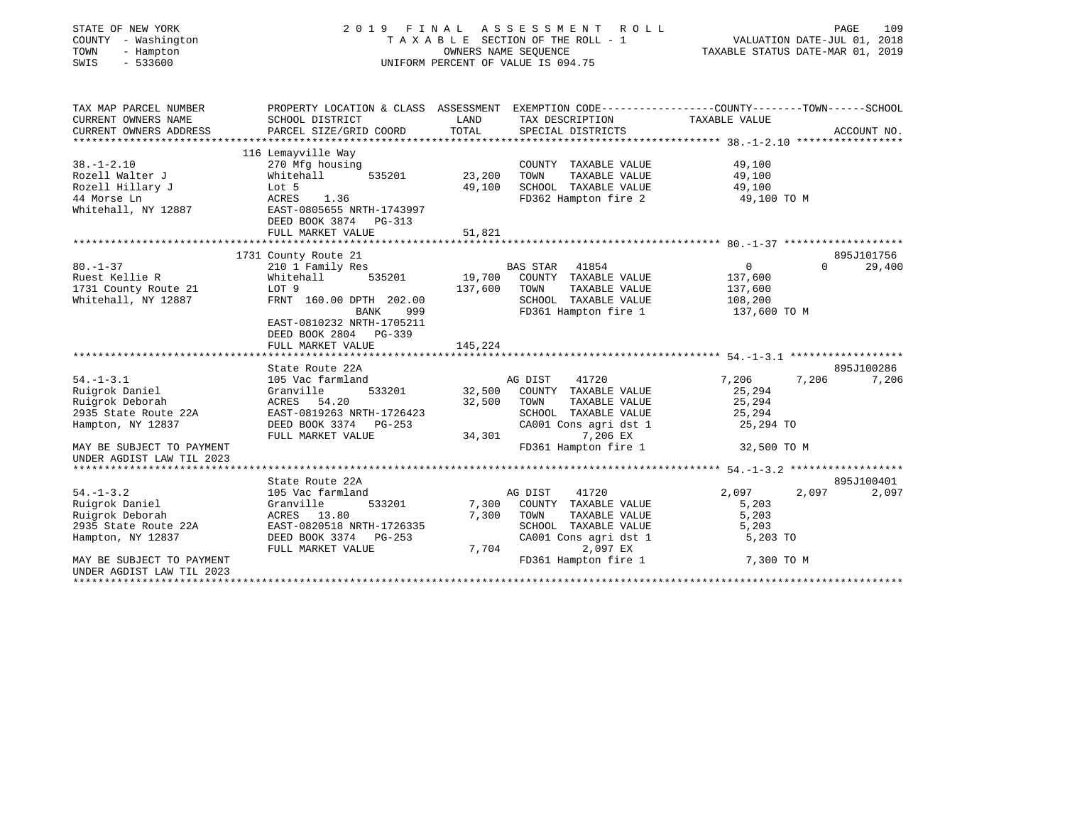STATE OF NEW YORK
COUNTY - Washington
TOWN - Hampton
SWIS - 533600

2019 FINAL ASSESSMENT ROLL
TAXABLE SECTION OF THE ROLL - 1
OWNERS NAME SEQUENCE
UNIFORM PERCENT OF VALUE IS 094.75

VALUATION DATE-JUL 01, 2018
TAXABLE STATUS DATE-MAR 01, 2019

| TAX MAP PARCEL NUMBER / CURRENT OWNERS NAME / CURRENT OWNERS ADDRESS | PROPERTY LOCATION & CLASS / SCHOOL DISTRICT / PARCEL SIZE/GRID COORD | ASSESSMENT LAND / TOTAL | EXEMPTION CODE / TAX DESCRIPTION / SPECIAL DISTRICTS | COUNTY | TOWN | SCHOOL | ACCOUNT NO. |
|---|---|---|---|---|---|---|---|
| **38.-1-2.10** | 116 Lemayville Way | | | | | | |
| 38.-1-2.10 | 270 Mfg housing | | COUNTY TAXABLE VALUE | 49,100 | | | |
| Rozell Walter J | Whitehall 535201 | 23,200 | TOWN TAXABLE VALUE | | 49,100 | | |
| Rozell Hillary J | Lot 5 | 49,100 | SCHOOL TAXABLE VALUE | | | 49,100 | |
| 44 Morse Ln | ACRES 1.36 | | FD362 Hampton fire 2 | 49,100 TO M | | | |
| Whitehall, NY 12887 | EAST-0805655 NRTH-1743997 | | | | | | |
| | DEED BOOK 3874 PG-313 | | | | | | |
| | FULL MARKET VALUE | 51,821 | | | | | |
| **80.-1-37** | 1731 County Route 21 | | | | | | 895J101756 |
| 80.-1-37 | 210 1 Family Res | | BAS STAR 41854 | 0 | 0 | 29,400 | |
| Ruest Kellie R | Whitehall 535201 | 19,700 | COUNTY TAXABLE VALUE | 137,600 | | | |
| 1731 County Route 21 | LOT 9 | 137,600 | TOWN TAXABLE VALUE | | 137,600 | | |
| Whitehall, NY 12887 | FRNT 160.00 DPTH 202.00 | | SCHOOL TAXABLE VALUE | | | 108,200 | |
| | BANK 999 | | FD361 Hampton fire 1 | 137,600 TO M | | | |
| | EAST-0810232 NRTH-1705211 | | | | | | |
| | DEED BOOK 2804 PG-339 | | | | | | |
| | FULL MARKET VALUE | 145,224 | | | | | |
| **54.-1-3.1** | State Route 22A | | | | | | 895J100286 |
| 54.-1-3.1 | 105 Vac farmland | | AG DIST 41720 | 7,206 | 7,206 | 7,206 | |
| Ruigrok Daniel | Granville 533201 | 32,500 | COUNTY TAXABLE VALUE | 25,294 | | | |
| Ruigrok Deborah | ACRES 54.20 | 32,500 | TOWN TAXABLE VALUE | | 25,294 | | |
| 2935 State Route 22A | EAST-0819263 NRTH-1726423 | | SCHOOL TAXABLE VALUE | | | 25,294 | |
| Hampton, NY 12837 | DEED BOOK 3374 PG-253 | | CA001 Cons agri dst 1 | 25,294 TO | | | |
| | FULL MARKET VALUE | 34,301 | 7,206 EX | | | | |
| MAY BE SUBJECT TO PAYMENT UNDER AGDIST LAW TIL 2023 | | | FD361 Hampton fire 1 | 32,500 TO M | | | |
| **54.-1-3.2** | State Route 22A | | | | | | 895J100401 |
| 54.-1-3.2 | 105 Vac farmland | | AG DIST 41720 | 2,097 | 2,097 | 2,097 | |
| Ruigrok Daniel | Granville 533201 | 7,300 | COUNTY TAXABLE VALUE | 5,203 | | | |
| Ruigrok Deborah | ACRES 13.80 | 7,300 | TOWN TAXABLE VALUE | | 5,203 | | |
| 2935 State Route 22A | EAST-0820518 NRTH-1726335 | | SCHOOL TAXABLE VALUE | | | 5,203 | |
| Hampton, NY 12837 | DEED BOOK 3374 PG-253 | | CA001 Cons agri dst 1 | 5,203 TO | | | |
| | FULL MARKET VALUE | 7,704 | 2,097 EX | | | | |
| MAY BE SUBJECT TO PAYMENT UNDER AGDIST LAW TIL 2023 | | | FD361 Hampton fire 1 | 7,300 TO M | | | |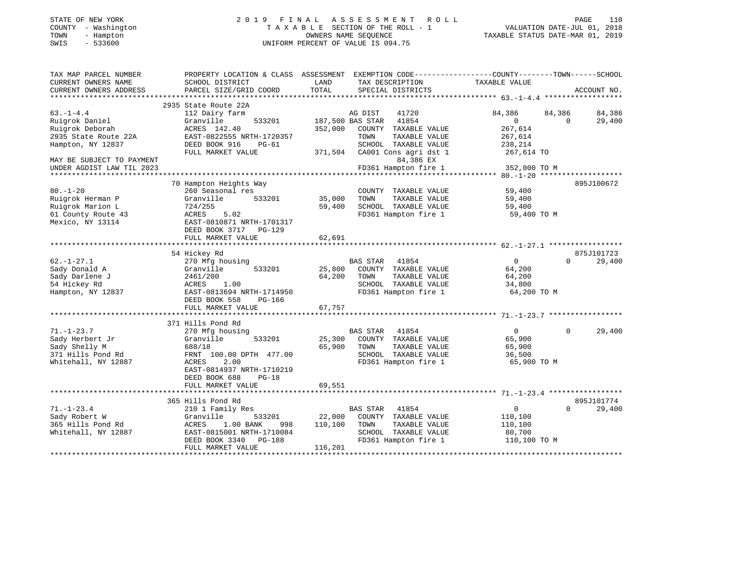STATE OF NEW YORK — 2019 FINAL ASSESSMENT ROLL
COUNTY - Washington — TAXABLE SECTION OF THE ROLL - 1 — VALUATION DATE-JUL 01, 2018
TOWN - Hampton — OWNERS NAME SEQUENCE — TAXABLE STATUS DATE-MAR 01, 2019
SWIS - 533600 — UNIFORM PERCENT OF VALUE IS 094.75

| TAX MAP PARCEL NUMBER / CURRENT OWNERS NAME / CURRENT OWNERS ADDRESS | PROPERTY LOCATION & CLASS / SCHOOL DISTRICT / PARCEL SIZE/GRID COORD | ASSESSMENT LAND / TOTAL | EXEMPTION CODE / TAX DESCRIPTION / SPECIAL DISTRICTS | COUNTY | TOWN | SCHOOL | ACCOUNT NO. |
|---|---|---|---|---|---|---|---|
| | 2935 State Route 22A | | | | | | |
| 63.-1-4.4 | 112 Dairy farm | | AG DIST 41720 | 84,386 | 84,386 | 84,386 | |
| Ruigrok Daniel | Granville 533201 | 187,500 | BAS STAR 41854 | 0 | 0 | 29,400 | |
| Ruigrok Deborah | ACRES 142.40 | 352,000 | COUNTY TAXABLE VALUE | 267,614 | | | |
| 2935 State Route 22A | EAST-0822555 NRTH-1720357 | | TOWN TAXABLE VALUE | | 267,614 | | |
| Hampton, NY 12837 | DEED BOOK 916 PG-61 | | SCHOOL TAXABLE VALUE | | | 238,214 | |
| | FULL MARKET VALUE | 371,504 | CA001 Cons agri dst 1 | 267,614 TO | | | |
| MAY BE SUBJECT TO PAYMENT | | | 84,386 EX | | | | |
| UNDER AGDIST LAW TIL 2023 | | | FD361 Hampton fire 1 | 352,000 TO M | | | |
| | 70 Hampton Heights Way | | | | | | 895J100672 |
| 80.-1-20 | 260 Seasonal res | | COUNTY TAXABLE VALUE | 59,400 | | | |
| Ruigrok Herman P | Granville 533201 | 35,000 | TOWN TAXABLE VALUE | | 59,400 | | |
| Ruigrok Marion L | 724/255 | 59,400 | SCHOOL TAXABLE VALUE | | | 59,400 | |
| 61 County Route 43 | ACRES 5.02 | | FD361 Hampton fire 1 | 59,400 TO M | | | |
| Mexico, NY 13114 | EAST-0810871 NRTH-1701317 | | | | | | |
| | DEED BOOK 3717 PG-129 | | | | | | |
| | FULL MARKET VALUE | 62,691 | | | | | |
| | 54 Hickey Rd | | | | | | 875J101723 |
| 62.-1-27.1 | 270 Mfg housing | | BAS STAR 41854 | 0 | 0 | 29,400 | |
| Sady Donald A | Granville 533201 | 25,800 | COUNTY TAXABLE VALUE | 64,200 | | | |
| Sady Darlene J | 2461/200 | 64,200 | TOWN TAXABLE VALUE | | 64,200 | | |
| 54 Hickey Rd | ACRES 1.00 | | SCHOOL TAXABLE VALUE | | | 34,800 | |
| Hampton, NY 12837 | EAST-0813694 NRTH-1714950 | | FD361 Hampton fire 1 | 64,200 TO M | | | |
| | DEED BOOK 558 PG-166 | | | | | | |
| | FULL MARKET VALUE | 67,757 | | | | | |
| | 371 Hills Pond Rd | | | | | | |
| 71.-1-23.7 | 270 Mfg housing | | BAS STAR 41854 | 0 | 0 | 29,400 | |
| Sady Herbert Jr | Granville 533201 | 25,300 | COUNTY TAXABLE VALUE | 65,900 | | | |
| Sady Shelly M | 688/18 | 65,900 | TOWN TAXABLE VALUE | | 65,900 | | |
| 371 Hills Pond Rd | FRNT 100.00 DPTH 477.00 | | SCHOOL TAXABLE VALUE | | | 36,500 | |
| Whitehall, NY 12887 | ACRES 2.00 | | FD361 Hampton fire 1 | 65,900 TO M | | | |
| | EAST-0814937 NRTH-1710219 | | | | | | |
| | DEED BOOK 688 PG-18 | | | | | | |
| | FULL MARKET VALUE | 69,551 | | | | | |
| | 365 Hills Pond Rd | | | | | | 895J101774 |
| 71.-1-23.4 | 210 1 Family Res | | BAS STAR 41854 | 0 | 0 | 29,400 | |
| Sady Robert W | Granville 533201 | 22,000 | COUNTY TAXABLE VALUE | 110,100 | | | |
| 365 Hills Pond Rd | ACRES 1.00 BANK 998 | 110,100 | TOWN TAXABLE VALUE | | 110,100 | | |
| Whitehall, NY 12887 | EAST-0815001 NRTH-1710084 | | SCHOOL TAXABLE VALUE | | | 80,700 | |
| | DEED BOOK 3340 PG-188 | | FD361 Hampton fire 1 | 110,100 TO M | | | |
| | FULL MARKET VALUE | 116,201 | | | | | |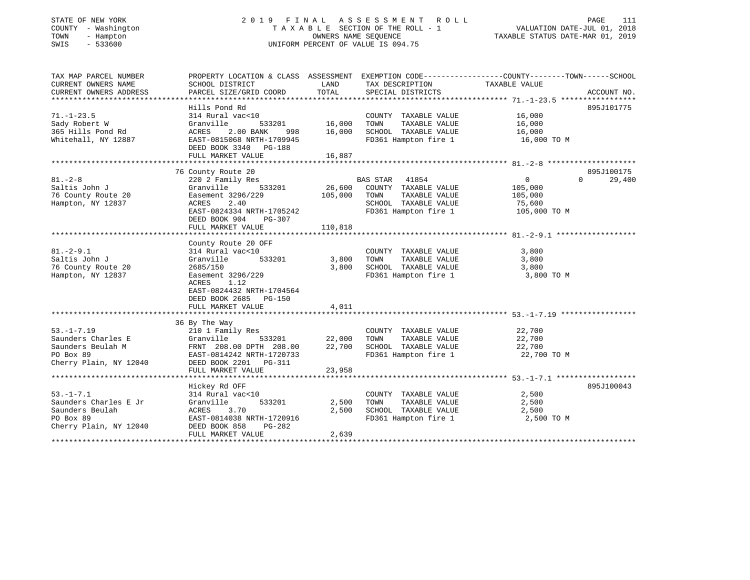STATE OF NEW YORK
COUNTY - Washington
TOWN - Hampton
SWIS - 533600

# 2019 FINAL ASSESSMENT ROLL

TAXABLE SECTION OF THE ROLL - 1
OWNERS NAME SEQUENCE
UNIFORM PERCENT OF VALUE IS 094.75

VALUATION DATE-JUL 01, 2018
TAXABLE STATUS DATE-MAR 01, 2019

| TAX MAP PARCEL NUMBER / CURRENT OWNERS NAME / CURRENT OWNERS ADDRESS | PROPERTY LOCATION & CLASS / SCHOOL DISTRICT / PARCEL SIZE/GRID COORD | ASSESSMENT LAND | TOTAL | EXEMPTION CODE / TAX DESCRIPTION / SPECIAL DISTRICTS | COUNTY / TOWN / SCHOOL TAXABLE VALUE | ACCOUNT NO. |
|---|---|---|---|---|---|---|
| 71.-1-23.5 | Hills Pond Rd | | | | | 895J101775 |
| Sady Robert W | 314 Rural vac<10 | | | COUNTY TAXABLE VALUE | 16,000 | |
| 365 Hills Pond Rd | Granville 533201 | 16,000 | | TOWN TAXABLE VALUE | 16,000 | |
| Whitehall, NY 12887 | ACRES 2.00 BANK 998 | | 16,000 | SCHOOL TAXABLE VALUE | 16,000 | |
| | EAST-0815068 NRTH-1709945 | | | FD361 Hampton fire 1 | 16,000 TO M | |
| | DEED BOOK 3340 PG-188 | | | | | |
| | FULL MARKET VALUE | | 16,887 | | | |
| 81.-2-8 | 76 County Route 20 | | | | | 895J100175 |
| Saltis John J | 220 2 Family Res | | | BAS STAR 41854 | 0 0 29,400 | |
| 76 County Route 20 | Granville 533201 | 26,600 | | COUNTY TAXABLE VALUE | 105,000 | |
| Hampton, NY 12837 | Easement 3296/229 | | 105,000 | TOWN TAXABLE VALUE | 105,000 | |
| | ACRES 2.40 | | | SCHOOL TAXABLE VALUE | 75,600 | |
| | EAST-0824334 NRTH-1705242 | | | FD361 Hampton fire 1 | 105,000 TO M | |
| | DEED BOOK 904 PG-307 | | | | | |
| | FULL MARKET VALUE | | 110,818 | | | |
| 81.-2-9.1 | County Route 20 OFF | | | | | |
| Saltis John J | 314 Rural vac<10 | | | COUNTY TAXABLE VALUE | 3,800 | |
| 76 County Route 20 | Granville 533201 | 3,800 | | TOWN TAXABLE VALUE | 3,800 | |
| Hampton, NY 12837 | 2685/150 | | 3,800 | SCHOOL TAXABLE VALUE | 3,800 | |
| | Easement 3296/229 | | | FD361 Hampton fire 1 | 3,800 TO M | |
| | ACRES 1.12 | | | | | |
| | EAST-0824432 NRTH-1704564 | | | | | |
| | DEED BOOK 2685 PG-150 | | | | | |
| | FULL MARKET VALUE | | 4,011 | | | |
| 53.-1-7.19 | 36 By The Way | | | | | |
| Saunders Charles E | 210 1 Family Res | | | COUNTY TAXABLE VALUE | 22,700 | |
| Saunders Beulah M | Granville 533201 | 22,000 | | TOWN TAXABLE VALUE | 22,700 | |
| PO Box 89 | FRNT 208.00 DPTH 208.00 | | 22,700 | SCHOOL TAXABLE VALUE | 22,700 | |
| Cherry Plain, NY 12040 | EAST-0814242 NRTH-1720733 | | | FD361 Hampton fire 1 | 22,700 TO M | |
| | DEED BOOK 2201 PG-311 | | | | | |
| | FULL MARKET VALUE | | 23,958 | | | |
| 53.-1-7.1 | Hickey Rd OFF | | | | | 895J100043 |
| Saunders Charles E Jr | 314 Rural vac<10 | | | COUNTY TAXABLE VALUE | 2,500 | |
| Saunders Beulah | Granville 533201 | 2,500 | | TOWN TAXABLE VALUE | 2,500 | |
| PO Box 89 | ACRES 3.70 | | 2,500 | SCHOOL TAXABLE VALUE | 2,500 | |
| Cherry Plain, NY 12040 | EAST-0814038 NRTH-1720916 | | | FD361 Hampton fire 1 | 2,500 TO M | |
| | DEED BOOK 858 PG-282 | | | | | |
| | FULL MARKET VALUE | | 2,639 | | | |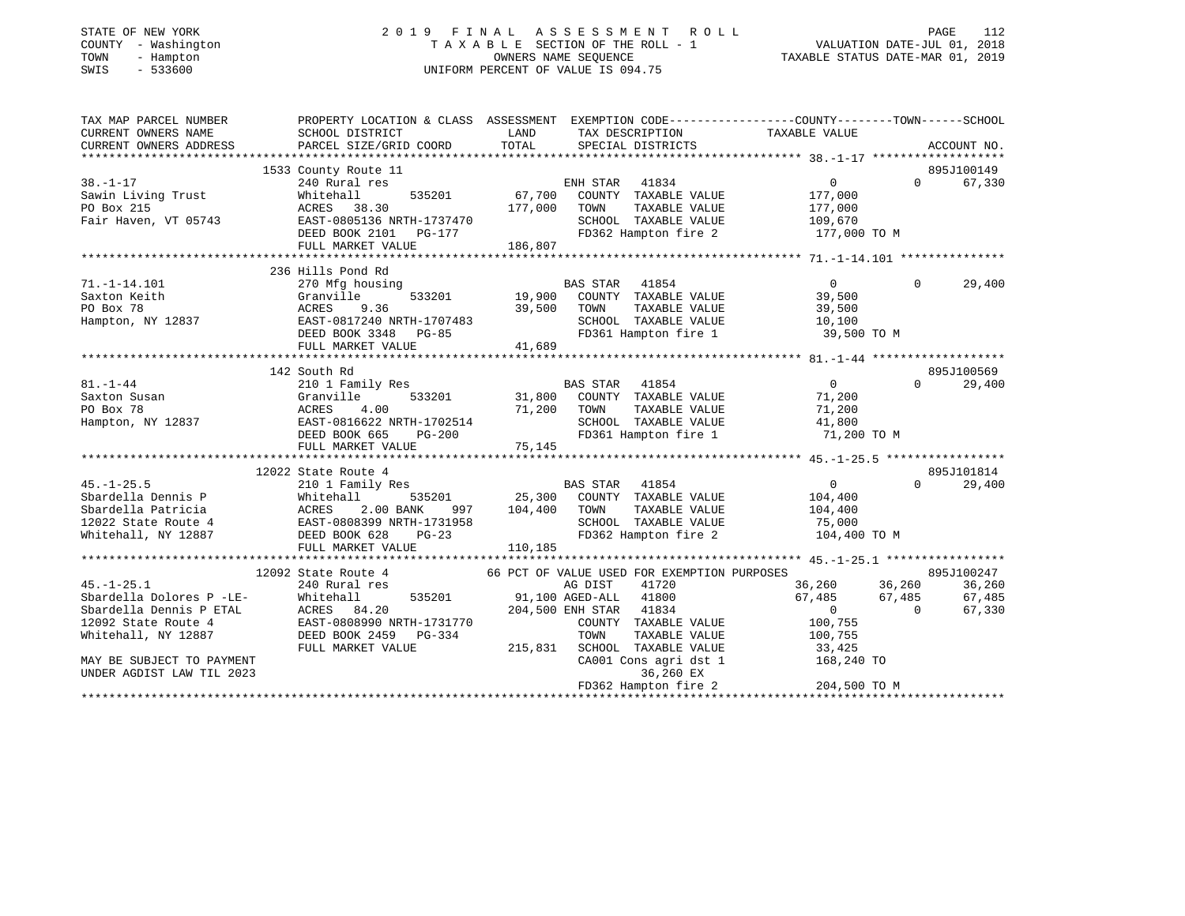STATE OF NEW YORK                2019 FINAL ASSESSMENT ROLL
COUNTY - Washington              TAXABLE SECTION OF THE ROLL - 1          VALUATION DATE-JUL 01, 2018
TOWN - Hampton                   OWNERS NAME SEQUENCE                     TAXABLE STATUS DATE-MAR 01, 2019
SWIS - 533600                    UNIFORM PERCENT OF VALUE IS 094.75

```
TAX MAP PARCEL NUMBER     PROPERTY LOCATION & CLASS  ASSESSMENT  EXEMPTION CODE------------------COUNTY--------TOWN------SCHOOL
CURRENT OWNERS NAME       SCHOOL DISTRICT              LAND      TAX DESCRIPTION             TAXABLE VALUE
CURRENT OWNERS ADDRESS    PARCEL SIZE/GRID COORD       TOTAL     SPECIAL DISTRICTS                                    ACCOUNT NO.
******************************************************************************************************* 38.-1-17 ******************
                          1533 County Route 11                                                                    895J100149
38.-1-17                  240 Rural res                     ENH STAR  41834                 0            0         67,330
Sawin Living Trust        Whitehall      535201      67,700   COUNTY  TAXABLE VALUE        177,000
PO Box 215                ACRES  38.30              177,000   TOWN    TAXABLE VALUE        177,000
Fair Haven, VT 05743      EAST-0805136 NRTH-1737470           SCHOOL  TAXABLE VALUE        109,670
                          DEED BOOK 2101   PG-177              FD362 Hampton fire 2         177,000 TO M
                          FULL MARKET VALUE         186,807
******************************************************************************************************* 71.-1-14.101 ***************
                          236 Hills Pond Rd
71.-1-14.101              270 Mfg housing                   BAS STAR  41854                 0            0         29,400
Saxton Keith              Granville      533201      19,900   COUNTY  TAXABLE VALUE         39,500
PO Box 78                 ACRES   9.36               39,500   TOWN    TAXABLE VALUE         39,500
Hampton, NY 12837         EAST-0817240 NRTH-1707483           SCHOOL  TAXABLE VALUE         10,100
                          DEED BOOK 3348   PG-85               FD361 Hampton fire 1          39,500 TO M
                          FULL MARKET VALUE          41,689
******************************************************************************************************* 81.-1-44 *******************
                          142 South Rd                                                                            895J100569
81.-1-44                  210 1 Family Res                  BAS STAR  41854                 0            0         29,400
Saxton Susan              Granville      533201      31,800   COUNTY  TAXABLE VALUE         71,200
PO Box 78                 ACRES   4.00               71,200   TOWN    TAXABLE VALUE         71,200
Hampton, NY 12837         EAST-0816622 NRTH-1702514           SCHOOL  TAXABLE VALUE         41,800
                          DEED BOOK 665    PG-200              FD361 Hampton fire 1          71,200 TO M
                          FULL MARKET VALUE          75,145
******************************************************************************************************* 45.-1-25.5 *****************
                          12022 State Route 4                                                                     895J101814
45.-1-25.5                210 1 Family Res                  BAS STAR  41854                 0            0         29,400
Sbardella Dennis P        Whitehall      535201      25,300   COUNTY  TAXABLE VALUE        104,400
Sbardella Patricia        ACRES   2.00 BANK   997   104,400   TOWN    TAXABLE VALUE        104,400
12022 State Route 4       EAST-0808399 NRTH-1731958           SCHOOL  TAXABLE VALUE         75,000
Whitehall, NY 12887       DEED BOOK 628    PG-23               FD362 Hampton fire 2         104,400 TO M
                          FULL MARKET VALUE         110,185
******************************************************************************************************* 45.-1-25.1 *****************
                          12092 State Route 4             66 PCT OF VALUE USED FOR EXEMPTION PURPOSES            895J100247
45.-1-25.1                240 Rural res                     AG DIST   41720             36,260       36,260     36,260
Sbardella Dolores P -LE-  Whitehall      535201      91,100 AGED-ALL  41800             67,485       67,485     67,485
Sbardella Dennis P ETAL   ACRES  84.20              204,500 ENH STAR  41834                 0            0         67,330
12092 State Route 4       EAST-0808990 NRTH-1731770           COUNTY  TAXABLE VALUE        100,755
Whitehall, NY 12887       DEED BOOK 2459   PG-334             TOWN    TAXABLE VALUE        100,755
                          FULL MARKET VALUE         215,831   SCHOOL  TAXABLE VALUE         33,425
MAY BE SUBJECT TO PAYMENT                                     CA001 Cons agri dst 1        168,240 TO
UNDER AGDIST LAW TIL 2023                                          36,260 EX
                                                               FD362 Hampton fire 2         204,500 TO M
************************************************************************************************************************************
```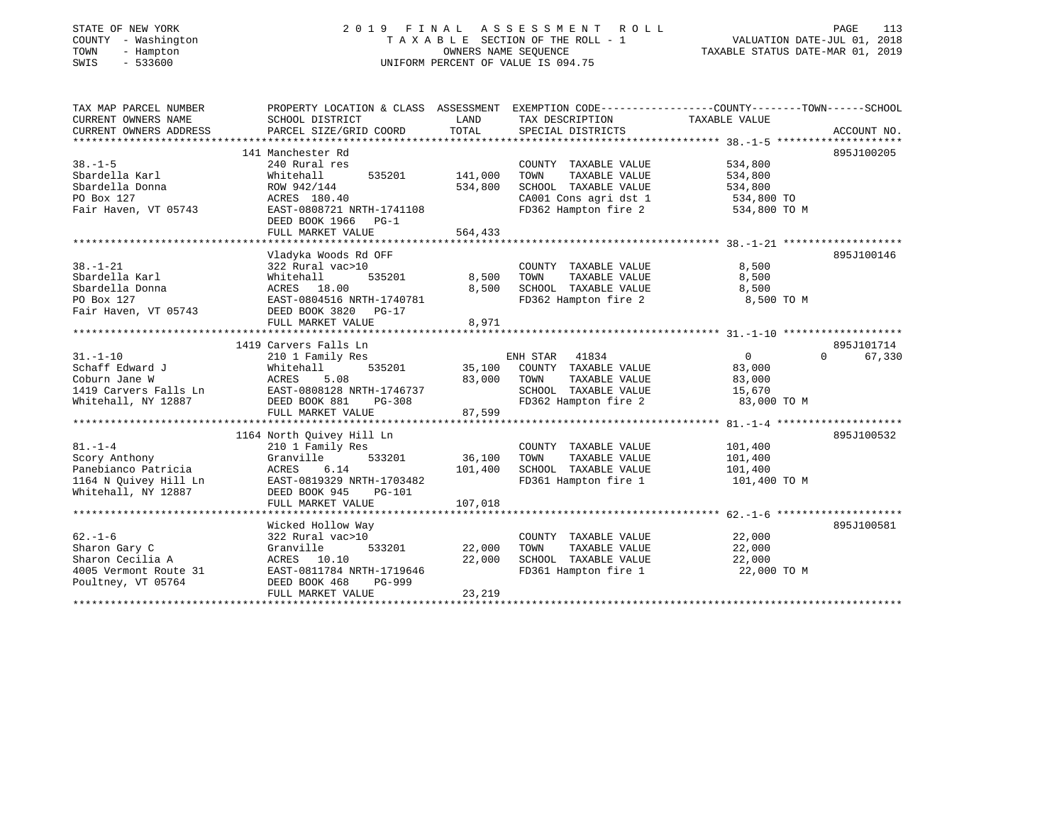STATE OF NEW YORK
COUNTY - Washington
TOWN - Hampton
SWIS - 533600

# 2019 FINAL ASSESSMENT ROLL

TAXABLE SECTION OF THE ROLL - 1
OWNERS NAME SEQUENCE
UNIFORM PERCENT OF VALUE IS 094.75

VALUATION DATE-JUL 01, 2018
TAXABLE STATUS DATE-MAR 01, 2019

| TAX MAP PARCEL NUMBER / CURRENT OWNERS NAME / CURRENT OWNERS ADDRESS | PROPERTY LOCATION & CLASS / SCHOOL DISTRICT / PARCEL SIZE/GRID COORD | ASSESSMENT LAND | TOTAL | EXEMPTION CODE / TAX DESCRIPTION / SPECIAL DISTRICTS | COUNTY / TOWN TAXABLE VALUE | SCHOOL | ACCOUNT NO. |
|---|---|---|---|---|---|---|---|
| | 141 Manchester Rd | | | | | | 895J100205 |
| 38.-1-5 | 240 Rural res | | | COUNTY TAXABLE VALUE | 534,800 | | |
| Sbardella Karl | Whitehall 535201 | 141,000 | | TOWN TAXABLE VALUE | 534,800 | | |
| Sbardella Donna | ROW 942/144 | | 534,800 | SCHOOL TAXABLE VALUE | 534,800 | | |
| PO Box 127 | ACRES 180.40 | | | CA001 Cons agri dst 1 | 534,800 TO | | |
| Fair Haven, VT 05743 | EAST-0808721 NRTH-1741108 | | | FD362 Hampton fire 2 | 534,800 TO M | | |
| | DEED BOOK 1966 PG-1 | | | | | | |
| | FULL MARKET VALUE | | 564,433 | | | | |
| | Vladyka Woods Rd OFF | | | | | | 895J100146 |
| 38.-1-21 | 322 Rural vac>10 | | | COUNTY TAXABLE VALUE | 8,500 | | |
| Sbardella Karl | Whitehall 535201 | 8,500 | | TOWN TAXABLE VALUE | 8,500 | | |
| Sbardella Donna | ACRES 18.00 | | 8,500 | SCHOOL TAXABLE VALUE | 8,500 | | |
| PO Box 127 | EAST-0804516 NRTH-1740781 | | | FD362 Hampton fire 2 | 8,500 TO M | | |
| Fair Haven, VT 05743 | DEED BOOK 3820 PG-17 | | | | | | |
| | FULL MARKET VALUE | | 8,971 | | | | |
| | 1419 Carvers Falls Ln | | | | | | 895J101714 |
| 31.-1-10 | 210 1 Family Res | | | ENH STAR 41834 | 0 | 0 | 67,330 |
| Schaff Edward J | Whitehall 535201 | 35,100 | | COUNTY TAXABLE VALUE | 83,000 | | |
| Coburn Jane W | ACRES 5.08 | | 83,000 | TOWN TAXABLE VALUE | 83,000 | | |
| 1419 Carvers Falls Ln | EAST-0808128 NRTH-1746737 | | | SCHOOL TAXABLE VALUE | 15,670 | | |
| Whitehall, NY 12887 | DEED BOOK 881 PG-308 | | | FD362 Hampton fire 2 | 83,000 TO M | | |
| | FULL MARKET VALUE | | 87,599 | | | | |
| | 1164 North Quivey Hill Ln | | | | | | 895J100532 |
| 81.-1-4 | 210 1 Family Res | | | COUNTY TAXABLE VALUE | 101,400 | | |
| Scory Anthony | Granville 533201 | 36,100 | | TOWN TAXABLE VALUE | 101,400 | | |
| Panebianco Patricia | ACRES 6.14 | | 101,400 | SCHOOL TAXABLE VALUE | 101,400 | | |
| 1164 N Quivey Hill Ln | EAST-0819329 NRTH-1703482 | | | FD361 Hampton fire 1 | 101,400 TO M | | |
| Whitehall, NY 12887 | DEED BOOK 945 PG-101 | | | | | | |
| | FULL MARKET VALUE | | 107,018 | | | | |
| | Wicked Hollow Way | | | | | | 895J100581 |
| 62.-1-6 | 322 Rural vac>10 | | | COUNTY TAXABLE VALUE | 22,000 | | |
| Sharon Gary C | Granville 533201 | 22,000 | | TOWN TAXABLE VALUE | 22,000 | | |
| Sharon Cecilia A | ACRES 10.10 | | 22,000 | SCHOOL TAXABLE VALUE | 22,000 | | |
| 4005 Vermont Route 31 | EAST-0811784 NRTH-1719646 | | | FD361 Hampton fire 1 | 22,000 TO M | | |
| Poultney, VT 05764 | DEED BOOK 468 PG-999 | | | | | | |
| | FULL MARKET VALUE | | 23,219 | | | | |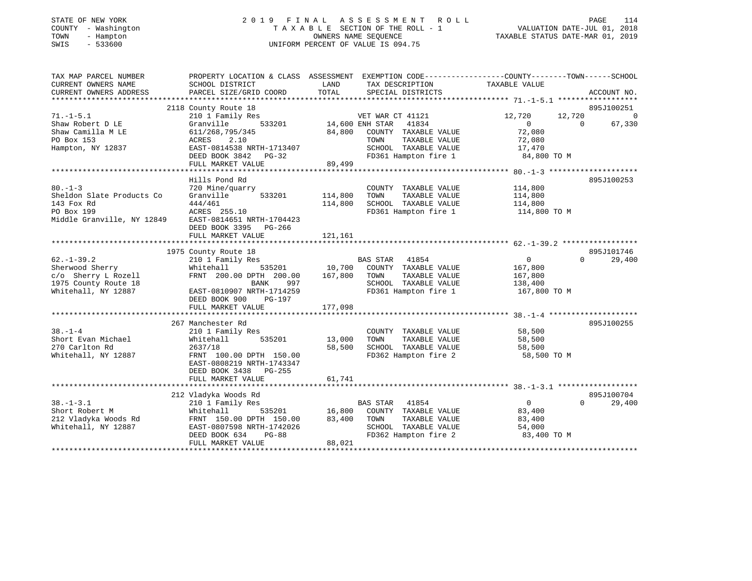STATE OF NEW YORK
COUNTY - Washington
TOWN - Hampton
SWIS - 533600

# 2019 FINAL ASSESSMENT ROLL

TAXABLE SECTION OF THE ROLL - 1
OWNERS NAME SEQUENCE
UNIFORM PERCENT OF VALUE IS 094.75

VALUATION DATE-JUL 01, 2018
TAXABLE STATUS DATE-MAR 01, 2019

| TAX MAP PARCEL NUMBER / CURRENT OWNERS NAME / CURRENT OWNERS ADDRESS | PROPERTY LOCATION & CLASS / SCHOOL DISTRICT / PARCEL SIZE/GRID COORD | ASSESSMENT LAND | TOTAL | EXEMPTION CODE / TAX DESCRIPTION / SPECIAL DISTRICTS | COUNTY | TOWN | SCHOOL | ACCOUNT NO. |
|---|---|---|---|---|---|---|---|---|
| **71.-1-5.1** | 2118 County Route 18 | | | | | | | 895J100251 |
| Shaw Robert D LE | 210 1 Family Res | | | VET WAR CT 41121 | 12,720 | 12,720 | 0 | |
| Shaw Camilla M LE | Granville 533201 | 14,600 | | ENH STAR 41834 | 0 | 0 | 67,330 | |
| PO Box 153 | 611/268,795/345 | | 84,800 | COUNTY TAXABLE VALUE | 72,080 | | | |
| Hampton, NY 12837 | ACRES 2.10 | | | TOWN TAXABLE VALUE | | 72,080 | | |
| | EAST-0814538 NRTH-1713407 | | | SCHOOL TAXABLE VALUE | | | 17,470 | |
| | DEED BOOK 3842 PG-32 | | | FD361 Hampton fire 1 | 84,800 TO M | | | |
| | FULL MARKET VALUE | | 89,499 | | | | | |
| **80.-1-3** | Hills Pond Rd | | | | | | | 895J100253 |
| Sheldon Slate Products Co | 720 Mine/quarry | | | COUNTY TAXABLE VALUE | 114,800 | | | |
| 143 Fox Rd | Granville 533201 | 114,800 | | TOWN TAXABLE VALUE | | 114,800 | | |
| PO Box 199 | 444/461 | | 114,800 | SCHOOL TAXABLE VALUE | | | 114,800 | |
| Middle Granville, NY 12849 | ACRES 255.10 | | | FD361 Hampton fire 1 | 114,800 TO M | | | |
| | EAST-0814651 NRTH-1704423 | | | | | | | |
| | DEED BOOK 3395 PG-266 | | | | | | | |
| | FULL MARKET VALUE | | 121,161 | | | | | |
| **62.-1-39.2** | 1975 County Route 18 | | | | | | | 895J101746 |
| Sherwood Sherry | 210 1 Family Res | | | BAS STAR 41854 | 0 | 0 | 29,400 | |
| c/o Sherry L Rozell | Whitehall 535201 | 10,700 | | COUNTY TAXABLE VALUE | 167,800 | | | |
| 1975 County Route 18 | FRNT 200.00 DPTH 200.00 | | 167,800 | TOWN TAXABLE VALUE | | 167,800 | | |
| Whitehall, NY 12887 | BANK 997 | | | SCHOOL TAXABLE VALUE | | | 138,400 | |
| | EAST-0810907 NRTH-1714259 | | | FD361 Hampton fire 1 | 167,800 TO M | | | |
| | DEED BOOK 900 PG-197 | | | | | | | |
| | FULL MARKET VALUE | | 177,098 | | | | | |
| **38.-1-4** | 267 Manchester Rd | | | | | | | 895J100255 |
| Short Evan Michael | 210 1 Family Res | | | COUNTY TAXABLE VALUE | 58,500 | | | |
| 270 Carlton Rd | Whitehall 535201 | 13,000 | | TOWN TAXABLE VALUE | | 58,500 | | |
| Whitehall, NY 12887 | 2637/18 | | 58,500 | SCHOOL TAXABLE VALUE | | | 58,500 | |
| | FRNT 100.00 DPTH 150.00 | | | FD362 Hampton fire 2 | 58,500 TO M | | | |
| | EAST-0808219 NRTH-1743347 | | | | | | | |
| | DEED BOOK 3438 PG-255 | | | | | | | |
| | FULL MARKET VALUE | | 61,741 | | | | | |
| **38.-1-3.1** | 212 Vladyka Woods Rd | | | | | | | 895J100704 |
| Short Robert M | 210 1 Family Res | | | BAS STAR 41854 | 0 | 0 | 29,400 | |
| 212 Vladyka Woods Rd | Whitehall 535201 | 16,800 | | COUNTY TAXABLE VALUE | 83,400 | | | |
| Whitehall, NY 12887 | FRNT 150.00 DPTH 150.00 | | 83,400 | TOWN TAXABLE VALUE | | 83,400 | | |
| | EAST-0807598 NRTH-1742026 | | | SCHOOL TAXABLE VALUE | | | 54,000 | |
| | DEED BOOK 634 PG-88 | | | FD362 Hampton fire 2 | 83,400 TO M | | | |
| | FULL MARKET VALUE | | 88,021 | | | | | |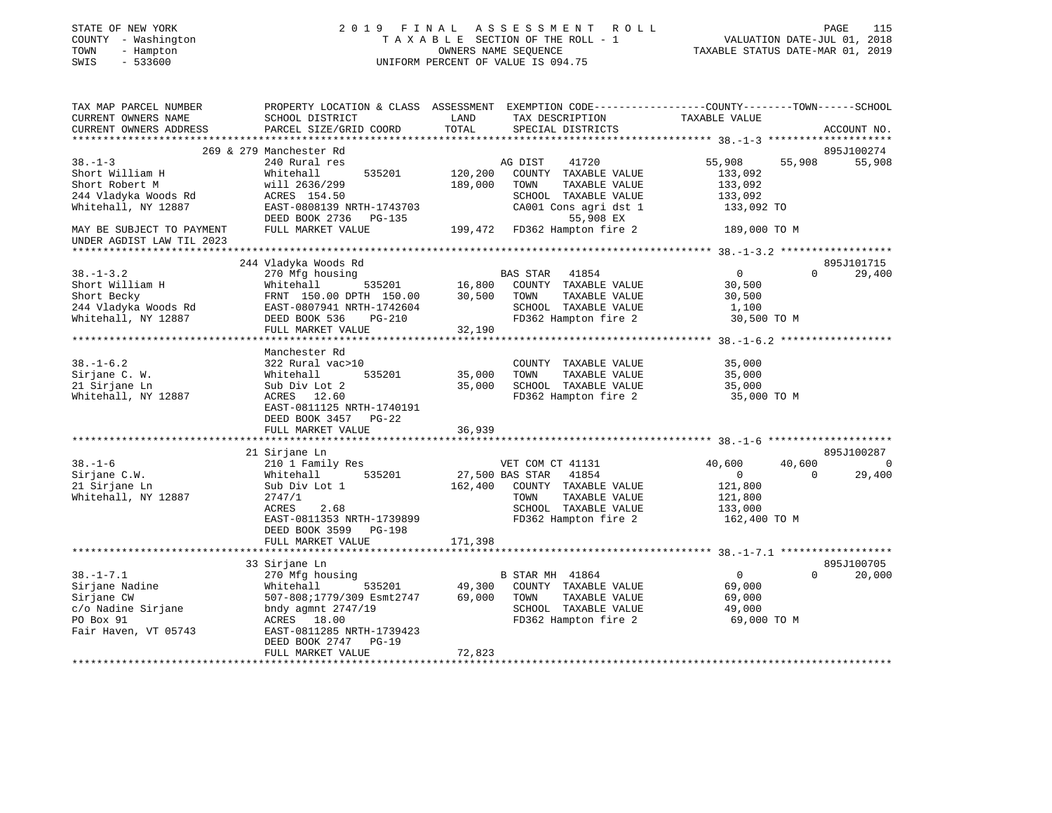STATE OF NEW YORK | COUNTY - Washington | TOWN - Hampton | SWIS - 533600

# 2019 FINAL ASSESSMENT ROLL

TAXABLE SECTION OF THE ROLL - 1
OWNERS NAME SEQUENCE
UNIFORM PERCENT OF VALUE IS 094.75

VALUATION DATE-JUL 01, 2018
TAXABLE STATUS DATE-MAR 01, 2019

```
TAX MAP PARCEL NUMBER          PROPERTY LOCATION & CLASS  ASSESSMENT  EXEMPTION CODE-----------------COUNTY--------TOWN------SCHOOL
CURRENT OWNERS NAME            SCHOOL DISTRICT               LAND      TAX DESCRIPTION              TAXABLE VALUE
CURRENT OWNERS ADDRESS         PARCEL SIZE/GRID COORD        TOTAL     SPECIAL DISTRICTS                                    ACCOUNT NO.
*********************************************************************************************************** 38.-1-3 ********************
                   269 & 279 Manchester Rd                                                                              895J100274
38.-1-3                        240 Rural res                        AG DIST     41720           55,908       55,908       55,908
Short William H                Whitehall        535201       120,200   COUNTY  TAXABLE VALUE          133,092
Short Robert M                 will 2636/299                 189,000   TOWN    TAXABLE VALUE          133,092
244 Vladyka Woods Rd           ACRES  154.50                           SCHOOL  TAXABLE VALUE          133,092
Whitehall, NY 12887            EAST-0808139 NRTH-1743703               CA001 Cons agri dst 1           133,092 TO
                               DEED BOOK 2736   PG-135                      55,908 EX
MAY BE SUBJECT TO PAYMENT      FULL MARKET VALUE             199,472   FD362 Hampton fire 2            189,000 TO M
UNDER AGDIST LAW TIL 2023
*********************************************************************************************************** 38.-1-3.2 ******************
                   244 Vladyka Woods Rd                                                                                 895J101715
38.-1-3.2                      270 Mfg housing                      BAS STAR    41854                0            0       29,400
Short William H                Whitehall        535201        16,800   COUNTY  TAXABLE VALUE           30,500
Short Becky                    FRNT 150.00 DPTH 150.00        30,500   TOWN    TAXABLE VALUE           30,500
244 Vladyka Woods Rd           EAST-0807941 NRTH-1742604               SCHOOL  TAXABLE VALUE            1,100
Whitehall, NY 12887            DEED BOOK 536    PG-210                 FD362 Hampton fire 2             30,500 TO M
                               FULL MARKET VALUE              32,190
*********************************************************************************************************** 38.-1-6.2 ******************
                   Manchester Rd
38.-1-6.2                      322 Rural vac>10                        COUNTY  TAXABLE VALUE           35,000
Sirjane C. W.                  Whitehall        535201        35,000   TOWN    TAXABLE VALUE           35,000
21 Sirjane Ln                  Sub Div Lot 2                  35,000   SCHOOL  TAXABLE VALUE           35,000
Whitehall, NY 12887            ACRES  12.60                            FD362 Hampton fire 2             35,000 TO M
                               EAST-0811125 NRTH-1740191
                               DEED BOOK 3457   PG-22
                               FULL MARKET VALUE              36,939
*********************************************************************************************************** 38.-1-6 ********************
                   21 Sirjane Ln                                                                                        895J100287
38.-1-6                        210 1 Family Res                     VET COM CT 41131             40,600       40,600            0
Sirjane C.W.                   Whitehall        535201        27,500 BAS STAR   41854                0            0       29,400
21 Sirjane Ln                  Sub Div Lot 1                 162,400   COUNTY  TAXABLE VALUE          121,800
Whitehall, NY 12887            2747/1                                  TOWN    TAXABLE VALUE          121,800
                               ACRES    2.68                           SCHOOL  TAXABLE VALUE          133,000
                               EAST-0811353 NRTH-1739899               FD362 Hampton fire 2            162,400 TO M
                               DEED BOOK 3599   PG-198
                               FULL MARKET VALUE             171,398
*********************************************************************************************************** 38.-1-7.1 ******************
                   33 Sirjane Ln                                                                                        895J100705
38.-1-7.1                      270 Mfg housing                      B STAR MH  41864                 0            0       20,000
Sirjane Nadine                 Whitehall        535201        49,300   COUNTY  TAXABLE VALUE           69,000
Sirjane CW                     507-808;1779/309 Esmt2747      69,000   TOWN    TAXABLE VALUE           69,000
c/o Nadine Sirjane             bndy agmnt 2747/19                      SCHOOL  TAXABLE VALUE           49,000
PO Box 91                      ACRES  18.00                            FD362 Hampton fire 2             69,000 TO M
Fair Haven, VT 05743           EAST-0811285 NRTH-1739423
                               DEED BOOK 2747   PG-19
                               FULL MARKET VALUE              72,823
****************************************************************************************************************************************
```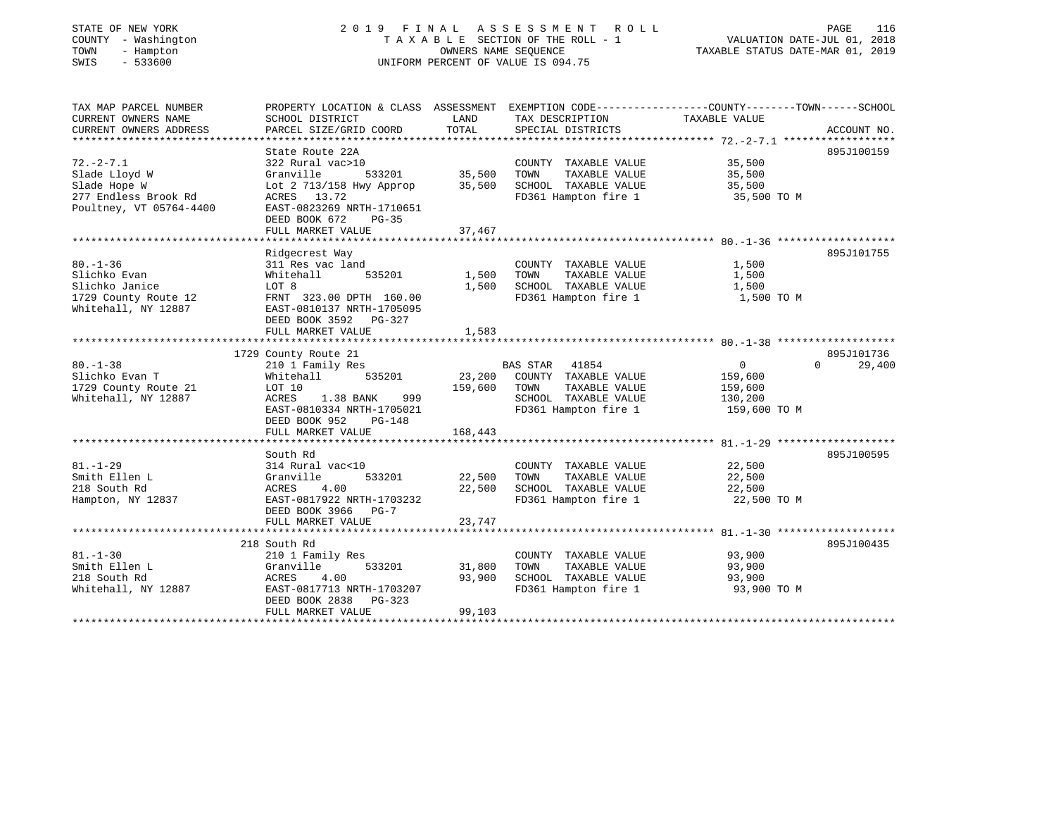STATE OF NEW YORK
COUNTY - Washington
TOWN - Hampton
SWIS - 533600

# 2019 FINAL ASSESSMENT ROLL

TAXABLE SECTION OF THE ROLL - 1
OWNERS NAME SEQUENCE
UNIFORM PERCENT OF VALUE IS 094.75

VALUATION DATE-JUL 01, 2018
TAXABLE STATUS DATE-MAR 01, 2019

| TAX MAP PARCEL NUMBER / CURRENT OWNERS NAME / CURRENT OWNERS ADDRESS | PROPERTY LOCATION & CLASS / SCHOOL DISTRICT / PARCEL SIZE/GRID COORD | ASSESSMENT LAND | TOTAL | EXEMPTION CODE / TAX DESCRIPTION / SPECIAL DISTRICTS | COUNTY | TOWN | SCHOOL | ACCOUNT NO. |
|---|---|---|---|---|---|---|---|---|
| 72.-2-7.1 | State Route 22A | | | | | | | 895J100159 |
| Slade Lloyd W | 322 Rural vac>10 | | | COUNTY TAXABLE VALUE | 35,500 | | | |
| Slade Hope W | Granville 533201 | 35,500 | | TOWN TAXABLE VALUE | | 35,500 | | |
| 277 Endless Brook Rd | Lot 2 713/158 Hwy Approp | | 35,500 | SCHOOL TAXABLE VALUE | | | 35,500 | |
| Poultney, VT 05764-4400 | ACRES 13.72 | | | FD361 Hampton fire 1 | 35,500 TO M | | | |
| | EAST-0823269 NRTH-1710651 | | | | | | | |
| | DEED BOOK 672 PG-35 | | | | | | | |
| | FULL MARKET VALUE | | 37,467 | | | | | |
| 80.-1-36 | Ridgecrest Way | | | | | | | 895J101755 |
| Slichko Evan | 311 Res vac land | | | COUNTY TAXABLE VALUE | 1,500 | | | |
| Slichko Janice | Whitehall 535201 | 1,500 | | TOWN TAXABLE VALUE | | 1,500 | | |
| 1729 County Route 12 | LOT 8 | | 1,500 | SCHOOL TAXABLE VALUE | | | 1,500 | |
| Whitehall, NY 12887 | FRNT 323.00 DPTH 160.00 | | | FD361 Hampton fire 1 | 1,500 TO M | | | |
| | EAST-0810137 NRTH-1705095 | | | | | | | |
| | DEED BOOK 3592 PG-327 | | | | | | | |
| | FULL MARKET VALUE | | 1,583 | | | | | |
| 80.-1-38 | 1729 County Route 21 | | | | | | | 895J101736 |
| Slichko Evan T | 210 1 Family Res | | | BAS STAR 41854 | 0 | 0 | 29,400 | |
| 1729 County Route 21 | Whitehall 535201 | 23,200 | | COUNTY TAXABLE VALUE | 159,600 | | | |
| Whitehall, NY 12887 | LOT 10 | | 159,600 | TOWN TAXABLE VALUE | | 159,600 | | |
| | ACRES 1.38 BANK 999 | | | SCHOOL TAXABLE VALUE | | | 130,200 | |
| | EAST-0810334 NRTH-1705021 | | | FD361 Hampton fire 1 | 159,600 TO M | | | |
| | DEED BOOK 952 PG-148 | | | | | | | |
| | FULL MARKET VALUE | | 168,443 | | | | | |
| 81.-1-29 | South Rd | | | | | | | 895J100595 |
| Smith Ellen L | 314 Rural vac<10 | | | COUNTY TAXABLE VALUE | 22,500 | | | |
| 218 South Rd | Granville 533201 | 22,500 | | TOWN TAXABLE VALUE | | 22,500 | | |
| Hampton, NY 12837 | ACRES 4.00 | | 22,500 | SCHOOL TAXABLE VALUE | | | 22,500 | |
| | EAST-0817922 NRTH-1703232 | | | FD361 Hampton fire 1 | 22,500 TO M | | | |
| | DEED BOOK 3966 PG-7 | | | | | | | |
| | FULL MARKET VALUE | | 23,747 | | | | | |
| 81.-1-30 | 218 South Rd | | | | | | | 895J100435 |
| Smith Ellen L | 210 1 Family Res | | | COUNTY TAXABLE VALUE | 93,900 | | | |
| 218 South Rd | Granville 533201 | 31,800 | | TOWN TAXABLE VALUE | | 93,900 | | |
| Whitehall, NY 12887 | ACRES 4.00 | | 93,900 | SCHOOL TAXABLE VALUE | | | 93,900 | |
| | EAST-0817713 NRTH-1703207 | | | FD361 Hampton fire 1 | 93,900 TO M | | | |
| | DEED BOOK 2838 PG-323 | | | | | | | |
| | FULL MARKET VALUE | | 99,103 | | | | | |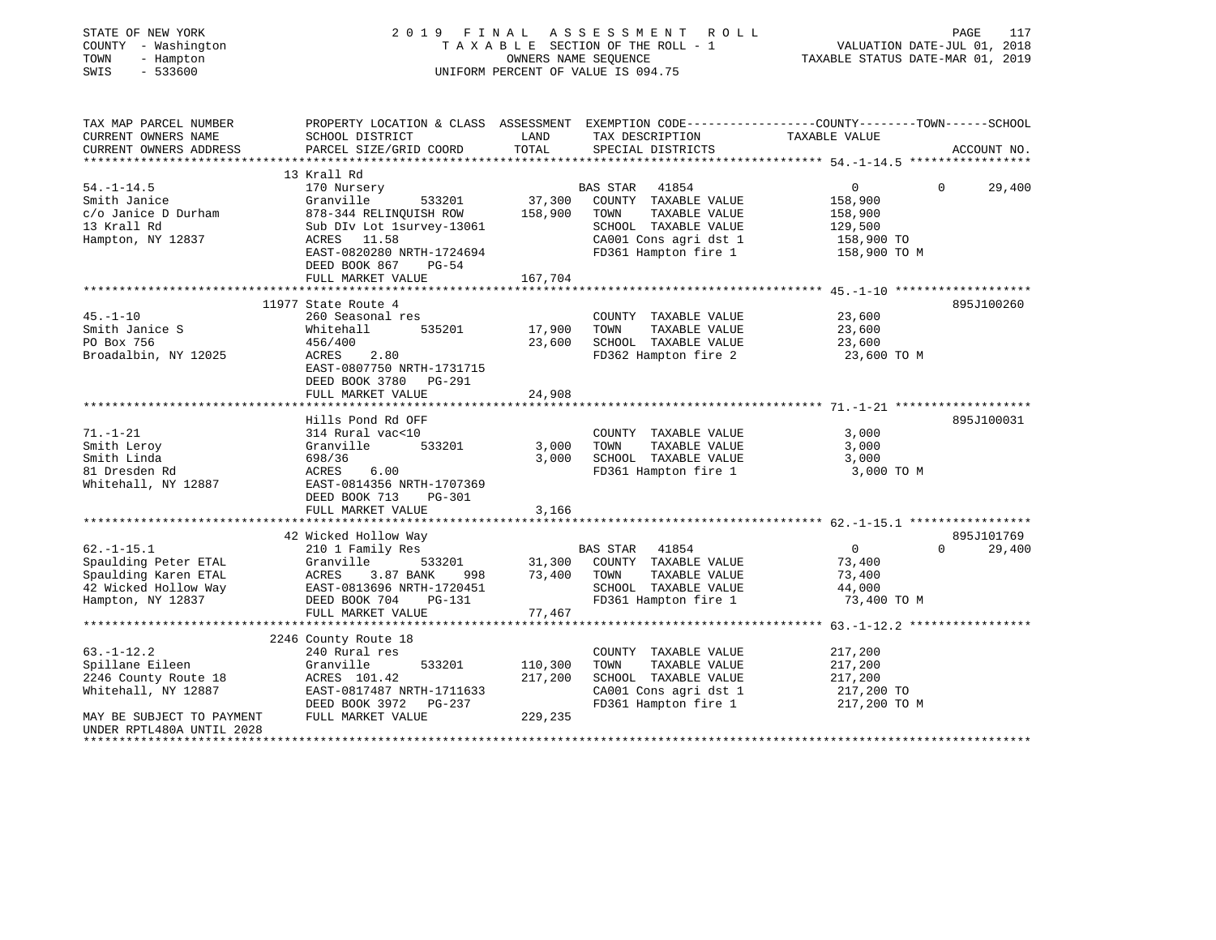STATE OF NEW YORK — COUNTY - Washington — TOWN - Hampton — SWIS - 533600

2019 FINAL ASSESSMENT ROLL
TAXABLE SECTION OF THE ROLL - 1
OWNERS NAME SEQUENCE
UNIFORM PERCENT OF VALUE IS 094.75

VALUATION DATE-JUL 01, 2018
TAXABLE STATUS DATE-MAR 01, 2019

| TAX MAP PARCEL NUMBER / CURRENT OWNERS NAME / CURRENT OWNERS ADDRESS | PROPERTY LOCATION & CLASS / SCHOOL DISTRICT / PARCEL SIZE/GRID COORD | ASSESSMENT LAND / TOTAL | EXEMPTION CODE / TAX DESCRIPTION / SPECIAL DISTRICTS | COUNTY / TOWN / SCHOOL TAXABLE VALUE | ACCOUNT NO. |
|---|---|---|---|---|---|
| **54.-1-14.5** | 13 Krall Rd | | | | |
| Smith Janice | 170 Nursery | | BAS STAR 41854 | 0 / 0 / 29,400 | |
| c/o Janice D Durham | Granville 533201 | 37,300 | COUNTY TAXABLE VALUE | 158,900 | |
| 13 Krall Rd | 878-344 RELINQUISH ROW | 158,900 | TOWN TAXABLE VALUE | 158,900 | |
| Hampton, NY 12837 | Sub DIv Lot 1survey-13061 | | SCHOOL TAXABLE VALUE | 129,500 | |
| | ACRES 11.58 | | CA001 Cons agri dst 1 | 158,900 TO | |
| | EAST-0820280 NRTH-1724694 | | FD361 Hampton fire 1 | 158,900 TO M | |
| | DEED BOOK 867 PG-54 | | | | |
| | FULL MARKET VALUE | 167,704 | | | |
| **45.-1-10** | 11977 State Route 4 | | | | 895J100260 |
| Smith Janice S | 260 Seasonal res | | COUNTY TAXABLE VALUE | 23,600 | |
| PO Box 756 | Whitehall 535201 | 17,900 | TOWN TAXABLE VALUE | 23,600 | |
| Broadalbin, NY 12025 | 456/400 | 23,600 | SCHOOL TAXABLE VALUE | 23,600 | |
| | ACRES 2.80 | | FD362 Hampton fire 2 | 23,600 TO M | |
| | EAST-0807750 NRTH-1731715 | | | | |
| | DEED BOOK 3780 PG-291 | | | | |
| | FULL MARKET VALUE | 24,908 | | | |
| **71.-1-21** | Hills Pond Rd OFF | | | | 895J100031 |
| Smith Leroy | 314 Rural vac<10 | | COUNTY TAXABLE VALUE | 3,000 | |
| Smith Linda | Granville 533201 | 3,000 | TOWN TAXABLE VALUE | 3,000 | |
| 81 Dresden Rd | 698/36 | 3,000 | SCHOOL TAXABLE VALUE | 3,000 | |
| Whitehall, NY 12887 | ACRES 6.00 | | FD361 Hampton fire 1 | 3,000 TO M | |
| | EAST-0814356 NRTH-1707369 | | | | |
| | DEED BOOK 713 PG-301 | | | | |
| | FULL MARKET VALUE | 3,166 | | | |
| **62.-1-15.1** | 42 Wicked Hollow Way | | | | 895J101769 |
| Spaulding Peter ETAL | 210 1 Family Res | | BAS STAR 41854 | 0 / 0 / 29,400 | |
| Spaulding Karen ETAL | Granville 533201 | 31,300 | COUNTY TAXABLE VALUE | 73,400 | |
| 42 Wicked Hollow Way | ACRES 3.87 BANK 998 | 73,400 | TOWN TAXABLE VALUE | 73,400 | |
| Hampton, NY 12837 | EAST-0813696 NRTH-1720451 | | SCHOOL TAXABLE VALUE | 44,000 | |
| | DEED BOOK 704 PG-131 | | FD361 Hampton fire 1 | 73,400 TO M | |
| | FULL MARKET VALUE | 77,467 | | | |
| **63.-1-12.2** | 2246 County Route 18 | | | | |
| Spillane Eileen | 240 Rural res | | COUNTY TAXABLE VALUE | 217,200 | |
| 2246 County Route 18 | Granville 533201 | 110,300 | TOWN TAXABLE VALUE | 217,200 | |
| Whitehall, NY 12887 | ACRES 101.42 | 217,200 | SCHOOL TAXABLE VALUE | 217,200 | |
| | EAST-0817487 NRTH-1711633 | | CA001 Cons agri dst 1 | 217,200 TO | |
| | DEED BOOK 3972 PG-237 | | FD361 Hampton fire 1 | 217,200 TO M | |
| MAY BE SUBJECT TO PAYMENT UNDER RPTL480A UNTIL 2028 | FULL MARKET VALUE | 229,235 | | | |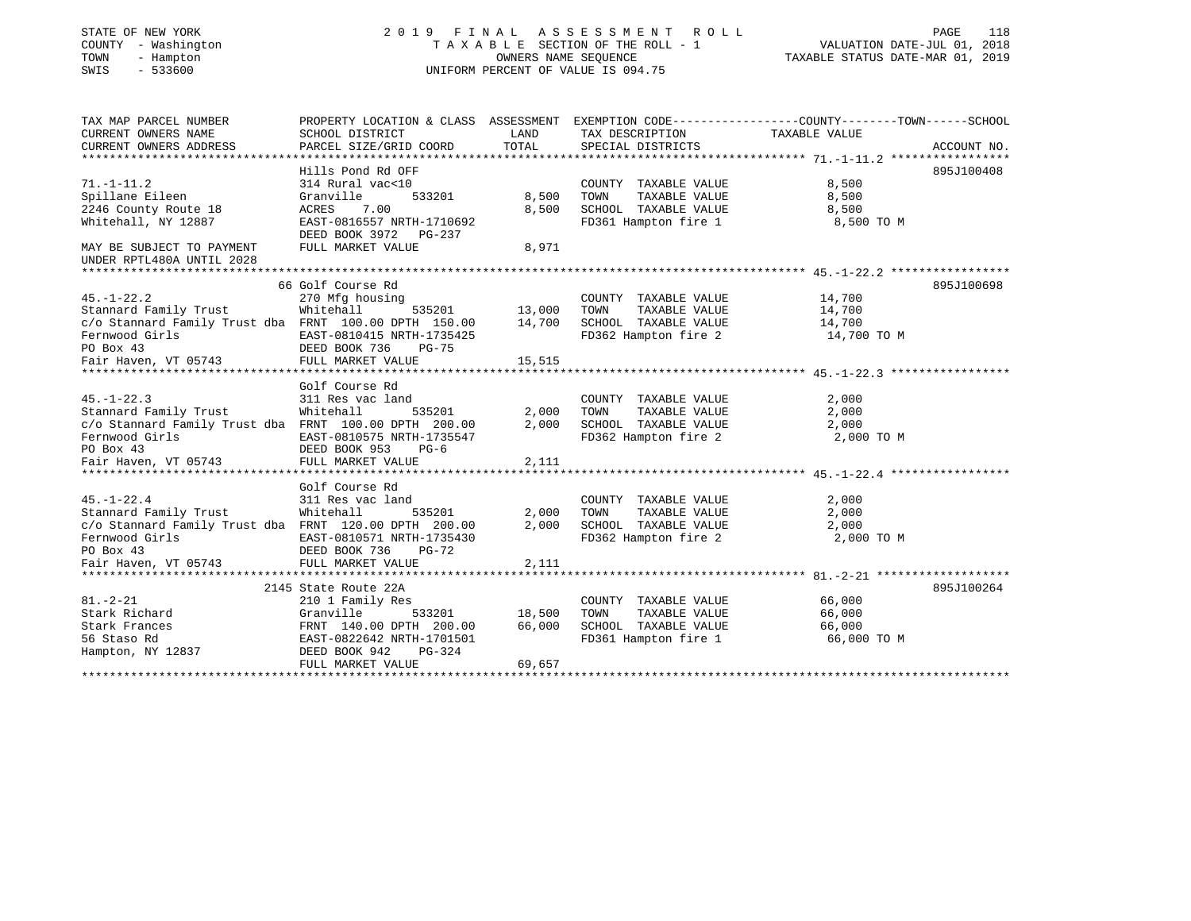STATE OF NEW YORK
COUNTY - Washington
TOWN - Hampton
SWIS - 533600

# 2019 FINAL ASSESSMENT ROLL

TAXABLE SECTION OF THE ROLL - 1
OWNERS NAME SEQUENCE
UNIFORM PERCENT OF VALUE IS 094.75

VALUATION DATE-JUL 01, 2018
TAXABLE STATUS DATE-MAR 01, 2019

```
TAX MAP PARCEL NUMBER          PROPERTY LOCATION & CLASS  ASSESSMENT  EXEMPTION CODE------------------COUNTY--------TOWN------SCHOOL
CURRENT OWNERS NAME            SCHOOL DISTRICT               LAND      TAX DESCRIPTION              TAXABLE VALUE
CURRENT OWNERS ADDRESS         PARCEL SIZE/GRID COORD        TOTAL     SPECIAL DISTRICTS                                    ACCOUNT NO.
*********************************************************************************************************** 71.-1-11.2 *****************
                               Hills Pond Rd OFF                                                                          895J100408
71.-1-11.2                     314 Rural vac<10                        COUNTY  TAXABLE VALUE              8,500
Spillane Eileen                Granville       533201        8,500     TOWN    TAXABLE VALUE              8,500
2246 County Route 18           ACRES     7.00                8,500     SCHOOL  TAXABLE VALUE              8,500
Whitehall, NY 12887            EAST-0816557 NRTH-1710692               FD361 Hampton fire 1                8,500 TO M
                               DEED BOOK 3972   PG-237
MAY BE SUBJECT TO PAYMENT      FULL MARKET VALUE             8,971
UNDER RPTL480A UNTIL 2028
*********************************************************************************************************** 45.-1-22.2 *****************
                               66 Golf Course Rd                                                                          895J100698
45.-1-22.2                     270 Mfg housing                         COUNTY  TAXABLE VALUE             14,700
Stannard Family Trust          Whitehall       535201       13,000     TOWN    TAXABLE VALUE             14,700
c/o Stannard Family Trust dba  FRNT 100.00 DPTH 150.00      14,700     SCHOOL  TAXABLE VALUE             14,700
Fernwood Girls                 EAST-0810415 NRTH-1735425               FD362 Hampton fire 2               14,700 TO M
PO Box 43                      DEED BOOK 736    PG-75
Fair Haven, VT 05743           FULL MARKET VALUE            15,515
*********************************************************************************************************** 45.-1-22.3 *****************
                               Golf Course Rd
45.-1-22.3                     311 Res vac land                        COUNTY  TAXABLE VALUE              2,000
Stannard Family Trust          Whitehall       535201        2,000     TOWN    TAXABLE VALUE              2,000
c/o Stannard Family Trust dba  FRNT 100.00 DPTH 200.00       2,000     SCHOOL  TAXABLE VALUE              2,000
Fernwood Girls                 EAST-0810575 NRTH-1735547               FD362 Hampton fire 2                2,000 TO M
PO Box 43                      DEED BOOK 953    PG-6
Fair Haven, VT 05743           FULL MARKET VALUE             2,111
*********************************************************************************************************** 45.-1-22.4 *****************
                               Golf Course Rd
45.-1-22.4                     311 Res vac land                        COUNTY  TAXABLE VALUE              2,000
Stannard Family Trust          Whitehall       535201        2,000     TOWN    TAXABLE VALUE              2,000
c/o Stannard Family Trust dba  FRNT 120.00 DPTH 200.00       2,000     SCHOOL  TAXABLE VALUE              2,000
Fernwood Girls                 EAST-0810571 NRTH-1735430               FD362 Hampton fire 2                2,000 TO M
PO Box 43                      DEED BOOK 736    PG-72
Fair Haven, VT 05743           FULL MARKET VALUE             2,111
*********************************************************************************************************** 81.-2-21 *******************
                               2145 State Route 22A                                                                       895J100264
81.-2-21                       210 1 Family Res                        COUNTY  TAXABLE VALUE             66,000
Stark Richard                  Granville       533201       18,500     TOWN    TAXABLE VALUE             66,000
Stark Frances                  FRNT 140.00 DPTH 200.00      66,000     SCHOOL  TAXABLE VALUE             66,000
56 Staso Rd                    EAST-0822642 NRTH-1701501               FD361 Hampton fire 1               66,000 TO M
Hampton, NY 12837              DEED BOOK 942    PG-324
                               FULL MARKET VALUE            69,657
**************************************************************************************************************************************
```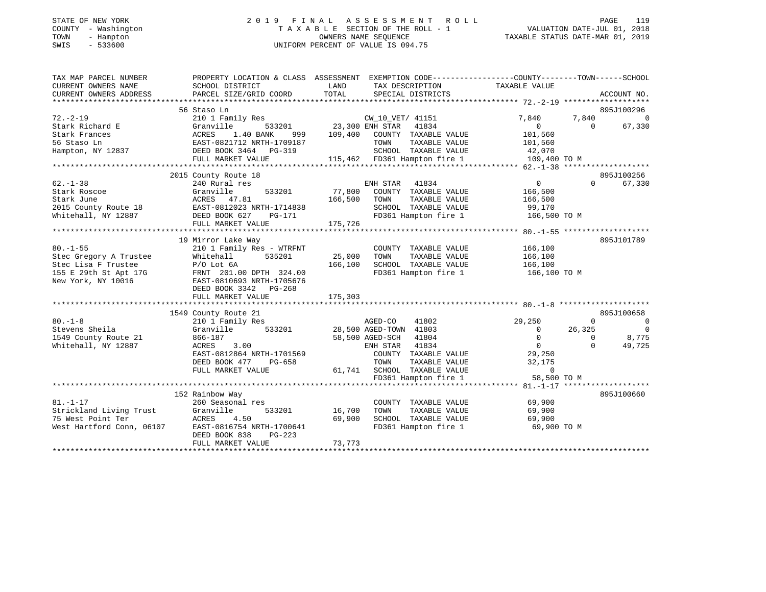STATE OF NEW YORK | 2019 FINAL ASSESSMENT ROLL
COUNTY - Washington | TAXABLE SECTION OF THE ROLL - 1 | VALUATION DATE-JUL 01, 2018
TOWN - Hampton | OWNERS NAME SEQUENCE | TAXABLE STATUS DATE-MAR 01, 2019
SWIS - 533600 | UNIFORM PERCENT OF VALUE IS 094.75

| TAX MAP PARCEL NUMBER / CURRENT OWNERS NAME / CURRENT OWNERS ADDRESS | PROPERTY LOCATION & CLASS / SCHOOL DISTRICT / PARCEL SIZE/GRID COORD | ASSESSMENT LAND | TOTAL | EXEMPTION CODE / TAX DESCRIPTION / SPECIAL DISTRICTS | COUNTY TAXABLE VALUE | TOWN | SCHOOL | ACCOUNT NO. |
|---|---|---|---|---|---|---|---|---|
| | 56 Staso Ln | | | | | | | 895J100296 |
| 72.-2-19 | 210 1 Family Res | | | CW_10_VET/ 41151 | 7,840 | 7,840 | 0 | |
| Stark Richard E | Granville 533201 | 23,300 | | ENH STAR 41834 | 0 | 0 | 67,330 | |
| Stark Frances | ACRES 1.40 BANK 999 | | 109,400 | COUNTY TAXABLE VALUE | 101,560 | | | |
| 56 Staso Ln | EAST-0821712 NRTH-1709187 | | | TOWN TAXABLE VALUE | 101,560 | | | |
| Hampton, NY 12837 | DEED BOOK 3464 PG-319 | | | SCHOOL TAXABLE VALUE | 42,070 | | | |
| | FULL MARKET VALUE | | 115,462 | FD361 Hampton fire 1 | 109,400 TO M | | | |
| | 2015 County Route 18 | | | | | | | 895J100256 |
| 62.-1-38 | 240 Rural res | | | ENH STAR 41834 | 0 | 0 | 67,330 | |
| Stark Roscoe | Granville 533201 | 77,800 | | COUNTY TAXABLE VALUE | 166,500 | | | |
| Stark June | ACRES 47.81 | | 166,500 | TOWN TAXABLE VALUE | 166,500 | | | |
| 2015 County Route 18 | EAST-0812023 NRTH-1714838 | | | SCHOOL TAXABLE VALUE | 99,170 | | | |
| Whitehall, NY 12887 | DEED BOOK 627 PG-171 | | | FD361 Hampton fire 1 | 166,500 TO M | | | |
| | FULL MARKET VALUE | | 175,726 | | | | | |
| | 19 Mirror Lake Way | | | | | | | 895J101789 |
| 80.-1-55 | 210 1 Family Res - WTRFNT | | | COUNTY TAXABLE VALUE | 166,100 | | | |
| Stec Gregory A Trustee | Whitehall 535201 | 25,000 | | TOWN TAXABLE VALUE | 166,100 | | | |
| Stec Lisa F Trustee | P/O Lot 6A | | 166,100 | SCHOOL TAXABLE VALUE | 166,100 | | | |
| 155 E 29th St Apt 17G | FRNT 201.00 DPTH 324.00 | | | FD361 Hampton fire 1 | 166,100 TO M | | | |
| New York, NY 10016 | EAST-0810693 NRTH-1705676 | | | | | | | |
| | DEED BOOK 3342 PG-268 | | | | | | | |
| | FULL MARKET VALUE | | 175,303 | | | | | |
| | 1549 County Route 21 | | | | | | | 895J100658 |
| 80.-1-8 | 210 1 Family Res | | | AGED-CO 41802 | 29,250 | 0 | 0 | |
| Stevens Sheila | Granville 533201 | 28,500 | | AGED-TOWN 41803 | 0 | 26,325 | 0 | |
| 1549 County Route 21 | 866-187 | | 58,500 | AGED-SCH 41804 | 0 | 0 | 8,775 | |
| Whitehall, NY 12887 | ACRES 3.00 | | | ENH STAR 41834 | 0 | 0 | 49,725 | |
| | EAST-0812864 NRTH-1701569 | | | COUNTY TAXABLE VALUE | 29,250 | | | |
| | DEED BOOK 477 PG-658 | | | TOWN TAXABLE VALUE | 32,175 | | | |
| | FULL MARKET VALUE | | 61,741 | SCHOOL TAXABLE VALUE | 0 | | | |
| | | | | FD361 Hampton fire 1 | 58,500 TO M | | | |
| | 152 Rainbow Way | | | | | | | 895J100660 |
| 81.-1-17 | 260 Seasonal res | | | COUNTY TAXABLE VALUE | 69,900 | | | |
| Strickland Living Trust | Granville 533201 | 16,700 | | TOWN TAXABLE VALUE | 69,900 | | | |
| 75 West Point Ter | ACRES 4.50 | | 69,900 | SCHOOL TAXABLE VALUE | 69,900 | | | |
| West Hartford Conn, 06107 | EAST-0816754 NRTH-1700641 | | | FD361 Hampton fire 1 | 69,900 TO M | | | |
| | DEED BOOK 838 PG-223 | | | | | | | |
| | FULL MARKET VALUE | | 73,773 | | | | | |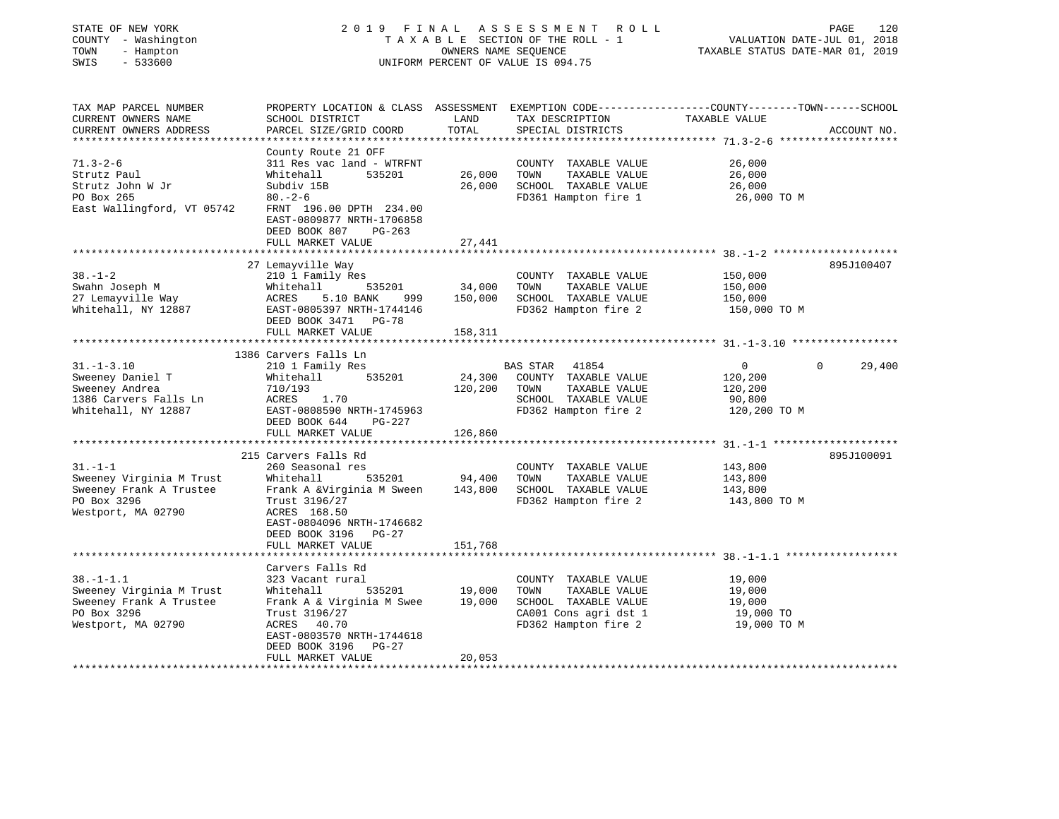STATE OF NEW YORK
COUNTY - Washington
TOWN - Hampton
SWIS - 533600

# 2019 FINAL ASSESSMENT ROLL

TAXABLE SECTION OF THE ROLL - 1
OWNERS NAME SEQUENCE
UNIFORM PERCENT OF VALUE IS 094.75

VALUATION DATE-JUL 01, 2018
TAXABLE STATUS DATE-MAR 01, 2019

| TAX MAP PARCEL NUMBER / CURRENT OWNERS NAME / CURRENT OWNERS ADDRESS | PROPERTY LOCATION & CLASS / SCHOOL DISTRICT / PARCEL SIZE/GRID COORD | ASSESSMENT LAND | TOTAL | EXEMPTION CODE / TAX DESCRIPTION / SPECIAL DISTRICTS | COUNTY TAXABLE VALUE | TOWN | SCHOOL | ACCOUNT NO. |
|---|---|---|---|---|---|---|---|---|
| **71.3-2-6** | County Route 21 OFF | | | | | | | |
| Strutz Paul | 311 Res vac land - WTRFNT | | | COUNTY TAXABLE VALUE | 26,000 | | | |
| Strutz John W Jr | Whitehall 535201 | 26,000 | | TOWN TAXABLE VALUE | 26,000 | | | |
| PO Box 265 | Subdiv 15B | | 26,000 | SCHOOL TAXABLE VALUE | 26,000 | | | |
| East Wallingford, VT 05742 | 80.-2-6 | | | FD361 Hampton fire 1 | 26,000 TO M | | | |
| | FRNT 196.00 DPTH 234.00 | | | | | | | |
| | EAST-0809877 NRTH-1706858 | | | | | | | |
| | DEED BOOK 807 PG-263 | | | | | | | |
| | FULL MARKET VALUE | | 27,441 | | | | | |
| **38.-1-2** | 27 Lemayville Way | | | | | | | 895J100407 |
| Swahn Joseph M | 210 1 Family Res | | | COUNTY TAXABLE VALUE | 150,000 | | | |
| 27 Lemayville Way | Whitehall 535201 | 34,000 | | TOWN TAXABLE VALUE | 150,000 | | | |
| Whitehall, NY 12887 | ACRES 5.10 BANK 999 | | 150,000 | SCHOOL TAXABLE VALUE | 150,000 | | | |
| | EAST-0805397 NRTH-1744146 | | | FD362 Hampton fire 2 | 150,000 TO M | | | |
| | DEED BOOK 3471 PG-78 | | | | | | | |
| | FULL MARKET VALUE | | 158,311 | | | | | |
| **31.-1-3.10** | 1386 Carvers Falls Ln | | | | | | | |
| Sweeney Daniel T | 210 1 Family Res | | | BAS STAR 41854 | 0 | 0 | 29,400 | |
| Sweeney Andrea | Whitehall 535201 | 24,300 | | COUNTY TAXABLE VALUE | 120,200 | | | |
| 1386 Carvers Falls Ln | 710/193 | | 120,200 | TOWN TAXABLE VALUE | 120,200 | | | |
| Whitehall, NY 12887 | ACRES 1.70 | | | SCHOOL TAXABLE VALUE | 90,800 | | | |
| | EAST-0808590 NRTH-1745963 | | | FD362 Hampton fire 2 | 120,200 TO M | | | |
| | DEED BOOK 644 PG-227 | | | | | | | |
| | FULL MARKET VALUE | | 126,860 | | | | | |
| **31.-1-1** | 215 Carvers Falls Rd | | | | | | | 895J100091 |
| Sweeney Virginia M Trust | 260 Seasonal res | | | COUNTY TAXABLE VALUE | 143,800 | | | |
| Sweeney Frank A Trustee | Whitehall 535201 | 94,400 | | TOWN TAXABLE VALUE | 143,800 | | | |
| PO Box 3296 | Frank A &Virginia M Sween | | 143,800 | SCHOOL TAXABLE VALUE | 143,800 | | | |
| Westport, MA 02790 | Trust 3196/27 | | | FD362 Hampton fire 2 | 143,800 TO M | | | |
| | ACRES 168.50 | | | | | | | |
| | EAST-0804096 NRTH-1746682 | | | | | | | |
| | DEED BOOK 3196 PG-27 | | | | | | | |
| | FULL MARKET VALUE | | 151,768 | | | | | |
| **38.-1-1.1** | Carvers Falls Rd | | | | | | | |
| Sweeney Virginia M Trust | 323 Vacant rural | | | COUNTY TAXABLE VALUE | 19,000 | | | |
| Sweeney Frank A Trustee | Whitehall 535201 | 19,000 | | TOWN TAXABLE VALUE | 19,000 | | | |
| PO Box 3296 | Frank A & Virginia M Swee | | 19,000 | SCHOOL TAXABLE VALUE | 19,000 | | | |
| Westport, MA 02790 | Trust 3196/27 | | | CA001 Cons agri dst 1 | 19,000 TO | | | |
| | ACRES 40.70 | | | FD362 Hampton fire 2 | 19,000 TO M | | | |
| | EAST-0803570 NRTH-1744618 | | | | | | | |
| | DEED BOOK 3196 PG-27 | | | | | | | |
| | FULL MARKET VALUE | | 20,053 | | | | | |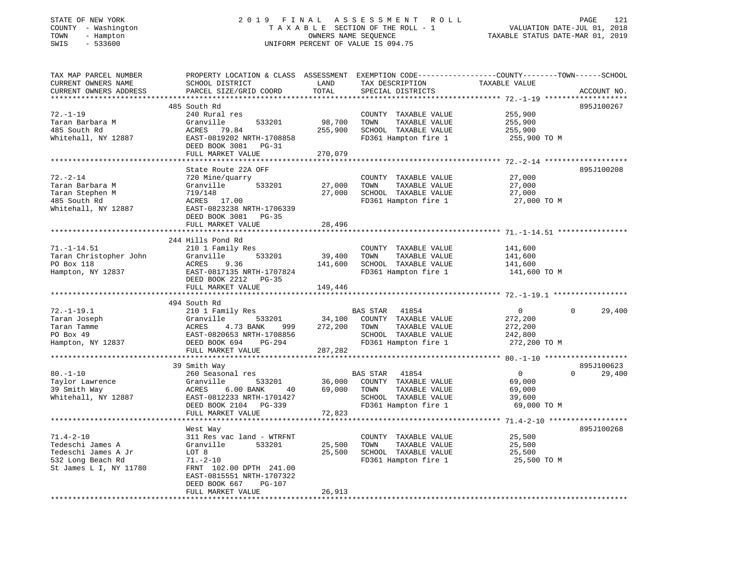STATE OF NEW YORK
COUNTY - Washington
TOWN - Hampton
SWIS - 533600

2019 FINAL ASSESSMENT ROLL
TAXABLE SECTION OF THE ROLL - 1
OWNERS NAME SEQUENCE
UNIFORM PERCENT OF VALUE IS 094.75

VALUATION DATE-JUL 01, 2018
TAXABLE STATUS DATE-MAR 01, 2019

```
TAX MAP PARCEL NUMBER      PROPERTY LOCATION & CLASS  ASSESSMENT  EXEMPTION CODE------------------COUNTY--------TOWN------SCHOOL
CURRENT OWNERS NAME        SCHOOL DISTRICT               LAND      TAX DESCRIPTION                 TAXABLE VALUE
CURRENT OWNERS ADDRESS     PARCEL SIZE/GRID COORD        TOTAL     SPECIAL DISTRICTS                                    ACCOUNT NO.
******************************************************************************************************* 72.-1-19 *******************
                           485 South Rd                                                                                 895J100267
72.-1-19                   240 Rural res                           COUNTY  TAXABLE VALUE             255,900
Taran Barbara M            Granville      533201        98,700     TOWN    TAXABLE VALUE             255,900
485 South Rd               ACRES  79.84                255,900     SCHOOL  TAXABLE VALUE             255,900
Whitehall, NY 12887        EAST-0819202 NRTH-1708858               FD361 Hampton fire 1               255,900 TO M
                           DEED BOOK 3081   PG-31
                           FULL MARKET VALUE           270,079
******************************************************************************************************* 72.-2-14 *******************
                           State Route 22A OFF                                                                          895J100208
72.-2-14                   720 Mine/quarry                         COUNTY  TAXABLE VALUE              27,000
Taran Barbara M            Granville      533201        27,000     TOWN    TAXABLE VALUE              27,000
Taran Stephen M            719/148                      27,000     SCHOOL  TAXABLE VALUE              27,000
485 South Rd               ACRES  17.00                            FD361 Hampton fire 1                27,000 TO M
Whitehall, NY 12887        EAST-0823238 NRTH-1706339
                           DEED BOOK 3081   PG-35
                           FULL MARKET VALUE            28,496
******************************************************************************************************* 71.-1-14.51 ****************
                           244 Hills Pond Rd
71.-1-14.51                210 1 Family Res                        COUNTY  TAXABLE VALUE             141,600
Taran Christopher John     Granville      533201        39,400     TOWN    TAXABLE VALUE             141,600
PO Box 118                 ACRES   9.36                141,600     SCHOOL  TAXABLE VALUE             141,600
Hampton, NY 12837          EAST-0817135 NRTH-1707824               FD361 Hampton fire 1               141,600 TO M
                           DEED BOOK 2212   PG-35
                           FULL MARKET VALUE           149,446
******************************************************************************************************* 72.-1-19.1 *****************
                           494 South Rd
72.-1-19.1                 210 1 Family Res                        BAS STAR  41854                          0            0     29,400
Taran Joseph               Granville      533201        34,100     COUNTY  TAXABLE VALUE             272,200
Taran Tamme                ACRES   4.73 BANK     999   272,200     TOWN    TAXABLE VALUE             272,200
PO Box 49                  EAST-0820653 NRTH-1708856               SCHOOL  TAXABLE VALUE             242,800
Hampton, NY 12837          DEED BOOK 694    PG-294                 FD361 Hampton fire 1               272,200 TO M
                           FULL MARKET VALUE           287,282
******************************************************************************************************* 80.-1-10 *******************
                           39 Smith Way                                                                                 895J100623
80.-1-10                   260 Seasonal res                        BAS STAR  41854                          0            0     29,400
Taylor Lawrence            Granville      533201        36,000     COUNTY  TAXABLE VALUE              69,000
39 Smith Way               ACRES   6.00 BANK      40    69,000     TOWN    TAXABLE VALUE              69,000
Whitehall, NY 12887        EAST-0812233 NRTH-1701427               SCHOOL  TAXABLE VALUE              39,600
                           DEED BOOK 2104   PG-339                 FD361 Hampton fire 1                69,000 TO M
                           FULL MARKET VALUE            72,823
******************************************************************************************************* 71.4-2-10 ******************
                           West Way                                                                                     895J100268
71.4-2-10                  311 Res vac land - WTRFNT               COUNTY  TAXABLE VALUE              25,500
Tedeschi James A           Granville      533201        25,500     TOWN    TAXABLE VALUE              25,500
Tedeschi James A Jr        LOT 8                        25,500     SCHOOL  TAXABLE VALUE              25,500
532 Long Beach Rd          71.-2-10                                FD361 Hampton fire 1                25,500 TO M
St James L I, NY 11780     FRNT 102.00 DPTH 241.00
                           EAST-0815551 NRTH-1707322
                           DEED BOOK 667    PG-107
                           FULL MARKET VALUE            26,913
************************************************************************************************************************************
```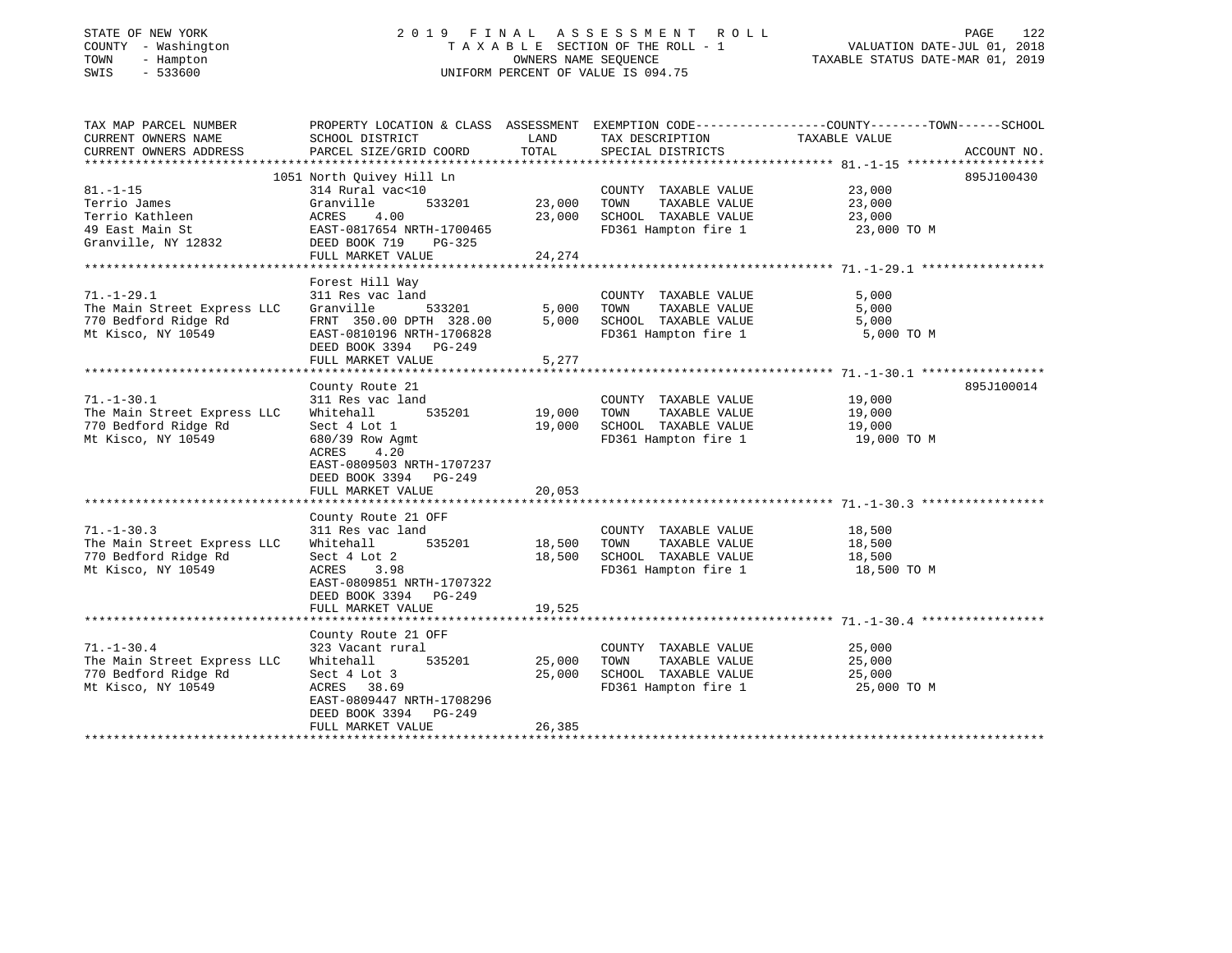STATE OF NEW YORK | COUNTY - Washington | TOWN - Hampton | SWIS - 533600

# 2019 FINAL ASSESSMENT ROLL

TAXABLE SECTION OF THE ROLL - 1
OWNERS NAME SEQUENCE
UNIFORM PERCENT OF VALUE IS 094.75

VALUATION DATE-JUL 01, 2018
TAXABLE STATUS DATE-MAR 01, 2019

| TAX MAP PARCEL NUMBER / CURRENT OWNERS NAME / CURRENT OWNERS ADDRESS | PROPERTY LOCATION & CLASS / SCHOOL DISTRICT / PARCEL SIZE/GRID COORD | ASSESSMENT LAND / TOTAL | EXEMPTION CODE / TAX DESCRIPTION / SPECIAL DISTRICTS | TAXABLE VALUE | ACCOUNT NO. |
|---|---|---|---|---|---|
| 81.-1-15 | 1051 North Quivey Hill Ln | | | | 895J100430 |
| Terrio James | 314 Rural vac<10 | | COUNTY TAXABLE VALUE | 23,000 | |
| Terrio Kathleen | Granville 533201 | 23,000 | TOWN TAXABLE VALUE | 23,000 | |
| 49 East Main St | ACRES 4.00 | 23,000 | SCHOOL TAXABLE VALUE | 23,000 | |
| Granville, NY 12832 | EAST-0817654 NRTH-1700465 | | FD361 Hampton fire 1 | 23,000 TO M | |
| | DEED BOOK 719 PG-325 | | | | |
| | FULL MARKET VALUE | 24,274 | | | |
| 71.-1-29.1 | Forest Hill Way | | | | |
| The Main Street Express LLC | 311 Res vac land | | COUNTY TAXABLE VALUE | 5,000 | |
| 770 Bedford Ridge Rd | Granville 533201 | 5,000 | TOWN TAXABLE VALUE | 5,000 | |
| Mt Kisco, NY 10549 | FRNT 350.00 DPTH 328.00 | 5,000 | SCHOOL TAXABLE VALUE | 5,000 | |
| | EAST-0810196 NRTH-1706828 | | FD361 Hampton fire 1 | 5,000 TO M | |
| | DEED BOOK 3394 PG-249 | | | | |
| | FULL MARKET VALUE | 5,277 | | | |
| 71.-1-30.1 | County Route 21 | | | | 895J100014 |
| The Main Street Express LLC | 311 Res vac land | | COUNTY TAXABLE VALUE | 19,000 | |
| 770 Bedford Ridge Rd | Whitehall 535201 | 19,000 | TOWN TAXABLE VALUE | 19,000 | |
| Mt Kisco, NY 10549 | Sect 4 Lot 1 | 19,000 | SCHOOL TAXABLE VALUE | 19,000 | |
| | 680/39 Row Agmt | | FD361 Hampton fire 1 | 19,000 TO M | |
| | ACRES 4.20 | | | | |
| | EAST-0809503 NRTH-1707237 | | | | |
| | DEED BOOK 3394 PG-249 | | | | |
| | FULL MARKET VALUE | 20,053 | | | |
| 71.-1-30.3 | County Route 21 OFF | | | | |
| The Main Street Express LLC | 311 Res vac land | | COUNTY TAXABLE VALUE | 18,500 | |
| 770 Bedford Ridge Rd | Whitehall 535201 | 18,500 | TOWN TAXABLE VALUE | 18,500 | |
| Mt Kisco, NY 10549 | Sect 4 Lot 2 | 18,500 | SCHOOL TAXABLE VALUE | 18,500 | |
| | ACRES 3.98 | | FD361 Hampton fire 1 | 18,500 TO M | |
| | EAST-0809851 NRTH-1707322 | | | | |
| | DEED BOOK 3394 PG-249 | | | | |
| | FULL MARKET VALUE | 19,525 | | | |
| 71.-1-30.4 | County Route 21 OFF | | | | |
| The Main Street Express LLC | 323 Vacant rural | | COUNTY TAXABLE VALUE | 25,000 | |
| 770 Bedford Ridge Rd | Whitehall 535201 | 25,000 | TOWN TAXABLE VALUE | 25,000 | |
| Mt Kisco, NY 10549 | Sect 4 Lot 3 | 25,000 | SCHOOL TAXABLE VALUE | 25,000 | |
| | ACRES 38.69 | | FD361 Hampton fire 1 | 25,000 TO M | |
| | EAST-0809447 NRTH-1708296 | | | | |
| | DEED BOOK 3394 PG-249 | | | | |
| | FULL MARKET VALUE | 26,385 | | | |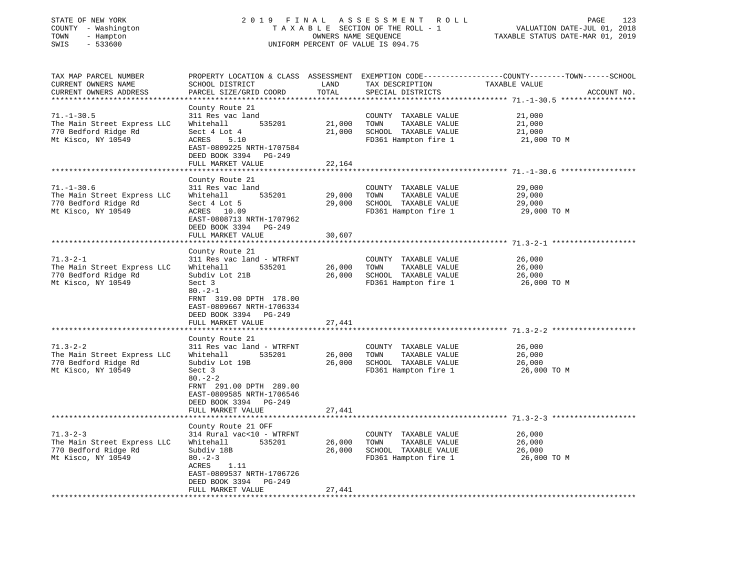STATE OF NEW YORK | 2019 FINAL ASSESSMENT ROLL | VALUATION DATE-JUL 01, 2018
COUNTY - Washington | TAXABLE SECTION OF THE ROLL - 1 | TAXABLE STATUS DATE-MAR 01, 2019
TOWN - Hampton | OWNERS NAME SEQUENCE
SWIS - 533600 | UNIFORM PERCENT OF VALUE IS 094.75

| TAX MAP PARCEL NUMBER / CURRENT OWNERS NAME / CURRENT OWNERS ADDRESS | PROPERTY LOCATION & CLASS / SCHOOL DISTRICT / PARCEL SIZE/GRID COORD | ASSESSMENT LAND | TOTAL | EXEMPTION CODE / TAX DESCRIPTION / SPECIAL DISTRICTS | TAXABLE VALUE (COUNTY--TOWN--SCHOOL) | ACCOUNT NO. |
|---|---|---|---|---|---|---|
| 71.-1-30.5 | County Route 21 | | | | | |
| | 311 Res vac land | | | COUNTY TAXABLE VALUE | 21,000 | |
| The Main Street Express LLC | Whitehall 535201 | 21,000 | | TOWN TAXABLE VALUE | 21,000 | |
| 770 Bedford Ridge Rd | Sect 4 Lot 4 | | 21,000 | SCHOOL TAXABLE VALUE | 21,000 | |
| Mt Kisco, NY 10549 | ACRES 5.10 | | | FD361 Hampton fire 1 | 21,000 TO M | |
| | EAST-0809225 NRTH-1707584 | | | | | |
| | DEED BOOK 3394 PG-249 | | | | | |
| | FULL MARKET VALUE | | 22,164 | | | |
| 71.-1-30.6 | County Route 21 | | | | | |
| | 311 Res vac land | | | COUNTY TAXABLE VALUE | 29,000 | |
| The Main Street Express LLC | Whitehall 535201 | 29,000 | | TOWN TAXABLE VALUE | 29,000 | |
| 770 Bedford Ridge Rd | Sect 4 Lot 5 | | 29,000 | SCHOOL TAXABLE VALUE | 29,000 | |
| Mt Kisco, NY 10549 | ACRES 10.09 | | | FD361 Hampton fire 1 | 29,000 TO M | |
| | EAST-0808713 NRTH-1707962 | | | | | |
| | DEED BOOK 3394 PG-249 | | | | | |
| | FULL MARKET VALUE | | 30,607 | | | |
| 71.3-2-1 | County Route 21 | | | | | |
| | 311 Res vac land - WTRFNT | | | COUNTY TAXABLE VALUE | 26,000 | |
| The Main Street Express LLC | Whitehall 535201 | 26,000 | | TOWN TAXABLE VALUE | 26,000 | |
| 770 Bedford Ridge Rd | Subdiv Lot 21B | | 26,000 | SCHOOL TAXABLE VALUE | 26,000 | |
| Mt Kisco, NY 10549 | Sect 3 | | | FD361 Hampton fire 1 | 26,000 TO M | |
| | 80.-2-1 | | | | | |
| | FRNT 319.00 DPTH 178.00 | | | | | |
| | EAST-0809667 NRTH-1706334 | | | | | |
| | DEED BOOK 3394 PG-249 | | | | | |
| | FULL MARKET VALUE | | 27,441 | | | |
| 71.3-2-2 | County Route 21 | | | | | |
| | 311 Res vac land - WTRFNT | | | COUNTY TAXABLE VALUE | 26,000 | |
| The Main Street Express LLC | Whitehall 535201 | 26,000 | | TOWN TAXABLE VALUE | 26,000 | |
| 770 Bedford Ridge Rd | Subdiv Lot 19B | | 26,000 | SCHOOL TAXABLE VALUE | 26,000 | |
| Mt Kisco, NY 10549 | Sect 3 | | | FD361 Hampton fire 1 | 26,000 TO M | |
| | 80.-2-2 | | | | | |
| | FRNT 291.00 DPTH 289.00 | | | | | |
| | EAST-0809585 NRTH-1706546 | | | | | |
| | DEED BOOK 3394 PG-249 | | | | | |
| | FULL MARKET VALUE | | 27,441 | | | |
| 71.3-2-3 | County Route 21 OFF | | | | | |
| | 314 Rural vac<10 - WTRFNT | | | COUNTY TAXABLE VALUE | 26,000 | |
| The Main Street Express LLC | Whitehall 535201 | 26,000 | | TOWN TAXABLE VALUE | 26,000 | |
| 770 Bedford Ridge Rd | Subdiv 18B | | 26,000 | SCHOOL TAXABLE VALUE | 26,000 | |
| Mt Kisco, NY 10549 | 80.-2-3 | | | FD361 Hampton fire 1 | 26,000 TO M | |
| | ACRES 1.11 | | | | | |
| | EAST-0809537 NRTH-1706726 | | | | | |
| | DEED BOOK 3394 PG-249 | | | | | |
| | FULL MARKET VALUE | | 27,441 | | | |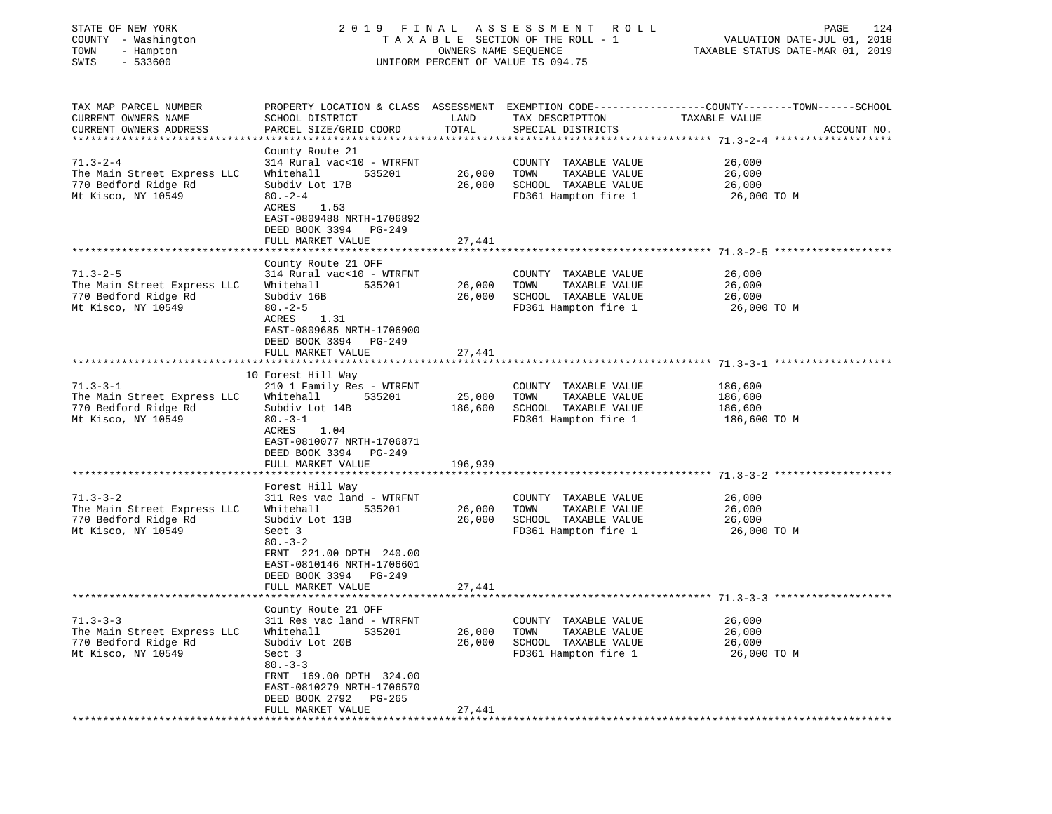STATE OF NEW YORK | COUNTY - Washington | TOWN - Hampton | SWIS - 533600

# 2019 FINAL ASSESSMENT ROLL

TAXABLE SECTION OF THE ROLL - 1
OWNERS NAME SEQUENCE
UNIFORM PERCENT OF VALUE IS 094.75

VALUATION DATE-JUL 01, 2018
TAXABLE STATUS DATE-MAR 01, 2019

| TAX MAP PARCEL NUMBER / CURRENT OWNERS NAME / CURRENT OWNERS ADDRESS | PROPERTY LOCATION & CLASS / SCHOOL DISTRICT / PARCEL SIZE/GRID COORD | ASSESSMENT LAND | TOTAL | EXEMPTION CODE / TAX DESCRIPTION / SPECIAL DISTRICTS | TAXABLE VALUE (COUNTY / TOWN / SCHOOL) | ACCOUNT NO. |
|---|---|---|---|---|---|---|
| 71.3-2-4 | County Route 21 | | | | | |
| | 314 Rural vac<10 - WTRFNT | | | COUNTY TAXABLE VALUE | 26,000 | |
| The Main Street Express LLC | Whitehall 535201 | 26,000 | | TOWN TAXABLE VALUE | 26,000 | |
| 770 Bedford Ridge Rd | Subdiv Lot 17B | | 26,000 | SCHOOL TAXABLE VALUE | 26,000 | |
| Mt Kisco, NY 10549 | 80.-2-4 | | | FD361 Hampton fire 1 | 26,000 TO M | |
| | ACRES 1.53 | | | | | |
| | EAST-0809488 NRTH-1706892 | | | | | |
| | DEED BOOK 3394 PG-249 | | | | | |
| | FULL MARKET VALUE | | 27,441 | | | |
| 71.3-2-5 | County Route 21 OFF | | | | | |
| | 314 Rural vac<10 - WTRFNT | | | COUNTY TAXABLE VALUE | 26,000 | |
| The Main Street Express LLC | Whitehall 535201 | 26,000 | | TOWN TAXABLE VALUE | 26,000 | |
| 770 Bedford Ridge Rd | Subdiv 16B | | 26,000 | SCHOOL TAXABLE VALUE | 26,000 | |
| Mt Kisco, NY 10549 | 80.-2-5 | | | FD361 Hampton fire 1 | 26,000 TO M | |
| | ACRES 1.31 | | | | | |
| | EAST-0809685 NRTH-1706900 | | | | | |
| | DEED BOOK 3394 PG-249 | | | | | |
| | FULL MARKET VALUE | | 27,441 | | | |
| 71.3-3-1 | 10 Forest Hill Way | | | | | |
| | 210 1 Family Res - WTRFNT | | | COUNTY TAXABLE VALUE | 186,600 | |
| The Main Street Express LLC | Whitehall 535201 | 25,000 | | TOWN TAXABLE VALUE | 186,600 | |
| 770 Bedford Ridge Rd | Subdiv Lot 14B | | 186,600 | SCHOOL TAXABLE VALUE | 186,600 | |
| Mt Kisco, NY 10549 | 80.-3-1 | | | FD361 Hampton fire 1 | 186,600 TO M | |
| | ACRES 1.04 | | | | | |
| | EAST-0810077 NRTH-1706871 | | | | | |
| | DEED BOOK 3394 PG-249 | | | | | |
| | FULL MARKET VALUE | | 196,939 | | | |
| 71.3-3-2 | Forest Hill Way | | | | | |
| | 311 Res vac land - WTRFNT | | | COUNTY TAXABLE VALUE | 26,000 | |
| The Main Street Express LLC | Whitehall 535201 | 26,000 | | TOWN TAXABLE VALUE | 26,000 | |
| 770 Bedford Ridge Rd | Subdiv Lot 13B | | 26,000 | SCHOOL TAXABLE VALUE | 26,000 | |
| Mt Kisco, NY 10549 | Sect 3 | | | FD361 Hampton fire 1 | 26,000 TO M | |
| | 80.-3-2 | | | | | |
| | FRNT 221.00 DPTH 240.00 | | | | | |
| | EAST-0810146 NRTH-1706601 | | | | | |
| | DEED BOOK 3394 PG-249 | | | | | |
| | FULL MARKET VALUE | | 27,441 | | | |
| 71.3-3-3 | County Route 21 OFF | | | | | |
| | 311 Res vac land - WTRFNT | | | COUNTY TAXABLE VALUE | 26,000 | |
| The Main Street Express LLC | Whitehall 535201 | 26,000 | | TOWN TAXABLE VALUE | 26,000 | |
| 770 Bedford Ridge Rd | Subdiv Lot 20B | | 26,000 | SCHOOL TAXABLE VALUE | 26,000 | |
| Mt Kisco, NY 10549 | Sect 3 | | | FD361 Hampton fire 1 | 26,000 TO M | |
| | 80.-3-3 | | | | | |
| | FRNT 169.00 DPTH 324.00 | | | | | |
| | EAST-0810279 NRTH-1706570 | | | | | |
| | DEED BOOK 2792 PG-265 | | | | | |
| | FULL MARKET VALUE | | 27,441 | | | |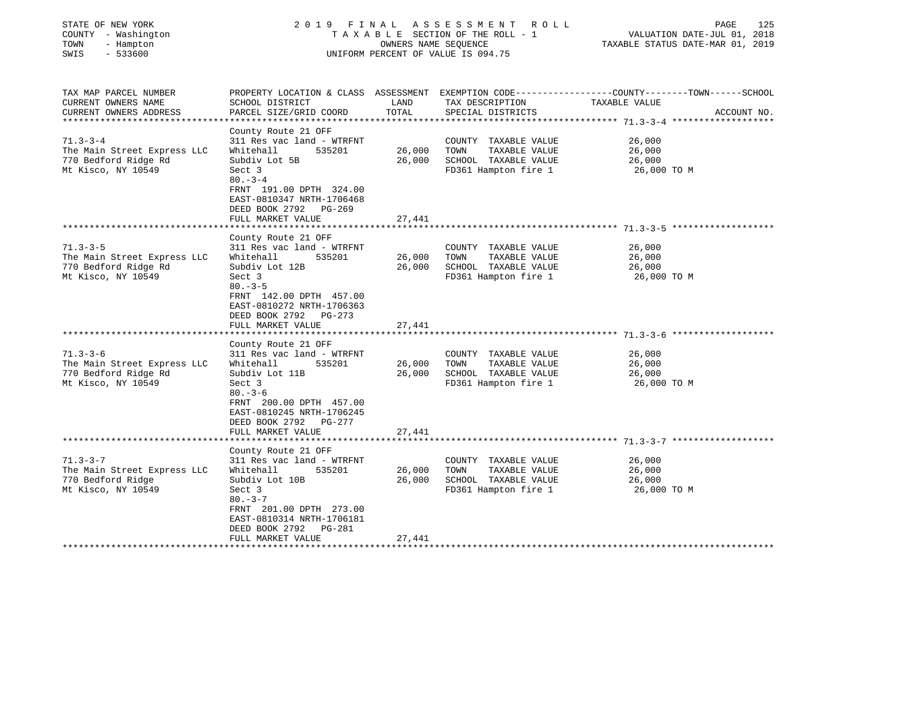STATE OF NEW YORK
COUNTY - Washington
TOWN - Hampton
SWIS - 533600

2019 FINAL ASSESSMENT ROLL
TAXABLE SECTION OF THE ROLL - 1
OWNERS NAME SEQUENCE
UNIFORM PERCENT OF VALUE IS 094.75

VALUATION DATE-JUL 01, 2018
TAXABLE STATUS DATE-MAR 01, 2019

| TAX MAP PARCEL NUMBER / CURRENT OWNERS NAME / CURRENT OWNERS ADDRESS | PROPERTY LOCATION & CLASS / SCHOOL DISTRICT / PARCEL SIZE/GRID COORD | ASSESSMENT LAND | TOTAL | EXEMPTION CODE / TAX DESCRIPTION / SPECIAL DISTRICTS | TAXABLE VALUE (COUNTY / TOWN / SCHOOL) | ACCOUNT NO. |
|---|---|---|---|---|---|---|
| 71.3-3-4 | County Route 21 OFF | | | | | |
| | 311 Res vac land - WTRFNT | | | COUNTY TAXABLE VALUE | 26,000 | |
| The Main Street Express LLC | Whitehall 535201 | 26,000 | | TOWN TAXABLE VALUE | 26,000 | |
| 770 Bedford Ridge Rd | Subdiv Lot 5B | | 26,000 | SCHOOL TAXABLE VALUE | 26,000 | |
| Mt Kisco, NY 10549 | Sect 3 | | | FD361 Hampton fire 1 | 26,000 TO M | |
| | 80.-3-4 | | | | | |
| | FRNT 191.00 DPTH 324.00 | | | | | |
| | EAST-0810347 NRTH-1706468 | | | | | |
| | DEED BOOK 2792 PG-269 | | | | | |
| | FULL MARKET VALUE | | 27,441 | | | |
| 71.3-3-5 | County Route 21 OFF | | | | | |
| | 311 Res vac land - WTRFNT | | | COUNTY TAXABLE VALUE | 26,000 | |
| The Main Street Express LLC | Whitehall 535201 | 26,000 | | TOWN TAXABLE VALUE | 26,000 | |
| 770 Bedford Ridge Rd | Subdiv Lot 12B | | 26,000 | SCHOOL TAXABLE VALUE | 26,000 | |
| Mt Kisco, NY 10549 | Sect 3 | | | FD361 Hampton fire 1 | 26,000 TO M | |
| | 80.-3-5 | | | | | |
| | FRNT 142.00 DPTH 457.00 | | | | | |
| | EAST-0810272 NRTH-1706363 | | | | | |
| | DEED BOOK 2792 PG-273 | | | | | |
| | FULL MARKET VALUE | | 27,441 | | | |
| 71.3-3-6 | County Route 21 OFF | | | | | |
| | 311 Res vac land - WTRFNT | | | COUNTY TAXABLE VALUE | 26,000 | |
| The Main Street Express LLC | Whitehall 535201 | 26,000 | | TOWN TAXABLE VALUE | 26,000 | |
| 770 Bedford Ridge Rd | Subdiv Lot 11B | | 26,000 | SCHOOL TAXABLE VALUE | 26,000 | |
| Mt Kisco, NY 10549 | Sect 3 | | | FD361 Hampton fire 1 | 26,000 TO M | |
| | 80.-3-6 | | | | | |
| | FRNT 200.00 DPTH 457.00 | | | | | |
| | EAST-0810245 NRTH-1706245 | | | | | |
| | DEED BOOK 2792 PG-277 | | | | | |
| | FULL MARKET VALUE | | 27,441 | | | |
| 71.3-3-7 | County Route 21 OFF | | | | | |
| | 311 Res vac land - WTRFNT | | | COUNTY TAXABLE VALUE | 26,000 | |
| The Main Street Express LLC | Whitehall 535201 | 26,000 | | TOWN TAXABLE VALUE | 26,000 | |
| 770 Bedford Ridge | Subdiv Lot 10B | | 26,000 | SCHOOL TAXABLE VALUE | 26,000 | |
| Mt Kisco, NY 10549 | Sect 3 | | | FD361 Hampton fire 1 | 26,000 TO M | |
| | 80.-3-7 | | | | | |
| | FRNT 201.00 DPTH 273.00 | | | | | |
| | EAST-0810314 NRTH-1706181 | | | | | |
| | DEED BOOK 2792 PG-281 | | | | | |
| | FULL MARKET VALUE | | 27,441 | | | |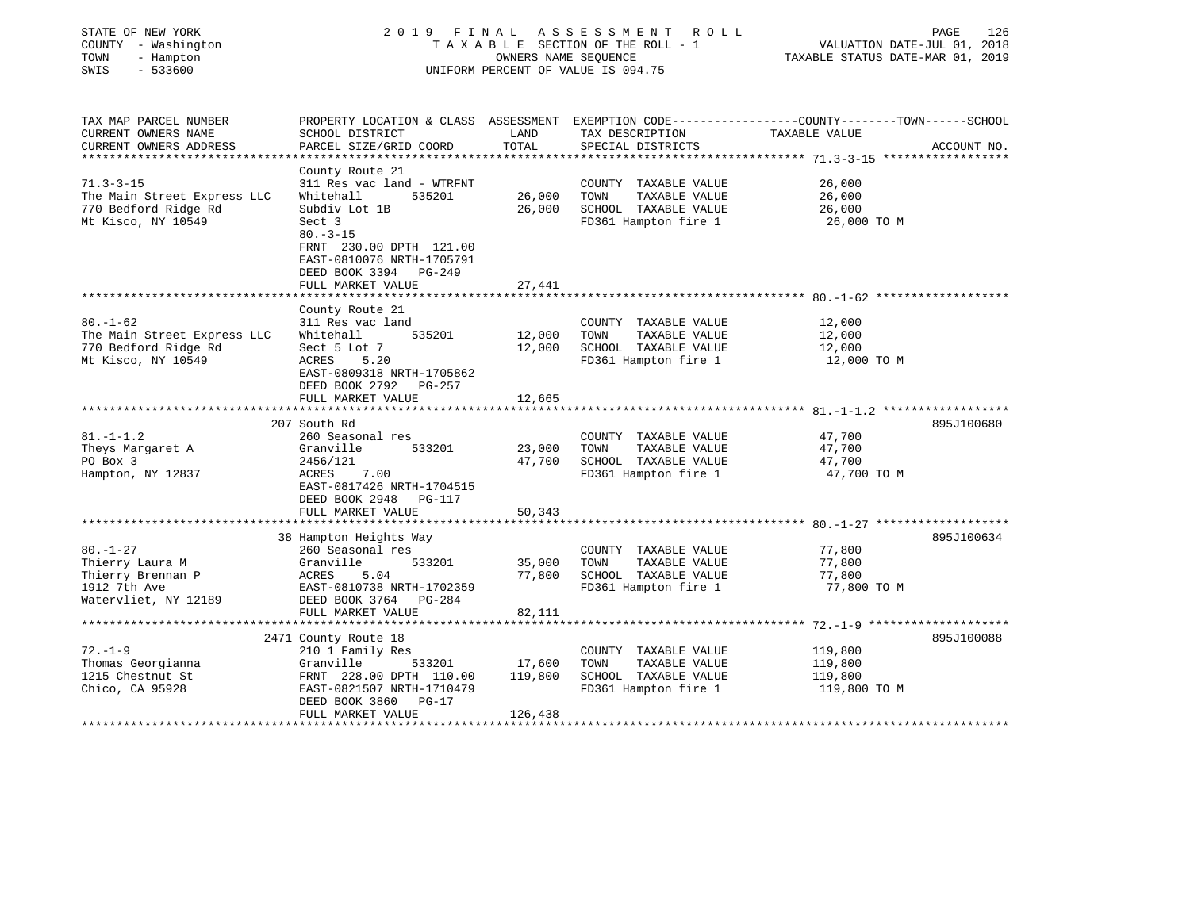STATE OF NEW YORK
COUNTY - Washington
TOWN - Hampton
SWIS - 533600

# 2019 FINAL ASSESSMENT ROLL

TAXABLE SECTION OF THE ROLL - 1
OWNERS NAME SEQUENCE
UNIFORM PERCENT OF VALUE IS 094.75

VALUATION DATE-JUL 01, 2018
TAXABLE STATUS DATE-MAR 01, 2019

| TAX MAP PARCEL NUMBER / CURRENT OWNERS NAME / CURRENT OWNERS ADDRESS | PROPERTY LOCATION & CLASS / SCHOOL DISTRICT / PARCEL SIZE/GRID COORD | ASSESSMENT LAND | TOTAL | EXEMPTION CODE / TAX DESCRIPTION / SPECIAL DISTRICTS | TAXABLE VALUE (COUNTY / TOWN / SCHOOL) | ACCOUNT NO. |
|---|---|---|---|---|---|---|
| **71.3-3-15** | County Route 21 | | | | | |
| 71.3-3-15 | 311 Res vac land - WTRFNT | | | COUNTY TAXABLE VALUE | 26,000 | |
| The Main Street Express LLC | Whitehall 535201 | 26,000 | | TOWN TAXABLE VALUE | 26,000 | |
| 770 Bedford Ridge Rd | Subdiv Lot 1B | | 26,000 | SCHOOL TAXABLE VALUE | 26,000 | |
| Mt Kisco, NY 10549 | Sect 3 | | | FD361 Hampton fire 1 | 26,000 TO M | |
| | 80.-3-15 | | | | | |
| | FRNT 230.00 DPTH 121.00 | | | | | |
| | EAST-0810076 NRTH-1705791 | | | | | |
| | DEED BOOK 3394 PG-249 | | | | | |
| | FULL MARKET VALUE | | 27,441 | | | |
| **80.-1-62** | County Route 21 | | | | | |
| 80.-1-62 | 311 Res vac land | | | COUNTY TAXABLE VALUE | 12,000 | |
| The Main Street Express LLC | Whitehall 535201 | 12,000 | | TOWN TAXABLE VALUE | 12,000 | |
| 770 Bedford Ridge Rd | Sect 5 Lot 7 | | 12,000 | SCHOOL TAXABLE VALUE | 12,000 | |
| Mt Kisco, NY 10549 | ACRES 5.20 | | | FD361 Hampton fire 1 | 12,000 TO M | |
| | EAST-0809318 NRTH-1705862 | | | | | |
| | DEED BOOK 2792 PG-257 | | | | | |
| | FULL MARKET VALUE | | 12,665 | | | |
| **81.-1-1.2** | 207 South Rd | | | | | 895J100680 |
| 81.-1-1.2 | 260 Seasonal res | | | COUNTY TAXABLE VALUE | 47,700 | |
| Theys Margaret A | Granville 533201 | 23,000 | | TOWN TAXABLE VALUE | 47,700 | |
| PO Box 3 | 2456/121 | | 47,700 | SCHOOL TAXABLE VALUE | 47,700 | |
| Hampton, NY 12837 | ACRES 7.00 | | | FD361 Hampton fire 1 | 47,700 TO M | |
| | EAST-0817426 NRTH-1704515 | | | | | |
| | DEED BOOK 2948 PG-117 | | | | | |
| | FULL MARKET VALUE | | 50,343 | | | |
| **80.-1-27** | 38 Hampton Heights Way | | | | | 895J100634 |
| 80.-1-27 | 260 Seasonal res | | | COUNTY TAXABLE VALUE | 77,800 | |
| Thierry Laura M | Granville 533201 | 35,000 | | TOWN TAXABLE VALUE | 77,800 | |
| Thierry Brennan P | ACRES 5.04 | | 77,800 | SCHOOL TAXABLE VALUE | 77,800 | |
| 1912 7th Ave | EAST-0810738 NRTH-1702359 | | | FD361 Hampton fire 1 | 77,800 TO M | |
| Watervliet, NY 12189 | DEED BOOK 3764 PG-284 | | | | | |
| | FULL MARKET VALUE | | 82,111 | | | |
| **72.-1-9** | 2471 County Route 18 | | | | | 895J100088 |
| 72.-1-9 | 210 1 Family Res | | | COUNTY TAXABLE VALUE | 119,800 | |
| Thomas Georgianna | Granville 533201 | 17,600 | | TOWN TAXABLE VALUE | 119,800 | |
| 1215 Chestnut St | FRNT 228.00 DPTH 110.00 | | 119,800 | SCHOOL TAXABLE VALUE | 119,800 | |
| Chico, CA 95928 | EAST-0821507 NRTH-1710479 | | | FD361 Hampton fire 1 | 119,800 TO M | |
| | DEED BOOK 3860 PG-17 | | | | | |
| | FULL MARKET VALUE | | 126,438 | | | |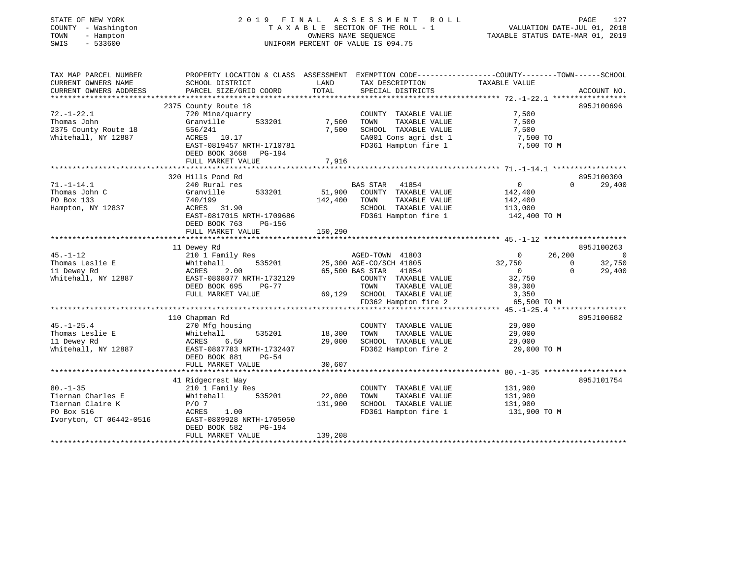STATE OF NEW YORK
COUNTY - Washington
TOWN - Hampton
SWIS - 533600

# 2019 FINAL ASSESSMENT ROLL

TAXABLE SECTION OF THE ROLL - 1
OWNERS NAME SEQUENCE
UNIFORM PERCENT OF VALUE IS 094.75

VALUATION DATE-JUL 01, 2018
TAXABLE STATUS DATE-MAR 01, 2019

| TAX MAP PARCEL NUMBER / CURRENT OWNERS NAME / CURRENT OWNERS ADDRESS | PROPERTY LOCATION & CLASS / SCHOOL DISTRICT / PARCEL SIZE/GRID COORD | ASSESSMENT LAND / TOTAL | EXEMPTION CODE / TAX DESCRIPTION / SPECIAL DISTRICTS | COUNTY TAXABLE VALUE | TOWN | SCHOOL | ACCOUNT NO. |
|---|---|---|---|---|---|---|---|
| | 2375 County Route 18 | | | | | | 895J100696 |
| 72.-1-22.1 | 720 Mine/quarry | | COUNTY TAXABLE VALUE | 7,500 | | | |
| Thomas John | Granville 533201 | 7,500 | TOWN TAXABLE VALUE | 7,500 | | | |
| 2375 County Route 18 | 556/241 | 7,500 | SCHOOL TAXABLE VALUE | 7,500 | | | |
| Whitehall, NY 12887 | ACRES 10.17 | | CA001 Cons agri dst 1 | 7,500 TO | | | |
| | EAST-0819457 NRTH-1710781 | | FD361 Hampton fire 1 | 7,500 TO M | | | |
| | DEED BOOK 3668 PG-194 | | | | | | |
| | FULL MARKET VALUE | 7,916 | | | | | |
| | 320 Hills Pond Rd | | | | | | 895J100300 |
| 71.-1-14.1 | 240 Rural res | | BAS STAR 41854 | 0 | 0 | 29,400 | |
| Thomas John C | Granville 533201 | 51,900 | COUNTY TAXABLE VALUE | 142,400 | | | |
| PO Box 133 | 740/199 | 142,400 | TOWN TAXABLE VALUE | 142,400 | | | |
| Hampton, NY 12837 | ACRES 31.90 | | SCHOOL TAXABLE VALUE | 113,000 | | | |
| | EAST-0817015 NRTH-1709686 | | FD361 Hampton fire 1 | 142,400 TO M | | | |
| | DEED BOOK 763 PG-156 | | | | | | |
| | FULL MARKET VALUE | 150,290 | | | | | |
| | 11 Dewey Rd | | | | | | 895J100263 |
| 45.-1-12 | 210 1 Family Res | | AGED-TOWN 41803 | 0 | 26,200 | 0 | |
| Thomas Leslie E | Whitehall 535201 | 25,300 | AGE-CO/SCH 41805 | 32,750 | 0 | 32,750 | |
| 11 Dewey Rd | ACRES 2.00 | 65,500 | BAS STAR 41854 | 0 | 0 | 29,400 | |
| Whitehall, NY 12887 | EAST-0808077 NRTH-1732129 | | COUNTY TAXABLE VALUE | 32,750 | | | |
| | DEED BOOK 695 PG-77 | | TOWN TAXABLE VALUE | 39,300 | | | |
| | FULL MARKET VALUE | 69,129 | SCHOOL TAXABLE VALUE | 3,350 | | | |
| | | | FD362 Hampton fire 2 | 65,500 TO M | | | |
| | 110 Chapman Rd | | | | | | 895J100682 |
| 45.-1-25.4 | 270 Mfg housing | | COUNTY TAXABLE VALUE | 29,000 | | | |
| Thomas Leslie E | Whitehall 535201 | 18,300 | TOWN TAXABLE VALUE | 29,000 | | | |
| 11 Dewey Rd | ACRES 6.50 | 29,000 | SCHOOL TAXABLE VALUE | 29,000 | | | |
| Whitehall, NY 12887 | EAST-0807783 NRTH-1732407 | | FD362 Hampton fire 2 | 29,000 TO M | | | |
| | DEED BOOK 881 PG-54 | | | | | | |
| | FULL MARKET VALUE | 30,607 | | | | | |
| | 41 Ridgecrest Way | | | | | | 895J101754 |
| 80.-1-35 | 210 1 Family Res | | COUNTY TAXABLE VALUE | 131,900 | | | |
| Tiernan Charles E | Whitehall 535201 | 22,000 | TOWN TAXABLE VALUE | 131,900 | | | |
| Tiernan Claire K | P/O 7 | 131,900 | SCHOOL TAXABLE VALUE | 131,900 | | | |
| PO Box 516 | ACRES 1.00 | | FD361 Hampton fire 1 | 131,900 TO M | | | |
| Ivoryton, CT 06442-0516 | EAST-0809928 NRTH-1705050 | | | | | | |
| | DEED BOOK 582 PG-194 | | | | | | |
| | FULL MARKET VALUE | 139,208 | | | | | |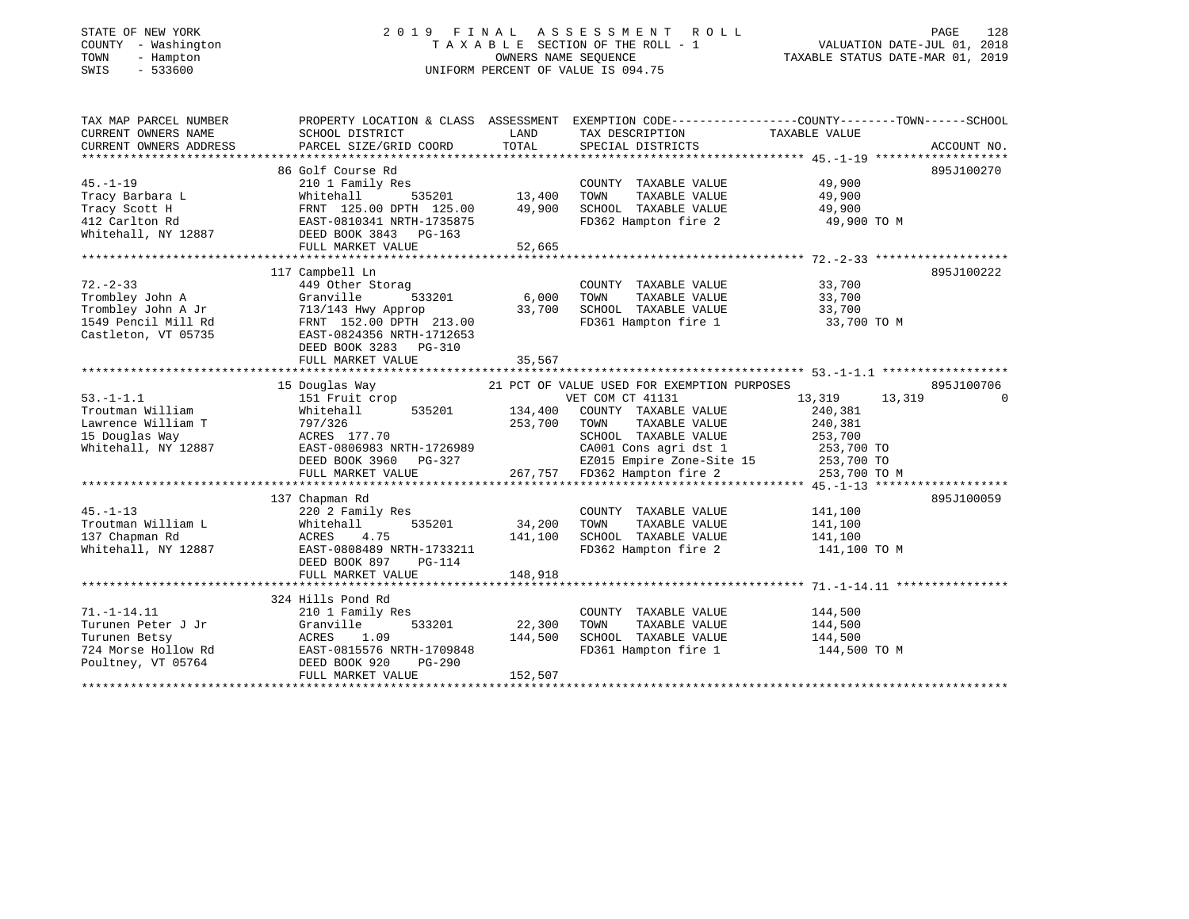STATE OF NEW YORK
COUNTY - Washington
TOWN - Hampton
SWIS - 533600

# 2019 FINAL ASSESSMENT ROLL

TAXABLE SECTION OF THE ROLL - 1
OWNERS NAME SEQUENCE
UNIFORM PERCENT OF VALUE IS 094.75

VALUATION DATE-JUL 01, 2018
TAXABLE STATUS DATE-MAR 01, 2019

| TAX MAP PARCEL NUMBER / CURRENT OWNERS NAME / CURRENT OWNERS ADDRESS | PROPERTY LOCATION & CLASS / SCHOOL DISTRICT / PARCEL SIZE/GRID COORD | ASSESSMENT LAND / TOTAL | EXEMPTION CODE / TAX DESCRIPTION / SPECIAL DISTRICTS | COUNTY | TOWN | SCHOOL / TAXABLE VALUE | ACCOUNT NO. |
|---|---|---|---|---|---|---|---|
| 45.-1-19 | 86 Golf Course Rd | | | | | | 895J100270 |
| Tracy Barbara L | 210 1 Family Res | | COUNTY TAXABLE VALUE | 49,900 | | | |
| Tracy Scott H | Whitehall 535201 | 13,400 | TOWN TAXABLE VALUE | | 49,900 | | |
| 412 Carlton Rd | FRNT 125.00 DPTH 125.00 | 49,900 | SCHOOL TAXABLE VALUE | | | 49,900 | |
| Whitehall, NY 12887 | EAST-0810341 NRTH-1735875 | | FD362 Hampton fire 2 | | | 49,900 TO M | |
| | DEED BOOK 3843 PG-163 | | | | | | |
| | FULL MARKET VALUE | 52,665 | | | | | |
| 72.-2-33 | 117 Campbell Ln | | | | | | 895J100222 |
| Trombley John A | 449 Other Storag | | COUNTY TAXABLE VALUE | 33,700 | | | |
| Trombley John A Jr | Granville 533201 | 6,000 | TOWN TAXABLE VALUE | | 33,700 | | |
| 1549 Pencil Mill Rd | 713/143 Hwy Approp | 33,700 | SCHOOL TAXABLE VALUE | | | 33,700 | |
| Castleton, VT 05735 | FRNT 152.00 DPTH 213.00 | | FD361 Hampton fire 1 | | | 33,700 TO M | |
| | EAST-0824356 NRTH-1712653 | | | | | | |
| | DEED BOOK 3283 PG-310 | | | | | | |
| | FULL MARKET VALUE | 35,567 | | | | | |
| 53.-1-1.1 | 15 Douglas Way | | 21 PCT OF VALUE USED FOR EXEMPTION PURPOSES | | | | 895J100706 |
| Troutman William | 151 Fruit crop | | VET COM CT 41131 | 13,319 | 13,319 | 0 | |
| Lawrence William T | Whitehall 535201 | 134,400 | COUNTY TAXABLE VALUE | 240,381 | | | |
| 15 Douglas Way | 797/326 | 253,700 | TOWN TAXABLE VALUE | | 240,381 | | |
| Whitehall, NY 12887 | ACRES 177.70 | | SCHOOL TAXABLE VALUE | | | 253,700 | |
| | EAST-0806983 NRTH-1726989 | | CA001 Cons agri dst 1 | | | 253,700 TO | |
| | DEED BOOK 3960 PG-327 | | EZ015 Empire Zone-Site 15 | | | 253,700 TO | |
| | FULL MARKET VALUE | 267,757 | FD362 Hampton fire 2 | | | 253,700 TO M | |
| 45.-1-13 | 137 Chapman Rd | | | | | | 895J100059 |
| Troutman William L | 220 2 Family Res | | COUNTY TAXABLE VALUE | 141,100 | | | |
| 137 Chapman Rd | Whitehall 535201 | 34,200 | TOWN TAXABLE VALUE | | 141,100 | | |
| Whitehall, NY 12887 | ACRES 4.75 | 141,100 | SCHOOL TAXABLE VALUE | | | 141,100 | |
| | EAST-0808489 NRTH-1733211 | | FD362 Hampton fire 2 | | | 141,100 TO M | |
| | DEED BOOK 897 PG-114 | | | | | | |
| | FULL MARKET VALUE | 148,918 | | | | | |
| 71.-1-14.11 | 324 Hills Pond Rd | | | | | | |
| Turunen Peter J Jr | 210 1 Family Res | | COUNTY TAXABLE VALUE | 144,500 | | | |
| Turunen Betsy | Granville 533201 | 22,300 | TOWN TAXABLE VALUE | | 144,500 | | |
| 724 Morse Hollow Rd | ACRES 1.09 | 144,500 | SCHOOL TAXABLE VALUE | | | 144,500 | |
| Poultney, VT 05764 | EAST-0815576 NRTH-1709848 | | FD361 Hampton fire 1 | | | 144,500 TO M | |
| | DEED BOOK 920 PG-290 | | | | | | |
| | FULL MARKET VALUE | 152,507 | | | | | |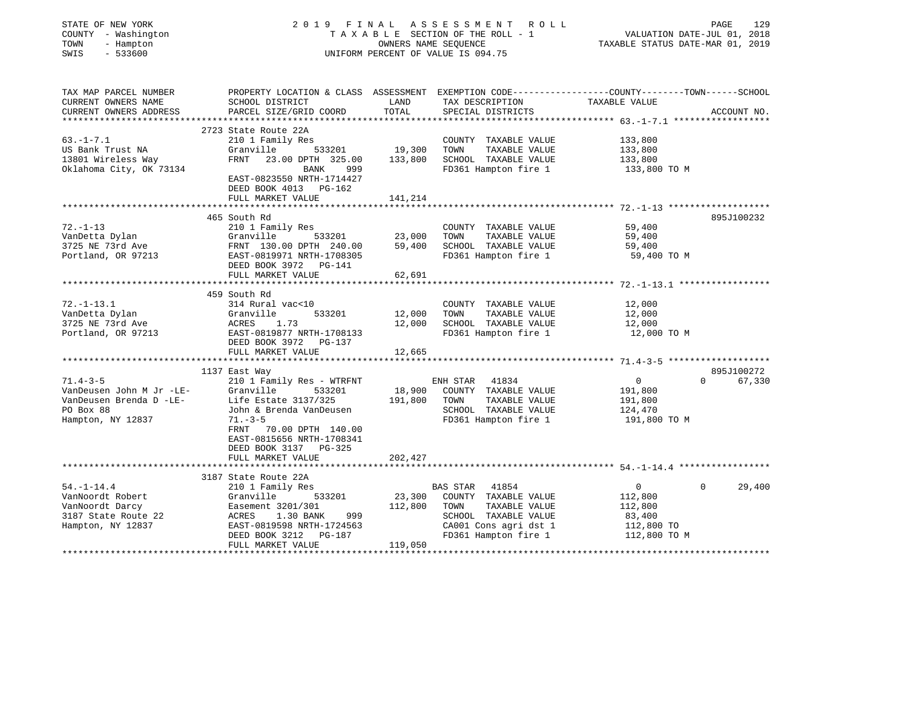STATE OF NEW YORK
COUNTY - Washington
TOWN - Hampton
SWIS - 533600

# 2019 FINAL ASSESSMENT ROLL
TAXABLE SECTION OF THE ROLL - 1
OWNERS NAME SEQUENCE
UNIFORM PERCENT OF VALUE IS 094.75

VALUATION DATE-JUL 01, 2018
TAXABLE STATUS DATE-MAR 01, 2019

| TAX MAP PARCEL NUMBER / CURRENT OWNERS NAME / CURRENT OWNERS ADDRESS | PROPERTY LOCATION & CLASS / SCHOOL DISTRICT / PARCEL SIZE/GRID COORD | ASSESSMENT LAND / TOTAL | EXEMPTION CODE / TAX DESCRIPTION / SPECIAL DISTRICTS | COUNTY / TOWN / SCHOOL TAXABLE VALUE | ACCOUNT NO. |
|---|---|---|---|---|---|
| 63.-1-7.1 | 2723 State Route 22A | | | | |
| | 210 1 Family Res | | COUNTY TAXABLE VALUE | 133,800 | |
| US Bank Trust NA | Granville 533201 | 19,300 | TOWN TAXABLE VALUE | 133,800 | |
| 13801 Wireless Way | FRNT 23.00 DPTH 325.00 | 133,800 | SCHOOL TAXABLE VALUE | 133,800 | |
| Oklahoma City, OK 73134 | BANK 999 | | FD361 Hampton fire 1 | 133,800 TO M | |
| | EAST-0823550 NRTH-1714427 | | | | |
| | DEED BOOK 4013 PG-162 | | | | |
| | FULL MARKET VALUE | 141,214 | | | |
| 72.-1-13 | 465 South Rd | | | | 895J100232 |
| | 210 1 Family Res | | COUNTY TAXABLE VALUE | 59,400 | |
| VanDetta Dylan | Granville 533201 | 23,000 | TOWN TAXABLE VALUE | 59,400 | |
| 3725 NE 73rd Ave | FRNT 130.00 DPTH 240.00 | 59,400 | SCHOOL TAXABLE VALUE | 59,400 | |
| Portland, OR 97213 | EAST-0819971 NRTH-1708305 | | FD361 Hampton fire 1 | 59,400 TO M | |
| | DEED BOOK 3972 PG-141 | | | | |
| | FULL MARKET VALUE | 62,691 | | | |
| 72.-1-13.1 | 459 South Rd | | | | |
| | 314 Rural vac<10 | | COUNTY TAXABLE VALUE | 12,000 | |
| VanDetta Dylan | Granville 533201 | 12,000 | TOWN TAXABLE VALUE | 12,000 | |
| 3725 NE 73rd Ave | ACRES 1.73 | 12,000 | SCHOOL TAXABLE VALUE | 12,000 | |
| Portland, OR 97213 | EAST-0819877 NRTH-1708133 | | FD361 Hampton fire 1 | 12,000 TO M | |
| | DEED BOOK 3972 PG-137 | | | | |
| | FULL MARKET VALUE | 12,665 | | | |
| 71.4-3-5 | 1137 East Way | | | | 895J100272 |
| | 210 1 Family Res - WTRFNT | | ENH STAR 41834 | 0 / 0 / 67,330 | |
| VanDeusen John M Jr -LE- | Granville 533201 | 18,900 | COUNTY TAXABLE VALUE | 191,800 | |
| VanDeusen Brenda D -LE- | Life Estate 3137/325 | 191,800 | TOWN TAXABLE VALUE | 191,800 | |
| PO Box 88 | John & Brenda VanDeusen | | SCHOOL TAXABLE VALUE | 124,470 | |
| Hampton, NY 12837 | 71.-3-5 | | FD361 Hampton fire 1 | 191,800 TO M | |
| | FRNT 70.00 DPTH 140.00 | | | | |
| | EAST-0815656 NRTH-1708341 | | | | |
| | DEED BOOK 3137 PG-325 | | | | |
| | FULL MARKET VALUE | 202,427 | | | |
| 54.-1-14.4 | 3187 State Route 22A | | | | |
| | 210 1 Family Res | | BAS STAR 41854 | 0 / 0 / 29,400 | |
| VanNoordt Robert | Granville 533201 | 23,300 | COUNTY TAXABLE VALUE | 112,800 | |
| VanNoordt Darcy | Easement 3201/301 | 112,800 | TOWN TAXABLE VALUE | 112,800 | |
| 3187 State Route 22 | ACRES 1.30 BANK 999 | | SCHOOL TAXABLE VALUE | 83,400 | |
| Hampton, NY 12837 | EAST-0819598 NRTH-1724563 | | CA001 Cons agri dst 1 | 112,800 TO | |
| | DEED BOOK 3212 PG-187 | | FD361 Hampton fire 1 | 112,800 TO M | |
| | FULL MARKET VALUE | 119,050 | | | |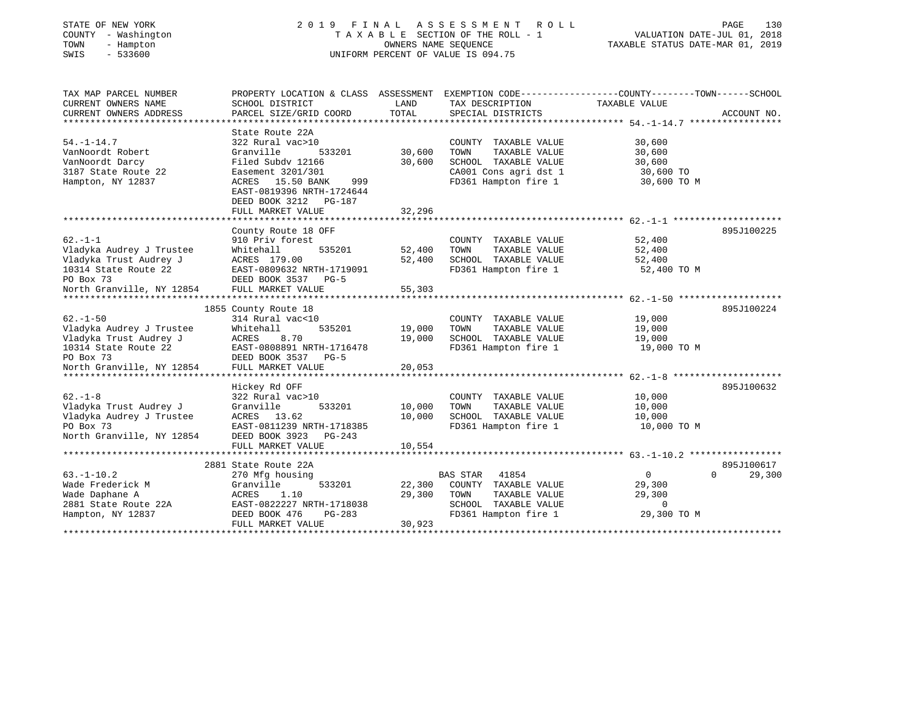STATE OF NEW YORK
COUNTY - Washington
TOWN - Hampton
SWIS - 533600

2019 FINAL ASSESSMENT ROLL
TAXABLE SECTION OF THE ROLL - 1
OWNERS NAME SEQUENCE
UNIFORM PERCENT OF VALUE IS 094.75

VALUATION DATE-JUL 01, 2018
TAXABLE STATUS DATE-MAR 01, 2019

| TAX MAP PARCEL NUMBER / CURRENT OWNERS NAME / CURRENT OWNERS ADDRESS | PROPERTY LOCATION & CLASS / SCHOOL DISTRICT / PARCEL SIZE/GRID COORD | ASSESSMENT LAND / TOTAL | EXEMPTION CODE / TAX DESCRIPTION / SPECIAL DISTRICTS | TAXABLE VALUE (COUNTY / TOWN / SCHOOL) | ACCOUNT NO. |
|---|---|---|---|---|---|
| **54.-1-14.7** | State Route 22A | | | | |
| 54.-1-14.7 | 322 Rural vac>10 | | COUNTY TAXABLE VALUE | 30,600 | |
| VanNoordt Robert | Granville 533201 | 30,600 | TOWN TAXABLE VALUE | 30,600 | |
| VanNoordt Darcy | Filed Subdv 12166 | 30,600 | SCHOOL TAXABLE VALUE | 30,600 | |
| 3187 State Route 22 | Easement 3201/301 | | CA001 Cons agri dst 1 | 30,600 TO | |
| Hampton, NY 12837 | ACRES 15.50 BANK 999 | | FD361 Hampton fire 1 | 30,600 TO M | |
| | EAST-0819396 NRTH-1724644 | | | | |
| | DEED BOOK 3212 PG-187 | | | | |
| | FULL MARKET VALUE | 32,296 | | | |
| **62.-1-1** | County Route 18 OFF | | | | 895J100225 |
| 62.-1-1 | 910 Priv forest | | COUNTY TAXABLE VALUE | 52,400 | |
| Vladyka Audrey J Trustee | Whitehall 535201 | 52,400 | TOWN TAXABLE VALUE | 52,400 | |
| Vladyka Trust Audrey J | ACRES 179.00 | 52,400 | SCHOOL TAXABLE VALUE | 52,400 | |
| 10314 State Route 22 | EAST-0809632 NRTH-1719091 | | FD361 Hampton fire 1 | 52,400 TO M | |
| PO Box 73 | DEED BOOK 3537 PG-5 | | | | |
| North Granville, NY 12854 | FULL MARKET VALUE | 55,303 | | | |
| **62.-1-50** | 1855 County Route 18 | | | | 895J100224 |
| 62.-1-50 | 314 Rural vac<10 | | COUNTY TAXABLE VALUE | 19,000 | |
| Vladyka Audrey J Trustee | Whitehall 535201 | 19,000 | TOWN TAXABLE VALUE | 19,000 | |
| Vladyka Trust Audrey J | ACRES 8.70 | 19,000 | SCHOOL TAXABLE VALUE | 19,000 | |
| 10314 State Route 22 | EAST-0808891 NRTH-1716478 | | FD361 Hampton fire 1 | 19,000 TO M | |
| PO Box 73 | DEED BOOK 3537 PG-5 | | | | |
| North Granville, NY 12854 | FULL MARKET VALUE | 20,053 | | | |
| **62.-1-8** | Hickey Rd OFF | | | | 895J100632 |
| 62.-1-8 | 322 Rural vac>10 | | COUNTY TAXABLE VALUE | 10,000 | |
| Vladyka Trust Audrey J | Granville 533201 | 10,000 | TOWN TAXABLE VALUE | 10,000 | |
| Vladyka Audrey J Trustee | ACRES 13.62 | 10,000 | SCHOOL TAXABLE VALUE | 10,000 | |
| PO Box 73 | EAST-0811239 NRTH-1718385 | | FD361 Hampton fire 1 | 10,000 TO M | |
| North Granville, NY 12854 | DEED BOOK 3923 PG-243 | | | | |
| | FULL MARKET VALUE | 10,554 | | | |
| **63.-1-10.2** | 2881 State Route 22A | | | | 895J100617 |
| 63.-1-10.2 | 270 Mfg housing | | BAS STAR 41854 | 0 / 0 / 29,300 | |
| Wade Frederick M | Granville 533201 | 22,300 | COUNTY TAXABLE VALUE | 29,300 | |
| Wade Daphane A | ACRES 1.10 | 29,300 | TOWN TAXABLE VALUE | 29,300 | |
| 2881 State Route 22A | EAST-0822227 NRTH-1718038 | | SCHOOL TAXABLE VALUE | 0 | |
| Hampton, NY 12837 | DEED BOOK 476 PG-283 | | FD361 Hampton fire 1 | 29,300 TO M | |
| | FULL MARKET VALUE | 30,923 | | | |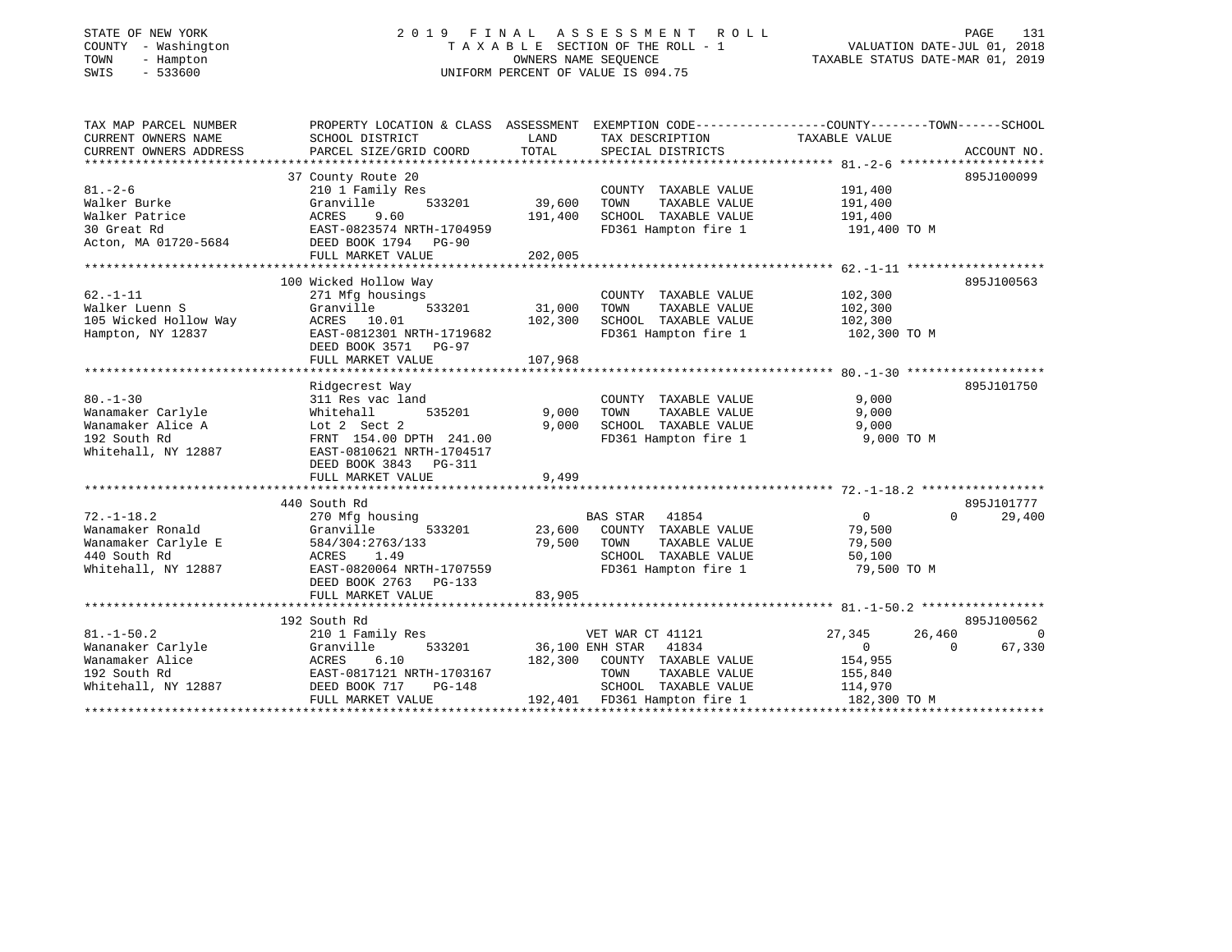STATE OF NEW YORK
COUNTY - Washington
TOWN - Hampton
SWIS - 533600

# 2019 FINAL ASSESSMENT ROLL

TAXABLE SECTION OF THE ROLL - 1
OWNERS NAME SEQUENCE
UNIFORM PERCENT OF VALUE IS 094.75

VALUATION DATE-JUL 01, 2018
TAXABLE STATUS DATE-MAR 01, 2019

| TAX MAP PARCEL NUMBER / CURRENT OWNERS NAME / CURRENT OWNERS ADDRESS | PROPERTY LOCATION & CLASS / SCHOOL DISTRICT / PARCEL SIZE/GRID COORD | ASSESSMENT LAND | TOTAL | EXEMPTION CODE / TAX DESCRIPTION / SPECIAL DISTRICTS | COUNTY | TOWN | SCHOOL | ACCOUNT NO. |
|---|---|---|---|---|---|---|---|---|
| 81.-2-6 | 37 County Route 20 | | | | | | | 895J100099 |
| Walker Burke | 210 1 Family Res | | | COUNTY TAXABLE VALUE | 191,400 | | | |
| Walker Patrice | Granville 533201 | 39,600 | | TOWN TAXABLE VALUE | | 191,400 | | |
| 30 Great Rd | ACRES 9.60 | | 191,400 | SCHOOL TAXABLE VALUE | | | 191,400 | |
| Acton, MA 01720-5684 | EAST-0823574 NRTH-1704959 | | | FD361 Hampton fire 1 | 191,400 TO M | | | |
| | DEED BOOK 1794 PG-90 | | | | | | | |
| | FULL MARKET VALUE | | 202,005 | | | | | |
| 62.-1-11 | 100 Wicked Hollow Way | | | | | | | 895J100563 |
| Walker Luenn S | 271 Mfg housings | | | COUNTY TAXABLE VALUE | 102,300 | | | |
| 105 Wicked Hollow Way | Granville 533201 | 31,000 | | TOWN TAXABLE VALUE | | 102,300 | | |
| Hampton, NY 12837 | ACRES 10.01 | | 102,300 | SCHOOL TAXABLE VALUE | | | 102,300 | |
| | EAST-0812301 NRTH-1719682 | | | FD361 Hampton fire 1 | 102,300 TO M | | | |
| | DEED BOOK 3571 PG-97 | | | | | | | |
| | FULL MARKET VALUE | | 107,968 | | | | | |
| 80.-1-30 | Ridgecrest Way | | | | | | | 895J101750 |
| Wanamaker Carlyle | 311 Res vac land | | | COUNTY TAXABLE VALUE | 9,000 | | | |
| Wanamaker Alice A | Whitehall 535201 | 9,000 | | TOWN TAXABLE VALUE | | 9,000 | | |
| 192 South Rd | Lot 2 Sect 2 | | 9,000 | SCHOOL TAXABLE VALUE | | | 9,000 | |
| Whitehall, NY 12887 | FRNT 154.00 DPTH 241.00 | | | FD361 Hampton fire 1 | 9,000 TO M | | | |
| | EAST-0810621 NRTH-1704517 | | | | | | | |
| | DEED BOOK 3843 PG-311 | | | | | | | |
| | FULL MARKET VALUE | | 9,499 | | | | | |
| 72.-1-18.2 | 440 South Rd | | | | | | | 895J101777 |
| Wanamaker Ronald | 270 Mfg housing | | | BAS STAR 41854 | 0 | 0 | 29,400 | |
| Wanamaker Carlyle E | Granville 533201 | 23,600 | | COUNTY TAXABLE VALUE | 79,500 | | | |
| 440 South Rd | 584/304:2763/133 | | 79,500 | TOWN TAXABLE VALUE | | 79,500 | | |
| Whitehall, NY 12887 | ACRES 1.49 | | | SCHOOL TAXABLE VALUE | | | 50,100 | |
| | EAST-0820064 NRTH-1707559 | | | FD361 Hampton fire 1 | 79,500 TO M | | | |
| | DEED BOOK 2763 PG-133 | | | | | | | |
| | FULL MARKET VALUE | | 83,905 | | | | | |
| 81.-1-50.2 | 192 South Rd | | | | | | | 895J100562 |
| Wananaker Carlyle | 210 1 Family Res | | | VET WAR CT 41121 | 27,345 | 26,460 | 0 | |
| Wanamaker Alice | Granville 533201 | 36,100 | | ENH STAR 41834 | 0 | 0 | 67,330 | |
| 192 South Rd | ACRES 6.10 | | 182,300 | COUNTY TAXABLE VALUE | 154,955 | | | |
| Whitehall, NY 12887 | EAST-0817121 NRTH-1703167 | | | TOWN TAXABLE VALUE | | 155,840 | | |
| | DEED BOOK 717 PG-148 | | | SCHOOL TAXABLE VALUE | | | 114,970 | |
| | FULL MARKET VALUE | | 192,401 | FD361 Hampton fire 1 | 182,300 TO M | | | |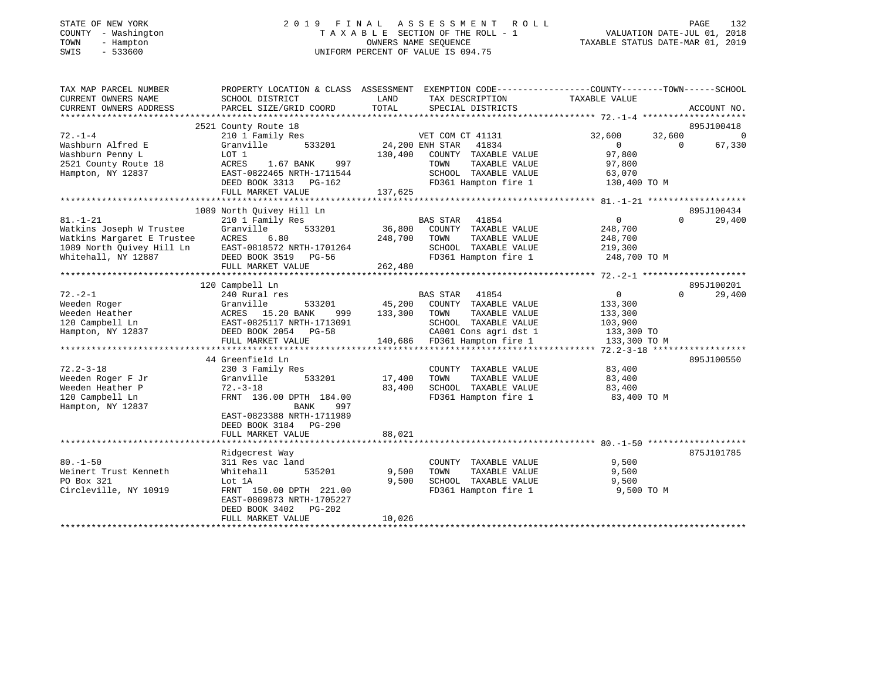STATE OF NEW YORK | 2019 FINAL ASSESSMENT ROLL | PAGE 132
COUNTY - Washington | TAXABLE SECTION OF THE ROLL - 1 | VALUATION DATE-JUL 01, 2018
TOWN - Hampton | OWNERS NAME SEQUENCE | TAXABLE STATUS DATE-MAR 01, 2019
SWIS - 533600 | UNIFORM PERCENT OF VALUE IS 094.75

```
TAX MAP PARCEL NUMBER          PROPERTY LOCATION & CLASS  ASSESSMENT  EXEMPTION CODE------------------COUNTY--------TOWN------SCHOOL
CURRENT OWNERS NAME            SCHOOL DISTRICT              LAND      TAX DESCRIPTION            TAXABLE VALUE
CURRENT OWNERS ADDRESS         PARCEL SIZE/GRID COORD       TOTAL     SPECIAL DISTRICTS                                     ACCOUNT NO.
*********************************************************************************************** 72.-1-4 ********************
                               2521 County Route 18                                                                        895J100418
72.-1-4                        210 1 Family Res                       VET COM CT 41131            32,600      32,600              0
Washburn Alfred E              Granville        533201       24,200 ENH STAR    41834                 0           0         67,330
Washburn Penny L               LOT 1                        130,400   COUNTY  TAXABLE VALUE        97,800
2521 County Route 18           ACRES     1.67 BANK    997             TOWN    TAXABLE VALUE        97,800
Hampton, NY 12837              EAST-0822465 NRTH-1711544              SCHOOL  TAXABLE VALUE        63,070
                               DEED BOOK 3313   PG-162                FD361 Hampton fire 1         130,400 TO M
                               FULL MARKET VALUE            137,625
*********************************************************************************************** 81.-1-21 *******************
                               1089 North Quivey Hill Ln                                                                   895J100434
81.-1-21                       210 1 Family Res                       BAS STAR    41854                 0           0         29,400
Watkins Joseph W Trustee       Granville        533201       36,800   COUNTY  TAXABLE VALUE       248,700
Watkins Margaret E Trustee     ACRES     6.80               248,700   TOWN    TAXABLE VALUE       248,700
1089 North Quivey Hill Ln      EAST-0818572 NRTH-1701264              SCHOOL  TAXABLE VALUE       219,300
Whitehall, NY 12887            DEED BOOK 3519   PG-56                 FD361 Hampton fire 1         248,700 TO M
                               FULL MARKET VALUE            262,480
*********************************************************************************************** 72.-2-1 ********************
                               120 Campbell Ln                                                                             895J100201
72.-2-1                        240 Rural res                          BAS STAR    41854                 0           0         29,400
Weeden Roger                   Granville        533201       45,200   COUNTY  TAXABLE VALUE       133,300
Weeden Heather                 ACRES    15.20 BANK    999   133,300   TOWN    TAXABLE VALUE       133,300
120 Campbell Ln                EAST-0825117 NRTH-1713091              SCHOOL  TAXABLE VALUE       103,900
Hampton, NY 12837              DEED BOOK 2054   PG-58                 CA001 Cons agri dst 1        133,300 TO
                               FULL MARKET VALUE            140,686   FD361 Hampton fire 1         133,300 TO M
*********************************************************************************************** 72.2-3-18 ******************
                               44 Greenfield Ln                                                                            895J100550
72.2-3-18                      230 3 Family Res                       COUNTY  TAXABLE VALUE        83,400
Weeden Roger F Jr              Granville        533201       17,400   TOWN    TAXABLE VALUE        83,400
Weeden Heather P               72.-3-18                      83,400   SCHOOL  TAXABLE VALUE        83,400
120 Campbell Ln                FRNT 136.00 DPTH 184.00                FD361 Hampton fire 1          83,400 TO M
Hampton, NY 12837                               BANK    997
                               EAST-0823388 NRTH-1711989
                               DEED BOOK 3184   PG-290
                               FULL MARKET VALUE             88,021
*********************************************************************************************** 80.-1-50 *******************
                               Ridgecrest Way                                                                              875J101785
80.-1-50                       311 Res vac land                       COUNTY  TAXABLE VALUE         9,500
Weinert Trust Kenneth          Whitehall        535201        9,500   TOWN    TAXABLE VALUE         9,500
PO Box 321                     Lot 1A                         9,500   SCHOOL  TAXABLE VALUE         9,500
Circleville, NY 10919          FRNT 150.00 DPTH 221.00                FD361 Hampton fire 1           9,500 TO M
                               EAST-0809873 NRTH-1705227
                               DEED BOOK 3402   PG-202
                               FULL MARKET VALUE             10,026
******************************************************************************************************************************
```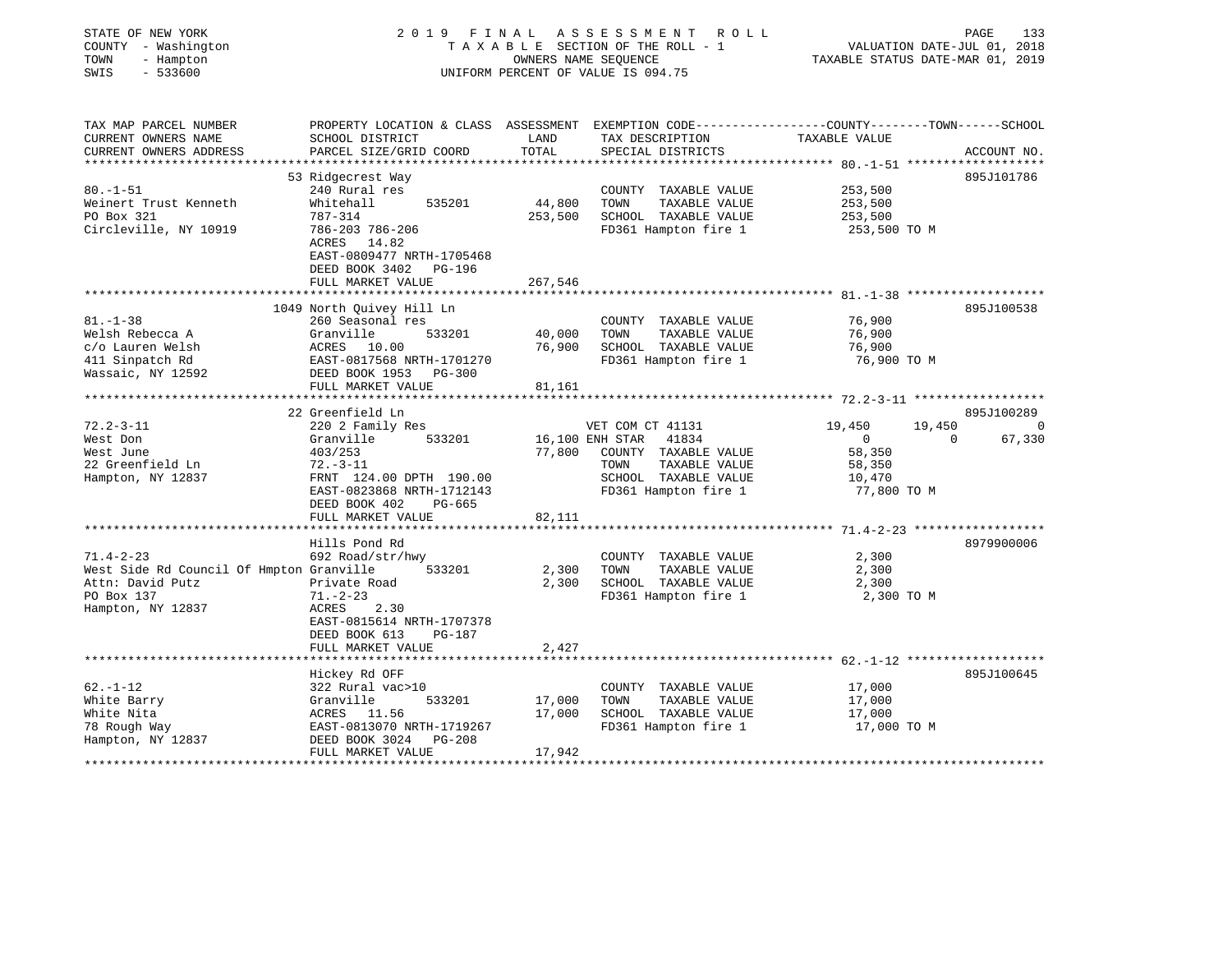STATE OF NEW YORK
COUNTY - Washington
TOWN - Hampton
SWIS - 533600

# 2019 FINAL ASSESSMENT ROLL

TAXABLE SECTION OF THE ROLL - 1
OWNERS NAME SEQUENCE
UNIFORM PERCENT OF VALUE IS 094.75

VALUATION DATE-JUL 01, 2018
TAXABLE STATUS DATE-MAR 01, 2019

| TAX MAP PARCEL NUMBER / CURRENT OWNERS NAME / CURRENT OWNERS ADDRESS | PROPERTY LOCATION & CLASS / SCHOOL DISTRICT / PARCEL SIZE/GRID COORD | ASSESSMENT LAND | TOTAL | EXEMPTION CODE / TAX DESCRIPTION / SPECIAL DISTRICTS | COUNTY TAXABLE VALUE | TOWN | SCHOOL | ACCOUNT NO. |
|---|---|---|---|---|---|---|---|---|
| | 53 Ridgecrest Way | | | | | | | 895J101786 |
| 80.-1-51 | 240 Rural res | | | COUNTY TAXABLE VALUE | 253,500 | | | |
| Weinert Trust Kenneth | Whitehall 535201 | 44,800 | | TOWN TAXABLE VALUE | 253,500 | | | |
| PO Box 321 | 787-314 | | 253,500 | SCHOOL TAXABLE VALUE | 253,500 | | | |
| Circleville, NY 10919 | 786-203 786-206 | | | FD361 Hampton fire 1 | 253,500 TO M | | | |
| | ACRES 14.82 | | | | | | | |
| | EAST-0809477 NRTH-1705468 | | | | | | | |
| | DEED BOOK 3402 PG-196 | | | | | | | |
| | FULL MARKET VALUE | | 267,546 | | | | | |
| | 1049 North Quivey Hill Ln | | | | | | | 895J100538 |
| 81.-1-38 | 260 Seasonal res | | | COUNTY TAXABLE VALUE | 76,900 | | | |
| Welsh Rebecca A | Granville 533201 | 40,000 | | TOWN TAXABLE VALUE | 76,900 | | | |
| c/o Lauren Welsh | ACRES 10.00 | | 76,900 | SCHOOL TAXABLE VALUE | 76,900 | | | |
| 411 Sinpatch Rd | EAST-0817568 NRTH-1701270 | | | FD361 Hampton fire 1 | 76,900 TO M | | | |
| Wassaic, NY 12592 | DEED BOOK 1953 PG-300 | | | | | | | |
| | FULL MARKET VALUE | | 81,161 | | | | | |
| | 22 Greenfield Ln | | | | | | | 895J100289 |
| 72.2-3-11 | 220 2 Family Res | | | VET COM CT 41131 | 19,450 | 19,450 | 0 | |
| West Don | Granville 533201 | 16,100 | | ENH STAR 41834 | 0 | 0 | 67,330 | |
| West June | 403/253 | | 77,800 | COUNTY TAXABLE VALUE | 58,350 | | | |
| 22 Greenfield Ln | 72.-3-11 | | | TOWN TAXABLE VALUE | 58,350 | | | |
| Hampton, NY 12837 | FRNT 124.00 DPTH 190.00 | | | SCHOOL TAXABLE VALUE | 10,470 | | | |
| | EAST-0823868 NRTH-1712143 | | | FD361 Hampton fire 1 | 77,800 TO M | | | |
| | DEED BOOK 402 PG-665 | | | | | | | |
| | FULL MARKET VALUE | | 82,111 | | | | | |
| | Hills Pond Rd | | | | | | | 8979900006 |
| 71.4-2-23 | 692 Road/str/hwy | | | COUNTY TAXABLE VALUE | 2,300 | | | |
| West Side Rd Council Of Hmpton | Granville 533201 | 2,300 | | TOWN TAXABLE VALUE | 2,300 | | | |
| Attn: David Putz | Private Road | | 2,300 | SCHOOL TAXABLE VALUE | 2,300 | | | |
| PO Box 137 | 71.-2-23 | | | FD361 Hampton fire 1 | 2,300 TO M | | | |
| Hampton, NY 12837 | ACRES 2.30 | | | | | | | |
| | EAST-0815614 NRTH-1707378 | | | | | | | |
| | DEED BOOK 613 PG-187 | | | | | | | |
| | FULL MARKET VALUE | | 2,427 | | | | | |
| | Hickey Rd OFF | | | | | | | 895J100645 |
| 62.-1-12 | 322 Rural vac>10 | | | COUNTY TAXABLE VALUE | 17,000 | | | |
| White Barry | Granville 533201 | 17,000 | | TOWN TAXABLE VALUE | 17,000 | | | |
| White Nita | ACRES 11.56 | | 17,000 | SCHOOL TAXABLE VALUE | 17,000 | | | |
| 78 Rough Way | EAST-0813070 NRTH-1719267 | | | FD361 Hampton fire 1 | 17,000 TO M | | | |
| Hampton, NY 12837 | DEED BOOK 3024 PG-208 | | | | | | | |
| | FULL MARKET VALUE | | 17,942 | | | | | |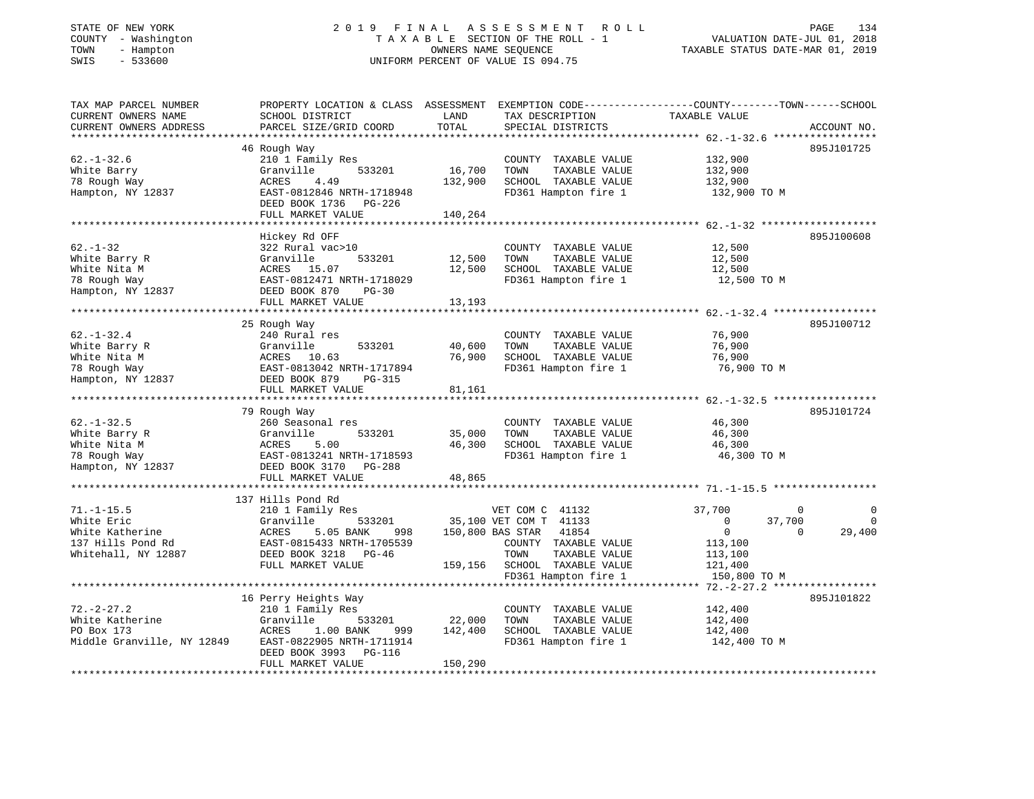STATE OF NEW YORK | 2 0 1 9 F I N A L A S S E S S M E N T R O L L | PAGE 134
COUNTY - Washington | T A X A B L E SECTION OF THE ROLL - 1 | VALUATION DATE-JUL 01, 2018
TOWN - Hampton | OWNERS NAME SEQUENCE | TAXABLE STATUS DATE-MAR 01, 2019
SWIS - 533600 | UNIFORM PERCENT OF VALUE IS 094.75

```
TAX MAP PARCEL NUMBER     PROPERTY LOCATION & CLASS  ASSESSMENT  EXEMPTION CODE------------------COUNTY--------TOWN------SCHOOL
CURRENT OWNERS NAME       SCHOOL DISTRICT             LAND        TAX DESCRIPTION                TAXABLE VALUE
CURRENT OWNERS ADDRESS    PARCEL SIZE/GRID COORD      TOTAL       SPECIAL DISTRICTS                                     ACCOUNT NO.
******************************************************************************************************* 62.-1-32.6 *****************
                          46 Rough Way                                                                              895J101725
62.-1-32.6                210 1 Family Res                        COUNTY  TAXABLE VALUE          132,900
White Barry               Granville        533201      16,700     TOWN    TAXABLE VALUE          132,900
78 Rough Way              ACRES    4.49               132,900     SCHOOL  TAXABLE VALUE          132,900
Hampton, NY 12837         EAST-0812846 NRTH-1718948               FD361 Hampton fire 1           132,900 TO M
                          DEED BOOK 1736   PG-226
                          FULL MARKET VALUE           140,264
******************************************************************************************************* 62.-1-32 *******************
                          Hickey Rd OFF                                                                             895J100608
62.-1-32                  322 Rural vac>10                        COUNTY  TAXABLE VALUE           12,500
White Barry R             Granville        533201      12,500     TOWN    TAXABLE VALUE           12,500
White Nita M              ACRES   15.07                12,500     SCHOOL  TAXABLE VALUE           12,500
78 Rough Way              EAST-0812471 NRTH-1718029               FD361 Hampton fire 1            12,500 TO M
Hampton, NY 12837         DEED BOOK 870    PG-30
                          FULL MARKET VALUE            13,193
******************************************************************************************************* 62.-1-32.4 *****************
                          25 Rough Way                                                                              895J100712
62.-1-32.4                240 Rural res                           COUNTY  TAXABLE VALUE           76,900
White Barry R             Granville        533201      40,600     TOWN    TAXABLE VALUE           76,900
White Nita M              ACRES   10.63                76,900     SCHOOL  TAXABLE VALUE           76,900
78 Rough Way              EAST-0813042 NRTH-1717894               FD361 Hampton fire 1            76,900 TO M
Hampton, NY 12837         DEED BOOK 879    PG-315
                          FULL MARKET VALUE            81,161
******************************************************************************************************* 62.-1-32.5 *****************
                          79 Rough Way                                                                              895J101724
62.-1-32.5                260 Seasonal res                        COUNTY  TAXABLE VALUE           46,300
White Barry R             Granville        533201      35,000     TOWN    TAXABLE VALUE           46,300
White Nita M              ACRES    5.00                46,300     SCHOOL  TAXABLE VALUE           46,300
78 Rough Way              EAST-0813241 NRTH-1718593               FD361 Hampton fire 1            46,300 TO M
Hampton, NY 12837         DEED BOOK 3170   PG-288
                          FULL MARKET VALUE            48,865
******************************************************************************************************* 71.-1-15.5 *****************
                          137 Hills Pond Rd
71.-1-15.5                210 1 Family Res                        VET COM C  41132               37,700          0             0
White Eric                Granville        533201      35,100 VET COM T  41133                    0        37,700             0
White Katherine           ACRES    5.05 BANK     998  150,800 BAS STAR   41854                    0             0        29,400
137 Hills Pond Rd         EAST-0815433 NRTH-1705539               COUNTY  TAXABLE VALUE          113,100
Whitehall, NY 12887       DEED BOOK 3218   PG-46                  TOWN    TAXABLE VALUE          113,100
                          FULL MARKET VALUE           159,156     SCHOOL  TAXABLE VALUE          121,400
                                                                  FD361 Hampton fire 1           150,800 TO M
******************************************************************************************************* 72.-2-27.2 *****************
                          16 Perry Heights Way                                                                      895J101822
72.-2-27.2                210 1 Family Res                        COUNTY  TAXABLE VALUE          142,400
White Katherine           Granville        533201      22,000     TOWN    TAXABLE VALUE          142,400
PO Box 173                ACRES    1.00 BANK     999  142,400     SCHOOL  TAXABLE VALUE          142,400
Middle Granville, NY 12849 EAST-0822905 NRTH-1711914              FD361 Hampton fire 1           142,400 TO M
                          DEED BOOK 3993   PG-116
                          FULL MARKET VALUE           150,290
************************************************************************************************************************************
```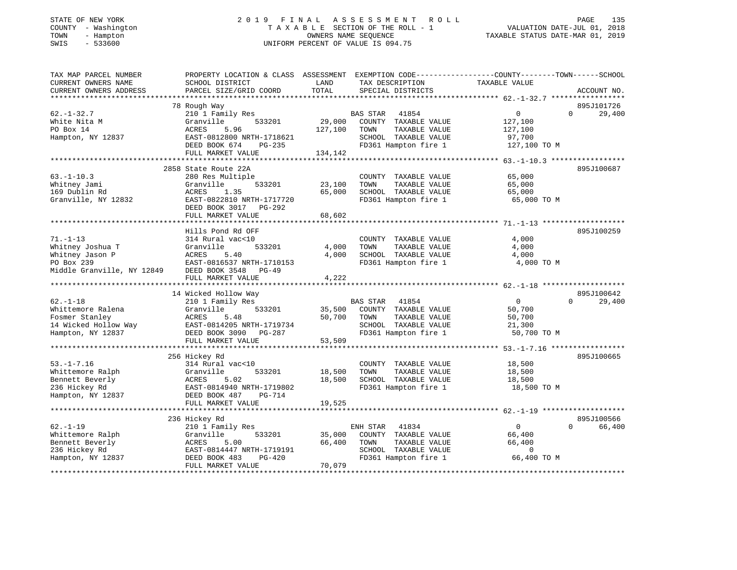STATE OF NEW YORK
COUNTY - Washington
TOWN - Hampton
SWIS - 533600

2019 FINAL ASSESSMENT ROLL
TAXABLE SECTION OF THE ROLL - 1
OWNERS NAME SEQUENCE
UNIFORM PERCENT OF VALUE IS 094.75

VALUATION DATE-JUL 01, 2018
TAXABLE STATUS DATE-MAR 01, 2019

| TAX MAP PARCEL NUMBER / CURRENT OWNERS NAME / CURRENT OWNERS ADDRESS | PROPERTY LOCATION & CLASS / SCHOOL DISTRICT / PARCEL SIZE/GRID COORD | ASSESSMENT LAND / TOTAL | EXEMPTION CODE / TAX DESCRIPTION / SPECIAL DISTRICTS | COUNTY | TOWN | SCHOOL | ACCOUNT NO. |
|---|---|---|---|---|---|---|---|
| 62.-1-32.7 | 78 Rough Way | | | | | | 895J101726 |
| White Nita M | 210 1 Family Res | | BAS STAR 41854 | 0 | 0 | 29,400 | |
| PO Box 14 | Granville 533201 | 29,000 | COUNTY TAXABLE VALUE | 127,100 | | | |
| Hampton, NY 12837 | ACRES 5.96 | 127,100 | TOWN TAXABLE VALUE | | 127,100 | | |
| | EAST-0812800 NRTH-1718621 | | SCHOOL TAXABLE VALUE | | | 97,700 | |
| | DEED BOOK 674 PG-235 | | FD361 Hampton fire 1 | 127,100 TO M | | | |
| | FULL MARKET VALUE | 134,142 | | | | | |
| 63.-1-10.3 | 2858 State Route 22A | | | | | | 895J100687 |
| Whitney Jami | 280 Res Multiple | | COUNTY TAXABLE VALUE | 65,000 | | | |
| 169 Dublin Rd | Granville 533201 | 23,100 | TOWN TAXABLE VALUE | | 65,000 | | |
| Granville, NY 12832 | ACRES 1.35 | 65,000 | SCHOOL TAXABLE VALUE | | | 65,000 | |
| | EAST-0822810 NRTH-1717720 | | FD361 Hampton fire 1 | 65,000 TO M | | | |
| | DEED BOOK 3017 PG-292 | | | | | | |
| | FULL MARKET VALUE | 68,602 | | | | | |
| 71.-1-13 | Hills Pond Rd OFF | | | | | | 895J100259 |
| Whitney Joshua T | 314 Rural vac<10 | | COUNTY TAXABLE VALUE | 4,000 | | | |
| Whitney Jason P | Granville 533201 | 4,000 | TOWN TAXABLE VALUE | | 4,000 | | |
| PO Box 239 | ACRES 5.40 | 4,000 | SCHOOL TAXABLE VALUE | | | 4,000 | |
| Middle Granville, NY 12849 | EAST-0816537 NRTH-1710153 | | FD361 Hampton fire 1 | 4,000 TO M | | | |
| | DEED BOOK 3548 PG-49 | | | | | | |
| | FULL MARKET VALUE | 4,222 | | | | | |
| 62.-1-18 | 14 Wicked Hollow Way | | | | | | 895J100642 |
| Whittemore Ralena | 210 1 Family Res | | BAS STAR 41854 | 0 | 0 | 29,400 | |
| Fosmer Stanley | Granville 533201 | 35,500 | COUNTY TAXABLE VALUE | 50,700 | | | |
| 14 Wicked Hollow Way | ACRES 5.48 | 50,700 | TOWN TAXABLE VALUE | | 50,700 | | |
| Hampton, NY 12837 | EAST-0814205 NRTH-1719734 | | SCHOOL TAXABLE VALUE | | | 21,300 | |
| | DEED BOOK 3090 PG-287 | | FD361 Hampton fire 1 | 50,700 TO M | | | |
| | FULL MARKET VALUE | 53,509 | | | | | |
| 53.-1-7.16 | 256 Hickey Rd | | | | | | 895J100665 |
| Whittemore Ralph | 314 Rural vac<10 | | COUNTY TAXABLE VALUE | 18,500 | | | |
| Bennett Beverly | Granville 533201 | 18,500 | TOWN TAXABLE VALUE | | 18,500 | | |
| 236 Hickey Rd | ACRES 5.02 | 18,500 | SCHOOL TAXABLE VALUE | | | 18,500 | |
| Hampton, NY 12837 | EAST-0814940 NRTH-1719802 | | FD361 Hampton fire 1 | 18,500 TO M | | | |
| | DEED BOOK 487 PG-714 | | | | | | |
| | FULL MARKET VALUE | 19,525 | | | | | |
| 62.-1-19 | 236 Hickey Rd | | | | | | 895J100566 |
| Whittemore Ralph | 210 1 Family Res | | ENH STAR 41834 | 0 | 0 | 66,400 | |
| Bennett Beverly | Granville 533201 | 35,000 | COUNTY TAXABLE VALUE | 66,400 | | | |
| 236 Hickey Rd | ACRES 5.00 | 66,400 | TOWN TAXABLE VALUE | | 66,400 | | |
| Hampton, NY 12837 | EAST-0814447 NRTH-1719191 | | SCHOOL TAXABLE VALUE | | | 0 | |
| | DEED BOOK 483 PG-420 | | FD361 Hampton fire 1 | 66,400 TO M | | | |
| | FULL MARKET VALUE | 70,079 | | | | | |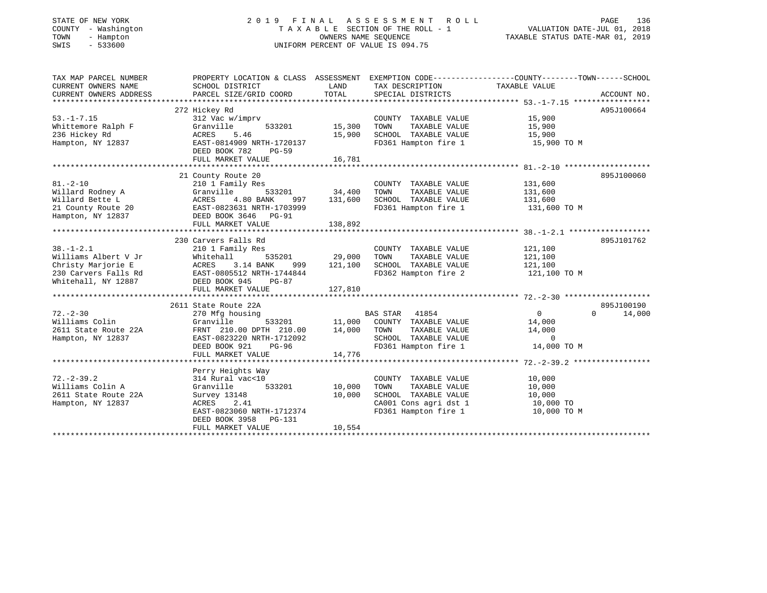STATE OF NEW YORK
COUNTY - Washington
TOWN - Hampton
SWIS - 533600

# 2019 FINAL ASSESSMENT ROLL

TAXABLE SECTION OF THE ROLL - 1
OWNERS NAME SEQUENCE
UNIFORM PERCENT OF VALUE IS 094.75

VALUATION DATE-JUL 01, 2018
TAXABLE STATUS DATE-MAR 01, 2019

| TAX MAP PARCEL NUMBER / CURRENT OWNERS NAME / CURRENT OWNERS ADDRESS | PROPERTY LOCATION & CLASS / SCHOOL DISTRICT / PARCEL SIZE/GRID COORD | ASSESSMENT LAND | TOTAL | EXEMPTION CODE / TAX DESCRIPTION / SPECIAL DISTRICTS | COUNTY TAXABLE VALUE | TOWN | SCHOOL | ACCOUNT NO. |
|---|---|---|---|---|---|---|---|---|
| | 272 Hickey Rd | | | | | | | A95J100664 |
| 53.-1-7.15 | 312 Vac w/imprv | | | COUNTY TAXABLE VALUE | 15,900 | | | |
| Whittemore Ralph F | Granville 533201 | 15,300 | | TOWN TAXABLE VALUE | 15,900 | | | |
| 236 Hickey Rd | ACRES 5.46 | | 15,900 | SCHOOL TAXABLE VALUE | 15,900 | | | |
| Hampton, NY 12837 | EAST-0814909 NRTH-1720137 | | | FD361 Hampton fire 1 | 15,900 TO M | | | |
| | DEED BOOK 782 PG-59 | | | | | | | |
| | FULL MARKET VALUE | | 16,781 | | | | | |
| | 21 County Route 20 | | | | | | | 895J100060 |
| 81.-2-10 | 210 1 Family Res | | | COUNTY TAXABLE VALUE | 131,600 | | | |
| Willard Rodney A | Granville 533201 | 34,400 | | TOWN TAXABLE VALUE | 131,600 | | | |
| Willard Bette L | ACRES 4.80 BANK 997 | | 131,600 | SCHOOL TAXABLE VALUE | 131,600 | | | |
| 21 County Route 20 | EAST-0823631 NRTH-1703999 | | | FD361 Hampton fire 1 | 131,600 TO M | | | |
| Hampton, NY 12837 | DEED BOOK 3646 PG-91 | | | | | | | |
| | FULL MARKET VALUE | | 138,892 | | | | | |
| | 230 Carvers Falls Rd | | | | | | | 895J101762 |
| 38.-1-2.1 | 210 1 Family Res | | | COUNTY TAXABLE VALUE | 121,100 | | | |
| Williams Albert V Jr | Whitehall 535201 | 29,000 | | TOWN TAXABLE VALUE | 121,100 | | | |
| Christy Marjorie E | ACRES 3.14 BANK 999 | | 121,100 | SCHOOL TAXABLE VALUE | 121,100 | | | |
| 230 Carvers Falls Rd | EAST-0805512 NRTH-1744844 | | | FD362 Hampton fire 2 | 121,100 TO M | | | |
| Whitehall, NY 12887 | DEED BOOK 945 PG-87 | | | | | | | |
| | FULL MARKET VALUE | | 127,810 | | | | | |
| | 2611 State Route 22A | | | | | | | 895J100190 |
| 72.-2-30 | 270 Mfg housing | | | BAS STAR 41854 | 0 | 0 | 14,000 | |
| Williams Colin | Granville 533201 | 11,000 | | COUNTY TAXABLE VALUE | 14,000 | | | |
| 2611 State Route 22A | FRNT 210.00 DPTH 210.00 | | 14,000 | TOWN TAXABLE VALUE | 14,000 | | | |
| Hampton, NY 12837 | EAST-0823220 NRTH-1712092 | | | SCHOOL TAXABLE VALUE | 0 | | | |
| | DEED BOOK 921 PG-96 | | | FD361 Hampton fire 1 | 14,000 TO M | | | |
| | FULL MARKET VALUE | | 14,776 | | | | | |
| | Perry Heights Way | | | | | | | |
| 72.-2-39.2 | 314 Rural vac<10 | | | COUNTY TAXABLE VALUE | 10,000 | | | |
| Williams Colin A | Granville 533201 | 10,000 | | TOWN TAXABLE VALUE | 10,000 | | | |
| 2611 State Route 22A | Survey 13148 | | 10,000 | SCHOOL TAXABLE VALUE | 10,000 | | | |
| Hampton, NY 12837 | ACRES 2.41 | | | CA001 Cons agri dst 1 | 10,000 TO | | | |
| | EAST-0823060 NRTH-1712374 | | | FD361 Hampton fire 1 | 10,000 TO M | | | |
| | DEED BOOK 3958 PG-131 | | | | | | | |
| | FULL MARKET VALUE | | 10,554 | | | | | |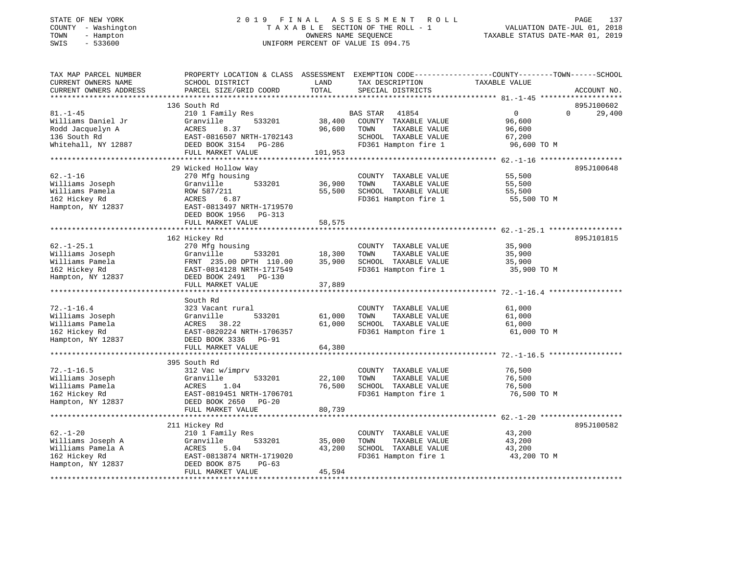STATE OF NEW YORK | COUNTY - Washington | TOWN - Hampton | SWIS - 533600

# 2019 FINAL ASSESSMENT ROLL
TAXABLE SECTION OF THE ROLL - 1
OWNERS NAME SEQUENCE
UNIFORM PERCENT OF VALUE IS 094.75

VALUATION DATE-JUL 01, 2018
TAXABLE STATUS DATE-MAR 01, 2019

| TAX MAP PARCEL NUMBER / CURRENT OWNERS NAME / CURRENT OWNERS ADDRESS | PROPERTY LOCATION & CLASS / SCHOOL DISTRICT / PARCEL SIZE/GRID COORD | ASSESSMENT LAND / TOTAL | EXEMPTION CODE / TAX DESCRIPTION / SPECIAL DISTRICTS | COUNTY / TOWN / SCHOOL TAXABLE VALUE | ACCOUNT NO. |
|---|---|---|---|---|---|
| 81.-1-45 | 136 South Rd | | | | 895J100602 |
| Williams Daniel Jr | 210 1 Family Res | | BAS STAR 41854 | 0 / 0 / 29,400 | |
| Rodd Jacquelyn A | Granville 533201 | 38,400 | COUNTY TAXABLE VALUE | 96,600 | |
| 136 South Rd | ACRES 8.37 | 96,600 | TOWN TAXABLE VALUE | 96,600 | |
| Whitehall, NY 12887 | EAST-0816507 NRTH-1702143 | | SCHOOL TAXABLE VALUE | 67,200 | |
| | DEED BOOK 3154 PG-286 | | FD361 Hampton fire 1 | 96,600 TO M | |
| | FULL MARKET VALUE | 101,953 | | | |
| 62.-1-16 | 29 Wicked Hollow Way | | | | 895J100648 |
| Williams Joseph | 270 Mfg housing | | COUNTY TAXABLE VALUE | 55,500 | |
| Williams Pamela | Granville 533201 | 36,900 | TOWN TAXABLE VALUE | 55,500 | |
| 162 Hickey Rd | ROW 587/211 | 55,500 | SCHOOL TAXABLE VALUE | 55,500 | |
| Hampton, NY 12837 | ACRES 6.87 | | FD361 Hampton fire 1 | 55,500 TO M | |
| | EAST-0813497 NRTH-1719570 | | | | |
| | DEED BOOK 1956 PG-313 | | | | |
| | FULL MARKET VALUE | 58,575 | | | |
| 62.-1-25.1 | 162 Hickey Rd | | | | 895J101815 |
| Williams Joseph | 270 Mfg housing | | COUNTY TAXABLE VALUE | 35,900 | |
| Williams Pamela | Granville 533201 | 18,300 | TOWN TAXABLE VALUE | 35,900 | |
| 162 Hickey Rd | FRNT 235.00 DPTH 110.00 | 35,900 | SCHOOL TAXABLE VALUE | 35,900 | |
| Hampton, NY 12837 | EAST-0814128 NRTH-1717549 | | FD361 Hampton fire 1 | 35,900 TO M | |
| | DEED BOOK 2491 PG-130 | | | | |
| | FULL MARKET VALUE | 37,889 | | | |
| 72.-1-16.4 | South Rd | | | | |
| Williams Joseph | 323 Vacant rural | | COUNTY TAXABLE VALUE | 61,000 | |
| Williams Pamela | Granville 533201 | 61,000 | TOWN TAXABLE VALUE | 61,000 | |
| 162 Hickey Rd | ACRES 38.22 | 61,000 | SCHOOL TAXABLE VALUE | 61,000 | |
| Hampton, NY 12837 | EAST-0820224 NRTH-1706357 | | FD361 Hampton fire 1 | 61,000 TO M | |
| | DEED BOOK 3336 PG-91 | | | | |
| | FULL MARKET VALUE | 64,380 | | | |
| 72.-1-16.5 | 395 South Rd | | | | |
| Williams Joseph | 312 Vac w/imprv | | COUNTY TAXABLE VALUE | 76,500 | |
| Williams Pamela | Granville 533201 | 22,100 | TOWN TAXABLE VALUE | 76,500 | |
| 162 Hickey Rd | ACRES 1.04 | 76,500 | SCHOOL TAXABLE VALUE | 76,500 | |
| Hampton, NY 12837 | EAST-0819451 NRTH-1706701 | | FD361 Hampton fire 1 | 76,500 TO M | |
| | DEED BOOK 2650 PG-20 | | | | |
| | FULL MARKET VALUE | 80,739 | | | |
| 62.-1-20 | 211 Hickey Rd | | | | 895J100582 |
| Williams Joseph A | 210 1 Family Res | | COUNTY TAXABLE VALUE | 43,200 | |
| Williams Pamela A | Granville 533201 | 35,000 | TOWN TAXABLE VALUE | 43,200 | |
| 162 Hickey Rd | ACRES 5.04 | 43,200 | SCHOOL TAXABLE VALUE | 43,200 | |
| Hampton, NY 12837 | EAST-0813874 NRTH-1719020 | | FD361 Hampton fire 1 | 43,200 TO M | |
| | DEED BOOK 875 PG-63 | | | | |
| | FULL MARKET VALUE | 45,594 | | | |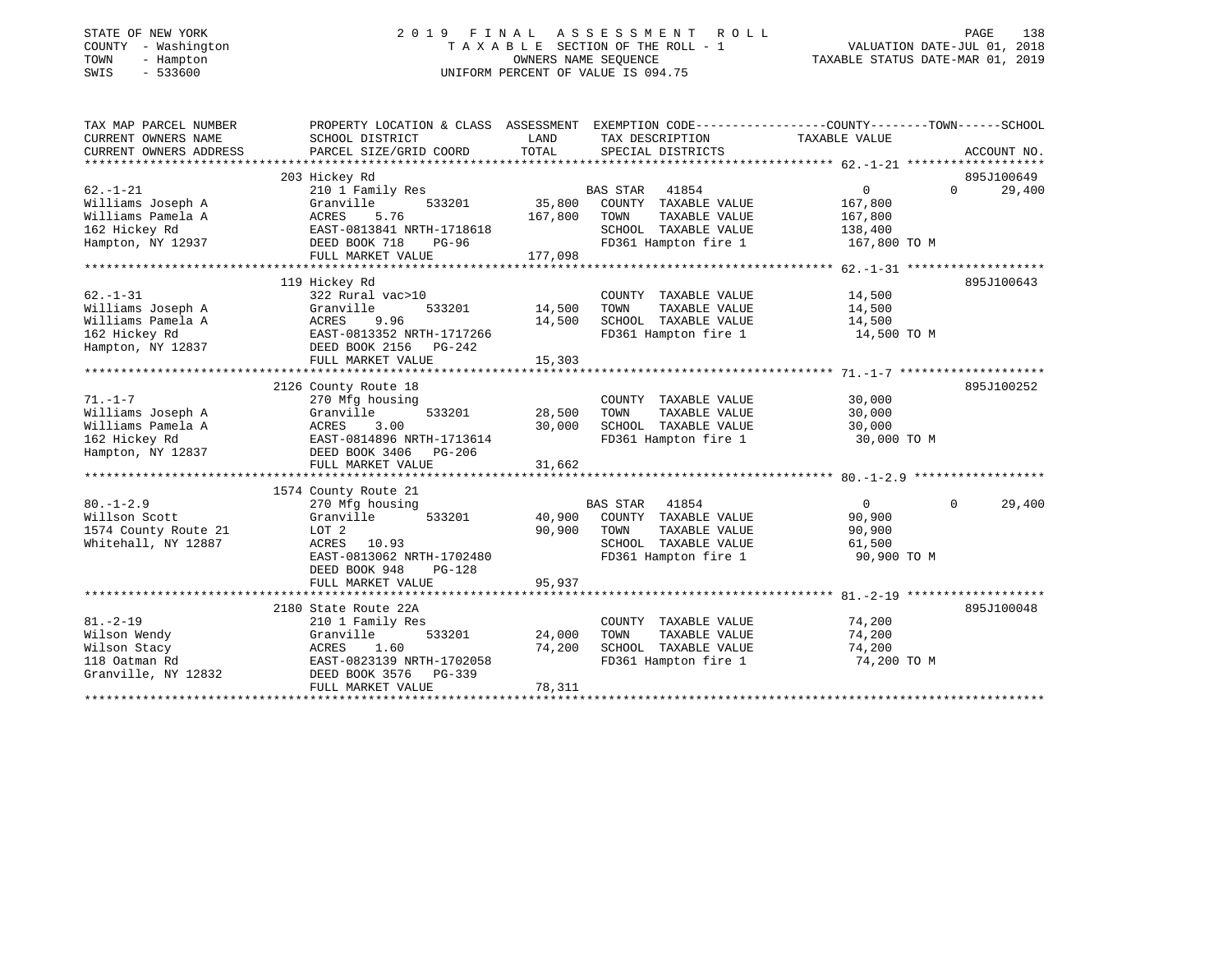STATE OF NEW YORK
COUNTY - Washington
TOWN - Hampton
SWIS - 533600

# 2019 FINAL ASSESSMENT ROLL
TAXABLE SECTION OF THE ROLL - 1
OWNERS NAME SEQUENCE
UNIFORM PERCENT OF VALUE IS 094.75

VALUATION DATE-JUL 01, 2018
TAXABLE STATUS DATE-MAR 01, 2019

| TAX MAP PARCEL NUMBER / CURRENT OWNERS NAME / CURRENT OWNERS ADDRESS | PROPERTY LOCATION & CLASS / SCHOOL DISTRICT / PARCEL SIZE/GRID COORD | ASSESSMENT LAND / TOTAL | EXEMPTION CODE / TAX DESCRIPTION / SPECIAL DISTRICTS | COUNTY / TOWN / SCHOOL TAXABLE VALUE | ACCOUNT NO. |
|---|---|---|---|---|---|
| 62.-1-21 | 203 Hickey Rd | | | | 895J100649 |
| | 210 1 Family Res | | BAS STAR 41854 | 0 0 29,400 | |
| Williams Joseph A | Granville 533201 | 35,800 | COUNTY TAXABLE VALUE | 167,800 | |
| Williams Pamela A | ACRES 5.76 | 167,800 | TOWN TAXABLE VALUE | 167,800 | |
| 162 Hickey Rd | EAST-0813841 NRTH-1718618 | | SCHOOL TAXABLE VALUE | 138,400 | |
| Hampton, NY 12937 | DEED BOOK 718 PG-96 | | FD361 Hampton fire 1 | 167,800 TO M | |
| | FULL MARKET VALUE | 177,098 | | | |
| 62.-1-31 | 119 Hickey Rd | | | | 895J100643 |
| | 322 Rural vac>10 | | COUNTY TAXABLE VALUE | 14,500 | |
| Williams Joseph A | Granville 533201 | 14,500 | TOWN TAXABLE VALUE | 14,500 | |
| Williams Pamela A | ACRES 9.96 | 14,500 | SCHOOL TAXABLE VALUE | 14,500 | |
| 162 Hickey Rd | EAST-0813352 NRTH-1717266 | | FD361 Hampton fire 1 | 14,500 TO M | |
| Hampton, NY 12837 | DEED BOOK 2156 PG-242 | | | | |
| | FULL MARKET VALUE | 15,303 | | | |
| 71.-1-7 | 2126 County Route 18 | | | | 895J100252 |
| | 270 Mfg housing | | COUNTY TAXABLE VALUE | 30,000 | |
| Williams Joseph A | Granville 533201 | 28,500 | TOWN TAXABLE VALUE | 30,000 | |
| Williams Pamela A | ACRES 3.00 | 30,000 | SCHOOL TAXABLE VALUE | 30,000 | |
| 162 Hickey Rd | EAST-0814896 NRTH-1713614 | | FD361 Hampton fire 1 | 30,000 TO M | |
| Hampton, NY 12837 | DEED BOOK 3406 PG-206 | | | | |
| | FULL MARKET VALUE | 31,662 | | | |
| 80.-1-2.9 | 1574 County Route 21 | | | | |
| | 270 Mfg housing | | BAS STAR 41854 | 0 0 29,400 | |
| Willson Scott | Granville 533201 | 40,900 | COUNTY TAXABLE VALUE | 90,900 | |
| 1574 County Route 21 | LOT 2 | 90,900 | TOWN TAXABLE VALUE | 90,900 | |
| Whitehall, NY 12887 | ACRES 10.93 | | SCHOOL TAXABLE VALUE | 61,500 | |
| | EAST-0813062 NRTH-1702480 | | FD361 Hampton fire 1 | 90,900 TO M | |
| | DEED BOOK 948 PG-128 | | | | |
| | FULL MARKET VALUE | 95,937 | | | |
| 81.-2-19 | 2180 State Route 22A | | | | 895J100048 |
| | 210 1 Family Res | | COUNTY TAXABLE VALUE | 74,200 | |
| Wilson Wendy | Granville 533201 | 24,000 | TOWN TAXABLE VALUE | 74,200 | |
| Wilson Stacy | ACRES 1.60 | 74,200 | SCHOOL TAXABLE VALUE | 74,200 | |
| 118 Oatman Rd | EAST-0823139 NRTH-1702058 | | FD361 Hampton fire 1 | 74,200 TO M | |
| Granville, NY 12832 | DEED BOOK 3576 PG-339 | | | | |
| | FULL MARKET VALUE | 78,311 | | | |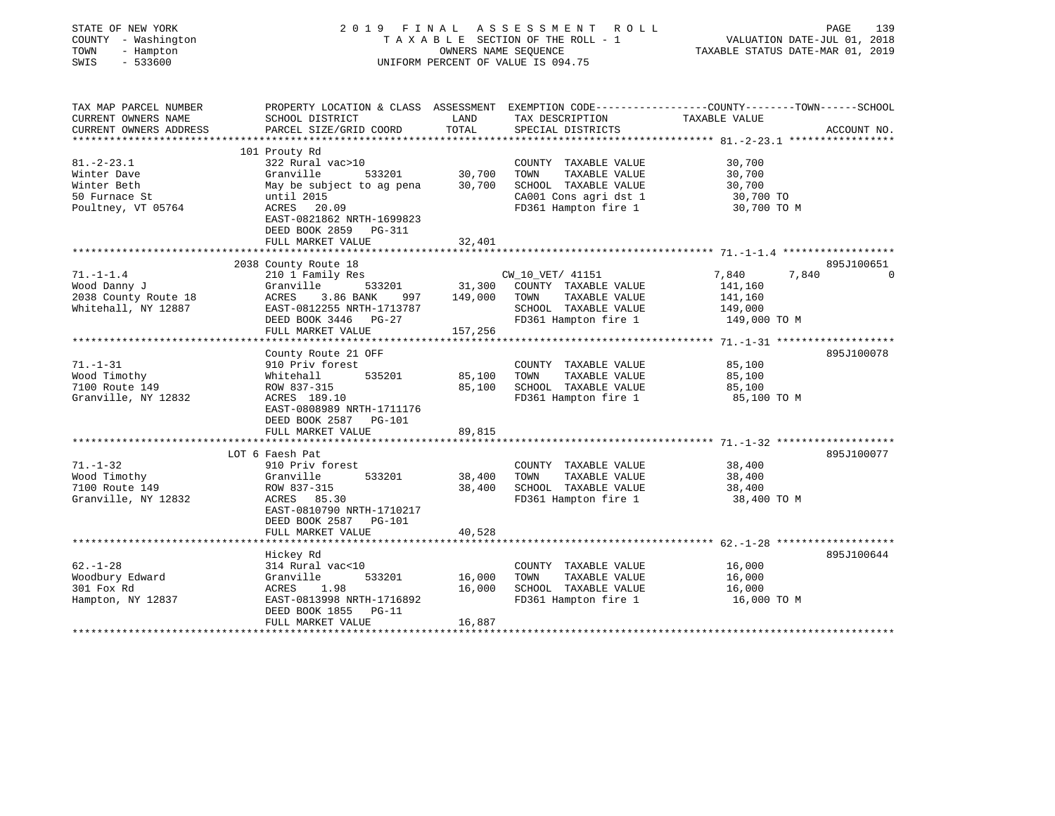STATE OF NEW YORK
COUNTY - Washington
TOWN - Hampton
SWIS - 533600

# 2019 FINAL ASSESSMENT ROLL
TAXABLE SECTION OF THE ROLL - 1
OWNERS NAME SEQUENCE
UNIFORM PERCENT OF VALUE IS 094.75

VALUATION DATE-JUL 01, 2018
TAXABLE STATUS DATE-MAR 01, 2019

| TAX MAP PARCEL NUMBER / CURRENT OWNERS NAME / CURRENT OWNERS ADDRESS | PROPERTY LOCATION & CLASS / SCHOOL DISTRICT / PARCEL SIZE/GRID COORD | ASSESSMENT LAND / TOTAL | EXEMPTION CODE / TAX DESCRIPTION / SPECIAL DISTRICTS | COUNTY / TOWN / SCHOOL TAXABLE VALUE | ACCOUNT NO. |
|---|---|---|---|---|---|
| 81.-2-23.1 | 101 Prouty Rd | | | | |
| Winter Dave | 322 Rural vac>10 | | COUNTY TAXABLE VALUE | 30,700 | |
| Winter Beth | Granville 533201 | 30,700 | TOWN TAXABLE VALUE | 30,700 | |
| 50 Furnace St | May be subject to ag pena | 30,700 | SCHOOL TAXABLE VALUE | 30,700 | |
| Poultney, VT 05764 | until 2015 | | CA001 Cons agri dst 1 | 30,700 TO | |
| | ACRES 20.09 | | FD361 Hampton fire 1 | 30,700 TO M | |
| | EAST-0821862 NRTH-1699823 | | | | |
| | DEED BOOK 2859 PG-311 | | | | |
| | FULL MARKET VALUE | 32,401 | | | |
| 71.-1-1.4 | 2038 County Route 18 | | | | 895J100651 |
| Wood Danny J | 210 1 Family Res | | CW_10_VET/ 41151 | 7,840 7,840 0 | |
| 2038 County Route 18 | Granville 533201 | 31,300 | COUNTY TAXABLE VALUE | 141,160 | |
| Whitehall, NY 12887 | ACRES 3.86 BANK 997 | 149,000 | TOWN TAXABLE VALUE | 141,160 | |
| | EAST-0812255 NRTH-1713787 | | SCHOOL TAXABLE VALUE | 149,000 | |
| | DEED BOOK 3446 PG-27 | | FD361 Hampton fire 1 | 149,000 TO M | |
| | FULL MARKET VALUE | 157,256 | | | |
| 71.-1-31 | County Route 21 OFF | | | | 895J100078 |
| Wood Timothy | 910 Priv forest | | COUNTY TAXABLE VALUE | 85,100 | |
| 7100 Route 149 | Whitehall 535201 | 85,100 | TOWN TAXABLE VALUE | 85,100 | |
| Granville, NY 12832 | ROW 837-315 | 85,100 | SCHOOL TAXABLE VALUE | 85,100 | |
| | ACRES 189.10 | | FD361 Hampton fire 1 | 85,100 TO M | |
| | EAST-0808989 NRTH-1711176 | | | | |
| | DEED BOOK 2587 PG-101 | | | | |
| | FULL MARKET VALUE | 89,815 | | | |
| 71.-1-32 | LOT 6 Faesh Pat | | | | 895J100077 |
| Wood Timothy | 910 Priv forest | | COUNTY TAXABLE VALUE | 38,400 | |
| 7100 Route 149 | Granville 533201 | 38,400 | TOWN TAXABLE VALUE | 38,400 | |
| Granville, NY 12832 | ROW 837-315 | 38,400 | SCHOOL TAXABLE VALUE | 38,400 | |
| | ACRES 85.30 | | FD361 Hampton fire 1 | 38,400 TO M | |
| | EAST-0810790 NRTH-1710217 | | | | |
| | DEED BOOK 2587 PG-101 | | | | |
| | FULL MARKET VALUE | 40,528 | | | |
| 62.-1-28 | Hickey Rd | | | | 895J100644 |
| Woodbury Edward | 314 Rural vac<10 | | COUNTY TAXABLE VALUE | 16,000 | |
| 301 Fox Rd | Granville 533201 | 16,000 | TOWN TAXABLE VALUE | 16,000 | |
| Hampton, NY 12837 | ACRES 1.98 | 16,000 | SCHOOL TAXABLE VALUE | 16,000 | |
| | EAST-0813998 NRTH-1716892 | | FD361 Hampton fire 1 | 16,000 TO M | |
| | DEED BOOK 1855 PG-11 | | | | |
| | FULL MARKET VALUE | 16,887 | | | |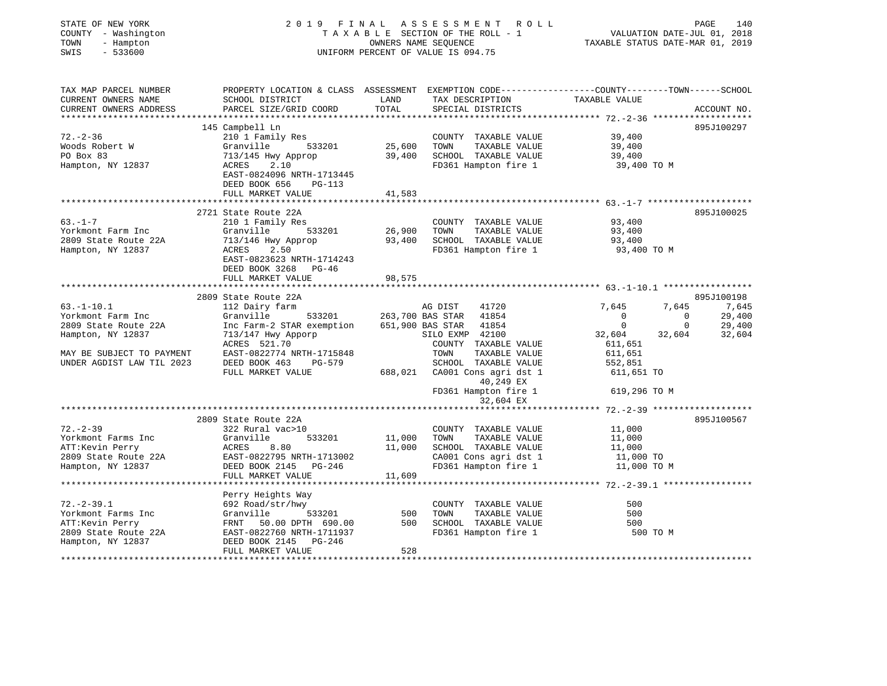STATE OF NEW YORK
COUNTY - Washington
TOWN - Hampton
SWIS - 533600

2019 FINAL ASSESSMENT ROLL
TAXABLE SECTION OF THE ROLL - 1
OWNERS NAME SEQUENCE
UNIFORM PERCENT OF VALUE IS 094.75

VALUATION DATE-JUL 01, 2018
TAXABLE STATUS DATE-MAR 01, 2019

| TAX MAP PARCEL NUMBER / CURRENT OWNERS NAME / CURRENT OWNERS ADDRESS | PROPERTY LOCATION & CLASS / SCHOOL DISTRICT / PARCEL SIZE/GRID COORD | ASSESSMENT LAND / TOTAL | EXEMPTION CODE / TAX DESCRIPTION / SPECIAL DISTRICTS | COUNTY | TOWN | SCHOOL / ACCOUNT NO. |
|---|---|---|---|---|---|---|
| | 145 Campbell Ln | | | | | 895J100297 |
| 72.-2-36 | 210 1 Family Res | | COUNTY TAXABLE VALUE | 39,400 | | |
| Woods Robert W | Granville 533201 | 25,600 | TOWN TAXABLE VALUE | 39,400 | | |
| PO Box 83 | 713/145 Hwy Approp | 39,400 | SCHOOL TAXABLE VALUE | 39,400 | | |
| Hampton, NY 12837 | ACRES 2.10 | | FD361 Hampton fire 1 | 39,400 TO M | | |
| | EAST-0824096 NRTH-1713445 | | | | | |
| | DEED BOOK 656 PG-113 | | | | | |
| | FULL MARKET VALUE | 41,583 | | | | |
| | 2721 State Route 22A | | | | | 895J100025 |
| 63.-1-7 | 210 1 Family Res | | COUNTY TAXABLE VALUE | 93,400 | | |
| Yorkmont Farm Inc | Granville 533201 | 26,900 | TOWN TAXABLE VALUE | 93,400 | | |
| 2809 State Route 22A | 713/146 Hwy Approp | 93,400 | SCHOOL TAXABLE VALUE | 93,400 | | |
| Hampton, NY 12837 | ACRES 2.50 | | FD361 Hampton fire 1 | 93,400 TO M | | |
| | EAST-0823623 NRTH-1714243 | | | | | |
| | DEED BOOK 3268 PG-46 | | | | | |
| | FULL MARKET VALUE | 98,575 | | | | |
| | 2809 State Route 22A | | | | | 895J100198 |
| 63.-1-10.1 | 112 Dairy farm | | AG DIST 41720 | 7,645 | 7,645 | 7,645 |
| Yorkmont Farm Inc | Granville 533201 | 263,700 | BAS STAR 41854 | 0 | 0 | 29,400 |
| 2809 State Route 22A | Inc Farm-2 STAR exemption | 651,900 | BAS STAR 41854 | 0 | 0 | 29,400 |
| Hampton, NY 12837 | 713/147 Hwy Apporp | | SILO EXMP 42100 | 32,604 | 32,604 | 32,604 |
| | ACRES 521.70 | | COUNTY TAXABLE VALUE | 611,651 | | |
| MAY BE SUBJECT TO PAYMENT | EAST-0822774 NRTH-1715848 | | TOWN TAXABLE VALUE | 611,651 | | |
| UNDER AGDIST LAW TIL 2023 | DEED BOOK 463 PG-579 | | SCHOOL TAXABLE VALUE | 552,851 | | |
| | FULL MARKET VALUE | 688,021 | CA001 Cons agri dst 1 | 611,651 TO | | |
| | | | 40,249 EX | | | |
| | | | FD361 Hampton fire 1 | 619,296 TO M | | |
| | | | 32,604 EX | | | |
| | 2809 State Route 22A | | | | | 895J100567 |
| 72.-2-39 | 322 Rural vac>10 | | COUNTY TAXABLE VALUE | 11,000 | | |
| Yorkmont Farms Inc | Granville 533201 | 11,000 | TOWN TAXABLE VALUE | 11,000 | | |
| ATT:Kevin Perry | ACRES 8.80 | 11,000 | SCHOOL TAXABLE VALUE | 11,000 | | |
| 2809 State Route 22A | EAST-0822795 NRTH-1713002 | | CA001 Cons agri dst 1 | 11,000 TO | | |
| Hampton, NY 12837 | DEED BOOK 2145 PG-246 | | FD361 Hampton fire 1 | 11,000 TO M | | |
| | FULL MARKET VALUE | 11,609 | | | | |
| | Perry Heights Way | | | | | |
| 72.-2-39.1 | 692 Road/str/hwy | | COUNTY TAXABLE VALUE | 500 | | |
| Yorkmont Farms Inc | Granville 533201 | 500 | TOWN TAXABLE VALUE | 500 | | |
| ATT:Kevin Perry | FRNT 50.00 DPTH 690.00 | 500 | SCHOOL TAXABLE VALUE | 500 | | |
| 2809 State Route 22A | EAST-0822760 NRTH-1711937 | | FD361 Hampton fire 1 | 500 TO M | | |
| Hampton, NY 12837 | DEED BOOK 2145 PG-246 | | | | | |
| | FULL MARKET VALUE | 528 | | | | |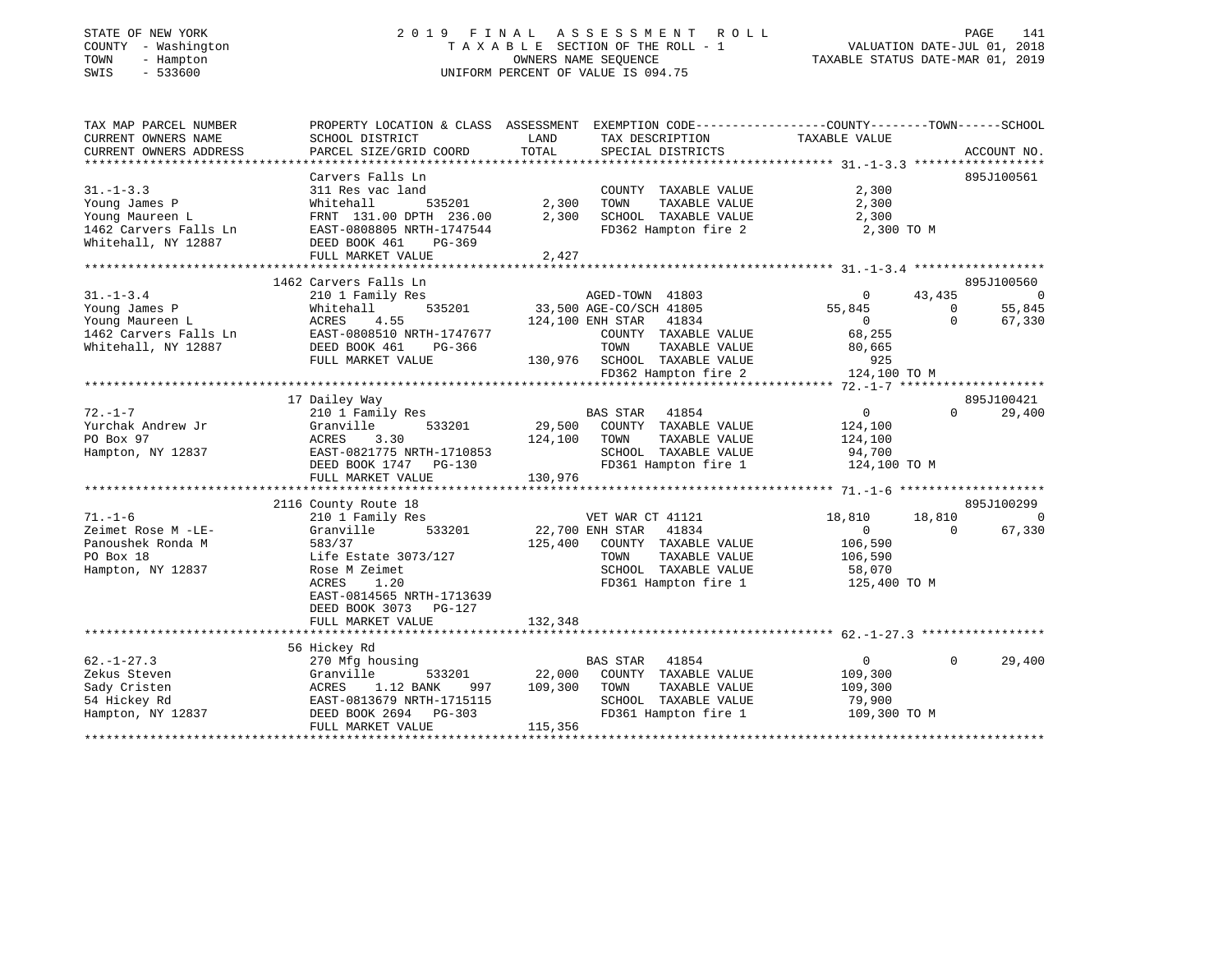STATE OF NEW YORK
COUNTY - Washington
TOWN - Hampton
SWIS - 533600

2019 FINAL ASSESSMENT ROLL
TAXABLE SECTION OF THE ROLL - 1
OWNERS NAME SEQUENCE
UNIFORM PERCENT OF VALUE IS 094.75

VALUATION DATE-JUL 01, 2018
TAXABLE STATUS DATE-MAR 01, 2019

| TAX MAP PARCEL NUMBER / CURRENT OWNERS NAME / CURRENT OWNERS ADDRESS | PROPERTY LOCATION & CLASS / SCHOOL DISTRICT / PARCEL SIZE/GRID COORD | ASSESSMENT LAND / TOTAL | EXEMPTION CODE / TAX DESCRIPTION / SPECIAL DISTRICTS | COUNTY | TOWN | SCHOOL | ACCOUNT NO. |
|---|---|---|---|---|---|---|---|
| **31.-1-3.3** | Carvers Falls Ln | | | | | | 895J100561 |
| Young James P | 311 Res vac land | | COUNTY TAXABLE VALUE | 2,300 | | | |
| Young Maureen L | Whitehall 535201 | 2,300 | TOWN TAXABLE VALUE | | 2,300 | | |
| 1462 Carvers Falls Ln | FRNT 131.00 DPTH 236.00 | 2,300 | SCHOOL TAXABLE VALUE | | | 2,300 | |
| Whitehall, NY 12887 | EAST-0808805 NRTH-1747544 | | FD362 Hampton fire 2 | 2,300 TO M | | | |
| | DEED BOOK 461 PG-369 | | | | | | |
| | FULL MARKET VALUE | 2,427 | | | | | |
| **31.-1-3.4** | 1462 Carvers Falls Ln | | | | | | 895J100560 |
| Young James P | 210 1 Family Res | | AGED-TOWN 41803 | 0 | 43,435 | 0 | |
| Young Maureen L | Whitehall 535201 | 33,500 | AGE-CO/SCH 41805 | 55,845 | 0 | 55,845 | |
| 1462 Carvers Falls Ln | ACRES 4.55 | 124,100 | ENH STAR 41834 | 0 | 0 | 67,330 | |
| Whitehall, NY 12887 | EAST-0808510 NRTH-1747677 | | COUNTY TAXABLE VALUE | 68,255 | | | |
| | DEED BOOK 461 PG-366 | | TOWN TAXABLE VALUE | | 80,665 | | |
| | FULL MARKET VALUE | 130,976 | SCHOOL TAXABLE VALUE | | | 925 | |
| | | | FD362 Hampton fire 2 | 124,100 TO M | | | |
| **72.-1-7** | 17 Dailey Way | | | | | | 895J100421 |
| Yurchak Andrew Jr | 210 1 Family Res | | BAS STAR 41854 | 0 | 0 | 29,400 | |
| PO Box 97 | Granville 533201 | 29,500 | COUNTY TAXABLE VALUE | 124,100 | | | |
| Hampton, NY 12837 | ACRES 3.30 | 124,100 | TOWN TAXABLE VALUE | | 124,100 | | |
| | EAST-0821775 NRTH-1710853 | | SCHOOL TAXABLE VALUE | | | 94,700 | |
| | DEED BOOK 1747 PG-130 | | FD361 Hampton fire 1 | 124,100 TO M | | | |
| | FULL MARKET VALUE | 130,976 | | | | | |
| **71.-1-6** | 2116 County Route 18 | | | | | | 895J100299 |
| Zeimet Rose M -LE- | 210 1 Family Res | | VET WAR CT 41121 | 18,810 | 18,810 | 0 | |
| Panoushek Ronda M | Granville 533201 | 22,700 | ENH STAR 41834 | 0 | 0 | 67,330 | |
| PO Box 18 | 583/37 | 125,400 | COUNTY TAXABLE VALUE | 106,590 | | | |
| Hampton, NY 12837 | Life Estate 3073/127 | | TOWN TAXABLE VALUE | | 106,590 | | |
| | Rose M Zeimet | | SCHOOL TAXABLE VALUE | | | 58,070 | |
| | ACRES 1.20 | | FD361 Hampton fire 1 | 125,400 TO M | | | |
| | EAST-0814565 NRTH-1713639 | | | | | | |
| | DEED BOOK 3073 PG-127 | | | | | | |
| | FULL MARKET VALUE | 132,348 | | | | | |
| **62.-1-27.3** | 56 Hickey Rd | | | | | | |
| Zekus Steven | 270 Mfg housing | | BAS STAR 41854 | 0 | 0 | 29,400 | |
| Sady Cristen | Granville 533201 | 22,000 | COUNTY TAXABLE VALUE | 109,300 | | | |
| 54 Hickey Rd | ACRES 1.12 BANK 997 | 109,300 | TOWN TAXABLE VALUE | | 109,300 | | |
| Hampton, NY 12837 | EAST-0813679 NRTH-1715115 | | SCHOOL TAXABLE VALUE | | | 79,900 | |
| | DEED BOOK 2694 PG-303 | | FD361 Hampton fire 1 | 109,300 TO M | | | |
| | FULL MARKET VALUE | 115,356 | | | | | |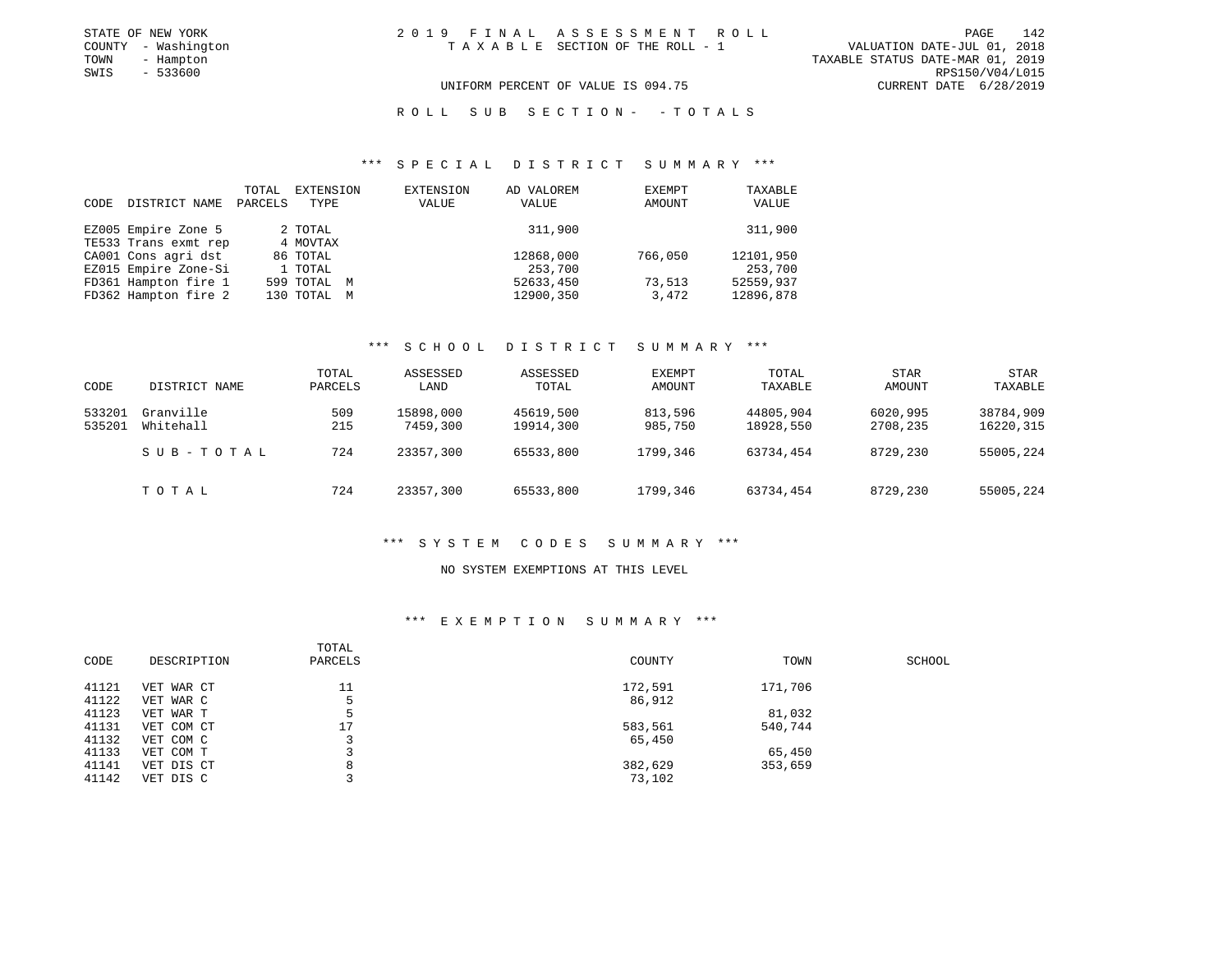STATE OF NEW YORK
COUNTY - Washington
TOWN - Hampton
SWIS - 533600

2019 FINAL ASSESSMENT ROLL
TAXABLE SECTION OF THE ROLL - 1

VALUATION DATE-JUL 01, 2018
TAXABLE STATUS DATE-MAR 01, 2019
RPS150/V04/L015
CURRENT DATE 6/28/2019

UNIFORM PERCENT OF VALUE IS 094.75

ROLL SUB SECTION- - TOTALS

## *** SPECIAL DISTRICT SUMMARY ***

| CODE | DISTRICT NAME | TOTAL PARCELS | EXTENSION TYPE | EXTENSION VALUE | AD VALOREM VALUE | EXEMPT AMOUNT | TAXABLE VALUE |
|---|---|---|---|---|---|---|---|
| EZ005 | Empire Zone 5 | 2 | TOTAL | | 311,900 | | 311,900 |
| TE533 | Trans exmt rep | 4 | MOVTAX | | | | |
| CA001 | Cons agri dst | 86 | TOTAL | | 12868,000 | 766,050 | 12101,950 |
| EZ015 | Empire Zone-Si | 1 | TOTAL | | 253,700 | | 253,700 |
| FD361 | Hampton fire 1 | 599 | TOTAL M | | 52633,450 | 73,513 | 52559,937 |
| FD362 | Hampton fire 2 | 130 | TOTAL M | | 12900,350 | 3,472 | 12896,878 |

## *** SCHOOL DISTRICT SUMMARY ***

| CODE | DISTRICT NAME | TOTAL PARCELS | ASSESSED LAND | ASSESSED TOTAL | EXEMPT AMOUNT | TOTAL TAXABLE | STAR AMOUNT | STAR TAXABLE |
|---|---|---|---|---|---|---|---|---|
| 533201 | Granville | 509 | 15898,000 | 45619,500 | 813,596 | 44805,904 | 6020,995 | 38784,909 |
| 535201 | Whitehall | 215 | 7459,300 | 19914,300 | 985,750 | 18928,550 | 2708,235 | 16220,315 |
| | SUB-TOTAL | 724 | 23357,300 | 65533,800 | 1799,346 | 63734,454 | 8729,230 | 55005,224 |
| | TOTAL | 724 | 23357,300 | 65533,800 | 1799,346 | 63734,454 | 8729,230 | 55005,224 |

## *** SYSTEM CODES SUMMARY ***

NO SYSTEM EXEMPTIONS AT THIS LEVEL

## *** EXEMPTION SUMMARY ***

| CODE | DESCRIPTION | TOTAL PARCELS | COUNTY | TOWN | SCHOOL |
|---|---|---|---|---|---|
| 41121 | VET WAR CT | 11 | 172,591 | 171,706 | |
| 41122 | VET WAR C | 5 | 86,912 | | |
| 41123 | VET WAR T | 5 | | 81,032 | |
| 41131 | VET COM CT | 17 | 583,561 | 540,744 | |
| 41132 | VET COM C | 3 | 65,450 | | |
| 41133 | VET COM T | 3 | | 65,450 | |
| 41141 | VET DIS CT | 8 | 382,629 | 353,659 | |
| 41142 | VET DIS C | 3 | 73,102 | | |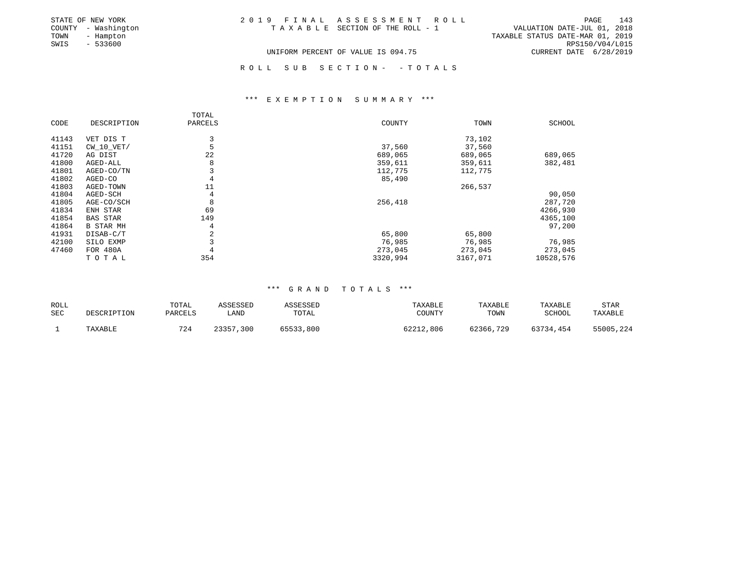STATE OF NEW YORK
COUNTY - Washington
TOWN - Hampton
SWIS - 533600

2019 FINAL ASSESSMENT ROLL
TAXABLE SECTION OF THE ROLL - 1

VALUATION DATE-JUL 01, 2018
TAXABLE STATUS DATE-MAR 01, 2019
RPS150/V04/L015
CURRENT DATE 6/28/2019

UNIFORM PERCENT OF VALUE IS 094.75

ROLL SUB SECTION- - TOTALS

*** EXEMPTION SUMMARY ***

| CODE | DESCRIPTION | TOTAL PARCELS | COUNTY | TOWN | SCHOOL |
|---|---|---|---|---|---|
| 41143 | VET DIS T | 3 | | 73,102 | |
| 41151 | CW_10_VET/ | 5 | 37,560 | 37,560 | |
| 41720 | AG DIST | 22 | 689,065 | 689,065 | 689,065 |
| 41800 | AGED-ALL | 8 | 359,611 | 359,611 | 382,481 |
| 41801 | AGED-CO/TN | 3 | 112,775 | 112,775 | |
| 41802 | AGED-CO | 4 | 85,490 | | |
| 41803 | AGED-TOWN | 11 | | 266,537 | |
| 41804 | AGED-SCH | 4 | | | 90,050 |
| 41805 | AGE-CO/SCH | 8 | 256,418 | | 287,720 |
| 41834 | ENH STAR | 69 | | | 4266,930 |
| 41854 | BAS STAR | 149 | | | 4365,100 |
| 41864 | B STAR MH | 4 | | | 97,200 |
| 41931 | DISAB-C/T | 2 | 65,800 | 65,800 | |
| 42100 | SILO EXMP | 3 | 76,985 | 76,985 | 76,985 |
| 47460 | FOR 480A | 4 | 273,045 | 273,045 | 273,045 |
| | TOTAL | 354 | 3320,994 | 3167,071 | 10528,576 |

*** GRAND TOTALS ***

| ROLL SEC | DESCRIPTION | TOTAL PARCELS | ASSESSED LAND | ASSESSED TOTAL | TAXABLE COUNTY | TAXABLE TOWN | TAXABLE SCHOOL | STAR TAXABLE |
|---|---|---|---|---|---|---|---|---|
| 1 | TAXABLE | 724 | 23357,300 | 65533,800 | 62212,806 | 62366,729 | 63734,454 | 55005,224 |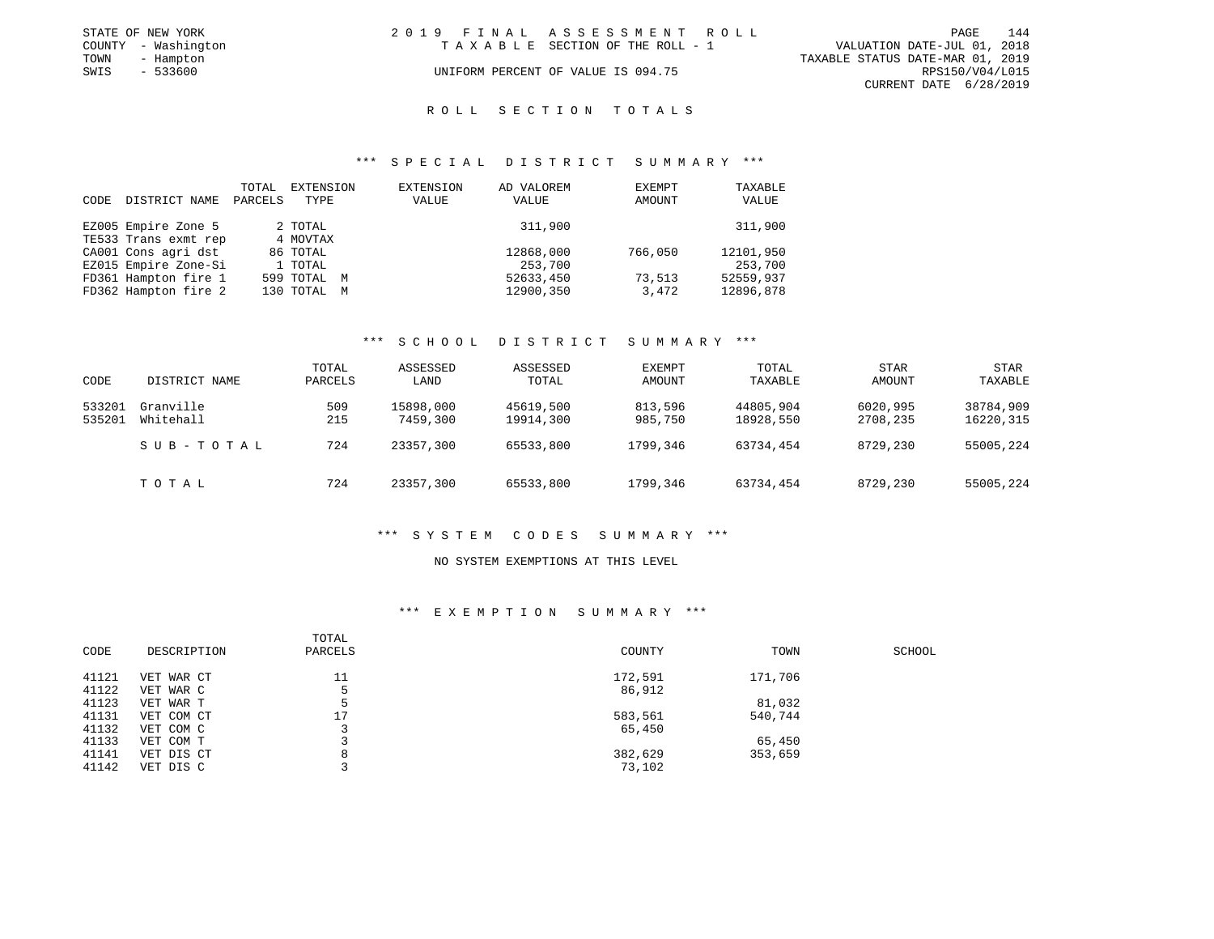STATE OF NEW YORK
COUNTY - Washington
TOWN - Hampton
SWIS - 533600

2019 FINAL ASSESSMENT ROLL
TAXABLE SECTION OF THE ROLL - 1
UNIFORM PERCENT OF VALUE IS 094.75

VALUATION DATE-JUL 01, 2018
TAXABLE STATUS DATE-MAR 01, 2019
RPS150/V04/L015
CURRENT DATE 6/28/2019

## ROLL SECTION TOTALS

### *** SPECIAL DISTRICT SUMMARY ***

| CODE | DISTRICT NAME | TOTAL PARCELS | EXTENSION TYPE | EXTENSION VALUE | AD VALOREM VALUE | EXEMPT AMOUNT | TAXABLE VALUE |
|---|---|---|---|---|---|---|---|
| EZ005 | Empire Zone 5 | 2 | TOTAL | | 311,900 | | 311,900 |
| TE533 | Trans exmt rep | 4 | MOVTAX | | | | |
| CA001 | Cons agri dst | 86 | TOTAL | | 12868,000 | 766,050 | 12101,950 |
| EZ015 | Empire Zone-Si | 1 | TOTAL | | 253,700 | | 253,700 |
| FD361 | Hampton fire 1 | 599 | TOTAL M | | 52633,450 | 73,513 | 52559,937 |
| FD362 | Hampton fire 2 | 130 | TOTAL M | | 12900,350 | 3,472 | 12896,878 |

### *** SCHOOL DISTRICT SUMMARY ***

| CODE | DISTRICT NAME | TOTAL PARCELS | ASSESSED LAND | ASSESSED TOTAL | EXEMPT AMOUNT | TOTAL TAXABLE | STAR AMOUNT | STAR TAXABLE |
|---|---|---|---|---|---|---|---|---|
| 533201 | Granville | 509 | 15898,000 | 45619,500 | 813,596 | 44805,904 | 6020,995 | 38784,909 |
| 535201 | Whitehall | 215 | 7459,300 | 19914,300 | 985,750 | 18928,550 | 2708,235 | 16220,315 |
| | SUB-TOTAL | 724 | 23357,300 | 65533,800 | 1799,346 | 63734,454 | 8729,230 | 55005,224 |
| | TOTAL | 724 | 23357,300 | 65533,800 | 1799,346 | 63734,454 | 8729,230 | 55005,224 |

### *** SYSTEM CODES SUMMARY ***

NO SYSTEM EXEMPTIONS AT THIS LEVEL

### *** EXEMPTION SUMMARY ***

| CODE | DESCRIPTION | TOTAL PARCELS | COUNTY | TOWN | SCHOOL |
|---|---|---|---|---|---|
| 41121 | VET WAR CT | 11 | 172,591 | 171,706 | |
| 41122 | VET WAR C | 5 | 86,912 | | |
| 41123 | VET WAR T | 5 | | 81,032 | |
| 41131 | VET COM CT | 17 | 583,561 | 540,744 | |
| 41132 | VET COM C | 3 | 65,450 | | |
| 41133 | VET COM T | 3 | | 65,450 | |
| 41141 | VET DIS CT | 8 | 382,629 | 353,659 | |
| 41142 | VET DIS C | 3 | 73,102 | | |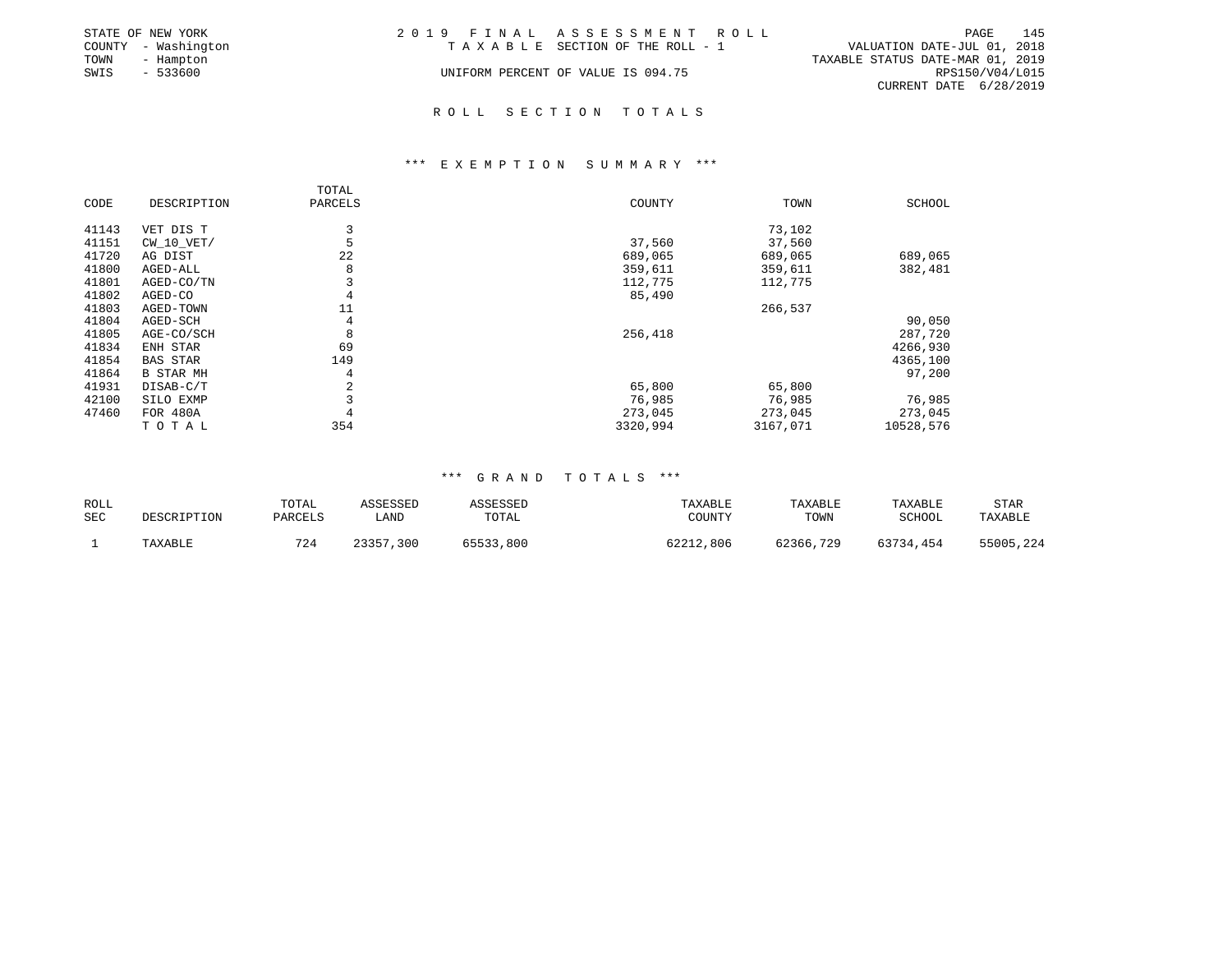STATE OF NEW YORK
COUNTY - Washington
TOWN - Hampton
SWIS - 533600

2019 FINAL ASSESSMENT ROLL
TAXABLE SECTION OF THE ROLL - 1
UNIFORM PERCENT OF VALUE IS 094.75

VALUATION DATE-JUL 01, 2018
TAXABLE STATUS DATE-MAR 01, 2019
RPS150/V04/L015
CURRENT DATE 6/28/2019

# ROLL SECTION TOTALS

## *** EXEMPTION SUMMARY ***

| CODE | DESCRIPTION | TOTAL PARCELS | COUNTY | TOWN | SCHOOL |
|---|---|---|---|---|---|
| 41143 | VET DIS T | 3 | | 73,102 | |
| 41151 | CW_10_VET/ | 5 | 37,560 | 37,560 | |
| 41720 | AG DIST | 22 | 689,065 | 689,065 | 689,065 |
| 41800 | AGED-ALL | 8 | 359,611 | 359,611 | 382,481 |
| 41801 | AGED-CO/TN | 3 | 112,775 | 112,775 | |
| 41802 | AGED-CO | 4 | 85,490 | | |
| 41803 | AGED-TOWN | 11 | | 266,537 | |
| 41804 | AGED-SCH | 4 | | | 90,050 |
| 41805 | AGE-CO/SCH | 8 | 256,418 | | 287,720 |
| 41834 | ENH STAR | 69 | | | 4266,930 |
| 41854 | BAS STAR | 149 | | | 4365,100 |
| 41864 | B STAR MH | 4 | | | 97,200 |
| 41931 | DISAB-C/T | 2 | 65,800 | 65,800 | |
| 42100 | SILO EXMP | 3 | 76,985 | 76,985 | 76,985 |
| 47460 | FOR 480A | 4 | 273,045 | 273,045 | 273,045 |
| | TOTAL | 354 | 3320,994 | 3167,071 | 10528,576 |

## *** GRAND TOTALS ***

| ROLL SEC | DESCRIPTION | TOTAL PARCELS | ASSESSED LAND | ASSESSED TOTAL | TAXABLE COUNTY | TAXABLE TOWN | TAXABLE SCHOOL | STAR TAXABLE |
|---|---|---|---|---|---|---|---|---|
| 1 | TAXABLE | 724 | 23357,300 | 65533,800 | 62212,806 | 62366,729 | 63734,454 | 55005,224 |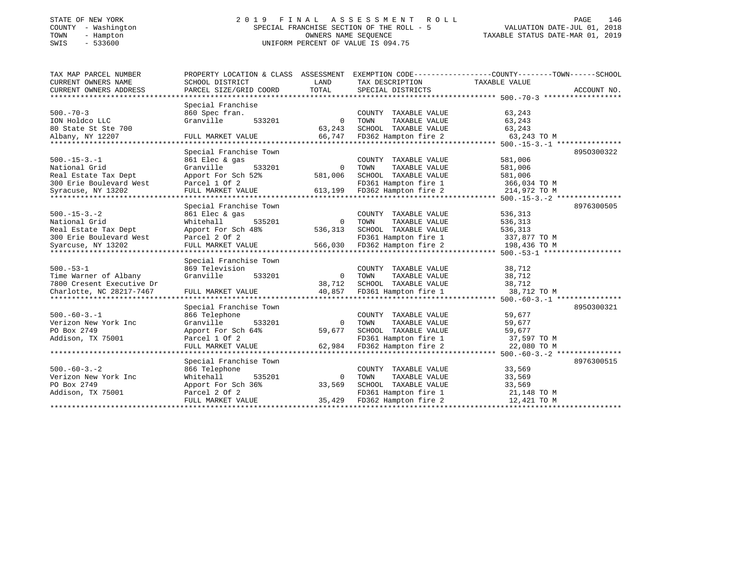STATE OF NEW YORK
COUNTY - Washington
TOWN - Hampton
SWIS - 533600

# 2019 FINAL ASSESSMENT ROLL

SPECIAL FRANCHISE SECTION OF THE ROLL - 5
OWNERS NAME SEQUENCE
UNIFORM PERCENT OF VALUE IS 094.75

VALUATION DATE-JUL 01, 2018
TAXABLE STATUS DATE-MAR 01, 2019

| TAX MAP PARCEL NUMBER / CURRENT OWNERS NAME / CURRENT OWNERS ADDRESS | PROPERTY LOCATION & CLASS / SCHOOL DISTRICT / PARCEL SIZE/GRID COORD | ASSESSMENT LAND | TOTAL | EXEMPTION CODE / TAX DESCRIPTION / SPECIAL DISTRICTS | TAXABLE VALUE (COUNTY--TOWN--SCHOOL) | ACCOUNT NO. |
|---|---|---|---|---|---|---|
| 500.-70-3 | Special Franchise | | | | | |
| 500.-70-3 | 860 Spec fran. | | | COUNTY TAXABLE VALUE | 63,243 | |
| ION Holdco LLC | Granville 533201 | 0 | | TOWN TAXABLE VALUE | 63,243 | |
| 80 State St Ste 700 | | | 63,243 | SCHOOL TAXABLE VALUE | 63,243 | |
| Albany, NY 12207 | FULL MARKET VALUE | | 66,747 | FD362 Hampton fire 2 | 63,243 TO M | |
| 500.-15-3.-1 | Special Franchise Town | | | | | 8950300322 |
| 500.-15-3.-1 | 861 Elec & gas | | | COUNTY TAXABLE VALUE | 581,006 | |
| National Grid | Granville 533201 | 0 | | TOWN TAXABLE VALUE | 581,006 | |
| Real Estate Tax Dept | Apport For Sch 52% | | 581,006 | SCHOOL TAXABLE VALUE | 581,006 | |
| 300 Erie Boulevard West | Parcel 1 Of 2 | | | FD361 Hampton fire 1 | 366,034 TO M | |
| Syracuse, NY 13202 | FULL MARKET VALUE | | 613,199 | FD362 Hampton fire 2 | 214,972 TO M | |
| 500.-15-3.-2 | Special Franchise Town | | | | | 8976300505 |
| 500.-15-3.-2 | 861 Elec & gas | | | COUNTY TAXABLE VALUE | 536,313 | |
| National Grid | Whitehall 535201 | 0 | | TOWN TAXABLE VALUE | 536,313 | |
| Real Estate Tax Dept | Apport For Sch 48% | | 536,313 | SCHOOL TAXABLE VALUE | 536,313 | |
| 300 Erie Boulevard West | Parcel 2 Of 2 | | | FD361 Hampton fire 1 | 337,877 TO M | |
| Syarcuse, NY 13202 | FULL MARKET VALUE | | 566,030 | FD362 Hampton fire 2 | 198,436 TO M | |
| 500.-53-1 | Special Franchise Town | | | | | |
| 500.-53-1 | 869 Television | | | COUNTY TAXABLE VALUE | 38,712 | |
| Time Warner of Albany | Granville 533201 | 0 | | TOWN TAXABLE VALUE | 38,712 | |
| 7800 Cresent Executive Dr | | | 38,712 | SCHOOL TAXABLE VALUE | 38,712 | |
| Charlotte, NC 28217-7467 | FULL MARKET VALUE | | 40,857 | FD361 Hampton fire 1 | 38,712 TO M | |
| 500.-60-3.-1 | Special Franchise Town | | | | | 8950300321 |
| 500.-60-3.-1 | 866 Telephone | | | COUNTY TAXABLE VALUE | 59,677 | |
| Verizon New York Inc | Granville 533201 | 0 | | TOWN TAXABLE VALUE | 59,677 | |
| PO Box 2749 | Apport For Sch 64% | | 59,677 | SCHOOL TAXABLE VALUE | 59,677 | |
| Addison, TX 75001 | Parcel 1 Of 2 | | | FD361 Hampton fire 1 | 37,597 TO M | |
| | FULL MARKET VALUE | | 62,984 | FD362 Hampton fire 2 | 22,080 TO M | |
| 500.-60-3.-2 | Special Franchise Town | | | | | 8976300515 |
| 500.-60-3.-2 | 866 Telephone | | | COUNTY TAXABLE VALUE | 33,569 | |
| Verizon New York Inc | Whitehall 535201 | 0 | | TOWN TAXABLE VALUE | 33,569 | |
| PO Box 2749 | Apport For Sch 36% | | 33,569 | SCHOOL TAXABLE VALUE | 33,569 | |
| Addison, TX 75001 | Parcel 2 Of 2 | | | FD361 Hampton fire 1 | 21,148 TO M | |
| | FULL MARKET VALUE | | 35,429 | FD362 Hampton fire 2 | 12,421 TO M | |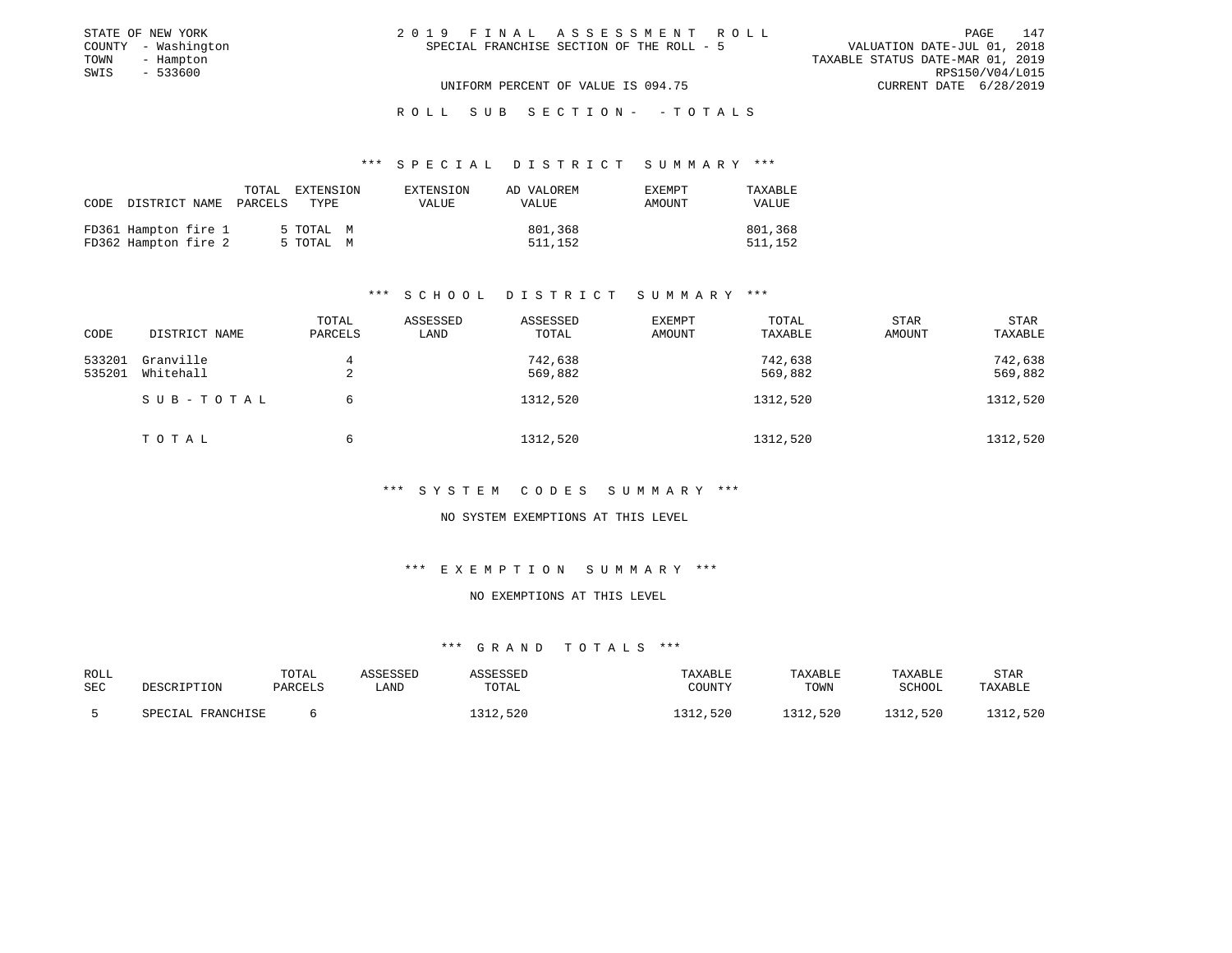STATE OF NEW YORK
COUNTY - Washington
TOWN - Hampton
SWIS - 533600

2 0 1 9 F I N A L A S S E S S M E N T R O L L
SPECIAL FRANCHISE SECTION OF THE ROLL - 5

VALUATION DATE-JUL 01, 2018
TAXABLE STATUS DATE-MAR 01, 2019
RPS150/V04/L015
CURRENT DATE 6/28/2019

UNIFORM PERCENT OF VALUE IS 094.75

R O L L S U B S E C T I O N - - T O T A L S

*** S P E C I A L D I S T R I C T S U M M A R Y ***

| CODE | DISTRICT NAME | TOTAL PARCELS | EXTENSION TYPE | EXTENSION VALUE | AD VALOREM VALUE | EXEMPT AMOUNT | TAXABLE VALUE |
|---|---|---|---|---|---|---|---|
| FD361 | Hampton fire 1 | 5 | TOTAL M | | 801,368 | | 801,368 |
| FD362 | Hampton fire 2 | 5 | TOTAL M | | 511,152 | | 511,152 |

*** S C H O O L D I S T R I C T S U M M A R Y ***

| CODE | DISTRICT NAME | TOTAL PARCELS | ASSESSED LAND | ASSESSED TOTAL | EXEMPT AMOUNT | TOTAL TAXABLE | STAR AMOUNT | STAR TAXABLE |
|---|---|---|---|---|---|---|---|---|
| 533201 | Granville | 4 | | 742,638 | | 742,638 | | 742,638 |
| 535201 | Whitehall | 2 | | 569,882 | | 569,882 | | 569,882 |
| | S U B - T O T A L | 6 | | 1312,520 | | 1312,520 | | 1312,520 |
| | T O T A L | 6 | | 1312,520 | | 1312,520 | | 1312,520 |

*** S Y S T E M C O D E S S U M M A R Y ***

NO SYSTEM EXEMPTIONS AT THIS LEVEL

*** E X E M P T I O N S U M M A R Y ***

NO EXEMPTIONS AT THIS LEVEL

*** G R A N D T O T A L S ***

| ROLL SEC | DESCRIPTION | TOTAL PARCELS | ASSESSED LAND | ASSESSED TOTAL | TAXABLE COUNTY | TAXABLE TOWN | TAXABLE SCHOOL | STAR TAXABLE |
|---|---|---|---|---|---|---|---|---|
| 5 | SPECIAL FRANCHISE | 6 | | 1312,520 | 1312,520 | 1312,520 | 1312,520 | 1312,520 |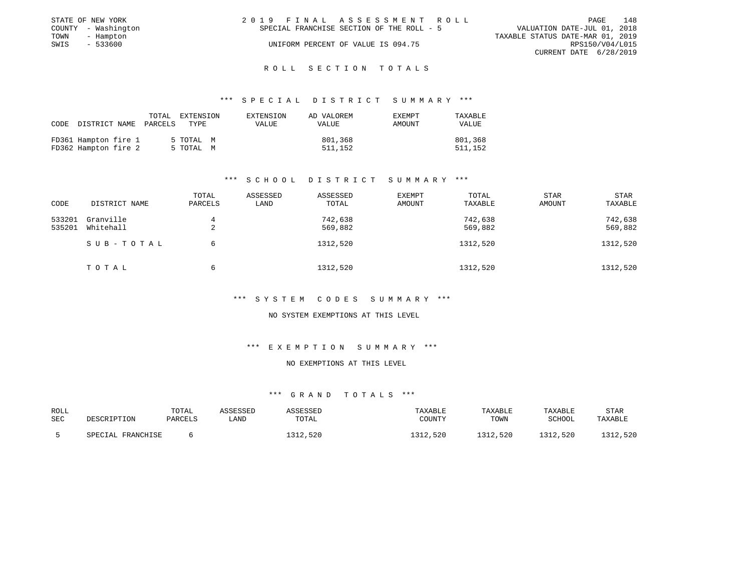STATE OF NEW YORK
COUNTY - Washington
TOWN - Hampton
SWIS - 533600

2019 FINAL ASSESSMENT ROLL
SPECIAL FRANCHISE SECTION OF THE ROLL - 5
UNIFORM PERCENT OF VALUE IS 094.75

VALUATION DATE-JUL 01, 2018
TAXABLE STATUS DATE-MAR 01, 2019
RPS150/V04/L015
CURRENT DATE 6/28/2019

## ROLL SECTION TOTALS

### *** SPECIAL DISTRICT SUMMARY ***

| CODE | DISTRICT NAME | TOTAL PARCELS | EXTENSION TYPE | EXTENSION VALUE | AD VALOREM VALUE | EXEMPT AMOUNT | TAXABLE VALUE |
|---|---|---|---|---|---|---|---|
| FD361 | Hampton fire 1 | 5 | TOTAL M | | 801,368 | | 801,368 |
| FD362 | Hampton fire 2 | 5 | TOTAL M | | 511,152 | | 511,152 |

### *** SCHOOL DISTRICT SUMMARY ***

| CODE | DISTRICT NAME | TOTAL PARCELS | ASSESSED LAND | ASSESSED TOTAL | EXEMPT AMOUNT | TOTAL TAXABLE | STAR AMOUNT | STAR TAXABLE |
|---|---|---|---|---|---|---|---|---|
| 533201 | Granville | 4 | | 742,638 | | 742,638 | | 742,638 |
| 535201 | Whitehall | 2 | | 569,882 | | 569,882 | | 569,882 |
| | SUB-TOTAL | 6 | | 1312,520 | | 1312,520 | | 1312,520 |
| | TOTAL | 6 | | 1312,520 | | 1312,520 | | 1312,520 |

### *** SYSTEM CODES SUMMARY ***

NO SYSTEM EXEMPTIONS AT THIS LEVEL

### *** EXEMPTION SUMMARY ***

NO EXEMPTIONS AT THIS LEVEL

### *** GRAND TOTALS ***

| ROLL SEC | DESCRIPTION | TOTAL PARCELS | ASSESSED LAND | ASSESSED TOTAL | TAXABLE COUNTY | TAXABLE TOWN | TAXABLE SCHOOL | STAR TAXABLE |
|---|---|---|---|---|---|---|---|---|
| 5 | SPECIAL FRANCHISE | 6 | | 1312,520 | 1312,520 | 1312,520 | 1312,520 | 1312,520 |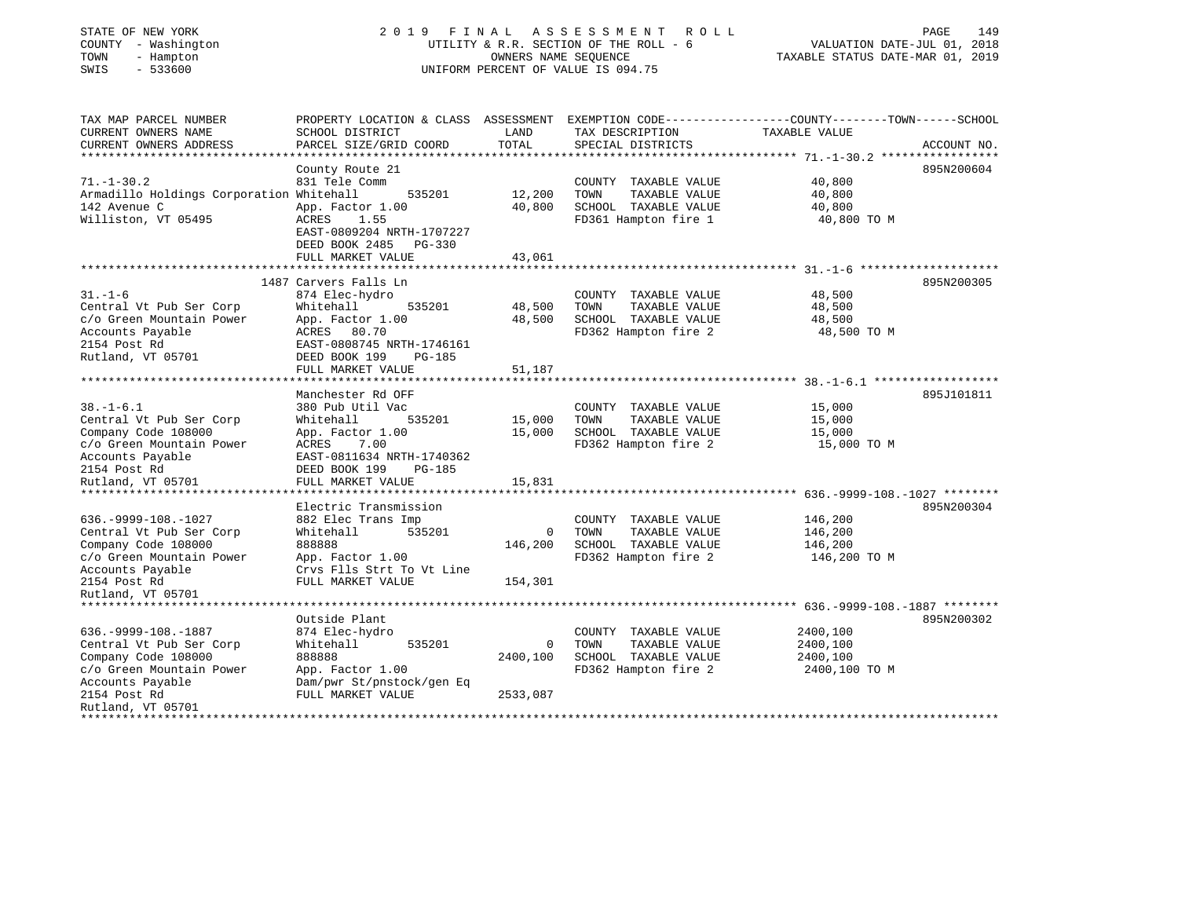STATE OF NEW YORK
COUNTY - Washington
TOWN - Hampton
SWIS - 533600

2019 FINAL ASSESSMENT ROLL
UTILITY & R.R. SECTION OF THE ROLL - 6
OWNERS NAME SEQUENCE
UNIFORM PERCENT OF VALUE IS 094.75

VALUATION DATE-JUL 01, 2018
TAXABLE STATUS DATE-MAR 01, 2019

| TAX MAP PARCEL NUMBER / CURRENT OWNERS NAME / CURRENT OWNERS ADDRESS | PROPERTY LOCATION & CLASS / SCHOOL DISTRICT / PARCEL SIZE/GRID COORD | ASSESSMENT LAND / TOTAL | EXEMPTION CODE / TAX DESCRIPTION / SPECIAL DISTRICTS | TAXABLE VALUE | ACCOUNT NO. |
|---|---|---|---|---|---|
| 71.-1-30.2 | County Route 21 | | | | 895N200604 |
| | 831 Tele Comm | | COUNTY TAXABLE VALUE | 40,800 | |
| Armadillo Holdings Corporation | Whitehall 535201 | 12,200 | TOWN TAXABLE VALUE | 40,800 | |
| 142 Avenue C | App. Factor 1.00 | 40,800 | SCHOOL TAXABLE VALUE | 40,800 | |
| Williston, VT 05495 | ACRES 1.55 | | FD361 Hampton fire 1 | 40,800 TO M | |
| | EAST-0809204 NRTH-1707227 | | | | |
| | DEED BOOK 2485 PG-330 | | | | |
| | FULL MARKET VALUE | 43,061 | | | |
| 31.-1-6 | 1487 Carvers Falls Ln | | | | 895N200305 |
| | 874 Elec-hydro | | COUNTY TAXABLE VALUE | 48,500 | |
| Central Vt Pub Ser Corp | Whitehall 535201 | 48,500 | TOWN TAXABLE VALUE | 48,500 | |
| c/o Green Mountain Power | App. Factor 1.00 | 48,500 | SCHOOL TAXABLE VALUE | 48,500 | |
| Accounts Payable | ACRES 80.70 | | FD362 Hampton fire 2 | 48,500 TO M | |
| 2154 Post Rd | EAST-0808745 NRTH-1746161 | | | | |
| Rutland, VT 05701 | DEED BOOK 199 PG-185 | | | | |
| | FULL MARKET VALUE | 51,187 | | | |
| 38.-1-6.1 | Manchester Rd OFF | | | | 895J101811 |
| | 380 Pub Util Vac | | COUNTY TAXABLE VALUE | 15,000 | |
| Central Vt Pub Ser Corp | Whitehall 535201 | 15,000 | TOWN TAXABLE VALUE | 15,000 | |
| Company Code 108000 | App. Factor 1.00 | 15,000 | SCHOOL TAXABLE VALUE | 15,000 | |
| c/o Green Mountain Power | ACRES 7.00 | | FD362 Hampton fire 2 | 15,000 TO M | |
| Accounts Payable | EAST-0811634 NRTH-1740362 | | | | |
| 2154 Post Rd | DEED BOOK 199 PG-185 | | | | |
| Rutland, VT 05701 | FULL MARKET VALUE | 15,831 | | | |
| 636.-9999-108.-1027 | Electric Transmission | | | | 895N200304 |
| | 882 Elec Trans Imp | | COUNTY TAXABLE VALUE | 146,200 | |
| Central Vt Pub Ser Corp | Whitehall 535201 | 0 | TOWN TAXABLE VALUE | 146,200 | |
| Company Code 108000 | 888888 | 146,200 | SCHOOL TAXABLE VALUE | 146,200 | |
| c/o Green Mountain Power | App. Factor 1.00 | | FD362 Hampton fire 2 | 146,200 TO M | |
| Accounts Payable | Crvs Flls Strt To Vt Line | | | | |
| 2154 Post Rd | FULL MARKET VALUE | 154,301 | | | |
| Rutland, VT 05701 | | | | | |
| 636.-9999-108.-1887 | Outside Plant | | | | 895N200302 |
| | 874 Elec-hydro | | COUNTY TAXABLE VALUE | 2400,100 | |
| Central Vt Pub Ser Corp | Whitehall 535201 | 0 | TOWN TAXABLE VALUE | 2400,100 | |
| Company Code 108000 | 888888 | 2400,100 | SCHOOL TAXABLE VALUE | 2400,100 | |
| c/o Green Mountain Power | App. Factor 1.00 | | FD362 Hampton fire 2 | 2400,100 TO M | |
| Accounts Payable | Dam/pwr St/pnstock/gen Eq | | | | |
| 2154 Post Rd | FULL MARKET VALUE | 2533,087 | | | |
| Rutland, VT 05701 | | | | | |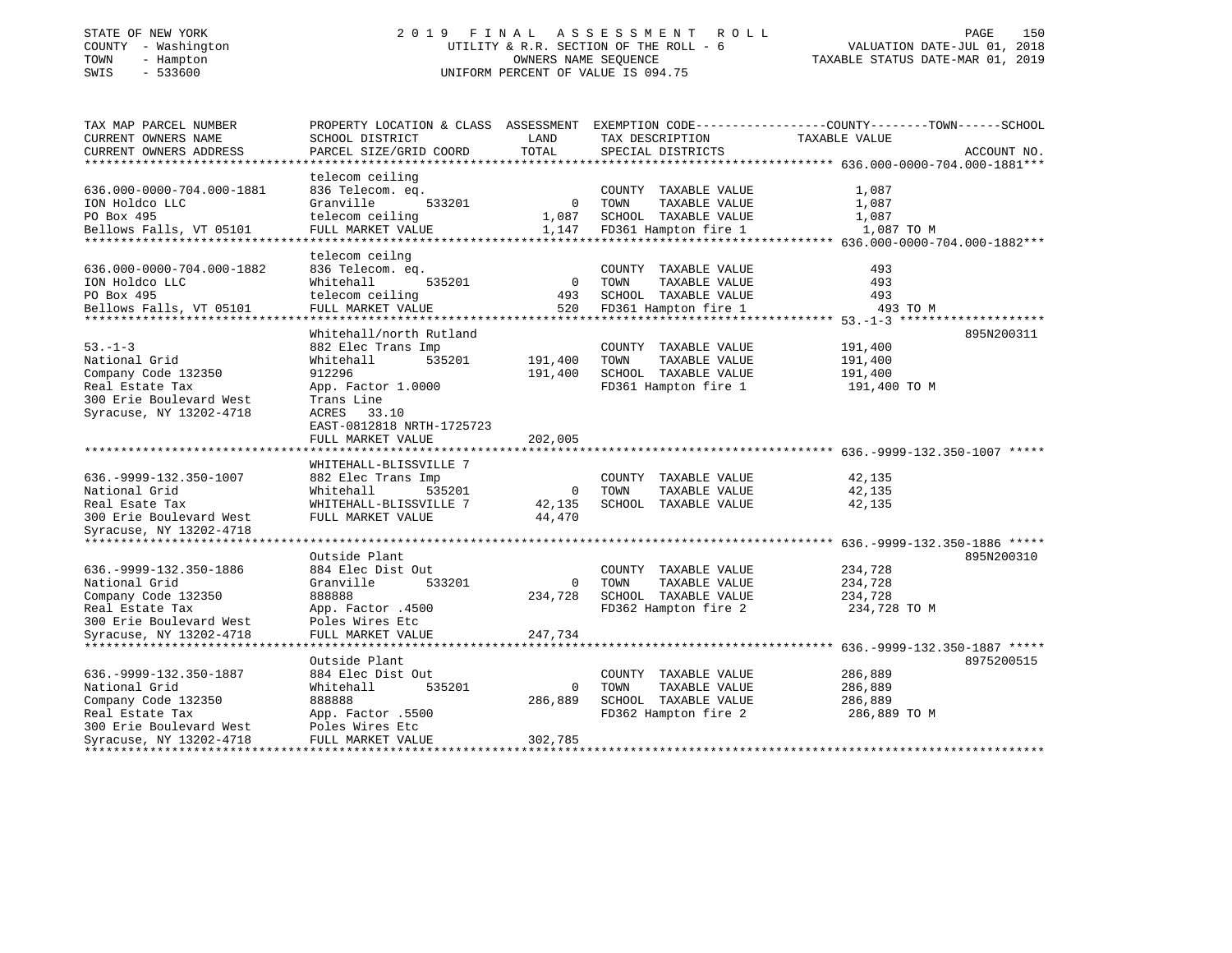STATE OF NEW YORK
COUNTY - Washington
TOWN - Hampton
SWIS - 533600

# 2019 FINAL ASSESSMENT ROLL
UTILITY & R.R. SECTION OF THE ROLL - 6
OWNERS NAME SEQUENCE
UNIFORM PERCENT OF VALUE IS 094.75

VALUATION DATE-JUL 01, 2018
TAXABLE STATUS DATE-MAR 01, 2019

| TAX MAP PARCEL NUMBER / CURRENT OWNERS NAME / CURRENT OWNERS ADDRESS | PROPERTY LOCATION & CLASS / SCHOOL DISTRICT / PARCEL SIZE/GRID COORD | ASSESSMENT LAND / TOTAL | EXEMPTION CODE / TAX DESCRIPTION / SPECIAL DISTRICTS | TAXABLE VALUE (COUNTY / TOWN / SCHOOL) | ACCOUNT NO. |
|---|---|---|---|---|---|
| **636.000-0000-704.000-1881** | telecom ceiling | | | | |
| 636.000-0000-704.000-1881 | 836 Telecom. eq. | | COUNTY TAXABLE VALUE | 1,087 | |
| ION Holdco LLC | Granville 533201 | 0 | TOWN TAXABLE VALUE | 1,087 | |
| PO Box 495 | telecom ceiling | 1,087 | SCHOOL TAXABLE VALUE | 1,087 | |
| Bellows Falls, VT 05101 | FULL MARKET VALUE | 1,147 | FD361 Hampton fire 1 | 1,087 TO M | |
| **636.000-0000-704.000-1882** | telecom ceilng | | | | |
| 636.000-0000-704.000-1882 | 836 Telecom. eq. | | COUNTY TAXABLE VALUE | 493 | |
| ION Holdco LLC | Whitehall 535201 | 0 | TOWN TAXABLE VALUE | 493 | |
| PO Box 495 | telecom ceiling | 493 | SCHOOL TAXABLE VALUE | 493 | |
| Bellows Falls, VT 05101 | FULL MARKET VALUE | 520 | FD361 Hampton fire 1 | 493 TO M | |
| **53.-1-3** | Whitehall/north Rutland | | | | 895N200311 |
| 53.-1-3 | 882 Elec Trans Imp | | COUNTY TAXABLE VALUE | 191,400 | |
| National Grid | Whitehall 535201 | 191,400 | TOWN TAXABLE VALUE | 191,400 | |
| Company Code 132350 | 912296 | 191,400 | SCHOOL TAXABLE VALUE | 191,400 | |
| Real Estate Tax | App. Factor 1.0000 | | FD361 Hampton fire 1 | 191,400 TO M | |
| 300 Erie Boulevard West | Trans Line | | | | |
| Syracuse, NY 13202-4718 | ACRES 33.10 | | | | |
| | EAST-0812818 NRTH-1725723 | | | | |
| | FULL MARKET VALUE | 202,005 | | | |
| **636.-9999-132.350-1007** | WHITEHALL-BLISSVILLE 7 | | | | |
| 636.-9999-132.350-1007 | 882 Elec Trans Imp | | COUNTY TAXABLE VALUE | 42,135 | |
| National Grid | Whitehall 535201 | 0 | TOWN TAXABLE VALUE | 42,135 | |
| Real Esate Tax | WHITEHALL-BLISSVILLE 7 | 42,135 | SCHOOL TAXABLE VALUE | 42,135 | |
| 300 Erie Boulevard West | FULL MARKET VALUE | 44,470 | | | |
| Syracuse, NY 13202-4718 | | | | | |
| **636.-9999-132.350-1886** | Outside Plant | | | | 895N200310 |
| 636.-9999-132.350-1886 | 884 Elec Dist Out | | COUNTY TAXABLE VALUE | 234,728 | |
| National Grid | Granville 533201 | 0 | TOWN TAXABLE VALUE | 234,728 | |
| Company Code 132350 | 888888 | 234,728 | SCHOOL TAXABLE VALUE | 234,728 | |
| Real Estate Tax | App. Factor .4500 | | FD362 Hampton fire 2 | 234,728 TO M | |
| 300 Erie Boulevard West | Poles Wires Etc | | | | |
| Syracuse, NY 13202-4718 | FULL MARKET VALUE | 247,734 | | | |
| **636.-9999-132.350-1887** | Outside Plant | | | | 8975200515 |
| 636.-9999-132.350-1887 | 884 Elec Dist Out | | COUNTY TAXABLE VALUE | 286,889 | |
| National Grid | Whitehall 535201 | 0 | TOWN TAXABLE VALUE | 286,889 | |
| Company Code 132350 | 888888 | 286,889 | SCHOOL TAXABLE VALUE | 286,889 | |
| Real Estate Tax | App. Factor .5500 | | FD362 Hampton fire 2 | 286,889 TO M | |
| 300 Erie Boulevard West | Poles Wires Etc | | | | |
| Syracuse, NY 13202-4718 | FULL MARKET VALUE | 302,785 | | | |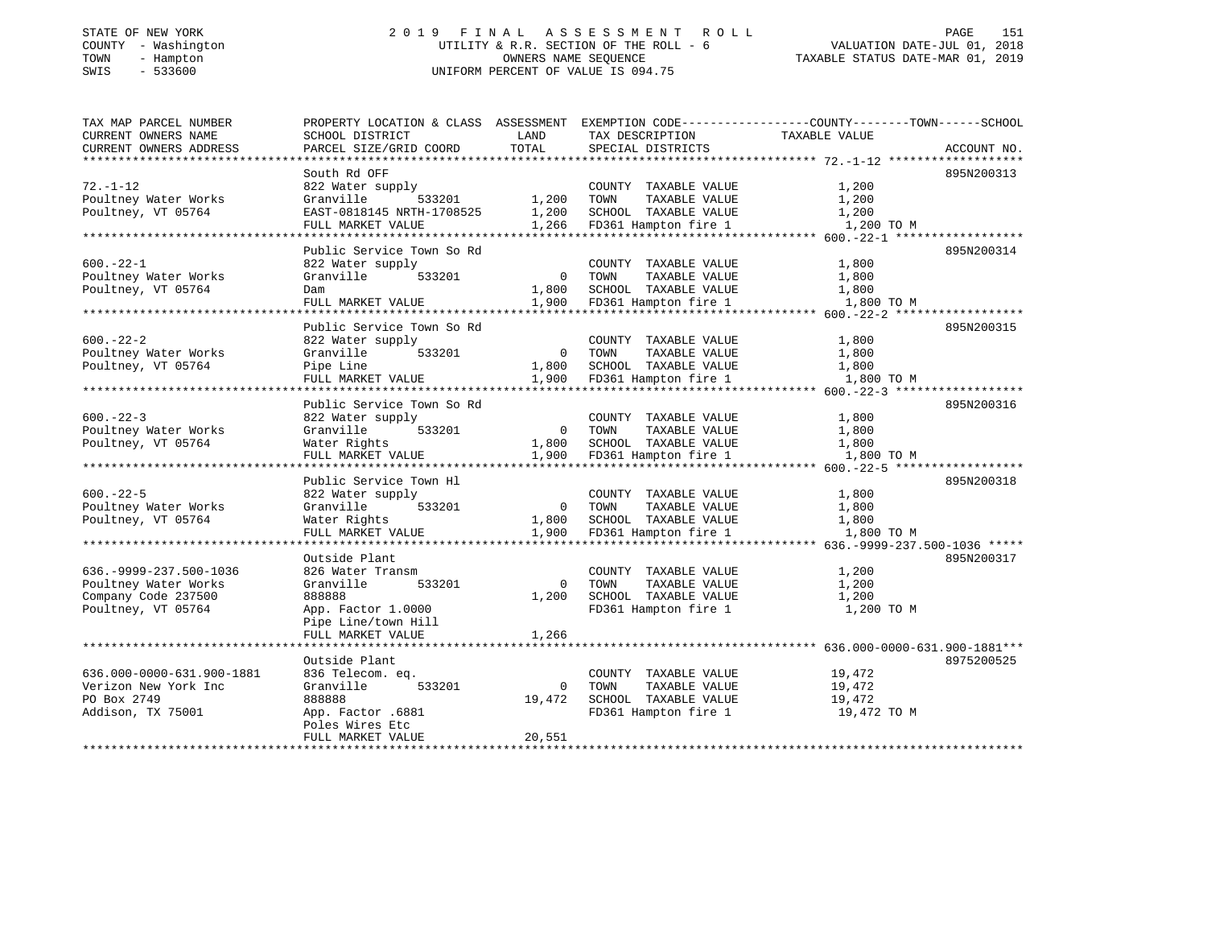STATE OF NEW YORK
COUNTY - Washington
TOWN - Hampton
SWIS - 533600

# 2019 FINAL ASSESSMENT ROLL

UTILITY & R.R. SECTION OF THE ROLL - 6
OWNERS NAME SEQUENCE
UNIFORM PERCENT OF VALUE IS 094.75

VALUATION DATE-JUL 01, 2018
TAXABLE STATUS DATE-MAR 01, 2019

| TAX MAP PARCEL NUMBER / CURRENT OWNERS NAME / CURRENT OWNERS ADDRESS | PROPERTY LOCATION & CLASS / SCHOOL DISTRICT / PARCEL SIZE/GRID COORD | ASSESSMENT LAND | TOTAL | EXEMPTION CODE / TAX DESCRIPTION / SPECIAL DISTRICTS | TAXABLE VALUE (COUNTY / TOWN / SCHOOL) | ACCOUNT NO. |
|---|---|---|---|---|---|---|
| 72.-1-12 | South Rd OFF | | | | | 895N200313 |
| Poultney Water Works | 822 Water supply | | | COUNTY TAXABLE VALUE | 1,200 | |
| Poultney, VT 05764 | Granville 533201 | 1,200 | | TOWN TAXABLE VALUE | 1,200 | |
| | EAST-0818145 NRTH-1708525 | | 1,200 | SCHOOL TAXABLE VALUE | 1,200 | |
| | FULL MARKET VALUE | | 1,266 | FD361 Hampton fire 1 | 1,200 TO M | |
| 600.-22-1 | Public Service Town So Rd | | | | | 895N200314 |
| Poultney Water Works | 822 Water supply | | | COUNTY TAXABLE VALUE | 1,800 | |
| Poultney, VT 05764 | Granville 533201 | 0 | | TOWN TAXABLE VALUE | 1,800 | |
| | Dam | | 1,800 | SCHOOL TAXABLE VALUE | 1,800 | |
| | FULL MARKET VALUE | | 1,900 | FD361 Hampton fire 1 | 1,800 TO M | |
| 600.-22-2 | Public Service Town So Rd | | | | | 895N200315 |
| Poultney Water Works | 822 Water supply | | | COUNTY TAXABLE VALUE | 1,800 | |
| Poultney, VT 05764 | Granville 533201 | 0 | | TOWN TAXABLE VALUE | 1,800 | |
| | Pipe Line | | 1,800 | SCHOOL TAXABLE VALUE | 1,800 | |
| | FULL MARKET VALUE | | 1,900 | FD361 Hampton fire 1 | 1,800 TO M | |
| 600.-22-3 | Public Service Town So Rd | | | | | 895N200316 |
| Poultney Water Works | 822 Water supply | | | COUNTY TAXABLE VALUE | 1,800 | |
| Poultney, VT 05764 | Granville 533201 | 0 | | TOWN TAXABLE VALUE | 1,800 | |
| | Water Rights | | 1,800 | SCHOOL TAXABLE VALUE | 1,800 | |
| | FULL MARKET VALUE | | 1,900 | FD361 Hampton fire 1 | 1,800 TO M | |
| 600.-22-5 | Public Service Town Hl | | | | | 895N200318 |
| Poultney Water Works | 822 Water supply | | | COUNTY TAXABLE VALUE | 1,800 | |
| Poultney, VT 05764 | Granville 533201 | 0 | | TOWN TAXABLE VALUE | 1,800 | |
| | Water Rights | | 1,800 | SCHOOL TAXABLE VALUE | 1,800 | |
| | FULL MARKET VALUE | | 1,900 | FD361 Hampton fire 1 | 1,800 TO M | |
| 636.-9999-237.500-1036 | Outside Plant | | | | | 895N200317 |
| Poultney Water Works | 826 Water Transm | | | COUNTY TAXABLE VALUE | 1,200 | |
| Company Code 237500 | Granville 533201 | 0 | | TOWN TAXABLE VALUE | 1,200 | |
| Poultney, VT 05764 | 888888 | | 1,200 | SCHOOL TAXABLE VALUE | 1,200 | |
| | App. Factor 1.0000 | | | FD361 Hampton fire 1 | 1,200 TO M | |
| | Pipe Line/town Hill | | | | | |
| | FULL MARKET VALUE | | 1,266 | | | |
| 636.000-0000-631.900-1881 | Outside Plant | | | | | 8975200525 |
| Verizon New York Inc | 836 Telecom. eq. | | | COUNTY TAXABLE VALUE | 19,472 | |
| PO Box 2749 | Granville 533201 | 0 | | TOWN TAXABLE VALUE | 19,472 | |
| Addison, TX 75001 | 888888 | | 19,472 | SCHOOL TAXABLE VALUE | 19,472 | |
| | App. Factor .6881 | | | FD361 Hampton fire 1 | 19,472 TO M | |
| | Poles Wires Etc | | | | | |
| | FULL MARKET VALUE | | 20,551 | | | |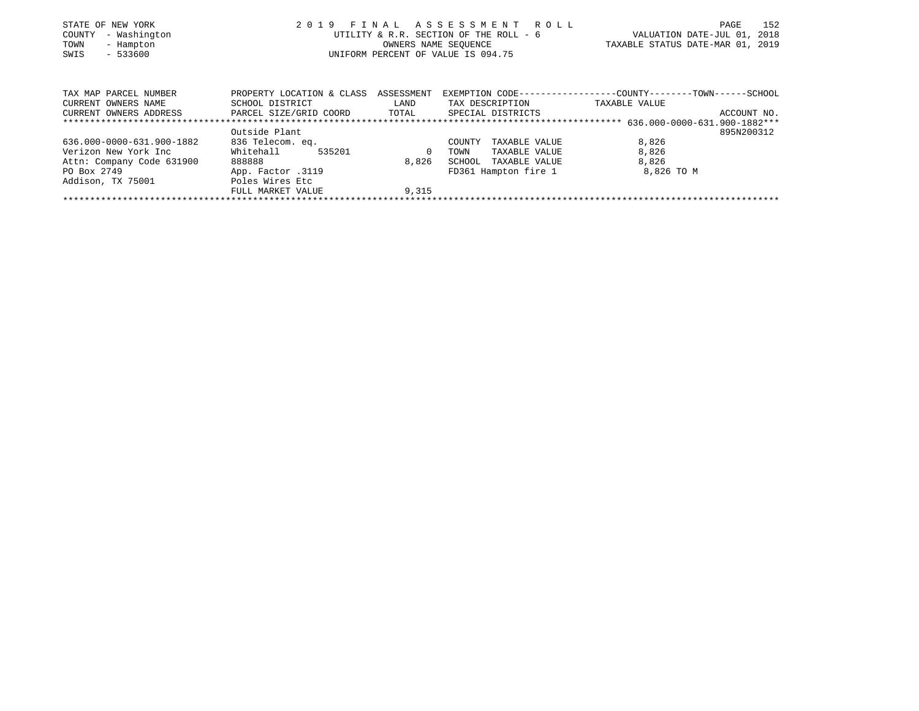STATE OF NEW YORK
COUNTY - Washington
TOWN - Hampton
SWIS - 533600

# 2019 FINAL ASSESSMENT ROLL

UTILITY & R.R. SECTION OF THE ROLL - 6
OWNERS NAME SEQUENCE
UNIFORM PERCENT OF VALUE IS 094.75

VALUATION DATE-JUL 01, 2018
TAXABLE STATUS DATE-MAR 01, 2019

| TAX MAP PARCEL NUMBER / CURRENT OWNERS NAME / CURRENT OWNERS ADDRESS | PROPERTY LOCATION & CLASS / SCHOOL DISTRICT / PARCEL SIZE/GRID COORD | ASSESSMENT LAND / TOTAL | EXEMPTION CODE / TAX DESCRIPTION / SPECIAL DISTRICTS | COUNTY / TOWN / SCHOOL TAXABLE VALUE | ACCOUNT NO. |
|---|---|---|---|---|---|
| ******* 636.000-0000-631.900-1882 ******* | | | | | |
| | Outside Plant | | | | 895N200312 |
| 636.000-0000-631.900-1882 | 836 Telecom. eq. | | COUNTY TAXABLE VALUE | 8,826 | |
| Verizon New York Inc | Whitehall 535201 | 0 | TOWN TAXABLE VALUE | 8,826 | |
| Attn: Company Code 631900 | 888888 | 8,826 | SCHOOL TAXABLE VALUE | 8,826 | |
| PO Box 2749 | App. Factor .3119 | | FD361 Hampton fire 1 | 8,826 TO M | |
| Addison, TX 75001 | Poles Wires Etc | | | | |
| | FULL MARKET VALUE | 9,315 | | | |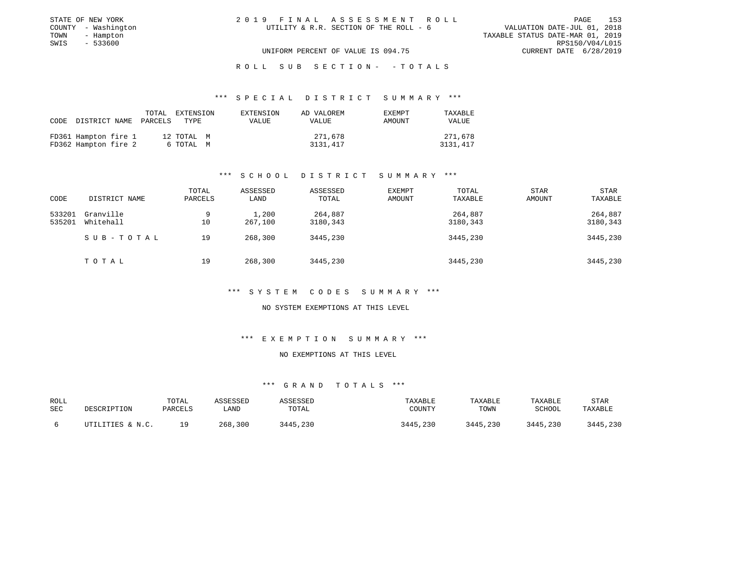STATE OF NEW YORK
COUNTY - Washington
TOWN - Hampton
SWIS - 533600

2019 FINAL ASSESSMENT ROLL
UTILITY & R.R. SECTION OF THE ROLL - 6

VALUATION DATE-JUL 01, 2018
TAXABLE STATUS DATE-MAR 01, 2019
RPS150/V04/L015
CURRENT DATE 6/28/2019

UNIFORM PERCENT OF VALUE IS 094.75

ROLL SUB SECTION- - TOTALS

### *** SPECIAL DISTRICT SUMMARY ***

| CODE | DISTRICT NAME | TOTAL PARCELS | EXTENSION TYPE | EXTENSION VALUE | AD VALOREM VALUE | EXEMPT AMOUNT | TAXABLE VALUE |
|---|---|---|---|---|---|---|---|
| FD361 | Hampton fire 1 | 12 | TOTAL M | | 271,678 | | 271,678 |
| FD362 | Hampton fire 2 | 6 | TOTAL M | | 3131,417 | | 3131,417 |

### *** SCHOOL DISTRICT SUMMARY ***

| CODE | DISTRICT NAME | TOTAL PARCELS | ASSESSED LAND | ASSESSED TOTAL | EXEMPT AMOUNT | TOTAL TAXABLE | STAR AMOUNT | STAR TAXABLE |
|---|---|---|---|---|---|---|---|---|
| 533201 | Granville | 9 | 1,200 | 264,887 | | 264,887 | | 264,887 |
| 535201 | Whitehall | 10 | 267,100 | 3180,343 | | 3180,343 | | 3180,343 |
| | SUB-TOTAL | 19 | 268,300 | 3445,230 | | 3445,230 | | 3445,230 |
| | TOTAL | 19 | 268,300 | 3445,230 | | 3445,230 | | 3445,230 |

### *** SYSTEM CODES SUMMARY ***

NO SYSTEM EXEMPTIONS AT THIS LEVEL

### *** EXEMPTION SUMMARY ***

NO EXEMPTIONS AT THIS LEVEL

### *** GRAND TOTALS ***

| ROLL SEC | DESCRIPTION | TOTAL PARCELS | ASSESSED LAND | ASSESSED TOTAL | TAXABLE COUNTY | TAXABLE TOWN | TAXABLE SCHOOL | STAR TAXABLE |
|---|---|---|---|---|---|---|---|---|
| 6 | UTILITIES & N.C. | 19 | 268,300 | 3445,230 | 3445,230 | 3445,230 | 3445,230 | 3445,230 |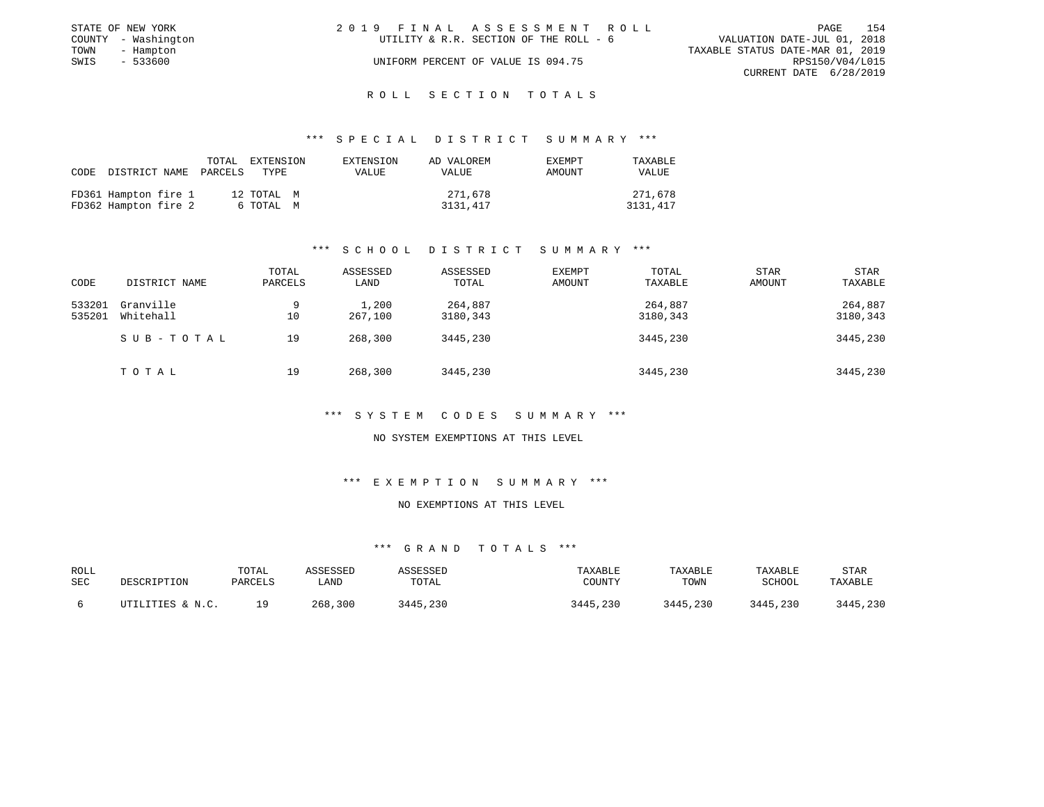STATE OF NEW YORK  
COUNTY - Washington  
TOWN - Hampton  
SWIS - 533600

2019 FINAL ASSESSMENT ROLL  
UTILITY & R.R. SECTION OF THE ROLL - 6  
UNIFORM PERCENT OF VALUE IS 094.75

VALUATION DATE-JUL 01, 2018  
TAXABLE STATUS DATE-MAR 01, 2019  
RPS150/V04/L015  
CURRENT DATE 6/28/2019

# ROLL SECTION TOTALS

## *** SPECIAL DISTRICT SUMMARY ***

| CODE | DISTRICT NAME | TOTAL PARCELS | EXTENSION TYPE | EXTENSION VALUE | AD VALOREM VALUE | EXEMPT AMOUNT | TAXABLE VALUE |
|---|---|---|---|---|---|---|---|
| FD361 | Hampton fire 1 | 12 | TOTAL M | | 271,678 | | 271,678 |
| FD362 | Hampton fire 2 | 6 | TOTAL M | | 3131,417 | | 3131,417 |

## *** SCHOOL DISTRICT SUMMARY ***

| CODE | DISTRICT NAME | TOTAL PARCELS | ASSESSED LAND | ASSESSED TOTAL | EXEMPT AMOUNT | TOTAL TAXABLE | STAR AMOUNT | STAR TAXABLE |
|---|---|---|---|---|---|---|---|---|
| 533201 | Granville | 9 | 1,200 | 264,887 | | 264,887 | | 264,887 |
| 535201 | Whitehall | 10 | 267,100 | 3180,343 | | 3180,343 | | 3180,343 |
| | SUB-TOTAL | 19 | 268,300 | 3445,230 | | 3445,230 | | 3445,230 |
| | TOTAL | 19 | 268,300 | 3445,230 | | 3445,230 | | 3445,230 |

## *** SYSTEM CODES SUMMARY ***

NO SYSTEM EXEMPTIONS AT THIS LEVEL

## *** EXEMPTION SUMMARY ***

NO EXEMPTIONS AT THIS LEVEL

## *** GRAND TOTALS ***

| ROLL SEC | DESCRIPTION | TOTAL PARCELS | ASSESSED LAND | ASSESSED TOTAL | TAXABLE COUNTY | TAXABLE TOWN | TAXABLE SCHOOL | STAR TAXABLE |
|---|---|---|---|---|---|---|---|---|
| 6 | UTILITIES & N.C. | 19 | 268,300 | 3445,230 | 3445,230 | 3445,230 | 3445,230 | 3445,230 |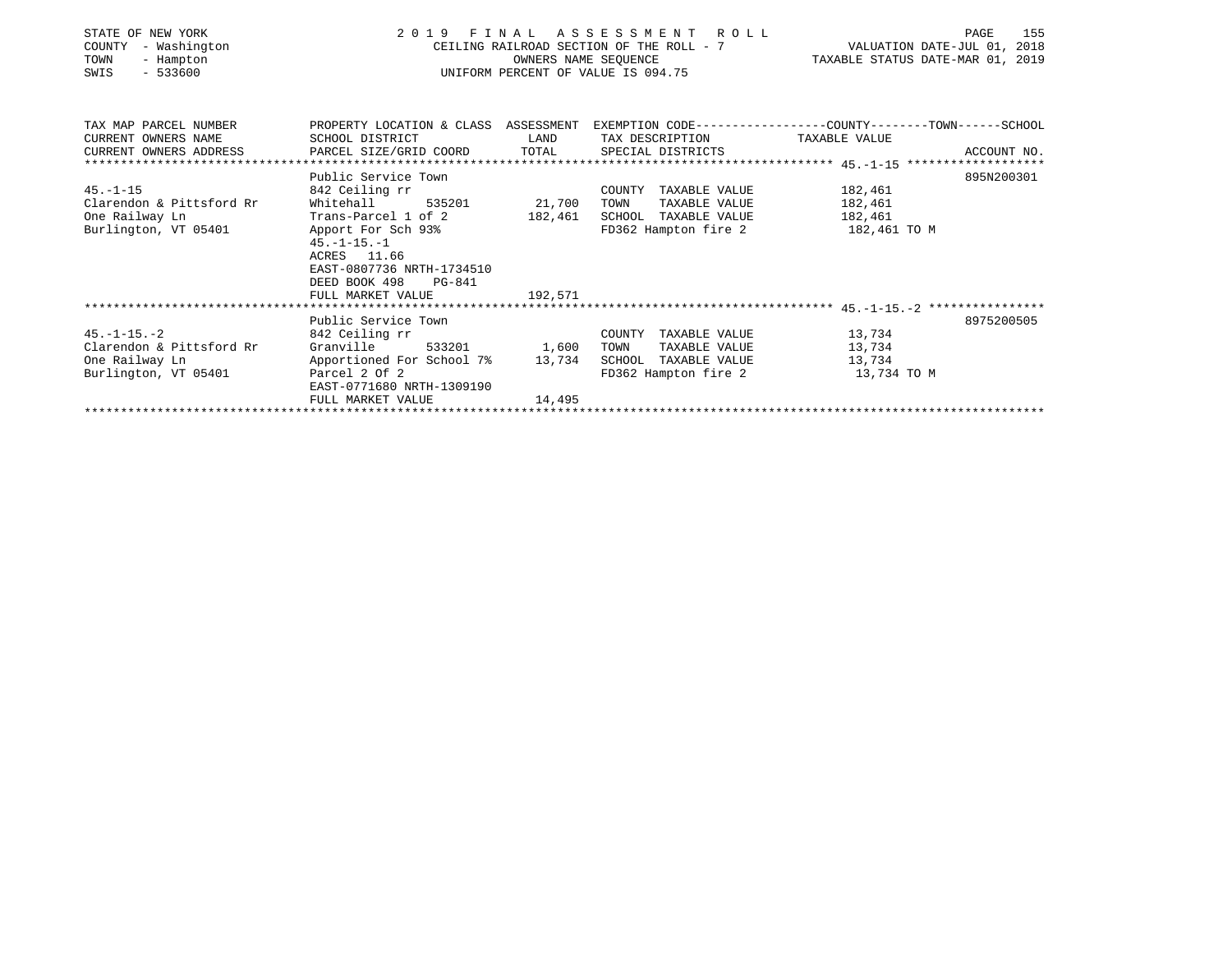STATE OF NEW YORK
COUNTY - Washington
TOWN - Hampton
SWIS - 533600

2019 FINAL ASSESSMENT ROLL
CEILING RAILROAD SECTION OF THE ROLL - 7
OWNERS NAME SEQUENCE
UNIFORM PERCENT OF VALUE IS 094.75

VALUATION DATE-JUL 01, 2018
TAXABLE STATUS DATE-MAR 01, 2019

| TAX MAP PARCEL NUMBER / CURRENT OWNERS NAME / CURRENT OWNERS ADDRESS | PROPERTY LOCATION & CLASS / SCHOOL DISTRICT / PARCEL SIZE/GRID COORD | ASSESSMENT LAND / TOTAL | EXEMPTION CODE / TAX DESCRIPTION / SPECIAL DISTRICTS | TAXABLE VALUE | ACCOUNT NO. |
|---|---|---|---|---|---|
| 45.-1-15 | Public Service Town | | | | 895N200301 |
| 45.-1-15 | 842 Ceiling rr | | COUNTY TAXABLE VALUE | 182,461 | |
| Clarendon & Pittsford Rr | Whitehall 535201 | 21,700 | TOWN TAXABLE VALUE | 182,461 | |
| One Railway Ln | Trans-Parcel 1 of 2 | 182,461 | SCHOOL TAXABLE VALUE | 182,461 | |
| Burlington, VT 05401 | Apport For Sch 93% | | FD362 Hampton fire 2 | 182,461 TO M | |
| | 45.-1-15.-1 | | | | |
| | ACRES 11.66 | | | | |
| | EAST-0807736 NRTH-1734510 | | | | |
| | DEED BOOK 498 PG-841 | | | | |
| | FULL MARKET VALUE | 192,571 | | | |
| 45.-1-15.-2 | Public Service Town | | | | 8975200505 |
| 45.-1-15.-2 | 842 Ceiling rr | | COUNTY TAXABLE VALUE | 13,734 | |
| Clarendon & Pittsford Rr | Granville 533201 | 1,600 | TOWN TAXABLE VALUE | 13,734 | |
| One Railway Ln | Apportioned For School 7% | 13,734 | SCHOOL TAXABLE VALUE | 13,734 | |
| Burlington, VT 05401 | Parcel 2 Of 2 | | FD362 Hampton fire 2 | 13,734 TO M | |
| | EAST-0771680 NRTH-1309190 | | | | |
| | FULL MARKET VALUE | 14,495 | | | |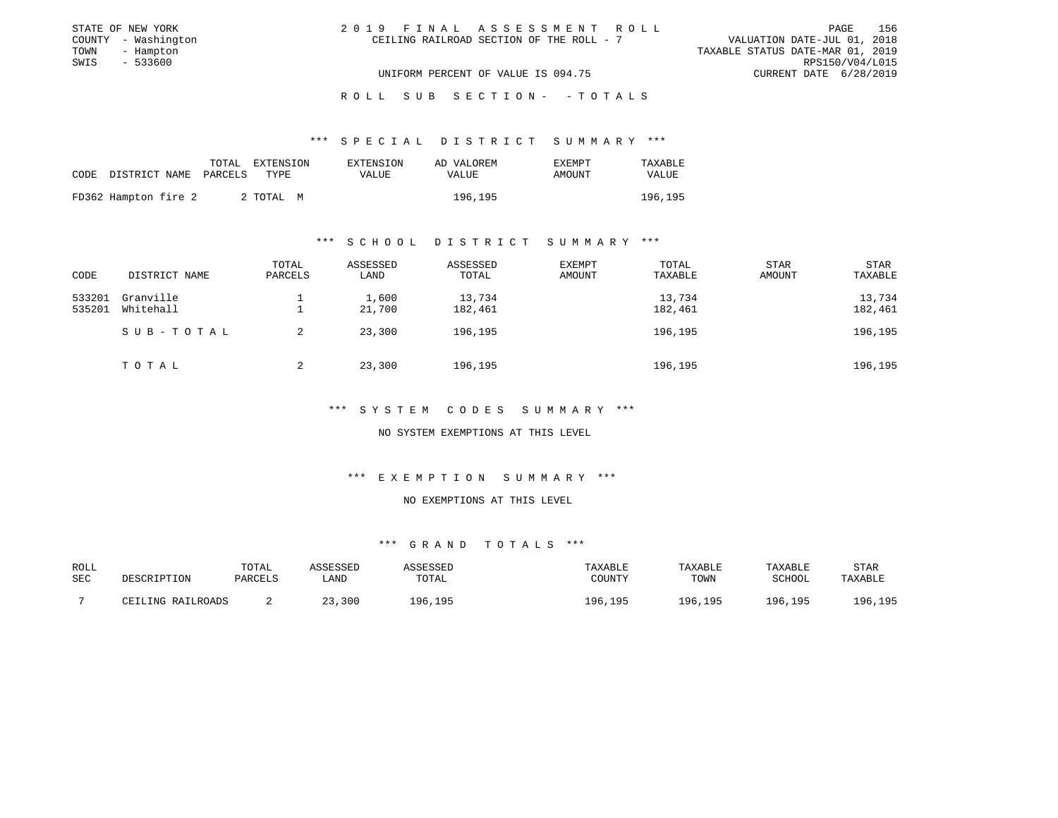STATE OF NEW YORK
COUNTY - Washington
TOWN - Hampton
SWIS - 533600

2019 FINAL ASSESSMENT ROLL
CEILING RAILROAD SECTION OF THE ROLL - 7

VALUATION DATE-JUL 01, 2018
TAXABLE STATUS DATE-MAR 01, 2019
RPS150/V04/L015
CURRENT DATE 6/28/2019

UNIFORM PERCENT OF VALUE IS 094.75

ROLL SUB SECTION- - TOTALS

*** SPECIAL DISTRICT SUMMARY ***

| CODE | DISTRICT NAME | TOTAL PARCELS | EXTENSION TYPE | EXTENSION VALUE | AD VALOREM VALUE | EXEMPT AMOUNT | TAXABLE VALUE |
|---|---|---|---|---|---|---|---|
| FD362 | Hampton fire 2 | 2 | TOTAL M | | 196,195 | | 196,195 |

*** SCHOOL DISTRICT SUMMARY ***

| CODE | DISTRICT NAME | TOTAL PARCELS | ASSESSED LAND | ASSESSED TOTAL | EXEMPT AMOUNT | TOTAL TAXABLE | STAR AMOUNT | STAR TAXABLE |
|---|---|---|---|---|---|---|---|---|
| 533201 | Granville | 1 | 1,600 | 13,734 | | 13,734 | | 13,734 |
| 535201 | Whitehall | 1 | 21,700 | 182,461 | | 182,461 | | 182,461 |
| | SUB-TOTAL | 2 | 23,300 | 196,195 | | 196,195 | | 196,195 |
| | TOTAL | 2 | 23,300 | 196,195 | | 196,195 | | 196,195 |

*** SYSTEM CODES SUMMARY ***

NO SYSTEM EXEMPTIONS AT THIS LEVEL

*** EXEMPTION SUMMARY ***

NO EXEMPTIONS AT THIS LEVEL

*** GRAND TOTALS ***

| ROLL SEC | DESCRIPTION | TOTAL PARCELS | ASSESSED LAND | ASSESSED TOTAL | TAXABLE COUNTY | TAXABLE TOWN | TAXABLE SCHOOL | STAR TAXABLE |
|---|---|---|---|---|---|---|---|---|
| 7 | CEILING RAILROADS | 2 | 23,300 | 196,195 | 196,195 | 196,195 | 196,195 | 196,195 |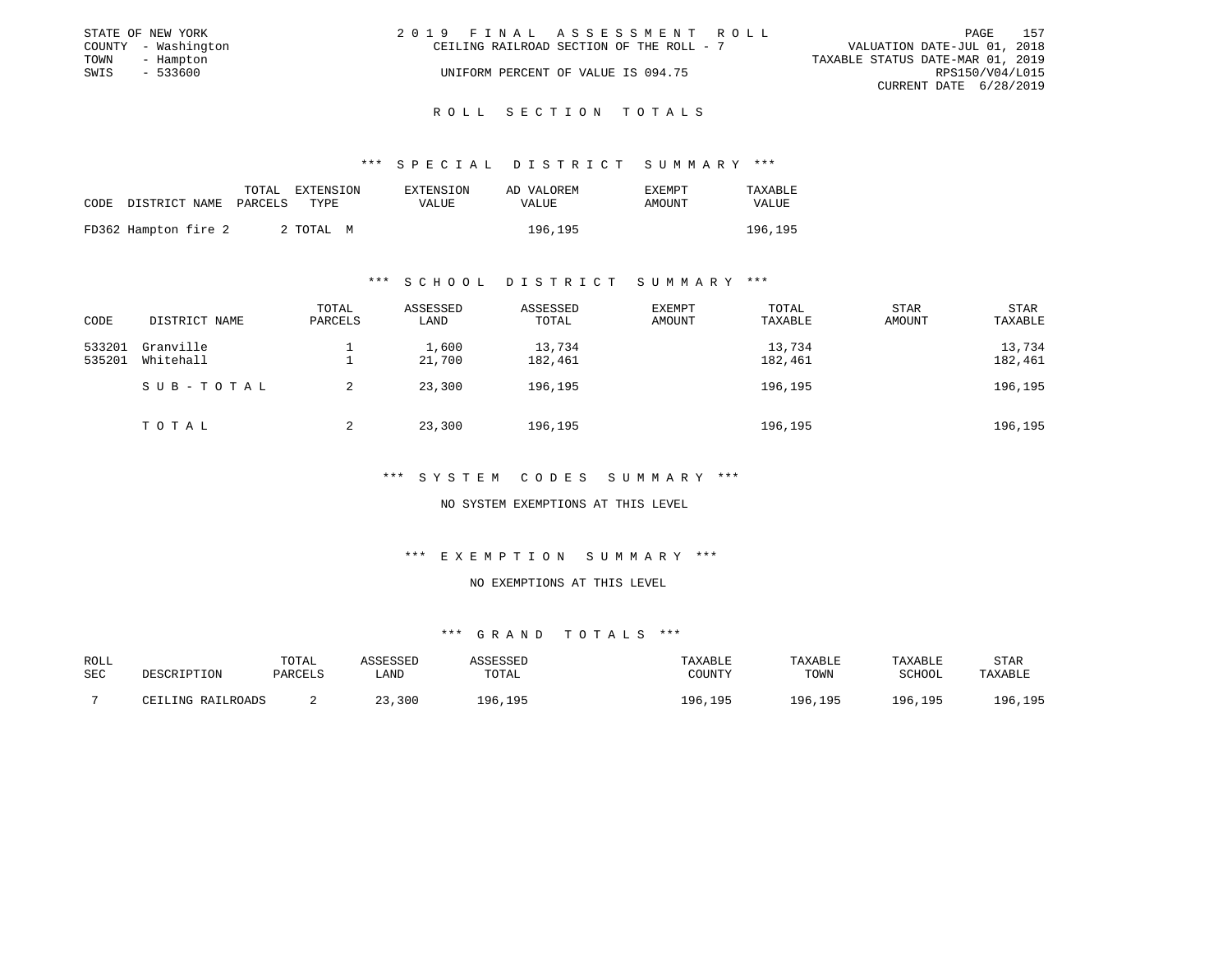STATE OF NEW YORK
COUNTY - Washington
TOWN - Hampton
SWIS - 533600

2019 FINAL ASSESSMENT ROLL
CEILING RAILROAD SECTION OF THE ROLL - 7
UNIFORM PERCENT OF VALUE IS 094.75

VALUATION DATE-JUL 01, 2018
TAXABLE STATUS DATE-MAR 01, 2019
RPS150/V04/L015
CURRENT DATE 6/28/2019

## ROLL SECTION TOTALS

### *** SPECIAL DISTRICT SUMMARY ***

| CODE | DISTRICT NAME | TOTAL PARCELS | EXTENSION TYPE | EXTENSION VALUE | AD VALOREM VALUE | EXEMPT AMOUNT | TAXABLE VALUE |
|---|---|---|---|---|---|---|---|
| FD362 | Hampton fire 2 | 2 | TOTAL M | | 196,195 | | 196,195 |

### *** SCHOOL DISTRICT SUMMARY ***

| CODE | DISTRICT NAME | TOTAL PARCELS | ASSESSED LAND | ASSESSED TOTAL | EXEMPT AMOUNT | TOTAL TAXABLE | STAR AMOUNT | STAR TAXABLE |
|---|---|---|---|---|---|---|---|---|
| 533201 | Granville | 1 | 1,600 | 13,734 | | 13,734 | | 13,734 |
| 535201 | Whitehall | 1 | 21,700 | 182,461 | | 182,461 | | 182,461 |
| | SUB-TOTAL | 2 | 23,300 | 196,195 | | 196,195 | | 196,195 |
| | TOTAL | 2 | 23,300 | 196,195 | | 196,195 | | 196,195 |

### *** SYSTEM CODES SUMMARY ***

NO SYSTEM EXEMPTIONS AT THIS LEVEL

### *** EXEMPTION SUMMARY ***

NO EXEMPTIONS AT THIS LEVEL

### *** GRAND TOTALS ***

| ROLL SEC | DESCRIPTION | TOTAL PARCELS | ASSESSED LAND | ASSESSED TOTAL | TAXABLE COUNTY | TAXABLE TOWN | TAXABLE SCHOOL | STAR TAXABLE |
|---|---|---|---|---|---|---|---|---|
| 7 | CEILING RAILROADS | 2 | 23,300 | 196,195 | 196,195 | 196,195 | 196,195 | 196,195 |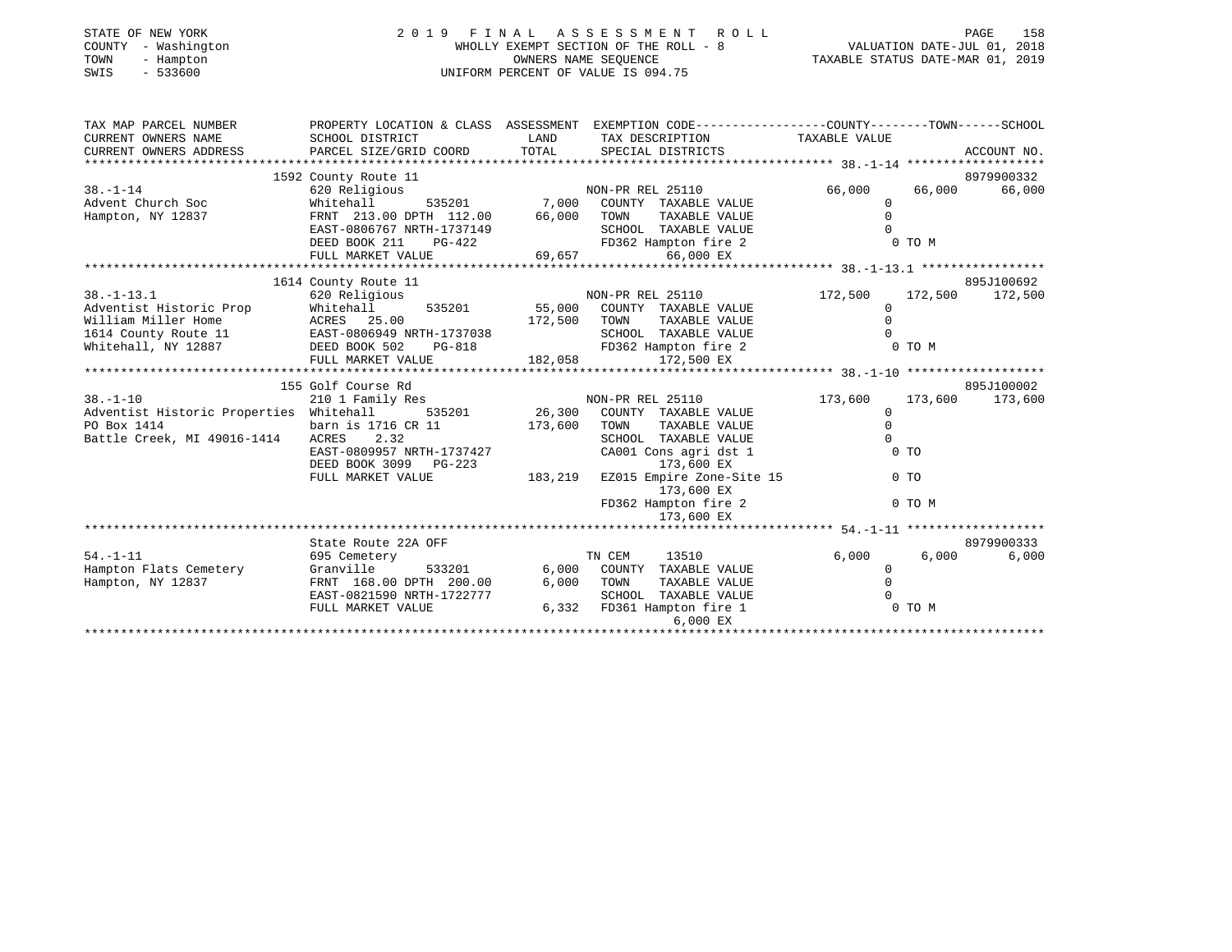STATE OF NEW YORK
COUNTY - Washington
TOWN - Hampton
SWIS - 533600

# 2019 FINAL ASSESSMENT ROLL

WHOLLY EXEMPT SECTION OF THE ROLL - 8
OWNERS NAME SEQUENCE
UNIFORM PERCENT OF VALUE IS 094.75

VALUATION DATE-JUL 01, 2018
TAXABLE STATUS DATE-MAR 01, 2019

```
TAX MAP PARCEL NUMBER          PROPERTY LOCATION & CLASS  ASSESSMENT  EXEMPTION CODE------------------COUNTY--------TOWN------SCHOOL
CURRENT OWNERS NAME            SCHOOL DISTRICT             LAND       TAX DESCRIPTION              TAXABLE VALUE
CURRENT OWNERS ADDRESS         PARCEL SIZE/GRID COORD      TOTAL      SPECIAL DISTRICTS                                      ACCOUNT NO.
******************************************************************************************************* 38.-1-14 *******************
                               1592 County Route 11                                                                         8979900332
38.-1-14                       620 Religious                          NON-PR REL 25110              66,000       66,000       66,000
Advent Church Soc              Whitehall        535201     7,000      COUNTY  TAXABLE VALUE              0
Hampton, NY 12837              FRNT 213.00 DPTH 112.00    66,000      TOWN    TAXABLE VALUE              0
                               EAST-0806767 NRTH-1737149              SCHOOL  TAXABLE VALUE              0
                               DEED BOOK 211    PG-422                FD362 Hampton fire 2                0 TO M
                               FULL MARKET VALUE          69,657               66,000 EX
******************************************************************************************************* 38.-1-13.1 *****************
                               1614 County Route 11                                                                         895J100692
38.-1-13.1                     620 Religious                          NON-PR REL 25110             172,500      172,500      172,500
Adventist Historic Prop        Whitehall        535201    55,000      COUNTY  TAXABLE VALUE              0
William Miller Home            ACRES  25.00              172,500      TOWN    TAXABLE VALUE              0
1614 County Route 11           EAST-0806949 NRTH-1737038              SCHOOL  TAXABLE VALUE              0
Whitehall, NY 12887            DEED BOOK 502    PG-818                FD362 Hampton fire 2                0 TO M
                               FULL MARKET VALUE         182,058              172,500 EX
******************************************************************************************************* 38.-1-10 *******************
                               155 Golf Course Rd                                                                           895J100002
38.-1-10                       210 1 Family Res                       NON-PR REL 25110             173,600      173,600      173,600
Adventist Historic Properties  Whitehall        535201    26,300      COUNTY  TAXABLE VALUE              0
PO Box 1414                    barn is 1716 CR 11        173,600      TOWN    TAXABLE VALUE              0
Battle Creek, MI 49016-1414    ACRES   2.32                           SCHOOL  TAXABLE VALUE              0
                               EAST-0809957 NRTH-1737427              CA001 Cons agri dst 1               0 TO
                               DEED BOOK 3099   PG-223                        173,600 EX
                               FULL MARKET VALUE         183,219      EZ015 Empire Zone-Site 15           0 TO
                                                                              173,600 EX
                                                                      FD362 Hampton fire 2                0 TO M
                                                                              173,600 EX
******************************************************************************************************* 54.-1-11 *******************
                               State Route 22A OFF                                                                          8979900333
54.-1-11                       695 Cemetery                           TN CEM      13510              6,000        6,000        6,000
Hampton Flats Cemetery         Granville        533201     6,000      COUNTY  TAXABLE VALUE              0
Hampton, NY 12837              FRNT 168.00 DPTH 200.00     6,000      TOWN    TAXABLE VALUE              0
                               EAST-0821590 NRTH-1722777              SCHOOL  TAXABLE VALUE              0
                               FULL MARKET VALUE           6,332      FD361 Hampton fire 1                0 TO M
                                                                                6,000 EX
************************************************************************************************************************************
```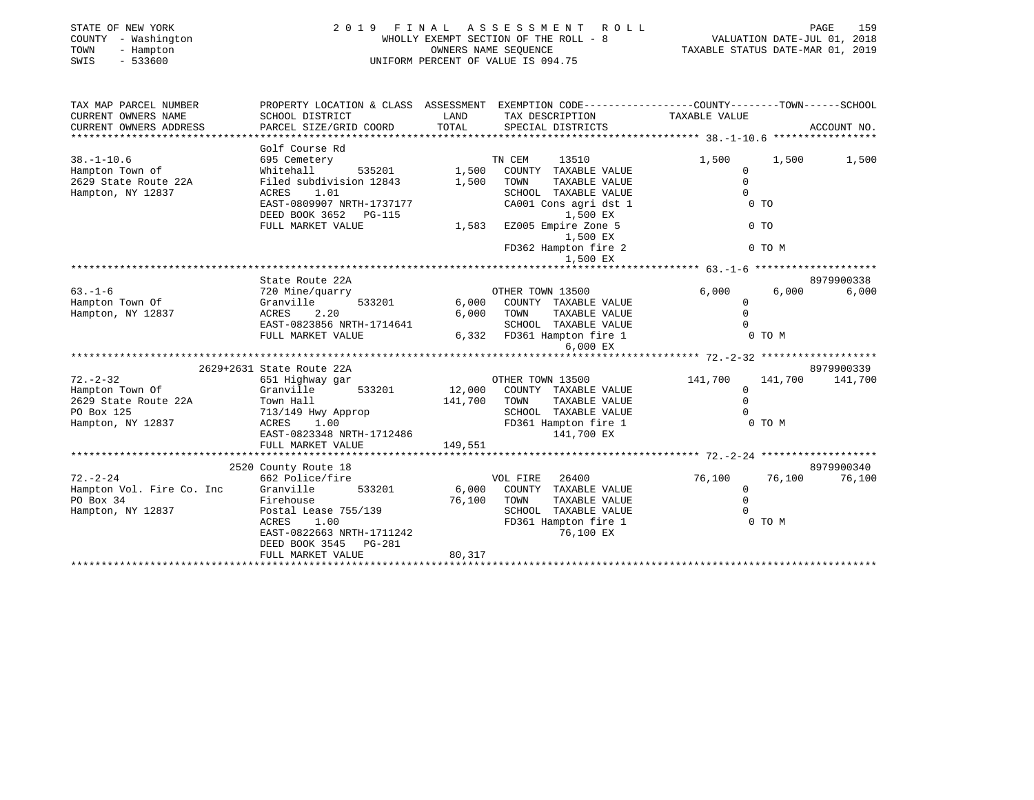STATE OF NEW YORK
COUNTY - Washington
TOWN - Hampton
SWIS - 533600

# 2019 FINAL ASSESSMENT ROLL

WHOLLY EXEMPT SECTION OF THE ROLL - 8
OWNERS NAME SEQUENCE
UNIFORM PERCENT OF VALUE IS 094.75

VALUATION DATE-JUL 01, 2018
TAXABLE STATUS DATE-MAR 01, 2019

| TAX MAP PARCEL NUMBER / CURRENT OWNERS NAME / CURRENT OWNERS ADDRESS | PROPERTY LOCATION & CLASS / SCHOOL DISTRICT / PARCEL SIZE/GRID COORD | ASSESSMENT LAND / TOTAL | EXEMPTION CODE / TAX DESCRIPTION / SPECIAL DISTRICTS | COUNTY TAXABLE VALUE | TOWN | SCHOOL / ACCOUNT NO. |
|---|---|---|---|---|---|---|
| **38.-1-10.6** | Golf Course Rd | | | | | |
| 38.-1-10.6 | 695 Cemetery | | TN CEM 13510 | 1,500 | 1,500 | 1,500 |
| Hampton Town of | Whitehall 535201 | 1,500 | COUNTY TAXABLE VALUE | 0 | | |
| 2629 State Route 22A | Filed subdivision 12843 | 1,500 | TOWN TAXABLE VALUE | 0 | | |
| Hampton, NY 12837 | ACRES 1.01 | | SCHOOL TAXABLE VALUE | 0 | | |
| | EAST-0809907 NRTH-1737177 | | CA001 Cons agri dst 1 / 1,500 EX | 0 TO | | |
| | DEED BOOK 3652 PG-115 | | | | | |
| | FULL MARKET VALUE | 1,583 | EZ005 Empire Zone 5 / 1,500 EX | 0 TO | | |
| | | | FD362 Hampton fire 2 / 1,500 EX | 0 TO M | | |
| **63.-1-6** | State Route 22A | | | | | 8979900338 |
| 63.-1-6 | 720 Mine/quarry | | OTHER TOWN 13500 | 6,000 | 6,000 | 6,000 |
| Hampton Town Of | Granville 533201 | 6,000 | COUNTY TAXABLE VALUE | 0 | | |
| Hampton, NY 12837 | ACRES 2.20 | 6,000 | TOWN TAXABLE VALUE | 0 | | |
| | EAST-0823856 NRTH-1714641 | | SCHOOL TAXABLE VALUE | 0 | | |
| | FULL MARKET VALUE | 6,332 | FD361 Hampton fire 1 / 6,000 EX | 0 TO M | | |
| **72.-2-32** | 2629+2631 State Route 22A | | | | | 8979900339 |
| 72.-2-32 | 651 Highway gar | | OTHER TOWN 13500 | 141,700 | 141,700 | 141,700 |
| Hampton Town Of | Granville 533201 | 12,000 | COUNTY TAXABLE VALUE | 0 | | |
| 2629 State Route 22A | Town Hall | 141,700 | TOWN TAXABLE VALUE | 0 | | |
| PO Box 125 | 713/149 Hwy Approp | | SCHOOL TAXABLE VALUE | 0 | | |
| Hampton, NY 12837 | ACRES 1.00 | | FD361 Hampton fire 1 / 141,700 EX | 0 TO M | | |
| | EAST-0823348 NRTH-1712486 | | | | | |
| | FULL MARKET VALUE | 149,551 | | | | |
| **72.-2-24** | 2520 County Route 18 | | | | | 8979900340 |
| 72.-2-24 | 662 Police/fire | | VOL FIRE 26400 | 76,100 | 76,100 | 76,100 |
| Hampton Vol. Fire Co. Inc | Granville 533201 | 6,000 | COUNTY TAXABLE VALUE | 0 | | |
| PO Box 34 | Firehouse | 76,100 | TOWN TAXABLE VALUE | 0 | | |
| Hampton, NY 12837 | Postal Lease 755/139 | | SCHOOL TAXABLE VALUE | 0 | | |
| | ACRES 1.00 | | FD361 Hampton fire 1 / 76,100 EX | 0 TO M | | |
| | EAST-0822663 NRTH-1711242 | | | | | |
| | DEED BOOK 3545 PG-281 | | | | | |
| | FULL MARKET VALUE | 80,317 | | | | |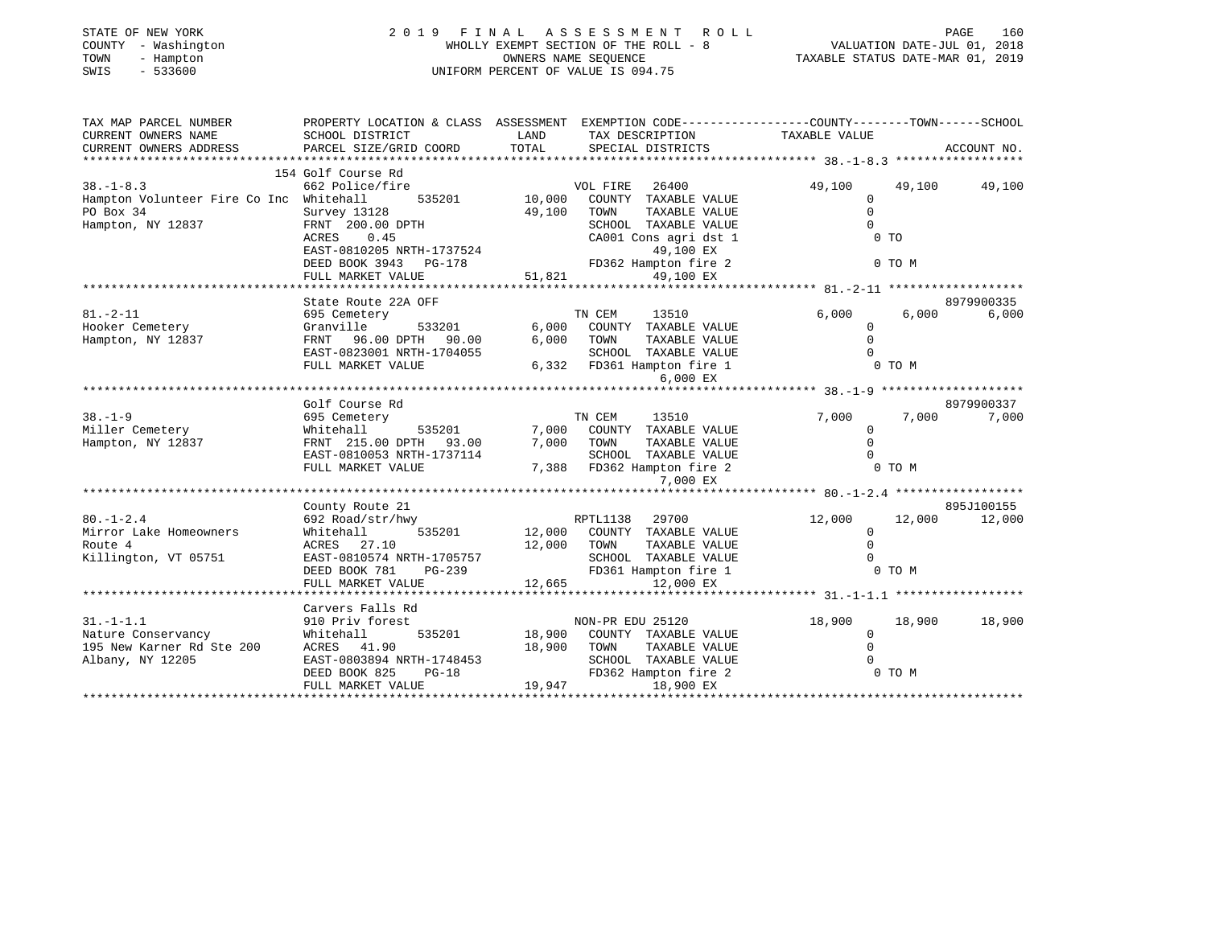STATE OF NEW YORK
COUNTY - Washington
TOWN - Hampton
SWIS - 533600

# 2019 FINAL ASSESSMENT ROLL

WHOLLY EXEMPT SECTION OF THE ROLL - 8
OWNERS NAME SEQUENCE
UNIFORM PERCENT OF VALUE IS 094.75

VALUATION DATE-JUL 01, 2018
TAXABLE STATUS DATE-MAR 01, 2019

```
TAX MAP PARCEL NUMBER          PROPERTY LOCATION & CLASS  ASSESSMENT  EXEMPTION CODE------------------COUNTY--------TOWN------SCHOOL
CURRENT OWNERS NAME            SCHOOL DISTRICT              LAND      TAX DESCRIPTION                TAXABLE VALUE
CURRENT OWNERS ADDRESS         PARCEL SIZE/GRID COORD       TOTAL     SPECIAL DISTRICTS                                    ACCOUNT NO.
******************************************************************************************************* 38.-1-8.3 ******************
                               154 Golf Course Rd
38.-1-8.3                      662 Police/fire                         VOL FIRE    26400              49,100     49,100     49,100
Hampton Volunteer Fire Co Inc  Whitehall       535201       10,000    COUNTY  TAXABLE VALUE                0
PO Box 34                      Survey 13128                 49,100    TOWN    TAXABLE VALUE                0
Hampton, NY 12837              FRNT 200.00 DPTH                       SCHOOL  TAXABLE VALUE                0
                               ACRES    0.45                          CA001 Cons agri dst 1                 0 TO
                               EAST-0810205 NRTH-1737524                     49,100 EX
                               DEED BOOK 3943   PG-178                FD362 Hampton fire 2                  0 TO M
                               FULL MARKET VALUE            51,821           49,100 EX
******************************************************************************************************* 81.-2-11 *******************
                               State Route 22A OFF                                                                     8979900335
81.-2-11                       695 Cemetery                            TN CEM      13510               6,000      6,000      6,000
Hooker Cemetery                Granville       533201        6,000    COUNTY  TAXABLE VALUE                0
Hampton, NY 12837              FRNT  96.00 DPTH  90.00       6,000    TOWN    TAXABLE VALUE                0
                               EAST-0823001 NRTH-1704055              SCHOOL  TAXABLE VALUE                0
                               FULL MARKET VALUE             6,332    FD361 Hampton fire 1                  0 TO M
                                                                             6,000 EX
******************************************************************************************************* 38.-1-9 ********************
                               Golf Course Rd                                                                          8979900337
38.-1-9                        695 Cemetery                            TN CEM      13510               7,000      7,000      7,000
Miller Cemetery                Whitehall       535201        7,000    COUNTY  TAXABLE VALUE                0
Hampton, NY 12837              FRNT 215.00 DPTH  93.00       7,000    TOWN    TAXABLE VALUE                0
                               EAST-0810053 NRTH-1737114              SCHOOL  TAXABLE VALUE                0
                               FULL MARKET VALUE             7,388    FD362 Hampton fire 2                  0 TO M
                                                                             7,000 EX
******************************************************************************************************* 80.-1-2.4 ******************
                               County Route 21                                                                         895J100155
80.-1-2.4                      692 Road/str/hwy                        RPTL1138    29700              12,000     12,000     12,000
Mirror Lake Homeowners         Whitehall       535201       12,000    COUNTY  TAXABLE VALUE                0
Route 4                        ACRES   27.10                12,000    TOWN    TAXABLE VALUE                0
Killington, VT 05751           EAST-0810574 NRTH-1705757              SCHOOL  TAXABLE VALUE                0
                               DEED BOOK 781    PG-239                FD361 Hampton fire 1                  0 TO M
                               FULL MARKET VALUE            12,665           12,000 EX
******************************************************************************************************* 31.-1-1.1 ******************
                               Carvers Falls Rd
31.-1-1.1                      910 Priv forest                         NON-PR EDU 25120               18,900     18,900     18,900
Nature Conservancy             Whitehall       535201       18,900    COUNTY  TAXABLE VALUE                0
195 New Karner Rd Ste 200      ACRES   41.90                18,900    TOWN    TAXABLE VALUE                0
Albany, NY 12205               EAST-0803894 NRTH-1748453              SCHOOL  TAXABLE VALUE                0
                               DEED BOOK 825    PG-18                 FD362 Hampton fire 2                  0 TO M
                               FULL MARKET VALUE            19,947           18,900 EX
************************************************************************************************************************************
```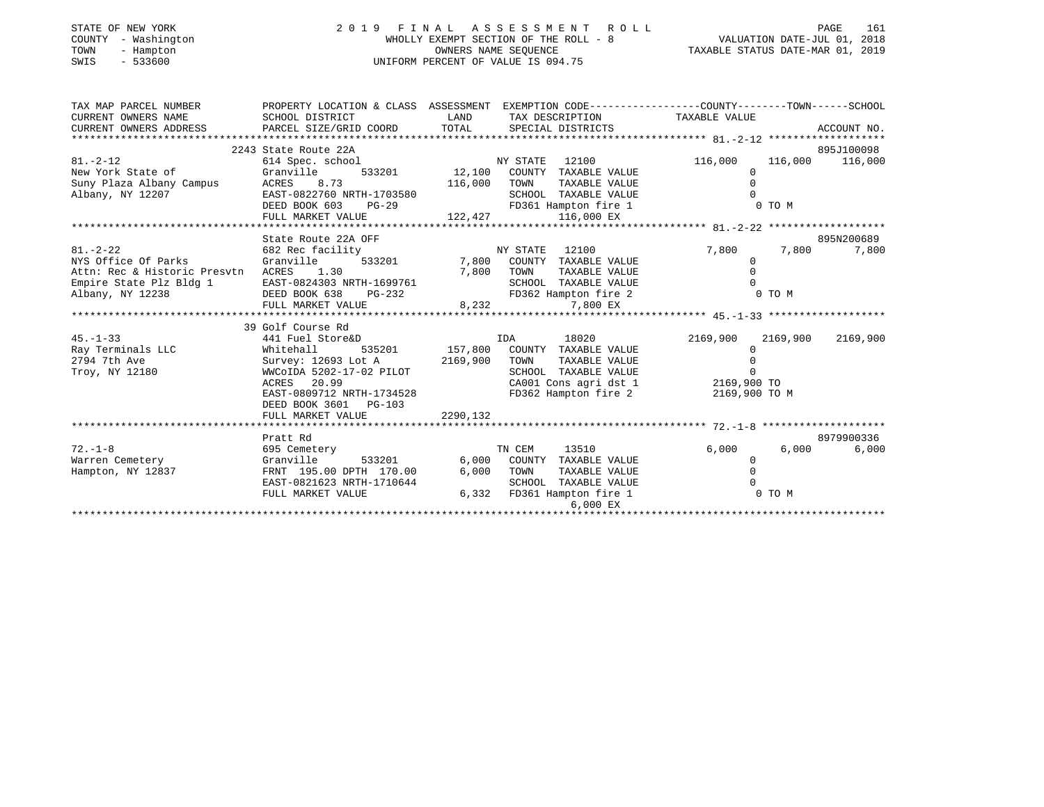STATE OF NEW YORK
COUNTY - Washington
TOWN - Hampton
SWIS - 533600

# 2019 FINAL ASSESSMENT ROLL

WHOLLY EXEMPT SECTION OF THE ROLL - 8
OWNERS NAME SEQUENCE
UNIFORM PERCENT OF VALUE IS 094.75

VALUATION DATE-JUL 01, 2018
TAXABLE STATUS DATE-MAR 01, 2019

```
TAX MAP PARCEL NUMBER          PROPERTY LOCATION & CLASS  ASSESSMENT  EXEMPTION CODE------------------COUNTY--------TOWN------SCHOOL
CURRENT OWNERS NAME            SCHOOL DISTRICT              LAND       TAX DESCRIPTION                TAXABLE VALUE
CURRENT OWNERS ADDRESS         PARCEL SIZE/GRID COORD       TOTAL      SPECIAL DISTRICTS                                      ACCOUNT NO.
******************************************************************************************************* 81.-2-12 *******************
                               2243 State Route 22A                                                                           895J100098
81.-2-12                       614 Spec. school                       NY STATE   12100             116,000     116,000     116,000
New York State of              Granville        533201      12,100    COUNTY  TAXABLE VALUE              0
Suny Plaza Albany Campus       ACRES    8.73               116,000    TOWN    TAXABLE VALUE              0
Albany, NY 12207               EAST-0822760 NRTH-1703580              SCHOOL  TAXABLE VALUE              0
                               DEED BOOK 603    PG-29                 FD361 Hampton fire 1                0 TO M
                               FULL MARKET VALUE           122,427          116,000 EX
******************************************************************************************************* 81.-2-22 *******************
                               State Route 22A OFF                                                                            895N200689
81.-2-22                       682 Rec facility                       NY STATE   12100               7,800       7,800       7,800
NYS Office Of Parks            Granville        533201       7,800    COUNTY  TAXABLE VALUE              0
Attn: Rec & Historic Presvtn   ACRES    1.30                 7,800    TOWN    TAXABLE VALUE              0
Empire State Plz Bldg 1        EAST-0824303 NRTH-1699761              SCHOOL  TAXABLE VALUE              0
Albany, NY 12238               DEED BOOK 638    PG-232                FD362 Hampton fire 2                0 TO M
                               FULL MARKET VALUE             8,232            7,800 EX
******************************************************************************************************* 45.-1-33 *******************
                               39 Golf Course Rd
45.-1-33                       441 Fuel Store&D                       IDA        18020            2169,900    2169,900    2169,900
Ray Terminals LLC              Whitehall        535201     157,800    COUNTY  TAXABLE VALUE              0
2794 7th Ave                   Survey: 12693 Lot A        2169,900    TOWN    TAXABLE VALUE              0
Troy, NY 12180                 WWCoIDA 5202-17-02 PILOT               SCHOOL  TAXABLE VALUE              0
                               ACRES   20.99                          CA001 Cons agri dst 1         2169,900 TO
                               EAST-0809712 NRTH-1734528              FD362 Hampton fire 2          2169,900 TO M
                               DEED BOOK 3601   PG-103
                               FULL MARKET VALUE          2290,132
******************************************************************************************************* 72.-1-8 ********************
                               Pratt Rd                                                                                       8979900336
72.-1-8                        695 Cemetery                           TN CEM     13510               6,000       6,000       6,000
Warren Cemetery                Granville        533201       6,000    COUNTY  TAXABLE VALUE              0
Hampton, NY 12837              FRNT 195.00 DPTH 170.00       6,000    TOWN    TAXABLE VALUE              0
                               EAST-0821623 NRTH-1710644              SCHOOL  TAXABLE VALUE              0
                               FULL MARKET VALUE             6,332    FD361 Hampton fire 1                0 TO M
                                                                            6,000 EX
************************************************************************************************************************************
```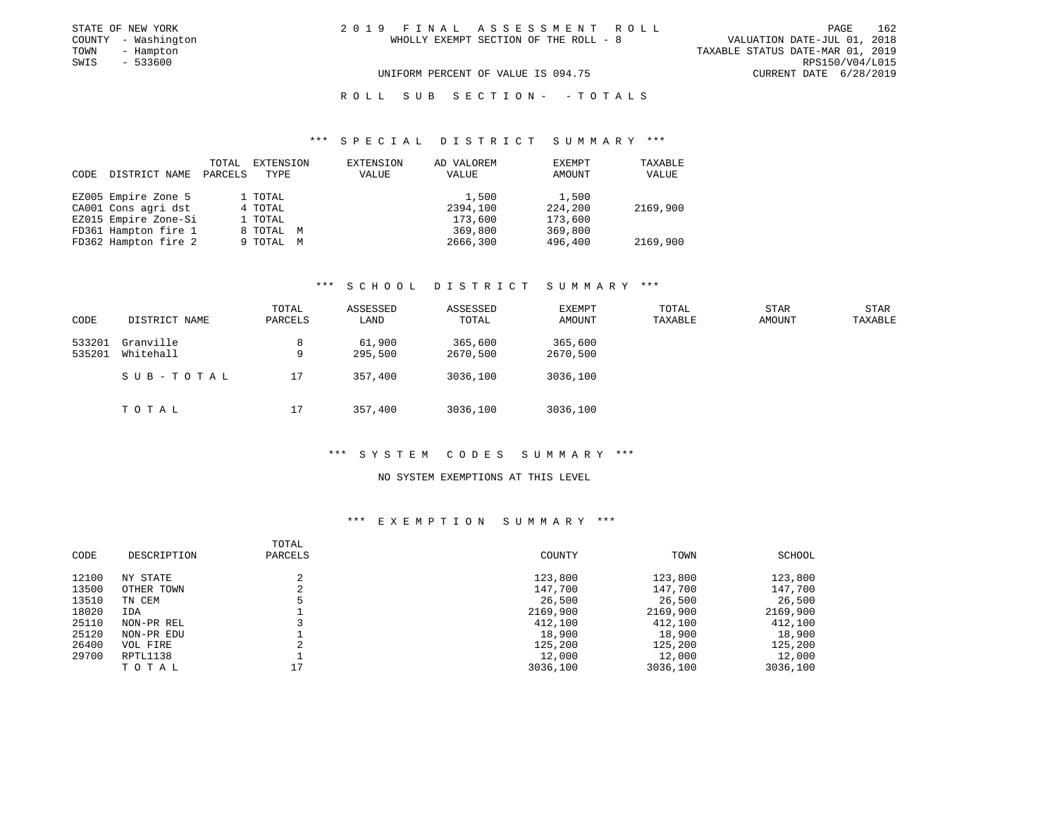STATE OF NEW YORK
COUNTY - Washington
TOWN - Hampton
SWIS - 533600

2019 FINAL ASSESSMENT ROLL
WHOLLY EXEMPT SECTION OF THE ROLL - 8

VALUATION DATE-JUL 01, 2018
TAXABLE STATUS DATE-MAR 01, 2019
RPS150/V04/L015
CURRENT DATE 6/28/2019

UNIFORM PERCENT OF VALUE IS 094.75

ROLL SUB SECTION- - TOTALS

### *** SPECIAL DISTRICT SUMMARY ***

| CODE | DISTRICT NAME | TOTAL PARCELS | EXTENSION TYPE | EXTENSION VALUE | AD VALOREM VALUE | EXEMPT AMOUNT | TAXABLE VALUE |
|---|---|---|---|---|---|---|---|
| EZ005 | Empire Zone 5 | 1 | TOTAL | | 1,500 | 1,500 | |
| CA001 | Cons agri dst | 4 | TOTAL | | 2394,100 | 224,200 | 2169,900 |
| EZ015 | Empire Zone-Si | 1 | TOTAL | | 173,600 | 173,600 | |
| FD361 | Hampton fire 1 | 8 | TOTAL M | | 369,800 | 369,800 | |
| FD362 | Hampton fire 2 | 9 | TOTAL M | | 2666,300 | 496,400 | 2169,900 |

### *** SCHOOL DISTRICT SUMMARY ***

| CODE | DISTRICT NAME | TOTAL PARCELS | ASSESSED LAND | ASSESSED TOTAL | EXEMPT AMOUNT | TOTAL TAXABLE | STAR AMOUNT | STAR TAXABLE |
|---|---|---|---|---|---|---|---|---|
| 533201 | Granville | 8 | 61,900 | 365,600 | 365,600 | | | |
| 535201 | Whitehall | 9 | 295,500 | 2670,500 | 2670,500 | | | |
| | SUB-TOTAL | 17 | 357,400 | 3036,100 | 3036,100 | | | |
| | TOTAL | 17 | 357,400 | 3036,100 | 3036,100 | | | |

### *** SYSTEM CODES SUMMARY ***

NO SYSTEM EXEMPTIONS AT THIS LEVEL

### *** EXEMPTION SUMMARY ***

| CODE | DESCRIPTION | TOTAL PARCELS | COUNTY | TOWN | SCHOOL |
|---|---|---|---|---|---|
| 12100 | NY STATE | 2 | 123,800 | 123,800 | 123,800 |
| 13500 | OTHER TOWN | 2 | 147,700 | 147,700 | 147,700 |
| 13510 | TN CEM | 5 | 26,500 | 26,500 | 26,500 |
| 18020 | IDA | 1 | 2169,900 | 2169,900 | 2169,900 |
| 25110 | NON-PR REL | 3 | 412,100 | 412,100 | 412,100 |
| 25120 | NON-PR EDU | 1 | 18,900 | 18,900 | 18,900 |
| 26400 | VOL FIRE | 2 | 125,200 | 125,200 | 125,200 |
| 29700 | RPTL1138 | 1 | 12,000 | 12,000 | 12,000 |
| | TOTAL | 17 | 3036,100 | 3036,100 | 3036,100 |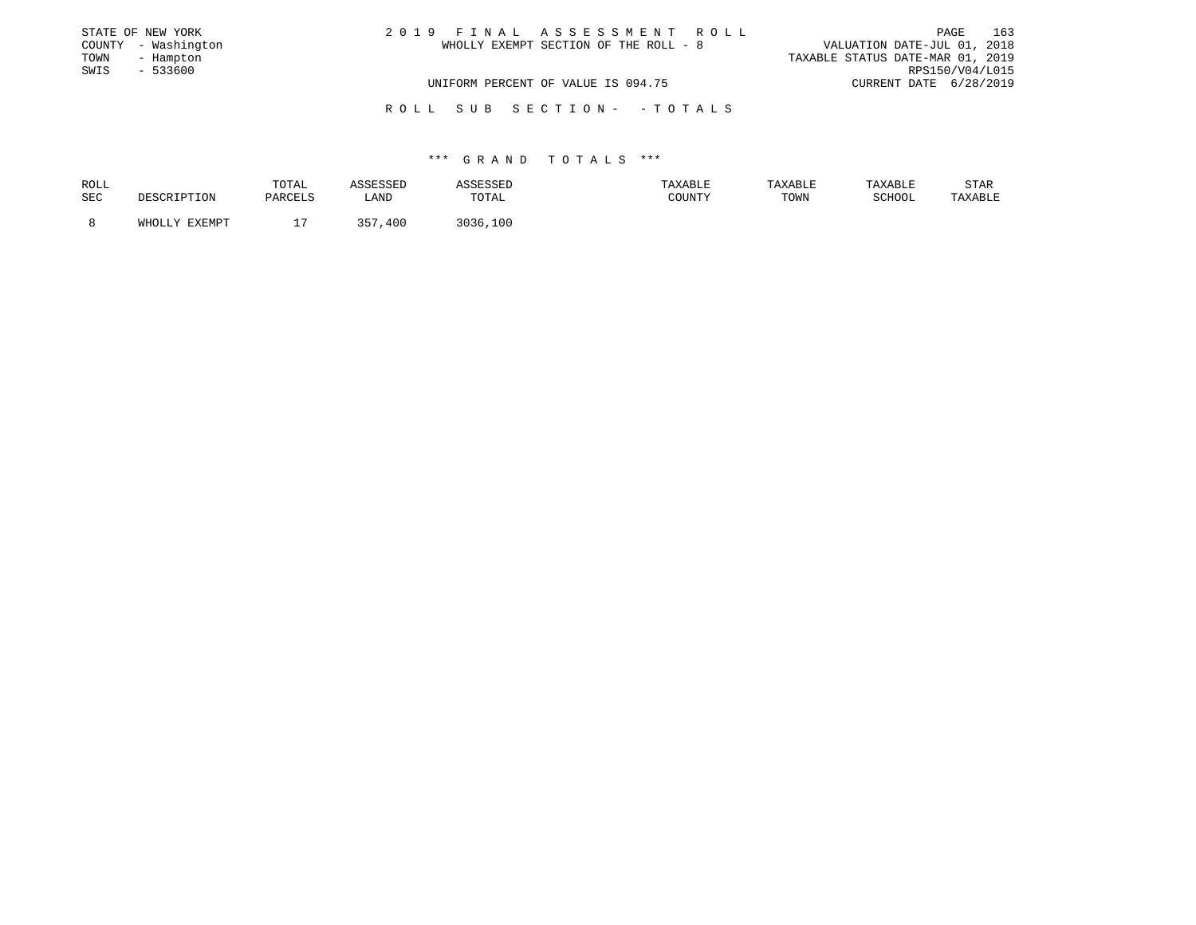STATE OF NEW YORK
COUNTY - Washington
TOWN - Hampton
SWIS - 533600

2 0 1 9 F I N A L A S S E S S M E N T R O L L
WHOLLY EXEMPT SECTION OF THE ROLL - 8

VALUATION DATE-JUL 01, 2018
TAXABLE STATUS DATE-MAR 01, 2019
RPS150/V04/L015

UNIFORM PERCENT OF VALUE IS 094.75

CURRENT DATE 6/28/2019

R O L L S U B S E C T I O N - - T O T A L S

*** G R A N D T O T A L S ***

| ROLL SEC | DESCRIPTION | TOTAL PARCELS | ASSESSED LAND | ASSESSED TOTAL | TAXABLE COUNTY | TAXABLE TOWN | TAXABLE SCHOOL | STAR TAXABLE |
|---|---|---|---|---|---|---|---|---|
| 8 | WHOLLY EXEMPT | 17 | 357,400 | 3036,100 | | | | |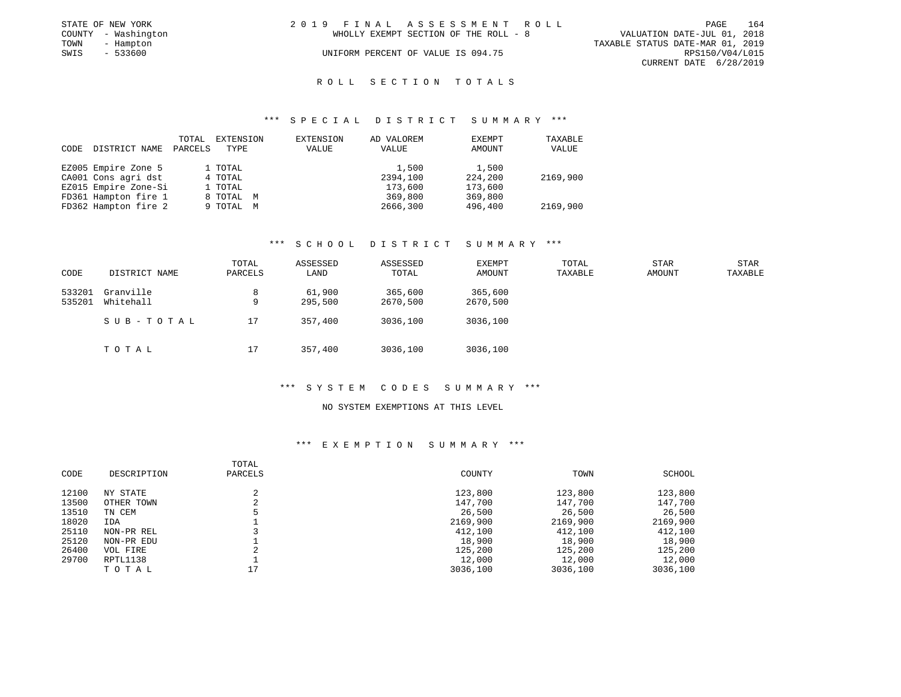STATE OF NEW YORK
COUNTY - Washington
TOWN - Hampton
SWIS - 533600

2019 FINAL ASSESSMENT ROLL
WHOLLY EXEMPT SECTION OF THE ROLL - 8
UNIFORM PERCENT OF VALUE IS 094.75

VALUATION DATE-JUL 01, 2018
TAXABLE STATUS DATE-MAR 01, 2019
RPS150/V04/L015
CURRENT DATE 6/28/2019

# ROLL SECTION TOTALS

## *** SPECIAL DISTRICT SUMMARY ***

| CODE | DISTRICT NAME | TOTAL PARCELS | EXTENSION TYPE | EXTENSION VALUE | AD VALOREM VALUE | EXEMPT AMOUNT | TAXABLE VALUE |
|---|---|---|---|---|---|---|---|
| EZ005 | Empire Zone 5 | 1 | TOTAL | | 1,500 | 1,500 | |
| CA001 | Cons agri dst | 4 | TOTAL | | 2394,100 | 224,200 | 2169,900 |
| EZ015 | Empire Zone-Si | 1 | TOTAL | | 173,600 | 173,600 | |
| FD361 | Hampton fire 1 | 8 | TOTAL M | | 369,800 | 369,800 | |
| FD362 | Hampton fire 2 | 9 | TOTAL M | | 2666,300 | 496,400 | 2169,900 |

## *** SCHOOL DISTRICT SUMMARY ***

| CODE | DISTRICT NAME | TOTAL PARCELS | ASSESSED LAND | ASSESSED TOTAL | EXEMPT AMOUNT | TOTAL TAXABLE | STAR AMOUNT | STAR TAXABLE |
|---|---|---|---|---|---|---|---|---|
| 533201 | Granville | 8 | 61,900 | 365,600 | 365,600 | | | |
| 535201 | Whitehall | 9 | 295,500 | 2670,500 | 2670,500 | | | |
| | SUB-TOTAL | 17 | 357,400 | 3036,100 | 3036,100 | | | |
| | TOTAL | 17 | 357,400 | 3036,100 | 3036,100 | | | |

## *** SYSTEM CODES SUMMARY ***

NO SYSTEM EXEMPTIONS AT THIS LEVEL

## *** EXEMPTION SUMMARY ***

| CODE | DESCRIPTION | TOTAL PARCELS | COUNTY | TOWN | SCHOOL |
|---|---|---|---|---|---|
| 12100 | NY STATE | 2 | 123,800 | 123,800 | 123,800 |
| 13500 | OTHER TOWN | 2 | 147,700 | 147,700 | 147,700 |
| 13510 | TN CEM | 5 | 26,500 | 26,500 | 26,500 |
| 18020 | IDA | 1 | 2169,900 | 2169,900 | 2169,900 |
| 25110 | NON-PR REL | 3 | 412,100 | 412,100 | 412,100 |
| 25120 | NON-PR EDU | 1 | 18,900 | 18,900 | 18,900 |
| 26400 | VOL FIRE | 2 | 125,200 | 125,200 | 125,200 |
| 29700 | RPTL1138 | 1 | 12,000 | 12,000 | 12,000 |
| | TOTAL | 17 | 3036,100 | 3036,100 | 3036,100 |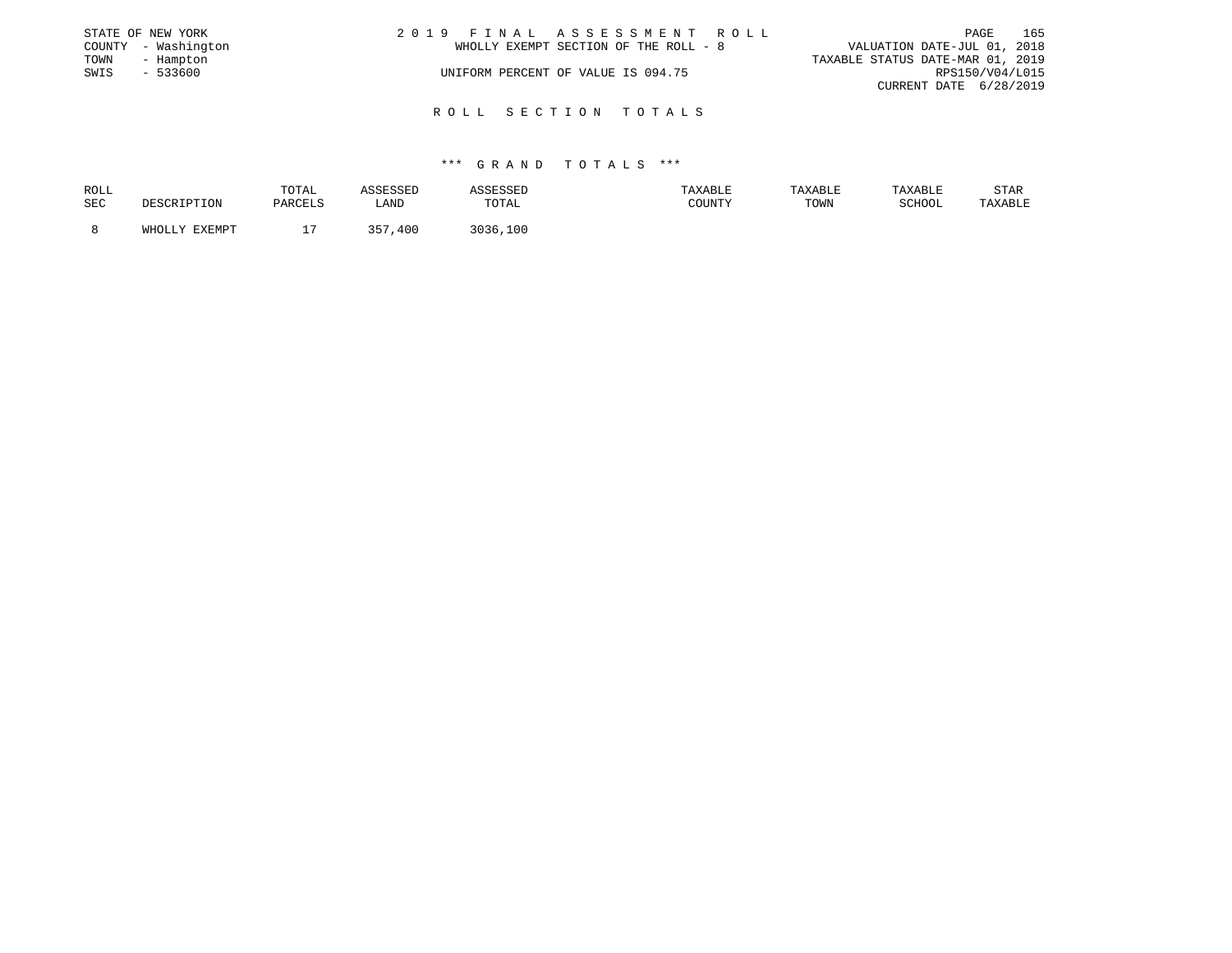STATE OF NEW YORK
COUNTY - Washington
TOWN - Hampton
SWIS - 533600

# 2019 FINAL ASSESSMENT ROLL

WHOLLY EXEMPT SECTION OF THE ROLL - 8

UNIFORM PERCENT OF VALUE IS 094.75

VALUATION DATE-JUL 01, 2018
TAXABLE STATUS DATE-MAR 01, 2019
RPS150/V04/L015
CURRENT DATE 6/28/2019

## ROLL SECTION TOTALS

### *** GRAND TOTALS ***

| ROLL SEC | DESCRIPTION | TOTAL PARCELS | ASSESSED LAND | ASSESSED TOTAL | TAXABLE COUNTY | TAXABLE TOWN | TAXABLE SCHOOL | STAR TAXABLE |
|---|---|---|---|---|---|---|---|---|
| 8 | WHOLLY EXEMPT | 17 | 357,400 | 3036,100 | | | | |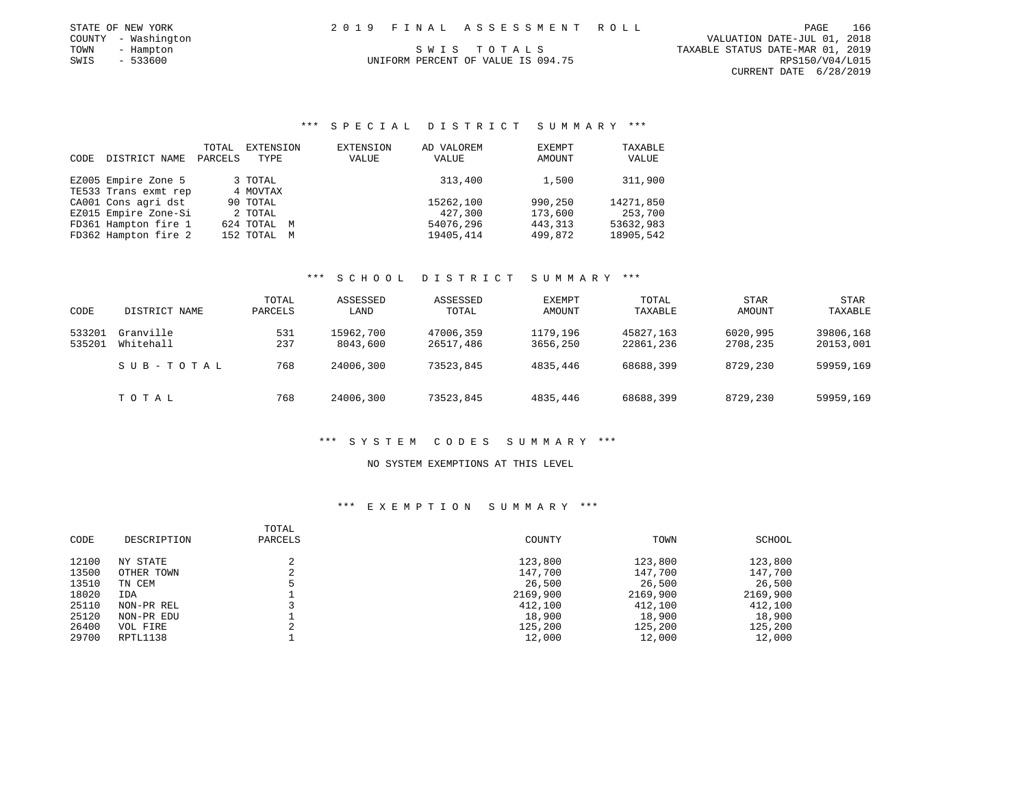STATE OF NEW YORK
COUNTY - Washington
TOWN - Hampton
SWIS - 533600

# 2019 FINAL ASSESSMENT ROLL

SWIS TOTALS
UNIFORM PERCENT OF VALUE IS 094.75

VALUATION DATE-JUL 01, 2018
TAXABLE STATUS DATE-MAR 01, 2019
RPS150/V04/L015
CURRENT DATE 6/28/2019

## *** SPECIAL DISTRICT SUMMARY ***

| CODE | DISTRICT NAME | TOTAL PARCELS | EXTENSION TYPE | EXTENSION VALUE | AD VALOREM VALUE | EXEMPT AMOUNT | TAXABLE VALUE |
|---|---|---|---|---|---|---|---|
| EZ005 | Empire Zone 5 | 3 | TOTAL | | 313,400 | 1,500 | 311,900 |
| TE533 | Trans exmt rep | 4 | MOVTAX | | | | |
| CA001 | Cons agri dst | 90 | TOTAL | | 15262,100 | 990,250 | 14271,850 |
| EZ015 | Empire Zone-Si | 2 | TOTAL | | 427,300 | 173,600 | 253,700 |
| FD361 | Hampton fire 1 | 624 | TOTAL M | | 54076,296 | 443,313 | 53632,983 |
| FD362 | Hampton fire 2 | 152 | TOTAL M | | 19405,414 | 499,872 | 18905,542 |

## *** SCHOOL DISTRICT SUMMARY ***

| CODE | DISTRICT NAME | TOTAL PARCELS | ASSESSED LAND | ASSESSED TOTAL | EXEMPT AMOUNT | TOTAL TAXABLE | STAR AMOUNT | STAR TAXABLE |
|---|---|---|---|---|---|---|---|---|
| 533201 | Granville | 531 | 15962,700 | 47006,359 | 1179,196 | 45827,163 | 6020,995 | 39806,168 |
| 535201 | Whitehall | 237 | 8043,600 | 26517,486 | 3656,250 | 22861,236 | 2708,235 | 20153,001 |
| | SUB-TOTAL | 768 | 24006,300 | 73523,845 | 4835,446 | 68688,399 | 8729,230 | 59959,169 |
| | TOTAL | 768 | 24006,300 | 73523,845 | 4835,446 | 68688,399 | 8729,230 | 59959,169 |

## *** SYSTEM CODES SUMMARY ***

NO SYSTEM EXEMPTIONS AT THIS LEVEL

## *** EXEMPTION SUMMARY ***

| CODE | DESCRIPTION | TOTAL PARCELS | COUNTY | TOWN | SCHOOL |
|---|---|---|---|---|---|
| 12100 | NY STATE | 2 | 123,800 | 123,800 | 123,800 |
| 13500 | OTHER TOWN | 2 | 147,700 | 147,700 | 147,700 |
| 13510 | TN CEM | 5 | 26,500 | 26,500 | 26,500 |
| 18020 | IDA | 1 | 2169,900 | 2169,900 | 2169,900 |
| 25110 | NON-PR REL | 3 | 412,100 | 412,100 | 412,100 |
| 25120 | NON-PR EDU | 1 | 18,900 | 18,900 | 18,900 |
| 26400 | VOL FIRE | 2 | 125,200 | 125,200 | 125,200 |
| 29700 | RPTL1138 | 1 | 12,000 | 12,000 | 12,000 |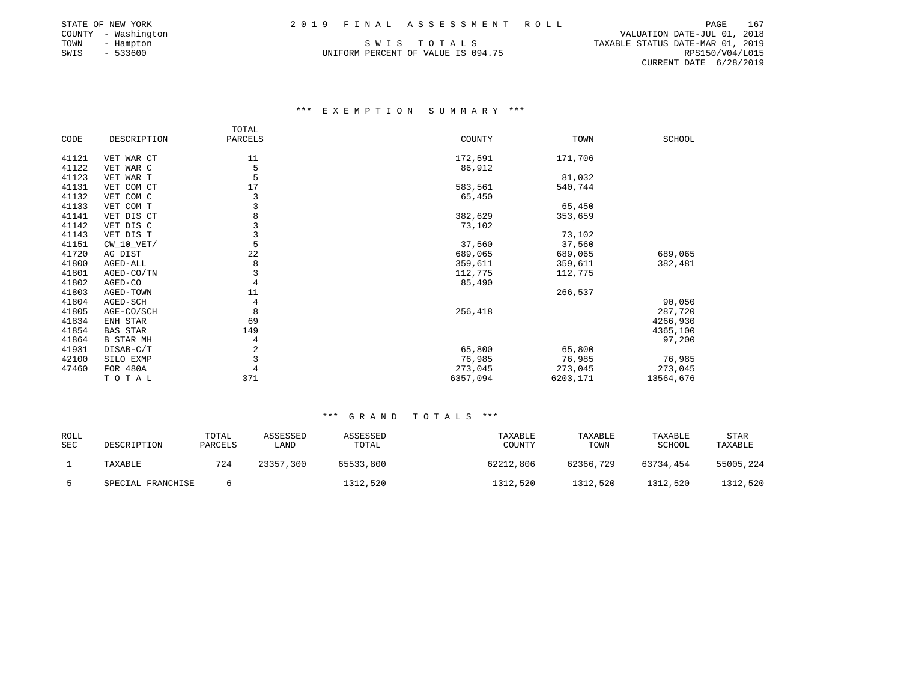STATE OF NEW YORK
COUNTY - Washington
TOWN - Hampton
SWIS - 533600

# 2019 FINAL ASSESSMENT ROLL

SWIS TOTALS
UNIFORM PERCENT OF VALUE IS 094.75

VALUATION DATE-JUL 01, 2018
TAXABLE STATUS DATE-MAR 01, 2019
RPS150/V04/L015
CURRENT DATE 6/28/2019

## *** EXEMPTION SUMMARY ***

| CODE | DESCRIPTION | TOTAL PARCELS | COUNTY | TOWN | SCHOOL |
|---|---|---|---|---|---|
| 41121 | VET WAR CT | 11 | 172,591 | 171,706 | |
| 41122 | VET WAR C | 5 | 86,912 | | |
| 41123 | VET WAR T | 5 | | 81,032 | |
| 41131 | VET COM CT | 17 | 583,561 | 540,744 | |
| 41132 | VET COM C | 3 | 65,450 | | |
| 41133 | VET COM T | 3 | | 65,450 | |
| 41141 | VET DIS CT | 8 | 382,629 | 353,659 | |
| 41142 | VET DIS C | 3 | 73,102 | | |
| 41143 | VET DIS T | 3 | | 73,102 | |
| 41151 | CW_10_VET/ | 5 | 37,560 | 37,560 | |
| 41720 | AG DIST | 22 | 689,065 | 689,065 | 689,065 |
| 41800 | AGED-ALL | 8 | 359,611 | 359,611 | 382,481 |
| 41801 | AGED-CO/TN | 3 | 112,775 | 112,775 | |
| 41802 | AGED-CO | 4 | 85,490 | | |
| 41803 | AGED-TOWN | 11 | | 266,537 | |
| 41804 | AGED-SCH | 4 | | | 90,050 |
| 41805 | AGE-CO/SCH | 8 | 256,418 | | 287,720 |
| 41834 | ENH STAR | 69 | | | 4266,930 |
| 41854 | BAS STAR | 149 | | | 4365,100 |
| 41864 | B STAR MH | 4 | | | 97,200 |
| 41931 | DISAB-C/T | 2 | 65,800 | 65,800 | |
| 42100 | SILO EXMP | 3 | 76,985 | 76,985 | 76,985 |
| 47460 | FOR 480A | 4 | 273,045 | 273,045 | 273,045 |
| | TOTAL | 371 | 6357,094 | 6203,171 | 13564,676 |

## *** GRAND TOTALS ***

| ROLL SEC | DESCRIPTION | TOTAL PARCELS | ASSESSED LAND | ASSESSED TOTAL | TAXABLE COUNTY | TAXABLE TOWN | TAXABLE SCHOOL | STAR TAXABLE |
|---|---|---|---|---|---|---|---|---|
| 1 | TAXABLE | 724 | 23357,300 | 65533,800 | 62212,806 | 62366,729 | 63734,454 | 55005,224 |
| 5 | SPECIAL FRANCHISE | 6 | | 1312,520 | 1312,520 | 1312,520 | 1312,520 | 1312,520 |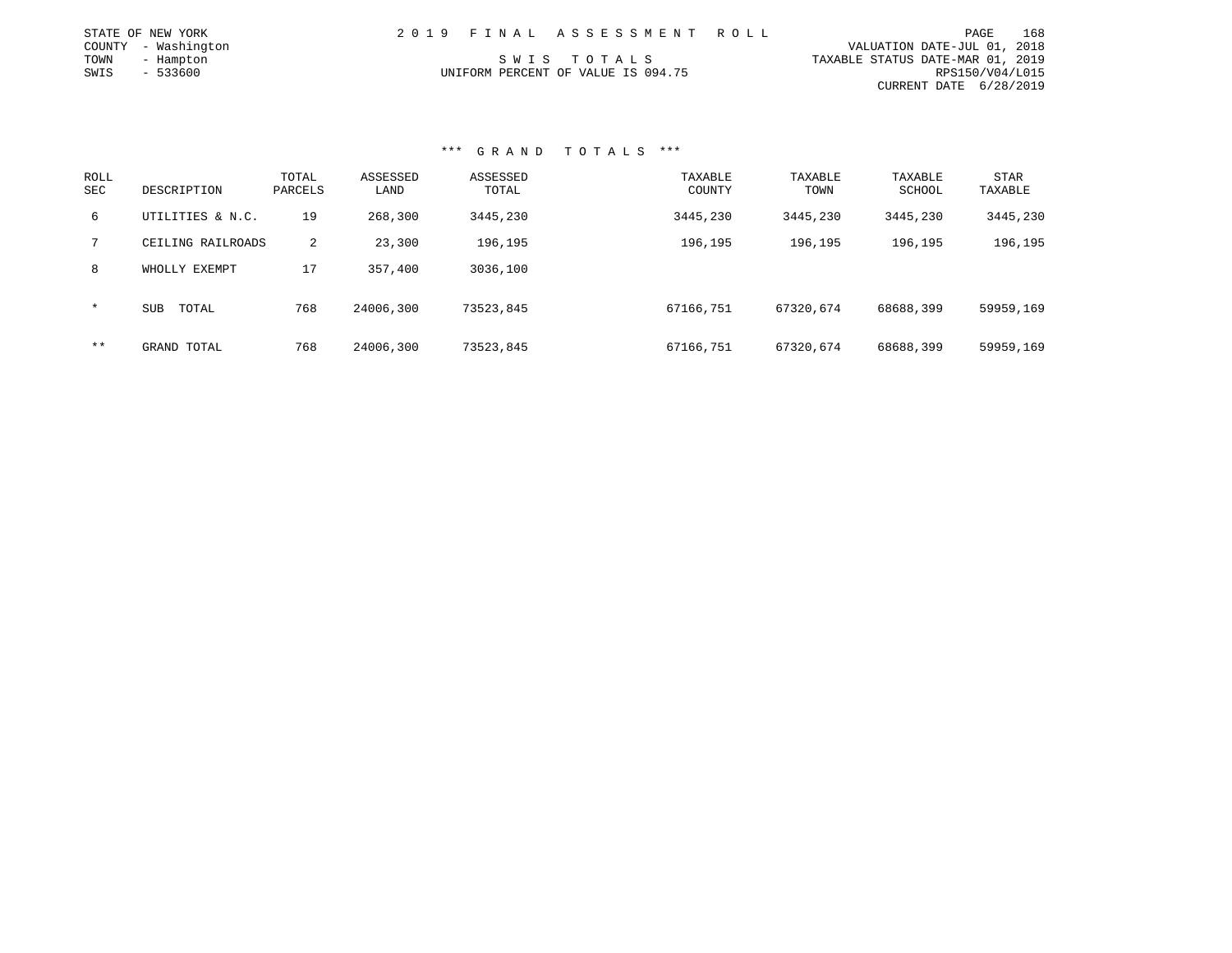STATE OF NEW YORK
COUNTY - Washington
TOWN - Hampton
SWIS - 533600

2019 FINAL ASSESSMENT ROLL

SWIS TOTALS

UNIFORM PERCENT OF VALUE IS 094.75

VALUATION DATE-JUL 01, 2018
TAXABLE STATUS DATE-MAR 01, 2019
RPS150/V04/L015
CURRENT DATE 6/28/2019

*** GRAND TOTALS ***

| ROLL SEC | DESCRIPTION | TOTAL PARCELS | ASSESSED LAND | ASSESSED TOTAL | TAXABLE COUNTY | TAXABLE TOWN | TAXABLE SCHOOL | STAR TAXABLE |
|---|---|---|---|---|---|---|---|---|
| 6 | UTILITIES & N.C. | 19 | 268,300 | 3445,230 | 3445,230 | 3445,230 | 3445,230 | 3445,230 |
| 7 | CEILING RAILROADS | 2 | 23,300 | 196,195 | 196,195 | 196,195 | 196,195 | 196,195 |
| 8 | WHOLLY EXEMPT | 17 | 357,400 | 3036,100 | | | | |
| * | SUB TOTAL | 768 | 24006,300 | 73523,845 | 67166,751 | 67320,674 | 68688,399 | 59959,169 |
| ** | GRAND TOTAL | 768 | 24006,300 | 73523,845 | 67166,751 | 67320,674 | 68688,399 | 59959,169 |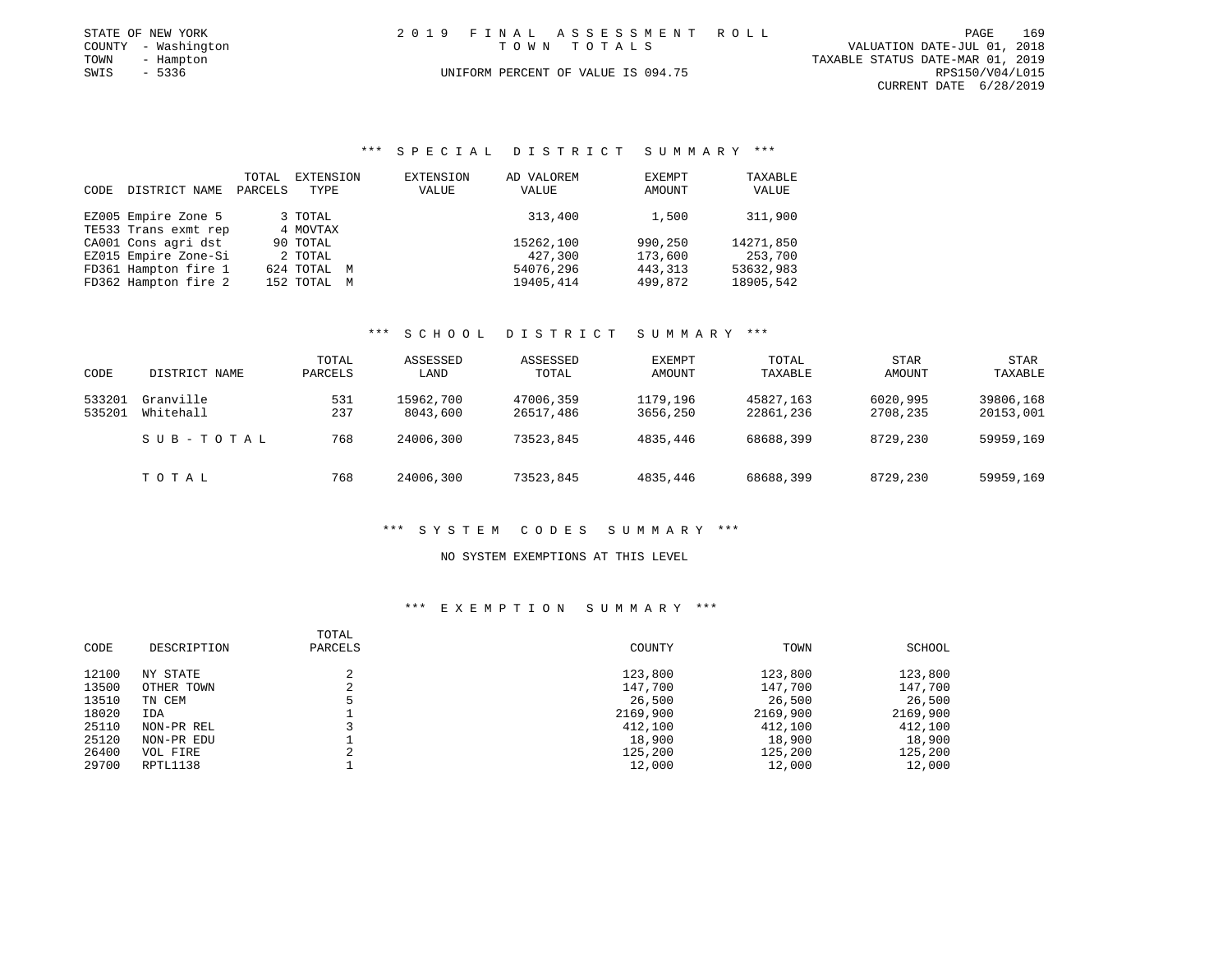STATE OF NEW YORK
COUNTY - Washington
TOWN - Hampton
SWIS - 5336

# 2019 FINAL ASSESSMENT ROLL

TOWN TOTALS

UNIFORM PERCENT OF VALUE IS 094.75

VALUATION DATE-JUL 01, 2018
TAXABLE STATUS DATE-MAR 01, 2019
RPS150/V04/L015
CURRENT DATE 6/28/2019

## *** SPECIAL DISTRICT SUMMARY ***

| CODE | DISTRICT NAME | TOTAL PARCELS | EXTENSION TYPE | EXTENSION VALUE | AD VALOREM VALUE | EXEMPT AMOUNT | TAXABLE VALUE |
|---|---|---|---|---|---|---|---|
| EZ005 | Empire Zone 5 | 3 | TOTAL | | 313,400 | 1,500 | 311,900 |
| TE533 | Trans exmt rep | 4 | MOVTAX | | | | |
| CA001 | Cons agri dst | 90 | TOTAL | | 15262,100 | 990,250 | 14271,850 |
| EZ015 | Empire Zone-Si | 2 | TOTAL | | 427,300 | 173,600 | 253,700 |
| FD361 | Hampton fire 1 | 624 | TOTAL M | | 54076,296 | 443,313 | 53632,983 |
| FD362 | Hampton fire 2 | 152 | TOTAL M | | 19405,414 | 499,872 | 18905,542 |

## *** SCHOOL DISTRICT SUMMARY ***

| CODE | DISTRICT NAME | TOTAL PARCELS | ASSESSED LAND | ASSESSED TOTAL | EXEMPT AMOUNT | TOTAL TAXABLE | STAR AMOUNT | STAR TAXABLE |
|---|---|---|---|---|---|---|---|---|
| 533201 | Granville | 531 | 15962,700 | 47006,359 | 1179,196 | 45827,163 | 6020,995 | 39806,168 |
| 535201 | Whitehall | 237 | 8043,600 | 26517,486 | 3656,250 | 22861,236 | 2708,235 | 20153,001 |
| | SUB-TOTAL | 768 | 24006,300 | 73523,845 | 4835,446 | 68688,399 | 8729,230 | 59959,169 |
| | TOTAL | 768 | 24006,300 | 73523,845 | 4835,446 | 68688,399 | 8729,230 | 59959,169 |

## *** SYSTEM CODES SUMMARY ***

NO SYSTEM EXEMPTIONS AT THIS LEVEL

## *** EXEMPTION SUMMARY ***

| CODE | DESCRIPTION | TOTAL PARCELS | COUNTY | TOWN | SCHOOL |
|---|---|---|---|---|---|
| 12100 | NY STATE | 2 | 123,800 | 123,800 | 123,800 |
| 13500 | OTHER TOWN | 2 | 147,700 | 147,700 | 147,700 |
| 13510 | TN CEM | 5 | 26,500 | 26,500 | 26,500 |
| 18020 | IDA | 1 | 2169,900 | 2169,900 | 2169,900 |
| 25110 | NON-PR REL | 3 | 412,100 | 412,100 | 412,100 |
| 25120 | NON-PR EDU | 1 | 18,900 | 18,900 | 18,900 |
| 26400 | VOL FIRE | 2 | 125,200 | 125,200 | 125,200 |
| 29700 | RPTL1138 | 1 | 12,000 | 12,000 | 12,000 |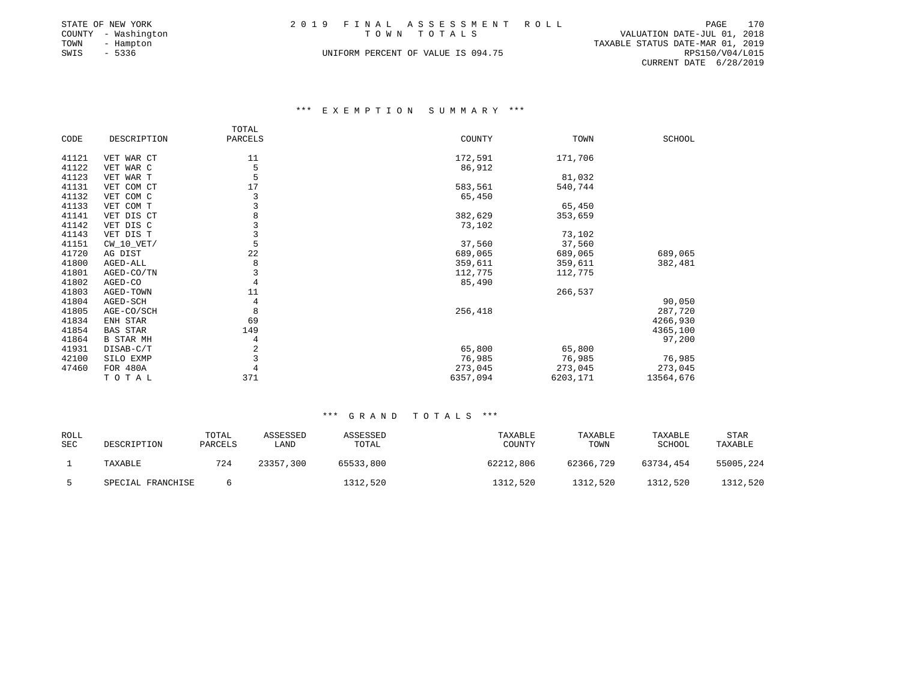STATE OF NEW YORK
COUNTY - Washington
TOWN - Hampton
SWIS - 5336

2019 FINAL ASSESSMENT ROLL
TOWN TOTALS
UNIFORM PERCENT OF VALUE IS 094.75

VALUATION DATE-JUL 01, 2018
TAXABLE STATUS DATE-MAR 01, 2019
RPS150/V04/L015
CURRENT DATE 6/28/2019

### *** EXEMPTION SUMMARY ***

| CODE | DESCRIPTION | TOTAL PARCELS | COUNTY | TOWN | SCHOOL |
|---|---|---|---|---|---|
| 41121 | VET WAR CT | 11 | 172,591 | 171,706 | |
| 41122 | VET WAR C | 5 | 86,912 | | |
| 41123 | VET WAR T | 5 | | 81,032 | |
| 41131 | VET COM CT | 17 | 583,561 | 540,744 | |
| 41132 | VET COM C | 3 | 65,450 | | |
| 41133 | VET COM T | 3 | | 65,450 | |
| 41141 | VET DIS CT | 8 | 382,629 | 353,659 | |
| 41142 | VET DIS C | 3 | 73,102 | | |
| 41143 | VET DIS T | 3 | | 73,102 | |
| 41151 | CW_10_VET/ | 5 | 37,560 | 37,560 | |
| 41720 | AG DIST | 22 | 689,065 | 689,065 | 689,065 |
| 41800 | AGED-ALL | 8 | 359,611 | 359,611 | 382,481 |
| 41801 | AGED-CO/TN | 3 | 112,775 | 112,775 | |
| 41802 | AGED-CO | 4 | 85,490 | | |
| 41803 | AGED-TOWN | 11 | | 266,537 | |
| 41804 | AGED-SCH | 4 | | | 90,050 |
| 41805 | AGE-CO/SCH | 8 | 256,418 | | 287,720 |
| 41834 | ENH STAR | 69 | | | 4266,930 |
| 41854 | BAS STAR | 149 | | | 4365,100 |
| 41864 | B STAR MH | 4 | | | 97,200 |
| 41931 | DISAB-C/T | 2 | 65,800 | 65,800 | |
| 42100 | SILO EXMP | 3 | 76,985 | 76,985 | 76,985 |
| 47460 | FOR 480A | 4 | 273,045 | 273,045 | 273,045 |
| | TOTAL | 371 | 6357,094 | 6203,171 | 13564,676 |

### *** GRAND TOTALS ***

| ROLL SEC | DESCRIPTION | TOTAL PARCELS | ASSESSED LAND | ASSESSED TOTAL | TAXABLE COUNTY | TAXABLE TOWN | TAXABLE SCHOOL | STAR TAXABLE |
|---|---|---|---|---|---|---|---|---|
| 1 | TAXABLE | 724 | 23357,300 | 65533,800 | 62212,806 | 62366,729 | 63734,454 | 55005,224 |
| 5 | SPECIAL FRANCHISE | 6 | | 1312,520 | 1312,520 | 1312,520 | 1312,520 | 1312,520 |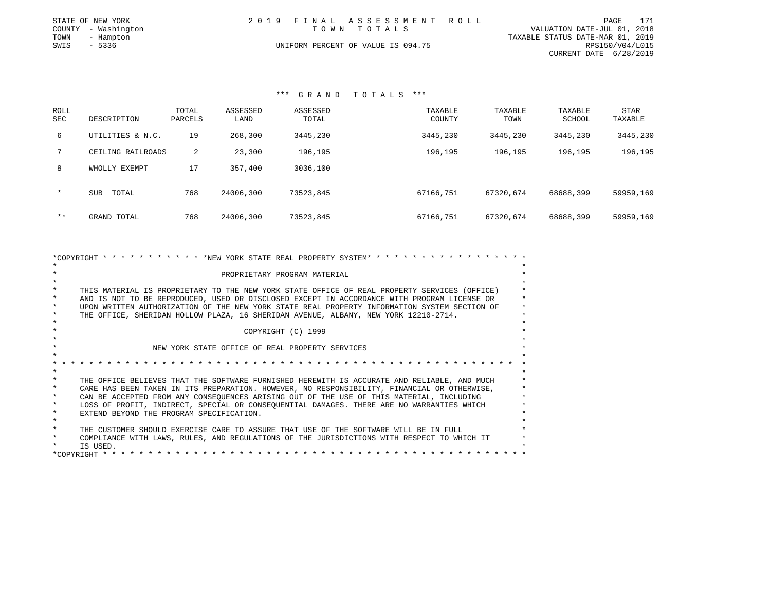STATE OF NEW YORK
COUNTY - Washington
TOWN - Hampton
SWIS - 5336

2019 FINAL ASSESSMENT ROLL
TOWN TOTALS
UNIFORM PERCENT OF VALUE IS 094.75

VALUATION DATE-JUL 01, 2018
TAXABLE STATUS DATE-MAR 01, 2019
RPS150/V04/L015
CURRENT DATE 6/28/2019

## *** GRAND TOTALS ***

| ROLL SEC | DESCRIPTION | TOTAL PARCELS | ASSESSED LAND | ASSESSED TOTAL | TAXABLE COUNTY | TAXABLE TOWN | TAXABLE SCHOOL | STAR TAXABLE |
|---|---|---|---|---|---|---|---|---|
| 6 | UTILITIES & N.C. | 19 | 268,300 | 3445,230 | 3445,230 | 3445,230 | 3445,230 | 3445,230 |
| 7 | CEILING RAILROADS | 2 | 23,300 | 196,195 | 196,195 | 196,195 | 196,195 | 196,195 |
| 8 | WHOLLY EXEMPT | 17 | 357,400 | 3036,100 | | | | |
| * | SUB TOTAL | 768 | 24006,300 | 73523,845 | 67166,751 | 67320,674 | 68688,399 | 59959,169 |
| ** | GRAND TOTAL | 768 | 24006,300 | 73523,845 | 67166,751 | 67320,674 | 68688,399 | 59959,169 |

*COPYRIGHT * * * * * * * * * * * *NEW YORK STATE REAL PROPERTY SYSTEM* * * * * * * * * * * * * * * * * *

PROPRIETARY PROGRAM MATERIAL

THIS MATERIAL IS PROPRIETARY TO THE NEW YORK STATE OFFICE OF REAL PROPERTY SERVICES (OFFICE) AND IS NOT TO BE REPRODUCED, USED OR DISCLOSED EXCEPT IN ACCORDANCE WITH PROGRAM LICENSE OR UPON WRITTEN AUTHORIZATION OF THE NEW YORK STATE REAL PROPERTY INFORMATION SYSTEM SECTION OF THE OFFICE, SHERIDAN HOLLOW PLAZA, 16 SHERIDAN AVENUE, ALBANY, NEW YORK 12210-2714.

COPYRIGHT (C) 1999

NEW YORK STATE OFFICE OF REAL PROPERTY SERVICES

THE OFFICE BELIEVES THAT THE SOFTWARE FURNISHED HEREWITH IS ACCURATE AND RELIABLE, AND MUCH CARE HAS BEEN TAKEN IN ITS PREPARATION. HOWEVER, NO RESPONSIBILITY, FINANCIAL OR OTHERWISE, CAN BE ACCEPTED FROM ANY CONSEQUENCES ARISING OUT OF THE USE OF THIS MATERIAL, INCLUDING LOSS OF PROFIT, INDIRECT, SPECIAL OR CONSEQUENTIAL DAMAGES. THERE ARE NO WARRANTIES WHICH EXTEND BEYOND THE PROGRAM SPECIFICATION.

THE CUSTOMER SHOULD EXERCISE CARE TO ASSURE THAT USE OF THE SOFTWARE WILL BE IN FULL COMPLIANCE WITH LAWS, RULES, AND REGULATIONS OF THE JURISDICTIONS WITH RESPECT TO WHICH IT IS USED.

*COPYRIGHT * * * * * * * * * * * * * * * * * * * * * * * * * * * * * * * * * * * * * * * * * * * * * *